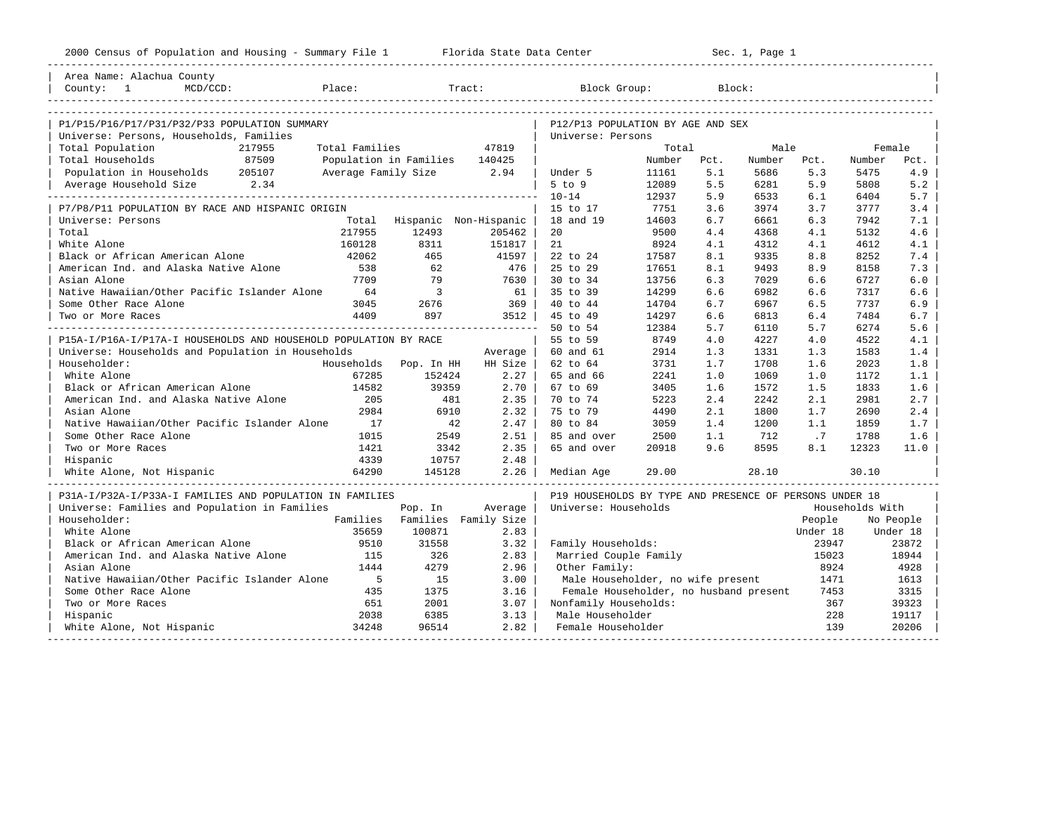2000 Census of Population and Housing - Summary File 1 — Florida State Data Center — Sec. 1, Page 1

Area Name: Alachua County
County: 1 MCD/CCD: Place: Tract: Block Group: Block:

## P1/P15/P16/P17/P31/P32/P33 POPULATION SUMMARY

Universe: Persons, Households, Families

| | | | |
|---|---|---|---|
| Total Population | 217955 | Total Families | 47819 |
| Total Households | 87509 | Population in Families | 140425 |
| Population in Households | 205107 | Average Family Size | 2.94 |
| Average Household Size | 2.34 | | |

## P7/P8/P11 POPULATION BY RACE AND HISPANIC ORIGIN

Universe: Persons

| | Total | Hispanic | Non-Hispanic |
|---|---|---|---|
| Total | 217955 | 12493 | 205462 |
| White Alone | 160128 | 8311 | 151817 |
| Black or African American Alone | 42062 | 465 | 41597 |
| American Ind. and Alaska Native Alone | 538 | 62 | 476 |
| Asian Alone | 7709 | 79 | 7630 |
| Native Hawaiian/Other Pacific Islander Alone | 64 | 3 | 61 |
| Some Other Race Alone | 3045 | 2676 | 369 |
| Two or More Races | 4409 | 897 | 3512 |

## P15A-I/P16A-I/P17A-I HOUSEHOLDS AND HOUSEHOLD POPULATION BY RACE

Universe: Households and Population in Households

| Householder: | Households | Pop. In HH | Average HH Size |
|---|---|---|---|
| White Alone | 67285 | 152424 | 2.27 |
| Black or African American Alone | 14582 | 39359 | 2.70 |
| American Ind. and Alaska Native Alone | 205 | 481 | 2.35 |
| Asian Alone | 2984 | 6910 | 2.32 |
| Native Hawaiian/Other Pacific Islander Alone | 17 | 42 | 2.47 |
| Some Other Race Alone | 1015 | 2549 | 2.51 |
| Two or More Races | 1421 | 3342 | 2.35 |
| Hispanic | 4339 | 10757 | 2.48 |
| White Alone, Not Hispanic | 64290 | 145128 | 2.26 |

## P31A-I/P32A-I/P33A-I FAMILIES AND POPULATION IN FAMILIES

Universe: Families and Population in Families

| Householder: | Families | Pop. In Families | Average Family Size |
|---|---|---|---|
| White Alone | 35659 | 100871 | 2.83 |
| Black or African American Alone | 9510 | 31558 | 3.32 |
| American Ind. and Alaska Native Alone | 115 | 326 | 2.83 |
| Asian Alone | 1444 | 4279 | 2.96 |
| Native Hawaiian/Other Pacific Islander Alone | 5 | 15 | 3.00 |
| Some Other Race Alone | 435 | 1375 | 3.16 |
| Two or More Races | 651 | 2001 | 3.07 |
| Hispanic | 2038 | 6385 | 3.13 |
| White Alone, Not Hispanic | 34248 | 96514 | 2.82 |

## P12/P13 POPULATION BY AGE AND SEX

Universe: Persons

| | Total Number | Total Pct. | Male Number | Male Pct. | Female Number | Female Pct. |
|---|---|---|---|---|---|---|
| Under 5 | 11161 | 5.1 | 5686 | 5.3 | 5475 | 4.9 |
| 5 to 9 | 12089 | 5.5 | 6281 | 5.9 | 5808 | 5.2 |
| 10-14 | 12937 | 5.9 | 6533 | 6.1 | 6404 | 5.7 |
| 15 to 17 | 7751 | 3.6 | 3974 | 3.7 | 3777 | 3.4 |
| 18 and 19 | 14603 | 6.7 | 6661 | 6.3 | 7942 | 7.1 |
| 20 | 9500 | 4.4 | 4368 | 4.1 | 5132 | 4.6 |
| 21 | 8924 | 4.1 | 4312 | 4.1 | 4612 | 4.1 |
| 22 to 24 | 17587 | 8.1 | 9335 | 8.8 | 8252 | 7.4 |
| 25 to 29 | 17651 | 8.1 | 9493 | 8.9 | 8158 | 7.3 |
| 30 to 34 | 13756 | 6.3 | 7029 | 6.6 | 6727 | 6.0 |
| 35 to 39 | 14299 | 6.6 | 6982 | 6.6 | 7317 | 6.6 |
| 40 to 44 | 14704 | 6.7 | 6967 | 6.5 | 7737 | 6.9 |
| 45 to 49 | 14297 | 6.6 | 6813 | 6.4 | 7484 | 6.7 |
| 50 to 54 | 12384 | 5.7 | 6110 | 5.7 | 6274 | 5.6 |
| 55 to 59 | 8749 | 4.0 | 4227 | 4.0 | 4522 | 4.1 |
| 60 and 61 | 2914 | 1.3 | 1331 | 1.3 | 1583 | 1.4 |
| 62 to 64 | 3731 | 1.7 | 1708 | 1.6 | 2023 | 1.8 |
| 65 and 66 | 2241 | 1.0 | 1069 | 1.0 | 1172 | 1.1 |
| 67 to 69 | 3405 | 1.6 | 1572 | 1.5 | 1833 | 1.6 |
| 70 to 74 | 5223 | 2.4 | 2242 | 2.1 | 2981 | 2.7 |
| 75 to 79 | 4490 | 2.1 | 1800 | 1.7 | 2690 | 2.4 |
| 80 to 84 | 3059 | 1.4 | 1200 | 1.1 | 1859 | 1.7 |
| 85 and over | 2500 | 1.1 | 712 | .7 | 1788 | 1.6 |
| 65 and over | 20918 | 9.6 | 8595 | 8.1 | 12323 | 11.0 |
| Median Age | 29.00 | | 28.10 | | 30.10 | |

## P19 HOUSEHOLDS BY TYPE AND PRESENCE OF PERSONS UNDER 18

Universe: Households

| | Households With People Under 18 | Households With No People Under 18 |
|---|---|---|
| Family Households: | 23947 | 23872 |
| Married Couple Family | 15023 | 18944 |
| Other Family: | 8924 | 4928 |
| Male Householder, no wife present | 1471 | 1613 |
| Female Householder, no husband present | 7453 | 3315 |
| Nonfamily Households: | 367 | 39323 |
| Male Householder | 228 | 19117 |
| Female Householder | 139 | 20206 |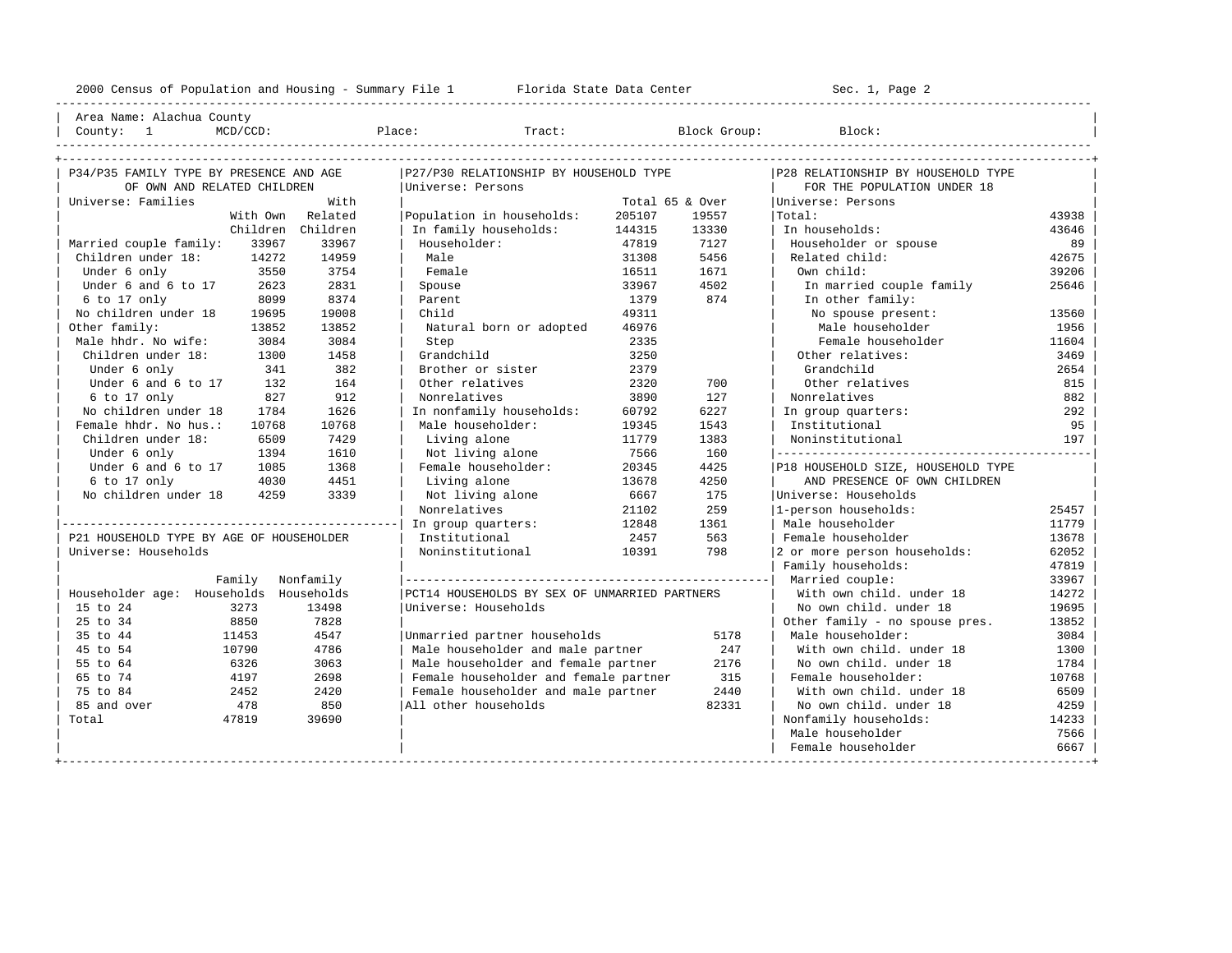2000 Census of Population and Housing - Summary File 1 Florida State Data Center Sec. 1, Page 2

Area Name: Alachua County
County: 1 MCD/CCD: Place: Tract: Block Group: Block:

## P34/P35 FAMILY TYPE BY PRESENCE AND AGE OF OWN AND RELATED CHILDREN

Universe: Families

| | With Own Children | With Related Children |
|---|---|---|
| Married couple family: | 33967 | 33967 |
| Children under 18: | 14272 | 14959 |
| Under 6 only | 3550 | 3754 |
| Under 6 and 6 to 17 | 2623 | 2831 |
| 6 to 17 only | 8099 | 8374 |
| No children under 18 | 19695 | 19008 |
| Other family: | 13852 | 13852 |
| Male hhdr. No wife: | 3084 | 3084 |
| Children under 18: | 1300 | 1458 |
| Under 6 only | 341 | 382 |
| Under 6 and 6 to 17 | 132 | 164 |
| 6 to 17 only | 827 | 912 |
| No children under 18 | 1784 | 1626 |
| Female hhdr. No hus.: | 10768 | 10768 |
| Children under 18: | 6509 | 7429 |
| Under 6 only | 1394 | 1610 |
| Under 6 and 6 to 17 | 1085 | 1368 |
| 6 to 17 only | 4030 | 4451 |
| No children under 18 | 4259 | 3339 |

## P21 HOUSEHOLD TYPE BY AGE OF HOUSEHOLDER

Universe: Households

| Householder age: | Family Households | Nonfamily Households |
|---|---|---|
| 15 to 24 | 3273 | 13498 |
| 25 to 34 | 8850 | 7828 |
| 35 to 44 | 11453 | 4547 |
| 45 to 54 | 10790 | 4786 |
| 55 to 64 | 6326 | 3063 |
| 65 to 74 | 4197 | 2698 |
| 75 to 84 | 2452 | 2420 |
| 85 and over | 478 | 850 |
| Total | 47819 | 39690 |

## P27/P30 RELATIONSHIP BY HOUSEHOLD TYPE

Universe: Persons

| | Total | 65 & Over |
|---|---|---|
| Population in households: | 205107 | 19557 |
| In family households: | 144315 | 13330 |
| Householder: | 47819 | 7127 |
| Male | 31308 | 5456 |
| Female | 16511 | 1671 |
| Spouse | 33967 | 4502 |
| Parent | 1379 | 874 |
| Child | 49311 | |
| Natural born or adopted | 46976 | |
| Step | 2335 | |
| Grandchild | 3250 | |
| Brother or sister | 2379 | |
| Other relatives | 2320 | 700 |
| Nonrelatives | 3890 | 127 |
| In nonfamily households: | 60792 | 6227 |
| Male householder: | 19345 | 1543 |
| Living alone | 11779 | 1383 |
| Not living alone | 7566 | 160 |
| Female householder: | 20345 | 4425 |
| Living alone | 13678 | 4250 |
| Not living alone | 6667 | 175 |
| Nonrelatives | 21102 | 259 |
| In group quarters: | 12848 | 1361 |
| Institutional | 2457 | 563 |
| Noninstitutional | 10391 | 798 |

## PCT14 HOUSEHOLDS BY SEX OF UNMARRIED PARTNERS

Universe: Households

| | |
|---|---|
| Unmarried partner households | 5178 |
| Male householder and male partner | 247 |
| Male householder and female partner | 2176 |
| Female householder and female partner | 315 |
| Female householder and male partner | 2440 |
| All other households | 82331 |

## P28 RELATIONSHIP BY HOUSEHOLD TYPE FOR THE POPULATION UNDER 18

Universe: Persons

| | |
|---|---|
| Total: | 43938 |
| In households: | 43646 |
| Householder or spouse | 89 |
| Related child: | 42675 |
| Own child: | 39206 |
| In married couple family | 25646 |
| In other family: | |
| No spouse present: | 13560 |
| Male householder | 1956 |
| Female householder | 11604 |
| Other relatives: | 3469 |
| Grandchild | 2654 |
| Other relatives | 815 |
| Nonrelatives | 882 |
| In group quarters: | 292 |
| Institutional | 95 |
| Noninstitutional | 197 |

## P18 HOUSEHOLD SIZE, HOUSEHOLD TYPE AND PRESENCE OF OWN CHILDREN

Universe: Households

| | |
|---|---|
| 1-person households: | 25457 |
| Male householder | 11779 |
| Female householder | 13678 |
| 2 or more person households: | 62052 |
| Family households: | 47819 |
| Married couple: | 33967 |
| With own child. under 18 | 14272 |
| No own child. under 18 | 19695 |
| Other family - no spouse pres. | 13852 |
| Male householder: | 3084 |
| With own child. under 18 | 1300 |
| No own child. under 18 | 1784 |
| Female householder: | 10768 |
| With own child. under 18 | 6509 |
| No own child. under 18 | 4259 |
| Nonfamily households: | 14233 |
| Male householder | 7566 |
| Female householder | 6667 |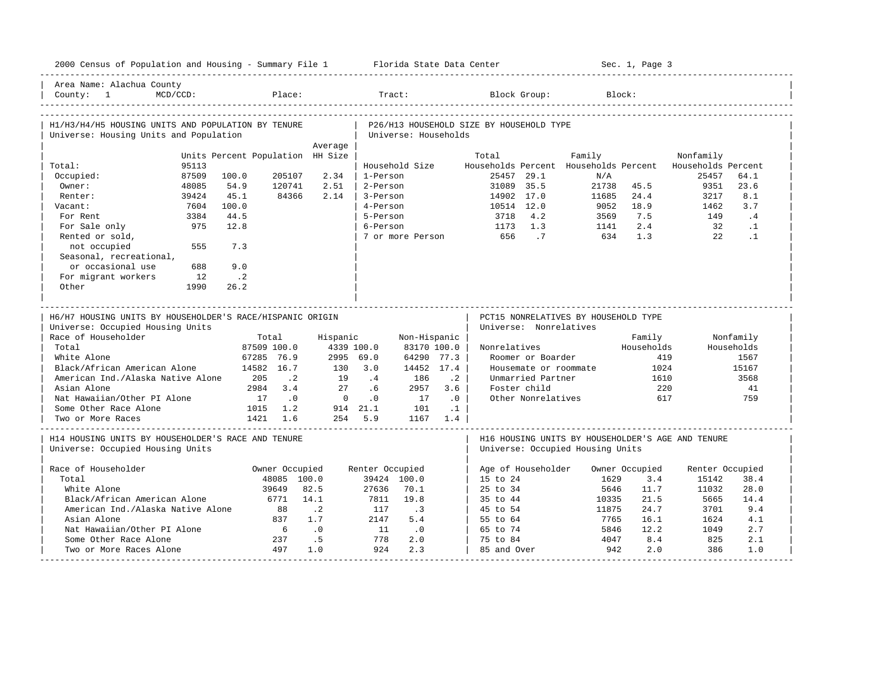Area Name: Alachua County
County: 1 MCD/CCD: Place: Tract: Block Group: Block:

## H1/H3/H4/H5 HOUSING UNITS AND POPULATION BY TENURE

Universe: Housing Units and Population

| | Units | Percent | Population | Average HH Size |
|---|---|---|---|---|
| Total: | 95113 | | | |
| Occupied: | 87509 | 100.0 | 205107 | 2.34 |
| Owner: | 48085 | 54.9 | 120741 | 2.51 |
| Renter: | 39424 | 45.1 | 84366 | 2.14 |
| Vacant: | 7604 | 100.0 | | |
| For Rent | 3384 | 44.5 | | |
| For Sale only | 975 | 12.8 | | |
| Rented or sold, not occupied | 555 | 7.3 | | |
| Seasonal, recreational, or occasional use | 688 | 9.0 | | |
| For migrant workers | 12 | .2 | | |
| Other | 1990 | 26.2 | | |

## P26/H13 HOUSEHOLD SIZE BY HOUSEHOLD TYPE

Universe: Households

| Household Size | Total Households | Percent | Family Households | Percent | Nonfamily Households | Percent |
|---|---|---|---|---|---|---|
| 1-Person | 25457 | 29.1 | N/A | | 25457 | 64.1 |
| 2-Person | 31089 | 35.5 | 21738 | 45.5 | 9351 | 23.6 |
| 3-Person | 14902 | 17.0 | 11685 | 24.4 | 3217 | 8.1 |
| 4-Person | 10514 | 12.0 | 9052 | 18.9 | 1462 | 3.7 |
| 5-Person | 3718 | 4.2 | 3569 | 7.5 | 149 | .4 |
| 6-Person | 1173 | 1.3 | 1141 | 2.4 | 32 | .1 |
| 7 or more Person | 656 | .7 | 634 | 1.3 | 22 | .1 |

## H6/H7 HOUSING UNITS BY HOUSEHOLDER'S RACE/HISPANIC ORIGIN

Universe: Occupied Housing Units

| Race of Householder | Total | | Hispanic | | Non-Hispanic | |
|---|---|---|---|---|---|---|
| Total | 87509 | 100.0 | 4339 | 100.0 | 83170 | 100.0 |
| White Alone | 67285 | 76.9 | 2995 | 69.0 | 64290 | 77.3 |
| Black/African American Alone | 14582 | 16.7 | 130 | 3.0 | 14452 | 17.4 |
| American Ind./Alaska Native Alone | 205 | .2 | 19 | .4 | 186 | .2 |
| Asian Alone | 2984 | 3.4 | 27 | .6 | 2957 | 3.6 |
| Nat Hawaiian/Other PI Alone | 17 | .0 | 0 | .0 | 17 | .0 |
| Some Other Race Alone | 1015 | 1.2 | 914 | 21.1 | 101 | .1 |
| Two or More Races | 1421 | 1.6 | 254 | 5.9 | 1167 | 1.4 |

## PCT15 NONRELATIVES BY HOUSEHOLD TYPE

Universe: Nonrelatives

| Nonrelatives | Family Households | Nonfamily Households |
|---|---|---|
| Roomer or Boarder | 419 | 1567 |
| Housemate or roommate | 1024 | 15167 |
| Unmarried Partner | 1610 | 3568 |
| Foster child | 220 | 41 |
| Other Nonrelatives | 617 | 759 |

## H14 HOUSING UNITS BY HOUSEHOLDER'S RACE AND TENURE

Universe: Occupied Housing Units

| Race of Householder | Owner Occupied | | Renter Occupied | |
|---|---|---|---|---|
| Total | 48085 | 100.0 | 39424 | 100.0 |
| White Alone | 39649 | 82.5 | 27636 | 70.1 |
| Black/African American Alone | 6771 | 14.1 | 7811 | 19.8 |
| American Ind./Alaska Native Alone | 88 | .2 | 117 | .3 |
| Asian Alone | 837 | 1.7 | 2147 | 5.4 |
| Nat Hawaiian/Other PI Alone | 6 | .0 | 11 | .0 |
| Some Other Race Alone | 237 | .5 | 778 | 2.0 |
| Two or More Races Alone | 497 | 1.0 | 924 | 2.3 |

## H16 HOUSING UNITS BY HOUSEHOLDER'S AGE AND TENURE

Universe: Occupied Housing Units

| Age of Householder | Owner Occupied | | Renter Occupied | |
|---|---|---|---|---|
| 15 to 24 | 1629 | 3.4 | 15142 | 38.4 |
| 25 to 34 | 5646 | 11.7 | 11032 | 28.0 |
| 35 to 44 | 10335 | 21.5 | 5665 | 14.4 |
| 45 to 54 | 11875 | 24.7 | 3701 | 9.4 |
| 55 to 64 | 7765 | 16.1 | 1624 | 4.1 |
| 65 to 74 | 5846 | 12.2 | 1049 | 2.7 |
| 75 to 84 | 4047 | 8.4 | 825 | 2.1 |
| 85 and Over | 942 | 2.0 | 386 | 1.0 |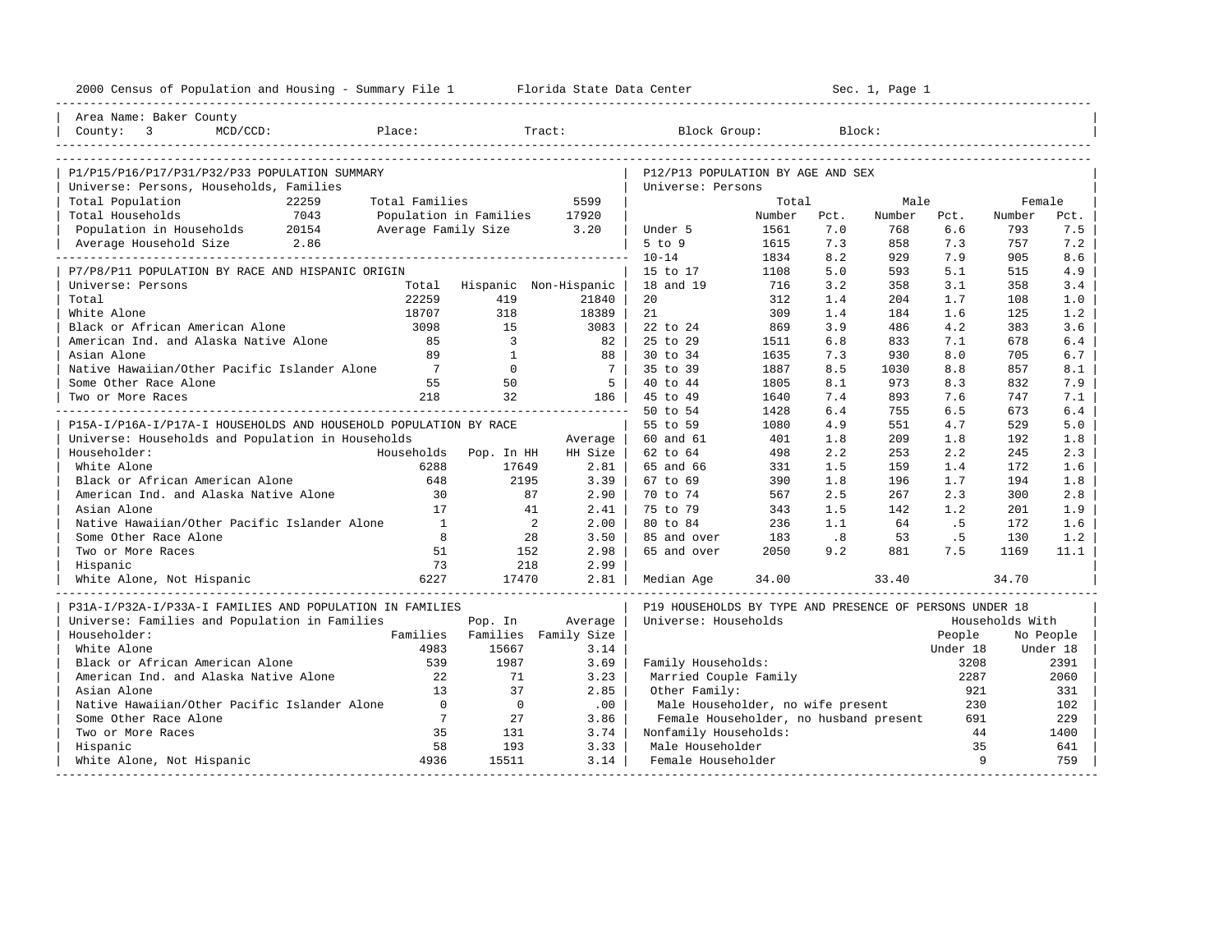2000 Census of Population and Housing - Summary File 1 — Florida State Data Center — Sec. 1, Page 1

Area Name: Baker County
County: 3 MCD/CCD: Place: Tract: Block Group: Block:

## P1/P15/P16/P17/P31/P32/P33 POPULATION SUMMARY

Universe: Persons, Households, Families

| | | | |
|---|---|---|---|
| Total Population | 22259 | Total Families | 5599 |
| Total Households | 7043 | Population in Families | 17920 |
| Population in Households | 20154 | Average Family Size | 3.20 |
| Average Household Size | 2.86 | | |

## P7/P8/P11 POPULATION BY RACE AND HISPANIC ORIGIN

Universe: Persons

| | Total | Hispanic | Non-Hispanic |
|---|---|---|---|
| Total | 22259 | 419 | 21840 |
| White Alone | 18707 | 318 | 18389 |
| Black or African American Alone | 3098 | 15 | 3083 |
| American Ind. and Alaska Native Alone | 85 | 3 | 82 |
| Asian Alone | 89 | 1 | 88 |
| Native Hawaiian/Other Pacific Islander Alone | 7 | 0 | 7 |
| Some Other Race Alone | 55 | 50 | 5 |
| Two or More Races | 218 | 32 | 186 |

## P15A-I/P16A-I/P17A-I HOUSEHOLDS AND HOUSEHOLD POPULATION BY RACE

Universe: Households and Population in Households

| Householder: | Households | Pop. In HH | Average HH Size |
|---|---|---|---|
| White Alone | 6288 | 17649 | 2.81 |
| Black or African American Alone | 648 | 2195 | 3.39 |
| American Ind. and Alaska Native Alone | 30 | 87 | 2.90 |
| Asian Alone | 17 | 41 | 2.41 |
| Native Hawaiian/Other Pacific Islander Alone | 1 | 2 | 2.00 |
| Some Other Race Alone | 8 | 28 | 3.50 |
| Two or More Races | 51 | 152 | 2.98 |
| Hispanic | 73 | 218 | 2.99 |
| White Alone, Not Hispanic | 6227 | 17470 | 2.81 |

## P31A-I/P32A-I/P33A-I FAMILIES AND POPULATION IN FAMILIES

Universe: Families and Population in Families

| Householder: | Families | Pop. In Families | Average Family Size |
|---|---|---|---|
| White Alone | 4983 | 15667 | 3.14 |
| Black or African American Alone | 539 | 1987 | 3.69 |
| American Ind. and Alaska Native Alone | 22 | 71 | 3.23 |
| Asian Alone | 13 | 37 | 2.85 |
| Native Hawaiian/Other Pacific Islander Alone | 0 | 0 | .00 |
| Some Other Race Alone | 7 | 27 | 3.86 |
| Two or More Races | 35 | 131 | 3.74 |
| Hispanic | 58 | 193 | 3.33 |
| White Alone, Not Hispanic | 4936 | 15511 | 3.14 |

## P12/P13 POPULATION BY AGE AND SEX

Universe: Persons

| | Total Number | Total Pct. | Male Number | Male Pct. | Female Number | Female Pct. |
|---|---|---|---|---|---|---|
| Under 5 | 1561 | 7.0 | 768 | 6.6 | 793 | 7.5 |
| 5 to 9 | 1615 | 7.3 | 858 | 7.3 | 757 | 7.2 |
| 10-14 | 1834 | 8.2 | 929 | 7.9 | 905 | 8.6 |
| 15 to 17 | 1108 | 5.0 | 593 | 5.1 | 515 | 4.9 |
| 18 and 19 | 716 | 3.2 | 358 | 3.1 | 358 | 3.4 |
| 20 | 312 | 1.4 | 204 | 1.7 | 108 | 1.0 |
| 21 | 309 | 1.4 | 184 | 1.6 | 125 | 1.2 |
| 22 to 24 | 869 | 3.9 | 486 | 4.2 | 383 | 3.6 |
| 25 to 29 | 1511 | 6.8 | 833 | 7.1 | 678 | 6.4 |
| 30 to 34 | 1635 | 7.3 | 930 | 8.0 | 705 | 6.7 |
| 35 to 39 | 1887 | 8.5 | 1030 | 8.8 | 857 | 8.1 |
| 40 to 44 | 1805 | 8.1 | 973 | 8.3 | 832 | 7.9 |
| 45 to 49 | 1640 | 7.4 | 893 | 7.6 | 747 | 7.1 |
| 50 to 54 | 1428 | 6.4 | 755 | 6.5 | 673 | 6.4 |
| 55 to 59 | 1080 | 4.9 | 551 | 4.7 | 529 | 5.0 |
| 60 and 61 | 401 | 1.8 | 209 | 1.8 | 192 | 1.8 |
| 62 to 64 | 498 | 2.2 | 253 | 2.2 | 245 | 2.3 |
| 65 and 66 | 331 | 1.5 | 159 | 1.4 | 172 | 1.6 |
| 67 to 69 | 390 | 1.8 | 196 | 1.7 | 194 | 1.8 |
| 70 to 74 | 567 | 2.5 | 267 | 2.3 | 300 | 2.8 |
| 75 to 79 | 343 | 1.5 | 142 | 1.2 | 201 | 1.9 |
| 80 to 84 | 236 | 1.1 | 64 | .5 | 172 | 1.6 |
| 85 and over | 183 | .8 | 53 | .5 | 130 | 1.2 |
| 65 and over | 2050 | 9.2 | 881 | 7.5 | 1169 | 11.1 |
| Median Age | 34.00 | | 33.40 | | 34.70 | |

## P19 HOUSEHOLDS BY TYPE AND PRESENCE OF PERSONS UNDER 18

Universe: Households

| | Households With People Under 18 | Households With No People Under 18 |
|---|---|---|
| Family Households: | 3208 | 2391 |
| Married Couple Family | 2287 | 2060 |
| Other Family: | 921 | 331 |
| Male Householder, no wife present | 230 | 102 |
| Female Householder, no husband present | 691 | 229 |
| Nonfamily Households: | 44 | 1400 |
| Male Householder | 35 | 641 |
| Female Householder | 9 | 759 |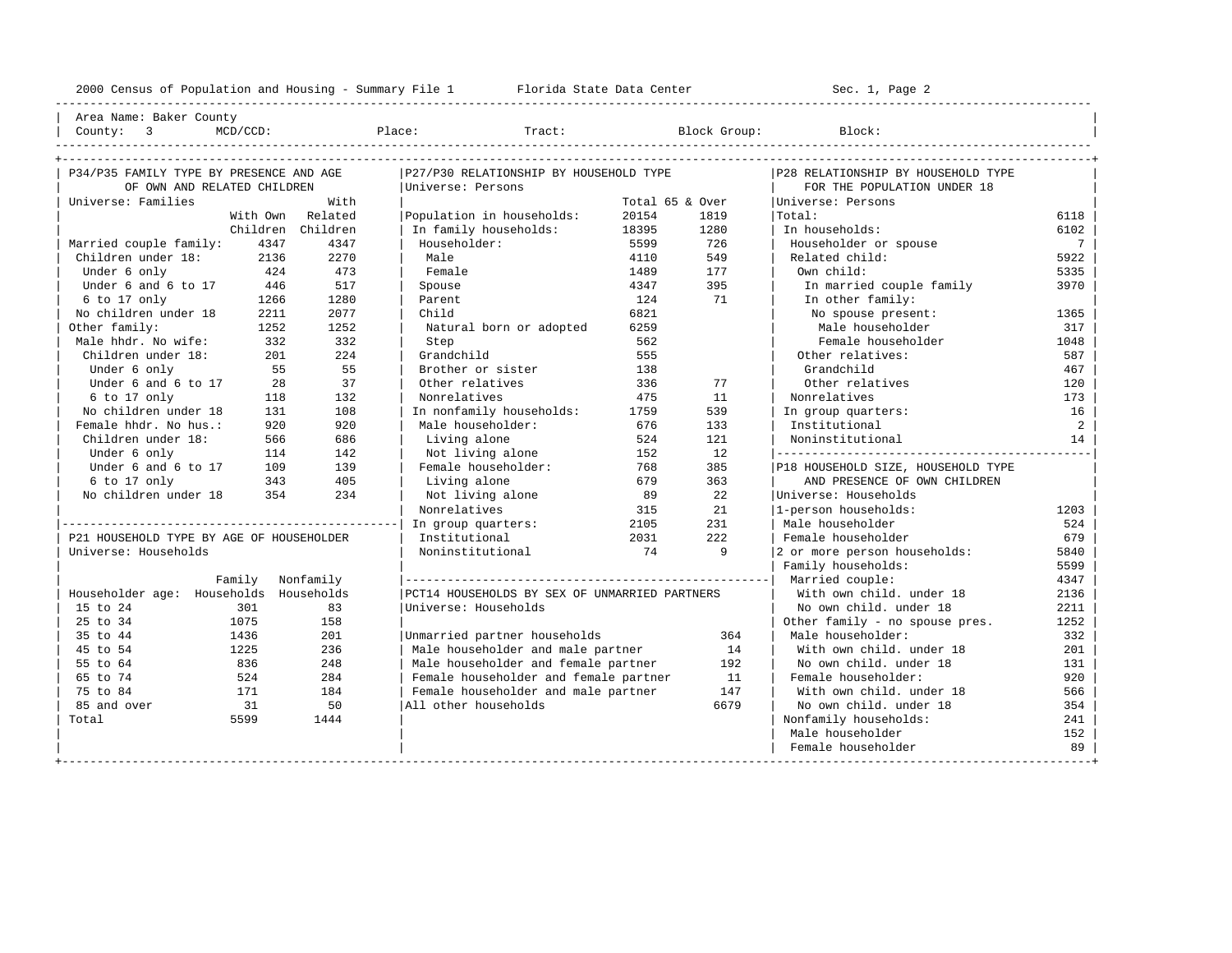Area Name: Baker County

County: 3 MCD/CCD: Place: Tract: Block Group: Block:

## P34/P35 FAMILY TYPE BY PRESENCE AND AGE OF OWN AND RELATED CHILDREN

Universe: Families

| | With Own Children | With Related Children |
|---|---|---|
| Married couple family: | 4347 | 4347 |
| Children under 18: | 2136 | 2270 |
| Under 6 only | 424 | 473 |
| Under 6 and 6 to 17 | 446 | 517 |
| 6 to 17 only | 1266 | 1280 |
| No children under 18 | 2211 | 2077 |
| Other family: | 1252 | 1252 |
| Male hhdr. No wife: | 332 | 332 |
| Children under 18: | 201 | 224 |
| Under 6 only | 55 | 55 |
| Under 6 and 6 to 17 | 28 | 37 |
| 6 to 17 only | 118 | 132 |
| No children under 18 | 131 | 108 |
| Female hhdr. No hus.: | 920 | 920 |
| Children under 18: | 566 | 686 |
| Under 6 only | 114 | 142 |
| Under 6 and 6 to 17 | 109 | 139 |
| 6 to 17 only | 343 | 405 |
| No children under 18 | 354 | 234 |

## P21 HOUSEHOLD TYPE BY AGE OF HOUSEHOLDER

Universe: Households

| Householder age: | Family Households | Nonfamily Households |
|---|---|---|
| 15 to 24 | 301 | 83 |
| 25 to 34 | 1075 | 158 |
| 35 to 44 | 1436 | 201 |
| 45 to 54 | 1225 | 236 |
| 55 to 64 | 836 | 248 |
| 65 to 74 | 524 | 284 |
| 75 to 84 | 171 | 184 |
| 85 and over | 31 | 50 |
| Total | 5599 | 1444 |

## P27/P30 RELATIONSHIP BY HOUSEHOLD TYPE

Universe: Persons

| | Total | 65 & Over |
|---|---|---|
| Population in households: | 20154 | 1819 |
| In family households: | 18395 | 1280 |
| Householder: | 5599 | 726 |
| Male | 4110 | 549 |
| Female | 1489 | 177 |
| Spouse | 4347 | 395 |
| Parent | 124 | 71 |
| Child | 6821 | |
| Natural born or adopted | 6259 | |
| Step | 562 | |
| Grandchild | 555 | |
| Brother or sister | 138 | |
| Other relatives | 336 | 77 |
| Nonrelatives | 475 | 11 |
| In nonfamily households: | 1759 | 539 |
| Male householder: | 676 | 133 |
| Living alone | 524 | 121 |
| Not living alone | 152 | 12 |
| Female householder: | 768 | 385 |
| Living alone | 679 | 363 |
| Not living alone | 89 | 22 |
| Nonrelatives | 315 | 21 |
| In group quarters: | 2105 | 231 |
| Institutional | 2031 | 222 |
| Noninstitutional | 74 | 9 |

## PCT14 HOUSEHOLDS BY SEX OF UNMARRIED PARTNERS

Universe: Households

| | |
|---|---|
| Unmarried partner households | 364 |
| Male householder and male partner | 14 |
| Male householder and female partner | 192 |
| Female householder and female partner | 11 |
| Female householder and male partner | 147 |
| All other households | 6679 |

## P28 RELATIONSHIP BY HOUSEHOLD TYPE FOR THE POPULATION UNDER 18

Universe: Persons

| | |
|---|---|
| Total: | 6118 |
| In households: | 6102 |
| Householder or spouse | 7 |
| Related child: | 5922 |
| Own child: | 5335 |
| In married couple family | 3970 |
| In other family: | |
| No spouse present: | 1365 |
| Male householder | 317 |
| Female householder | 1048 |
| Other relatives: | 587 |
| Grandchild | 467 |
| Other relatives | 120 |
| Nonrelatives | 173 |
| In group quarters: | 16 |
| Institutional | 2 |
| Noninstitutional | 14 |

## P18 HOUSEHOLD SIZE, HOUSEHOLD TYPE AND PRESENCE OF OWN CHILDREN

Universe: Households

| | |
|---|---|
| 1-person households: | 1203 |
| Male householder | 524 |
| Female householder | 679 |
| 2 or more person households: | 5840 |
| Family households: | 5599 |
| Married couple: | 4347 |
| With own child. under 18 | 2136 |
| No own child. under 18 | 2211 |
| Other family - no spouse pres. | 1252 |
| Male householder: | 332 |
| With own child. under 18 | 201 |
| No own child. under 18 | 131 |
| Female householder: | 920 |
| With own child. under 18 | 566 |
| No own child. under 18 | 354 |
| Nonfamily households: | 241 |
| Male householder | 152 |
| Female householder | 89 |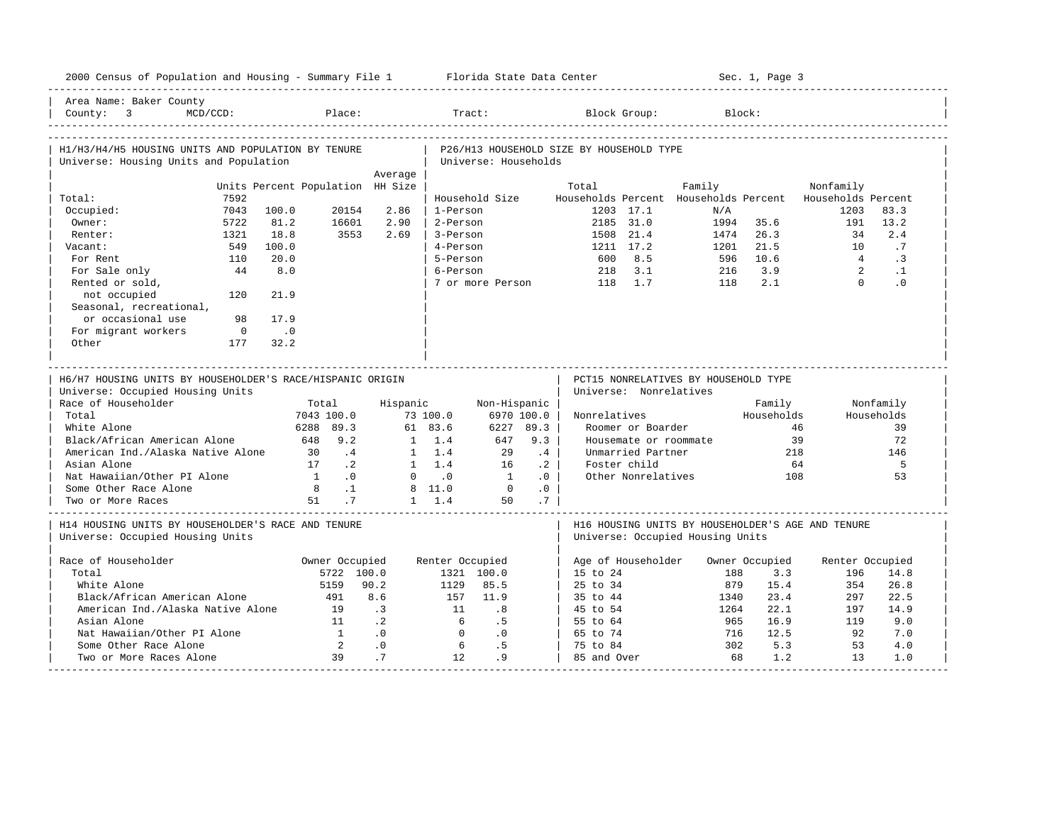Area Name: Baker County
County: 3 MCD/CCD: Place: Tract: Block Group: Block:

## H1/H3/H4/H5 HOUSING UNITS AND POPULATION BY TENURE

Universe: Housing Units and Population

| | Units | Percent | Population | Average HH Size |
|---|---|---|---|---|
| Total: | 7592 | | | |
| Occupied: | 7043 | 100.0 | 20154 | 2.86 |
| Owner: | 5722 | 81.2 | 16601 | 2.90 |
| Renter: | 1321 | 18.8 | 3553 | 2.69 |
| Vacant: | 549 | 100.0 | | |
| For Rent | 110 | 20.0 | | |
| For Sale only | 44 | 8.0 | | |
| Rented or sold, not occupied | 120 | 21.9 | | |
| Seasonal, recreational, or occasional use | 98 | 17.9 | | |
| For migrant workers | 0 | .0 | | |
| Other | 177 | 32.2 | | |

## P26/H13 HOUSEHOLD SIZE BY HOUSEHOLD TYPE

Universe: Households

| Household Size | Total Households | Percent | Family Households | Percent | Nonfamily Households | Percent |
|---|---|---|---|---|---|---|
| 1-Person | 1203 | 17.1 | N/A | | 1203 | 83.3 |
| 2-Person | 2185 | 31.0 | 1994 | 35.6 | 191 | 13.2 |
| 3-Person | 1508 | 21.4 | 1474 | 26.3 | 34 | 2.4 |
| 4-Person | 1211 | 17.2 | 1201 | 21.5 | 10 | .7 |
| 5-Person | 600 | 8.5 | 596 | 10.6 | 4 | .3 |
| 6-Person | 218 | 3.1 | 216 | 3.9 | 2 | .1 |
| 7 or more Person | 118 | 1.7 | 118 | 2.1 | 0 | .0 |

## H6/H7 HOUSING UNITS BY HOUSEHOLDER'S RACE/HISPANIC ORIGIN

Universe: Occupied Housing Units

| Race of Householder | Total | | Hispanic | | Non-Hispanic | |
|---|---|---|---|---|---|---|
| Total | 7043 | 100.0 | 73 | 100.0 | 6970 | 100.0 |
| White Alone | 6288 | 89.3 | 61 | 83.6 | 6227 | 89.3 |
| Black/African American Alone | 648 | 9.2 | 1 | 1.4 | 647 | 9.3 |
| American Ind./Alaska Native Alone | 30 | .4 | 1 | 1.4 | 29 | .4 |
| Asian Alone | 17 | .2 | 1 | 1.4 | 16 | .2 |
| Nat Hawaiian/Other PI Alone | 1 | .0 | 0 | .0 | 1 | .0 |
| Some Other Race Alone | 8 | .1 | 8 | 11.0 | 0 | .0 |
| Two or More Races | 51 | .7 | 1 | 1.4 | 50 | .7 |

## PCT15 NONRELATIVES BY HOUSEHOLD TYPE

Universe: Nonrelatives

| Nonrelatives | Family Households | Nonfamily Households |
|---|---|---|
| Roomer or Boarder | 46 | 39 |
| Housemate or roommate | 39 | 72 |
| Unmarried Partner | 218 | 146 |
| Foster child | 64 | 5 |
| Other Nonrelatives | 108 | 53 |

## H14 HOUSING UNITS BY HOUSEHOLDER'S RACE AND TENURE

Universe: Occupied Housing Units

| Race of Householder | Owner Occupied | | Renter Occupied | |
|---|---|---|---|---|
| Total | 5722 | 100.0 | 1321 | 100.0 |
| White Alone | 5159 | 90.2 | 1129 | 85.5 |
| Black/African American Alone | 491 | 8.6 | 157 | 11.9 |
| American Ind./Alaska Native Alone | 19 | .3 | 11 | .8 |
| Asian Alone | 11 | .2 | 6 | .5 |
| Nat Hawaiian/Other PI Alone | 1 | .0 | 0 | .0 |
| Some Other Race Alone | 2 | .0 | 6 | .5 |
| Two or More Races Alone | 39 | .7 | 12 | .9 |

## H16 HOUSING UNITS BY HOUSEHOLDER'S AGE AND TENURE

Universe: Occupied Housing Units

| Age of Householder | Owner Occupied | | Renter Occupied | |
|---|---|---|---|---|
| 15 to 24 | 188 | 3.3 | 196 | 14.8 |
| 25 to 34 | 879 | 15.4 | 354 | 26.8 |
| 35 to 44 | 1340 | 23.4 | 297 | 22.5 |
| 45 to 54 | 1264 | 22.1 | 197 | 14.9 |
| 55 to 64 | 965 | 16.9 | 119 | 9.0 |
| 65 to 74 | 716 | 12.5 | 92 | 7.0 |
| 75 to 84 | 302 | 5.3 | 53 | 4.0 |
| 85 and Over | 68 | 1.2 | 13 | 1.0 |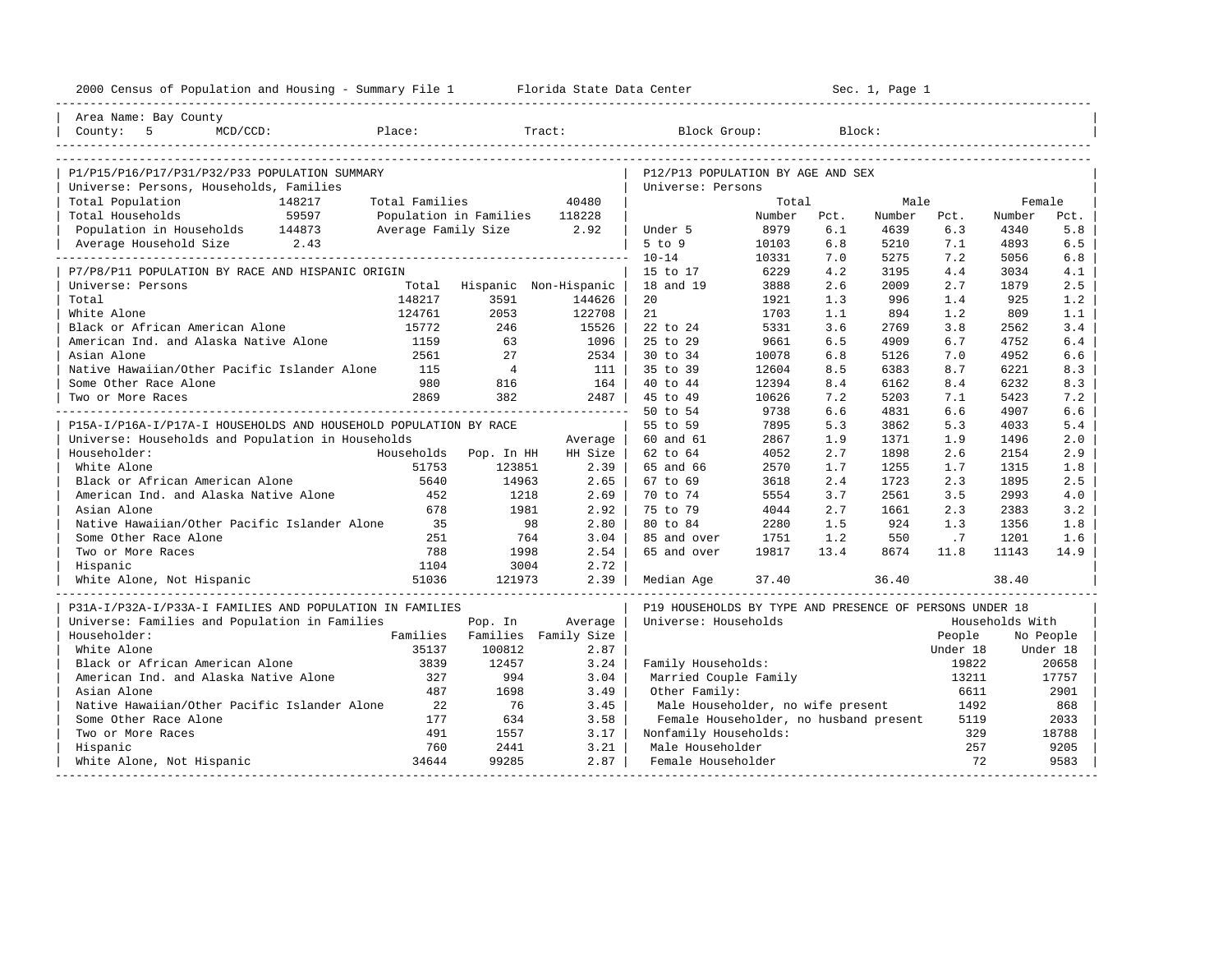2000 Census of Population and Housing - Summary File 1 &nbsp;&nbsp;&nbsp;&nbsp; Florida State Data Center &nbsp;&nbsp;&nbsp;&nbsp; Sec. 1, Page 1

Area Name: Bay County
County: 5 &nbsp;&nbsp; MCD/CCD: &nbsp;&nbsp; Place: &nbsp;&nbsp; Tract: &nbsp;&nbsp; Block Group: &nbsp;&nbsp; Block:

## P1/P15/P16/P17/P31/P32/P33 POPULATION SUMMARY

Universe: Persons, Households, Families

| | | | |
|---|---|---|---|
| Total Population | 148217 | Total Families | 40480 |
| Total Households | 59597 | Population in Families | 118228 |
| Population in Households | 144873 | Average Family Size | 2.92 |
| Average Household Size | 2.43 | | |

## P7/P8/P11 POPULATION BY RACE AND HISPANIC ORIGIN

Universe: Persons

| | Total | Hispanic | Non-Hispanic |
|---|---|---|---|
| Total | 148217 | 3591 | 144626 |
| White Alone | 124761 | 2053 | 122708 |
| Black or African American Alone | 15772 | 246 | 15526 |
| American Ind. and Alaska Native Alone | 1159 | 63 | 1096 |
| Asian Alone | 2561 | 27 | 2534 |
| Native Hawaiian/Other Pacific Islander Alone | 115 | 4 | 111 |
| Some Other Race Alone | 980 | 816 | 164 |
| Two or More Races | 2869 | 382 | 2487 |

## P15A-I/P16A-I/P17A-I HOUSEHOLDS AND HOUSEHOLD POPULATION BY RACE

Universe: Households and Population in Households

| Householder: | Households | Pop. In HH | Average HH Size |
|---|---|---|---|
| White Alone | 51753 | 123851 | 2.39 |
| Black or African American Alone | 5640 | 14963 | 2.65 |
| American Ind. and Alaska Native Alone | 452 | 1218 | 2.69 |
| Asian Alone | 678 | 1981 | 2.92 |
| Native Hawaiian/Other Pacific Islander Alone | 35 | 98 | 2.80 |
| Some Other Race Alone | 251 | 764 | 3.04 |
| Two or More Races | 788 | 1998 | 2.54 |
| Hispanic | 1104 | 3004 | 2.72 |
| White Alone, Not Hispanic | 51036 | 121973 | 2.39 |

## P31A-I/P32A-I/P33A-I FAMILIES AND POPULATION IN FAMILIES

Universe: Families and Population in Families

| Householder: | Families | Pop. In Families | Average Family Size |
|---|---|---|---|
| White Alone | 35137 | 100812 | 2.87 |
| Black or African American Alone | 3839 | 12457 | 3.24 |
| American Ind. and Alaska Native Alone | 327 | 994 | 3.04 |
| Asian Alone | 487 | 1698 | 3.49 |
| Native Hawaiian/Other Pacific Islander Alone | 22 | 76 | 3.45 |
| Some Other Race Alone | 177 | 634 | 3.58 |
| Two or More Races | 491 | 1557 | 3.17 |
| Hispanic | 760 | 2441 | 3.21 |
| White Alone, Not Hispanic | 34644 | 99285 | 2.87 |

## P12/P13 POPULATION BY AGE AND SEX

Universe: Persons

| | Total Number | Total Pct. | Male Number | Male Pct. | Female Number | Female Pct. |
|---|---|---|---|---|---|---|
| Under 5 | 8979 | 6.1 | 4639 | 6.3 | 4340 | 5.8 |
| 5 to 9 | 10103 | 6.8 | 5210 | 7.1 | 4893 | 6.5 |
| 10-14 | 10331 | 7.0 | 5275 | 7.2 | 5056 | 6.8 |
| 15 to 17 | 6229 | 4.2 | 3195 | 4.4 | 3034 | 4.1 |
| 18 and 19 | 3888 | 2.6 | 2009 | 2.7 | 1879 | 2.5 |
| 20 | 1921 | 1.3 | 996 | 1.4 | 925 | 1.2 |
| 21 | 1703 | 1.1 | 894 | 1.2 | 809 | 1.1 |
| 22 to 24 | 5331 | 3.6 | 2769 | 3.8 | 2562 | 3.4 |
| 25 to 29 | 9661 | 6.5 | 4909 | 6.7 | 4752 | 6.4 |
| 30 to 34 | 10078 | 6.8 | 5126 | 7.0 | 4952 | 6.6 |
| 35 to 39 | 12604 | 8.5 | 6383 | 8.7 | 6221 | 8.3 |
| 40 to 44 | 12394 | 8.4 | 6162 | 8.4 | 6232 | 8.3 |
| 45 to 49 | 10626 | 7.2 | 5203 | 7.1 | 5423 | 7.2 |
| 50 to 54 | 9738 | 6.6 | 4831 | 6.6 | 4907 | 6.6 |
| 55 to 59 | 7895 | 5.3 | 3862 | 5.3 | 4033 | 5.4 |
| 60 and 61 | 2867 | 1.9 | 1371 | 1.9 | 1496 | 2.0 |
| 62 to 64 | 4052 | 2.7 | 1898 | 2.6 | 2154 | 2.9 |
| 65 and 66 | 2570 | 1.7 | 1255 | 1.7 | 1315 | 1.8 |
| 67 to 69 | 3618 | 2.4 | 1723 | 2.3 | 1895 | 2.5 |
| 70 to 74 | 5554 | 3.7 | 2561 | 3.5 | 2993 | 4.0 |
| 75 to 79 | 4044 | 2.7 | 1661 | 2.3 | 2383 | 3.2 |
| 80 to 84 | 2280 | 1.5 | 924 | 1.3 | 1356 | 1.8 |
| 85 and over | 1751 | 1.2 | 550 | .7 | 1201 | 1.6 |
| 65 and over | 19817 | 13.4 | 8674 | 11.8 | 11143 | 14.9 |
| Median Age | 37.40 | | 36.40 | | 38.40 | |

## P19 HOUSEHOLDS BY TYPE AND PRESENCE OF PERSONS UNDER 18

Universe: Households

| | Households With People Under 18 | Households With No People Under 18 |
|---|---|---|
| Family Households: | 19822 | 20658 |
| Married Couple Family | 13211 | 17757 |
| Other Family: | 6611 | 2901 |
| Male Householder, no wife present | 1492 | 868 |
| Female Householder, no husband present | 5119 | 2033 |
| Nonfamily Households: | 329 | 18788 |
| Male Householder | 257 | 9205 |
| Female Householder | 72 | 9583 |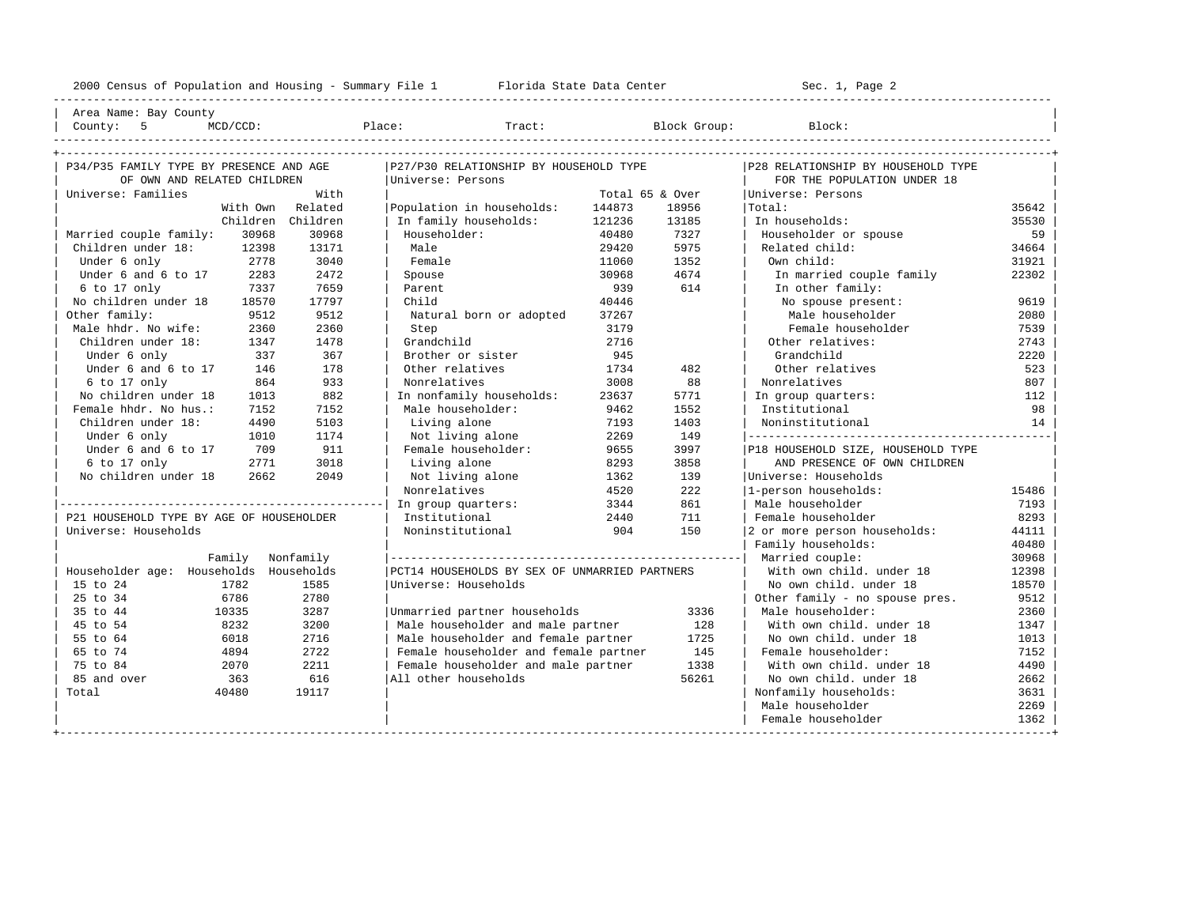Area Name: Bay County

County: 5 MCD/CCD: Place: Tract: Block Group: Block:

## P34/P35 FAMILY TYPE BY PRESENCE AND AGE OF OWN AND RELATED CHILDREN

Universe: Families

| | With Own Children | With Related Children |
|---|---|---|
| Married couple family: | 30968 | 30968 |
| Children under 18: | 12398 | 13171 |
| Under 6 only | 2778 | 3040 |
| Under 6 and 6 to 17 | 2283 | 2472 |
| 6 to 17 only | 7337 | 7659 |
| No children under 18 | 18570 | 17797 |
| Other family: | 9512 | 9512 |
| Male hhdr. No wife: | 2360 | 2360 |
| Children under 18: | 1347 | 1478 |
| Under 6 only | 337 | 367 |
| Under 6 and 6 to 17 | 146 | 178 |
| 6 to 17 only | 864 | 933 |
| No children under 18 | 1013 | 882 |
| Female hhdr. No hus.: | 7152 | 7152 |
| Children under 18: | 4490 | 5103 |
| Under 6 only | 1010 | 1174 |
| Under 6 and 6 to 17 | 709 | 911 |
| 6 to 17 only | 2771 | 3018 |
| No children under 18 | 2662 | 2049 |

## P21 HOUSEHOLD TYPE BY AGE OF HOUSEHOLDER

Universe: Households

| Householder age: | Family Households | Nonfamily Households |
|---|---|---|
| 15 to 24 | 1782 | 1585 |
| 25 to 34 | 6786 | 2780 |
| 35 to 44 | 10335 | 3287 |
| 45 to 54 | 8232 | 3200 |
| 55 to 64 | 6018 | 2716 |
| 65 to 74 | 4894 | 2722 |
| 75 to 84 | 2070 | 2211 |
| 85 and over | 363 | 616 |
| Total | 40480 | 19117 |

## P27/P30 RELATIONSHIP BY HOUSEHOLD TYPE

Universe: Persons

| | Total | 65 & Over |
|---|---|---|
| Population in households: | 144873 | 18956 |
| In family households: | 121236 | 13185 |
| Householder: | 40480 | 7327 |
| Male | 29420 | 5975 |
| Female | 11060 | 1352 |
| Spouse | 30968 | 4674 |
| Parent | 939 | 614 |
| Child | 40446 | |
| Natural born or adopted | 37267 | |
| Step | 3179 | |
| Grandchild | 2716 | |
| Brother or sister | 945 | |
| Other relatives | 1734 | 482 |
| Nonrelatives | 3008 | 88 |
| In nonfamily households: | 23637 | 5771 |
| Male householder: | 9462 | 1552 |
| Living alone | 7193 | 1403 |
| Not living alone | 2269 | 149 |
| Female householder: | 9655 | 3997 |
| Living alone | 8293 | 3858 |
| Not living alone | 1362 | 139 |
| Nonrelatives | 4520 | 222 |
| In group quarters: | 3344 | 861 |
| Institutional | 2440 | 711 |
| Noninstitutional | 904 | 150 |

## PCT14 HOUSEHOLDS BY SEX OF UNMARRIED PARTNERS

Universe: Households

| | |
|---|---|
| Unmarried partner households | 3336 |
| Male householder and male partner | 128 |
| Male householder and female partner | 1725 |
| Female householder and female partner | 145 |
| Female householder and male partner | 1338 |
| All other households | 56261 |

## P28 RELATIONSHIP BY HOUSEHOLD TYPE FOR THE POPULATION UNDER 18

Universe: Persons

| | |
|---|---|
| Total: | 35642 |
| In households: | 35530 |
| Householder or spouse | 59 |
| Related child: | 34664 |
| Own child: | 31921 |
| In married couple family | 22302 |
| In other family: | |
| No spouse present: | 9619 |
| Male householder | 2080 |
| Female householder | 7539 |
| Other relatives: | 2743 |
| Grandchild | 2220 |
| Other relatives | 523 |
| Nonrelatives | 807 |
| In group quarters: | 112 |
| Institutional | 98 |
| Noninstitutional | 14 |

## P18 HOUSEHOLD SIZE, HOUSEHOLD TYPE AND PRESENCE OF OWN CHILDREN

Universe: Households

| | |
|---|---|
| 1-person households: | 15486 |
| Male householder | 7193 |
| Female householder | 8293 |
| 2 or more person households: | 44111 |
| Family households: | 40480 |
| Married couple: | 30968 |
| With own child. under 18 | 12398 |
| No own child. under 18 | 18570 |
| Other family - no spouse pres. | 9512 |
| Male householder: | 2360 |
| With own child. under 18 | 1347 |
| No own child. under 18 | 1013 |
| Female householder: | 7152 |
| With own child. under 18 | 4490 |
| No own child. under 18 | 2662 |
| Nonfamily households: | 3631 |
| Male householder | 2269 |
| Female householder | 1362 |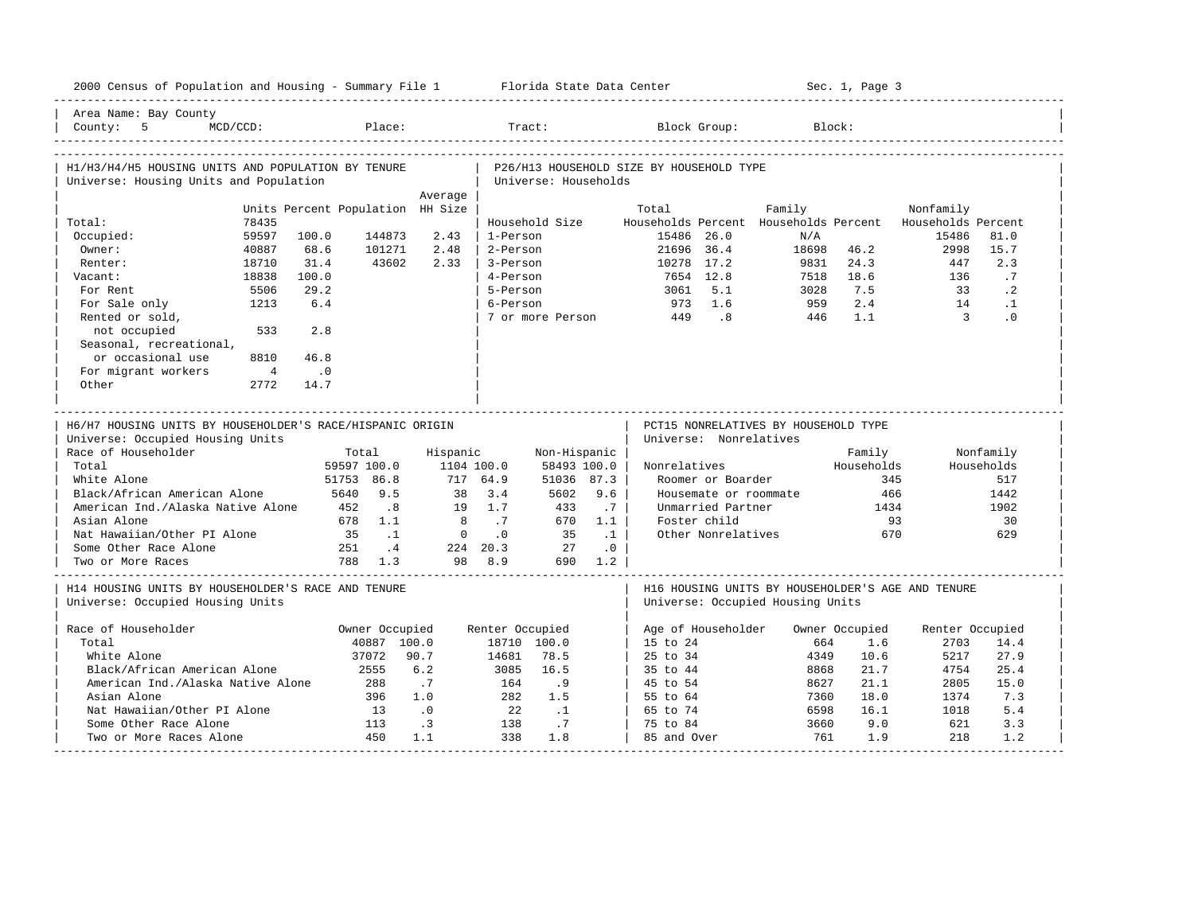Area Name: Bay County
County: 5 MCD/CCD: Place: Tract: Block Group: Block:

## H1/H3/H4/H5 HOUSING UNITS AND POPULATION BY TENURE

Universe: Housing Units and Population

| | Units | Percent | Population | Average HH Size |
|---|---|---|---|---|
| Total: | 78435 | | | |
| Occupied: | 59597 | 100.0 | 144873 | 2.43 |
| Owner: | 40887 | 68.6 | 101271 | 2.48 |
| Renter: | 18710 | 31.4 | 43602 | 2.33 |
| Vacant: | 18838 | 100.0 | | |
| For Rent | 5506 | 29.2 | | |
| For Sale only | 1213 | 6.4 | | |
| Rented or sold, not occupied | 533 | 2.8 | | |
| Seasonal, recreational, or occasional use | 8810 | 46.8 | | |
| For migrant workers | 4 | .0 | | |
| Other | 2772 | 14.7 | | |

## P26/H13 HOUSEHOLD SIZE BY HOUSEHOLD TYPE

Universe: Households

| Household Size | Total Households | Percent | Family Households | Percent | Nonfamily Households | Percent |
|---|---|---|---|---|---|---|
| 1-Person | 15486 | 26.0 | N/A | | 15486 | 81.0 |
| 2-Person | 21696 | 36.4 | 18698 | 46.2 | 2998 | 15.7 |
| 3-Person | 10278 | 17.2 | 9831 | 24.3 | 447 | 2.3 |
| 4-Person | 7654 | 12.8 | 7518 | 18.6 | 136 | .7 |
| 5-Person | 3061 | 5.1 | 3028 | 7.5 | 33 | .2 |
| 6-Person | 973 | 1.6 | 959 | 2.4 | 14 | .1 |
| 7 or more Person | 449 | .8 | 446 | 1.1 | 3 | .0 |

## H6/H7 HOUSING UNITS BY HOUSEHOLDER'S RACE/HISPANIC ORIGIN

Universe: Occupied Housing Units

| Race of Householder | Total | | Hispanic | | Non-Hispanic | |
|---|---|---|---|---|---|---|
| Total | 59597 | 100.0 | 1104 | 100.0 | 58493 | 100.0 |
| White Alone | 51753 | 86.8 | 717 | 64.9 | 51036 | 87.3 |
| Black/African American Alone | 5640 | 9.5 | 38 | 3.4 | 5602 | 9.6 |
| American Ind./Alaska Native Alone | 452 | .8 | 19 | 1.7 | 433 | .7 |
| Asian Alone | 678 | 1.1 | 8 | .7 | 670 | 1.1 |
| Nat Hawaiian/Other PI Alone | 35 | .1 | 0 | .0 | 35 | .1 |
| Some Other Race Alone | 251 | .4 | 224 | 20.3 | 27 | .0 |
| Two or More Races | 788 | 1.3 | 98 | 8.9 | 690 | 1.2 |

## PCT15 NONRELATIVES BY HOUSEHOLD TYPE

Universe: Nonrelatives

| Nonrelatives | Family Households | Nonfamily Households |
|---|---|---|
| Roomer or Boarder | 345 | 517 |
| Housemate or roommate | 466 | 1442 |
| Unmarried Partner | 1434 | 1902 |
| Foster child | 93 | 30 |
| Other Nonrelatives | 670 | 629 |

## H14 HOUSING UNITS BY HOUSEHOLDER'S RACE AND TENURE

Universe: Occupied Housing Units

| Race of Householder | Owner Occupied | | Renter Occupied | |
|---|---|---|---|---|
| Total | 40887 | 100.0 | 18710 | 100.0 |
| White Alone | 37072 | 90.7 | 14681 | 78.5 |
| Black/African American Alone | 2555 | 6.2 | 3085 | 16.5 |
| American Ind./Alaska Native Alone | 288 | .7 | 164 | .9 |
| Asian Alone | 396 | 1.0 | 282 | 1.5 |
| Nat Hawaiian/Other PI Alone | 13 | .0 | 22 | .1 |
| Some Other Race Alone | 113 | .3 | 138 | .7 |
| Two or More Races Alone | 450 | 1.1 | 338 | 1.8 |

## H16 HOUSING UNITS BY HOUSEHOLDER'S AGE AND TENURE

Universe: Occupied Housing Units

| Age of Householder | Owner Occupied | | Renter Occupied | |
|---|---|---|---|---|
| 15 to 24 | 664 | 1.6 | 2703 | 14.4 |
| 25 to 34 | 4349 | 10.6 | 5217 | 27.9 |
| 35 to 44 | 8868 | 21.7 | 4754 | 25.4 |
| 45 to 54 | 8627 | 21.1 | 2805 | 15.0 |
| 55 to 64 | 7360 | 18.0 | 1374 | 7.3 |
| 65 to 74 | 6598 | 16.1 | 1018 | 5.4 |
| 75 to 84 | 3660 | 9.0 | 621 | 3.3 |
| 85 and Over | 761 | 1.9 | 218 | 1.2 |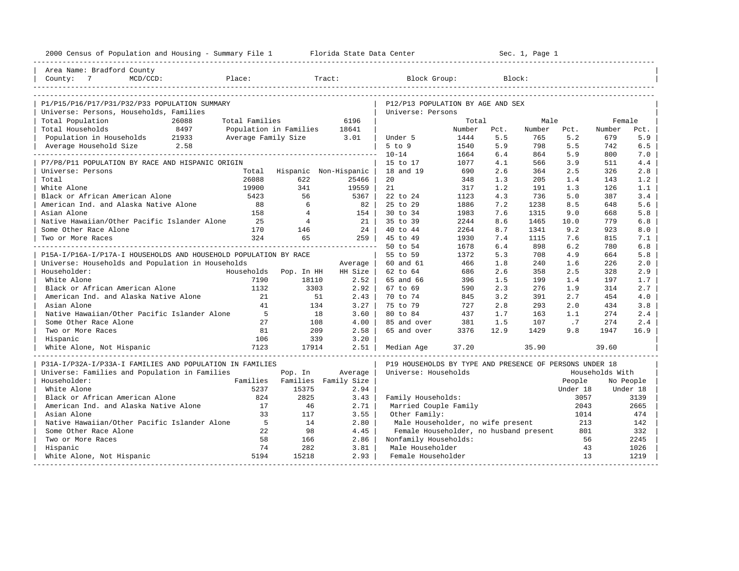2000 Census of Population and Housing - Summary File 1 — Florida State Data Center — Sec. 1, Page 1

Area Name: Bradford County
County: 7 MCD/CCD: Place: Tract: Block Group: Block:

## P1/P15/P16/P17/P31/P32/P33 POPULATION SUMMARY

Universe: Persons, Households, Families

| | | | |
|---|---|---|---|
| Total Population | 26088 | Total Families | 6196 |
| Total Households | 8497 | Population in Families | 18641 |
| Population in Households | 21933 | Average Family Size | 3.01 |
| Average Household Size | 2.58 | | |

## P7/P8/P11 POPULATION BY RACE AND HISPANIC ORIGIN

Universe: Persons

| | Total | Hispanic | Non-Hispanic |
|---|---|---|---|
| Total | 26088 | 622 | 25466 |
| White Alone | 19900 | 341 | 19559 |
| Black or African American Alone | 5423 | 56 | 5367 |
| American Ind. and Alaska Native Alone | 88 | 6 | 82 |
| Asian Alone | 158 | 4 | 154 |
| Native Hawaiian/Other Pacific Islander Alone | 25 | 4 | 21 |
| Some Other Race Alone | 170 | 146 | 24 |
| Two or More Races | 324 | 65 | 259 |

## P15A-I/P16A-I/P17A-I HOUSEHOLDS AND HOUSEHOLD POPULATION BY RACE

Universe: Households and Population in Households

| Householder: | Households | Pop. In HH | Average HH Size |
|---|---|---|---|
| White Alone | 7190 | 18110 | 2.52 |
| Black or African American Alone | 1132 | 3303 | 2.92 |
| American Ind. and Alaska Native Alone | 21 | 51 | 2.43 |
| Asian Alone | 41 | 134 | 3.27 |
| Native Hawaiian/Other Pacific Islander Alone | 5 | 18 | 3.60 |
| Some Other Race Alone | 27 | 108 | 4.00 |
| Two or More Races | 81 | 209 | 2.58 |
| Hispanic | 106 | 339 | 3.20 |
| White Alone, Not Hispanic | 7123 | 17914 | 2.51 |

## P31A-I/P32A-I/P33A-I FAMILIES AND POPULATION IN FAMILIES

Universe: Families and Population in Families

| Householder: | Families | Pop. In Families | Average Family Size |
|---|---|---|---|
| White Alone | 5237 | 15375 | 2.94 |
| Black or African American Alone | 824 | 2825 | 3.43 |
| American Ind. and Alaska Native Alone | 17 | 46 | 2.71 |
| Asian Alone | 33 | 117 | 3.55 |
| Native Hawaiian/Other Pacific Islander Alone | 5 | 14 | 2.80 |
| Some Other Race Alone | 22 | 98 | 4.45 |
| Two or More Races | 58 | 166 | 2.86 |
| Hispanic | 74 | 282 | 3.81 |
| White Alone, Not Hispanic | 5194 | 15218 | 2.93 |

## P12/P13 POPULATION BY AGE AND SEX

Universe: Persons

| | Total Number | Total Pct. | Male Number | Male Pct. | Female Number | Female Pct. |
|---|---|---|---|---|---|---|
| Under 5 | 1444 | 5.5 | 765 | 5.2 | 679 | 5.9 |
| 5 to 9 | 1540 | 5.9 | 798 | 5.5 | 742 | 6.5 |
| 10-14 | 1664 | 6.4 | 864 | 5.9 | 800 | 7.0 |
| 15 to 17 | 1077 | 4.1 | 566 | 3.9 | 511 | 4.4 |
| 18 and 19 | 690 | 2.6 | 364 | 2.5 | 326 | 2.8 |
| 20 | 348 | 1.3 | 205 | 1.4 | 143 | 1.2 |
| 21 | 317 | 1.2 | 191 | 1.3 | 126 | 1.1 |
| 22 to 24 | 1123 | 4.3 | 736 | 5.0 | 387 | 3.4 |
| 25 to 29 | 1886 | 7.2 | 1238 | 8.5 | 648 | 5.6 |
| 30 to 34 | 1983 | 7.6 | 1315 | 9.0 | 668 | 5.8 |
| 35 to 39 | 2244 | 8.6 | 1465 | 10.0 | 779 | 6.8 |
| 40 to 44 | 2264 | 8.7 | 1341 | 9.2 | 923 | 8.0 |
| 45 to 49 | 1930 | 7.4 | 1115 | 7.6 | 815 | 7.1 |
| 50 to 54 | 1678 | 6.4 | 898 | 6.2 | 780 | 6.8 |
| 55 to 59 | 1372 | 5.3 | 708 | 4.9 | 664 | 5.8 |
| 60 and 61 | 466 | 1.8 | 240 | 1.6 | 226 | 2.0 |
| 62 to 64 | 686 | 2.6 | 358 | 2.5 | 328 | 2.9 |
| 65 and 66 | 396 | 1.5 | 199 | 1.4 | 197 | 1.7 |
| 67 to 69 | 590 | 2.3 | 276 | 1.9 | 314 | 2.7 |
| 70 to 74 | 845 | 3.2 | 391 | 2.7 | 454 | 4.0 |
| 75 to 79 | 727 | 2.8 | 293 | 2.0 | 434 | 3.8 |
| 80 to 84 | 437 | 1.7 | 163 | 1.1 | 274 | 2.4 |
| 85 and over | 381 | 1.5 | 107 | .7 | 274 | 2.4 |
| 65 and over | 3376 | 12.9 | 1429 | 9.8 | 1947 | 16.9 |
| Median Age | 37.20 | | 35.90 | | 39.60 | |

## P19 HOUSEHOLDS BY TYPE AND PRESENCE OF PERSONS UNDER 18

Universe: Households

| | Households With People Under 18 | Households With No People Under 18 |
|---|---|---|
| Family Households: | 3057 | 3139 |
| Married Couple Family | 2043 | 2665 |
| Other Family: | 1014 | 474 |
| Male Householder, no wife present | 213 | 142 |
| Female Householder, no husband present | 801 | 332 |
| Nonfamily Households: | 56 | 2245 |
| Male Householder | 43 | 1026 |
| Female Householder | 13 | 1219 |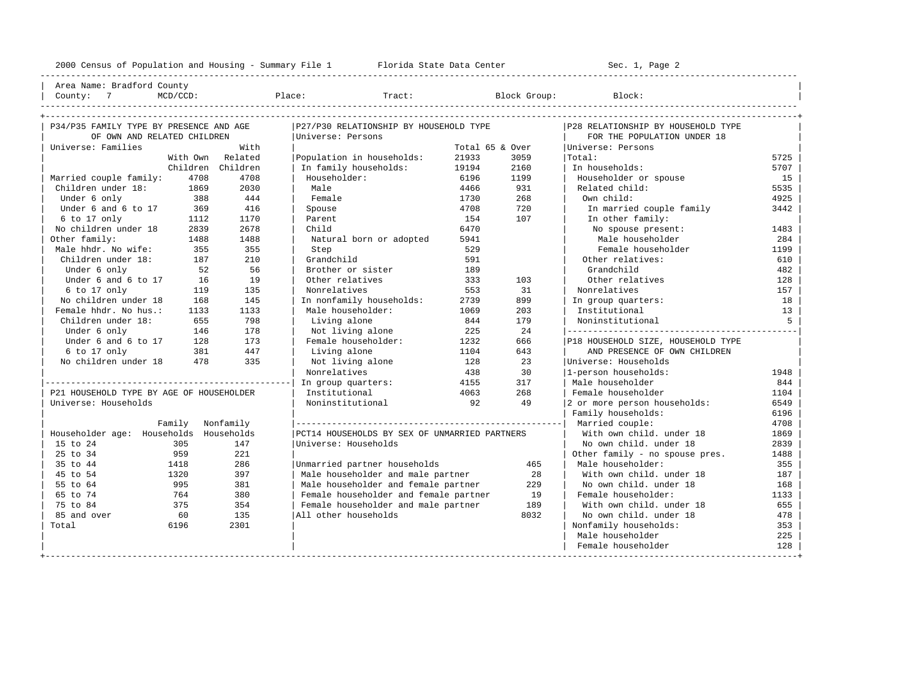Area Name: Bradford County
County: 7 MCD/CCD: Place: Tract: Block Group: Block:

## P34/P35 FAMILY TYPE BY PRESENCE AND AGE OF OWN AND RELATED CHILDREN

Universe: Families

| | With Own Children | With Related Children |
|---|---|---|
| Married couple family: | 4708 | 4708 |
| Children under 18: | 1869 | 2030 |
| Under 6 only | 388 | 444 |
| Under 6 and 6 to 17 | 369 | 416 |
| 6 to 17 only | 1112 | 1170 |
| No children under 18 | 2839 | 2678 |
| Other family: | 1488 | 1488 |
| Male hhdr. No wife: | 355 | 355 |
| Children under 18: | 187 | 210 |
| Under 6 only | 52 | 56 |
| Under 6 and 6 to 17 | 16 | 19 |
| 6 to 17 only | 119 | 135 |
| No children under 18 | 168 | 145 |
| Female hhdr. No hus.: | 1133 | 1133 |
| Children under 18: | 655 | 798 |
| Under 6 only | 146 | 178 |
| Under 6 and 6 to 17 | 128 | 173 |
| 6 to 17 only | 381 | 447 |
| No children under 18 | 478 | 335 |

## P21 HOUSEHOLD TYPE BY AGE OF HOUSEHOLDER

Universe: Households

| Householder age: | Family Households | Nonfamily Households |
|---|---|---|
| 15 to 24 | 305 | 147 |
| 25 to 34 | 959 | 221 |
| 35 to 44 | 1418 | 286 |
| 45 to 54 | 1320 | 397 |
| 55 to 64 | 995 | 381 |
| 65 to 74 | 764 | 380 |
| 75 to 84 | 375 | 354 |
| 85 and over | 60 | 135 |
| Total | 6196 | 2301 |

## P27/P30 RELATIONSHIP BY HOUSEHOLD TYPE

Universe: Persons

| | Total | 65 & Over |
|---|---|---|
| Population in households: | 21933 | 3059 |
| In family households: | 19194 | 2160 |
| Householder: | 6196 | 1199 |
| Male | 4466 | 931 |
| Female | 1730 | 268 |
| Spouse | 4708 | 720 |
| Parent | 154 | 107 |
| Child | 6470 | |
| Natural born or adopted | 5941 | |
| Step | 529 | |
| Grandchild | 591 | |
| Brother or sister | 189 | |
| Other relatives | 333 | 103 |
| Nonrelatives | 553 | 31 |
| In nonfamily households: | 2739 | 899 |
| Male householder: | 1069 | 203 |
| Living alone | 844 | 179 |
| Not living alone | 225 | 24 |
| Female householder: | 1232 | 666 |
| Living alone | 1104 | 643 |
| Not living alone | 128 | 23 |
| Nonrelatives | 438 | 30 |
| In group quarters: | 4155 | 317 |
| Institutional | 4063 | 268 |
| Noninstitutional | 92 | 49 |

## PCT14 HOUSEHOLDS BY SEX OF UNMARRIED PARTNERS

Universe: Households

| | |
|---|---|
| Unmarried partner households | 465 |
| Male householder and male partner | 28 |
| Male householder and female partner | 229 |
| Female householder and female partner | 19 |
| Female householder and male partner | 189 |
| All other households | 8032 |

## P28 RELATIONSHIP BY HOUSEHOLD TYPE FOR THE POPULATION UNDER 18

Universe: Persons

| | |
|---|---|
| Total: | 5725 |
| In households: | 5707 |
| Householder or spouse | 15 |
| Related child: | 5535 |
| Own child: | 4925 |
| In married couple family | 3442 |
| In other family: | |
| No spouse present: | 1483 |
| Male householder | 284 |
| Female householder | 1199 |
| Other relatives: | 610 |
| Grandchild | 482 |
| Other relatives | 128 |
| Nonrelatives | 157 |
| In group quarters: | 18 |
| Institutional | 13 |
| Noninstitutional | 5 |

## P18 HOUSEHOLD SIZE, HOUSEHOLD TYPE AND PRESENCE OF OWN CHILDREN

Universe: Households

| | |
|---|---|
| 1-person households: | 1948 |
| Male householder | 844 |
| Female householder | 1104 |
| 2 or more person households: | 6549 |
| Family households: | 6196 |
| Married couple: | 4708 |
| With own child. under 18 | 1869 |
| No own child. under 18 | 2839 |
| Other family - no spouse pres. | 1488 |
| Male householder: | 355 |
| With own child. under 18 | 187 |
| No own child. under 18 | 168 |
| Female householder: | 1133 |
| With own child. under 18 | 655 |
| No own child. under 18 | 478 |
| Nonfamily households: | 353 |
| Male householder | 225 |
| Female householder | 128 |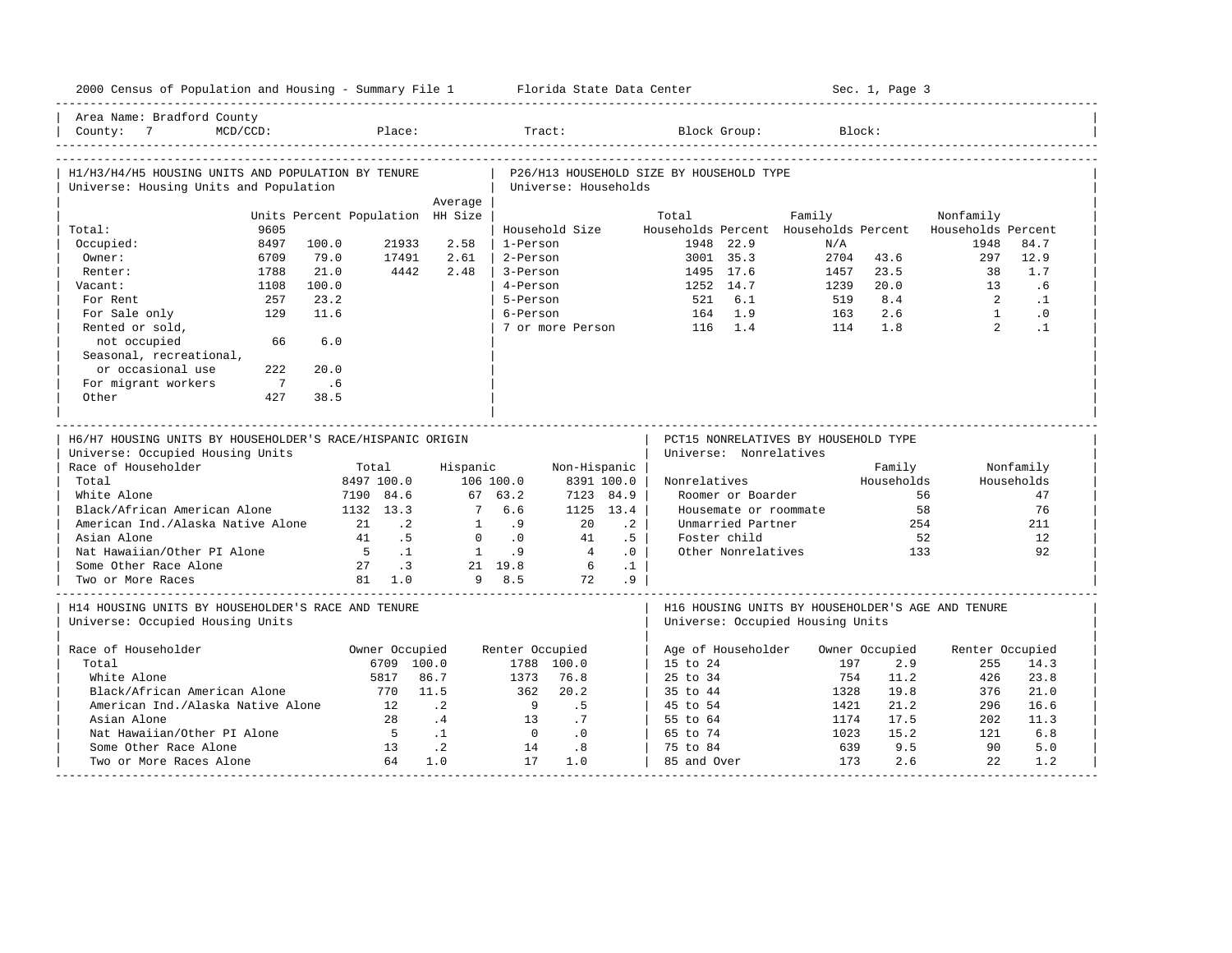Area Name: Bradford County
County: 7 MCD/CCD: Place: Tract: Block Group: Block:

## H1/H3/H4/H5 HOUSING UNITS AND POPULATION BY TENURE

Universe: Housing Units and Population

| | Units | Percent | Population | Average HH Size |
|---|---|---|---|---|
| Total: | 9605 | | | |
| Occupied: | 8497 | 100.0 | 21933 | 2.58 |
| Owner: | 6709 | 79.0 | 17491 | 2.61 |
| Renter: | 1788 | 21.0 | 4442 | 2.48 |
| Vacant: | 1108 | 100.0 | | |
| For Rent | 257 | 23.2 | | |
| For Sale only | 129 | 11.6 | | |
| Rented or sold, not occupied | 66 | 6.0 | | |
| Seasonal, recreational, or occasional use | 222 | 20.0 | | |
| For migrant workers | 7 | .6 | | |
| Other | 427 | 38.5 | | |

## P26/H13 HOUSEHOLD SIZE BY HOUSEHOLD TYPE

Universe: Households

| Household Size | Total Households | Percent | Family Households | Percent | Nonfamily Households | Percent |
|---|---|---|---|---|---|---|
| 1-Person | 1948 | 22.9 | N/A | | 1948 | 84.7 |
| 2-Person | 3001 | 35.3 | 2704 | 43.6 | 297 | 12.9 |
| 3-Person | 1495 | 17.6 | 1457 | 23.5 | 38 | 1.7 |
| 4-Person | 1252 | 14.7 | 1239 | 20.0 | 13 | .6 |
| 5-Person | 521 | 6.1 | 519 | 8.4 | 2 | .1 |
| 6-Person | 164 | 1.9 | 163 | 2.6 | 1 | .0 |
| 7 or more Person | 116 | 1.4 | 114 | 1.8 | 2 | .1 |

## H6/H7 HOUSING UNITS BY HOUSEHOLDER'S RACE/HISPANIC ORIGIN

Universe: Occupied Housing Units

| Race of Householder | Total | % | Hispanic | % | Non-Hispanic | % |
|---|---|---|---|---|---|---|
| Total | 8497 | 100.0 | 106 | 100.0 | 8391 | 100.0 |
| White Alone | 7190 | 84.6 | 67 | 63.2 | 7123 | 84.9 |
| Black/African American Alone | 1132 | 13.3 | 7 | 6.6 | 1125 | 13.4 |
| American Ind./Alaska Native Alone | 21 | .2 | 1 | .9 | 20 | .2 |
| Asian Alone | 41 | .5 | 0 | .0 | 41 | .5 |
| Nat Hawaiian/Other PI Alone | 5 | .1 | 1 | .9 | 4 | .0 |
| Some Other Race Alone | 27 | .3 | 21 | 19.8 | 6 | .1 |
| Two or More Races | 81 | 1.0 | 9 | 8.5 | 72 | .9 |

## PCT15 NONRELATIVES BY HOUSEHOLD TYPE

Universe: Nonrelatives

| Nonrelatives | Family Households | Nonfamily Households |
|---|---|---|
| Roomer or Boarder | 56 | 47 |
| Housemate or roommate | 58 | 76 |
| Unmarried Partner | 254 | 211 |
| Foster child | 52 | 12 |
| Other Nonrelatives | 133 | 92 |

## H14 HOUSING UNITS BY HOUSEHOLDER'S RACE AND TENURE

Universe: Occupied Housing Units

| Race of Householder | Owner Occupied | % | Renter Occupied | % |
|---|---|---|---|---|
| Total | 6709 | 100.0 | 1788 | 100.0 |
| White Alone | 5817 | 86.7 | 1373 | 76.8 |
| Black/African American Alone | 770 | 11.5 | 362 | 20.2 |
| American Ind./Alaska Native Alone | 12 | .2 | 9 | .5 |
| Asian Alone | 28 | .4 | 13 | .7 |
| Nat Hawaiian/Other PI Alone | 5 | .1 | 0 | .0 |
| Some Other Race Alone | 13 | .2 | 14 | .8 |
| Two or More Races Alone | 64 | 1.0 | 17 | 1.0 |

## H16 HOUSING UNITS BY HOUSEHOLDER'S AGE AND TENURE

Universe: Occupied Housing Units

| Age of Householder | Owner Occupied | % | Renter Occupied | % |
|---|---|---|---|---|
| 15 to 24 | 197 | 2.9 | 255 | 14.3 |
| 25 to 34 | 754 | 11.2 | 426 | 23.8 |
| 35 to 44 | 1328 | 19.8 | 376 | 21.0 |
| 45 to 54 | 1421 | 21.2 | 296 | 16.6 |
| 55 to 64 | 1174 | 17.5 | 202 | 11.3 |
| 65 to 74 | 1023 | 15.2 | 121 | 6.8 |
| 75 to 84 | 639 | 9.5 | 90 | 5.0 |
| 85 and Over | 173 | 2.6 | 22 | 1.2 |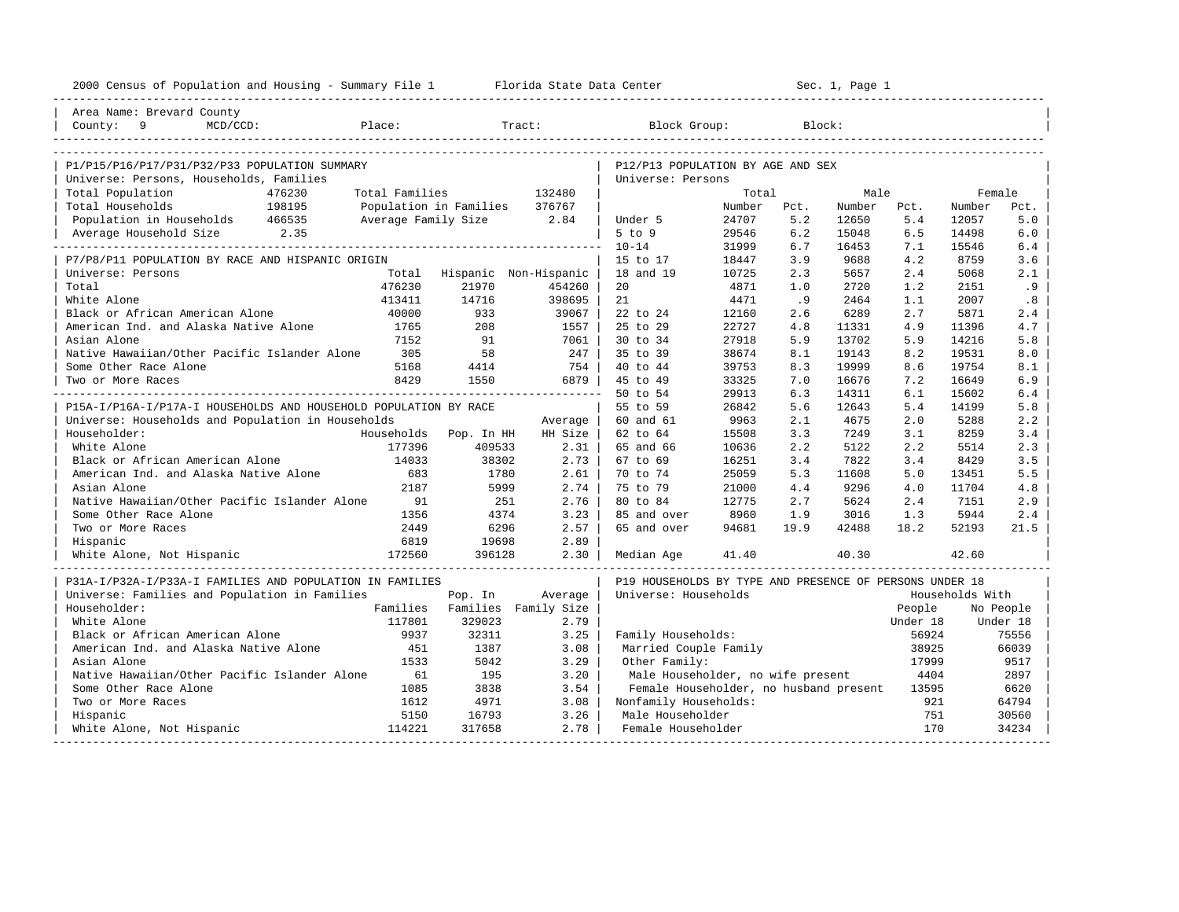2000 Census of Population and Housing - Summary File 1 Florida State Data Center Sec. 1, Page 1

Area Name: Brevard County
County: 9 MCD/CCD: Place: Tract: Block Group: Block:

## P1/P15/P16/P17/P31/P32/P33 POPULATION SUMMARY

Universe: Persons, Households, Families

| | | | |
|---|---|---|---|
| Total Population | 476230 | Total Families | 132480 |
| Total Households | 198195 | Population in Families | 376767 |
| Population in Households | 466535 | Average Family Size | 2.84 |
| Average Household Size | 2.35 | | |

## P7/P8/P11 POPULATION BY RACE AND HISPANIC ORIGIN

Universe: Persons

| | Total | Hispanic | Non-Hispanic |
|---|---|---|---|
| Total | 476230 | 21970 | 454260 |
| White Alone | 413411 | 14716 | 398695 |
| Black or African American Alone | 40000 | 933 | 39067 |
| American Ind. and Alaska Native Alone | 1765 | 208 | 1557 |
| Asian Alone | 7152 | 91 | 7061 |
| Native Hawaiian/Other Pacific Islander Alone | 305 | 58 | 247 |
| Some Other Race Alone | 5168 | 4414 | 754 |
| Two or More Races | 8429 | 1550 | 6879 |

## P15A-I/P16A-I/P17A-I HOUSEHOLDS AND HOUSEHOLD POPULATION BY RACE

Universe: Households and Population in Households

| Householder: | Households | Pop. In HH | Average HH Size |
|---|---|---|---|
| White Alone | 177396 | 409533 | 2.31 |
| Black or African American Alone | 14033 | 38302 | 2.73 |
| American Ind. and Alaska Native Alone | 683 | 1780 | 2.61 |
| Asian Alone | 2187 | 5999 | 2.74 |
| Native Hawaiian/Other Pacific Islander Alone | 91 | 251 | 2.76 |
| Some Other Race Alone | 1356 | 4374 | 3.23 |
| Two or More Races | 2449 | 6296 | 2.57 |
| Hispanic | 6819 | 19698 | 2.89 |
| White Alone, Not Hispanic | 172560 | 396128 | 2.30 |

## P31A-I/P32A-I/P33A-I FAMILIES AND POPULATION IN FAMILIES

Universe: Families and Population in Families

| Householder: | Families | Pop. In Families | Average Family Size |
|---|---|---|---|
| White Alone | 117801 | 329023 | 2.79 |
| Black or African American Alone | 9937 | 32311 | 3.25 |
| American Ind. and Alaska Native Alone | 451 | 1387 | 3.08 |
| Asian Alone | 1533 | 5042 | 3.29 |
| Native Hawaiian/Other Pacific Islander Alone | 61 | 195 | 3.20 |
| Some Other Race Alone | 1085 | 3838 | 3.54 |
| Two or More Races | 1612 | 4971 | 3.08 |
| Hispanic | 5150 | 16793 | 3.26 |
| White Alone, Not Hispanic | 114221 | 317658 | 2.78 |

## P12/P13 POPULATION BY AGE AND SEX

Universe: Persons

| | Total Number | Total Pct. | Male Number | Male Pct. | Female Number | Female Pct. |
|---|---|---|---|---|---|---|
| Under 5 | 24707 | 5.2 | 12650 | 5.4 | 12057 | 5.0 |
| 5 to 9 | 29546 | 6.2 | 15048 | 6.5 | 14498 | 6.0 |
| 10-14 | 31999 | 6.7 | 16453 | 7.1 | 15546 | 6.4 |
| 15 to 17 | 18447 | 3.9 | 9688 | 4.2 | 8759 | 3.6 |
| 18 and 19 | 10725 | 2.3 | 5657 | 2.4 | 5068 | 2.1 |
| 20 | 4871 | 1.0 | 2720 | 1.2 | 2151 | .9 |
| 21 | 4471 | .9 | 2464 | 1.1 | 2007 | .8 |
| 22 to 24 | 12160 | 2.6 | 6289 | 2.7 | 5871 | 2.4 |
| 25 to 29 | 22727 | 4.8 | 11331 | 4.9 | 11396 | 4.7 |
| 30 to 34 | 27918 | 5.9 | 13702 | 5.9 | 14216 | 5.8 |
| 35 to 39 | 38674 | 8.1 | 19143 | 8.2 | 19531 | 8.0 |
| 40 to 44 | 39753 | 8.3 | 19999 | 8.6 | 19754 | 8.1 |
| 45 to 49 | 33325 | 7.0 | 16676 | 7.2 | 16649 | 6.9 |
| 50 to 54 | 29913 | 6.3 | 14311 | 6.1 | 15602 | 6.4 |
| 55 to 59 | 26842 | 5.6 | 12643 | 5.4 | 14199 | 5.8 |
| 60 and 61 | 9963 | 2.1 | 4675 | 2.0 | 5288 | 2.2 |
| 62 to 64 | 15508 | 3.3 | 7249 | 3.1 | 8259 | 3.4 |
| 65 and 66 | 10636 | 2.2 | 5122 | 2.2 | 5514 | 2.3 |
| 67 to 69 | 16251 | 3.4 | 7822 | 3.4 | 8429 | 3.5 |
| 70 to 74 | 25059 | 5.3 | 11608 | 5.0 | 13451 | 5.5 |
| 75 to 79 | 21000 | 4.4 | 9296 | 4.0 | 11704 | 4.8 |
| 80 to 84 | 12775 | 2.7 | 5624 | 2.4 | 7151 | 2.9 |
| 85 and over | 8960 | 1.9 | 3016 | 1.3 | 5944 | 2.4 |
| 65 and over | 94681 | 19.9 | 42488 | 18.2 | 52193 | 21.5 |
| Median Age | 41.40 | | 40.30 | | 42.60 | |

## P19 HOUSEHOLDS BY TYPE AND PRESENCE OF PERSONS UNDER 18

Universe: Households

| | Households With People Under 18 | Households With No People Under 18 |
|---|---|---|
| Family Households: | 56924 | 75556 |
| Married Couple Family | 38925 | 66039 |
| Other Family: | 17999 | 9517 |
| Male Householder, no wife present | 4404 | 2897 |
| Female Householder, no husband present | 13595 | 6620 |
| Nonfamily Households: | 921 | 64794 |
| Male Householder | 751 | 30560 |
| Female Householder | 170 | 34234 |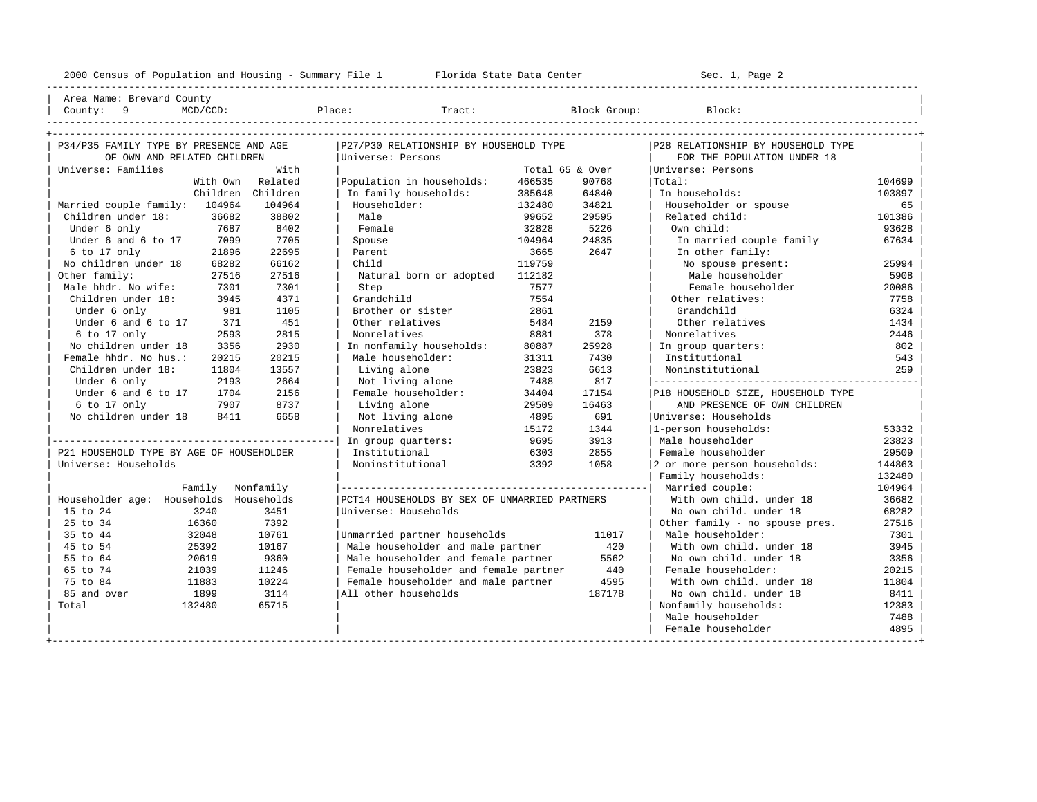2000 Census of Population and Housing - Summary File 1 Florida State Data Center Sec. 1, Page 2

Area Name: Brevard County
County: 9 MCD/CCD: Place: Tract: Block Group: Block:

## P34/P35 FAMILY TYPE BY PRESENCE AND AGE OF OWN AND RELATED CHILDREN

Universe: Families

| | With Own Children | With Related Children |
|---|---|---|
| Married couple family: | 104964 | 104964 |
| Children under 18: | 36682 | 38802 |
| Under 6 only | 7687 | 8402 |
| Under 6 and 6 to 17 | 7099 | 7705 |
| 6 to 17 only | 21896 | 22695 |
| No children under 18 | 68282 | 66162 |
| Other family: | 27516 | 27516 |
| Male hhdr. No wife: | 7301 | 7301 |
| Children under 18: | 3945 | 4371 |
| Under 6 only | 981 | 1105 |
| Under 6 and 6 to 17 | 371 | 451 |
| 6 to 17 only | 2593 | 2815 |
| No children under 18 | 3356 | 2930 |
| Female hhdr. No hus.: | 20215 | 20215 |
| Children under 18: | 11804 | 13557 |
| Under 6 only | 2193 | 2664 |
| Under 6 and 6 to 17 | 1704 | 2156 |
| 6 to 17 only | 7907 | 8737 |
| No children under 18 | 8411 | 6658 |

## P21 HOUSEHOLD TYPE BY AGE OF HOUSEHOLDER

Universe: Households

| Householder age: | Family Households | Nonfamily Households |
|---|---|---|
| 15 to 24 | 3240 | 3451 |
| 25 to 34 | 16360 | 7392 |
| 35 to 44 | 32048 | 10761 |
| 45 to 54 | 25392 | 10167 |
| 55 to 64 | 20619 | 9360 |
| 65 to 74 | 21039 | 11246 |
| 75 to 84 | 11883 | 10224 |
| 85 and over | 1899 | 3114 |
| Total | 132480 | 65715 |

## P27/P30 RELATIONSHIP BY HOUSEHOLD TYPE

Universe: Persons

| | Total | 65 & Over |
|---|---|---|
| Population in households: | 466535 | 90768 |
| In family households: | 385648 | 64840 |
| Householder: | 132480 | 34821 |
| Male | 99652 | 29595 |
| Female | 32828 | 5226 |
| Spouse | 104964 | 24835 |
| Parent | 3665 | 2647 |
| Child | 119759 | |
| Natural born or adopted | 112182 | |
| Step | 7577 | |
| Grandchild | 7554 | |
| Brother or sister | 2861 | |
| Other relatives | 5484 | 2159 |
| Nonrelatives | 8881 | 378 |
| In nonfamily households: | 80887 | 25928 |
| Male householder: | 31311 | 7430 |
| Living alone | 23823 | 6613 |
| Not living alone | 7488 | 817 |
| Female householder: | 34404 | 17154 |
| Living alone | 29509 | 16463 |
| Not living alone | 4895 | 691 |
| Nonrelatives | 15172 | 1344 |
| In group quarters: | 9695 | 3913 |
| Institutional | 6303 | 2855 |
| Noninstitutional | 3392 | 1058 |

## PCT14 HOUSEHOLDS BY SEX OF UNMARRIED PARTNERS

Universe: Households

| | |
|---|---|
| Unmarried partner households | 11017 |
| Male householder and male partner | 420 |
| Male householder and female partner | 5562 |
| Female householder and female partner | 440 |
| Female householder and male partner | 4595 |
| All other households | 187178 |

## P28 RELATIONSHIP BY HOUSEHOLD TYPE FOR THE POPULATION UNDER 18

Universe: Persons

| | |
|---|---|
| Total: | 104699 |
| In households: | 103897 |
| Householder or spouse | 65 |
| Related child: | 101386 |
| Own child: | 93628 |
| In married couple family | 67634 |
| In other family: | |
| No spouse present: | 25994 |
| Male householder | 5908 |
| Female householder | 20086 |
| Other relatives: | 7758 |
| Grandchild | 6324 |
| Other relatives | 1434 |
| Nonrelatives | 2446 |
| In group quarters: | 802 |
| Institutional | 543 |
| Noninstitutional | 259 |

## P18 HOUSEHOLD SIZE, HOUSEHOLD TYPE AND PRESENCE OF OWN CHILDREN

Universe: Households

| | |
|---|---|
| 1-person households: | 53332 |
| Male householder | 23823 |
| Female householder | 29509 |
| 2 or more person households: | 144863 |
| Family households: | 132480 |
| Married couple: | 104964 |
| With own child. under 18 | 36682 |
| No own child. under 18 | 68282 |
| Other family - no spouse pres. | 27516 |
| Male householder: | 7301 |
| With own child. under 18 | 3945 |
| No own child. under 18 | 3356 |
| Female householder: | 20215 |
| With own child. under 18 | 11804 |
| No own child. under 18 | 8411 |
| Nonfamily households: | 12383 |
| Male householder | 7488 |
| Female householder | 4895 |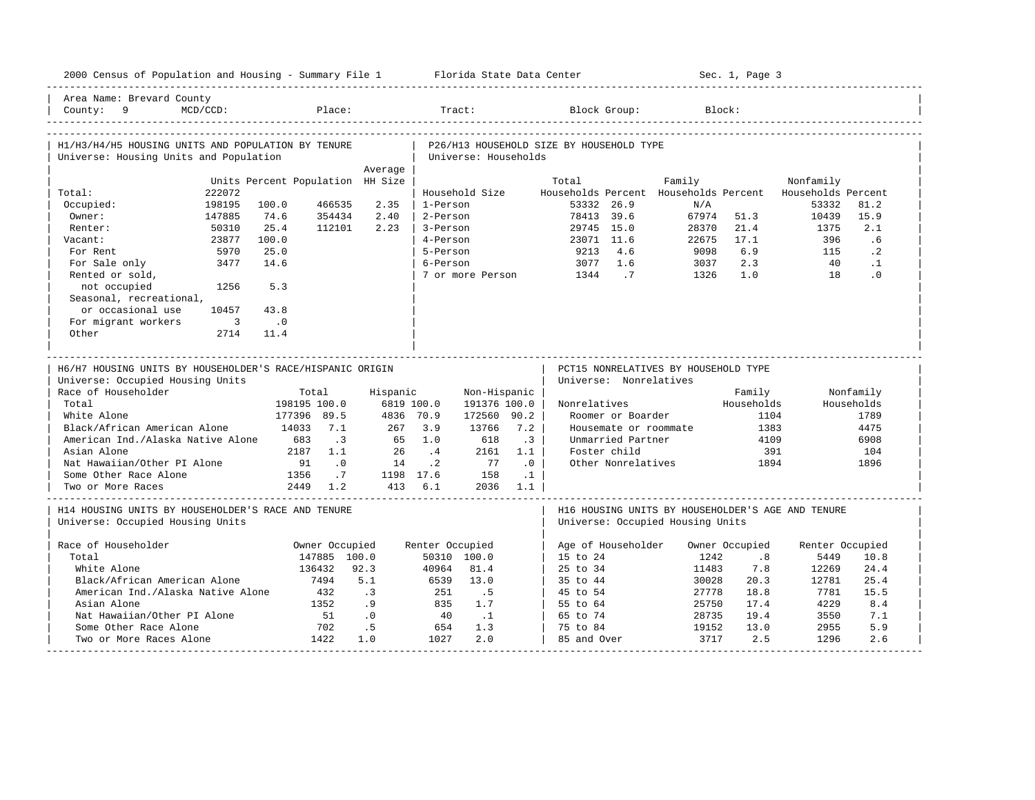Area Name: Brevard County
County: 9 MCD/CCD: Place: Tract: Block Group: Block:

## H1/H3/H4/H5 HOUSING UNITS AND POPULATION BY TENURE

Universe: Housing Units and Population

| | Units | Percent | Population | Average HH Size |
|---|---|---|---|---|
| Total: | 222072 | | | |
| Occupied: | 198195 | 100.0 | 466535 | 2.35 |
| Owner: | 147885 | 74.6 | 354434 | 2.40 |
| Renter: | 50310 | 25.4 | 112101 | 2.23 |
| Vacant: | 23877 | 100.0 | | |
| For Rent | 5970 | 25.0 | | |
| For Sale only | 3477 | 14.6 | | |
| Rented or sold, not occupied | 1256 | 5.3 | | |
| Seasonal, recreational, or occasional use | 10457 | 43.8 | | |
| For migrant workers | 3 | .0 | | |
| Other | 2714 | 11.4 | | |

## P26/H13 HOUSEHOLD SIZE BY HOUSEHOLD TYPE

Universe: Households

| Household Size | Total Households | Percent | Family Households | Percent | Nonfamily Households | Percent |
|---|---|---|---|---|---|---|
| 1-Person | 53332 | 26.9 | N/A | | 53332 | 81.2 |
| 2-Person | 78413 | 39.6 | 67974 | 51.3 | 10439 | 15.9 |
| 3-Person | 29745 | 15.0 | 28370 | 21.4 | 1375 | 2.1 |
| 4-Person | 23071 | 11.6 | 22675 | 17.1 | 396 | .6 |
| 5-Person | 9213 | 4.6 | 9098 | 6.9 | 115 | .2 |
| 6-Person | 3077 | 1.6 | 3037 | 2.3 | 40 | .1 |
| 7 or more Person | 1344 | .7 | 1326 | 1.0 | 18 | .0 |

## H6/H7 HOUSING UNITS BY HOUSEHOLDER'S RACE/HISPANIC ORIGIN

Universe: Occupied Housing Units

| Race of Householder | Total | | Hispanic | | Non-Hispanic | |
|---|---|---|---|---|---|---|
| Total | 198195 | 100.0 | 6819 | 100.0 | 191376 | 100.0 |
| White Alone | 177396 | 89.5 | 4836 | 70.9 | 172560 | 90.2 |
| Black/African American Alone | 14033 | 7.1 | 267 | 3.9 | 13766 | 7.2 |
| American Ind./Alaska Native Alone | 683 | .3 | 65 | 1.0 | 618 | .3 |
| Asian Alone | 2187 | 1.1 | 26 | .4 | 2161 | 1.1 |
| Nat Hawaiian/Other PI Alone | 91 | .0 | 14 | .2 | 77 | .0 |
| Some Other Race Alone | 1356 | .7 | 1198 | 17.6 | 158 | .1 |
| Two or More Races | 2449 | 1.2 | 413 | 6.1 | 2036 | 1.1 |

## PCT15 NONRELATIVES BY HOUSEHOLD TYPE

Universe: Nonrelatives

| Nonrelatives | Family Households | Nonfamily Households |
|---|---|---|
| Roomer or Boarder | 1104 | 1789 |
| Housemate or roommate | 1383 | 4475 |
| Unmarried Partner | 4109 | 6908 |
| Foster child | 391 | 104 |
| Other Nonrelatives | 1894 | 1896 |

## H14 HOUSING UNITS BY HOUSEHOLDER'S RACE AND TENURE

Universe: Occupied Housing Units

| Race of Householder | Owner Occupied | | Renter Occupied | |
|---|---|---|---|---|
| Total | 147885 | 100.0 | 50310 | 100.0 |
| White Alone | 136432 | 92.3 | 40964 | 81.4 |
| Black/African American Alone | 7494 | 5.1 | 6539 | 13.0 |
| American Ind./Alaska Native Alone | 432 | .3 | 251 | .5 |
| Asian Alone | 1352 | .9 | 835 | 1.7 |
| Nat Hawaiian/Other PI Alone | 51 | .0 | 40 | .1 |
| Some Other Race Alone | 702 | .5 | 654 | 1.3 |
| Two or More Races Alone | 1422 | 1.0 | 1027 | 2.0 |

## H16 HOUSING UNITS BY HOUSEHOLDER'S AGE AND TENURE

Universe: Occupied Housing Units

| Age of Householder | Owner Occupied | | Renter Occupied | |
|---|---|---|---|---|
| 15 to 24 | 1242 | .8 | 5449 | 10.8 |
| 25 to 34 | 11483 | 7.8 | 12269 | 24.4 |
| 35 to 44 | 30028 | 20.3 | 12781 | 25.4 |
| 45 to 54 | 27778 | 18.8 | 7781 | 15.5 |
| 55 to 64 | 25750 | 17.4 | 4229 | 8.4 |
| 65 to 74 | 28735 | 19.4 | 3550 | 7.1 |
| 75 to 84 | 19152 | 13.0 | 2955 | 5.9 |
| 85 and Over | 3717 | 2.5 | 1296 | 2.6 |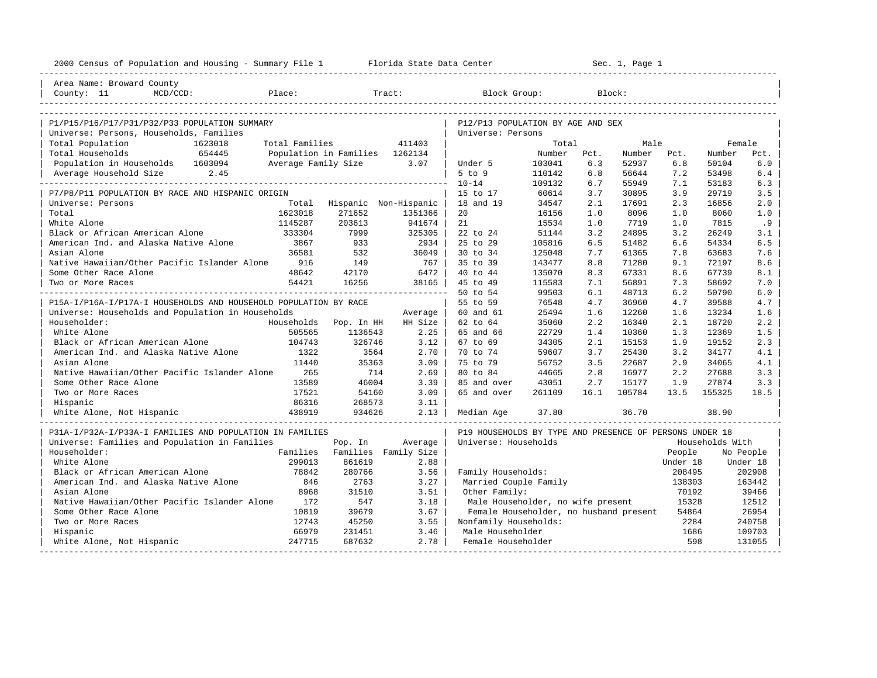2000 Census of Population and Housing - Summary File 1 Florida State Data Center Sec. 1, Page 1

Area Name: Broward County
County: 11 MCD/CCD: Place: Tract: Block Group: Block:

## P1/P15/P16/P17/P31/P32/P33 POPULATION SUMMARY

Universe: Persons, Households, Families

| | | | |
|---|---|---|---|
| Total Population | 1623018 | Total Families | 411403 |
| Total Households | 654445 | Population in Families | 1262134 |
| Population in Households | 1603094 | Average Family Size | 3.07 |
| Average Household Size | 2.45 | | |

## P7/P8/P11 POPULATION BY RACE AND HISPANIC ORIGIN

Universe: Persons

| | Total | Hispanic | Non-Hispanic |
|---|---|---|---|
| Total | 1623018 | 271652 | 1351366 |
| White Alone | 1145287 | 203613 | 941674 |
| Black or African American Alone | 333304 | 7999 | 325305 |
| American Ind. and Alaska Native Alone | 3867 | 933 | 2934 |
| Asian Alone | 36581 | 532 | 36049 |
| Native Hawaiian/Other Pacific Islander Alone | 916 | 149 | 767 |
| Some Other Race Alone | 48642 | 42170 | 6472 |
| Two or More Races | 54421 | 16256 | 38165 |

## P15A-I/P16A-I/P17A-I HOUSEHOLDS AND HOUSEHOLD POPULATION BY RACE

Universe: Households and Population in Households

| Householder: | Households | Pop. In HH | Average HH Size |
|---|---|---|---|
| White Alone | 505565 | 1136543 | 2.25 |
| Black or African American Alone | 104743 | 326746 | 3.12 |
| American Ind. and Alaska Native Alone | 1322 | 3564 | 2.70 |
| Asian Alone | 11440 | 35363 | 3.09 |
| Native Hawaiian/Other Pacific Islander Alone | 265 | 714 | 2.69 |
| Some Other Race Alone | 13589 | 46004 | 3.39 |
| Two or More Races | 17521 | 54160 | 3.09 |
| Hispanic | 86316 | 268573 | 3.11 |
| White Alone, Not Hispanic | 438919 | 934626 | 2.13 |

## P31A-I/P32A-I/P33A-I FAMILIES AND POPULATION IN FAMILIES

Universe: Families and Population in Families

| Householder: | Families | Pop. In Families | Average Family Size |
|---|---|---|---|
| White Alone | 299013 | 861619 | 2.88 |
| Black or African American Alone | 78842 | 280766 | 3.56 |
| American Ind. and Alaska Native Alone | 846 | 2763 | 3.27 |
| Asian Alone | 8968 | 31510 | 3.51 |
| Native Hawaiian/Other Pacific Islander Alone | 172 | 547 | 3.18 |
| Some Other Race Alone | 10819 | 39679 | 3.67 |
| Two or More Races | 12743 | 45250 | 3.55 |
| Hispanic | 66979 | 231451 | 3.46 |
| White Alone, Not Hispanic | 247715 | 687632 | 2.78 |

## P12/P13 POPULATION BY AGE AND SEX

Universe: Persons

| | Total Number | Total Pct. | Male Number | Male Pct. | Female Number | Female Pct. |
|---|---|---|---|---|---|---|
| Under 5 | 103041 | 6.3 | 52937 | 6.8 | 50104 | 6.0 |
| 5 to 9 | 110142 | 6.8 | 56644 | 7.2 | 53498 | 6.4 |
| 10-14 | 109132 | 6.7 | 55949 | 7.1 | 53183 | 6.3 |
| 15 to 17 | 60614 | 3.7 | 30895 | 3.9 | 29719 | 3.5 |
| 18 and 19 | 34547 | 2.1 | 17691 | 2.3 | 16856 | 2.0 |
| 20 | 16156 | 1.0 | 8096 | 1.0 | 8060 | 1.0 |
| 21 | 15534 | 1.0 | 7719 | 1.0 | 7815 | .9 |
| 22 to 24 | 51144 | 3.2 | 24895 | 3.2 | 26249 | 3.1 |
| 25 to 29 | 105816 | 6.5 | 51482 | 6.6 | 54334 | 6.5 |
| 30 to 34 | 125048 | 7.7 | 61365 | 7.8 | 63683 | 7.6 |
| 35 to 39 | 143477 | 8.8 | 71280 | 9.1 | 72197 | 8.6 |
| 40 to 44 | 135070 | 8.3 | 67331 | 8.6 | 67739 | 8.1 |
| 45 to 49 | 115583 | 7.1 | 56891 | 7.3 | 58692 | 7.0 |
| 50 to 54 | 99503 | 6.1 | 48713 | 6.2 | 50790 | 6.0 |
| 55 to 59 | 76548 | 4.7 | 36960 | 4.7 | 39588 | 4.7 |
| 60 and 61 | 25494 | 1.6 | 12260 | 1.6 | 13234 | 1.6 |
| 62 to 64 | 35060 | 2.2 | 16340 | 2.1 | 18720 | 2.2 |
| 65 and 66 | 22729 | 1.4 | 10360 | 1.3 | 12369 | 1.5 |
| 67 to 69 | 34305 | 2.1 | 15153 | 1.9 | 19152 | 2.3 |
| 70 to 74 | 59607 | 3.7 | 25430 | 3.2 | 34177 | 4.1 |
| 75 to 79 | 56752 | 3.5 | 22687 | 2.9 | 34065 | 4.1 |
| 80 to 84 | 44665 | 2.8 | 16977 | 2.2 | 27688 | 3.3 |
| 85 and over | 43051 | 2.7 | 15177 | 1.9 | 27874 | 3.3 |
| 65 and over | 261109 | 16.1 | 105784 | 13.5 | 155325 | 18.5 |
| Median Age | 37.80 | | 36.70 | | 38.90 | |

## P19 HOUSEHOLDS BY TYPE AND PRESENCE OF PERSONS UNDER 18

Universe: Households

| | Households With People Under 18 | Households With No People Under 18 |
|---|---|---|
| Family Households: | 208495 | 202908 |
| Married Couple Family | 138303 | 163442 |
| Other Family: | 70192 | 39466 |
| Male Householder, no wife present | 15328 | 12512 |
| Female Householder, no husband present | 54864 | 26954 |
| Nonfamily Households: | 2284 | 240758 |
| Male Householder | 1686 | 109703 |
| Female Householder | 598 | 131055 |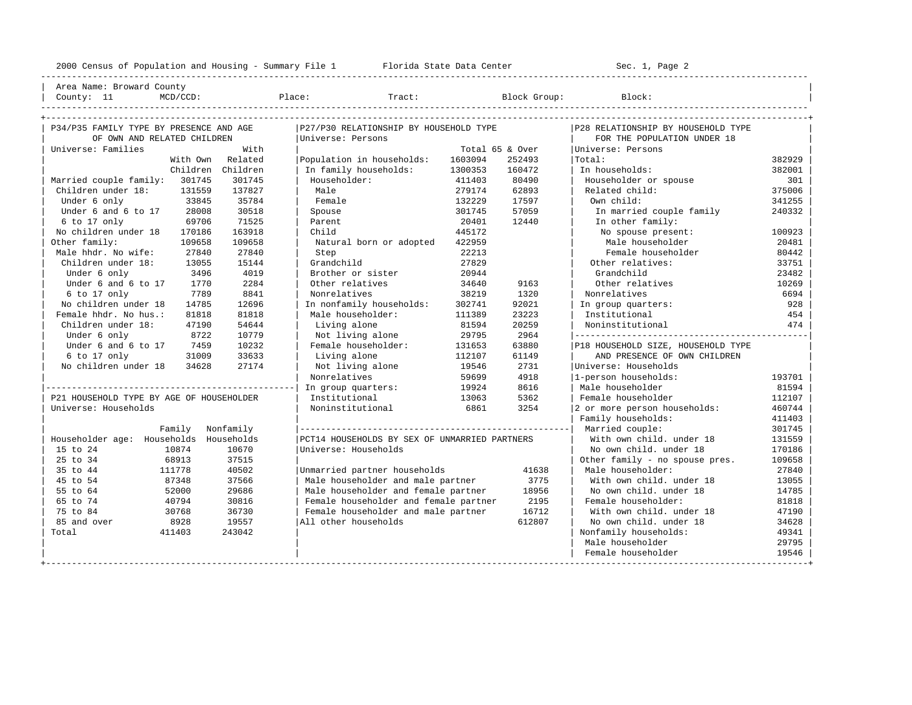Area Name: Broward County
County: 11 MCD/CCD: Place: Tract: Block Group: Block:

## P34/P35 FAMILY TYPE BY PRESENCE AND AGE OF OWN AND RELATED CHILDREN

Universe: Families

| | With Own Children | With Related Children |
|---|---|---|
| Married couple family: | 301745 | 301745 |
| Children under 18: | 131559 | 137827 |
| Under 6 only | 33845 | 35784 |
| Under 6 and 6 to 17 | 28008 | 30518 |
| 6 to 17 only | 69706 | 71525 |
| No children under 18 | 170186 | 163918 |
| Other family: | 109658 | 109658 |
| Male hhdr. No wife: | 27840 | 27840 |
| Children under 18: | 13055 | 15144 |
| Under 6 only | 3496 | 4019 |
| Under 6 and 6 to 17 | 1770 | 2284 |
| 6 to 17 only | 7789 | 8841 |
| No children under 18 | 14785 | 12696 |
| Female hhdr. No hus.: | 81818 | 81818 |
| Children under 18: | 47190 | 54644 |
| Under 6 only | 8722 | 10779 |
| Under 6 and 6 to 17 | 7459 | 10232 |
| 6 to 17 only | 31009 | 33633 |
| No children under 18 | 34628 | 27174 |

## P21 HOUSEHOLD TYPE BY AGE OF HOUSEHOLDER

Universe: Households

| Householder age: | Family Households | Nonfamily Households |
|---|---|---|
| 15 to 24 | 10874 | 10670 |
| 25 to 34 | 68913 | 37515 |
| 35 to 44 | 111778 | 40502 |
| 45 to 54 | 87348 | 37566 |
| 55 to 64 | 52000 | 29686 |
| 65 to 74 | 40794 | 30816 |
| 75 to 84 | 30768 | 36730 |
| 85 and over | 8928 | 19557 |
| Total | 411403 | 243042 |

## P27/P30 RELATIONSHIP BY HOUSEHOLD TYPE

Universe: Persons

| | Total | 65 & Over |
|---|---|---|
| Population in households: | 1603094 | 252493 |
| In family households: | 1300353 | 160472 |
| Householder: | 411403 | 80490 |
| Male | 279174 | 62893 |
| Female | 132229 | 17597 |
| Spouse | 301745 | 57059 |
| Parent | 20401 | 12440 |
| Child | 445172 | |
| Natural born or adopted | 422959 | |
| Step | 22213 | |
| Grandchild | 27829 | |
| Brother or sister | 20944 | |
| Other relatives | 34640 | 9163 |
| Nonrelatives | 38219 | 1320 |
| In nonfamily households: | 302741 | 92021 |
| Male householder: | 111389 | 23223 |
| Living alone | 81594 | 20259 |
| Not living alone | 29795 | 2964 |
| Female householder: | 131653 | 63880 |
| Living alone | 112107 | 61149 |
| Not living alone | 19546 | 2731 |
| Nonrelatives | 59699 | 4918 |
| In group quarters: | 19924 | 8616 |
| Institutional | 13063 | 5362 |
| Noninstitutional | 6861 | 3254 |

## PCT14 HOUSEHOLDS BY SEX OF UNMARRIED PARTNERS

Universe: Households

| | |
|---|---|
| Unmarried partner households | 41638 |
| Male householder and male partner | 3775 |
| Male householder and female partner | 18956 |
| Female householder and female partner | 2195 |
| Female householder and male partner | 16712 |
| All other households | 612807 |

## P28 RELATIONSHIP BY HOUSEHOLD TYPE FOR THE POPULATION UNDER 18

Universe: Persons

| | |
|---|---|
| Total: | 382929 |
| In households: | 382001 |
| Householder or spouse | 301 |
| Related child: | 375006 |
| Own child: | 341255 |
| In married couple family | 240332 |
| In other family: | |
| No spouse present: | 100923 |
| Male householder | 20481 |
| Female householder | 80442 |
| Other relatives: | 33751 |
| Grandchild | 23482 |
| Other relatives | 10269 |
| Nonrelatives | 6694 |
| In group quarters: | 928 |
| Institutional | 454 |
| Noninstitutional | 474 |

## P18 HOUSEHOLD SIZE, HOUSEHOLD TYPE AND PRESENCE OF OWN CHILDREN

Universe: Households

| | |
|---|---|
| 1-person households: | 193701 |
| Male householder | 81594 |
| Female householder | 112107 |
| 2 or more person households: | 460744 |
| Family households: | 411403 |
| Married couple: | 301745 |
| With own child. under 18 | 131559 |
| No own child. under 18 | 170186 |
| Other family - no spouse pres. | 109658 |
| Male householder: | 27840 |
| With own child. under 18 | 13055 |
| No own child. under 18 | 14785 |
| Female householder: | 81818 |
| With own child. under 18 | 47190 |
| No own child. under 18 | 34628 |
| Nonfamily households: | 49341 |
| Male householder | 29795 |
| Female householder | 19546 |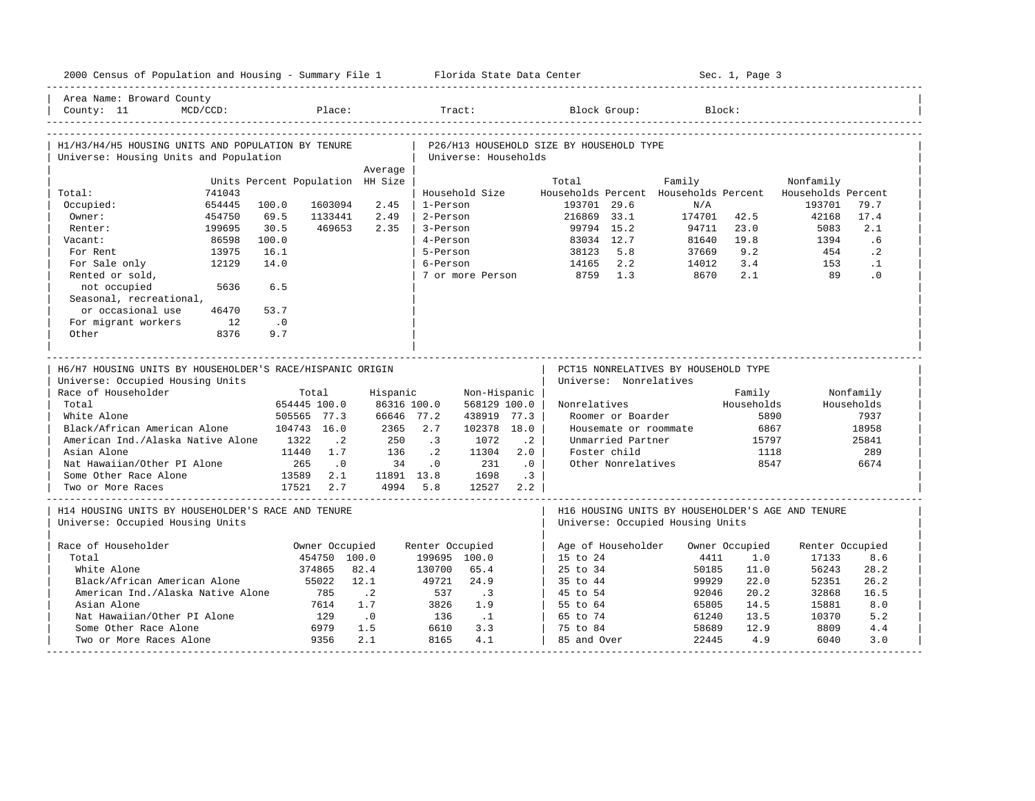Area Name: Broward County
County: 11 MCD/CCD: Place: Tract: Block Group: Block:

## H1/H3/H4/H5 HOUSING UNITS AND POPULATION BY TENURE

Universe: Housing Units and Population

| | Units | Percent | Population | Average HH Size |
|---|---|---|---|---|
| Total: | 741043 | | | |
| Occupied: | 654445 | 100.0 | 1603094 | 2.45 |
| Owner: | 454750 | 69.5 | 1133441 | 2.49 |
| Renter: | 199695 | 30.5 | 469653 | 2.35 |
| Vacant: | 86598 | 100.0 | | |
| For Rent | 13975 | 16.1 | | |
| For Sale only | 12129 | 14.0 | | |
| Rented or sold, not occupied | 5636 | 6.5 | | |
| Seasonal, recreational, or occasional use | 46470 | 53.7 | | |
| For migrant workers | 12 | .0 | | |
| Other | 8376 | 9.7 | | |

## P26/H13 HOUSEHOLD SIZE BY HOUSEHOLD TYPE

Universe: Households

| Household Size | Total Households | Percent | Family Households | Percent | Nonfamily Households | Percent |
|---|---|---|---|---|---|---|
| 1-Person | 193701 | 29.6 | N/A | | 193701 | 79.7 |
| 2-Person | 216869 | 33.1 | 174701 | 42.5 | 42168 | 17.4 |
| 3-Person | 99794 | 15.2 | 94711 | 23.0 | 5083 | 2.1 |
| 4-Person | 83034 | 12.7 | 81640 | 19.8 | 1394 | .6 |
| 5-Person | 38123 | 5.8 | 37669 | 9.2 | 454 | .2 |
| 6-Person | 14165 | 2.2 | 14012 | 3.4 | 153 | .1 |
| 7 or more Person | 8759 | 1.3 | 8670 | 2.1 | 89 | .0 |

## H6/H7 HOUSING UNITS BY HOUSEHOLDER'S RACE/HISPANIC ORIGIN

Universe: Occupied Housing Units

| Race of Householder | Total | | Hispanic | | Non-Hispanic | |
|---|---|---|---|---|---|---|
| Total | 654445 | 100.0 | 86316 | 100.0 | 568129 | 100.0 |
| White Alone | 505565 | 77.3 | 66646 | 77.2 | 438919 | 77.3 |
| Black/African American Alone | 104743 | 16.0 | 2365 | 2.7 | 102378 | 18.0 |
| American Ind./Alaska Native Alone | 1322 | .2 | 250 | .3 | 1072 | .2 |
| Asian Alone | 11440 | 1.7 | 136 | .2 | 11304 | 2.0 |
| Nat Hawaiian/Other PI Alone | 265 | .0 | 34 | .0 | 231 | .0 |
| Some Other Race Alone | 13589 | 2.1 | 11891 | 13.8 | 1698 | .3 |
| Two or More Races | 17521 | 2.7 | 4994 | 5.8 | 12527 | 2.2 |

## PCT15 NONRELATIVES BY HOUSEHOLD TYPE

Universe: Nonrelatives

| Nonrelatives | Family Households | Nonfamily Households |
|---|---|---|
| Roomer or Boarder | 5890 | 7937 |
| Housemate or roommate | 6867 | 18958 |
| Unmarried Partner | 15797 | 25841 |
| Foster child | 1118 | 289 |
| Other Nonrelatives | 8547 | 6674 |

## H14 HOUSING UNITS BY HOUSEHOLDER'S RACE AND TENURE

Universe: Occupied Housing Units

| Race of Householder | Owner Occupied | | Renter Occupied | |
|---|---|---|---|---|
| Total | 454750 | 100.0 | 199695 | 100.0 |
| White Alone | 374865 | 82.4 | 130700 | 65.4 |
| Black/African American Alone | 55022 | 12.1 | 49721 | 24.9 |
| American Ind./Alaska Native Alone | 785 | .2 | 537 | .3 |
| Asian Alone | 7614 | 1.7 | 3826 | 1.9 |
| Nat Hawaiian/Other PI Alone | 129 | .0 | 136 | .1 |
| Some Other Race Alone | 6979 | 1.5 | 6610 | 3.3 |
| Two or More Races Alone | 9356 | 2.1 | 8165 | 4.1 |

## H16 HOUSING UNITS BY HOUSEHOLDER'S AGE AND TENURE

Universe: Occupied Housing Units

| Age of Householder | Owner Occupied | | Renter Occupied | |
|---|---|---|---|---|
| 15 to 24 | 4411 | 1.0 | 17133 | 8.6 |
| 25 to 34 | 50185 | 11.0 | 56243 | 28.2 |
| 35 to 44 | 99929 | 22.0 | 52351 | 26.2 |
| 45 to 54 | 92046 | 20.2 | 32868 | 16.5 |
| 55 to 64 | 65805 | 14.5 | 15881 | 8.0 |
| 65 to 74 | 61240 | 13.5 | 10370 | 5.2 |
| 75 to 84 | 58689 | 12.9 | 8809 | 4.4 |
| 85 and Over | 22445 | 4.9 | 6040 | 3.0 |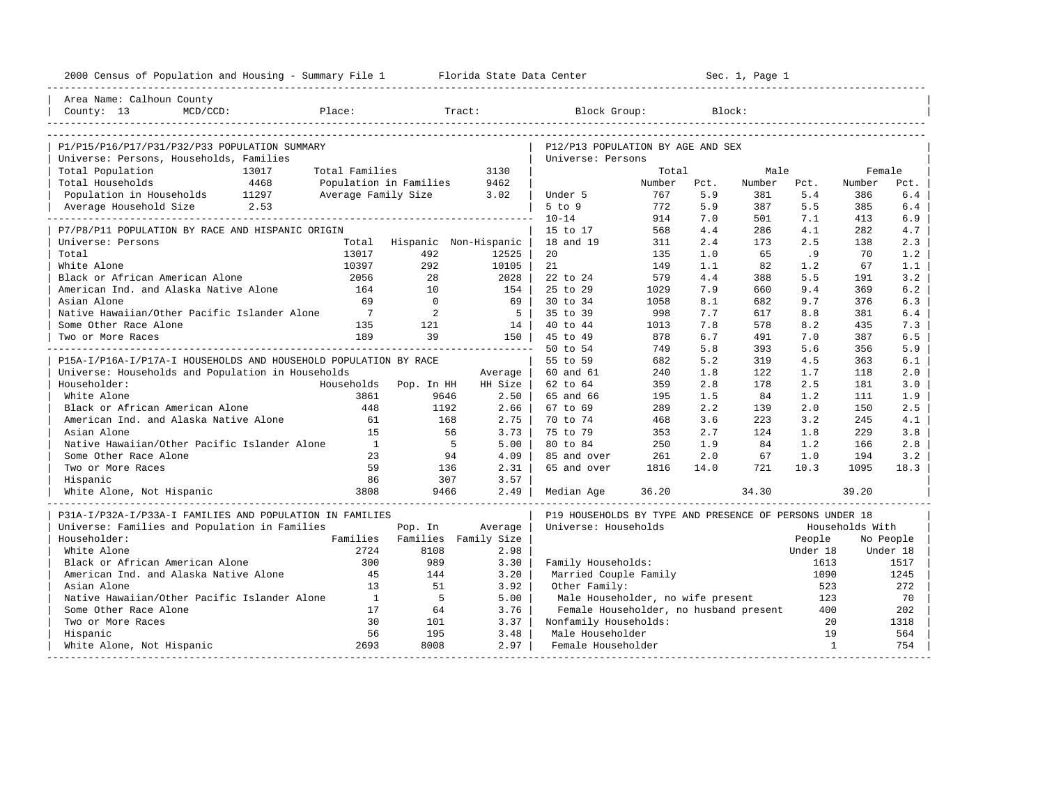2000 Census of Population and Housing - Summary File 1 — Florida State Data Center — Sec. 1, Page 1

Area Name: Calhoun County
County: 13 MCD/CCD: Place: Tract: Block Group: Block:

## P1/P15/P16/P17/P31/P32/P33 POPULATION SUMMARY

Universe: Persons, Households, Families

| | | | |
|---|---|---|---|
| Total Population | 13017 | Total Families | 3130 |
| Total Households | 4468 | Population in Families | 9462 |
| Population in Households | 11297 | Average Family Size | 3.02 |
| Average Household Size | 2.53 | | |

## P7/P8/P11 POPULATION BY RACE AND HISPANIC ORIGIN

Universe: Persons

| | Total | Hispanic | Non-Hispanic |
|---|---|---|---|
| Total | 13017 | 492 | 12525 |
| White Alone | 10397 | 292 | 10105 |
| Black or African American Alone | 2056 | 28 | 2028 |
| American Ind. and Alaska Native Alone | 164 | 10 | 154 |
| Asian Alone | 69 | 0 | 69 |
| Native Hawaiian/Other Pacific Islander Alone | 7 | 2 | 5 |
| Some Other Race Alone | 135 | 121 | 14 |
| Two or More Races | 189 | 39 | 150 |

## P15A-I/P16A-I/P17A-I HOUSEHOLDS AND HOUSEHOLD POPULATION BY RACE

Universe: Households and Population in Households

| Householder: | Households | Pop. In HH | Average HH Size |
|---|---|---|---|
| White Alone | 3861 | 9646 | 2.50 |
| Black or African American Alone | 448 | 1192 | 2.66 |
| American Ind. and Alaska Native Alone | 61 | 168 | 2.75 |
| Asian Alone | 15 | 56 | 3.73 |
| Native Hawaiian/Other Pacific Islander Alone | 1 | 5 | 5.00 |
| Some Other Race Alone | 23 | 94 | 4.09 |
| Two or More Races | 59 | 136 | 2.31 |
| Hispanic | 86 | 307 | 3.57 |
| White Alone, Not Hispanic | 3808 | 9466 | 2.49 |

## P31A-I/P32A-I/P33A-I FAMILIES AND POPULATION IN FAMILIES

Universe: Families and Population in Families

| Householder: | Families | Pop. In Families | Average Family Size |
|---|---|---|---|
| White Alone | 2724 | 8108 | 2.98 |
| Black or African American Alone | 300 | 989 | 3.30 |
| American Ind. and Alaska Native Alone | 45 | 144 | 3.20 |
| Asian Alone | 13 | 51 | 3.92 |
| Native Hawaiian/Other Pacific Islander Alone | 1 | 5 | 5.00 |
| Some Other Race Alone | 17 | 64 | 3.76 |
| Two or More Races | 30 | 101 | 3.37 |
| Hispanic | 56 | 195 | 3.48 |
| White Alone, Not Hispanic | 2693 | 8008 | 2.97 |

## P12/P13 POPULATION BY AGE AND SEX

Universe: Persons

| | Total Number | Total Pct. | Male Number | Male Pct. | Female Number | Female Pct. |
|---|---|---|---|---|---|---|
| Under 5 | 767 | 5.9 | 381 | 5.4 | 386 | 6.4 |
| 5 to 9 | 772 | 5.9 | 387 | 5.5 | 385 | 6.4 |
| 10-14 | 914 | 7.0 | 501 | 7.1 | 413 | 6.9 |
| 15 to 17 | 568 | 4.4 | 286 | 4.1 | 282 | 4.7 |
| 18 and 19 | 311 | 2.4 | 173 | 2.5 | 138 | 2.3 |
| 20 | 135 | 1.0 | 65 | .9 | 70 | 1.2 |
| 21 | 149 | 1.1 | 82 | 1.2 | 67 | 1.1 |
| 22 to 24 | 579 | 4.4 | 388 | 5.5 | 191 | 3.2 |
| 25 to 29 | 1029 | 7.9 | 660 | 9.4 | 369 | 6.2 |
| 30 to 34 | 1058 | 8.1 | 682 | 9.7 | 376 | 6.3 |
| 35 to 39 | 998 | 7.7 | 617 | 8.8 | 381 | 6.4 |
| 40 to 44 | 1013 | 7.8 | 578 | 8.2 | 435 | 7.3 |
| 45 to 49 | 878 | 6.7 | 491 | 7.0 | 387 | 6.5 |
| 50 to 54 | 749 | 5.8 | 393 | 5.6 | 356 | 5.9 |
| 55 to 59 | 682 | 5.2 | 319 | 4.5 | 363 | 6.1 |
| 60 and 61 | 240 | 1.8 | 122 | 1.7 | 118 | 2.0 |
| 62 to 64 | 359 | 2.8 | 178 | 2.5 | 181 | 3.0 |
| 65 and 66 | 195 | 1.5 | 84 | 1.2 | 111 | 1.9 |
| 67 to 69 | 289 | 2.2 | 139 | 2.0 | 150 | 2.5 |
| 70 to 74 | 468 | 3.6 | 223 | 3.2 | 245 | 4.1 |
| 75 to 79 | 353 | 2.7 | 124 | 1.8 | 229 | 3.8 |
| 80 to 84 | 250 | 1.9 | 84 | 1.2 | 166 | 2.8 |
| 85 and over | 261 | 2.0 | 67 | 1.0 | 194 | 3.2 |
| 65 and over | 1816 | 14.0 | 721 | 10.3 | 1095 | 18.3 |
| Median Age | 36.20 | | 34.30 | | 39.20 | |

## P19 HOUSEHOLDS BY TYPE AND PRESENCE OF PERSONS UNDER 18

Universe: Households

| | Households With People Under 18 | Households With No People Under 18 |
|---|---|---|
| Family Households: | 1613 | 1517 |
| Married Couple Family | 1090 | 1245 |
| Other Family: | 523 | 272 |
| Male Householder, no wife present | 123 | 70 |
| Female Householder, no husband present | 400 | 202 |
| Nonfamily Households: | 20 | 1318 |
| Male Householder | 19 | 564 |
| Female Householder | 1 | 754 |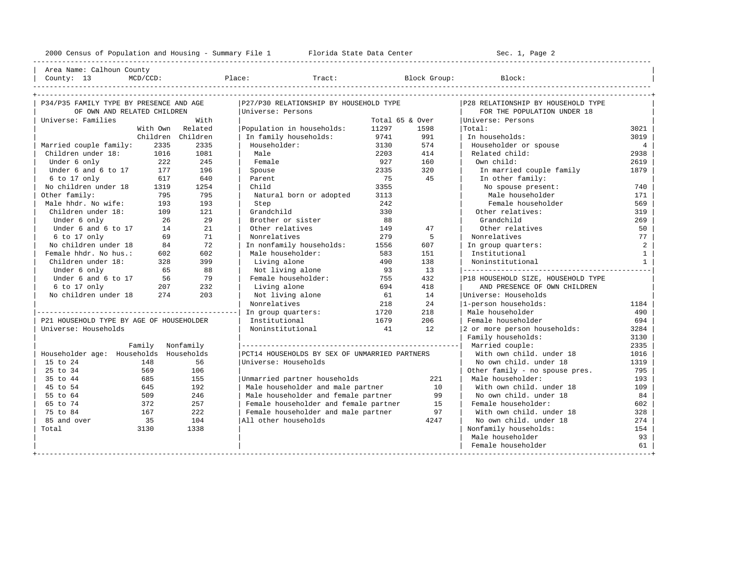Area Name: Calhoun County
County: 13 MCD/CCD: Place: Tract: Block Group: Block:

## P34/P35 FAMILY TYPE BY PRESENCE AND AGE OF OWN AND RELATED CHILDREN

Universe: Families

| | With Own Children | With Related Children |
|---|---|---|
| Married couple family: | 2335 | 2335 |
| Children under 18: | 1016 | 1081 |
| Under 6 only | 222 | 245 |
| Under 6 and 6 to 17 | 177 | 196 |
| 6 to 17 only | 617 | 640 |
| No children under 18 | 1319 | 1254 |
| Other family: | 795 | 795 |
| Male hhdr. No wife: | 193 | 193 |
| Children under 18: | 109 | 121 |
| Under 6 only | 26 | 29 |
| Under 6 and 6 to 17 | 14 | 21 |
| 6 to 17 only | 69 | 71 |
| No children under 18 | 84 | 72 |
| Female hhdr. No hus.: | 602 | 602 |
| Children under 18: | 328 | 399 |
| Under 6 only | 65 | 88 |
| Under 6 and 6 to 17 | 56 | 79 |
| 6 to 17 only | 207 | 232 |
| No children under 18 | 274 | 203 |

## P21 HOUSEHOLD TYPE BY AGE OF HOUSEHOLDER

Universe: Households

| Householder age: | Family Households | Nonfamily Households |
|---|---|---|
| 15 to 24 | 148 | 56 |
| 25 to 34 | 569 | 106 |
| 35 to 44 | 685 | 155 |
| 45 to 54 | 645 | 192 |
| 55 to 64 | 509 | 246 |
| 65 to 74 | 372 | 257 |
| 75 to 84 | 167 | 222 |
| 85 and over | 35 | 104 |
| Total | 3130 | 1338 |

## P27/P30 RELATIONSHIP BY HOUSEHOLD TYPE

Universe: Persons

| | Total | 65 & Over |
|---|---|---|
| Population in households: | 11297 | 1598 |
| In family households: | 9741 | 991 |
| Householder: | 3130 | 574 |
| Male | 2203 | 414 |
| Female | 927 | 160 |
| Spouse | 2335 | 320 |
| Parent | 75 | 45 |
| Child | 3355 | |
| Natural born or adopted | 3113 | |
| Step | 242 | |
| Grandchild | 330 | |
| Brother or sister | 88 | |
| Other relatives | 149 | 47 |
| Nonrelatives | 279 | 5 |
| In nonfamily households: | 1556 | 607 |
| Male householder: | 583 | 151 |
| Living alone | 490 | 138 |
| Not living alone | 93 | 13 |
| Female householder: | 755 | 432 |
| Living alone | 694 | 418 |
| Not living alone | 61 | 14 |
| Nonrelatives | 218 | 24 |
| In group quarters: | 1720 | 218 |
| Institutional | 1679 | 206 |
| Noninstitutional | 41 | 12 |

## PCT14 HOUSEHOLDS BY SEX OF UNMARRIED PARTNERS

Universe: Households

| | |
|---|---|
| Unmarried partner households | 221 |
| Male householder and male partner | 10 |
| Male householder and female partner | 99 |
| Female householder and female partner | 15 |
| Female householder and male partner | 97 |
| All other households | 4247 |

## P28 RELATIONSHIP BY HOUSEHOLD TYPE FOR THE POPULATION UNDER 18

Universe: Persons

| | |
|---|---|
| Total: | 3021 |
| In households: | 3019 |
| Householder or spouse | 4 |
| Related child: | 2938 |
| Own child: | 2619 |
| In married couple family | 1879 |
| In other family: | |
| No spouse present: | 740 |
| Male householder | 171 |
| Female householder | 569 |
| Other relatives: | 319 |
| Grandchild | 269 |
| Other relatives | 50 |
| Nonrelatives | 77 |
| In group quarters: | 2 |
| Institutional | 1 |
| Noninstitutional | 1 |

## P18 HOUSEHOLD SIZE, HOUSEHOLD TYPE AND PRESENCE OF OWN CHILDREN

Universe: Households

| | |
|---|---|
| 1-person households: | 1184 |
| Male householder | 490 |
| Female householder | 694 |
| 2 or more person households: | 3284 |
| Family households: | 3130 |
| Married couple: | 2335 |
| With own child. under 18 | 1016 |
| No own child. under 18 | 1319 |
| Other family - no spouse pres. | 795 |
| Male householder: | 193 |
| With own child. under 18 | 109 |
| No own child. under 18 | 84 |
| Female householder: | 602 |
| With own child. under 18 | 328 |
| No own child. under 18 | 274 |
| Nonfamily households: | 154 |
| Male householder | 93 |
| Female householder | 61 |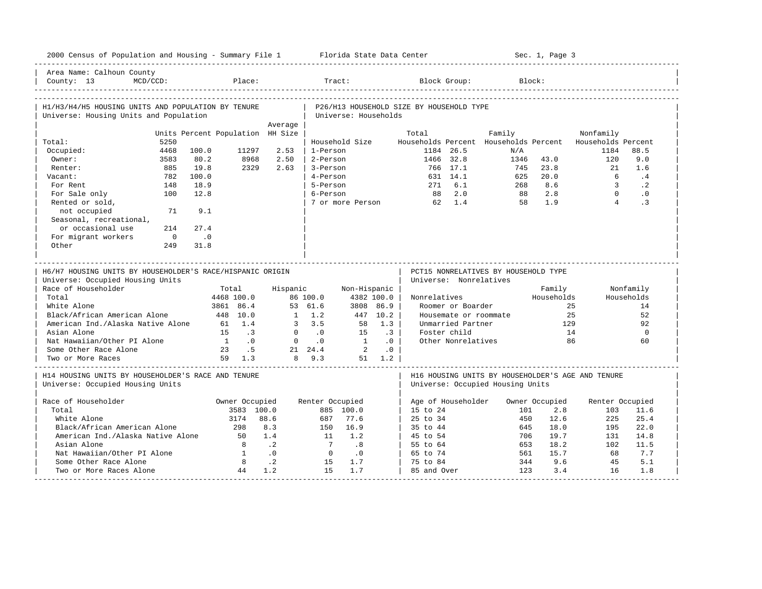Area Name: Calhoun County
County: 13 MCD/CCD: Place: Tract: Block Group: Block:

## H1/H3/H4/H5 HOUSING UNITS AND POPULATION BY TENURE

Universe: Housing Units and Population

| | Units | Percent | Population | Average HH Size |
|---|---|---|---|---|
| Total: | 5250 | | | |
| Occupied: | 4468 | 100.0 | 11297 | 2.53 |
| Owner: | 3583 | 80.2 | 8968 | 2.50 |
| Renter: | 885 | 19.8 | 2329 | 2.63 |
| Vacant: | 782 | 100.0 | | |
| For Rent | 148 | 18.9 | | |
| For Sale only | 100 | 12.8 | | |
| Rented or sold, not occupied | 71 | 9.1 | | |
| Seasonal, recreational, or occasional use | 214 | 27.4 | | |
| For migrant workers | 0 | .0 | | |
| Other | 249 | 31.8 | | |

## P26/H13 HOUSEHOLD SIZE BY HOUSEHOLD TYPE

Universe: Households

| Household Size | Total Households | Percent | Family Households | Percent | Nonfamily Households | Percent |
|---|---|---|---|---|---|---|
| 1-Person | 1184 | 26.5 | N/A | | 1184 | 88.5 |
| 2-Person | 1466 | 32.8 | 1346 | 43.0 | 120 | 9.0 |
| 3-Person | 766 | 17.1 | 745 | 23.8 | 21 | 1.6 |
| 4-Person | 631 | 14.1 | 625 | 20.0 | 6 | .4 |
| 5-Person | 271 | 6.1 | 268 | 8.6 | 3 | .2 |
| 6-Person | 88 | 2.0 | 88 | 2.8 | 0 | .0 |
| 7 or more Person | 62 | 1.4 | 58 | 1.9 | 4 | .3 |

## H6/H7 HOUSING UNITS BY HOUSEHOLDER'S RACE/HISPANIC ORIGIN

Universe: Occupied Housing Units

| Race of Householder | Total | | Hispanic | | Non-Hispanic | |
|---|---|---|---|---|---|---|
| Total | 4468 | 100.0 | 86 | 100.0 | 4382 | 100.0 |
| White Alone | 3861 | 86.4 | 53 | 61.6 | 3808 | 86.9 |
| Black/African American Alone | 448 | 10.0 | 1 | 1.2 | 447 | 10.2 |
| American Ind./Alaska Native Alone | 61 | 1.4 | 3 | 3.5 | 58 | 1.3 |
| Asian Alone | 15 | .3 | 0 | .0 | 15 | .3 |
| Nat Hawaiian/Other PI Alone | 1 | .0 | 0 | .0 | 1 | .0 |
| Some Other Race Alone | 23 | .5 | 21 | 24.4 | 2 | .0 |
| Two or More Races | 59 | 1.3 | 8 | 9.3 | 51 | 1.2 |

## PCT15 NONRELATIVES BY HOUSEHOLD TYPE

Universe: Nonrelatives

| Nonrelatives | Family Households | Nonfamily Households |
|---|---|---|
| Roomer or Boarder | 25 | 14 |
| Housemate or roommate | 25 | 52 |
| Unmarried Partner | 129 | 92 |
| Foster child | 14 | 0 |
| Other Nonrelatives | 86 | 60 |

## H14 HOUSING UNITS BY HOUSEHOLDER'S RACE AND TENURE

Universe: Occupied Housing Units

| Race of Householder | Owner Occupied | | Renter Occupied | |
|---|---|---|---|---|
| Total | 3583 | 100.0 | 885 | 100.0 |
| White Alone | 3174 | 88.6 | 687 | 77.6 |
| Black/African American Alone | 298 | 8.3 | 150 | 16.9 |
| American Ind./Alaska Native Alone | 50 | 1.4 | 11 | 1.2 |
| Asian Alone | 8 | .2 | 7 | .8 |
| Nat Hawaiian/Other PI Alone | 1 | .0 | 0 | .0 |
| Some Other Race Alone | 8 | .2 | 15 | 1.7 |
| Two or More Races Alone | 44 | 1.2 | 15 | 1.7 |

## H16 HOUSING UNITS BY HOUSEHOLDER'S AGE AND TENURE

Universe: Occupied Housing Units

| Age of Householder | Owner Occupied | | Renter Occupied | |
|---|---|---|---|---|
| 15 to 24 | 101 | 2.8 | 103 | 11.6 |
| 25 to 34 | 450 | 12.6 | 225 | 25.4 |
| 35 to 44 | 645 | 18.0 | 195 | 22.0 |
| 45 to 54 | 706 | 19.7 | 131 | 14.8 |
| 55 to 64 | 653 | 18.2 | 102 | 11.5 |
| 65 to 74 | 561 | 15.7 | 68 | 7.7 |
| 75 to 84 | 344 | 9.6 | 45 | 5.1 |
| 85 and Over | 123 | 3.4 | 16 | 1.8 |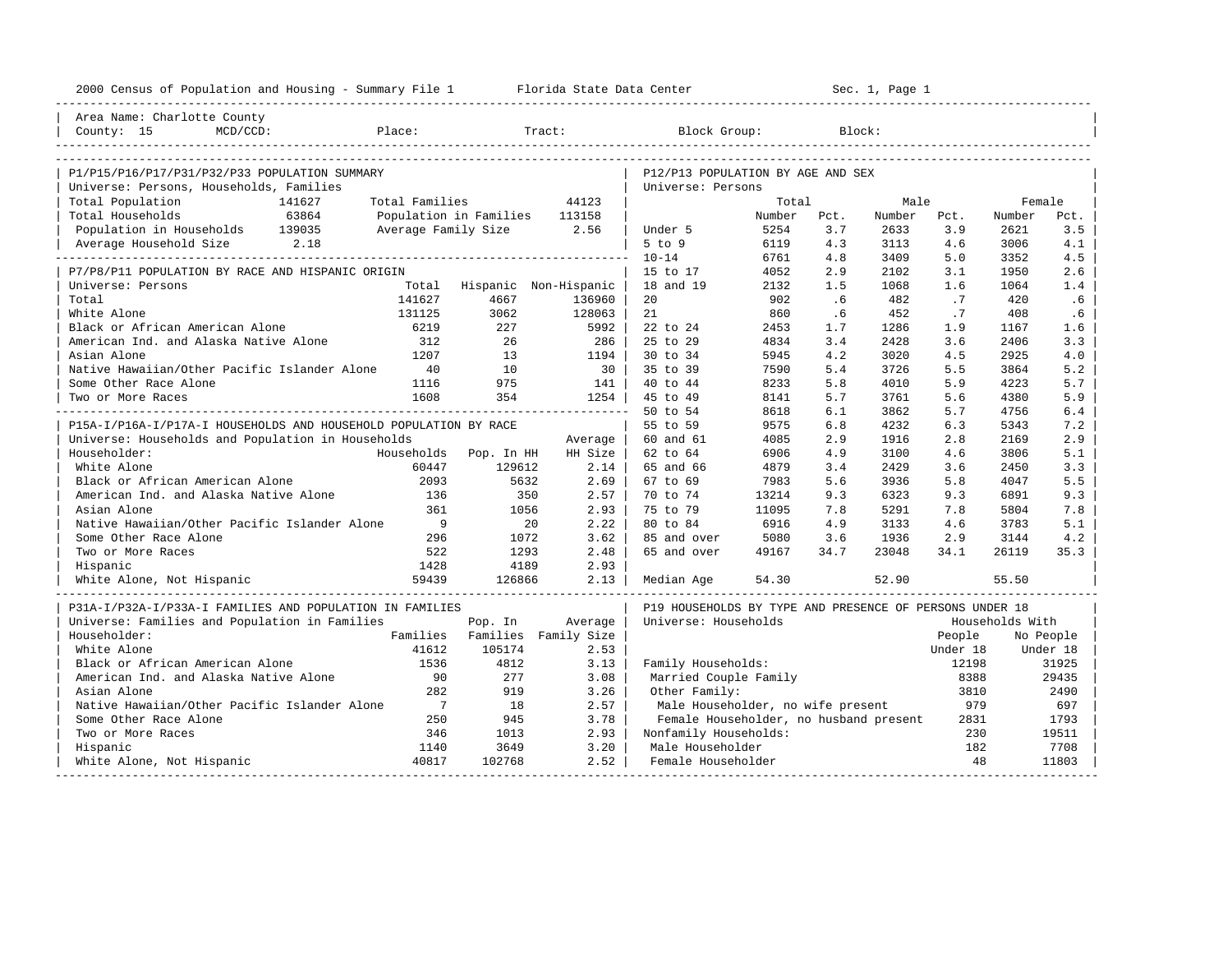2000 Census of Population and Housing - Summary File 1 Florida State Data Center Sec. 1, Page 1

Area Name: Charlotte County
County: 15 MCD/CCD: Place: Tract: Block Group: Block:

## P1/P15/P16/P17/P31/P32/P33 POPULATION SUMMARY

Universe: Persons, Households, Families

| | | | |
|---|---|---|---|
| Total Population | 141627 | Total Families | 44123 |
| Total Households | 63864 | Population in Families | 113158 |
| Population in Households | 139035 | Average Family Size | 2.56 |
| Average Household Size | 2.18 | | |

## P7/P8/P11 POPULATION BY RACE AND HISPANIC ORIGIN

Universe: Persons

| | Total | Hispanic | Non-Hispanic |
|---|---|---|---|
| Total | 141627 | 4667 | 136960 |
| White Alone | 131125 | 3062 | 128063 |
| Black or African American Alone | 6219 | 227 | 5992 |
| American Ind. and Alaska Native Alone | 312 | 26 | 286 |
| Asian Alone | 1207 | 13 | 1194 |
| Native Hawaiian/Other Pacific Islander Alone | 40 | 10 | 30 |
| Some Other Race Alone | 1116 | 975 | 141 |
| Two or More Races | 1608 | 354 | 1254 |

## P15A-I/P16A-I/P17A-I HOUSEHOLDS AND HOUSEHOLD POPULATION BY RACE

Universe: Households and Population in Households

| Householder: | Households | Pop. In HH | Average HH Size |
|---|---|---|---|
| White Alone | 60447 | 129612 | 2.14 |
| Black or African American Alone | 2093 | 5632 | 2.69 |
| American Ind. and Alaska Native Alone | 136 | 350 | 2.57 |
| Asian Alone | 361 | 1056 | 2.93 |
| Native Hawaiian/Other Pacific Islander Alone | 9 | 20 | 2.22 |
| Some Other Race Alone | 296 | 1072 | 3.62 |
| Two or More Races | 522 | 1293 | 2.48 |
| Hispanic | 1428 | 4189 | 2.93 |
| White Alone, Not Hispanic | 59439 | 126866 | 2.13 |

## P31A-I/P32A-I/P33A-I FAMILIES AND POPULATION IN FAMILIES

Universe: Families and Population in Families

| Householder: | Families | Pop. In Families | Average Family Size |
|---|---|---|---|
| White Alone | 41612 | 105174 | 2.53 |
| Black or African American Alone | 1536 | 4812 | 3.13 |
| American Ind. and Alaska Native Alone | 90 | 277 | 3.08 |
| Asian Alone | 282 | 919 | 3.26 |
| Native Hawaiian/Other Pacific Islander Alone | 7 | 18 | 2.57 |
| Some Other Race Alone | 250 | 945 | 3.78 |
| Two or More Races | 346 | 1013 | 2.93 |
| Hispanic | 1140 | 3649 | 3.20 |
| White Alone, Not Hispanic | 40817 | 102768 | 2.52 |

## P12/P13 POPULATION BY AGE AND SEX

Universe: Persons

| | Total Number | Total Pct. | Male Number | Male Pct. | Female Number | Female Pct. |
|---|---|---|---|---|---|---|
| Under 5 | 5254 | 3.7 | 2633 | 3.9 | 2621 | 3.5 |
| 5 to 9 | 6119 | 4.3 | 3113 | 4.6 | 3006 | 4.1 |
| 10-14 | 6761 | 4.8 | 3409 | 5.0 | 3352 | 4.5 |
| 15 to 17 | 4052 | 2.9 | 2102 | 3.1 | 1950 | 2.6 |
| 18 and 19 | 2132 | 1.5 | 1068 | 1.6 | 1064 | 1.4 |
| 20 | 902 | .6 | 482 | .7 | 420 | .6 |
| 21 | 860 | .6 | 452 | .7 | 408 | .6 |
| 22 to 24 | 2453 | 1.7 | 1286 | 1.9 | 1167 | 1.6 |
| 25 to 29 | 4834 | 3.4 | 2428 | 3.6 | 2406 | 3.3 |
| 30 to 34 | 5945 | 4.2 | 3020 | 4.5 | 2925 | 4.0 |
| 35 to 39 | 7590 | 5.4 | 3726 | 5.5 | 3864 | 5.2 |
| 40 to 44 | 8233 | 5.8 | 4010 | 5.9 | 4223 | 5.7 |
| 45 to 49 | 8141 | 5.7 | 3761 | 5.6 | 4380 | 5.9 |
| 50 to 54 | 8618 | 6.1 | 3862 | 5.7 | 4756 | 6.4 |
| 55 to 59 | 9575 | 6.8 | 4232 | 6.3 | 5343 | 7.2 |
| 60 and 61 | 4085 | 2.9 | 1916 | 2.8 | 2169 | 2.9 |
| 62 to 64 | 6906 | 4.9 | 3100 | 4.6 | 3806 | 5.1 |
| 65 and 66 | 4879 | 3.4 | 2429 | 3.6 | 2450 | 3.3 |
| 67 to 69 | 7983 | 5.6 | 3936 | 5.8 | 4047 | 5.5 |
| 70 to 74 | 13214 | 9.3 | 6323 | 9.3 | 6891 | 9.3 |
| 75 to 79 | 11095 | 7.8 | 5291 | 7.8 | 5804 | 7.8 |
| 80 to 84 | 6916 | 4.9 | 3133 | 4.6 | 3783 | 5.1 |
| 85 and over | 5080 | 3.6 | 1936 | 2.9 | 3144 | 4.2 |
| 65 and over | 49167 | 34.7 | 23048 | 34.1 | 26119 | 35.3 |
| Median Age | 54.30 | | 52.90 | | 55.50 | |

## P19 HOUSEHOLDS BY TYPE AND PRESENCE OF PERSONS UNDER 18

Universe: Households

| | Households With People Under 18 | Households With No People Under 18 |
|---|---|---|
| Family Households: | 12198 | 31925 |
| Married Couple Family | 8388 | 29435 |
| Other Family: | 3810 | 2490 |
| Male Householder, no wife present | 979 | 697 |
| Female Householder, no husband present | 2831 | 1793 |
| Nonfamily Households: | 230 | 19511 |
| Male Householder | 182 | 7708 |
| Female Householder | 48 | 11803 |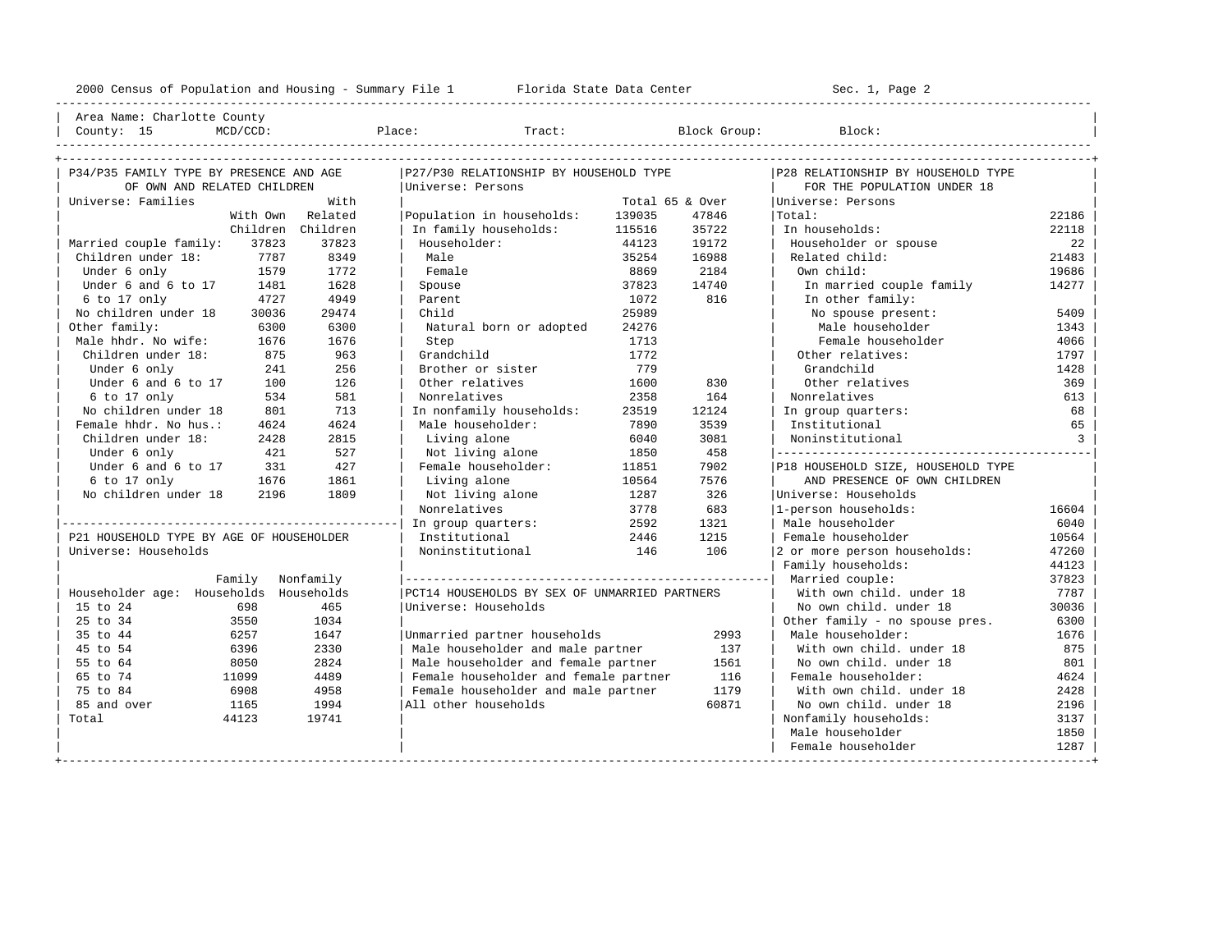Area Name: Charlotte County

County: 15 MCD/CCD: Place: Tract: Block Group: Block:

## P34/P35 FAMILY TYPE BY PRESENCE AND AGE OF OWN AND RELATED CHILDREN

Universe: Families

| | With Own Children | With Related Children |
|---|---|---|
| Married couple family: | 37823 | 37823 |
| Children under 18: | 7787 | 8349 |
| Under 6 only | 1579 | 1772 |
| Under 6 and 6 to 17 | 1481 | 1628 |
| 6 to 17 only | 4727 | 4949 |
| No children under 18 | 30036 | 29474 |
| Other family: | 6300 | 6300 |
| Male hhdr. No wife: | 1676 | 1676 |
| Children under 18: | 875 | 963 |
| Under 6 only | 241 | 256 |
| Under 6 and 6 to 17 | 100 | 126 |
| 6 to 17 only | 534 | 581 |
| No children under 18 | 801 | 713 |
| Female hhdr. No hus.: | 4624 | 4624 |
| Children under 18: | 2428 | 2815 |
| Under 6 only | 421 | 527 |
| Under 6 and 6 to 17 | 331 | 427 |
| 6 to 17 only | 1676 | 1861 |
| No children under 18 | 2196 | 1809 |

## P21 HOUSEHOLD TYPE BY AGE OF HOUSEHOLDER

Universe: Households

| Householder age: | Family Households | Nonfamily Households |
|---|---|---|
| 15 to 24 | 698 | 465 |
| 25 to 34 | 3550 | 1034 |
| 35 to 44 | 6257 | 1647 |
| 45 to 54 | 6396 | 2330 |
| 55 to 64 | 8050 | 2824 |
| 65 to 74 | 11099 | 4489 |
| 75 to 84 | 6908 | 4958 |
| 85 and over | 1165 | 1994 |
| Total | 44123 | 19741 |

## P27/P30 RELATIONSHIP BY HOUSEHOLD TYPE

Universe: Persons

| | Total | 65 & Over |
|---|---|---|
| Population in households: | 139035 | 47846 |
| In family households: | 115516 | 35722 |
| Householder: | 44123 | 19172 |
| Male | 35254 | 16988 |
| Female | 8869 | 2184 |
| Spouse | 37823 | 14740 |
| Parent | 1072 | 816 |
| Child | 25989 | |
| Natural born or adopted | 24276 | |
| Step | 1713 | |
| Grandchild | 1772 | |
| Brother or sister | 779 | |
| Other relatives | 1600 | 830 |
| Nonrelatives | 2358 | 164 |
| In nonfamily households: | 23519 | 12124 |
| Male householder: | 7890 | 3539 |
| Living alone | 6040 | 3081 |
| Not living alone | 1850 | 458 |
| Female householder: | 11851 | 7902 |
| Living alone | 10564 | 7576 |
| Not living alone | 1287 | 326 |
| Nonrelatives | 3778 | 683 |
| In group quarters: | 2592 | 1321 |
| Institutional | 2446 | 1215 |
| Noninstitutional | 146 | 106 |

## PCT14 HOUSEHOLDS BY SEX OF UNMARRIED PARTNERS

Universe: Households

| | |
|---|---|
| Unmarried partner households | 2993 |
| Male householder and male partner | 137 |
| Male householder and female partner | 1561 |
| Female householder and female partner | 116 |
| Female householder and male partner | 1179 |
| All other households | 60871 |

## P28 RELATIONSHIP BY HOUSEHOLD TYPE FOR THE POPULATION UNDER 18

Universe: Persons

| | |
|---|---|
| Total: | 22186 |
| In households: | 22118 |
| Householder or spouse | 22 |
| Related child: | 21483 |
| Own child: | 19686 |
| In married couple family | 14277 |
| In other family: | |
| No spouse present: | 5409 |
| Male householder | 1343 |
| Female householder | 4066 |
| Other relatives: | 1797 |
| Grandchild | 1428 |
| Other relatives | 369 |
| Nonrelatives | 613 |
| In group quarters: | 68 |
| Institutional | 65 |
| Noninstitutional | 3 |

## P18 HOUSEHOLD SIZE, HOUSEHOLD TYPE AND PRESENCE OF OWN CHILDREN

Universe: Households

| | |
|---|---|
| 1-person households: | 16604 |
| Male householder | 6040 |
| Female householder | 10564 |
| 2 or more person households: | 47260 |
| Family households: | 44123 |
| Married couple: | 37823 |
| With own child. under 18 | 7787 |
| No own child. under 18 | 30036 |
| Other family - no spouse pres. | 6300 |
| Male householder: | 1676 |
| With own child. under 18 | 875 |
| No own child. under 18 | 801 |
| Female householder: | 4624 |
| With own child. under 18 | 2428 |
| No own child. under 18 | 2196 |
| Nonfamily households: | 3137 |
| Male householder | 1850 |
| Female householder | 1287 |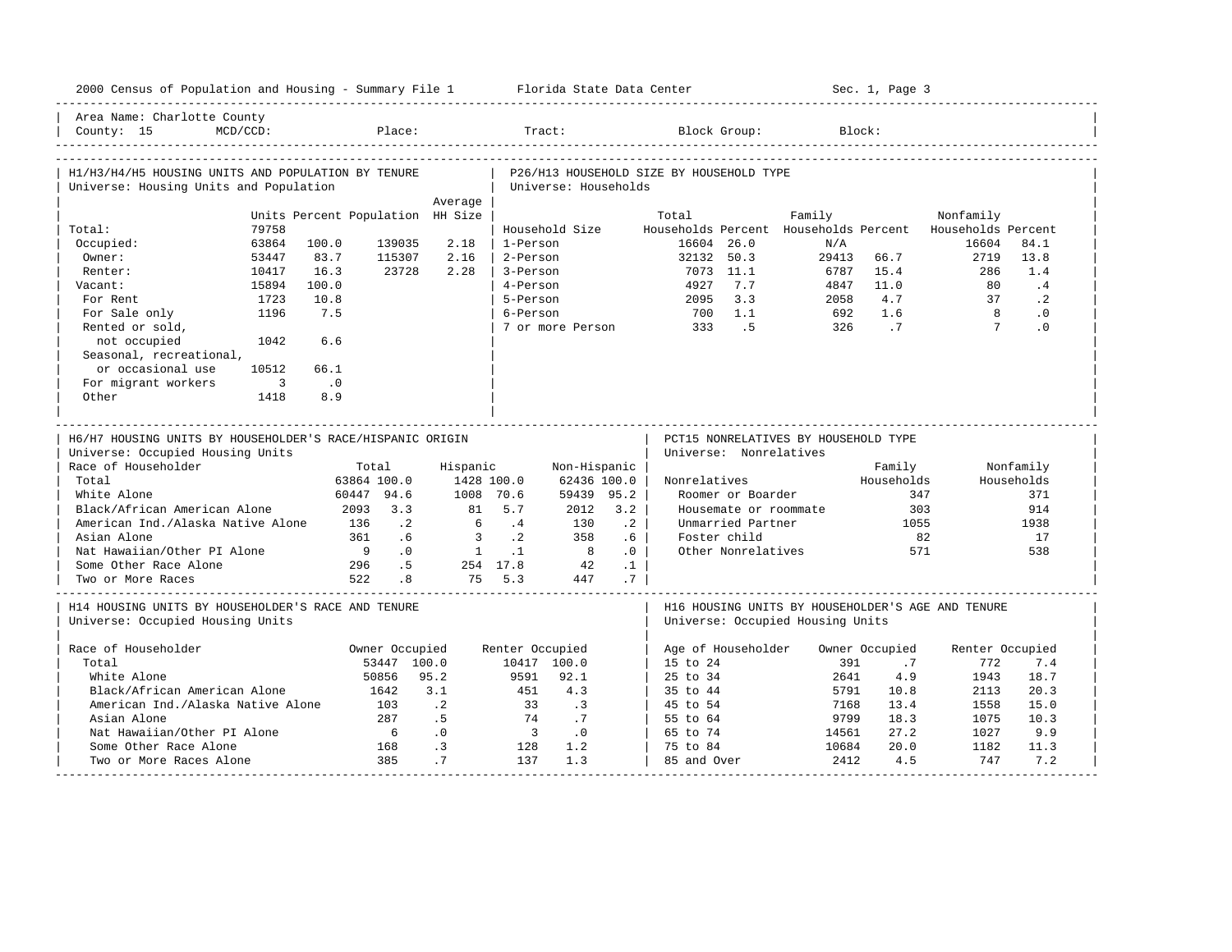2000 Census of Population and Housing - Summary File 1 Florida State Data Center Sec. 1, Page 3

Area Name: Charlotte County
County: 15 MCD/CCD: Place: Tract: Block Group: Block:

## H1/H3/H4/H5 HOUSING UNITS AND POPULATION BY TENURE

Universe: Housing Units and Population

| | Units | Percent | Population | Average HH Size |
|---|---|---|---|---|
| Total: | 79758 | | | |
| Occupied: | 63864 | 100.0 | 139035 | 2.18 |
| Owner: | 53447 | 83.7 | 115307 | 2.16 |
| Renter: | 10417 | 16.3 | 23728 | 2.28 |
| Vacant: | 15894 | 100.0 | | |
| For Rent | 1723 | 10.8 | | |
| For Sale only | 1196 | 7.5 | | |
| Rented or sold, not occupied | 1042 | 6.6 | | |
| Seasonal, recreational, or occasional use | 10512 | 66.1 | | |
| For migrant workers | 3 | .0 | | |
| Other | 1418 | 8.9 | | |

## P26/H13 HOUSEHOLD SIZE BY HOUSEHOLD TYPE

Universe: Households

| Household Size | Total Households | Percent | Family Households | Percent | Nonfamily Households | Percent |
|---|---|---|---|---|---|---|
| 1-Person | 16604 | 26.0 | N/A | | 16604 | 84.1 |
| 2-Person | 32132 | 50.3 | 29413 | 66.7 | 2719 | 13.8 |
| 3-Person | 7073 | 11.1 | 6787 | 15.4 | 286 | 1.4 |
| 4-Person | 4927 | 7.7 | 4847 | 11.0 | 80 | .4 |
| 5-Person | 2095 | 3.3 | 2058 | 4.7 | 37 | .2 |
| 6-Person | 700 | 1.1 | 692 | 1.6 | 8 | .0 |
| 7 or more Person | 333 | .5 | 326 | .7 | 7 | .0 |

## H6/H7 HOUSING UNITS BY HOUSEHOLDER'S RACE/HISPANIC ORIGIN

Universe: Occupied Housing Units

| Race of Householder | Total | | Hispanic | | Non-Hispanic | |
|---|---|---|---|---|---|---|
| Total | 63864 | 100.0 | 1428 | 100.0 | 62436 | 100.0 |
| White Alone | 60447 | 94.6 | 1008 | 70.6 | 59439 | 95.2 |
| Black/African American Alone | 2093 | 3.3 | 81 | 5.7 | 2012 | 3.2 |
| American Ind./Alaska Native Alone | 136 | .2 | 6 | .4 | 130 | .2 |
| Asian Alone | 361 | .6 | 3 | .2 | 358 | .6 |
| Nat Hawaiian/Other PI Alone | 9 | .0 | 1 | .1 | 8 | .0 |
| Some Other Race Alone | 296 | .5 | 254 | 17.8 | 42 | .1 |
| Two or More Races | 522 | .8 | 75 | 5.3 | 447 | .7 |

## PCT15 NONRELATIVES BY HOUSEHOLD TYPE

Universe: Nonrelatives

| Nonrelatives | Family Households | Nonfamily Households |
|---|---|---|
| Roomer or Boarder | 347 | 371 |
| Housemate or roommate | 303 | 914 |
| Unmarried Partner | 1055 | 1938 |
| Foster child | 82 | 17 |
| Other Nonrelatives | 571 | 538 |

## H14 HOUSING UNITS BY HOUSEHOLDER'S RACE AND TENURE

Universe: Occupied Housing Units

| Race of Householder | Owner Occupied | | Renter Occupied | |
|---|---|---|---|---|
| Total | 53447 | 100.0 | 10417 | 100.0 |
| White Alone | 50856 | 95.2 | 9591 | 92.1 |
| Black/African American Alone | 1642 | 3.1 | 451 | 4.3 |
| American Ind./Alaska Native Alone | 103 | .2 | 33 | .3 |
| Asian Alone | 287 | .5 | 74 | .7 |
| Nat Hawaiian/Other PI Alone | 6 | .0 | 3 | .0 |
| Some Other Race Alone | 168 | .3 | 128 | 1.2 |
| Two or More Races Alone | 385 | .7 | 137 | 1.3 |

## H16 HOUSING UNITS BY HOUSEHOLDER'S AGE AND TENURE

Universe: Occupied Housing Units

| Age of Householder | Owner Occupied | | Renter Occupied | |
|---|---|---|---|---|
| 15 to 24 | 391 | .7 | 772 | 7.4 |
| 25 to 34 | 2641 | 4.9 | 1943 | 18.7 |
| 35 to 44 | 5791 | 10.8 | 2113 | 20.3 |
| 45 to 54 | 7168 | 13.4 | 1558 | 15.0 |
| 55 to 64 | 9799 | 18.3 | 1075 | 10.3 |
| 65 to 74 | 14561 | 27.2 | 1027 | 9.9 |
| 75 to 84 | 10684 | 20.0 | 1182 | 11.3 |
| 85 and Over | 2412 | 4.5 | 747 | 7.2 |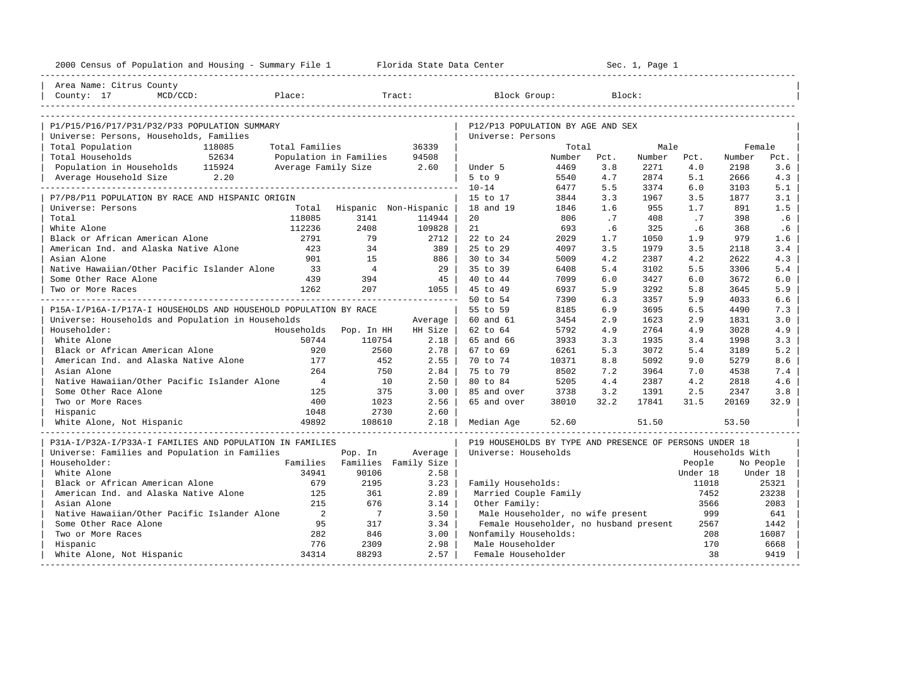2000 Census of Population and Housing - Summary File 1 Florida State Data Center Sec. 1, Page 1

Area Name: Citrus County
County: 17 MCD/CCD: Place: Tract: Block Group: Block:

## P1/P15/P16/P17/P31/P32/P33 POPULATION SUMMARY

Universe: Persons, Households, Families

| | | | |
|---|---|---|---|
| Total Population | 118085 | Total Families | 36339 |
| Total Households | 52634 | Population in Families | 94508 |
| Population in Households | 115924 | Average Family Size | 2.60 |
| Average Household Size | 2.20 | | |

## P7/P8/P11 POPULATION BY RACE AND HISPANIC ORIGIN

Universe: Persons

| | Total | Hispanic | Non-Hispanic |
|---|---|---|---|
| Total | 118085 | 3141 | 114944 |
| White Alone | 112236 | 2408 | 109828 |
| Black or African American Alone | 2791 | 79 | 2712 |
| American Ind. and Alaska Native Alone | 423 | 34 | 389 |
| Asian Alone | 901 | 15 | 886 |
| Native Hawaiian/Other Pacific Islander Alone | 33 | 4 | 29 |
| Some Other Race Alone | 439 | 394 | 45 |
| Two or More Races | 1262 | 207 | 1055 |

## P15A-I/P16A-I/P17A-I HOUSEHOLDS AND HOUSEHOLD POPULATION BY RACE

Universe: Households and Population in Households

| Householder: | Households | Pop. In HH | Average HH Size |
|---|---|---|---|
| White Alone | 50744 | 110754 | 2.18 |
| Black or African American Alone | 920 | 2560 | 2.78 |
| American Ind. and Alaska Native Alone | 177 | 452 | 2.55 |
| Asian Alone | 264 | 750 | 2.84 |
| Native Hawaiian/Other Pacific Islander Alone | 4 | 10 | 2.50 |
| Some Other Race Alone | 125 | 375 | 3.00 |
| Two or More Races | 400 | 1023 | 2.56 |
| Hispanic | 1048 | 2730 | 2.60 |
| White Alone, Not Hispanic | 49892 | 108610 | 2.18 |

## P31A-I/P32A-I/P33A-I FAMILIES AND POPULATION IN FAMILIES

Universe: Families and Population in Families

| Householder: | Families | Pop. In Families | Average Family Size |
|---|---|---|---|
| White Alone | 34941 | 90106 | 2.58 |
| Black or African American Alone | 679 | 2195 | 3.23 |
| American Ind. and Alaska Native Alone | 125 | 361 | 2.89 |
| Asian Alone | 215 | 676 | 3.14 |
| Native Hawaiian/Other Pacific Islander Alone | 2 | 7 | 3.50 |
| Some Other Race Alone | 95 | 317 | 3.34 |
| Two or More Races | 282 | 846 | 3.00 |
| Hispanic | 776 | 2309 | 2.98 |
| White Alone, Not Hispanic | 34314 | 88293 | 2.57 |

## P12/P13 POPULATION BY AGE AND SEX

Universe: Persons

| | Total Number | Total Pct. | Male Number | Male Pct. | Female Number | Female Pct. |
|---|---|---|---|---|---|---|
| Under 5 | 4469 | 3.8 | 2271 | 4.0 | 2198 | 3.6 |
| 5 to 9 | 5540 | 4.7 | 2874 | 5.1 | 2666 | 4.3 |
| 10-14 | 6477 | 5.5 | 3374 | 6.0 | 3103 | 5.1 |
| 15 to 17 | 3844 | 3.3 | 1967 | 3.5 | 1877 | 3.1 |
| 18 and 19 | 1846 | 1.6 | 955 | 1.7 | 891 | 1.5 |
| 20 | 806 | .7 | 408 | .7 | 398 | .6 |
| 21 | 693 | .6 | 325 | .6 | 368 | .6 |
| 22 to 24 | 2029 | 1.7 | 1050 | 1.9 | 979 | 1.6 |
| 25 to 29 | 4097 | 3.5 | 1979 | 3.5 | 2118 | 3.4 |
| 30 to 34 | 5009 | 4.2 | 2387 | 4.2 | 2622 | 4.3 |
| 35 to 39 | 6408 | 5.4 | 3102 | 5.5 | 3306 | 5.4 |
| 40 to 44 | 7099 | 6.0 | 3427 | 6.0 | 3672 | 6.0 |
| 45 to 49 | 6937 | 5.9 | 3292 | 5.8 | 3645 | 5.9 |
| 50 to 54 | 7390 | 6.3 | 3357 | 5.9 | 4033 | 6.6 |
| 55 to 59 | 8185 | 6.9 | 3695 | 6.5 | 4490 | 7.3 |
| 60 and 61 | 3454 | 2.9 | 1623 | 2.9 | 1831 | 3.0 |
| 62 to 64 | 5792 | 4.9 | 2764 | 4.9 | 3028 | 4.9 |
| 65 and 66 | 3933 | 3.3 | 1935 | 3.4 | 1998 | 3.3 |
| 67 to 69 | 6261 | 5.3 | 3072 | 5.4 | 3189 | 5.2 |
| 70 to 74 | 10371 | 8.8 | 5092 | 9.0 | 5279 | 8.6 |
| 75 to 79 | 8502 | 7.2 | 3964 | 7.0 | 4538 | 7.4 |
| 80 to 84 | 5205 | 4.4 | 2387 | 4.2 | 2818 | 4.6 |
| 85 and over | 3738 | 3.2 | 1391 | 2.5 | 2347 | 3.8 |
| 65 and over | 38010 | 32.2 | 17841 | 31.5 | 20169 | 32.9 |
| Median Age | 52.60 | | 51.50 | | 53.50 | |

## P19 HOUSEHOLDS BY TYPE AND PRESENCE OF PERSONS UNDER 18

Universe: Households

| | Households With People Under 18 | Households With No People Under 18 |
|---|---|---|
| Family Households: | 11018 | 25321 |
| Married Couple Family | 7452 | 23238 |
| Other Family: | 3566 | 2083 |
| Male Householder, no wife present | 999 | 641 |
| Female Householder, no husband present | 2567 | 1442 |
| Nonfamily Households: | 208 | 16087 |
| Male Householder | 170 | 6668 |
| Female Householder | 38 | 9419 |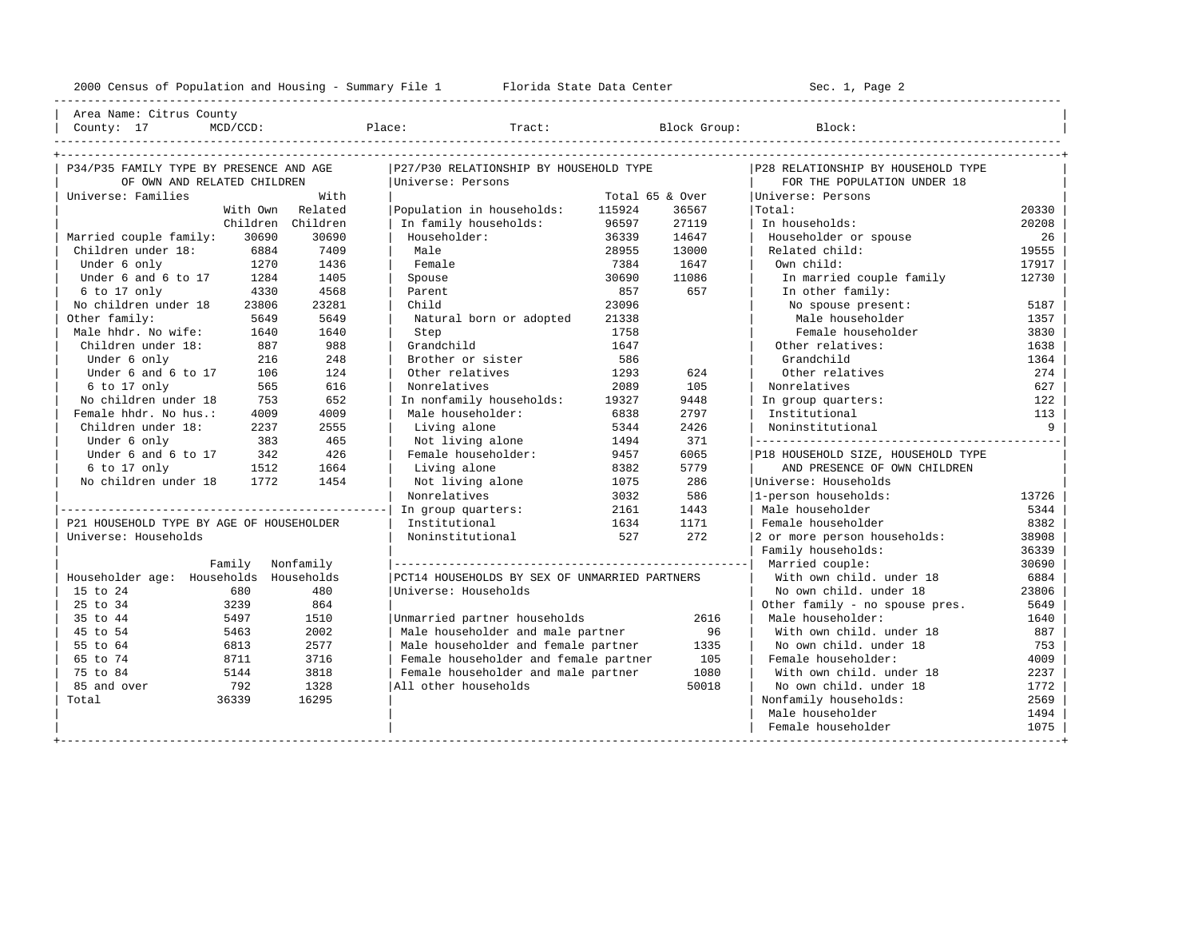2000 Census of Population and Housing - Summary File 1 Florida State Data Center Sec. 1, Page 2

Area Name: Citrus County
County: 17 MCD/CCD: Place: Tract: Block Group: Block:

## P34/P35 FAMILY TYPE BY PRESENCE AND AGE OF OWN AND RELATED CHILDREN

Universe: Families

| | With Own Children | With Related Children |
|---|---|---|
| Married couple family: | 30690 | 30690 |
| Children under 18: | 6884 | 7409 |
| Under 6 only | 1270 | 1436 |
| Under 6 and 6 to 17 | 1284 | 1405 |
| 6 to 17 only | 4330 | 4568 |
| No children under 18 | 23806 | 23281 |
| Other family: | 5649 | 5649 |
| Male hhdr. No wife: | 1640 | 1640 |
| Children under 18: | 887 | 988 |
| Under 6 only | 216 | 248 |
| Under 6 and 6 to 17 | 106 | 124 |
| 6 to 17 only | 565 | 616 |
| No children under 18 | 753 | 652 |
| Female hhdr. No hus.: | 4009 | 4009 |
| Children under 18: | 2237 | 2555 |
| Under 6 only | 383 | 465 |
| Under 6 and 6 to 17 | 342 | 426 |
| 6 to 17 only | 1512 | 1664 |
| No children under 18 | 1772 | 1454 |

## P21 HOUSEHOLD TYPE BY AGE OF HOUSEHOLDER

Universe: Households

| Householder age: | Family Households | Nonfamily Households |
|---|---|---|
| 15 to 24 | 680 | 480 |
| 25 to 34 | 3239 | 864 |
| 35 to 44 | 5497 | 1510 |
| 45 to 54 | 5463 | 2002 |
| 55 to 64 | 6813 | 2577 |
| 65 to 74 | 8711 | 3716 |
| 75 to 84 | 5144 | 3818 |
| 85 and over | 792 | 1328 |
| Total | 36339 | 16295 |

## P27/P30 RELATIONSHIP BY HOUSEHOLD TYPE

Universe: Persons

| | Total | 65 & Over |
|---|---|---|
| Population in households: | 115924 | 36567 |
| In family households: | 96597 | 27119 |
| Householder: | 36339 | 14647 |
| Male | 28955 | 13000 |
| Female | 7384 | 1647 |
| Spouse | 30690 | 11086 |
| Parent | 857 | 657 |
| Child | 23096 | |
| Natural born or adopted | 21338 | |
| Step | 1758 | |
| Grandchild | 1647 | |
| Brother or sister | 586 | |
| Other relatives | 1293 | 624 |
| Nonrelatives | 2089 | 105 |
| In nonfamily households: | 19327 | 9448 |
| Male householder: | 6838 | 2797 |
| Living alone | 5344 | 2426 |
| Not living alone | 1494 | 371 |
| Female householder: | 9457 | 6065 |
| Living alone | 8382 | 5779 |
| Not living alone | 1075 | 286 |
| Nonrelatives | 3032 | 586 |
| In group quarters: | 2161 | 1443 |
| Institutional | 1634 | 1171 |
| Noninstitutional | 527 | 272 |

## PCT14 HOUSEHOLDS BY SEX OF UNMARRIED PARTNERS

Universe: Households

| | |
|---|---|
| Unmarried partner households | 2616 |
| Male householder and male partner | 96 |
| Male householder and female partner | 1335 |
| Female householder and female partner | 105 |
| Female householder and male partner | 1080 |
| All other households | 50018 |

## P28 RELATIONSHIP BY HOUSEHOLD TYPE FOR THE POPULATION UNDER 18

Universe: Persons

| | |
|---|---|
| Total: | 20330 |
| In households: | 20208 |
| Householder or spouse | 26 |
| Related child: | 19555 |
| Own child: | 17917 |
| In married couple family | 12730 |
| In other family: | |
| No spouse present: | 5187 |
| Male householder | 1357 |
| Female householder | 3830 |
| Other relatives: | 1638 |
| Grandchild | 1364 |
| Other relatives | 274 |
| Nonrelatives | 627 |
| In group quarters: | 122 |
| Institutional | 113 |
| Noninstitutional | 9 |

## P18 HOUSEHOLD SIZE, HOUSEHOLD TYPE AND PRESENCE OF OWN CHILDREN

Universe: Households

| | |
|---|---|
| 1-person households: | 13726 |
| Male householder | 5344 |
| Female householder | 8382 |
| 2 or more person households: | 38908 |
| Family households: | 36339 |
| Married couple: | 30690 |
| With own child. under 18 | 6884 |
| No own child. under 18 | 23806 |
| Other family - no spouse pres. | 5649 |
| Male householder: | 1640 |
| With own child. under 18 | 887 |
| No own child. under 18 | 753 |
| Female householder: | 4009 |
| With own child. under 18 | 2237 |
| No own child. under 18 | 1772 |
| Nonfamily households: | 2569 |
| Male householder | 1494 |
| Female householder | 1075 |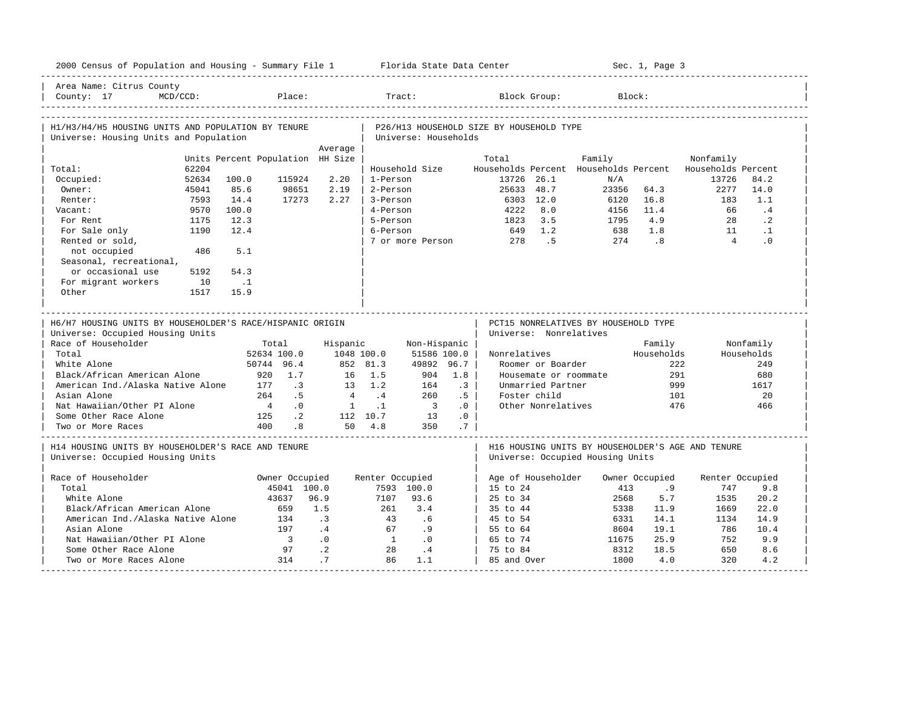2000 Census of Population and Housing - Summary File 1 Florida State Data Center Sec. 1, Page 3

Area Name: Citrus County
County: 17 MCD/CCD: Place: Tract: Block Group: Block:

## H1/H3/H4/H5 HOUSING UNITS AND POPULATION BY TENURE

Universe: Housing Units and Population

| | Units | Percent | Population | Average HH Size |
|---|---|---|---|---|
| Total: | 62204 | | | |
| Occupied: | 52634 | 100.0 | 115924 | 2.20 |
| Owner: | 45041 | 85.6 | 98651 | 2.19 |
| Renter: | 7593 | 14.4 | 17273 | 2.27 |
| Vacant: | 9570 | 100.0 | | |
| For Rent | 1175 | 12.3 | | |
| For Sale only | 1190 | 12.4 | | |
| Rented or sold, not occupied | 486 | 5.1 | | |
| Seasonal, recreational, or occasional use | 5192 | 54.3 | | |
| For migrant workers | 10 | .1 | | |
| Other | 1517 | 15.9 | | |

## P26/H13 HOUSEHOLD SIZE BY HOUSEHOLD TYPE

Universe: Households

| Household Size | Total Households | Percent | Family Households | Percent | Nonfamily Households | Percent |
|---|---|---|---|---|---|---|
| 1-Person | 13726 | 26.1 | N/A | | 13726 | 84.2 |
| 2-Person | 25633 | 48.7 | 23356 | 64.3 | 2277 | 14.0 |
| 3-Person | 6303 | 12.0 | 6120 | 16.8 | 183 | 1.1 |
| 4-Person | 4222 | 8.0 | 4156 | 11.4 | 66 | .4 |
| 5-Person | 1823 | 3.5 | 1795 | 4.9 | 28 | .2 |
| 6-Person | 649 | 1.2 | 638 | 1.8 | 11 | .1 |
| 7 or more Person | 278 | .5 | 274 | .8 | 4 | .0 |

## H6/H7 HOUSING UNITS BY HOUSEHOLDER'S RACE/HISPANIC ORIGIN

Universe: Occupied Housing Units

| Race of Householder | Total | | Hispanic | | Non-Hispanic | |
|---|---|---|---|---|---|---|
| Total | 52634 | 100.0 | 1048 | 100.0 | 51586 | 100.0 |
| White Alone | 50744 | 96.4 | 852 | 81.3 | 49892 | 96.7 |
| Black/African American Alone | 920 | 1.7 | 16 | 1.5 | 904 | 1.8 |
| American Ind./Alaska Native Alone | 177 | .3 | 13 | 1.2 | 164 | .3 |
| Asian Alone | 264 | .5 | 4 | .4 | 260 | .5 |
| Nat Hawaiian/Other PI Alone | 4 | .0 | 1 | .1 | 3 | .0 |
| Some Other Race Alone | 125 | .2 | 112 | 10.7 | 13 | .0 |
| Two or More Races | 400 | .8 | 50 | 4.8 | 350 | .7 |

## PCT15 NONRELATIVES BY HOUSEHOLD TYPE

Universe: Nonrelatives

| Nonrelatives | Family Households | Nonfamily Households |
|---|---|---|
| Roomer or Boarder | 222 | 249 |
| Housemate or roommate | 291 | 680 |
| Unmarried Partner | 999 | 1617 |
| Foster child | 101 | 20 |
| Other Nonrelatives | 476 | 466 |

## H14 HOUSING UNITS BY HOUSEHOLDER'S RACE AND TENURE

Universe: Occupied Housing Units

| Race of Householder | Owner Occupied | | Renter Occupied | |
|---|---|---|---|---|
| Total | 45041 | 100.0 | 7593 | 100.0 |
| White Alone | 43637 | 96.9 | 7107 | 93.6 |
| Black/African American Alone | 659 | 1.5 | 261 | 3.4 |
| American Ind./Alaska Native Alone | 134 | .3 | 43 | .6 |
| Asian Alone | 197 | .4 | 67 | .9 |
| Nat Hawaiian/Other PI Alone | 3 | .0 | 1 | .0 |
| Some Other Race Alone | 97 | .2 | 28 | .4 |
| Two or More Races Alone | 314 | .7 | 86 | 1.1 |

## H16 HOUSING UNITS BY HOUSEHOLDER'S AGE AND TENURE

Universe: Occupied Housing Units

| Age of Householder | Owner Occupied | | Renter Occupied | |
|---|---|---|---|---|
| 15 to 24 | 413 | .9 | 747 | 9.8 |
| 25 to 34 | 2568 | 5.7 | 1535 | 20.2 |
| 35 to 44 | 5338 | 11.9 | 1669 | 22.0 |
| 45 to 54 | 6331 | 14.1 | 1134 | 14.9 |
| 55 to 64 | 8604 | 19.1 | 786 | 10.4 |
| 65 to 74 | 11675 | 25.9 | 752 | 9.9 |
| 75 to 84 | 8312 | 18.5 | 650 | 8.6 |
| 85 and Over | 1800 | 4.0 | 320 | 4.2 |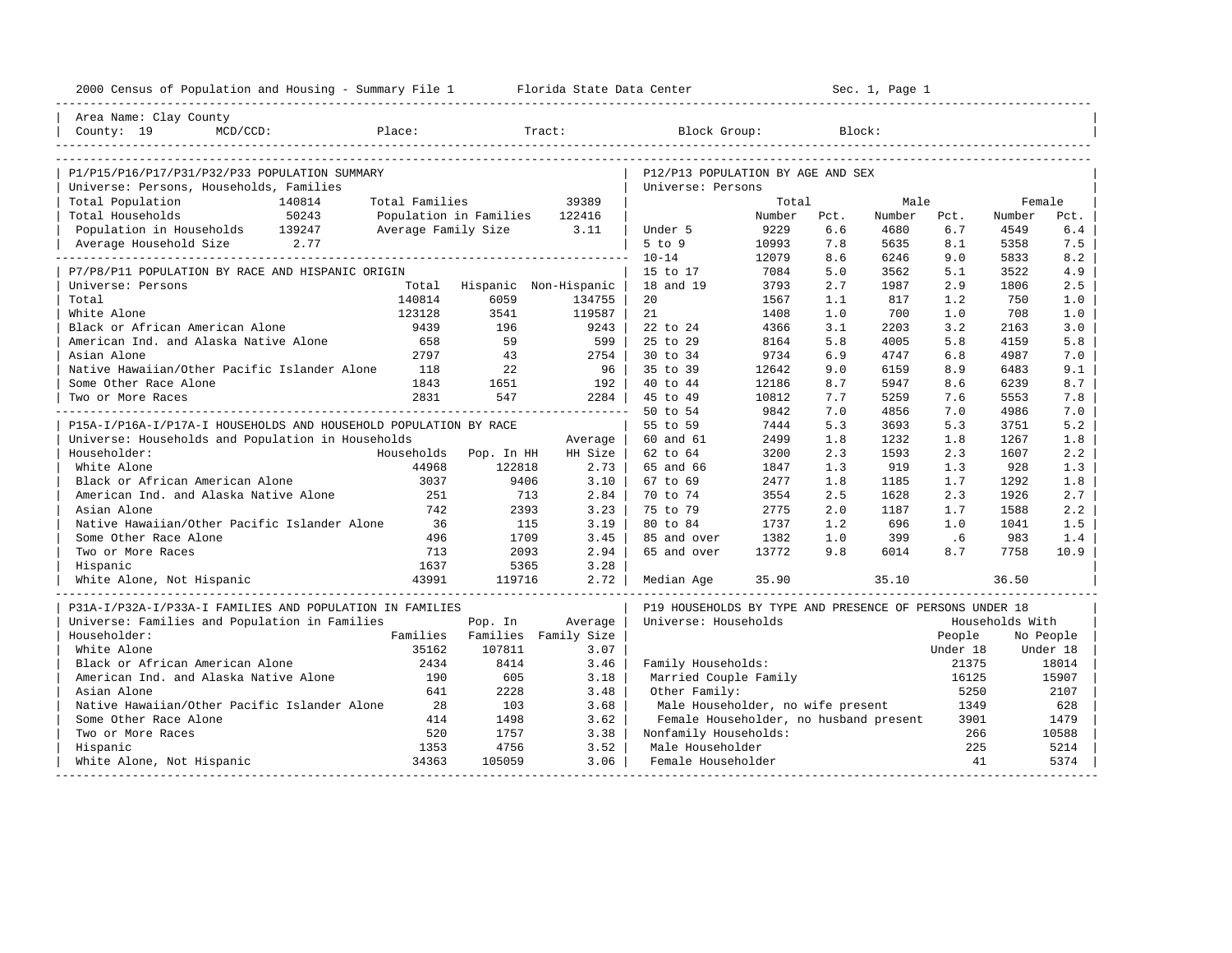2000 Census of Population and Housing - Summary File 1 Florida State Data Center Sec. 1, Page 1

Area Name: Clay County
County: 19 MCD/CCD: Place: Tract: Block Group: Block:

## P1/P15/P16/P17/P31/P32/P33 POPULATION SUMMARY

Universe: Persons, Households, Families

| | | | |
|---|---|---|---|
| Total Population | 140814 | Total Families | 39389 |
| Total Households | 50243 | Population in Families | 122416 |
| Population in Households | 139247 | Average Family Size | 3.11 |
| Average Household Size | 2.77 | | |

## P7/P8/P11 POPULATION BY RACE AND HISPANIC ORIGIN

Universe: Persons

| | Total | Hispanic | Non-Hispanic |
|---|---|---|---|
| Total | 140814 | 6059 | 134755 |
| White Alone | 123128 | 3541 | 119587 |
| Black or African American Alone | 9439 | 196 | 9243 |
| American Ind. and Alaska Native Alone | 658 | 59 | 599 |
| Asian Alone | 2797 | 43 | 2754 |
| Native Hawaiian/Other Pacific Islander Alone | 118 | 22 | 96 |
| Some Other Race Alone | 1843 | 1651 | 192 |
| Two or More Races | 2831 | 547 | 2284 |

## P15A-I/P16A-I/P17A-I HOUSEHOLDS AND HOUSEHOLD POPULATION BY RACE

Universe: Households and Population in Households

| Householder: | Households | Pop. In HH | Average HH Size |
|---|---|---|---|
| White Alone | 44968 | 122818 | 2.73 |
| Black or African American Alone | 3037 | 9406 | 3.10 |
| American Ind. and Alaska Native Alone | 251 | 713 | 2.84 |
| Asian Alone | 742 | 2393 | 3.23 |
| Native Hawaiian/Other Pacific Islander Alone | 36 | 115 | 3.19 |
| Some Other Race Alone | 496 | 1709 | 3.45 |
| Two or More Races | 713 | 2093 | 2.94 |
| Hispanic | 1637 | 5365 | 3.28 |
| White Alone, Not Hispanic | 43991 | 119716 | 2.72 |

## P31A-I/P32A-I/P33A-I FAMILIES AND POPULATION IN FAMILIES

Universe: Families and Population in Families

| Householder: | Families | Pop. In Families | Average Family Size |
|---|---|---|---|
| White Alone | 35162 | 107811 | 3.07 |
| Black or African American Alone | 2434 | 8414 | 3.46 |
| American Ind. and Alaska Native Alone | 190 | 605 | 3.18 |
| Asian Alone | 641 | 2228 | 3.48 |
| Native Hawaiian/Other Pacific Islander Alone | 28 | 103 | 3.68 |
| Some Other Race Alone | 414 | 1498 | 3.62 |
| Two or More Races | 520 | 1757 | 3.38 |
| Hispanic | 1353 | 4756 | 3.52 |
| White Alone, Not Hispanic | 34363 | 105059 | 3.06 |

## P12/P13 POPULATION BY AGE AND SEX

Universe: Persons

| | Total Number | Total Pct. | Male Number | Male Pct. | Female Number | Female Pct. |
|---|---|---|---|---|---|---|
| Under 5 | 9229 | 6.6 | 4680 | 6.7 | 4549 | 6.4 |
| 5 to 9 | 10993 | 7.8 | 5635 | 8.1 | 5358 | 7.5 |
| 10-14 | 12079 | 8.6 | 6246 | 9.0 | 5833 | 8.2 |
| 15 to 17 | 7084 | 5.0 | 3562 | 5.1 | 3522 | 4.9 |
| 18 and 19 | 3793 | 2.7 | 1987 | 2.9 | 1806 | 2.5 |
| 20 | 1567 | 1.1 | 817 | 1.2 | 750 | 1.0 |
| 21 | 1408 | 1.0 | 700 | 1.0 | 708 | 1.0 |
| 22 to 24 | 4366 | 3.1 | 2203 | 3.2 | 2163 | 3.0 |
| 25 to 29 | 8164 | 5.8 | 4005 | 5.8 | 4159 | 5.8 |
| 30 to 34 | 9734 | 6.9 | 4747 | 6.8 | 4987 | 7.0 |
| 35 to 39 | 12642 | 9.0 | 6159 | 8.9 | 6483 | 9.1 |
| 40 to 44 | 12186 | 8.7 | 5947 | 8.6 | 6239 | 8.7 |
| 45 to 49 | 10812 | 7.7 | 5259 | 7.6 | 5553 | 7.8 |
| 50 to 54 | 9842 | 7.0 | 4856 | 7.0 | 4986 | 7.0 |
| 55 to 59 | 7444 | 5.3 | 3693 | 5.3 | 3751 | 5.2 |
| 60 and 61 | 2499 | 1.8 | 1232 | 1.8 | 1267 | 1.8 |
| 62 to 64 | 3200 | 2.3 | 1593 | 2.3 | 1607 | 2.2 |
| 65 and 66 | 1847 | 1.3 | 919 | 1.3 | 928 | 1.3 |
| 67 to 69 | 2477 | 1.8 | 1185 | 1.7 | 1292 | 1.8 |
| 70 to 74 | 3554 | 2.5 | 1628 | 2.3 | 1926 | 2.7 |
| 75 to 79 | 2775 | 2.0 | 1187 | 1.7 | 1588 | 2.2 |
| 80 to 84 | 1737 | 1.2 | 696 | 1.0 | 1041 | 1.5 |
| 85 and over | 1382 | 1.0 | 399 | .6 | 983 | 1.4 |
| 65 and over | 13772 | 9.8 | 6014 | 8.7 | 7758 | 10.9 |
| Median Age | 35.90 | | 35.10 | | 36.50 | |

## P19 HOUSEHOLDS BY TYPE AND PRESENCE OF PERSONS UNDER 18

Universe: Households

| | Households With People Under 18 | Households With No People Under 18 |
|---|---|---|
| Family Households: | 21375 | 18014 |
| Married Couple Family | 16125 | 15907 |
| Other Family: | 5250 | 2107 |
| Male Householder, no wife present | 1349 | 628 |
| Female Householder, no husband present | 3901 | 1479 |
| Nonfamily Households: | 266 | 10588 |
| Male Householder | 225 | 5214 |
| Female Householder | 41 | 5374 |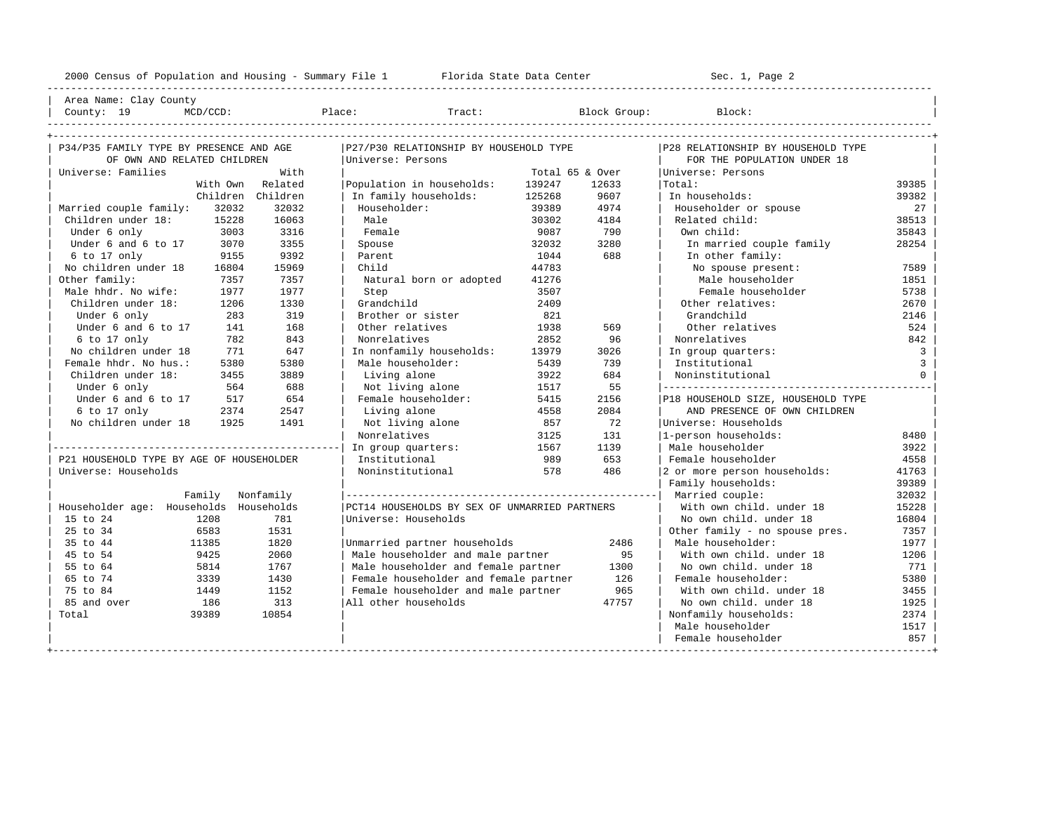Area Name: Clay County

County: 19 MCD/CCD: Place: Tract: Block Group: Block:

## P34/P35 FAMILY TYPE BY PRESENCE AND AGE OF OWN AND RELATED CHILDREN

Universe: Families

| | With Own Children | With Related Children |
|---|---|---|
| Married couple family: | 32032 | 32032 |
| Children under 18: | 15228 | 16063 |
| Under 6 only | 3003 | 3316 |
| Under 6 and 6 to 17 | 3070 | 3355 |
| 6 to 17 only | 9155 | 9392 |
| No children under 18 | 16804 | 15969 |
| Other family: | 7357 | 7357 |
| Male hhdr. No wife: | 1977 | 1977 |
| Children under 18: | 1206 | 1330 |
| Under 6 only | 283 | 319 |
| Under 6 and 6 to 17 | 141 | 168 |
| 6 to 17 only | 782 | 843 |
| No children under 18 | 771 | 647 |
| Female hhdr. No hus.: | 5380 | 5380 |
| Children under 18: | 3455 | 3889 |
| Under 6 only | 564 | 688 |
| Under 6 and 6 to 17 | 517 | 654 |
| 6 to 17 only | 2374 | 2547 |
| No children under 18 | 1925 | 1491 |

## P21 HOUSEHOLD TYPE BY AGE OF HOUSEHOLDER

Universe: Households

| Householder age: | Family Households | Nonfamily Households |
|---|---|---|
| 15 to 24 | 1208 | 781 |
| 25 to 34 | 6583 | 1531 |
| 35 to 44 | 11385 | 1820 |
| 45 to 54 | 9425 | 2060 |
| 55 to 64 | 5814 | 1767 |
| 65 to 74 | 3339 | 1430 |
| 75 to 84 | 1449 | 1152 |
| 85 and over | 186 | 313 |
| Total | 39389 | 10854 |

## P27/P30 RELATIONSHIP BY HOUSEHOLD TYPE

Universe: Persons

| | Total | 65 & Over |
|---|---|---|
| Population in households: | 139247 | 12633 |
| In family households: | 125268 | 9607 |
| Householder: | 39389 | 4974 |
| Male | 30302 | 4184 |
| Female | 9087 | 790 |
| Spouse | 32032 | 3280 |
| Parent | 1044 | 688 |
| Child | 44783 | |
| Natural born or adopted | 41276 | |
| Step | 3507 | |
| Grandchild | 2409 | |
| Brother or sister | 821 | |
| Other relatives | 1938 | 569 |
| Nonrelatives | 2852 | 96 |
| In nonfamily households: | 13979 | 3026 |
| Male householder: | 5439 | 739 |
| Living alone | 3922 | 684 |
| Not living alone | 1517 | 55 |
| Female householder: | 5415 | 2156 |
| Living alone | 4558 | 2084 |
| Not living alone | 857 | 72 |
| Nonrelatives | 3125 | 131 |
| In group quarters: | 1567 | 1139 |
| Institutional | 989 | 653 |
| Noninstitutional | 578 | 486 |

## PCT14 HOUSEHOLDS BY SEX OF UNMARRIED PARTNERS

Universe: Households

| | |
|---|---|
| Unmarried partner households | 2486 |
| Male householder and male partner | 95 |
| Male householder and female partner | 1300 |
| Female householder and female partner | 126 |
| Female householder and male partner | 965 |
| All other households | 47757 |

## P28 RELATIONSHIP BY HOUSEHOLD TYPE FOR THE POPULATION UNDER 18

Universe: Persons

| | |
|---|---|
| Total: | 39385 |
| In households: | 39382 |
| Householder or spouse | 27 |
| Related child: | 38513 |
| Own child: | 35843 |
| In married couple family | 28254 |
| In other family: | |
| No spouse present: | 7589 |
| Male householder | 1851 |
| Female householder | 5738 |
| Other relatives: | 2670 |
| Grandchild | 2146 |
| Other relatives | 524 |
| Nonrelatives | 842 |
| In group quarters: | 3 |
| Institutional | 3 |
| Noninstitutional | 0 |

## P18 HOUSEHOLD SIZE, HOUSEHOLD TYPE AND PRESENCE OF OWN CHILDREN

Universe: Households

| | |
|---|---|
| 1-person households: | 8480 |
| Male householder | 3922 |
| Female householder | 4558 |
| 2 or more person households: | 41763 |
| Family households: | 39389 |
| Married couple: | 32032 |
| With own child. under 18 | 15228 |
| No own child. under 18 | 16804 |
| Other family - no spouse pres. | 7357 |
| Male householder: | 1977 |
| With own child. under 18 | 1206 |
| No own child. under 18 | 771 |
| Female householder: | 5380 |
| With own child. under 18 | 3455 |
| No own child. under 18 | 1925 |
| Nonfamily households: | 2374 |
| Male householder | 1517 |
| Female householder | 857 |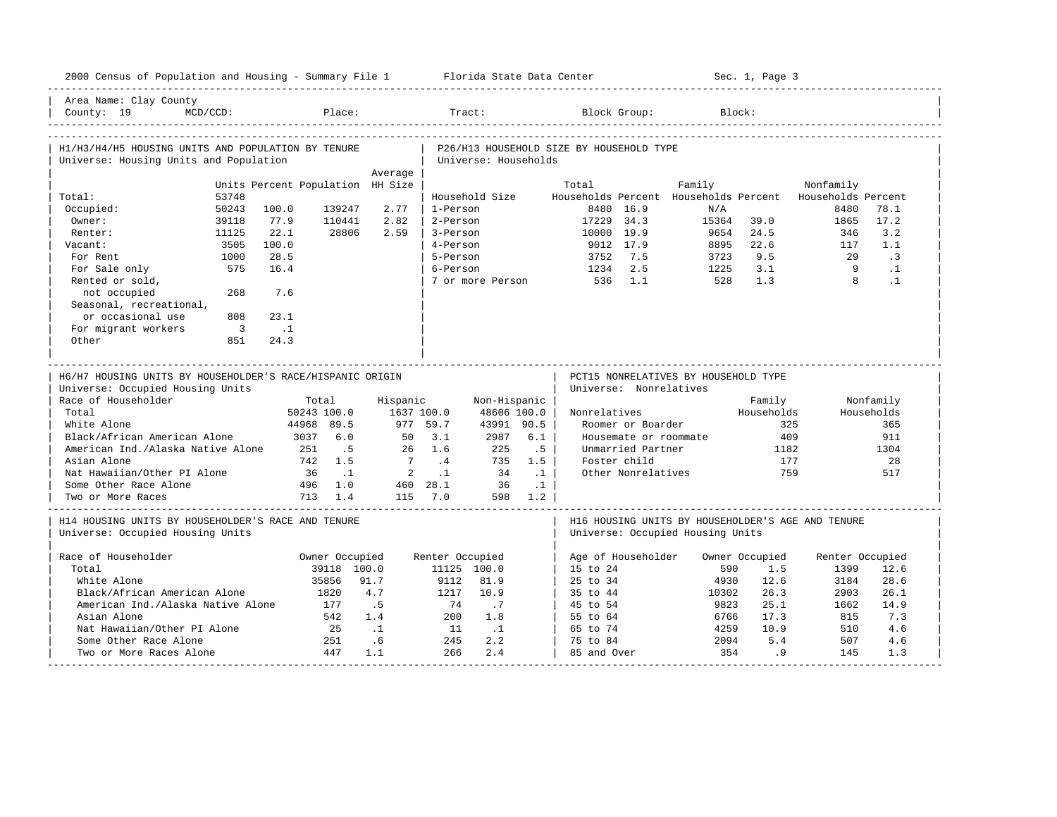Area Name: Clay County
County: 19 MCD/CCD: Place: Tract: Block Group: Block:

## H1/H3/H4/H5 HOUSING UNITS AND POPULATION BY TENURE

Universe: Housing Units and Population

| | Units | Percent | Population | Average HH Size |
|---|---|---|---|---|
| Total: | 53748 | | | |
| Occupied: | 50243 | 100.0 | 139247 | 2.77 |
| Owner: | 39118 | 77.9 | 110441 | 2.82 |
| Renter: | 11125 | 22.1 | 28806 | 2.59 |
| Vacant: | 3505 | 100.0 | | |
| For Rent | 1000 | 28.5 | | |
| For Sale only | 575 | 16.4 | | |
| Rented or sold, not occupied | 268 | 7.6 | | |
| Seasonal, recreational, or occasional use | 808 | 23.1 | | |
| For migrant workers | 3 | .1 | | |
| Other | 851 | 24.3 | | |

## P26/H13 HOUSEHOLD SIZE BY HOUSEHOLD TYPE

Universe: Households

| Household Size | Total Households | Percent | Family Households | Percent | Nonfamily Households | Percent |
|---|---|---|---|---|---|---|
| 1-Person | 8480 | 16.9 | N/A | | 8480 | 78.1 |
| 2-Person | 17229 | 34.3 | 15364 | 39.0 | 1865 | 17.2 |
| 3-Person | 10000 | 19.9 | 9654 | 24.5 | 346 | 3.2 |
| 4-Person | 9012 | 17.9 | 8895 | 22.6 | 117 | 1.1 |
| 5-Person | 3752 | 7.5 | 3723 | 9.5 | 29 | .3 |
| 6-Person | 1234 | 2.5 | 1225 | 3.1 | 9 | .1 |
| 7 or more Person | 536 | 1.1 | 528 | 1.3 | 8 | .1 |

## H6/H7 HOUSING UNITS BY HOUSEHOLDER'S RACE/HISPANIC ORIGIN

Universe: Occupied Housing Units

| Race of Householder | Total | | Hispanic | | Non-Hispanic | |
|---|---|---|---|---|---|---|
| Total | 50243 | 100.0 | 1637 | 100.0 | 48606 | 100.0 |
| White Alone | 44968 | 89.5 | 977 | 59.7 | 43991 | 90.5 |
| Black/African American Alone | 3037 | 6.0 | 50 | 3.1 | 2987 | 6.1 |
| American Ind./Alaska Native Alone | 251 | .5 | 26 | 1.6 | 225 | .5 |
| Asian Alone | 742 | 1.5 | 7 | .4 | 735 | 1.5 |
| Nat Hawaiian/Other PI Alone | 36 | .1 | 2 | .1 | 34 | .1 |
| Some Other Race Alone | 496 | 1.0 | 460 | 28.1 | 36 | .1 |
| Two or More Races | 713 | 1.4 | 115 | 7.0 | 598 | 1.2 |

## PCT15 NONRELATIVES BY HOUSEHOLD TYPE

Universe: Nonrelatives

| Nonrelatives | Family Households | Nonfamily Households |
|---|---|---|
| Roomer or Boarder | 325 | 365 |
| Housemate or roommate | 409 | 911 |
| Unmarried Partner | 1182 | 1304 |
| Foster child | 177 | 28 |
| Other Nonrelatives | 759 | 517 |

## H14 HOUSING UNITS BY HOUSEHOLDER'S RACE AND TENURE

Universe: Occupied Housing Units

| Race of Householder | Owner Occupied | | Renter Occupied | |
|---|---|---|---|---|
| Total | 39118 | 100.0 | 11125 | 100.0 |
| White Alone | 35856 | 91.7 | 9112 | 81.9 |
| Black/African American Alone | 1820 | 4.7 | 1217 | 10.9 |
| American Ind./Alaska Native Alone | 177 | .5 | 74 | .7 |
| Asian Alone | 542 | 1.4 | 200 | 1.8 |
| Nat Hawaiian/Other PI Alone | 25 | .1 | 11 | .1 |
| Some Other Race Alone | 251 | .6 | 245 | 2.2 |
| Two or More Races Alone | 447 | 1.1 | 266 | 2.4 |

## H16 HOUSING UNITS BY HOUSEHOLDER'S AGE AND TENURE

Universe: Occupied Housing Units

| Age of Householder | Owner Occupied | | Renter Occupied | |
|---|---|---|---|---|
| 15 to 24 | 590 | 1.5 | 1399 | 12.6 |
| 25 to 34 | 4930 | 12.6 | 3184 | 28.6 |
| 35 to 44 | 10302 | 26.3 | 2903 | 26.1 |
| 45 to 54 | 9823 | 25.1 | 1662 | 14.9 |
| 55 to 64 | 6766 | 17.3 | 815 | 7.3 |
| 65 to 74 | 4259 | 10.9 | 510 | 4.6 |
| 75 to 84 | 2094 | 5.4 | 507 | 4.6 |
| 85 and Over | 354 | .9 | 145 | 1.3 |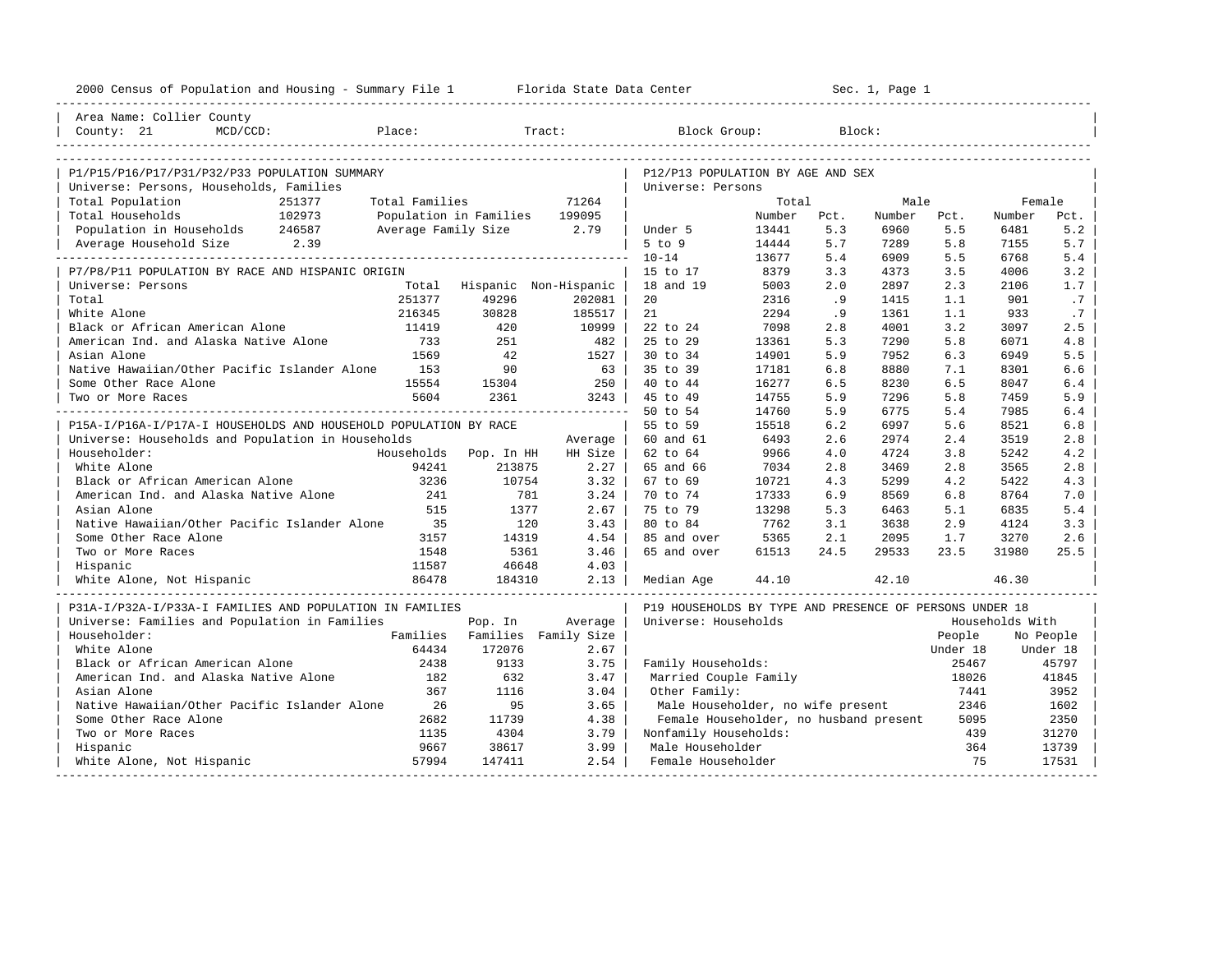2000 Census of Population and Housing - Summary File 1 Florida State Data Center Sec. 1, Page 1

Area Name: Collier County
County: 21 MCD/CCD: Place: Tract: Block Group: Block:

## P1/P15/P16/P17/P31/P32/P33 POPULATION SUMMARY

Universe: Persons, Households, Families

| | | | |
|---|---|---|---|
| Total Population | 251377 | Total Families | 71264 |
| Total Households | 102973 | Population in Families | 199095 |
| Population in Households | 246587 | Average Family Size | 2.79 |
| Average Household Size | 2.39 | | |

## P7/P8/P11 POPULATION BY RACE AND HISPANIC ORIGIN

Universe: Persons

| | Total | Hispanic | Non-Hispanic |
|---|---|---|---|
| Total | 251377 | 49296 | 202081 |
| White Alone | 216345 | 30828 | 185517 |
| Black or African American Alone | 11419 | 420 | 10999 |
| American Ind. and Alaska Native Alone | 733 | 251 | 482 |
| Asian Alone | 1569 | 42 | 1527 |
| Native Hawaiian/Other Pacific Islander Alone | 153 | 90 | 63 |
| Some Other Race Alone | 15554 | 15304 | 250 |
| Two or More Races | 5604 | 2361 | 3243 |

## P15A-I/P16A-I/P17A-I HOUSEHOLDS AND HOUSEHOLD POPULATION BY RACE

Universe: Households and Population in Households

| Householder: | Households | Pop. In HH | Average HH Size |
|---|---|---|---|
| White Alone | 94241 | 213875 | 2.27 |
| Black or African American Alone | 3236 | 10754 | 3.32 |
| American Ind. and Alaska Native Alone | 241 | 781 | 3.24 |
| Asian Alone | 515 | 1377 | 2.67 |
| Native Hawaiian/Other Pacific Islander Alone | 35 | 120 | 3.43 |
| Some Other Race Alone | 3157 | 14319 | 4.54 |
| Two or More Races | 1548 | 5361 | 3.46 |
| Hispanic | 11587 | 46648 | 4.03 |
| White Alone, Not Hispanic | 86478 | 184310 | 2.13 |

## P31A-I/P32A-I/P33A-I FAMILIES AND POPULATION IN FAMILIES

Universe: Families and Population in Families

| Householder: | Families | Pop. In Families | Average Family Size |
|---|---|---|---|
| White Alone | 64434 | 172076 | 2.67 |
| Black or African American Alone | 2438 | 9133 | 3.75 |
| American Ind. and Alaska Native Alone | 182 | 632 | 3.47 |
| Asian Alone | 367 | 1116 | 3.04 |
| Native Hawaiian/Other Pacific Islander Alone | 26 | 95 | 3.65 |
| Some Other Race Alone | 2682 | 11739 | 4.38 |
| Two or More Races | 1135 | 4304 | 3.79 |
| Hispanic | 9667 | 38617 | 3.99 |
| White Alone, Not Hispanic | 57994 | 147411 | 2.54 |

## P12/P13 POPULATION BY AGE AND SEX

Universe: Persons

| | Total Number | Total Pct. | Male Number | Male Pct. | Female Number | Female Pct. |
|---|---|---|---|---|---|---|
| Under 5 | 13441 | 5.3 | 6960 | 5.5 | 6481 | 5.2 |
| 5 to 9 | 14444 | 5.7 | 7289 | 5.8 | 7155 | 5.7 |
| 10-14 | 13677 | 5.4 | 6909 | 5.5 | 6768 | 5.4 |
| 15 to 17 | 8379 | 3.3 | 4373 | 3.5 | 4006 | 3.2 |
| 18 and 19 | 5003 | 2.0 | 2897 | 2.3 | 2106 | 1.7 |
| 20 | 2316 | .9 | 1415 | 1.1 | 901 | .7 |
| 21 | 2294 | .9 | 1361 | 1.1 | 933 | .7 |
| 22 to 24 | 7098 | 2.8 | 4001 | 3.2 | 3097 | 2.5 |
| 25 to 29 | 13361 | 5.3 | 7290 | 5.8 | 6071 | 4.8 |
| 30 to 34 | 14901 | 5.9 | 7952 | 6.3 | 6949 | 5.5 |
| 35 to 39 | 17181 | 6.8 | 8880 | 7.1 | 8301 | 6.6 |
| 40 to 44 | 16277 | 6.5 | 8230 | 6.5 | 8047 | 6.4 |
| 45 to 49 | 14755 | 5.9 | 7296 | 5.8 | 7459 | 5.9 |
| 50 to 54 | 14760 | 5.9 | 6775 | 5.4 | 7985 | 6.4 |
| 55 to 59 | 15518 | 6.2 | 6997 | 5.6 | 8521 | 6.8 |
| 60 and 61 | 6493 | 2.6 | 2974 | 2.4 | 3519 | 2.8 |
| 62 to 64 | 9966 | 4.0 | 4724 | 3.8 | 5242 | 4.2 |
| 65 and 66 | 7034 | 2.8 | 3469 | 2.8 | 3565 | 2.8 |
| 67 to 69 | 10721 | 4.3 | 5299 | 4.2 | 5422 | 4.3 |
| 70 to 74 | 17333 | 6.9 | 8569 | 6.8 | 8764 | 7.0 |
| 75 to 79 | 13298 | 5.3 | 6463 | 5.1 | 6835 | 5.4 |
| 80 to 84 | 7762 | 3.1 | 3638 | 2.9 | 4124 | 3.3 |
| 85 and over | 5365 | 2.1 | 2095 | 1.7 | 3270 | 2.6 |
| 65 and over | 61513 | 24.5 | 29533 | 23.5 | 31980 | 25.5 |
| Median Age | 44.10 | | 42.10 | | 46.30 | |

## P19 HOUSEHOLDS BY TYPE AND PRESENCE OF PERSONS UNDER 18

Universe: Households

| | Households With People Under 18 | Households With No People Under 18 |
|---|---|---|
| Family Households: | 25467 | 45797 |
| Married Couple Family | 18026 | 41845 |
| Other Family: | 7441 | 3952 |
| Male Householder, no wife present | 2346 | 1602 |
| Female Householder, no husband present | 5095 | 2350 |
| Nonfamily Households: | 439 | 31270 |
| Male Householder | 364 | 13739 |
| Female Householder | 75 | 17531 |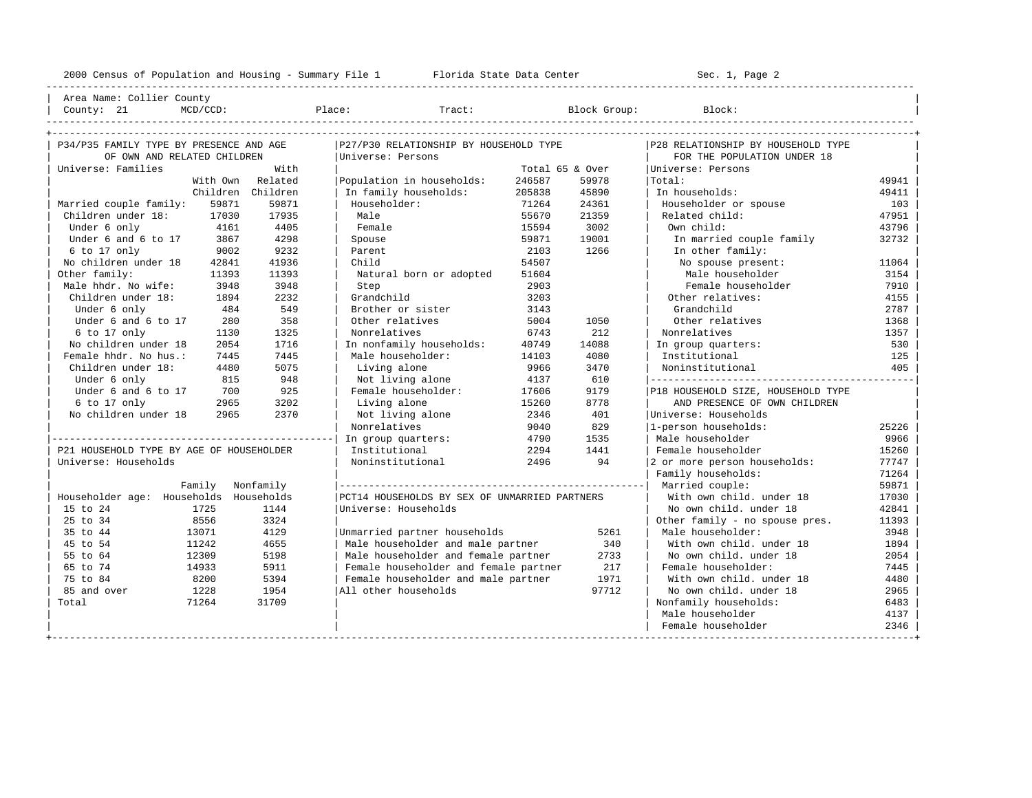Area Name: Collier County
County: 21 MCD/CCD: Place: Tract: Block Group: Block:

## P34/P35 FAMILY TYPE BY PRESENCE AND AGE OF OWN AND RELATED CHILDREN

Universe: Families

| | With Own Children | With Related Children |
|---|---|---|
| Married couple family: | 59871 | 59871 |
| Children under 18: | 17030 | 17935 |
| Under 6 only | 4161 | 4405 |
| Under 6 and 6 to 17 | 3867 | 4298 |
| 6 to 17 only | 9002 | 9232 |
| No children under 18 | 42841 | 41936 |
| Other family: | 11393 | 11393 |
| Male hhdr. No wife: | 3948 | 3948 |
| Children under 18: | 1894 | 2232 |
| Under 6 only | 484 | 549 |
| Under 6 and 6 to 17 | 280 | 358 |
| 6 to 17 only | 1130 | 1325 |
| No children under 18 | 2054 | 1716 |
| Female hhdr. No hus.: | 7445 | 7445 |
| Children under 18: | 4480 | 5075 |
| Under 6 only | 815 | 948 |
| Under 6 and 6 to 17 | 700 | 925 |
| 6 to 17 only | 2965 | 3202 |
| No children under 18 | 2965 | 2370 |

## P21 HOUSEHOLD TYPE BY AGE OF HOUSEHOLDER

Universe: Households

| Householder age: | Family Households | Nonfamily Households |
|---|---|---|
| 15 to 24 | 1725 | 1144 |
| 25 to 34 | 8556 | 3324 |
| 35 to 44 | 13071 | 4129 |
| 45 to 54 | 11242 | 4655 |
| 55 to 64 | 12309 | 5198 |
| 65 to 74 | 14933 | 5911 |
| 75 to 84 | 8200 | 5394 |
| 85 and over | 1228 | 1954 |
| Total | 71264 | 31709 |

## P27/P30 RELATIONSHIP BY HOUSEHOLD TYPE

Universe: Persons

| | Total | 65 & Over |
|---|---|---|
| Population in households: | 246587 | 59978 |
| In family households: | 205838 | 45890 |
| Householder: | 71264 | 24361 |
| Male | 55670 | 21359 |
| Female | 15594 | 3002 |
| Spouse | 59871 | 19001 |
| Parent | 2103 | 1266 |
| Child | 54507 | |
| Natural born or adopted | 51604 | |
| Step | 2903 | |
| Grandchild | 3203 | |
| Brother or sister | 3143 | |
| Other relatives | 5004 | 1050 |
| Nonrelatives | 6743 | 212 |
| In nonfamily households: | 40749 | 14088 |
| Male householder: | 14103 | 4080 |
| Living alone | 9966 | 3470 |
| Not living alone | 4137 | 610 |
| Female householder: | 17606 | 9179 |
| Living alone | 15260 | 8778 |
| Not living alone | 2346 | 401 |
| Nonrelatives | 9040 | 829 |
| In group quarters: | 4790 | 1535 |
| Institutional | 2294 | 1441 |
| Noninstitutional | 2496 | 94 |

## PCT14 HOUSEHOLDS BY SEX OF UNMARRIED PARTNERS

Universe: Households

| | |
|---|---|
| Unmarried partner households | 5261 |
| Male householder and male partner | 340 |
| Male householder and female partner | 2733 |
| Female householder and female partner | 217 |
| Female householder and male partner | 1971 |
| All other households | 97712 |

## P28 RELATIONSHIP BY HOUSEHOLD TYPE FOR THE POPULATION UNDER 18

Universe: Persons

| | |
|---|---|
| Total: | 49941 |
| In households: | 49411 |
| Householder or spouse | 103 |
| Related child: | 47951 |
| Own child: | 43796 |
| In married couple family | 32732 |
| In other family: | |
| No spouse present: | 11064 |
| Male householder | 3154 |
| Female householder | 7910 |
| Other relatives: | 4155 |
| Grandchild | 2787 |
| Other relatives | 1368 |
| Nonrelatives | 1357 |
| In group quarters: | 530 |
| Institutional | 125 |
| Noninstitutional | 405 |

## P18 HOUSEHOLD SIZE, HOUSEHOLD TYPE AND PRESENCE OF OWN CHILDREN

Universe: Households

| | |
|---|---|
| 1-person households: | 25226 |
| Male householder | 9966 |
| Female householder | 15260 |
| 2 or more person households: | 77747 |
| Family households: | 71264 |
| Married couple: | 59871 |
| With own child. under 18 | 17030 |
| No own child. under 18 | 42841 |
| Other family - no spouse pres. | 11393 |
| Male householder: | 3948 |
| With own child. under 18 | 1894 |
| No own child. under 18 | 2054 |
| Female householder: | 7445 |
| With own child. under 18 | 4480 |
| No own child. under 18 | 2965 |
| Nonfamily households: | 6483 |
| Male householder | 4137 |
| Female householder | 2346 |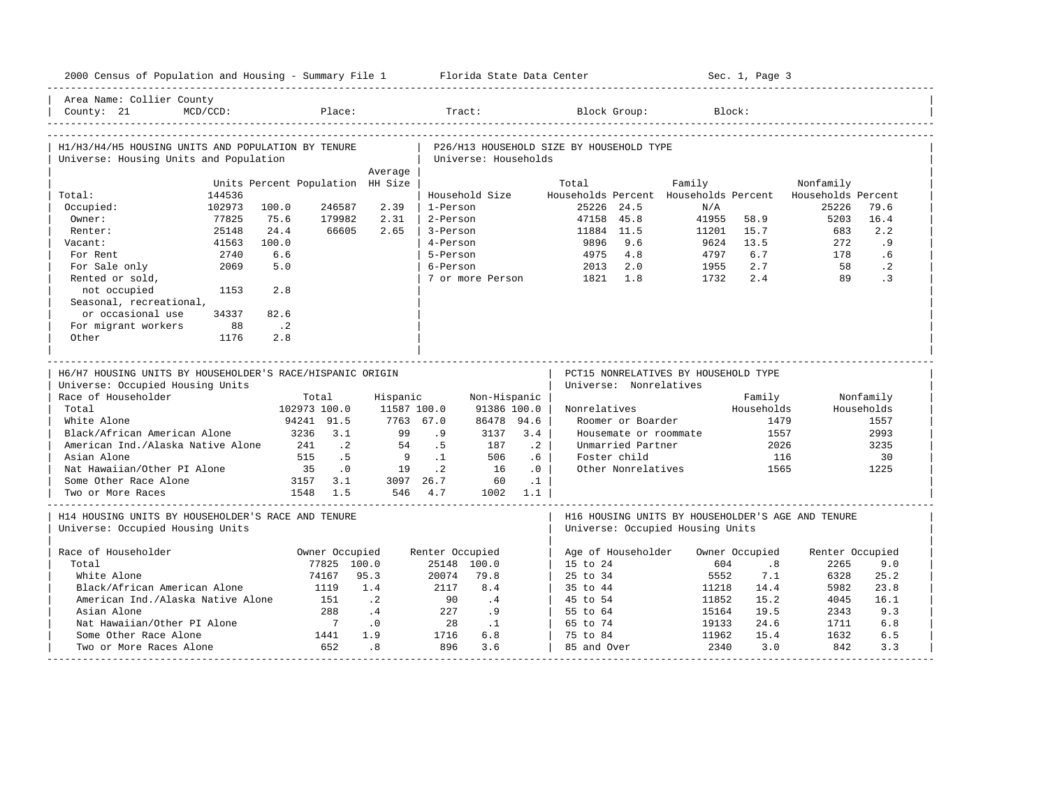Area Name: Collier County
County: 21 MCD/CCD: Place: Tract: Block Group: Block:

## H1/H3/H4/H5 HOUSING UNITS AND POPULATION BY TENURE

Universe: Housing Units and Population

| | Units | Percent | Population | Average HH Size |
|---|---|---|---|---|
| Total: | 144536 | | | |
| Occupied: | 102973 | 100.0 | 246587 | 2.39 |
| Owner: | 77825 | 75.6 | 179982 | 2.31 |
| Renter: | 25148 | 24.4 | 66605 | 2.65 |
| Vacant: | 41563 | 100.0 | | |
| For Rent | 2740 | 6.6 | | |
| For Sale only | 2069 | 5.0 | | |
| Rented or sold, not occupied | 1153 | 2.8 | | |
| Seasonal, recreational, or occasional use | 34337 | 82.6 | | |
| For migrant workers | 88 | .2 | | |
| Other | 1176 | 2.8 | | |

## P26/H13 HOUSEHOLD SIZE BY HOUSEHOLD TYPE

Universe: Households

| Household Size | Total Households | Percent | Family Households | Percent | Nonfamily Households | Percent |
|---|---|---|---|---|---|---|
| 1-Person | 25226 | 24.5 | N/A | | 25226 | 79.6 |
| 2-Person | 47158 | 45.8 | 41955 | 58.9 | 5203 | 16.4 |
| 3-Person | 11884 | 11.5 | 11201 | 15.7 | 683 | 2.2 |
| 4-Person | 9896 | 9.6 | 9624 | 13.5 | 272 | .9 |
| 5-Person | 4975 | 4.8 | 4797 | 6.7 | 178 | .6 |
| 6-Person | 2013 | 2.0 | 1955 | 2.7 | 58 | .2 |
| 7 or more Person | 1821 | 1.8 | 1732 | 2.4 | 89 | .3 |

## H6/H7 HOUSING UNITS BY HOUSEHOLDER'S RACE/HISPANIC ORIGIN

Universe: Occupied Housing Units

| Race of Householder | Total | | Hispanic | | Non-Hispanic | |
|---|---|---|---|---|---|---|
| Total | 102973 | 100.0 | 11587 | 100.0 | 91386 | 100.0 |
| White Alone | 94241 | 91.5 | 7763 | 67.0 | 86478 | 94.6 |
| Black/African American Alone | 3236 | 3.1 | 99 | .9 | 3137 | 3.4 |
| American Ind./Alaska Native Alone | 241 | .2 | 54 | .5 | 187 | .2 |
| Asian Alone | 515 | .5 | 9 | .1 | 506 | .6 |
| Nat Hawaiian/Other PI Alone | 35 | .0 | 19 | .2 | 16 | .0 |
| Some Other Race Alone | 3157 | 3.1 | 3097 | 26.7 | 60 | .1 |
| Two or More Races | 1548 | 1.5 | 546 | 4.7 | 1002 | 1.1 |

## PCT15 NONRELATIVES BY HOUSEHOLD TYPE

Universe: Nonrelatives

| Nonrelatives | Family Households | Nonfamily Households |
|---|---|---|
| Roomer or Boarder | 1479 | 1557 |
| Housemate or roommate | 1557 | 2993 |
| Unmarried Partner | 2026 | 3235 |
| Foster child | 116 | 30 |
| Other Nonrelatives | 1565 | 1225 |

## H14 HOUSING UNITS BY HOUSEHOLDER'S RACE AND TENURE

Universe: Occupied Housing Units

| Race of Householder | Owner Occupied | | Renter Occupied | |
|---|---|---|---|---|
| Total | 77825 | 100.0 | 25148 | 100.0 |
| White Alone | 74167 | 95.3 | 20074 | 79.8 |
| Black/African American Alone | 1119 | 1.4 | 2117 | 8.4 |
| American Ind./Alaska Native Alone | 151 | .2 | 90 | .4 |
| Asian Alone | 288 | .4 | 227 | .9 |
| Nat Hawaiian/Other PI Alone | 7 | .0 | 28 | .1 |
| Some Other Race Alone | 1441 | 1.9 | 1716 | 6.8 |
| Two or More Races Alone | 652 | .8 | 896 | 3.6 |

## H16 HOUSING UNITS BY HOUSEHOLDER'S AGE AND TENURE

Universe: Occupied Housing Units

| Age of Householder | Owner Occupied | | Renter Occupied | |
|---|---|---|---|---|
| 15 to 24 | 604 | .8 | 2265 | 9.0 |
| 25 to 34 | 5552 | 7.1 | 6328 | 25.2 |
| 35 to 44 | 11218 | 14.4 | 5982 | 23.8 |
| 45 to 54 | 11852 | 15.2 | 4045 | 16.1 |
| 55 to 64 | 15164 | 19.5 | 2343 | 9.3 |
| 65 to 74 | 19133 | 24.6 | 1711 | 6.8 |
| 75 to 84 | 11962 | 15.4 | 1632 | 6.5 |
| 85 and Over | 2340 | 3.0 | 842 | 3.3 |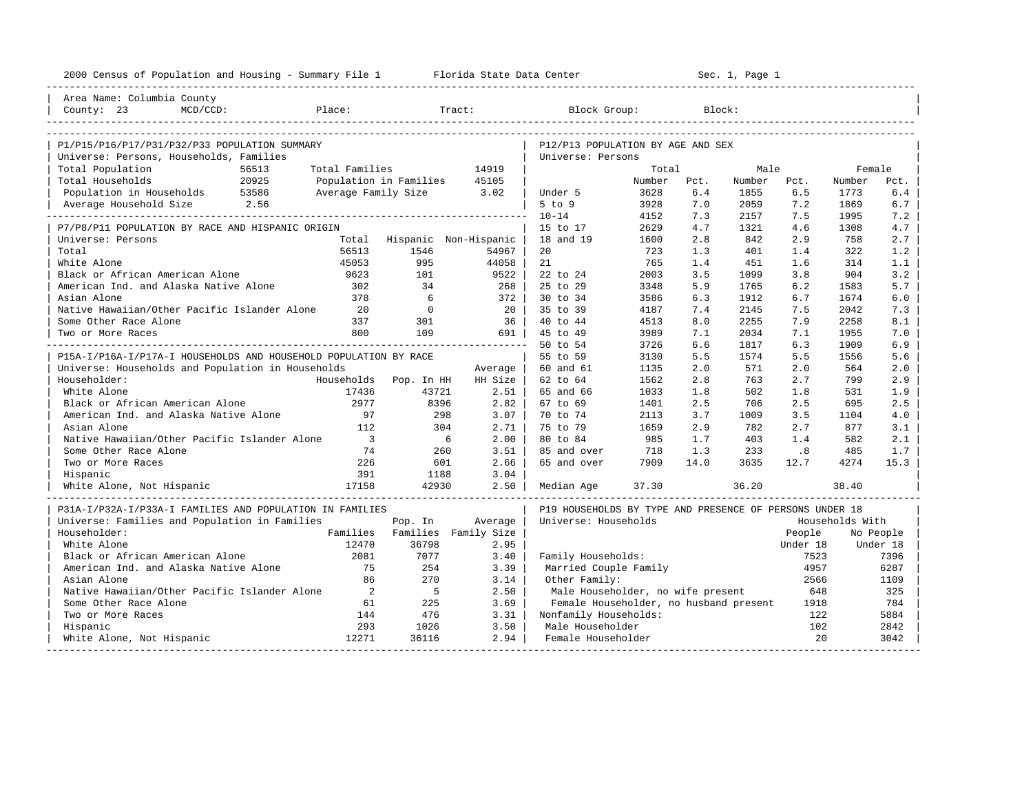2000 Census of Population and Housing - Summary File 1 — Florida State Data Center — Sec. 1, Page 1

Area Name: Columbia County
County: 23 MCD/CCD: Place: Tract: Block Group: Block:

## P1/P15/P16/P17/P31/P32/P33 POPULATION SUMMARY

Universe: Persons, Households, Families

| | | | |
|---|---|---|---|
| Total Population | 56513 | Total Families | 14919 |
| Total Households | 20925 | Population in Families | 45105 |
| Population in Households | 53586 | Average Family Size | 3.02 |
| Average Household Size | 2.56 | | |

## P7/P8/P11 POPULATION BY RACE AND HISPANIC ORIGIN

Universe: Persons

| | Total | Hispanic | Non-Hispanic |
|---|---|---|---|
| Total | 56513 | 1546 | 54967 |
| White Alone | 45053 | 995 | 44058 |
| Black or African American Alone | 9623 | 101 | 9522 |
| American Ind. and Alaska Native Alone | 302 | 34 | 268 |
| Asian Alone | 378 | 6 | 372 |
| Native Hawaiian/Other Pacific Islander Alone | 20 | 0 | 20 |
| Some Other Race Alone | 337 | 301 | 36 |
| Two or More Races | 800 | 109 | 691 |

## P15A-I/P16A-I/P17A-I HOUSEHOLDS AND HOUSEHOLD POPULATION BY RACE

Universe: Households and Population in Households

| Householder: | Households | Pop. In HH | Average HH Size |
|---|---|---|---|
| White Alone | 17436 | 43721 | 2.51 |
| Black or African American Alone | 2977 | 8396 | 2.82 |
| American Ind. and Alaska Native Alone | 97 | 298 | 3.07 |
| Asian Alone | 112 | 304 | 2.71 |
| Native Hawaiian/Other Pacific Islander Alone | 3 | 6 | 2.00 |
| Some Other Race Alone | 74 | 260 | 3.51 |
| Two or More Races | 226 | 601 | 2.66 |
| Hispanic | 391 | 1188 | 3.04 |
| White Alone, Not Hispanic | 17158 | 42930 | 2.50 |

## P31A-I/P32A-I/P33A-I FAMILIES AND POPULATION IN FAMILIES

Universe: Families and Population in Families

| Householder: | Families | Pop. In Families | Average Family Size |
|---|---|---|---|
| White Alone | 12470 | 36798 | 2.95 |
| Black or African American Alone | 2081 | 7077 | 3.40 |
| American Ind. and Alaska Native Alone | 75 | 254 | 3.39 |
| Asian Alone | 86 | 270 | 3.14 |
| Native Hawaiian/Other Pacific Islander Alone | 2 | 5 | 2.50 |
| Some Other Race Alone | 61 | 225 | 3.69 |
| Two or More Races | 144 | 476 | 3.31 |
| Hispanic | 293 | 1026 | 3.50 |
| White Alone, Not Hispanic | 12271 | 36116 | 2.94 |

## P12/P13 POPULATION BY AGE AND SEX

Universe: Persons

| | Total Number | Total Pct. | Male Number | Male Pct. | Female Number | Female Pct. |
|---|---|---|---|---|---|---|
| Under 5 | 3628 | 6.4 | 1855 | 6.5 | 1773 | 6.4 |
| 5 to 9 | 3928 | 7.0 | 2059 | 7.2 | 1869 | 6.7 |
| 10-14 | 4152 | 7.3 | 2157 | 7.5 | 1995 | 7.2 |
| 15 to 17 | 2629 | 4.7 | 1321 | 4.6 | 1308 | 4.7 |
| 18 and 19 | 1600 | 2.8 | 842 | 2.9 | 758 | 2.7 |
| 20 | 723 | 1.3 | 401 | 1.4 | 322 | 1.2 |
| 21 | 765 | 1.4 | 451 | 1.6 | 314 | 1.1 |
| 22 to 24 | 2003 | 3.5 | 1099 | 3.8 | 904 | 3.2 |
| 25 to 29 | 3348 | 5.9 | 1765 | 6.2 | 1583 | 5.7 |
| 30 to 34 | 3586 | 6.3 | 1912 | 6.7 | 1674 | 6.0 |
| 35 to 39 | 4187 | 7.4 | 2145 | 7.5 | 2042 | 7.3 |
| 40 to 44 | 4513 | 8.0 | 2255 | 7.9 | 2258 | 8.1 |
| 45 to 49 | 3989 | 7.1 | 2034 | 7.1 | 1955 | 7.0 |
| 50 to 54 | 3726 | 6.6 | 1817 | 6.3 | 1909 | 6.9 |
| 55 to 59 | 3130 | 5.5 | 1574 | 5.5 | 1556 | 5.6 |
| 60 and 61 | 1135 | 2.0 | 571 | 2.0 | 564 | 2.0 |
| 62 to 64 | 1562 | 2.8 | 763 | 2.7 | 799 | 2.9 |
| 65 and 66 | 1033 | 1.8 | 502 | 1.8 | 531 | 1.9 |
| 67 to 69 | 1401 | 2.5 | 706 | 2.5 | 695 | 2.5 |
| 70 to 74 | 2113 | 3.7 | 1009 | 3.5 | 1104 | 4.0 |
| 75 to 79 | 1659 | 2.9 | 782 | 2.7 | 877 | 3.1 |
| 80 to 84 | 985 | 1.7 | 403 | 1.4 | 582 | 2.1 |
| 85 and over | 718 | 1.3 | 233 | .8 | 485 | 1.7 |
| 65 and over | 7909 | 14.0 | 3635 | 12.7 | 4274 | 15.3 |
| Median Age | 37.30 | | 36.20 | | 38.40 | |

## P19 HOUSEHOLDS BY TYPE AND PRESENCE OF PERSONS UNDER 18

Universe: Households

| | Households With People Under 18 | Households With No People Under 18 |
|---|---|---|
| Family Households: | 7523 | 7396 |
| Married Couple Family | 4957 | 6287 |
| Other Family: | 2566 | 1109 |
| Male Householder, no wife present | 648 | 325 |
| Female Householder, no husband present | 1918 | 784 |
| Nonfamily Households: | 122 | 5884 |
| Male Householder | 102 | 2842 |
| Female Householder | 20 | 3042 |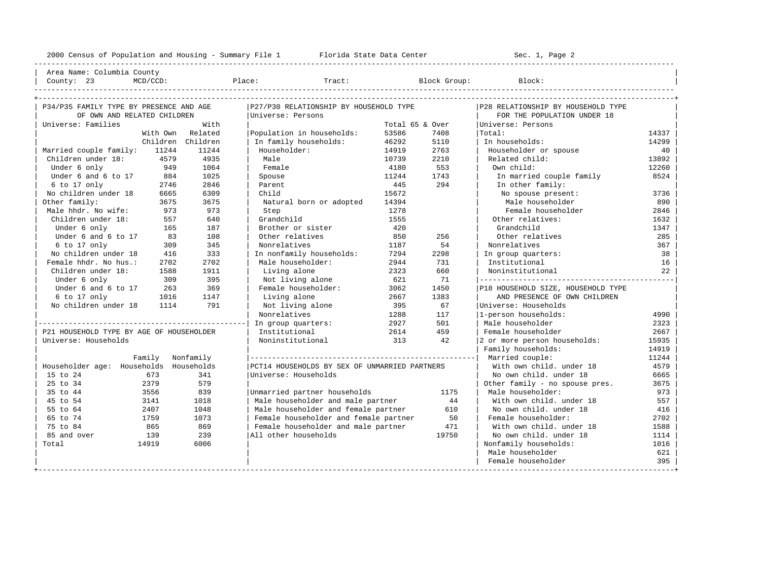2000 Census of Population and Housing - Summary File 1 Florida State Data Center

Area Name: Columbia County
County: 23 MCD/CCD: Place: Tract: Block Group: Block:

## P34/P35 FAMILY TYPE BY PRESENCE AND AGE OF OWN AND RELATED CHILDREN

Universe: Families

| | With Own Children | With Related Children |
|---|---|---|
| Married couple family: | 11244 | 11244 |
| Children under 18: | 4579 | 4935 |
| Under 6 only | 949 | 1064 |
| Under 6 and 6 to 17 | 884 | 1025 |
| 6 to 17 only | 2746 | 2846 |
| No children under 18 | 6665 | 6309 |
| Other family: | 3675 | 3675 |
| Male hhdr. No wife: | 973 | 973 |
| Children under 18: | 557 | 640 |
| Under 6 only | 165 | 187 |
| Under 6 and 6 to 17 | 83 | 108 |
| 6 to 17 only | 309 | 345 |
| No children under 18 | 416 | 333 |
| Female hhdr. No hus.: | 2702 | 2702 |
| Children under 18: | 1588 | 1911 |
| Under 6 only | 309 | 395 |
| Under 6 and 6 to 17 | 263 | 369 |
| 6 to 17 only | 1016 | 1147 |
| No children under 18 | 1114 | 791 |

## P21 HOUSEHOLD TYPE BY AGE OF HOUSEHOLDER

Universe: Households

| Householder age: | Family Households | Nonfamily Households |
|---|---|---|
| 15 to 24 | 673 | 341 |
| 25 to 34 | 2379 | 579 |
| 35 to 44 | 3556 | 839 |
| 45 to 54 | 3141 | 1018 |
| 55 to 64 | 2407 | 1048 |
| 65 to 74 | 1759 | 1073 |
| 75 to 84 | 865 | 869 |
| 85 and over | 139 | 239 |
| Total | 14919 | 6006 |

## P27/P30 RELATIONSHIP BY HOUSEHOLD TYPE

Universe: Persons

| | Total | 65 & Over |
|---|---|---|
| Population in households: | 53586 | 7408 |
| In family households: | 46292 | 5110 |
| Householder: | 14919 | 2763 |
| Male | 10739 | 2210 |
| Female | 4180 | 553 |
| Spouse | 11244 | 1743 |
| Parent | 445 | 294 |
| Child | 15672 | |
| Natural born or adopted | 14394 | |
| Step | 1278 | |
| Grandchild | 1555 | |
| Brother or sister | 420 | |
| Other relatives | 850 | 256 |
| Nonrelatives | 1187 | 54 |
| In nonfamily households: | 7294 | 2298 |
| Male householder: | 2944 | 731 |
| Living alone | 2323 | 660 |
| Not living alone | 621 | 71 |
| Female householder: | 3062 | 1450 |
| Living alone | 2667 | 1383 |
| Not living alone | 395 | 67 |
| Nonrelatives | 1288 | 117 |
| In group quarters: | 2927 | 501 |
| Institutional | 2614 | 459 |
| Noninstitutional | 313 | 42 |

## PCT14 HOUSEHOLDS BY SEX OF UNMARRIED PARTNERS

Universe: Households

| | |
|---|---|
| Unmarried partner households | 1175 |
| Male householder and male partner | 44 |
| Male householder and female partner | 610 |
| Female householder and female partner | 50 |
| Female householder and male partner | 471 |
| All other households | 19750 |

## P28 RELATIONSHIP BY HOUSEHOLD TYPE FOR THE POPULATION UNDER 18

Universe: Persons

| | |
|---|---|
| Total: | 14337 |
| In households: | 14299 |
| Householder or spouse | 40 |
| Related child: | 13892 |
| Own child: | 12260 |
| In married couple family | 8524 |
| In other family: | |
| No spouse present: | 3736 |
| Male householder | 890 |
| Female householder | 2846 |
| Other relatives: | 1632 |
| Grandchild | 1347 |
| Other relatives | 285 |
| Nonrelatives | 367 |
| In group quarters: | 38 |
| Institutional | 16 |
| Noninstitutional | 22 |

## P18 HOUSEHOLD SIZE, HOUSEHOLD TYPE AND PRESENCE OF OWN CHILDREN

Universe: Households

| | |
|---|---|
| 1-person households: | 4990 |
| Male householder | 2323 |
| Female householder | 2667 |
| 2 or more person households: | 15935 |
| Family households: | 14919 |
| Married couple: | 11244 |
| With own child. under 18 | 4579 |
| No own child. under 18 | 6665 |
| Other family - no spouse pres. | 3675 |
| Male householder: | 973 |
| With own child. under 18 | 557 |
| No own child. under 18 | 416 |
| Female householder: | 2702 |
| With own child. under 18 | 1588 |
| No own child. under 18 | 1114 |
| Nonfamily households: | 1016 |
| Male householder | 621 |
| Female householder | 395 |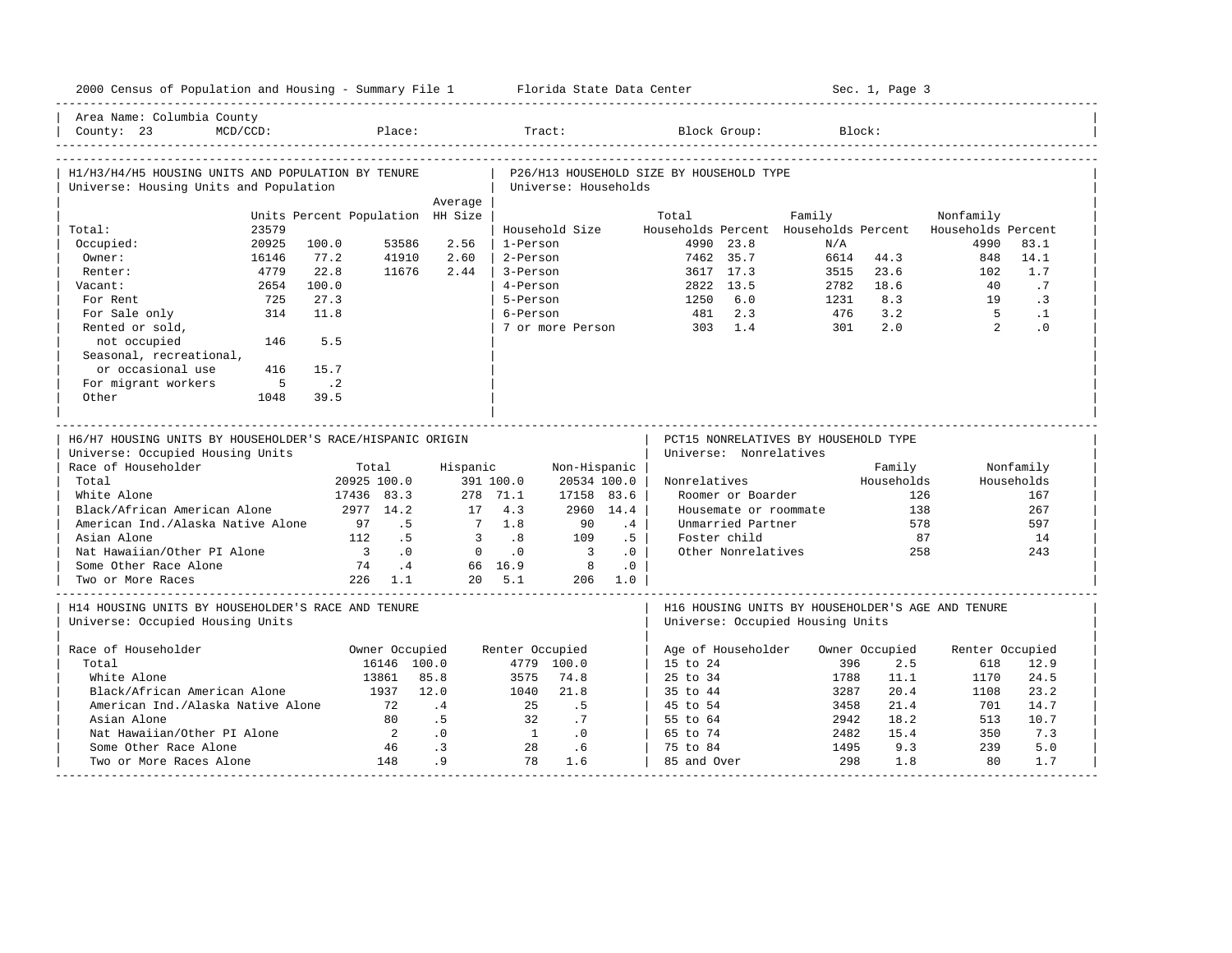2000 Census of Population and Housing - Summary File 1 Florida State Data Center

Area Name: Columbia County
County: 23 MCD/CCD: Place: Tract: Block Group: Block:

## H1/H3/H4/H5 HOUSING UNITS AND POPULATION BY TENURE
Universe: Housing Units and Population

| | Units | Percent | Population | Average HH Size |
|---|---|---|---|---|
| Total: | 23579 | | | |
| Occupied: | 20925 | 100.0 | 53586 | 2.56 |
| Owner: | 16146 | 77.2 | 41910 | 2.60 |
| Renter: | 4779 | 22.8 | 11676 | 2.44 |
| Vacant: | 2654 | 100.0 | | |
| For Rent | 725 | 27.3 | | |
| For Sale only | 314 | 11.8 | | |
| Rented or sold, not occupied | 146 | 5.5 | | |
| Seasonal, recreational, or occasional use | 416 | 15.7 | | |
| For migrant workers | 5 | .2 | | |
| Other | 1048 | 39.5 | | |

## P26/H13 HOUSEHOLD SIZE BY HOUSEHOLD TYPE
Universe: Households

| Household Size | Total Households | Percent | Family Households | Percent | Nonfamily Households | Percent |
|---|---|---|---|---|---|---|
| 1-Person | 4990 | 23.8 | N/A | | 4990 | 83.1 |
| 2-Person | 7462 | 35.7 | 6614 | 44.3 | 848 | 14.1 |
| 3-Person | 3617 | 17.3 | 3515 | 23.6 | 102 | 1.7 |
| 4-Person | 2822 | 13.5 | 2782 | 18.6 | 40 | .7 |
| 5-Person | 1250 | 6.0 | 1231 | 8.3 | 19 | .3 |
| 6-Person | 481 | 2.3 | 476 | 3.2 | 5 | .1 |
| 7 or more Person | 303 | 1.4 | 301 | 2.0 | 2 | .0 |

## H6/H7 HOUSING UNITS BY HOUSEHOLDER'S RACE/HISPANIC ORIGIN
Universe: Occupied Housing Units

| Race of Householder | Total | % | Hispanic | % | Non-Hispanic | % |
|---|---|---|---|---|---|---|
| Total | 20925 | 100.0 | 391 | 100.0 | 20534 | 100.0 |
| White Alone | 17436 | 83.3 | 278 | 71.1 | 17158 | 83.6 |
| Black/African American Alone | 2977 | 14.2 | 17 | 4.3 | 2960 | 14.4 |
| American Ind./Alaska Native Alone | 97 | .5 | 7 | 1.8 | 90 | .4 |
| Asian Alone | 112 | .5 | 3 | .8 | 109 | .5 |
| Nat Hawaiian/Other PI Alone | 3 | .0 | 0 | .0 | 3 | .0 |
| Some Other Race Alone | 74 | .4 | 66 | 16.9 | 8 | .0 |
| Two or More Races | 226 | 1.1 | 20 | 5.1 | 206 | 1.0 |

## PCT15 NONRELATIVES BY HOUSEHOLD TYPE
Universe: Nonrelatives

| Nonrelatives | Family Households | Nonfamily Households |
|---|---|---|
| Roomer or Boarder | 126 | 167 |
| Housemate or roommate | 138 | 267 |
| Unmarried Partner | 578 | 597 |
| Foster child | 87 | 14 |
| Other Nonrelatives | 258 | 243 |

## H14 HOUSING UNITS BY HOUSEHOLDER'S RACE AND TENURE
Universe: Occupied Housing Units

| Race of Householder | Owner Occupied | % | Renter Occupied | % |
|---|---|---|---|---|
| Total | 16146 | 100.0 | 4779 | 100.0 |
| White Alone | 13861 | 85.8 | 3575 | 74.8 |
| Black/African American Alone | 1937 | 12.0 | 1040 | 21.8 |
| American Ind./Alaska Native Alone | 72 | .4 | 25 | .5 |
| Asian Alone | 80 | .5 | 32 | .7 |
| Nat Hawaiian/Other PI Alone | 2 | .0 | 1 | .0 |
| Some Other Race Alone | 46 | .3 | 28 | .6 |
| Two or More Races Alone | 148 | .9 | 78 | 1.6 |

## H16 HOUSING UNITS BY HOUSEHOLDER'S AGE AND TENURE
Universe: Occupied Housing Units

| Age of Householder | Owner Occupied | % | Renter Occupied | % |
|---|---|---|---|---|
| 15 to 24 | 396 | 2.5 | 618 | 12.9 |
| 25 to 34 | 1788 | 11.1 | 1170 | 24.5 |
| 35 to 44 | 3287 | 20.4 | 1108 | 23.2 |
| 45 to 54 | 3458 | 21.4 | 701 | 14.7 |
| 55 to 64 | 2942 | 18.2 | 513 | 10.7 |
| 65 to 74 | 2482 | 15.4 | 350 | 7.3 |
| 75 to 84 | 1495 | 9.3 | 239 | 5.0 |
| 85 and Over | 298 | 1.8 | 80 | 1.7 |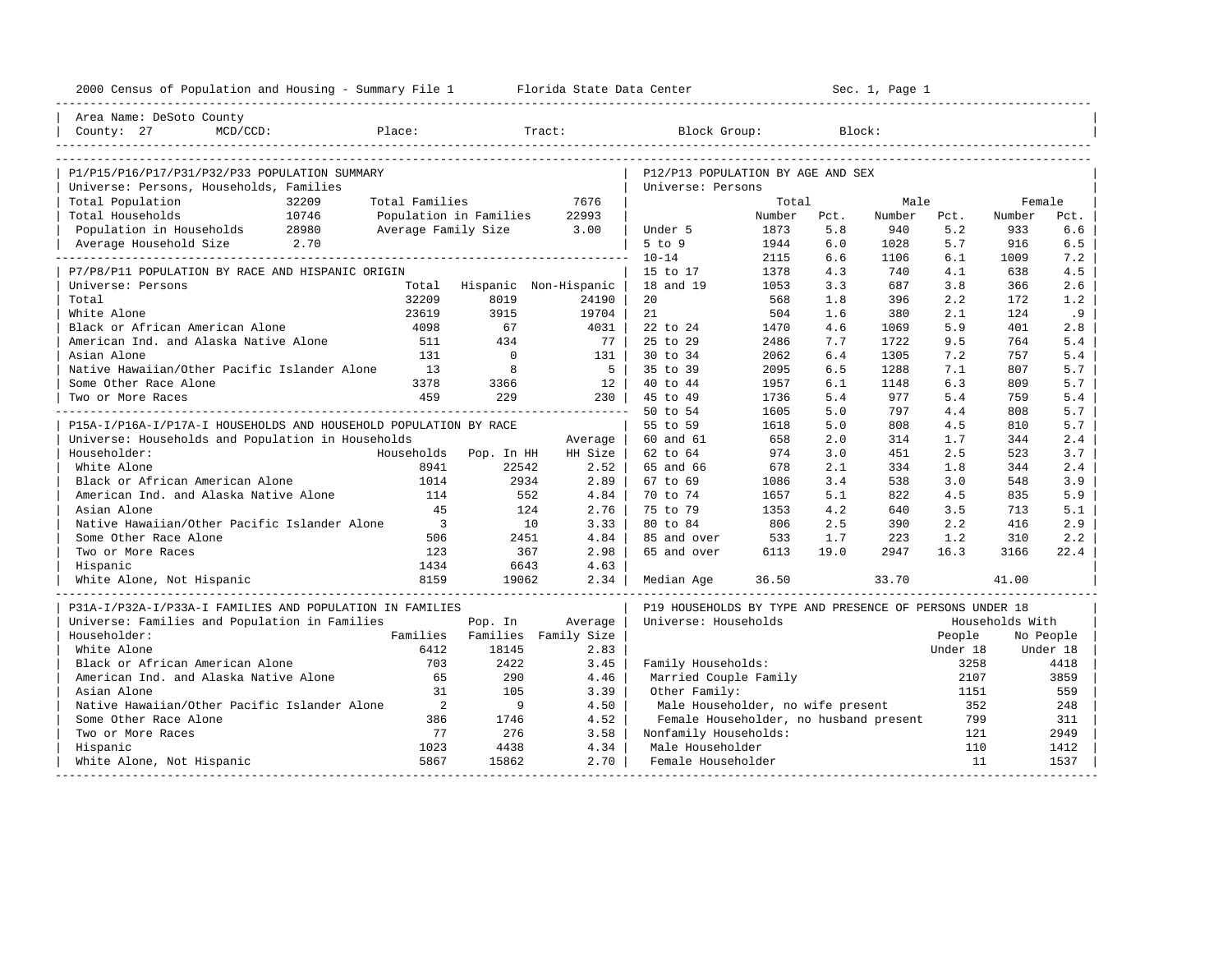2000 Census of Population and Housing - Summary File 1 Florida State Data Center Sec. 1, Page 1

Area Name: DeSoto County
County: 27 MCD/CCD: Place: Tract: Block Group: Block:

## P1/P15/P16/P17/P31/P32/P33 POPULATION SUMMARY

Universe: Persons, Households, Families

| | | | |
|---|---|---|---|
| Total Population | 32209 | Total Families | 7676 |
| Total Households | 10746 | Population in Families | 22993 |
| Population in Households | 28980 | Average Family Size | 3.00 |
| Average Household Size | 2.70 | | |

## P7/P8/P11 POPULATION BY RACE AND HISPANIC ORIGIN

Universe: Persons

| | Total | Hispanic | Non-Hispanic |
|---|---|---|---|
| Total | 32209 | 8019 | 24190 |
| White Alone | 23619 | 3915 | 19704 |
| Black or African American Alone | 4098 | 67 | 4031 |
| American Ind. and Alaska Native Alone | 511 | 434 | 77 |
| Asian Alone | 131 | 0 | 131 |
| Native Hawaiian/Other Pacific Islander Alone | 13 | 8 | 5 |
| Some Other Race Alone | 3378 | 3366 | 12 |
| Two or More Races | 459 | 229 | 230 |

## P15A-I/P16A-I/P17A-I HOUSEHOLDS AND HOUSEHOLD POPULATION BY RACE

Universe: Households and Population in Households

| Householder: | Households | Pop. In HH | Average HH Size |
|---|---|---|---|
| White Alone | 8941 | 22542 | 2.52 |
| Black or African American Alone | 1014 | 2934 | 2.89 |
| American Ind. and Alaska Native Alone | 114 | 552 | 4.84 |
| Asian Alone | 45 | 124 | 2.76 |
| Native Hawaiian/Other Pacific Islander Alone | 3 | 10 | 3.33 |
| Some Other Race Alone | 506 | 2451 | 4.84 |
| Two or More Races | 123 | 367 | 2.98 |
| Hispanic | 1434 | 6643 | 4.63 |
| White Alone, Not Hispanic | 8159 | 19062 | 2.34 |

## P31A-I/P32A-I/P33A-I FAMILIES AND POPULATION IN FAMILIES

Universe: Families and Population in Families

| Householder: | Families | Pop. In Families | Average Family Size |
|---|---|---|---|
| White Alone | 6412 | 18145 | 2.83 |
| Black or African American Alone | 703 | 2422 | 3.45 |
| American Ind. and Alaska Native Alone | 65 | 290 | 4.46 |
| Asian Alone | 31 | 105 | 3.39 |
| Native Hawaiian/Other Pacific Islander Alone | 2 | 9 | 4.50 |
| Some Other Race Alone | 386 | 1746 | 4.52 |
| Two or More Races | 77 | 276 | 3.58 |
| Hispanic | 1023 | 4438 | 4.34 |
| White Alone, Not Hispanic | 5867 | 15862 | 2.70 |

## P12/P13 POPULATION BY AGE AND SEX

Universe: Persons

| | Total Number | Total Pct. | Male Number | Male Pct. | Female Number | Female Pct. |
|---|---|---|---|---|---|---|
| Under 5 | 1873 | 5.8 | 940 | 5.2 | 933 | 6.6 |
| 5 to 9 | 1944 | 6.0 | 1028 | 5.7 | 916 | 6.5 |
| 10-14 | 2115 | 6.6 | 1106 | 6.1 | 1009 | 7.2 |
| 15 to 17 | 1378 | 4.3 | 740 | 4.1 | 638 | 4.5 |
| 18 and 19 | 1053 | 3.3 | 687 | 3.8 | 366 | 2.6 |
| 20 | 568 | 1.8 | 396 | 2.2 | 172 | 1.2 |
| 21 | 504 | 1.6 | 380 | 2.1 | 124 | .9 |
| 22 to 24 | 1470 | 4.6 | 1069 | 5.9 | 401 | 2.8 |
| 25 to 29 | 2486 | 7.7 | 1722 | 9.5 | 764 | 5.4 |
| 30 to 34 | 2062 | 6.4 | 1305 | 7.2 | 757 | 5.4 |
| 35 to 39 | 2095 | 6.5 | 1288 | 7.1 | 807 | 5.7 |
| 40 to 44 | 1957 | 6.1 | 1148 | 6.3 | 809 | 5.7 |
| 45 to 49 | 1736 | 5.4 | 977 | 5.4 | 759 | 5.4 |
| 50 to 54 | 1605 | 5.0 | 797 | 4.4 | 808 | 5.7 |
| 55 to 59 | 1618 | 5.0 | 808 | 4.5 | 810 | 5.7 |
| 60 and 61 | 658 | 2.0 | 314 | 1.7 | 344 | 2.4 |
| 62 to 64 | 974 | 3.0 | 451 | 2.5 | 523 | 3.7 |
| 65 and 66 | 678 | 2.1 | 334 | 1.8 | 344 | 2.4 |
| 67 to 69 | 1086 | 3.4 | 538 | 3.0 | 548 | 3.9 |
| 70 to 74 | 1657 | 5.1 | 822 | 4.5 | 835 | 5.9 |
| 75 to 79 | 1353 | 4.2 | 640 | 3.5 | 713 | 5.1 |
| 80 to 84 | 806 | 2.5 | 390 | 2.2 | 416 | 2.9 |
| 85 and over | 533 | 1.7 | 223 | 1.2 | 310 | 2.2 |
| 65 and over | 6113 | 19.0 | 2947 | 16.3 | 3166 | 22.4 |
| Median Age | 36.50 | | 33.70 | | 41.00 | |

## P19 HOUSEHOLDS BY TYPE AND PRESENCE OF PERSONS UNDER 18

Universe: Households

| | Households With People Under 18 | Households With No People Under 18 |
|---|---|---|
| Family Households: | 3258 | 4418 |
| Married Couple Family | 2107 | 3859 |
| Other Family: | 1151 | 559 |
| Male Householder, no wife present | 352 | 248 |
| Female Householder, no husband present | 799 | 311 |
| Nonfamily Households: | 121 | 2949 |
| Male Householder | 110 | 1412 |
| Female Householder | 11 | 1537 |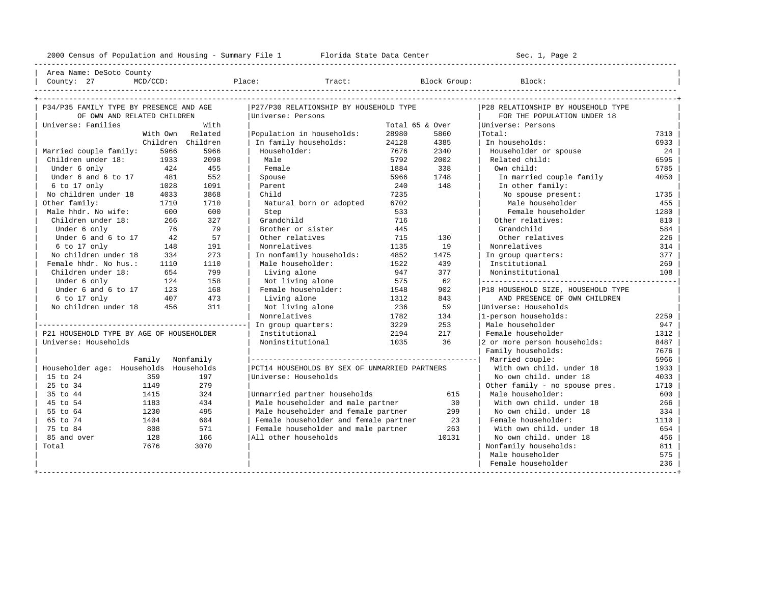2000 Census of Population and Housing - Summary File 1 Florida State Data Center Sec. 1, Page 2

Area Name: DeSoto County
County: 27 MCD/CCD: Place: Tract: Block Group: Block:

## P34/P35 FAMILY TYPE BY PRESENCE AND AGE OF OWN AND RELATED CHILDREN

Universe: Families

| | With Own Children | With Related Children |
|---|---|---|
| Married couple family: | 5966 | 5966 |
| Children under 18: | 1933 | 2098 |
| Under 6 only | 424 | 455 |
| Under 6 and 6 to 17 | 481 | 552 |
| 6 to 17 only | 1028 | 1091 |
| No children under 18 | 4033 | 3868 |
| Other family: | 1710 | 1710 |
| Male hhdr. No wife: | 600 | 600 |
| Children under 18: | 266 | 327 |
| Under 6 only | 76 | 79 |
| Under 6 and 6 to 17 | 42 | 57 |
| 6 to 17 only | 148 | 191 |
| No children under 18 | 334 | 273 |
| Female hhdr. No hus.: | 1110 | 1110 |
| Children under 18: | 654 | 799 |
| Under 6 only | 124 | 158 |
| Under 6 and 6 to 17 | 123 | 168 |
| 6 to 17 only | 407 | 473 |
| No children under 18 | 456 | 311 |

## P21 HOUSEHOLD TYPE BY AGE OF HOUSEHOLDER

Universe: Households

| Householder age: | Family Households | Nonfamily Households |
|---|---|---|
| 15 to 24 | 359 | 197 |
| 25 to 34 | 1149 | 279 |
| 35 to 44 | 1415 | 324 |
| 45 to 54 | 1183 | 434 |
| 55 to 64 | 1230 | 495 |
| 65 to 74 | 1404 | 604 |
| 75 to 84 | 808 | 571 |
| 85 and over | 128 | 166 |
| Total | 7676 | 3070 |

## P27/P30 RELATIONSHIP BY HOUSEHOLD TYPE

Universe: Persons

| | Total | 65 & Over |
|---|---|---|
| Population in households: | 28980 | 5860 |
| In family households: | 24128 | 4385 |
| Householder: | 7676 | 2340 |
| Male | 5792 | 2002 |
| Female | 1884 | 338 |
| Spouse | 5966 | 1748 |
| Parent | 240 | 148 |
| Child | 7235 | |
| Natural born or adopted | 6702 | |
| Step | 533 | |
| Grandchild | 716 | |
| Brother or sister | 445 | |
| Other relatives | 715 | 130 |
| Nonrelatives | 1135 | 19 |
| In nonfamily households: | 4852 | 1475 |
| Male householder: | 1522 | 439 |
| Living alone | 947 | 377 |
| Not living alone | 575 | 62 |
| Female householder: | 1548 | 902 |
| Living alone | 1312 | 843 |
| Not living alone | 236 | 59 |
| Nonrelatives | 1782 | 134 |
| In group quarters: | 3229 | 253 |
| Institutional | 2194 | 217 |
| Noninstitutional | 1035 | 36 |

## PCT14 HOUSEHOLDS BY SEX OF UNMARRIED PARTNERS

Universe: Households

| | |
|---|---|
| Unmarried partner households | 615 |
| Male householder and male partner | 30 |
| Male householder and female partner | 299 |
| Female householder and female partner | 23 |
| Female householder and male partner | 263 |
| All other households | 10131 |

## P28 RELATIONSHIP BY HOUSEHOLD TYPE FOR THE POPULATION UNDER 18

Universe: Persons

| | |
|---|---|
| Total: | 7310 |
| In households: | 6933 |
| Householder or spouse | 24 |
| Related child: | 6595 |
| Own child: | 5785 |
| In married couple family | 4050 |
| In other family: | |
| No spouse present: | 1735 |
| Male householder | 455 |
| Female householder | 1280 |
| Other relatives: | 810 |
| Grandchild | 584 |
| Other relatives | 226 |
| Nonrelatives | 314 |
| In group quarters: | 377 |
| Institutional | 269 |
| Noninstitutional | 108 |

## P18 HOUSEHOLD SIZE, HOUSEHOLD TYPE AND PRESENCE OF OWN CHILDREN

Universe: Households

| | |
|---|---|
| 1-person households: | 2259 |
| Male householder | 947 |
| Female householder | 1312 |
| 2 or more person households: | 8487 |
| Family households: | 7676 |
| Married couple: | 5966 |
| With own child. under 18 | 1933 |
| No own child. under 18 | 4033 |
| Other family - no spouse pres. | 1710 |
| Male householder: | 600 |
| With own child. under 18 | 266 |
| No own child. under 18 | 334 |
| Female householder: | 1110 |
| With own child. under 18 | 654 |
| No own child. under 18 | 456 |
| Nonfamily households: | 811 |
| Male householder | 575 |
| Female householder | 236 |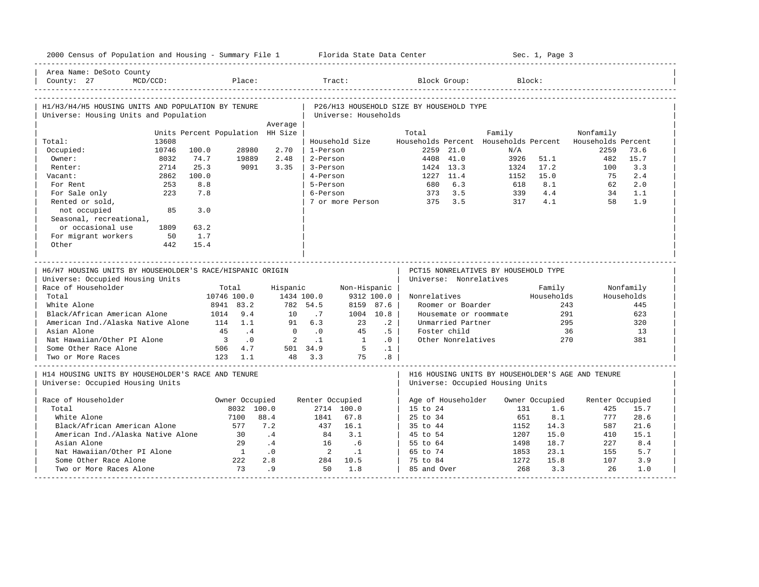2000 Census of Population and Housing - Summary File 1 — Florida State Data Center — Sec. 1, Page 3

Area Name: DeSoto County
County: 27 MCD/CCD: Place: Tract: Block Group: Block:

## H1/H3/H4/H5 HOUSING UNITS AND POPULATION BY TENURE

Universe: Housing Units and Population

| | Units | Percent | Population | Average HH Size |
|---|---|---|---|---|
| Total: | 13608 | | | |
| Occupied: | 10746 | 100.0 | 28980 | 2.70 |
| Owner: | 8032 | 74.7 | 19889 | 2.48 |
| Renter: | 2714 | 25.3 | 9091 | 3.35 |
| Vacant: | 2862 | 100.0 | | |
| For Rent | 253 | 8.8 | | |
| For Sale only | 223 | 7.8 | | |
| Rented or sold, not occupied | 85 | 3.0 | | |
| Seasonal, recreational, or occasional use | 1809 | 63.2 | | |
| For migrant workers | 50 | 1.7 | | |
| Other | 442 | 15.4 | | |

## P26/H13 HOUSEHOLD SIZE BY HOUSEHOLD TYPE

Universe: Households

| Household Size | Total Households | Percent | Family Households | Percent | Nonfamily Households | Percent |
|---|---|---|---|---|---|---|
| 1-Person | 2259 | 21.0 | N/A | | 2259 | 73.6 |
| 2-Person | 4408 | 41.0 | 3926 | 51.1 | 482 | 15.7 |
| 3-Person | 1424 | 13.3 | 1324 | 17.2 | 100 | 3.3 |
| 4-Person | 1227 | 11.4 | 1152 | 15.0 | 75 | 2.4 |
| 5-Person | 680 | 6.3 | 618 | 8.1 | 62 | 2.0 |
| 6-Person | 373 | 3.5 | 339 | 4.4 | 34 | 1.1 |
| 7 or more Person | 375 | 3.5 | 317 | 4.1 | 58 | 1.9 |

## H6/H7 HOUSING UNITS BY HOUSEHOLDER'S RACE/HISPANIC ORIGIN

Universe: Occupied Housing Units

| Race of Householder | Total | | Hispanic | | Non-Hispanic | |
|---|---|---|---|---|---|---|
| Total | 10746 | 100.0 | 1434 | 100.0 | 9312 | 100.0 |
| White Alone | 8941 | 83.2 | 782 | 54.5 | 8159 | 87.6 |
| Black/African American Alone | 1014 | 9.4 | 10 | .7 | 1004 | 10.8 |
| American Ind./Alaska Native Alone | 114 | 1.1 | 91 | 6.3 | 23 | .2 |
| Asian Alone | 45 | .4 | 0 | .0 | 45 | .5 |
| Nat Hawaiian/Other PI Alone | 3 | .0 | 2 | .1 | 1 | .0 |
| Some Other Race Alone | 506 | 4.7 | 501 | 34.9 | 5 | .1 |
| Two or More Races | 123 | 1.1 | 48 | 3.3 | 75 | .8 |

## PCT15 NONRELATIVES BY HOUSEHOLD TYPE

Universe: Nonrelatives

| Nonrelatives | Family Households | Nonfamily Households |
|---|---|---|
| Roomer or Boarder | 243 | 445 |
| Housemate or roommate | 291 | 623 |
| Unmarried Partner | 295 | 320 |
| Foster child | 36 | 13 |
| Other Nonrelatives | 270 | 381 |

## H14 HOUSING UNITS BY HOUSEHOLDER'S RACE AND TENURE

Universe: Occupied Housing Units

| Race of Householder | Owner Occupied | | Renter Occupied | |
|---|---|---|---|---|
| Total | 8032 | 100.0 | 2714 | 100.0 |
| White Alone | 7100 | 88.4 | 1841 | 67.8 |
| Black/African American Alone | 577 | 7.2 | 437 | 16.1 |
| American Ind./Alaska Native Alone | 30 | .4 | 84 | 3.1 |
| Asian Alone | 29 | .4 | 16 | .6 |
| Nat Hawaiian/Other PI Alone | 1 | .0 | 2 | .1 |
| Some Other Race Alone | 222 | 2.8 | 284 | 10.5 |
| Two or More Races Alone | 73 | .9 | 50 | 1.8 |

## H16 HOUSING UNITS BY HOUSEHOLDER'S AGE AND TENURE

Universe: Occupied Housing Units

| Age of Householder | Owner Occupied | | Renter Occupied | |
|---|---|---|---|---|
| 15 to 24 | 131 | 1.6 | 425 | 15.7 |
| 25 to 34 | 651 | 8.1 | 777 | 28.6 |
| 35 to 44 | 1152 | 14.3 | 587 | 21.6 |
| 45 to 54 | 1207 | 15.0 | 410 | 15.1 |
| 55 to 64 | 1498 | 18.7 | 227 | 8.4 |
| 65 to 74 | 1853 | 23.1 | 155 | 5.7 |
| 75 to 84 | 1272 | 15.8 | 107 | 3.9 |
| 85 and Over | 268 | 3.3 | 26 | 1.0 |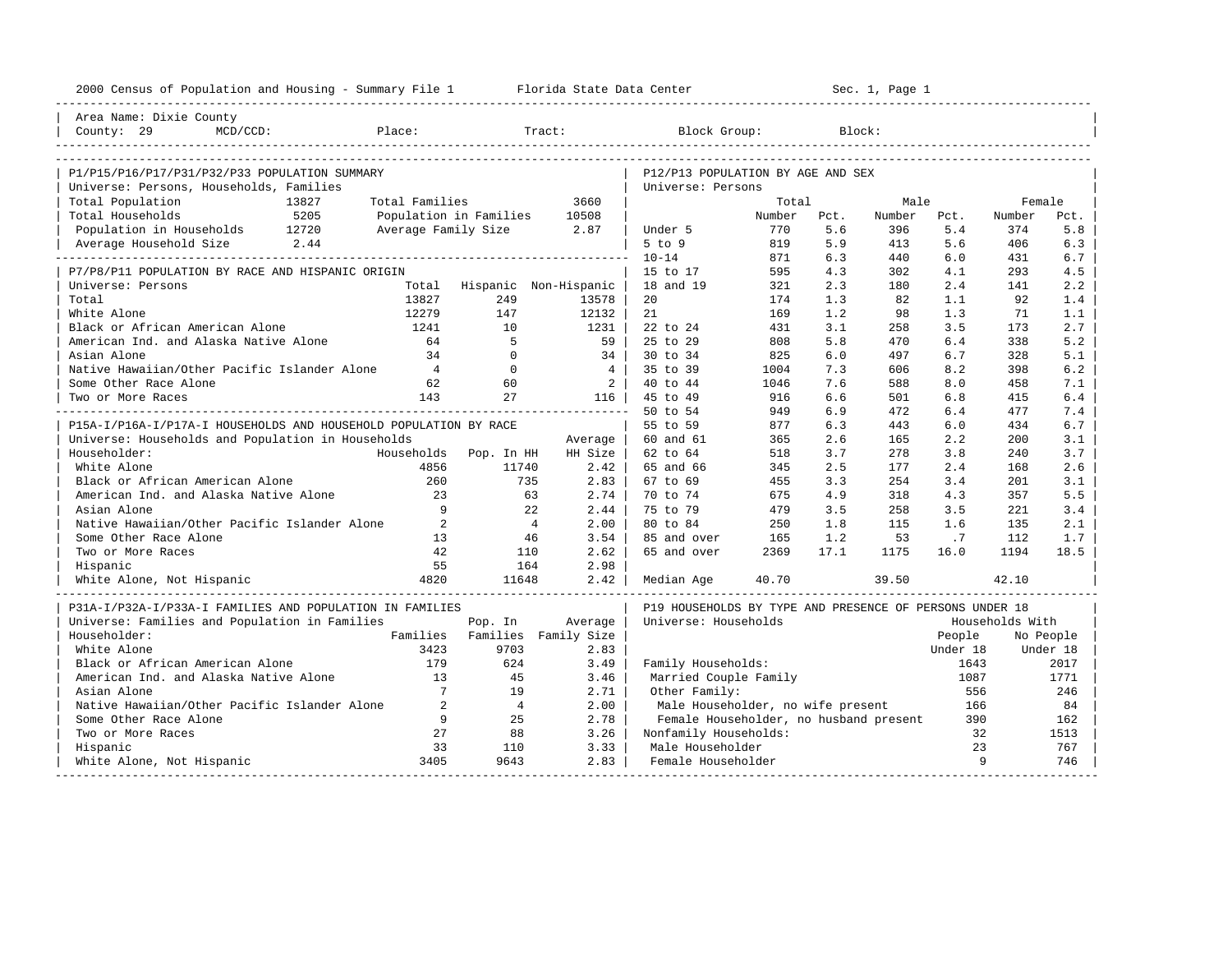2000 Census of Population and Housing - Summary File 1 Florida State Data Center Sec. 1, Page 1

Area Name: Dixie County
County: 29 MCD/CCD: Place: Tract: Block Group: Block:

## P1/P15/P16/P17/P31/P32/P33 POPULATION SUMMARY

Universe: Persons, Households, Families

| | | | |
|---|---|---|---|
| Total Population | 13827 | Total Families | 3660 |
| Total Households | 5205 | Population in Families | 10508 |
| Population in Households | 12720 | Average Family Size | 2.87 |
| Average Household Size | 2.44 | | |

## P7/P8/P11 POPULATION BY RACE AND HISPANIC ORIGIN

Universe: Persons

| | Total | Hispanic | Non-Hispanic |
|---|---|---|---|
| Total | 13827 | 249 | 13578 |
| White Alone | 12279 | 147 | 12132 |
| Black or African American Alone | 1241 | 10 | 1231 |
| American Ind. and Alaska Native Alone | 64 | 5 | 59 |
| Asian Alone | 34 | 0 | 34 |
| Native Hawaiian/Other Pacific Islander Alone | 4 | 0 | 4 |
| Some Other Race Alone | 62 | 60 | 2 |
| Two or More Races | 143 | 27 | 116 |

## P15A-I/P16A-I/P17A-I HOUSEHOLDS AND HOUSEHOLD POPULATION BY RACE

Universe: Households and Population in Households

| Householder: | Households | Pop. In HH | Average HH Size |
|---|---|---|---|
| White Alone | 4856 | 11740 | 2.42 |
| Black or African American Alone | 260 | 735 | 2.83 |
| American Ind. and Alaska Native Alone | 23 | 63 | 2.74 |
| Asian Alone | 9 | 22 | 2.44 |
| Native Hawaiian/Other Pacific Islander Alone | 2 | 4 | 2.00 |
| Some Other Race Alone | 13 | 46 | 3.54 |
| Two or More Races | 42 | 110 | 2.62 |
| Hispanic | 55 | 164 | 2.98 |
| White Alone, Not Hispanic | 4820 | 11648 | 2.42 |

## P31A-I/P32A-I/P33A-I FAMILIES AND POPULATION IN FAMILIES

Universe: Families and Population in Families

| Householder: | Families | Pop. In Families | Average Family Size |
|---|---|---|---|
| White Alone | 3423 | 9703 | 2.83 |
| Black or African American Alone | 179 | 624 | 3.49 |
| American Ind. and Alaska Native Alone | 13 | 45 | 3.46 |
| Asian Alone | 7 | 19 | 2.71 |
| Native Hawaiian/Other Pacific Islander Alone | 2 | 4 | 2.00 |
| Some Other Race Alone | 9 | 25 | 2.78 |
| Two or More Races | 27 | 88 | 3.26 |
| Hispanic | 33 | 110 | 3.33 |
| White Alone, Not Hispanic | 3405 | 9643 | 2.83 |

## P12/P13 POPULATION BY AGE AND SEX

Universe: Persons

| | Total Number | Total Pct. | Male Number | Male Pct. | Female Number | Female Pct. |
|---|---|---|---|---|---|---|
| Under 5 | 770 | 5.6 | 396 | 5.4 | 374 | 5.8 |
| 5 to 9 | 819 | 5.9 | 413 | 5.6 | 406 | 6.3 |
| 10-14 | 871 | 6.3 | 440 | 6.0 | 431 | 6.7 |
| 15 to 17 | 595 | 4.3 | 302 | 4.1 | 293 | 4.5 |
| 18 and 19 | 321 | 2.3 | 180 | 2.4 | 141 | 2.2 |
| 20 | 174 | 1.3 | 82 | 1.1 | 92 | 1.4 |
| 21 | 169 | 1.2 | 98 | 1.3 | 71 | 1.1 |
| 22 to 24 | 431 | 3.1 | 258 | 3.5 | 173 | 2.7 |
| 25 to 29 | 808 | 5.8 | 470 | 6.4 | 338 | 5.2 |
| 30 to 34 | 825 | 6.0 | 497 | 6.7 | 328 | 5.1 |
| 35 to 39 | 1004 | 7.3 | 606 | 8.2 | 398 | 6.2 |
| 40 to 44 | 1046 | 7.6 | 588 | 8.0 | 458 | 7.1 |
| 45 to 49 | 916 | 6.6 | 501 | 6.8 | 415 | 6.4 |
| 50 to 54 | 949 | 6.9 | 472 | 6.4 | 477 | 7.4 |
| 55 to 59 | 877 | 6.3 | 443 | 6.0 | 434 | 6.7 |
| 60 and 61 | 365 | 2.6 | 165 | 2.2 | 200 | 3.1 |
| 62 to 64 | 518 | 3.7 | 278 | 3.8 | 240 | 3.7 |
| 65 and 66 | 345 | 2.5 | 177 | 2.4 | 168 | 2.6 |
| 67 to 69 | 455 | 3.3 | 254 | 3.4 | 201 | 3.1 |
| 70 to 74 | 675 | 4.9 | 318 | 4.3 | 357 | 5.5 |
| 75 to 79 | 479 | 3.5 | 258 | 3.5 | 221 | 3.4 |
| 80 to 84 | 250 | 1.8 | 115 | 1.6 | 135 | 2.1 |
| 85 and over | 165 | 1.2 | 53 | .7 | 112 | 1.7 |
| 65 and over | 2369 | 17.1 | 1175 | 16.0 | 1194 | 18.5 |
| Median Age | 40.70 | | 39.50 | | 42.10 | |

## P19 HOUSEHOLDS BY TYPE AND PRESENCE OF PERSONS UNDER 18

Universe: Households

| | Households With People Under 18 | Households With No People Under 18 |
|---|---|---|
| Family Households: | 1643 | 2017 |
| Married Couple Family | 1087 | 1771 |
| Other Family: | 556 | 246 |
| Male Householder, no wife present | 166 | 84 |
| Female Householder, no husband present | 390 | 162 |
| Nonfamily Households: | 32 | 1513 |
| Male Householder | 23 | 767 |
| Female Householder | 9 | 746 |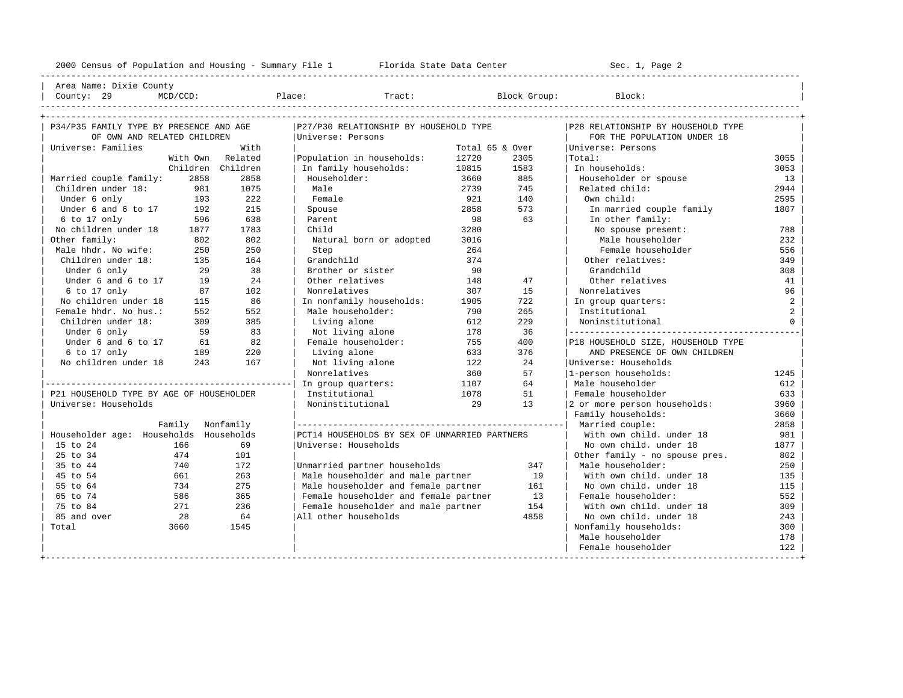2000 Census of Population and Housing - Summary File 1 Florida State Data Center Sec. 1, Page 2

Area Name: Dixie County
County: 29 MCD/CCD: Place: Tract: Block Group: Block:

## P34/P35 FAMILY TYPE BY PRESENCE AND AGE OF OWN AND RELATED CHILDREN

Universe: Families

| | With Own Children | With Related Children |
|---|---|---|
| Married couple family: | 2858 | 2858 |
| Children under 18: | 981 | 1075 |
| Under 6 only | 193 | 222 |
| Under 6 and 6 to 17 | 192 | 215 |
| 6 to 17 only | 596 | 638 |
| No children under 18 | 1877 | 1783 |
| Other family: | 802 | 802 |
| Male hhdr. No wife: | 250 | 250 |
| Children under 18: | 135 | 164 |
| Under 6 only | 29 | 38 |
| Under 6 and 6 to 17 | 19 | 24 |
| 6 to 17 only | 87 | 102 |
| No children under 18 | 115 | 86 |
| Female hhdr. No hus.: | 552 | 552 |
| Children under 18: | 309 | 385 |
| Under 6 only | 59 | 83 |
| Under 6 and 6 to 17 | 61 | 82 |
| 6 to 17 only | 189 | 220 |
| No children under 18 | 243 | 167 |

## P21 HOUSEHOLD TYPE BY AGE OF HOUSEHOLDER

Universe: Households

| Householder age: | Family Households | Nonfamily Households |
|---|---|---|
| 15 to 24 | 166 | 69 |
| 25 to 34 | 474 | 101 |
| 35 to 44 | 740 | 172 |
| 45 to 54 | 661 | 263 |
| 55 to 64 | 734 | 275 |
| 65 to 74 | 586 | 365 |
| 75 to 84 | 271 | 236 |
| 85 and over | 28 | 64 |
| Total | 3660 | 1545 |

## P27/P30 RELATIONSHIP BY HOUSEHOLD TYPE

Universe: Persons

| | Total | 65 & Over |
|---|---|---|
| Population in households: | 12720 | 2305 |
| In family households: | 10815 | 1583 |
| Householder: | 3660 | 885 |
| Male | 2739 | 745 |
| Female | 921 | 140 |
| Spouse | 2858 | 573 |
| Parent | 98 | 63 |
| Child | 3280 | |
| Natural born or adopted | 3016 | |
| Step | 264 | |
| Grandchild | 374 | |
| Brother or sister | 90 | |
| Other relatives | 148 | 47 |
| Nonrelatives | 307 | 15 |
| In nonfamily households: | 1905 | 722 |
| Male householder: | 790 | 265 |
| Living alone | 612 | 229 |
| Not living alone | 178 | 36 |
| Female householder: | 755 | 400 |
| Living alone | 633 | 376 |
| Not living alone | 122 | 24 |
| Nonrelatives | 360 | 57 |
| In group quarters: | 1107 | 64 |
| Institutional | 1078 | 51 |
| Noninstitutional | 29 | 13 |

## PCT14 HOUSEHOLDS BY SEX OF UNMARRIED PARTNERS

Universe: Households

| | |
|---|---|
| Unmarried partner households | 347 |
| Male householder and male partner | 19 |
| Male householder and female partner | 161 |
| Female householder and female partner | 13 |
| Female householder and male partner | 154 |
| All other households | 4858 |

## P28 RELATIONSHIP BY HOUSEHOLD TYPE FOR THE POPULATION UNDER 18

Universe: Persons

| | |
|---|---|
| Total: | 3055 |
| In households: | 3053 |
| Householder or spouse | 13 |
| Related child: | 2944 |
| Own child: | 2595 |
| In married couple family | 1807 |
| In other family: | |
| No spouse present: | 788 |
| Male householder | 232 |
| Female householder | 556 |
| Other relatives: | 349 |
| Grandchild | 308 |
| Other relatives | 41 |
| Nonrelatives | 96 |
| In group quarters: | 2 |
| Institutional | 2 |
| Noninstitutional | 0 |

## P18 HOUSEHOLD SIZE, HOUSEHOLD TYPE AND PRESENCE OF OWN CHILDREN

Universe: Households

| | |
|---|---|
| 1-person households: | 1245 |
| Male householder | 612 |
| Female householder | 633 |
| 2 or more person households: | 3960 |
| Family households: | 3660 |
| Married couple: | 2858 |
| With own child. under 18 | 981 |
| No own child. under 18 | 1877 |
| Other family - no spouse pres. | 802 |
| Male householder: | 250 |
| With own child. under 18 | 135 |
| No own child. under 18 | 115 |
| Female householder: | 552 |
| With own child. under 18 | 309 |
| No own child. under 18 | 243 |
| Nonfamily households: | 300 |
| Male householder | 178 |
| Female householder | 122 |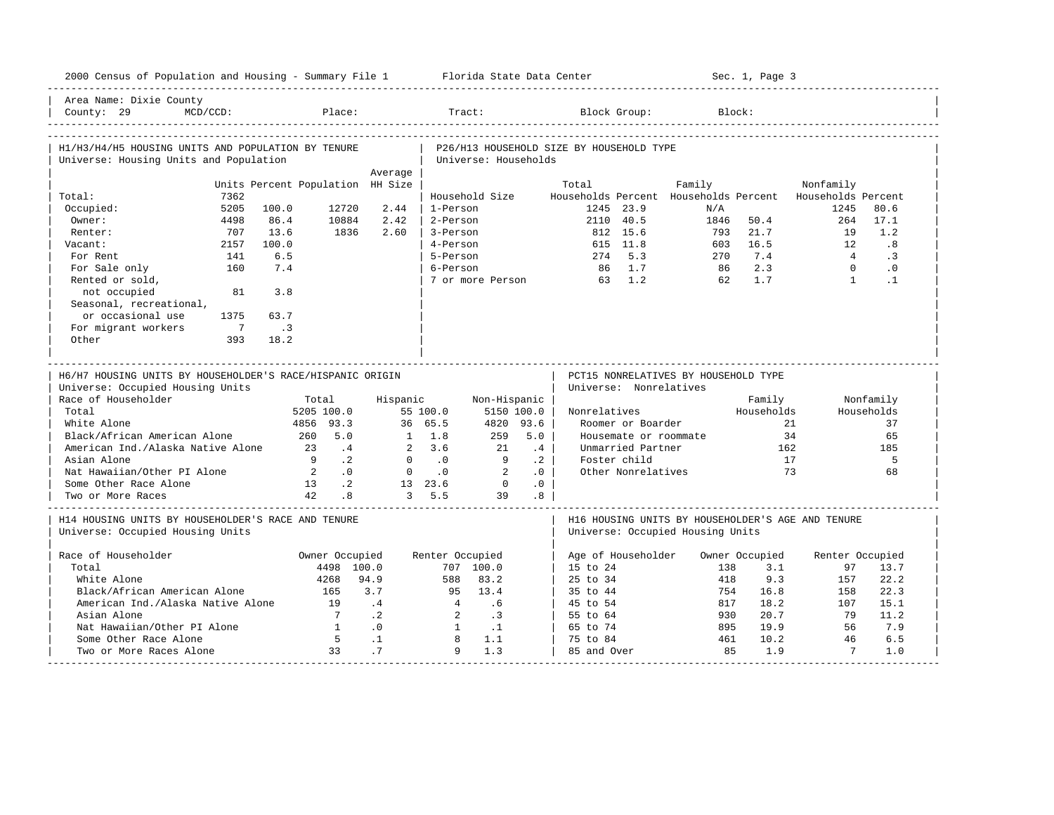Area Name: Dixie County
County: 29 MCD/CCD: Place: Tract: Block Group: Block:

## H1/H3/H4/H5 HOUSING UNITS AND POPULATION BY TENURE

Universe: Housing Units and Population

| | Units | Percent | Population | Average HH Size |
|---|---|---|---|---|
| Total: | 7362 | | | |
| Occupied: | 5205 | 100.0 | 12720 | 2.44 |
| Owner: | 4498 | 86.4 | 10884 | 2.42 |
| Renter: | 707 | 13.6 | 1836 | 2.60 |
| Vacant: | 2157 | 100.0 | | |
| For Rent | 141 | 6.5 | | |
| For Sale only | 160 | 7.4 | | |
| Rented or sold, not occupied | 81 | 3.8 | | |
| Seasonal, recreational, or occasional use | 1375 | 63.7 | | |
| For migrant workers | 7 | .3 | | |
| Other | 393 | 18.2 | | |

## P26/H13 HOUSEHOLD SIZE BY HOUSEHOLD TYPE

Universe: Households

| Household Size | Total Households | Percent | Family Households | Percent | Nonfamily Households | Percent |
|---|---|---|---|---|---|---|
| 1-Person | 1245 | 23.9 | N/A | | 1245 | 80.6 |
| 2-Person | 2110 | 40.5 | 1846 | 50.4 | 264 | 17.1 |
| 3-Person | 812 | 15.6 | 793 | 21.7 | 19 | 1.2 |
| 4-Person | 615 | 11.8 | 603 | 16.5 | 12 | .8 |
| 5-Person | 274 | 5.3 | 270 | 7.4 | 4 | .3 |
| 6-Person | 86 | 1.7 | 86 | 2.3 | 0 | .0 |
| 7 or more Person | 63 | 1.2 | 62 | 1.7 | 1 | .1 |

## H6/H7 HOUSING UNITS BY HOUSEHOLDER'S RACE/HISPANIC ORIGIN

Universe: Occupied Housing Units

| Race of Householder | Total | | Hispanic | | Non-Hispanic | |
|---|---|---|---|---|---|---|
| Total | 5205 | 100.0 | 55 | 100.0 | 5150 | 100.0 |
| White Alone | 4856 | 93.3 | 36 | 65.5 | 4820 | 93.6 |
| Black/African American Alone | 260 | 5.0 | 1 | 1.8 | 259 | 5.0 |
| American Ind./Alaska Native Alone | 23 | .4 | 2 | 3.6 | 21 | .4 |
| Asian Alone | 9 | .2 | 0 | .0 | 9 | .2 |
| Nat Hawaiian/Other PI Alone | 2 | .0 | 0 | .0 | 2 | .0 |
| Some Other Race Alone | 13 | .2 | 13 | 23.6 | 0 | .0 |
| Two or More Races | 42 | .8 | 3 | 5.5 | 39 | .8 |

## PCT15 NONRELATIVES BY HOUSEHOLD TYPE

Universe: Nonrelatives

| Nonrelatives | Family Households | Nonfamily Households |
|---|---|---|
| Roomer or Boarder | 21 | 37 |
| Housemate or roommate | 34 | 65 |
| Unmarried Partner | 162 | 185 |
| Foster child | 17 | 5 |
| Other Nonrelatives | 73 | 68 |

## H14 HOUSING UNITS BY HOUSEHOLDER'S RACE AND TENURE

Universe: Occupied Housing Units

| Race of Householder | Owner Occupied | | Renter Occupied | |
|---|---|---|---|---|
| Total | 4498 | 100.0 | 707 | 100.0 |
| White Alone | 4268 | 94.9 | 588 | 83.2 |
| Black/African American Alone | 165 | 3.7 | 95 | 13.4 |
| American Ind./Alaska Native Alone | 19 | .4 | 4 | .6 |
| Asian Alone | 7 | .2 | 2 | .3 |
| Nat Hawaiian/Other PI Alone | 1 | .0 | 1 | .1 |
| Some Other Race Alone | 5 | .1 | 8 | 1.1 |
| Two or More Races Alone | 33 | .7 | 9 | 1.3 |

## H16 HOUSING UNITS BY HOUSEHOLDER'S AGE AND TENURE

Universe: Occupied Housing Units

| Age of Householder | Owner Occupied | | Renter Occupied | |
|---|---|---|---|---|
| 15 to 24 | 138 | 3.1 | 97 | 13.7 |
| 25 to 34 | 418 | 9.3 | 157 | 22.2 |
| 35 to 44 | 754 | 16.8 | 158 | 22.3 |
| 45 to 54 | 817 | 18.2 | 107 | 15.1 |
| 55 to 64 | 930 | 20.7 | 79 | 11.2 |
| 65 to 74 | 895 | 19.9 | 56 | 7.9 |
| 75 to 84 | 461 | 10.2 | 46 | 6.5 |
| 85 and Over | 85 | 1.9 | 7 | 1.0 |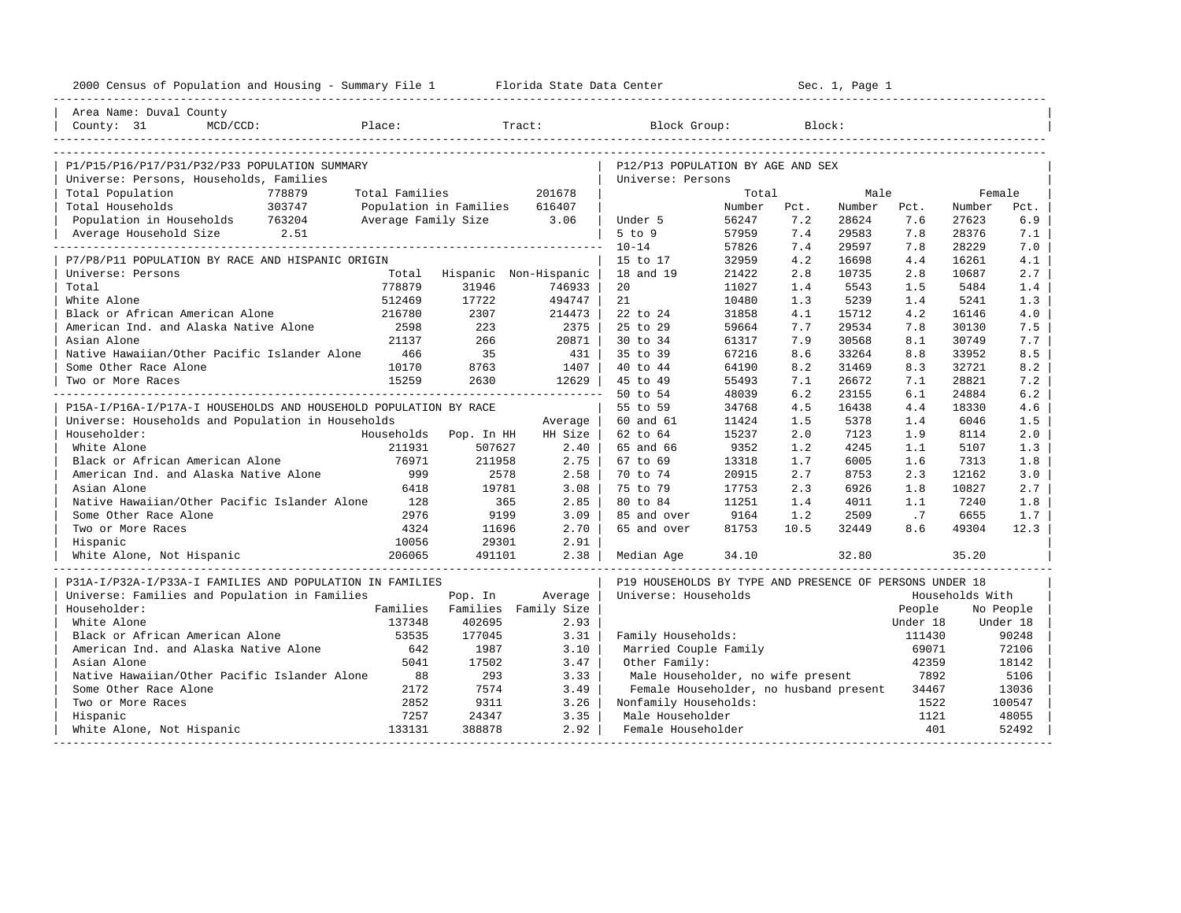2000 Census of Population and Housing - Summary File 1 Florida State Data Center Sec. 1, Page 1

Area Name: Duval County
County: 31 MCD/CCD: Place: Tract: Block Group: Block:

## P1/P15/P16/P17/P31/P32/P33 POPULATION SUMMARY

Universe: Persons, Households, Families

| | | | |
|---|---|---|---|
| Total Population | 778879 | Total Families | 201678 |
| Total Households | 303747 | Population in Families | 616407 |
| Population in Households | 763204 | Average Family Size | 3.06 |
| Average Household Size | 2.51 | | |

## P7/P8/P11 POPULATION BY RACE AND HISPANIC ORIGIN

Universe: Persons

| | Total | Hispanic | Non-Hispanic |
|---|---|---|---|
| Total | 778879 | 31946 | 746933 |
| White Alone | 512469 | 17722 | 494747 |
| Black or African American Alone | 216780 | 2307 | 214473 |
| American Ind. and Alaska Native Alone | 2598 | 223 | 2375 |
| Asian Alone | 21137 | 266 | 20871 |
| Native Hawaiian/Other Pacific Islander Alone | 466 | 35 | 431 |
| Some Other Race Alone | 10170 | 8763 | 1407 |
| Two or More Races | 15259 | 2630 | 12629 |

## P15A-I/P16A-I/P17A-I HOUSEHOLDS AND HOUSEHOLD POPULATION BY RACE

Universe: Households and Population in Households

| Householder: | Households | Pop. In HH | Average HH Size |
|---|---|---|---|
| White Alone | 211931 | 507627 | 2.40 |
| Black or African American Alone | 76971 | 211958 | 2.75 |
| American Ind. and Alaska Native Alone | 999 | 2578 | 2.58 |
| Asian Alone | 6418 | 19781 | 3.08 |
| Native Hawaiian/Other Pacific Islander Alone | 128 | 365 | 2.85 |
| Some Other Race Alone | 2976 | 9199 | 3.09 |
| Two or More Races | 4324 | 11696 | 2.70 |
| Hispanic | 10056 | 29301 | 2.91 |
| White Alone, Not Hispanic | 206065 | 491101 | 2.38 |

## P31A-I/P32A-I/P33A-I FAMILIES AND POPULATION IN FAMILIES

Universe: Families and Population in Families

| Householder: | Families | Pop. In Families | Average Family Size |
|---|---|---|---|
| White Alone | 137348 | 402695 | 2.93 |
| Black or African American Alone | 53535 | 177045 | 3.31 |
| American Ind. and Alaska Native Alone | 642 | 1987 | 3.10 |
| Asian Alone | 5041 | 17502 | 3.47 |
| Native Hawaiian/Other Pacific Islander Alone | 88 | 293 | 3.33 |
| Some Other Race Alone | 2172 | 7574 | 3.49 |
| Two or More Races | 2852 | 9311 | 3.26 |
| Hispanic | 7257 | 24347 | 3.35 |
| White Alone, Not Hispanic | 133131 | 388878 | 2.92 |

## P12/P13 POPULATION BY AGE AND SEX

Universe: Persons

| | Total Number | Total Pct. | Male Number | Male Pct. | Female Number | Female Pct. |
|---|---|---|---|---|---|---|
| Under 5 | 56247 | 7.2 | 28624 | 7.6 | 27623 | 6.9 |
| 5 to 9 | 57959 | 7.4 | 29583 | 7.8 | 28376 | 7.1 |
| 10-14 | 57826 | 7.4 | 29597 | 7.8 | 28229 | 7.0 |
| 15 to 17 | 32959 | 4.2 | 16698 | 4.4 | 16261 | 4.1 |
| 18 and 19 | 21422 | 2.8 | 10735 | 2.8 | 10687 | 2.7 |
| 20 | 11027 | 1.4 | 5543 | 1.5 | 5484 | 1.4 |
| 21 | 10480 | 1.3 | 5239 | 1.4 | 5241 | 1.3 |
| 22 to 24 | 31858 | 4.1 | 15712 | 4.2 | 16146 | 4.0 |
| 25 to 29 | 59664 | 7.7 | 29534 | 7.8 | 30130 | 7.5 |
| 30 to 34 | 61317 | 7.9 | 30568 | 8.1 | 30749 | 7.7 |
| 35 to 39 | 67216 | 8.6 | 33264 | 8.8 | 33952 | 8.5 |
| 40 to 44 | 64190 | 8.2 | 31469 | 8.3 | 32721 | 8.2 |
| 45 to 49 | 55493 | 7.1 | 26672 | 7.1 | 28821 | 7.2 |
| 50 to 54 | 48039 | 6.2 | 23155 | 6.1 | 24884 | 6.2 |
| 55 to 59 | 34768 | 4.5 | 16438 | 4.4 | 18330 | 4.6 |
| 60 and 61 | 11424 | 1.5 | 5378 | 1.4 | 6046 | 1.5 |
| 62 to 64 | 15237 | 2.0 | 7123 | 1.9 | 8114 | 2.0 |
| 65 and 66 | 9352 | 1.2 | 4245 | 1.1 | 5107 | 1.3 |
| 67 to 69 | 13318 | 1.7 | 6005 | 1.6 | 7313 | 1.8 |
| 70 to 74 | 20915 | 2.7 | 8753 | 2.3 | 12162 | 3.0 |
| 75 to 79 | 17753 | 2.3 | 6926 | 1.8 | 10827 | 2.7 |
| 80 to 84 | 11251 | 1.4 | 4011 | 1.1 | 7240 | 1.8 |
| 85 and over | 9164 | 1.2 | 2509 | .7 | 6655 | 1.7 |
| 65 and over | 81753 | 10.5 | 32449 | 8.6 | 49304 | 12.3 |
| Median Age | 34.10 | | 32.80 | | 35.20 | |

## P19 HOUSEHOLDS BY TYPE AND PRESENCE OF PERSONS UNDER 18

Universe: Households

| | Households With People Under 18 | Households With No People Under 18 |
|---|---|---|
| Family Households: | 111430 | 90248 |
| Married Couple Family | 69071 | 72106 |
| Other Family: | 42359 | 18142 |
| Male Householder, no wife present | 7892 | 5106 |
| Female Householder, no husband present | 34467 | 13036 |
| Nonfamily Households: | 1522 | 100547 |
| Male Householder | 1121 | 48055 |
| Female Householder | 401 | 52492 |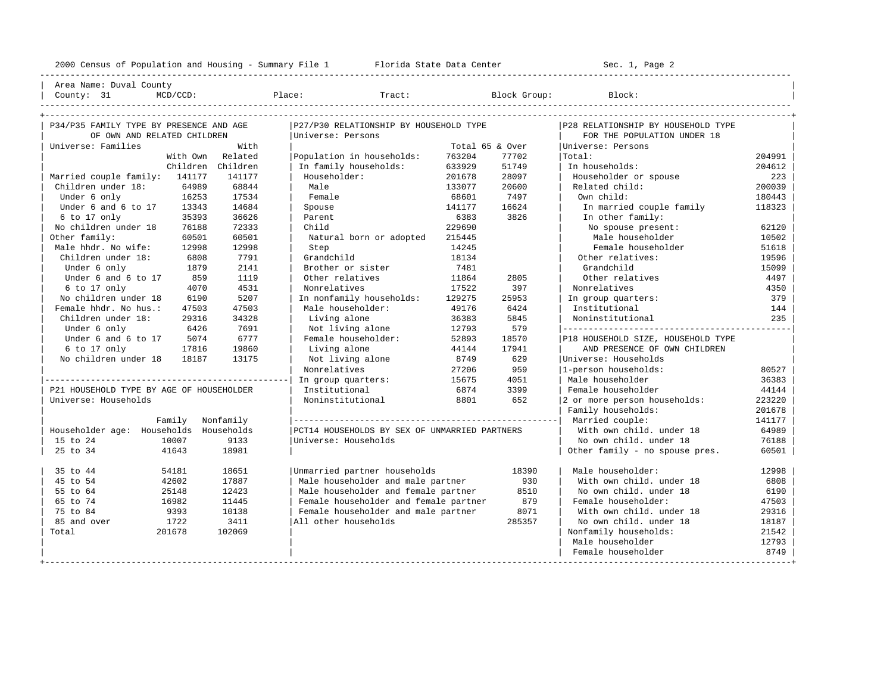2000 Census of Population and Housing - Summary File 1 Florida State Data Center Sec. 1, Page 2

Area Name: Duval County
County: 31 MCD/CCD: Place: Tract: Block Group: Block:

## P34/P35 FAMILY TYPE BY PRESENCE AND AGE OF OWN AND RELATED CHILDREN

Universe: Families

| | With Own Children | With Related Children |
|---|---|---|
| Married couple family: | 141177 | 141177 |
| Children under 18: | 64989 | 68844 |
| Under 6 only | 16253 | 17534 |
| Under 6 and 6 to 17 | 13343 | 14684 |
| 6 to 17 only | 35393 | 36626 |
| No children under 18 | 76188 | 72333 |
| Other family: | 60501 | 60501 |
| Male hhdr. No wife: | 12998 | 12998 |
| Children under 18: | 6808 | 7791 |
| Under 6 only | 1879 | 2141 |
| Under 6 and 6 to 17 | 859 | 1119 |
| 6 to 17 only | 4070 | 4531 |
| No children under 18 | 6190 | 5207 |
| Female hhdr. No hus.: | 47503 | 47503 |
| Children under 18: | 29316 | 34328 |
| Under 6 only | 6426 | 7691 |
| Under 6 and 6 to 17 | 5074 | 6777 |
| 6 to 17 only | 17816 | 19860 |
| No children under 18 | 18187 | 13175 |

## P21 HOUSEHOLD TYPE BY AGE OF HOUSEHOLDER

Universe: Households

| Householder age: | Family Households | Nonfamily Households |
|---|---|---|
| 15 to 24 | 10007 | 9133 |
| 25 to 34 | 41643 | 18981 |
| 35 to 44 | 54181 | 18651 |
| 45 to 54 | 42602 | 17887 |
| 55 to 64 | 25148 | 12423 |
| 65 to 74 | 16982 | 11445 |
| 75 to 84 | 9393 | 10138 |
| 85 and over | 1722 | 3411 |
| Total | 201678 | 102069 |

## P27/P30 RELATIONSHIP BY HOUSEHOLD TYPE

Universe: Persons

| | Total | 65 & Over |
|---|---|---|
| Population in households: | 763204 | 77702 |
| In family households: | 633929 | 51749 |
| Householder: | 201678 | 28097 |
| Male | 133077 | 20600 |
| Female | 68601 | 7497 |
| Spouse | 141177 | 16624 |
| Parent | 6383 | 3826 |
| Child | 229690 | |
| Natural born or adopted | 215445 | |
| Step | 14245 | |
| Grandchild | 18134 | |
| Brother or sister | 7481 | |
| Other relatives | 11864 | 2805 |
| Nonrelatives | 17522 | 397 |
| In nonfamily households: | 129275 | 25953 |
| Male householder: | 49176 | 6424 |
| Living alone | 36383 | 5845 |
| Not living alone | 12793 | 579 |
| Female householder: | 52893 | 18570 |
| Living alone | 44144 | 17941 |
| Not living alone | 8749 | 629 |
| Nonrelatives | 27206 | 959 |
| In group quarters: | 15675 | 4051 |
| Institutional | 6874 | 3399 |
| Noninstitutional | 8801 | 652 |

## PCT14 HOUSEHOLDS BY SEX OF UNMARRIED PARTNERS

Universe: Households

| | |
|---|---|
| Unmarried partner households | 18390 |
| Male householder and male partner | 930 |
| Male householder and female partner | 8510 |
| Female householder and female partner | 879 |
| Female householder and male partner | 8071 |
| All other households | 285357 |

## P28 RELATIONSHIP BY HOUSEHOLD TYPE FOR THE POPULATION UNDER 18

Universe: Persons

| | |
|---|---|
| Total: | 204991 |
| In households: | 204612 |
| Householder or spouse | 223 |
| Related child: | 200039 |
| Own child: | 180443 |
| In married couple family | 118323 |
| In other family: | |
| No spouse present: | 62120 |
| Male householder | 10502 |
| Female householder | 51618 |
| Other relatives: | 19596 |
| Grandchild | 15099 |
| Other relatives | 4497 |
| Nonrelatives | 4350 |
| In group quarters: | 379 |
| Institutional | 144 |
| Noninstitutional | 235 |

## P18 HOUSEHOLD SIZE, HOUSEHOLD TYPE AND PRESENCE OF OWN CHILDREN

Universe: Households

| | |
|---|---|
| 1-person households: | 80527 |
| Male householder | 36383 |
| Female householder | 44144 |
| 2 or more person households: | 223220 |
| Family households: | 201678 |
| Married couple: | 141177 |
| With own child. under 18 | 64989 |
| No own child. under 18 | 76188 |
| Other family - no spouse pres. | 60501 |
| Male householder: | 12998 |
| With own child. under 18 | 6808 |
| No own child. under 18 | 6190 |
| Female householder: | 47503 |
| With own child. under 18 | 29316 |
| No own child. under 18 | 18187 |
| Nonfamily households: | 21542 |
| Male householder | 12793 |
| Female householder | 8749 |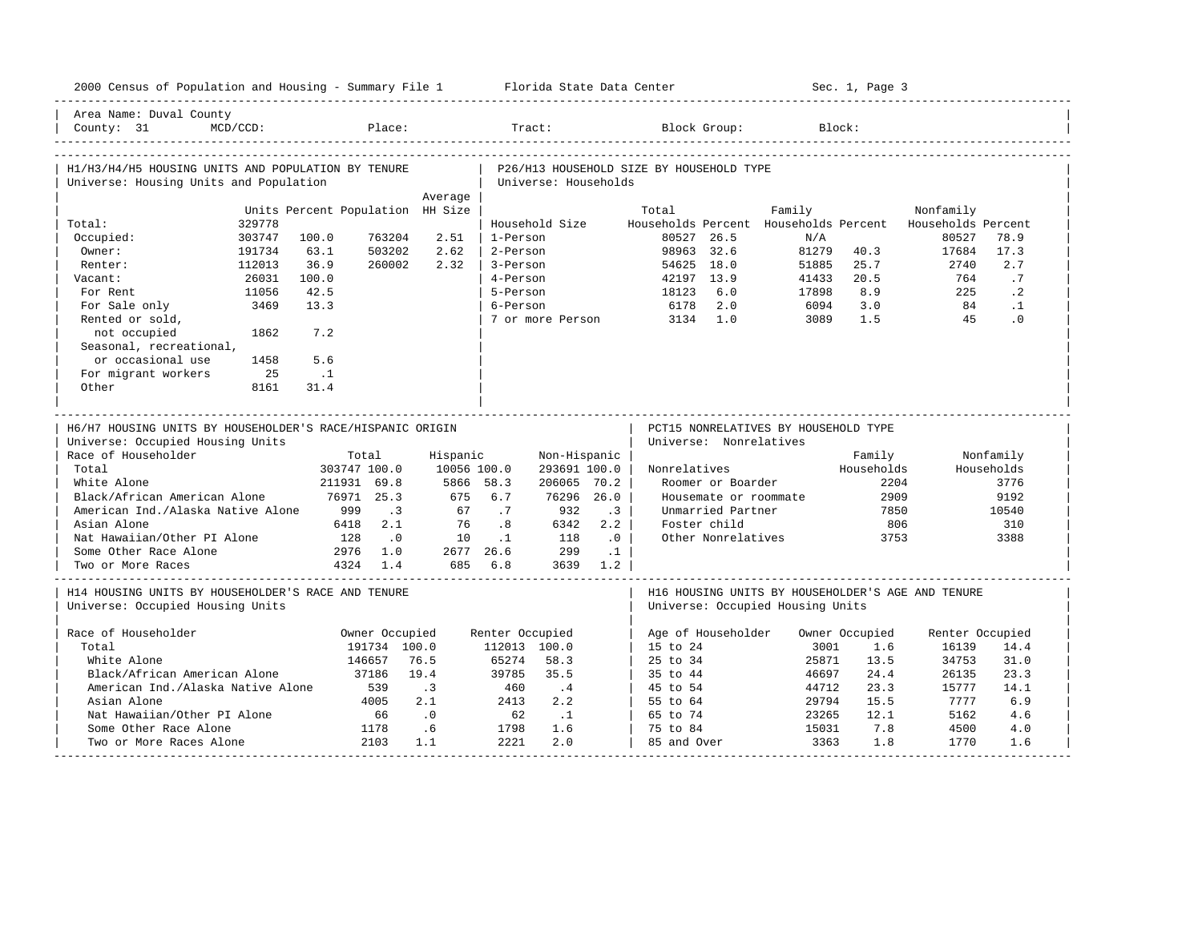Area Name: Duval County
County: 31 MCD/CCD: Place: Tract: Block Group: Block:

## H1/H3/H4/H5 HOUSING UNITS AND POPULATION BY TENURE

Universe: Housing Units and Population

| | Units | Percent | Population | Average HH Size |
|---|---|---|---|---|
| Total: | 329778 | | | |
| Occupied: | 303747 | 100.0 | 763204 | 2.51 |
| Owner: | 191734 | 63.1 | 503202 | 2.62 |
| Renter: | 112013 | 36.9 | 260002 | 2.32 |
| Vacant: | 26031 | 100.0 | | |
| For Rent | 11056 | 42.5 | | |
| For Sale only | 3469 | 13.3 | | |
| Rented or sold, not occupied | 1862 | 7.2 | | |
| Seasonal, recreational, or occasional use | 1458 | 5.6 | | |
| For migrant workers | 25 | .1 | | |
| Other | 8161 | 31.4 | | |

## P26/H13 HOUSEHOLD SIZE BY HOUSEHOLD TYPE

Universe: Households

| Household Size | Total Households | Percent | Family Households | Percent | Nonfamily Households | Percent |
|---|---|---|---|---|---|---|
| 1-Person | 80527 | 26.5 | N/A | | 80527 | 78.9 |
| 2-Person | 98963 | 32.6 | 81279 | 40.3 | 17684 | 17.3 |
| 3-Person | 54625 | 18.0 | 51885 | 25.7 | 2740 | 2.7 |
| 4-Person | 42197 | 13.9 | 41433 | 20.5 | 764 | .7 |
| 5-Person | 18123 | 6.0 | 17898 | 8.9 | 225 | .2 |
| 6-Person | 6178 | 2.0 | 6094 | 3.0 | 84 | .1 |
| 7 or more Person | 3134 | 1.0 | 3089 | 1.5 | 45 | .0 |

## H6/H7 HOUSING UNITS BY HOUSEHOLDER'S RACE/HISPANIC ORIGIN

Universe: Occupied Housing Units

| Race of Householder | Total | | Hispanic | | Non-Hispanic | |
|---|---|---|---|---|---|---|
| Total | 303747 | 100.0 | 10056 | 100.0 | 293691 | 100.0 |
| White Alone | 211931 | 69.8 | 5866 | 58.3 | 206065 | 70.2 |
| Black/African American Alone | 76971 | 25.3 | 675 | 6.7 | 76296 | 26.0 |
| American Ind./Alaska Native Alone | 999 | .3 | 67 | .7 | 932 | .3 |
| Asian Alone | 6418 | 2.1 | 76 | .8 | 6342 | 2.2 |
| Nat Hawaiian/Other PI Alone | 128 | .0 | 10 | .1 | 118 | .0 |
| Some Other Race Alone | 2976 | 1.0 | 2677 | 26.6 | 299 | .1 |
| Two or More Races | 4324 | 1.4 | 685 | 6.8 | 3639 | 1.2 |

## PCT15 NONRELATIVES BY HOUSEHOLD TYPE

Universe: Nonrelatives

| Nonrelatives | Family Households | Nonfamily Households |
|---|---|---|
| Roomer or Boarder | 2204 | 3776 |
| Housemate or roommate | 2909 | 9192 |
| Unmarried Partner | 7850 | 10540 |
| Foster child | 806 | 310 |
| Other Nonrelatives | 3753 | 3388 |

## H14 HOUSING UNITS BY HOUSEHOLDER'S RACE AND TENURE

Universe: Occupied Housing Units

| Race of Householder | Owner Occupied | | Renter Occupied | |
|---|---|---|---|---|
| Total | 191734 | 100.0 | 112013 | 100.0 |
| White Alone | 146657 | 76.5 | 65274 | 58.3 |
| Black/African American Alone | 37186 | 19.4 | 39785 | 35.5 |
| American Ind./Alaska Native Alone | 539 | .3 | 460 | .4 |
| Asian Alone | 4005 | 2.1 | 2413 | 2.2 |
| Nat Hawaiian/Other PI Alone | 66 | .0 | 62 | .1 |
| Some Other Race Alone | 1178 | .6 | 1798 | 1.6 |
| Two or More Races Alone | 2103 | 1.1 | 2221 | 2.0 |

## H16 HOUSING UNITS BY HOUSEHOLDER'S AGE AND TENURE

Universe: Occupied Housing Units

| Age of Householder | Owner Occupied | | Renter Occupied | |
|---|---|---|---|---|
| 15 to 24 | 3001 | 1.6 | 16139 | 14.4 |
| 25 to 34 | 25871 | 13.5 | 34753 | 31.0 |
| 35 to 44 | 46697 | 24.4 | 26135 | 23.3 |
| 45 to 54 | 44712 | 23.3 | 15777 | 14.1 |
| 55 to 64 | 29794 | 15.5 | 7777 | 6.9 |
| 65 to 74 | 23265 | 12.1 | 5162 | 4.6 |
| 75 to 84 | 15031 | 7.8 | 4500 | 4.0 |
| 85 and Over | 3363 | 1.8 | 1770 | 1.6 |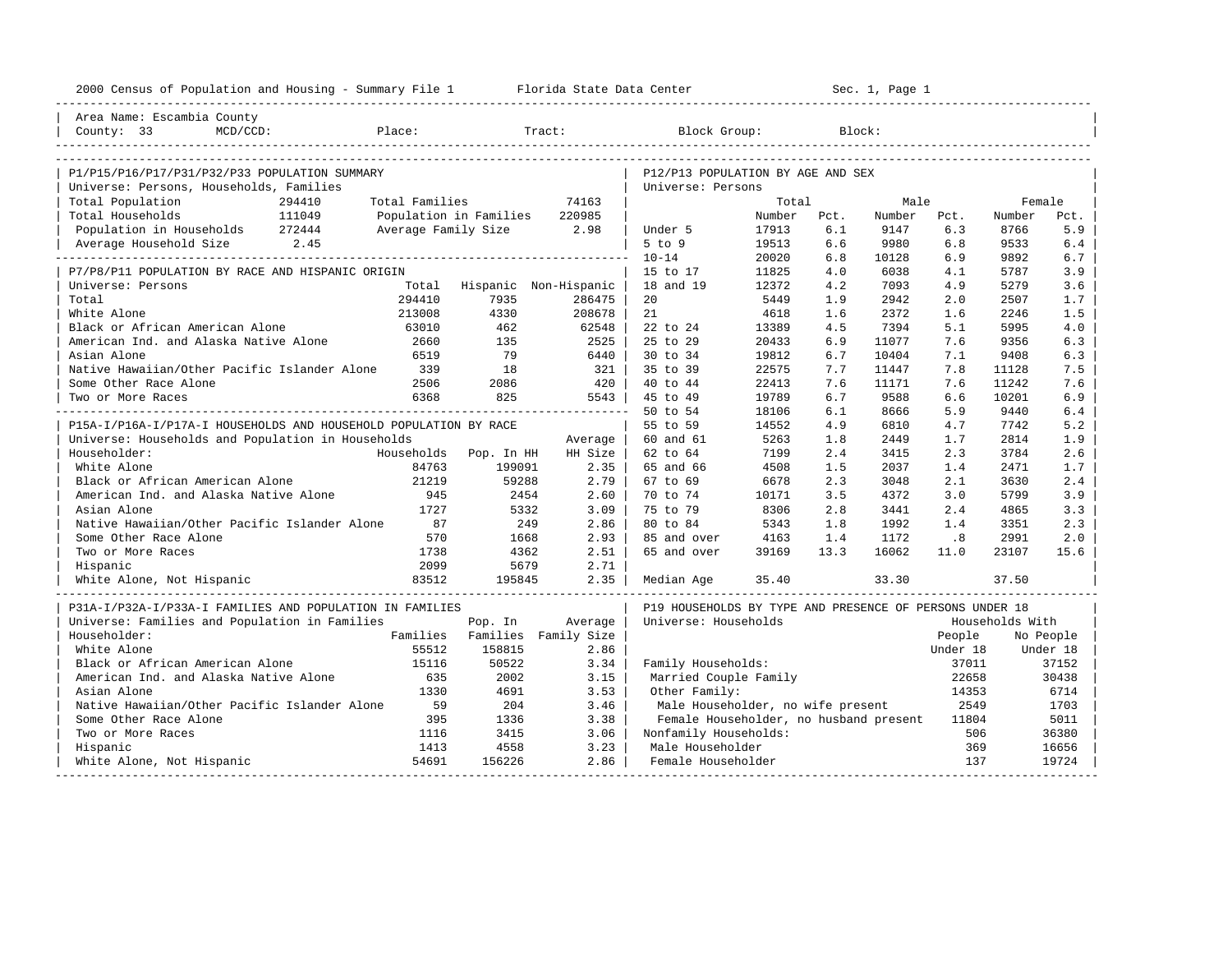2000 Census of Population and Housing - Summary File 1 Florida State Data Center Sec. 1, Page 1

Area Name: Escambia County
County: 33 MCD/CCD: Place: Tract: Block Group: Block:

## P1/P15/P16/P17/P31/P32/P33 POPULATION SUMMARY

Universe: Persons, Households, Families

| | | | |
|---|---|---|---|
| Total Population | 294410 | Total Families | 74163 |
| Total Households | 111049 | Population in Families | 220985 |
| Population in Households | 272444 | Average Family Size | 2.98 |
| Average Household Size | 2.45 | | |

## P7/P8/P11 POPULATION BY RACE AND HISPANIC ORIGIN

Universe: Persons

| | Total | Hispanic | Non-Hispanic |
|---|---|---|---|
| Total | 294410 | 7935 | 286475 |
| White Alone | 213008 | 4330 | 208678 |
| Black or African American Alone | 63010 | 462 | 62548 |
| American Ind. and Alaska Native Alone | 2660 | 135 | 2525 |
| Asian Alone | 6519 | 79 | 6440 |
| Native Hawaiian/Other Pacific Islander Alone | 339 | 18 | 321 |
| Some Other Race Alone | 2506 | 2086 | 420 |
| Two or More Races | 6368 | 825 | 5543 |

## P15A-I/P16A-I/P17A-I HOUSEHOLDS AND HOUSEHOLD POPULATION BY RACE

Universe: Households and Population in Households

| Householder: | Households | Pop. In HH | Average HH Size |
|---|---|---|---|
| White Alone | 84763 | 199091 | 2.35 |
| Black or African American Alone | 21219 | 59288 | 2.79 |
| American Ind. and Alaska Native Alone | 945 | 2454 | 2.60 |
| Asian Alone | 1727 | 5332 | 3.09 |
| Native Hawaiian/Other Pacific Islander Alone | 87 | 249 | 2.86 |
| Some Other Race Alone | 570 | 1668 | 2.93 |
| Two or More Races | 1738 | 4362 | 2.51 |
| Hispanic | 2099 | 5679 | 2.71 |
| White Alone, Not Hispanic | 83512 | 195845 | 2.35 |

## P31A-I/P32A-I/P33A-I FAMILIES AND POPULATION IN FAMILIES

Universe: Families and Population in Families

| Householder: | Families | Pop. In Families | Average Family Size |
|---|---|---|---|
| White Alone | 55512 | 158815 | 2.86 |
| Black or African American Alone | 15116 | 50522 | 3.34 |
| American Ind. and Alaska Native Alone | 635 | 2002 | 3.15 |
| Asian Alone | 1330 | 4691 | 3.53 |
| Native Hawaiian/Other Pacific Islander Alone | 59 | 204 | 3.46 |
| Some Other Race Alone | 395 | 1336 | 3.38 |
| Two or More Races | 1116 | 3415 | 3.06 |
| Hispanic | 1413 | 4558 | 3.23 |
| White Alone, Not Hispanic | 54691 | 156226 | 2.86 |

## P12/P13 POPULATION BY AGE AND SEX

Universe: Persons

| | Total Number | Total Pct. | Male Number | Male Pct. | Female Number | Female Pct. |
|---|---|---|---|---|---|---|
| Under 5 | 17913 | 6.1 | 9147 | 6.3 | 8766 | 5.9 |
| 5 to 9 | 19513 | 6.6 | 9980 | 6.8 | 9533 | 6.4 |
| 10-14 | 20020 | 6.8 | 10128 | 6.9 | 9892 | 6.7 |
| 15 to 17 | 11825 | 4.0 | 6038 | 4.1 | 5787 | 3.9 |
| 18 and 19 | 12372 | 4.2 | 7093 | 4.9 | 5279 | 3.6 |
| 20 | 5449 | 1.9 | 2942 | 2.0 | 2507 | 1.7 |
| 21 | 4618 | 1.6 | 2372 | 1.6 | 2246 | 1.5 |
| 22 to 24 | 13389 | 4.5 | 7394 | 5.1 | 5995 | 4.0 |
| 25 to 29 | 20433 | 6.9 | 11077 | 7.6 | 9356 | 6.3 |
| 30 to 34 | 19812 | 6.7 | 10404 | 7.1 | 9408 | 6.3 |
| 35 to 39 | 22575 | 7.7 | 11447 | 7.8 | 11128 | 7.5 |
| 40 to 44 | 22413 | 7.6 | 11171 | 7.6 | 11242 | 7.6 |
| 45 to 49 | 19789 | 6.7 | 9588 | 6.6 | 10201 | 6.9 |
| 50 to 54 | 18106 | 6.1 | 8666 | 5.9 | 9440 | 6.4 |
| 55 to 59 | 14552 | 4.9 | 6810 | 4.7 | 7742 | 5.2 |
| 60 and 61 | 5263 | 1.8 | 2449 | 1.7 | 2814 | 1.9 |
| 62 to 64 | 7199 | 2.4 | 3415 | 2.3 | 3784 | 2.6 |
| 65 and 66 | 4508 | 1.5 | 2037 | 1.4 | 2471 | 1.7 |
| 67 to 69 | 6678 | 2.3 | 3048 | 2.1 | 3630 | 2.4 |
| 70 to 74 | 10171 | 3.5 | 4372 | 3.0 | 5799 | 3.9 |
| 75 to 79 | 8306 | 2.8 | 3441 | 2.4 | 4865 | 3.3 |
| 80 to 84 | 5343 | 1.8 | 1992 | 1.4 | 3351 | 2.3 |
| 85 and over | 4163 | 1.4 | 1172 | .8 | 2991 | 2.0 |
| 65 and over | 39169 | 13.3 | 16062 | 11.0 | 23107 | 15.6 |
| Median Age | 35.40 | | 33.30 | | 37.50 | |

## P19 HOUSEHOLDS BY TYPE AND PRESENCE OF PERSONS UNDER 18

Universe: Households

| | Households With People Under 18 | Households With No People Under 18 |
|---|---|---|
| Family Households: | 37011 | 37152 |
| Married Couple Family | 22658 | 30438 |
| Other Family: | 14353 | 6714 |
| Male Householder, no wife present | 2549 | 1703 |
| Female Householder, no husband present | 11804 | 5011 |
| Nonfamily Households: | 506 | 36380 |
| Male Householder | 369 | 16656 |
| Female Householder | 137 | 19724 |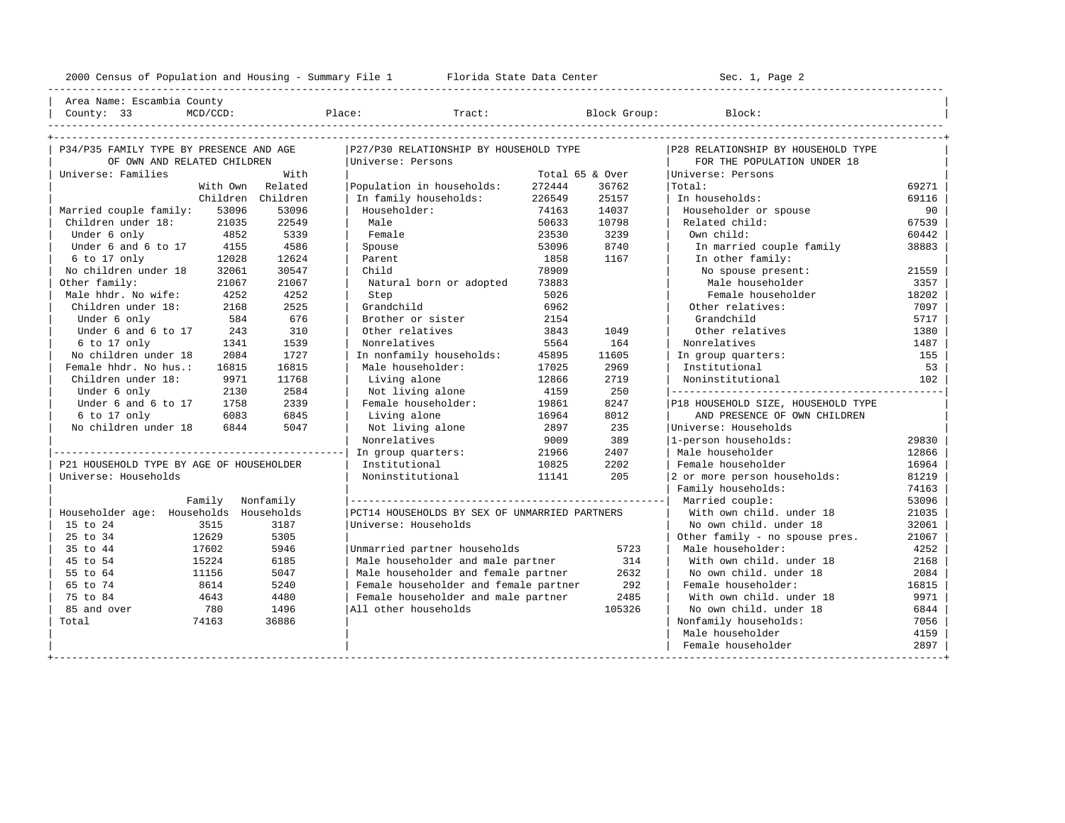2000 Census of Population and Housing - Summary File 1 Florida State Data Center Sec. 1, Page 2

Area Name: Escambia County
County: 33 MCD/CCD: Place: Tract: Block Group: Block:

## P34/P35 FAMILY TYPE BY PRESENCE AND AGE OF OWN AND RELATED CHILDREN

Universe: Families

| | With Own Children | With Related Children |
|---|---|---|
| Married couple family: | 53096 | 53096 |
| Children under 18: | 21035 | 22549 |
| Under 6 only | 4852 | 5339 |
| Under 6 and 6 to 17 | 4155 | 4586 |
| 6 to 17 only | 12028 | 12624 |
| No children under 18 | 32061 | 30547 |
| Other family: | 21067 | 21067 |
| Male hhdr. No wife: | 4252 | 4252 |
| Children under 18: | 2168 | 2525 |
| Under 6 only | 584 | 676 |
| Under 6 and 6 to 17 | 243 | 310 |
| 6 to 17 only | 1341 | 1539 |
| No children under 18 | 2084 | 1727 |
| Female hhdr. No hus.: | 16815 | 16815 |
| Children under 18: | 9971 | 11768 |
| Under 6 only | 2130 | 2584 |
| Under 6 and 6 to 17 | 1758 | 2339 |
| 6 to 17 only | 6083 | 6845 |
| No children under 18 | 6844 | 5047 |

## P21 HOUSEHOLD TYPE BY AGE OF HOUSEHOLDER

Universe: Households

| Householder age: | Family Households | Nonfamily Households |
|---|---|---|
| 15 to 24 | 3515 | 3187 |
| 25 to 34 | 12629 | 5305 |
| 35 to 44 | 17602 | 5946 |
| 45 to 54 | 15224 | 6185 |
| 55 to 64 | 11156 | 5047 |
| 65 to 74 | 8614 | 5240 |
| 75 to 84 | 4643 | 4480 |
| 85 and over | 780 | 1496 |
| Total | 74163 | 36886 |

## P27/P30 RELATIONSHIP BY HOUSEHOLD TYPE

Universe: Persons

| | Total | 65 & Over |
|---|---|---|
| Population in households: | 272444 | 36762 |
| In family households: | 226549 | 25157 |
| Householder: | 74163 | 14037 |
| Male | 50633 | 10798 |
| Female | 23530 | 3239 |
| Spouse | 53096 | 8740 |
| Parent | 1858 | 1167 |
| Child | 78909 | |
| Natural born or adopted | 73883 | |
| Step | 5026 | |
| Grandchild | 6962 | |
| Brother or sister | 2154 | |
| Other relatives | 3843 | 1049 |
| Nonrelatives | 5564 | 164 |
| In nonfamily households: | 45895 | 11605 |
| Male householder: | 17025 | 2969 |
| Living alone | 12866 | 2719 |
| Not living alone | 4159 | 250 |
| Female householder: | 19861 | 8247 |
| Living alone | 16964 | 8012 |
| Not living alone | 2897 | 235 |
| Nonrelatives | 9009 | 389 |
| In group quarters: | 21966 | 2407 |
| Institutional | 10825 | 2202 |
| Noninstitutional | 11141 | 205 |

## PCT14 HOUSEHOLDS BY SEX OF UNMARRIED PARTNERS

Universe: Households

| | |
|---|---|
| Unmarried partner households | 5723 |
| Male householder and male partner | 314 |
| Male householder and female partner | 2632 |
| Female householder and female partner | 292 |
| Female householder and male partner | 2485 |
| All other households | 105326 |

## P28 RELATIONSHIP BY HOUSEHOLD TYPE FOR THE POPULATION UNDER 18

Universe: Persons

| | |
|---|---|
| Total: | 69271 |
| In households: | 69116 |
| Householder or spouse | 90 |
| Related child: | 67539 |
| Own child: | 60442 |
| In married couple family | 38883 |
| In other family: | |
| No spouse present: | 21559 |
| Male householder | 3357 |
| Female householder | 18202 |
| Other relatives: | 7097 |
| Grandchild | 5717 |
| Other relatives | 1380 |
| Nonrelatives | 1487 |
| In group quarters: | 155 |
| Institutional | 53 |
| Noninstitutional | 102 |

## P18 HOUSEHOLD SIZE, HOUSEHOLD TYPE AND PRESENCE OF OWN CHILDREN

Universe: Households

| | |
|---|---|
| 1-person households: | 29830 |
| Male householder | 12866 |
| Female householder | 16964 |
| 2 or more person households: | 81219 |
| Family households: | 74163 |
| Married couple: | 53096 |
| With own child. under 18 | 21035 |
| No own child. under 18 | 32061 |
| Other family - no spouse pres. | 21067 |
| Male householder: | 4252 |
| With own child. under 18 | 2168 |
| No own child. under 18 | 2084 |
| Female householder: | 16815 |
| With own child. under 18 | 9971 |
| No own child. under 18 | 6844 |
| Nonfamily households: | 7056 |
| Male householder | 4159 |
| Female householder | 2897 |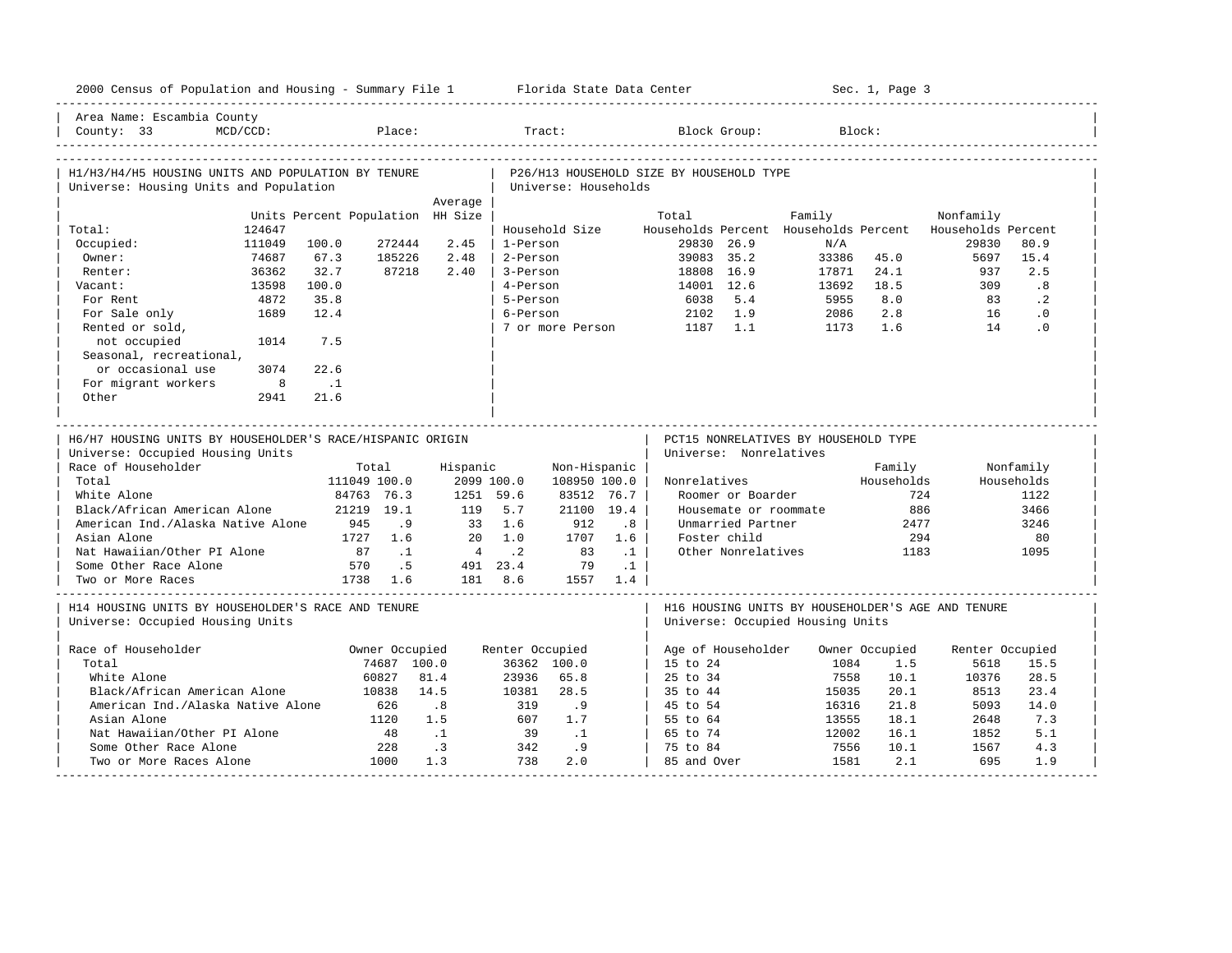Area Name: Escambia County
County: 33 MCD/CCD: Place: Tract: Block Group: Block:

## H1/H3/H4/H5 HOUSING UNITS AND POPULATION BY TENURE

Universe: Housing Units and Population

| | Units | Percent | Population | Average HH Size |
|---|---|---|---|---|
| Total: | 124647 | | | |
| Occupied: | 111049 | 100.0 | 272444 | 2.45 |
| Owner: | 74687 | 67.3 | 185226 | 2.48 |
| Renter: | 36362 | 32.7 | 87218 | 2.40 |
| Vacant: | 13598 | 100.0 | | |
| For Rent | 4872 | 35.8 | | |
| For Sale only | 1689 | 12.4 | | |
| Rented or sold, not occupied | 1014 | 7.5 | | |
| Seasonal, recreational, or occasional use | 3074 | 22.6 | | |
| For migrant workers | 8 | .1 | | |
| Other | 2941 | 21.6 | | |

## P26/H13 HOUSEHOLD SIZE BY HOUSEHOLD TYPE

Universe: Households

| Household Size | Total Households | Percent | Family Households | Percent | Nonfamily Households | Percent |
|---|---|---|---|---|---|---|
| 1-Person | 29830 | 26.9 | N/A | | 29830 | 80.9 |
| 2-Person | 39083 | 35.2 | 33386 | 45.0 | 5697 | 15.4 |
| 3-Person | 18808 | 16.9 | 17871 | 24.1 | 937 | 2.5 |
| 4-Person | 14001 | 12.6 | 13692 | 18.5 | 309 | .8 |
| 5-Person | 6038 | 5.4 | 5955 | 8.0 | 83 | .2 |
| 6-Person | 2102 | 1.9 | 2086 | 2.8 | 16 | .0 |
| 7 or more Person | 1187 | 1.1 | 1173 | 1.6 | 14 | .0 |

## H6/H7 HOUSING UNITS BY HOUSEHOLDER'S RACE/HISPANIC ORIGIN

Universe: Occupied Housing Units

| Race of Householder | Total | | Hispanic | | Non-Hispanic | |
|---|---|---|---|---|---|---|
| Total | 111049 | 100.0 | 2099 | 100.0 | 108950 | 100.0 |
| White Alone | 84763 | 76.3 | 1251 | 59.6 | 83512 | 76.7 |
| Black/African American Alone | 21219 | 19.1 | 119 | 5.7 | 21100 | 19.4 |
| American Ind./Alaska Native Alone | 945 | .9 | 33 | 1.6 | 912 | .8 |
| Asian Alone | 1727 | 1.6 | 20 | 1.0 | 1707 | 1.6 |
| Nat Hawaiian/Other PI Alone | 87 | .1 | 4 | .2 | 83 | .1 |
| Some Other Race Alone | 570 | .5 | 491 | 23.4 | 79 | .1 |
| Two or More Races | 1738 | 1.6 | 181 | 8.6 | 1557 | 1.4 |

## PCT15 NONRELATIVES BY HOUSEHOLD TYPE

Universe: Nonrelatives

| Nonrelatives | Family Households | Nonfamily Households |
|---|---|---|
| Roomer or Boarder | 724 | 1122 |
| Housemate or roommate | 886 | 3466 |
| Unmarried Partner | 2477 | 3246 |
| Foster child | 294 | 80 |
| Other Nonrelatives | 1183 | 1095 |

## H14 HOUSING UNITS BY HOUSEHOLDER'S RACE AND TENURE

Universe: Occupied Housing Units

| Race of Householder | Owner Occupied | | Renter Occupied | |
|---|---|---|---|---|
| Total | 74687 | 100.0 | 36362 | 100.0 |
| White Alone | 60827 | 81.4 | 23936 | 65.8 |
| Black/African American Alone | 10838 | 14.5 | 10381 | 28.5 |
| American Ind./Alaska Native Alone | 626 | .8 | 319 | .9 |
| Asian Alone | 1120 | 1.5 | 607 | 1.7 |
| Nat Hawaiian/Other PI Alone | 48 | .1 | 39 | .1 |
| Some Other Race Alone | 228 | .3 | 342 | .9 |
| Two or More Races Alone | 1000 | 1.3 | 738 | 2.0 |

## H16 HOUSING UNITS BY HOUSEHOLDER'S AGE AND TENURE

Universe: Occupied Housing Units

| Age of Householder | Owner Occupied | | Renter Occupied | |
|---|---|---|---|---|
| 15 to 24 | 1084 | 1.5 | 5618 | 15.5 |
| 25 to 34 | 7558 | 10.1 | 10376 | 28.5 |
| 35 to 44 | 15035 | 20.1 | 8513 | 23.4 |
| 45 to 54 | 16316 | 21.8 | 5093 | 14.0 |
| 55 to 64 | 13555 | 18.1 | 2648 | 7.3 |
| 65 to 74 | 12002 | 16.1 | 1852 | 5.1 |
| 75 to 84 | 7556 | 10.1 | 1567 | 4.3 |
| 85 and Over | 1581 | 2.1 | 695 | 1.9 |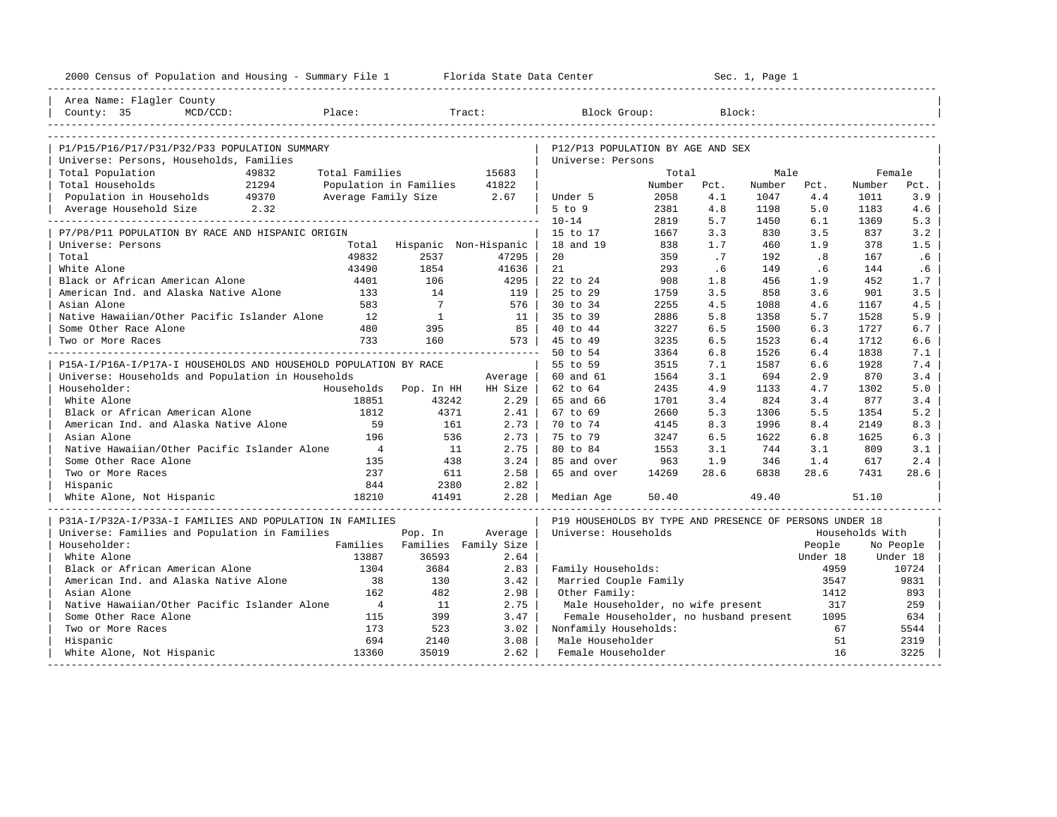2000 Census of Population and Housing - Summary File 1 — Florida State Data Center — Sec. 1, Page 1

Area Name: Flagler County
County: 35  MCD/CCD:  Place:  Tract:  Block Group:  Block:

## P1/P15/P16/P17/P31/P32/P33 POPULATION SUMMARY

Universe: Persons, Households, Families

| | | | |
|---|---|---|---|
| Total Population | 49832 | Total Families | 15683 |
| Total Households | 21294 | Population in Families | 41822 |
| Population in Households | 49370 | Average Family Size | 2.67 |
| Average Household Size | 2.32 | | |

## P7/P8/P11 POPULATION BY RACE AND HISPANIC ORIGIN

Universe: Persons

| | Total | Hispanic | Non-Hispanic |
|---|---|---|---|
| Total | 49832 | 2537 | 47295 |
| White Alone | 43490 | 1854 | 41636 |
| Black or African American Alone | 4401 | 106 | 4295 |
| American Ind. and Alaska Native Alone | 133 | 14 | 119 |
| Asian Alone | 583 | 7 | 576 |
| Native Hawaiian/Other Pacific Islander Alone | 12 | 1 | 11 |
| Some Other Race Alone | 480 | 395 | 85 |
| Two or More Races | 733 | 160 | 573 |

## P15A-I/P16A-I/P17A-I HOUSEHOLDS AND HOUSEHOLD POPULATION BY RACE

Universe: Households and Population in Households

| Householder: | Households | Pop. In HH | Average HH Size |
|---|---|---|---|
| White Alone | 18851 | 43242 | 2.29 |
| Black or African American Alone | 1812 | 4371 | 2.41 |
| American Ind. and Alaska Native Alone | 59 | 161 | 2.73 |
| Asian Alone | 196 | 536 | 2.73 |
| Native Hawaiian/Other Pacific Islander Alone | 4 | 11 | 2.75 |
| Some Other Race Alone | 135 | 438 | 3.24 |
| Two or More Races | 237 | 611 | 2.58 |
| Hispanic | 844 | 2380 | 2.82 |
| White Alone, Not Hispanic | 18210 | 41491 | 2.28 |

## P31A-I/P32A-I/P33A-I FAMILIES AND POPULATION IN FAMILIES

Universe: Families and Population in Families

| Householder: | Families | Pop. In Families | Average Family Size |
|---|---|---|---|
| White Alone | 13887 | 36593 | 2.64 |
| Black or African American Alone | 1304 | 3684 | 2.83 |
| American Ind. and Alaska Native Alone | 38 | 130 | 3.42 |
| Asian Alone | 162 | 482 | 2.98 |
| Native Hawaiian/Other Pacific Islander Alone | 4 | 11 | 2.75 |
| Some Other Race Alone | 115 | 399 | 3.47 |
| Two or More Races | 173 | 523 | 3.02 |
| Hispanic | 694 | 2140 | 3.08 |
| White Alone, Not Hispanic | 13360 | 35019 | 2.62 |

## P12/P13 POPULATION BY AGE AND SEX

Universe: Persons

| | Total Number | Total Pct. | Male Number | Male Pct. | Female Number | Female Pct. |
|---|---|---|---|---|---|---|
| Under 5 | 2058 | 4.1 | 1047 | 4.4 | 1011 | 3.9 |
| 5 to 9 | 2381 | 4.8 | 1198 | 5.0 | 1183 | 4.6 |
| 10-14 | 2819 | 5.7 | 1450 | 6.1 | 1369 | 5.3 |
| 15 to 17 | 1667 | 3.3 | 830 | 3.5 | 837 | 3.2 |
| 18 and 19 | 838 | 1.7 | 460 | 1.9 | 378 | 1.5 |
| 20 | 359 | .7 | 192 | .8 | 167 | .6 |
| 21 | 293 | .6 | 149 | .6 | 144 | .6 |
| 22 to 24 | 908 | 1.8 | 456 | 1.9 | 452 | 1.7 |
| 25 to 29 | 1759 | 3.5 | 858 | 3.6 | 901 | 3.5 |
| 30 to 34 | 2255 | 4.5 | 1088 | 4.6 | 1167 | 4.5 |
| 35 to 39 | 2886 | 5.8 | 1358 | 5.7 | 1528 | 5.9 |
| 40 to 44 | 3227 | 6.5 | 1500 | 6.3 | 1727 | 6.7 |
| 45 to 49 | 3235 | 6.5 | 1523 | 6.4 | 1712 | 6.6 |
| 50 to 54 | 3364 | 6.8 | 1526 | 6.4 | 1838 | 7.1 |
| 55 to 59 | 3515 | 7.1 | 1587 | 6.6 | 1928 | 7.4 |
| 60 and 61 | 1564 | 3.1 | 694 | 2.9 | 870 | 3.4 |
| 62 to 64 | 2435 | 4.9 | 1133 | 4.7 | 1302 | 5.0 |
| 65 and 66 | 1701 | 3.4 | 824 | 3.4 | 877 | 3.4 |
| 67 to 69 | 2660 | 5.3 | 1306 | 5.5 | 1354 | 5.2 |
| 70 to 74 | 4145 | 8.3 | 1996 | 8.4 | 2149 | 8.3 |
| 75 to 79 | 3247 | 6.5 | 1622 | 6.8 | 1625 | 6.3 |
| 80 to 84 | 1553 | 3.1 | 744 | 3.1 | 809 | 3.1 |
| 85 and over | 963 | 1.9 | 346 | 1.4 | 617 | 2.4 |
| 65 and over | 14269 | 28.6 | 6838 | 28.6 | 7431 | 28.6 |
| Median Age | 50.40 | | 49.40 | | 51.10 | |

## P19 HOUSEHOLDS BY TYPE AND PRESENCE OF PERSONS UNDER 18

Universe: Households

| | Households With People Under 18 | Households With No People Under 18 |
|---|---|---|
| Family Households: | 4959 | 10724 |
| Married Couple Family | 3547 | 9831 |
| Other Family: | 1412 | 893 |
| Male Householder, no wife present | 317 | 259 |
| Female Householder, no husband present | 1095 | 634 |
| Nonfamily Households: | 67 | 5544 |
| Male Householder | 51 | 2319 |
| Female Householder | 16 | 3225 |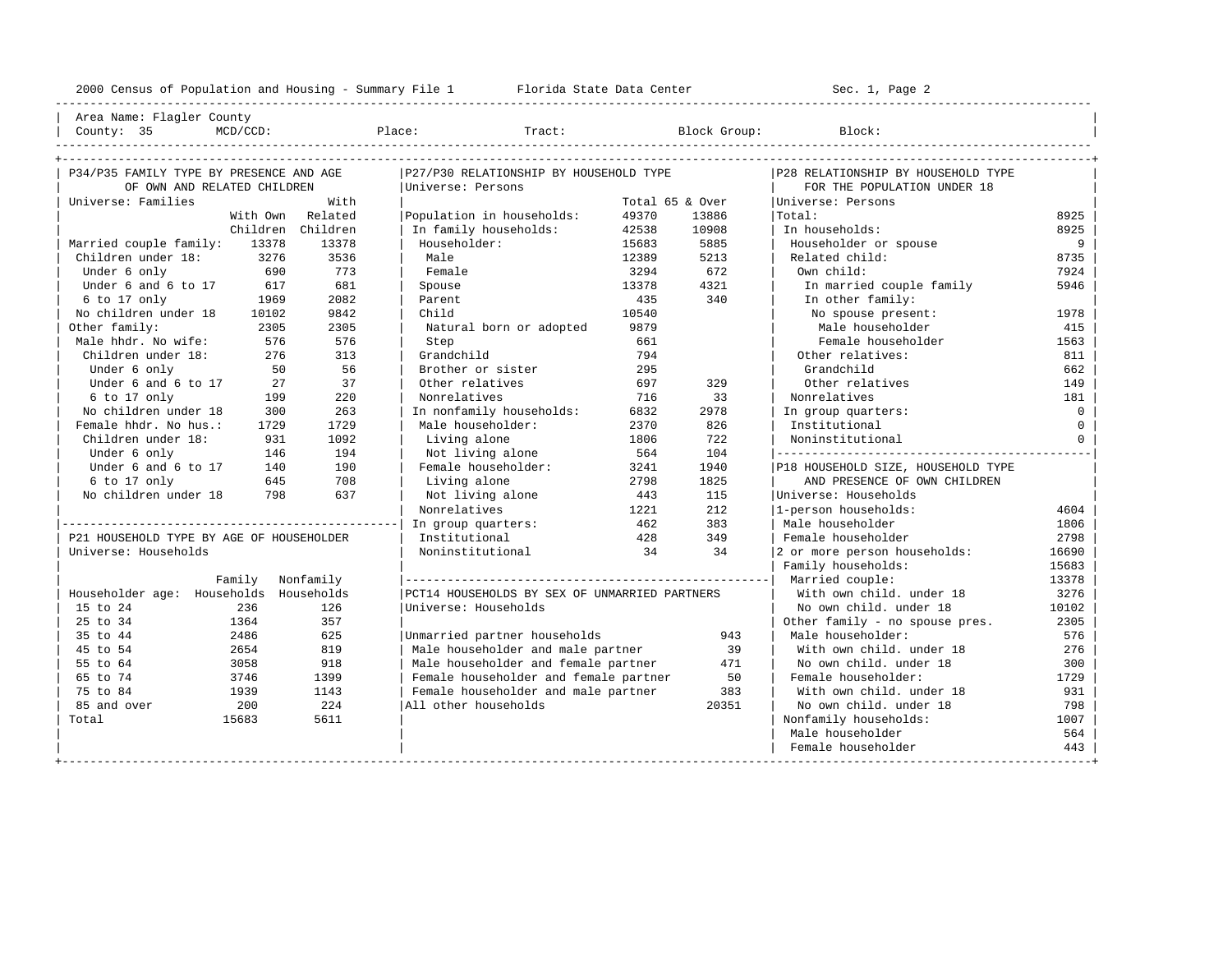2000 Census of Population and Housing - Summary File 1    Florida State Data Center

Area Name: Flagler County
County: 35    MCD/CCD:    Place:    Tract:    Block Group:    Block:

## P34/P35 FAMILY TYPE BY PRESENCE AND AGE OF OWN AND RELATED CHILDREN

Universe: Families

| | With Own Children | With Related Children |
|---|---|---|
| Married couple family: | 13378 | 13378 |
| Children under 18: | 3276 | 3536 |
| Under 6 only | 690 | 773 |
| Under 6 and 6 to 17 | 617 | 681 |
| 6 to 17 only | 1969 | 2082 |
| No children under 18 | 10102 | 9842 |
| Other family: | 2305 | 2305 |
| Male hhdr. No wife: | 576 | 576 |
| Children under 18: | 276 | 313 |
| Under 6 only | 50 | 56 |
| Under 6 and 6 to 17 | 27 | 37 |
| 6 to 17 only | 199 | 220 |
| No children under 18 | 300 | 263 |
| Female hhdr. No hus.: | 1729 | 1729 |
| Children under 18: | 931 | 1092 |
| Under 6 only | 146 | 194 |
| Under 6 and 6 to 17 | 140 | 190 |
| 6 to 17 only | 645 | 708 |
| No children under 18 | 798 | 637 |

## P21 HOUSEHOLD TYPE BY AGE OF HOUSEHOLDER

Universe: Households

| Householder age: | Family Households | Nonfamily Households |
|---|---|---|
| 15 to 24 | 236 | 126 |
| 25 to 34 | 1364 | 357 |
| 35 to 44 | 2486 | 625 |
| 45 to 54 | 2654 | 819 |
| 55 to 64 | 3058 | 918 |
| 65 to 74 | 3746 | 1399 |
| 75 to 84 | 1939 | 1143 |
| 85 and over | 200 | 224 |
| Total | 15683 | 5611 |

## P27/P30 RELATIONSHIP BY HOUSEHOLD TYPE

Universe: Persons

| | Total | 65 & Over |
|---|---|---|
| Population in households: | 49370 | 13886 |
| In family households: | 42538 | 10908 |
| Householder: | 15683 | 5885 |
| Male | 12389 | 5213 |
| Female | 3294 | 672 |
| Spouse | 13378 | 4321 |
| Parent | 435 | 340 |
| Child | 10540 | |
| Natural born or adopted | 9879 | |
| Step | 661 | |
| Grandchild | 794 | |
| Brother or sister | 295 | |
| Other relatives | 697 | 329 |
| Nonrelatives | 716 | 33 |
| In nonfamily households: | 6832 | 2978 |
| Male householder: | 2370 | 826 |
| Living alone | 1806 | 722 |
| Not living alone | 564 | 104 |
| Female householder: | 3241 | 1940 |
| Living alone | 2798 | 1825 |
| Not living alone | 443 | 115 |
| Nonrelatives | 1221 | 212 |
| In group quarters: | 462 | 383 |
| Institutional | 428 | 349 |
| Noninstitutional | 34 | 34 |

## PCT14 HOUSEHOLDS BY SEX OF UNMARRIED PARTNERS

Universe: Households

| | |
|---|---|
| Unmarried partner households | 943 |
| Male householder and male partner | 39 |
| Male householder and female partner | 471 |
| Female householder and female partner | 50 |
| Female householder and male partner | 383 |
| All other households | 20351 |

## P28 RELATIONSHIP BY HOUSEHOLD TYPE FOR THE POPULATION UNDER 18

Universe: Persons

| | |
|---|---|
| Total: | 8925 |
| In households: | 8925 |
| Householder or spouse | 9 |
| Related child: | 8735 |
| Own child: | 7924 |
| In married couple family | 5946 |
| In other family: | |
| No spouse present: | 1978 |
| Male householder | 415 |
| Female householder | 1563 |
| Other relatives: | 811 |
| Grandchild | 662 |
| Other relatives | 149 |
| Nonrelatives | 181 |
| In group quarters: | 0 |
| Institutional | 0 |
| Noninstitutional | 0 |

## P18 HOUSEHOLD SIZE, HOUSEHOLD TYPE AND PRESENCE OF OWN CHILDREN

Universe: Households

| | |
|---|---|
| 1-person households: | 4604 |
| Male householder | 1806 |
| Female householder | 2798 |
| 2 or more person households: | 16690 |
| Family households: | 15683 |
| Married couple: | 13378 |
| With own child. under 18 | 3276 |
| No own child. under 18 | 10102 |
| Other family - no spouse pres. | 2305 |
| Male householder: | 576 |
| With own child. under 18 | 276 |
| No own child. under 18 | 300 |
| Female householder: | 1729 |
| With own child. under 18 | 931 |
| No own child. under 18 | 798 |
| Nonfamily households: | 1007 |
| Male householder | 564 |
| Female householder | 443 |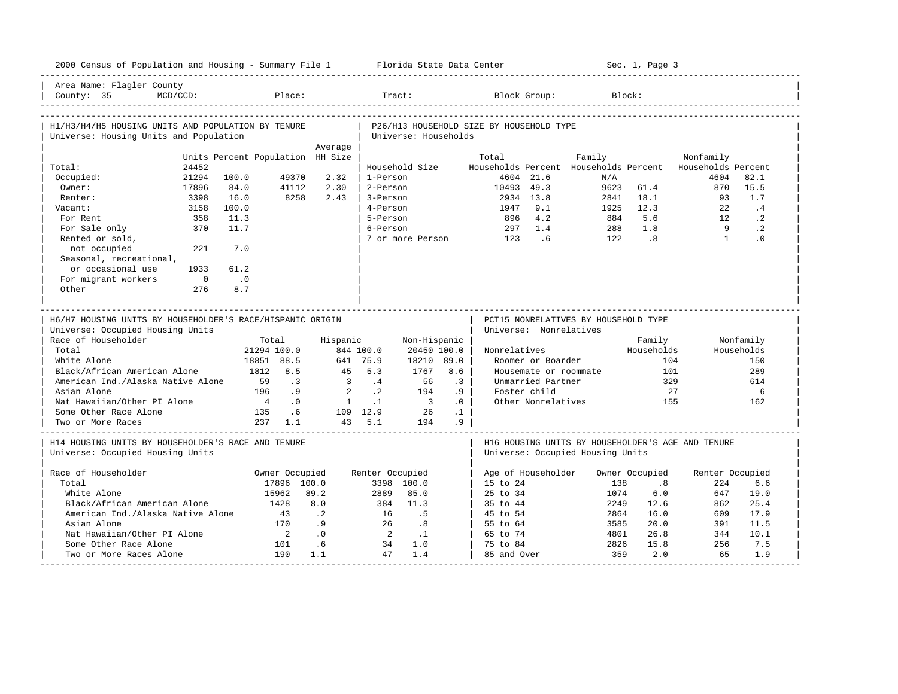2000 Census of Population and Housing - Summary File 1 Florida State Data Center Sec. 1, Page 3

Area Name: Flagler County
County: 35 MCD/CCD: Place: Tract: Block Group: Block:

## H1/H3/H4/H5 HOUSING UNITS AND POPULATION BY TENURE
Universe: Housing Units and Population

| | Units | Percent | Population | Average HH Size |
|---|---|---|---|---|
| Total: | 24452 | | | |
| Occupied: | 21294 | 100.0 | 49370 | 2.32 |
| Owner: | 17896 | 84.0 | 41112 | 2.30 |
| Renter: | 3398 | 16.0 | 8258 | 2.43 |
| Vacant: | 3158 | 100.0 | | |
| For Rent | 358 | 11.3 | | |
| For Sale only | 370 | 11.7 | | |
| Rented or sold, not occupied | 221 | 7.0 | | |
| Seasonal, recreational, or occasional use | 1933 | 61.2 | | |
| For migrant workers | 0 | .0 | | |
| Other | 276 | 8.7 | | |

## P26/H13 HOUSEHOLD SIZE BY HOUSEHOLD TYPE
Universe: Households

| Household Size | Total Households | Percent | Family Households | Percent | Nonfamily Households | Percent |
|---|---|---|---|---|---|---|
| 1-Person | 4604 | 21.6 | N/A | | 4604 | 82.1 |
| 2-Person | 10493 | 49.3 | 9623 | 61.4 | 870 | 15.5 |
| 3-Person | 2934 | 13.8 | 2841 | 18.1 | 93 | 1.7 |
| 4-Person | 1947 | 9.1 | 1925 | 12.3 | 22 | .4 |
| 5-Person | 896 | 4.2 | 884 | 5.6 | 12 | .2 |
| 6-Person | 297 | 1.4 | 288 | 1.8 | 9 | .2 |
| 7 or more Person | 123 | .6 | 122 | .8 | 1 | .0 |

## H6/H7 HOUSING UNITS BY HOUSEHOLDER'S RACE/HISPANIC ORIGIN
Universe: Occupied Housing Units

| Race of Householder | Total | | Hispanic | | Non-Hispanic | |
|---|---|---|---|---|---|---|
| Total | 21294 | 100.0 | 844 | 100.0 | 20450 | 100.0 |
| White Alone | 18851 | 88.5 | 641 | 75.9 | 18210 | 89.0 |
| Black/African American Alone | 1812 | 8.5 | 45 | 5.3 | 1767 | 8.6 |
| American Ind./Alaska Native Alone | 59 | .3 | 3 | .4 | 56 | .3 |
| Asian Alone | 196 | .9 | 2 | .2 | 194 | .9 |
| Nat Hawaiian/Other PI Alone | 4 | .0 | 1 | .1 | 3 | .0 |
| Some Other Race Alone | 135 | .6 | 109 | 12.9 | 26 | .1 |
| Two or More Races | 237 | 1.1 | 43 | 5.1 | 194 | .9 |

## PCT15 NONRELATIVES BY HOUSEHOLD TYPE
Universe: Nonrelatives

| Nonrelatives | Family Households | Nonfamily Households |
|---|---|---|
| Roomer or Boarder | 104 | 150 |
| Housemate or roommate | 101 | 289 |
| Unmarried Partner | 329 | 614 |
| Foster child | 27 | 6 |
| Other Nonrelatives | 155 | 162 |

## H14 HOUSING UNITS BY HOUSEHOLDER'S RACE AND TENURE
Universe: Occupied Housing Units

| Race of Householder | Owner Occupied | | Renter Occupied | |
|---|---|---|---|---|
| Total | 17896 | 100.0 | 3398 | 100.0 |
| White Alone | 15962 | 89.2 | 2889 | 85.0 |
| Black/African American Alone | 1428 | 8.0 | 384 | 11.3 |
| American Ind./Alaska Native Alone | 43 | .2 | 16 | .5 |
| Asian Alone | 170 | .9 | 26 | .8 |
| Nat Hawaiian/Other PI Alone | 2 | .0 | 2 | .1 |
| Some Other Race Alone | 101 | .6 | 34 | 1.0 |
| Two or More Races Alone | 190 | 1.1 | 47 | 1.4 |

## H16 HOUSING UNITS BY HOUSEHOLDER'S AGE AND TENURE
Universe: Occupied Housing Units

| Age of Householder | Owner Occupied | | Renter Occupied | |
|---|---|---|---|---|
| 15 to 24 | 138 | .8 | 224 | 6.6 |
| 25 to 34 | 1074 | 6.0 | 647 | 19.0 |
| 35 to 44 | 2249 | 12.6 | 862 | 25.4 |
| 45 to 54 | 2864 | 16.0 | 609 | 17.9 |
| 55 to 64 | 3585 | 20.0 | 391 | 11.5 |
| 65 to 74 | 4801 | 26.8 | 344 | 10.1 |
| 75 to 84 | 2826 | 15.8 | 256 | 7.5 |
| 85 and Over | 359 | 2.0 | 65 | 1.9 |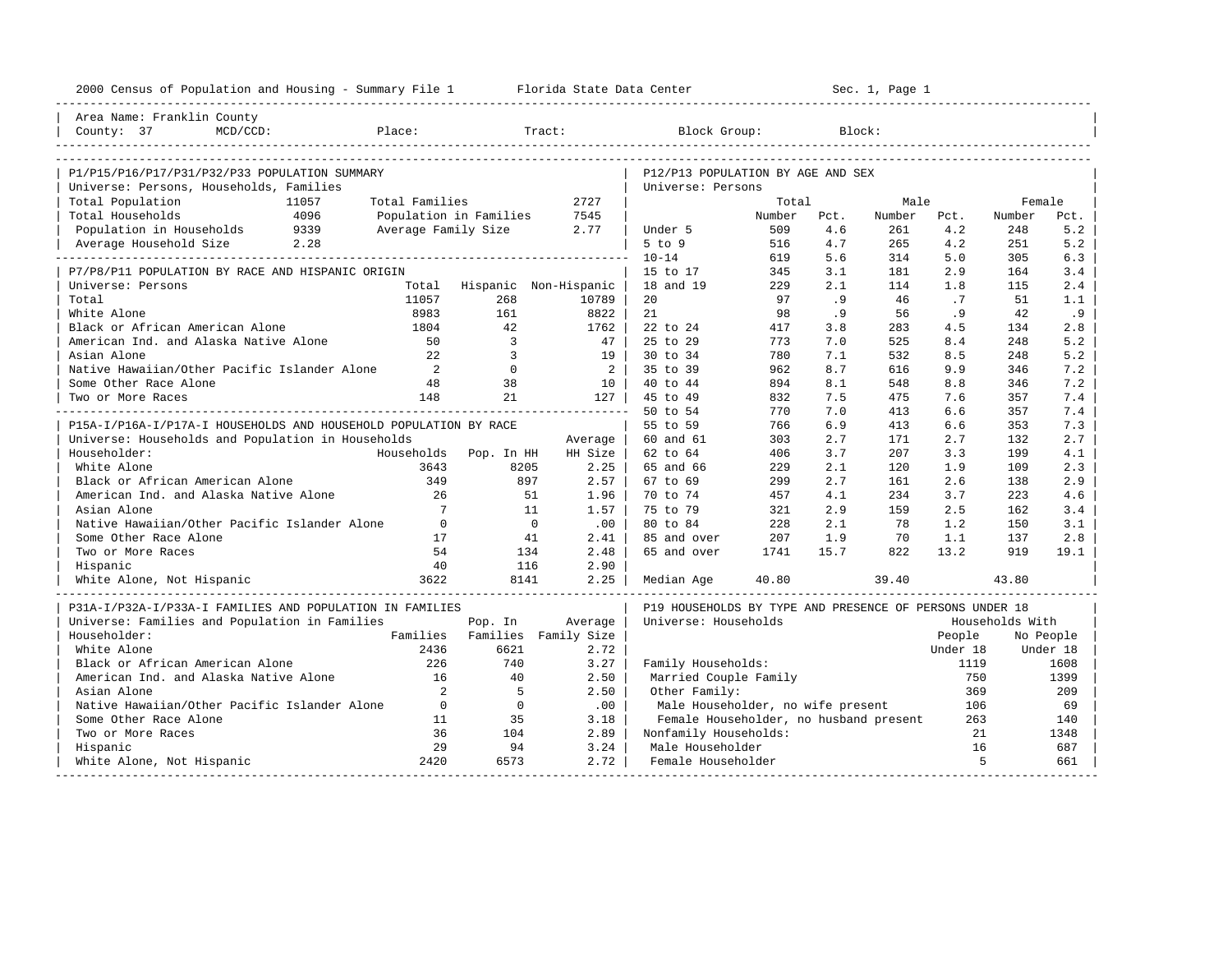2000 Census of Population and Housing - Summary File 1 Florida State Data Center Sec. 1, Page 1

Area Name: Franklin County
County: 37 MCD/CCD: Place: Tract: Block Group: Block:

## P1/P15/P16/P17/P31/P32/P33 POPULATION SUMMARY

Universe: Persons, Households, Families

| | | | |
|---|---|---|---|
| Total Population | 11057 | Total Families | 2727 |
| Total Households | 4096 | Population in Families | 7545 |
| Population in Households | 9339 | Average Family Size | 2.77 |
| Average Household Size | 2.28 | | |

## P7/P8/P11 POPULATION BY RACE AND HISPANIC ORIGIN

Universe: Persons

| | Total | Hispanic | Non-Hispanic |
|---|---|---|---|
| Total | 11057 | 268 | 10789 |
| White Alone | 8983 | 161 | 8822 |
| Black or African American Alone | 1804 | 42 | 1762 |
| American Ind. and Alaska Native Alone | 50 | 3 | 47 |
| Asian Alone | 22 | 3 | 19 |
| Native Hawaiian/Other Pacific Islander Alone | 2 | 0 | 2 |
| Some Other Race Alone | 48 | 38 | 10 |
| Two or More Races | 148 | 21 | 127 |

## P15A-I/P16A-I/P17A-I HOUSEHOLDS AND HOUSEHOLD POPULATION BY RACE

Universe: Households and Population in Households

| Householder: | Households | Pop. In HH | Average HH Size |
|---|---|---|---|
| White Alone | 3643 | 8205 | 2.25 |
| Black or African American Alone | 349 | 897 | 2.57 |
| American Ind. and Alaska Native Alone | 26 | 51 | 1.96 |
| Asian Alone | 7 | 11 | 1.57 |
| Native Hawaiian/Other Pacific Islander Alone | 0 | 0 | .00 |
| Some Other Race Alone | 17 | 41 | 2.41 |
| Two or More Races | 54 | 134 | 2.48 |
| Hispanic | 40 | 116 | 2.90 |
| White Alone, Not Hispanic | 3622 | 8141 | 2.25 |

## P31A-I/P32A-I/P33A-I FAMILIES AND POPULATION IN FAMILIES

Universe: Families and Population in Families

| Householder: | Families | Pop. In Families | Average Family Size |
|---|---|---|---|
| White Alone | 2436 | 6621 | 2.72 |
| Black or African American Alone | 226 | 740 | 3.27 |
| American Ind. and Alaska Native Alone | 16 | 40 | 2.50 |
| Asian Alone | 2 | 5 | 2.50 |
| Native Hawaiian/Other Pacific Islander Alone | 0 | 0 | .00 |
| Some Other Race Alone | 11 | 35 | 3.18 |
| Two or More Races | 36 | 104 | 2.89 |
| Hispanic | 29 | 94 | 3.24 |
| White Alone, Not Hispanic | 2420 | 6573 | 2.72 |

## P12/P13 POPULATION BY AGE AND SEX

Universe: Persons

| | Total Number | Total Pct. | Male Number | Male Pct. | Female Number | Female Pct. |
|---|---|---|---|---|---|---|
| Under 5 | 509 | 4.6 | 261 | 4.2 | 248 | 5.2 |
| 5 to 9 | 516 | 4.7 | 265 | 4.2 | 251 | 5.2 |
| 10-14 | 619 | 5.6 | 314 | 5.0 | 305 | 6.3 |
| 15 to 17 | 345 | 3.1 | 181 | 2.9 | 164 | 3.4 |
| 18 and 19 | 229 | 2.1 | 114 | 1.8 | 115 | 2.4 |
| 20 | 97 | .9 | 46 | .7 | 51 | 1.1 |
| 21 | 98 | .9 | 56 | .9 | 42 | .9 |
| 22 to 24 | 417 | 3.8 | 283 | 4.5 | 134 | 2.8 |
| 25 to 29 | 773 | 7.0 | 525 | 8.4 | 248 | 5.2 |
| 30 to 34 | 780 | 7.1 | 532 | 8.5 | 248 | 5.2 |
| 35 to 39 | 962 | 8.7 | 616 | 9.9 | 346 | 7.2 |
| 40 to 44 | 894 | 8.1 | 548 | 8.8 | 346 | 7.2 |
| 45 to 49 | 832 | 7.5 | 475 | 7.6 | 357 | 7.4 |
| 50 to 54 | 770 | 7.0 | 413 | 6.6 | 357 | 7.4 |
| 55 to 59 | 766 | 6.9 | 413 | 6.6 | 353 | 7.3 |
| 60 and 61 | 303 | 2.7 | 171 | 2.7 | 132 | 2.7 |
| 62 to 64 | 406 | 3.7 | 207 | 3.3 | 199 | 4.1 |
| 65 and 66 | 229 | 2.1 | 120 | 1.9 | 109 | 2.3 |
| 67 to 69 | 299 | 2.7 | 161 | 2.6 | 138 | 2.9 |
| 70 to 74 | 457 | 4.1 | 234 | 3.7 | 223 | 4.6 |
| 75 to 79 | 321 | 2.9 | 159 | 2.5 | 162 | 3.4 |
| 80 to 84 | 228 | 2.1 | 78 | 1.2 | 150 | 3.1 |
| 85 and over | 207 | 1.9 | 70 | 1.1 | 137 | 2.8 |
| 65 and over | 1741 | 15.7 | 822 | 13.2 | 919 | 19.1 |
| Median Age | 40.80 | | 39.40 | | 43.80 | |

## P19 HOUSEHOLDS BY TYPE AND PRESENCE OF PERSONS UNDER 18

Universe: Households

| | Households With People Under 18 | Households With No People Under 18 |
|---|---|---|
| Family Households: | 1119 | 1608 |
| Married Couple Family | 750 | 1399 |
| Other Family: | 369 | 209 |
| Male Householder, no wife present | 106 | 69 |
| Female Householder, no husband present | 263 | 140 |
| Nonfamily Households: | 21 | 1348 |
| Male Householder | 16 | 687 |
| Female Householder | 5 | 661 |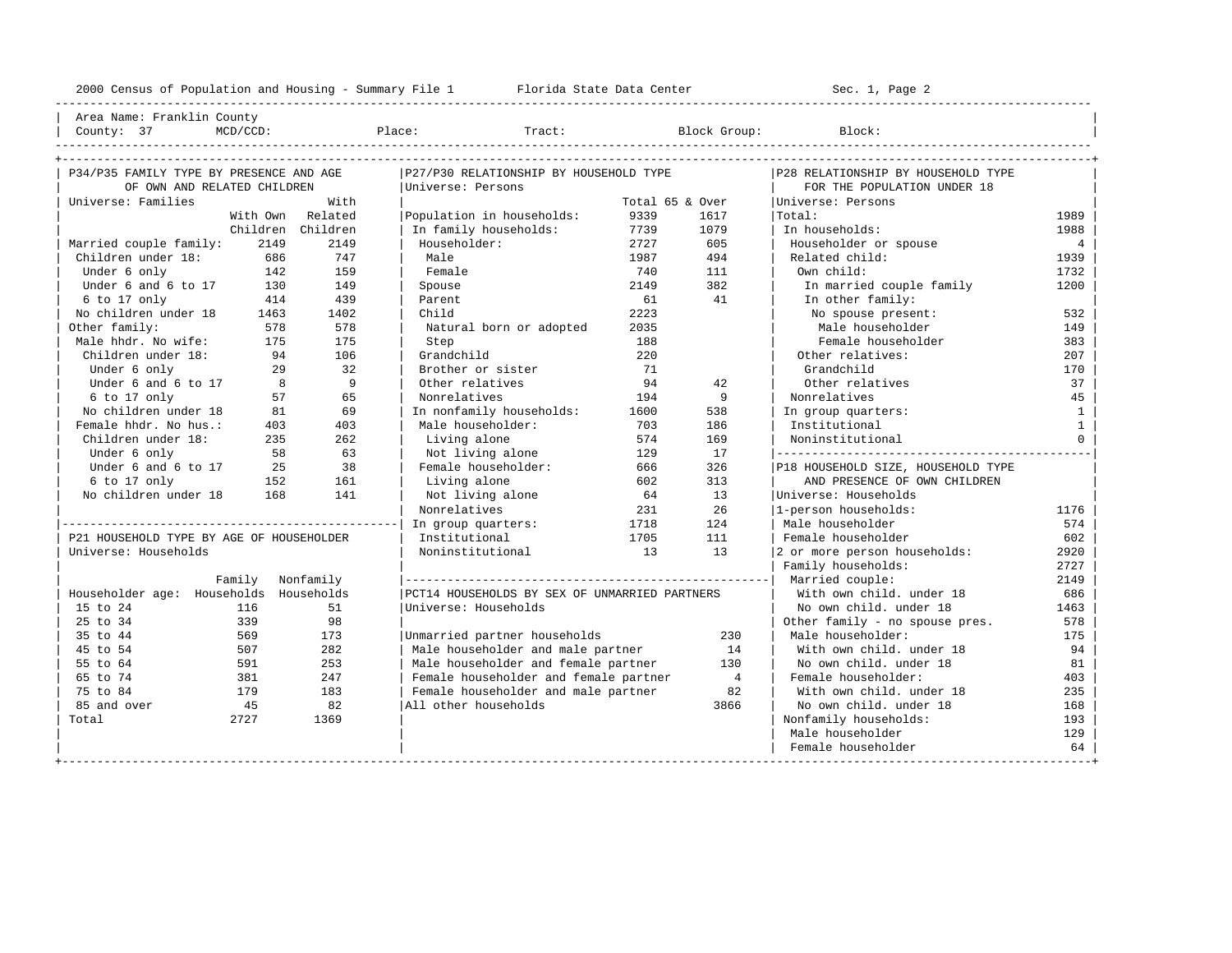Area Name: Franklin County
County: 37 MCD/CCD: Place: Tract: Block Group: Block:

## P34/P35 FAMILY TYPE BY PRESENCE AND AGE OF OWN AND RELATED CHILDREN

Universe: Families

| | With Own Children | With Related Children |
|---|---|---|
| Married couple family: | 2149 | 2149 |
| Children under 18: | 686 | 747 |
| Under 6 only | 142 | 159 |
| Under 6 and 6 to 17 | 130 | 149 |
| 6 to 17 only | 414 | 439 |
| No children under 18 | 1463 | 1402 |
| Other family: | 578 | 578 |
| Male hhdr. No wife: | 175 | 175 |
| Children under 18: | 94 | 106 |
| Under 6 only | 29 | 32 |
| Under 6 and 6 to 17 | 8 | 9 |
| 6 to 17 only | 57 | 65 |
| No children under 18 | 81 | 69 |
| Female hhdr. No hus.: | 403 | 403 |
| Children under 18: | 235 | 262 |
| Under 6 only | 58 | 63 |
| Under 6 and 6 to 17 | 25 | 38 |
| 6 to 17 only | 152 | 161 |
| No children under 18 | 168 | 141 |

## P21 HOUSEHOLD TYPE BY AGE OF HOUSEHOLDER

Universe: Households

| Householder age: | Family Households | Nonfamily Households |
|---|---|---|
| 15 to 24 | 116 | 51 |
| 25 to 34 | 339 | 98 |
| 35 to 44 | 569 | 173 |
| 45 to 54 | 507 | 282 |
| 55 to 64 | 591 | 253 |
| 65 to 74 | 381 | 247 |
| 75 to 84 | 179 | 183 |
| 85 and over | 45 | 82 |
| Total | 2727 | 1369 |

## P27/P30 RELATIONSHIP BY HOUSEHOLD TYPE

Universe: Persons

| | Total | 65 & Over |
|---|---|---|
| Population in households: | 9339 | 1617 |
| In family households: | 7739 | 1079 |
| Householder: | 2727 | 605 |
| Male | 1987 | 494 |
| Female | 740 | 111 |
| Spouse | 2149 | 382 |
| Parent | 61 | 41 |
| Child | 2223 | |
| Natural born or adopted | 2035 | |
| Step | 188 | |
| Grandchild | 220 | |
| Brother or sister | 71 | |
| Other relatives | 94 | 42 |
| Nonrelatives | 194 | 9 |
| In nonfamily households: | 1600 | 538 |
| Male householder: | 703 | 186 |
| Living alone | 574 | 169 |
| Not living alone | 129 | 17 |
| Female householder: | 666 | 326 |
| Living alone | 602 | 313 |
| Not living alone | 64 | 13 |
| Nonrelatives | 231 | 26 |
| In group quarters: | 1718 | 124 |
| Institutional | 1705 | 111 |
| Noninstitutional | 13 | 13 |

## PCT14 HOUSEHOLDS BY SEX OF UNMARRIED PARTNERS

Universe: Households

| | |
|---|---|
| Unmarried partner households | 230 |
| Male householder and male partner | 14 |
| Male householder and female partner | 130 |
| Female householder and female partner | 4 |
| Female householder and male partner | 82 |
| All other households | 3866 |

## P28 RELATIONSHIP BY HOUSEHOLD TYPE FOR THE POPULATION UNDER 18

Universe: Persons

| | |
|---|---|
| Total: | 1989 |
| In households: | 1988 |
| Householder or spouse | 4 |
| Related child: | 1939 |
| Own child: | 1732 |
| In married couple family | 1200 |
| In other family: | |
| No spouse present: | 532 |
| Male householder | 149 |
| Female householder | 383 |
| Other relatives: | 207 |
| Grandchild | 170 |
| Other relatives | 37 |
| Nonrelatives | 45 |
| In group quarters: | 1 |
| Institutional | 1 |
| Noninstitutional | 0 |

## P18 HOUSEHOLD SIZE, HOUSEHOLD TYPE AND PRESENCE OF OWN CHILDREN

Universe: Households

| | |
|---|---|
| 1-person households: | 1176 |
| Male householder | 574 |
| Female householder | 602 |
| 2 or more person households: | 2920 |
| Family households: | 2727 |
| Married couple: | 2149 |
| With own child. under 18 | 686 |
| No own child. under 18 | 1463 |
| Other family - no spouse pres. | 578 |
| Male householder: | 175 |
| With own child. under 18 | 94 |
| No own child. under 18 | 81 |
| Female householder: | 403 |
| With own child. under 18 | 235 |
| No own child. under 18 | 168 |
| Nonfamily households: | 193 |
| Male householder | 129 |
| Female householder | 64 |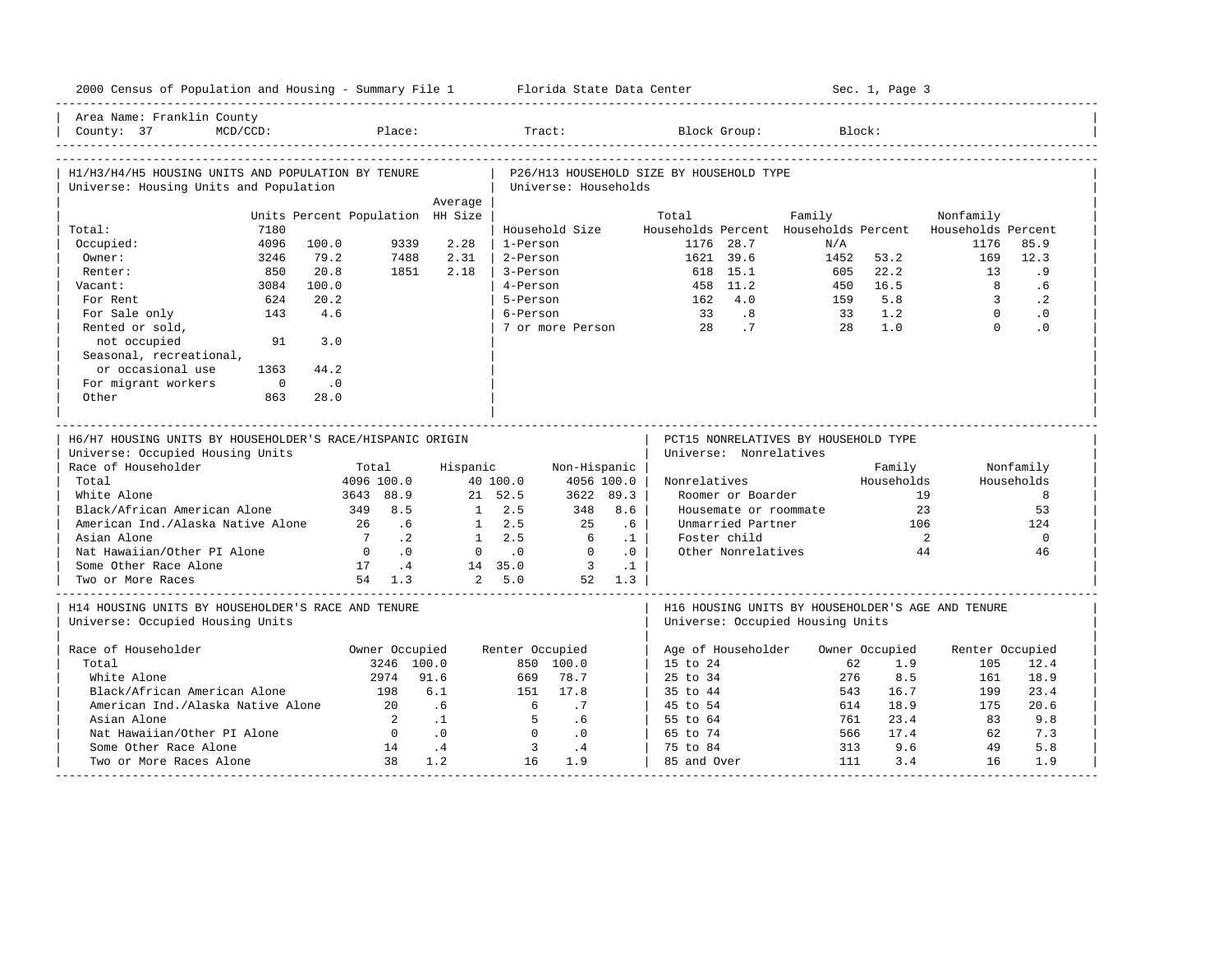Area Name: Franklin County
County: 37 MCD/CCD: Place: Tract: Block Group: Block:

## H1/H3/H4/H5 HOUSING UNITS AND POPULATION BY TENURE

Universe: Housing Units and Population

| | Units | Percent | Population | Average HH Size |
|---|---|---|---|---|
| Total: | 7180 | | | |
| Occupied: | 4096 | 100.0 | 9339 | 2.28 |
| Owner: | 3246 | 79.2 | 7488 | 2.31 |
| Renter: | 850 | 20.8 | 1851 | 2.18 |
| Vacant: | 3084 | 100.0 | | |
| For Rent | 624 | 20.2 | | |
| For Sale only | 143 | 4.6 | | |
| Rented or sold, not occupied | 91 | 3.0 | | |
| Seasonal, recreational, or occasional use | 1363 | 44.2 | | |
| For migrant workers | 0 | .0 | | |
| Other | 863 | 28.0 | | |

## P26/H13 HOUSEHOLD SIZE BY HOUSEHOLD TYPE

Universe: Households

| Household Size | Total Households | Percent | Family Households | Percent | Nonfamily Households | Percent |
|---|---|---|---|---|---|---|
| 1-Person | 1176 | 28.7 | N/A | | 1176 | 85.9 |
| 2-Person | 1621 | 39.6 | 1452 | 53.2 | 169 | 12.3 |
| 3-Person | 618 | 15.1 | 605 | 22.2 | 13 | .9 |
| 4-Person | 458 | 11.2 | 450 | 16.5 | 8 | .6 |
| 5-Person | 162 | 4.0 | 159 | 5.8 | 3 | .2 |
| 6-Person | 33 | .8 | 33 | 1.2 | 0 | .0 |
| 7 or more Person | 28 | .7 | 28 | 1.0 | 0 | .0 |

## H6/H7 HOUSING UNITS BY HOUSEHOLDER'S RACE/HISPANIC ORIGIN

Universe: Occupied Housing Units

| Race of Householder | Total | | Hispanic | | Non-Hispanic | |
|---|---|---|---|---|---|---|
| Total | 4096 | 100.0 | 40 | 100.0 | 4056 | 100.0 |
| White Alone | 3643 | 88.9 | 21 | 52.5 | 3622 | 89.3 |
| Black/African American Alone | 349 | 8.5 | 1 | 2.5 | 348 | 8.6 |
| American Ind./Alaska Native Alone | 26 | .6 | 1 | 2.5 | 25 | .6 |
| Asian Alone | 7 | .2 | 1 | 2.5 | 6 | .1 |
| Nat Hawaiian/Other PI Alone | 0 | .0 | 0 | .0 | 0 | .0 |
| Some Other Race Alone | 17 | .4 | 14 | 35.0 | 3 | .1 |
| Two or More Races | 54 | 1.3 | 2 | 5.0 | 52 | 1.3 |

## PCT15 NONRELATIVES BY HOUSEHOLD TYPE

Universe: Nonrelatives

| Nonrelatives | Family Households | Nonfamily Households |
|---|---|---|
| Roomer or Boarder | 19 | 8 |
| Housemate or roommate | 23 | 53 |
| Unmarried Partner | 106 | 124 |
| Foster child | 2 | 0 |
| Other Nonrelatives | 44 | 46 |

## H14 HOUSING UNITS BY HOUSEHOLDER'S RACE AND TENURE

Universe: Occupied Housing Units

| Race of Householder | Owner Occupied | | Renter Occupied | |
|---|---|---|---|---|
| Total | 3246 | 100.0 | 850 | 100.0 |
| White Alone | 2974 | 91.6 | 669 | 78.7 |
| Black/African American Alone | 198 | 6.1 | 151 | 17.8 |
| American Ind./Alaska Native Alone | 20 | .6 | 6 | .7 |
| Asian Alone | 2 | .1 | 5 | .6 |
| Nat Hawaiian/Other PI Alone | 0 | .0 | 0 | .0 |
| Some Other Race Alone | 14 | .4 | 3 | .4 |
| Two or More Races Alone | 38 | 1.2 | 16 | 1.9 |

## H16 HOUSING UNITS BY HOUSEHOLDER'S AGE AND TENURE

Universe: Occupied Housing Units

| Age of Householder | Owner Occupied | | Renter Occupied | |
|---|---|---|---|---|
| 15 to 24 | 62 | 1.9 | 105 | 12.4 |
| 25 to 34 | 276 | 8.5 | 161 | 18.9 |
| 35 to 44 | 543 | 16.7 | 199 | 23.4 |
| 45 to 54 | 614 | 18.9 | 175 | 20.6 |
| 55 to 64 | 761 | 23.4 | 83 | 9.8 |
| 65 to 74 | 566 | 17.4 | 62 | 7.3 |
| 75 to 84 | 313 | 9.6 | 49 | 5.8 |
| 85 and Over | 111 | 3.4 | 16 | 1.9 |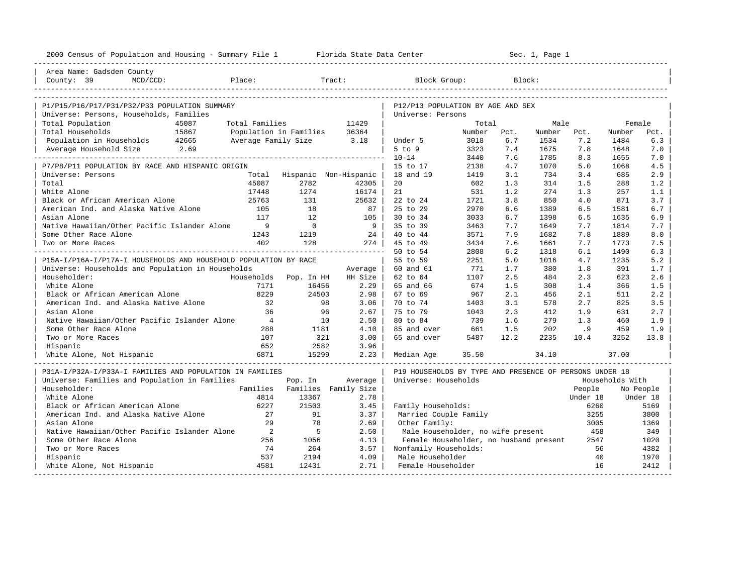2000 Census of Population and Housing - Summary File 1 Florida State Data Center Sec. 1, Page 1

Area Name: Gadsden County
County: 39 MCD/CCD: Place: Tract: Block Group: Block:

## P1/P15/P16/P17/P31/P32/P33 POPULATION SUMMARY

Universe: Persons, Households, Families

| | | | |
|---|---|---|---|
| Total Population | 45087 | Total Families | 11429 |
| Total Households | 15867 | Population in Families | 36364 |
| Population in Households | 42665 | Average Family Size | 3.18 |
| Average Household Size | 2.69 | | |

## P7/P8/P11 POPULATION BY RACE AND HISPANIC ORIGIN

Universe: Persons

| | Total | Hispanic | Non-Hispanic |
|---|---|---|---|
| Total | 45087 | 2782 | 42305 |
| White Alone | 17448 | 1274 | 16174 |
| Black or African American Alone | 25763 | 131 | 25632 |
| American Ind. and Alaska Native Alone | 105 | 18 | 87 |
| Asian Alone | 117 | 12 | 105 |
| Native Hawaiian/Other Pacific Islander Alone | 9 | 0 | 9 |
| Some Other Race Alone | 1243 | 1219 | 24 |
| Two or More Races | 402 | 128 | 274 |

## P15A-I/P16A-I/P17A-I HOUSEHOLDS AND HOUSEHOLD POPULATION BY RACE

Universe: Households and Population in Households

| Householder: | Households | Pop. In HH | Average HH Size |
|---|---|---|---|
| White Alone | 7171 | 16456 | 2.29 |
| Black or African American Alone | 8229 | 24503 | 2.98 |
| American Ind. and Alaska Native Alone | 32 | 98 | 3.06 |
| Asian Alone | 36 | 96 | 2.67 |
| Native Hawaiian/Other Pacific Islander Alone | 4 | 10 | 2.50 |
| Some Other Race Alone | 288 | 1181 | 4.10 |
| Two or More Races | 107 | 321 | 3.00 |
| Hispanic | 652 | 2582 | 3.96 |
| White Alone, Not Hispanic | 6871 | 15299 | 2.23 |

## P31A-I/P32A-I/P33A-I FAMILIES AND POPULATION IN FAMILIES

Universe: Families and Population in Families

| Householder: | Families | Pop. In Families | Average Family Size |
|---|---|---|---|
| White Alone | 4814 | 13367 | 2.78 |
| Black or African American Alone | 6227 | 21503 | 3.45 |
| American Ind. and Alaska Native Alone | 27 | 91 | 3.37 |
| Asian Alone | 29 | 78 | 2.69 |
| Native Hawaiian/Other Pacific Islander Alone | 2 | 5 | 2.50 |
| Some Other Race Alone | 256 | 1056 | 4.13 |
| Two or More Races | 74 | 264 | 3.57 |
| Hispanic | 537 | 2194 | 4.09 |
| White Alone, Not Hispanic | 4581 | 12431 | 2.71 |

## P12/P13 POPULATION BY AGE AND SEX

Universe: Persons

| | Total Number | Total Pct. | Male Number | Male Pct. | Female Number | Female Pct. |
|---|---|---|---|---|---|---|
| Under 5 | 3018 | 6.7 | 1534 | 7.2 | 1484 | 6.3 |
| 5 to 9 | 3323 | 7.4 | 1675 | 7.8 | 1648 | 7.0 |
| 10-14 | 3440 | 7.6 | 1785 | 8.3 | 1655 | 7.0 |
| 15 to 17 | 2138 | 4.7 | 1070 | 5.0 | 1068 | 4.5 |
| 18 and 19 | 1419 | 3.1 | 734 | 3.4 | 685 | 2.9 |
| 20 | 602 | 1.3 | 314 | 1.5 | 288 | 1.2 |
| 21 | 531 | 1.2 | 274 | 1.3 | 257 | 1.1 |
| 22 to 24 | 1721 | 3.8 | 850 | 4.0 | 871 | 3.7 |
| 25 to 29 | 2970 | 6.6 | 1389 | 6.5 | 1581 | 6.7 |
| 30 to 34 | 3033 | 6.7 | 1398 | 6.5 | 1635 | 6.9 |
| 35 to 39 | 3463 | 7.7 | 1649 | 7.7 | 1814 | 7.7 |
| 40 to 44 | 3571 | 7.9 | 1682 | 7.8 | 1889 | 8.0 |
| 45 to 49 | 3434 | 7.6 | 1661 | 7.7 | 1773 | 7.5 |
| 50 to 54 | 2808 | 6.2 | 1318 | 6.1 | 1490 | 6.3 |
| 55 to 59 | 2251 | 5.0 | 1016 | 4.7 | 1235 | 5.2 |
| 60 and 61 | 771 | 1.7 | 380 | 1.8 | 391 | 1.7 |
| 62 to 64 | 1107 | 2.5 | 484 | 2.3 | 623 | 2.6 |
| 65 and 66 | 674 | 1.5 | 308 | 1.4 | 366 | 1.5 |
| 67 to 69 | 967 | 2.1 | 456 | 2.1 | 511 | 2.2 |
| 70 to 74 | 1403 | 3.1 | 578 | 2.7 | 825 | 3.5 |
| 75 to 79 | 1043 | 2.3 | 412 | 1.9 | 631 | 2.7 |
| 80 to 84 | 739 | 1.6 | 279 | 1.3 | 460 | 1.9 |
| 85 and over | 661 | 1.5 | 202 | .9 | 459 | 1.9 |
| 65 and over | 5487 | 12.2 | 2235 | 10.4 | 3252 | 13.8 |
| Median Age | 35.50 | | 34.10 | | 37.00 | |

## P19 HOUSEHOLDS BY TYPE AND PRESENCE OF PERSONS UNDER 18

Universe: Households

| | Households With People Under 18 | Households With No People Under 18 |
|---|---|---|
| Family Households: | 6260 | 5169 |
| Married Couple Family | 3255 | 3800 |
| Other Family: | 3005 | 1369 |
| Male Householder, no wife present | 458 | 349 |
| Female Householder, no husband present | 2547 | 1020 |
| Nonfamily Households: | 56 | 4382 |
| Male Householder | 40 | 1970 |
| Female Householder | 16 | 2412 |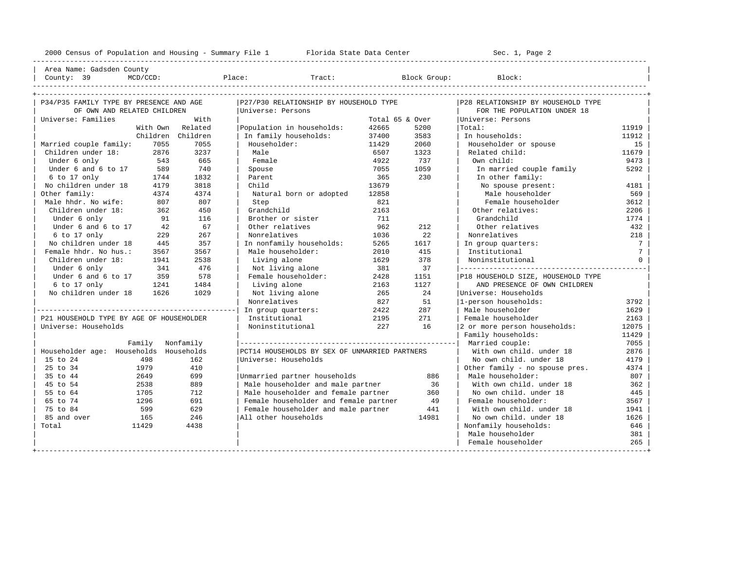2000 Census of Population and Housing - Summary File 1 Florida State Data Center Sec. 1, Page 2

Area Name: Gadsden County
County: 39 MCD/CCD: Place: Tract: Block Group: Block:

## P34/P35 FAMILY TYPE BY PRESENCE AND AGE OF OWN AND RELATED CHILDREN

Universe: Families

| | With Own Children | With Related Children |
|---|---|---|
| Married couple family: | 7055 | 7055 |
| Children under 18: | 2876 | 3237 |
| Under 6 only | 543 | 665 |
| Under 6 and 6 to 17 | 589 | 740 |
| 6 to 17 only | 1744 | 1832 |
| No children under 18 | 4179 | 3818 |
| Other family: | 4374 | 4374 |
| Male hhdr. No wife: | 807 | 807 |
| Children under 18: | 362 | 450 |
| Under 6 only | 91 | 116 |
| Under 6 and 6 to 17 | 42 | 67 |
| 6 to 17 only | 229 | 267 |
| No children under 18 | 445 | 357 |
| Female hhdr. No hus.: | 3567 | 3567 |
| Children under 18: | 1941 | 2538 |
| Under 6 only | 341 | 476 |
| Under 6 and 6 to 17 | 359 | 578 |
| 6 to 17 only | 1241 | 1484 |
| No children under 18 | 1626 | 1029 |

## P21 HOUSEHOLD TYPE BY AGE OF HOUSEHOLDER

Universe: Households

| Householder age: | Family Households | Nonfamily Households |
|---|---|---|
| 15 to 24 | 498 | 162 |
| 25 to 34 | 1979 | 410 |
| 35 to 44 | 2649 | 699 |
| 45 to 54 | 2538 | 889 |
| 55 to 64 | 1705 | 712 |
| 65 to 74 | 1296 | 691 |
| 75 to 84 | 599 | 629 |
| 85 and over | 165 | 246 |
| Total | 11429 | 4438 |

## P27/P30 RELATIONSHIP BY HOUSEHOLD TYPE

Universe: Persons

| | Total | 65 & Over |
|---|---|---|
| Population in households: | 42665 | 5200 |
| In family households: | 37400 | 3583 |
| Householder: | 11429 | 2060 |
| Male | 6507 | 1323 |
| Female | 4922 | 737 |
| Spouse | 7055 | 1059 |
| Parent | 365 | 230 |
| Child | 13679 | |
| Natural born or adopted | 12858 | |
| Step | 821 | |
| Grandchild | 2163 | |
| Brother or sister | 711 | |
| Other relatives | 962 | 212 |
| Nonrelatives | 1036 | 22 |
| In nonfamily households: | 5265 | 1617 |
| Male householder: | 2010 | 415 |
| Living alone | 1629 | 378 |
| Not living alone | 381 | 37 |
| Female householder: | 2428 | 1151 |
| Living alone | 2163 | 1127 |
| Not living alone | 265 | 24 |
| Nonrelatives | 827 | 51 |
| In group quarters: | 2422 | 287 |
| Institutional | 2195 | 271 |
| Noninstitutional | 227 | 16 |

## PCT14 HOUSEHOLDS BY SEX OF UNMARRIED PARTNERS

Universe: Households

| | |
|---|---|
| Unmarried partner households | 886 |
| Male householder and male partner | 36 |
| Male householder and female partner | 360 |
| Female householder and female partner | 49 |
| Female householder and male partner | 441 |
| All other households | 14981 |

## P28 RELATIONSHIP BY HOUSEHOLD TYPE FOR THE POPULATION UNDER 18

Universe: Persons

| | |
|---|---|
| Total: | 11919 |
| In households: | 11912 |
| Householder or spouse | 15 |
| Related child: | 11679 |
| Own child: | 9473 |
| In married couple family | 5292 |
| In other family: | |
| No spouse present: | 4181 |
| Male householder | 569 |
| Female householder | 3612 |
| Other relatives: | 2206 |
| Grandchild | 1774 |
| Other relatives | 432 |
| Nonrelatives | 218 |
| In group quarters: | 7 |
| Institutional | 7 |
| Noninstitutional | 0 |

## P18 HOUSEHOLD SIZE, HOUSEHOLD TYPE AND PRESENCE OF OWN CHILDREN

Universe: Households

| | |
|---|---|
| 1-person households: | 3792 |
| Male householder | 1629 |
| Female householder | 2163 |
| 2 or more person households: | 12075 |
| Family households: | 11429 |
| Married couple: | 7055 |
| With own child. under 18 | 2876 |
| No own child. under 18 | 4179 |
| Other family - no spouse pres. | 4374 |
| Male householder: | 807 |
| With own child. under 18 | 362 |
| No own child. under 18 | 445 |
| Female householder: | 3567 |
| With own child. under 18 | 1941 |
| No own child. under 18 | 1626 |
| Nonfamily households: | 646 |
| Male householder | 381 |
| Female householder | 265 |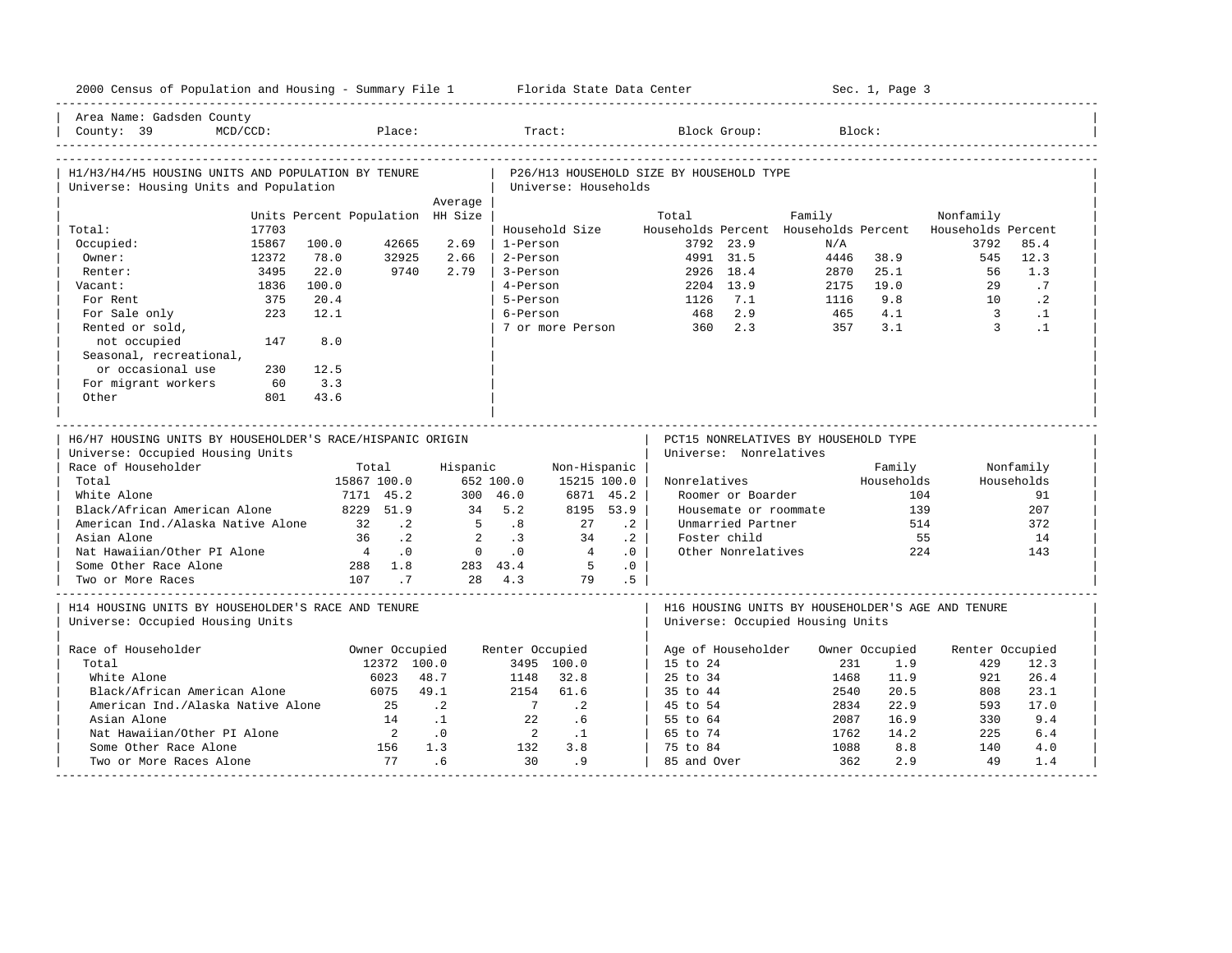Area Name: Gadsden County
County: 39 MCD/CCD: Place: Tract: Block Group: Block:

## H1/H3/H4/H5 HOUSING UNITS AND POPULATION BY TENURE

Universe: Housing Units and Population

| | Units | Percent | Population | Average HH Size |
|---|---|---|---|---|
| Total: | 17703 | | | |
| Occupied: | 15867 | 100.0 | 42665 | 2.69 |
| Owner: | 12372 | 78.0 | 32925 | 2.66 |
| Renter: | 3495 | 22.0 | 9740 | 2.79 |
| Vacant: | 1836 | 100.0 | | |
| For Rent | 375 | 20.4 | | |
| For Sale only | 223 | 12.1 | | |
| Rented or sold, not occupied | 147 | 8.0 | | |
| Seasonal, recreational, or occasional use | 230 | 12.5 | | |
| For migrant workers | 60 | 3.3 | | |
| Other | 801 | 43.6 | | |

## P26/H13 HOUSEHOLD SIZE BY HOUSEHOLD TYPE

Universe: Households

| Household Size | Total Households | Percent | Family Households | Percent | Nonfamily Households | Percent |
|---|---|---|---|---|---|---|
| 1-Person | 3792 | 23.9 | N/A | | 3792 | 85.4 |
| 2-Person | 4991 | 31.5 | 4446 | 38.9 | 545 | 12.3 |
| 3-Person | 2926 | 18.4 | 2870 | 25.1 | 56 | 1.3 |
| 4-Person | 2204 | 13.9 | 2175 | 19.0 | 29 | .7 |
| 5-Person | 1126 | 7.1 | 1116 | 9.8 | 10 | .2 |
| 6-Person | 468 | 2.9 | 465 | 4.1 | 3 | .1 |
| 7 or more Person | 360 | 2.3 | 357 | 3.1 | 3 | .1 |

## H6/H7 HOUSING UNITS BY HOUSEHOLDER'S RACE/HISPANIC ORIGIN

Universe: Occupied Housing Units

| Race of Householder | Total | | Hispanic | | Non-Hispanic | |
|---|---|---|---|---|---|---|
| Total | 15867 | 100.0 | 652 | 100.0 | 15215 | 100.0 |
| White Alone | 7171 | 45.2 | 300 | 46.0 | 6871 | 45.2 |
| Black/African American Alone | 8229 | 51.9 | 34 | 5.2 | 8195 | 53.9 |
| American Ind./Alaska Native Alone | 32 | .2 | 5 | .8 | 27 | .2 |
| Asian Alone | 36 | .2 | 2 | .3 | 34 | .2 |
| Nat Hawaiian/Other PI Alone | 4 | .0 | 0 | .0 | 4 | .0 |
| Some Other Race Alone | 288 | 1.8 | 283 | 43.4 | 5 | .0 |
| Two or More Races | 107 | .7 | 28 | 4.3 | 79 | .5 |

## PCT15 NONRELATIVES BY HOUSEHOLD TYPE

Universe: Nonrelatives

| Nonrelatives | Family Households | Nonfamily Households |
|---|---|---|
| Roomer or Boarder | 104 | 91 |
| Housemate or roommate | 139 | 207 |
| Unmarried Partner | 514 | 372 |
| Foster child | 55 | 14 |
| Other Nonrelatives | 224 | 143 |

## H14 HOUSING UNITS BY HOUSEHOLDER'S RACE AND TENURE

Universe: Occupied Housing Units

| Race of Householder | Owner Occupied | | Renter Occupied | |
|---|---|---|---|---|
| Total | 12372 | 100.0 | 3495 | 100.0 |
| White Alone | 6023 | 48.7 | 1148 | 32.8 |
| Black/African American Alone | 6075 | 49.1 | 2154 | 61.6 |
| American Ind./Alaska Native Alone | 25 | .2 | 7 | .2 |
| Asian Alone | 14 | .1 | 22 | .6 |
| Nat Hawaiian/Other PI Alone | 2 | .0 | 2 | .1 |
| Some Other Race Alone | 156 | 1.3 | 132 | 3.8 |
| Two or More Races Alone | 77 | .6 | 30 | .9 |

## H16 HOUSING UNITS BY HOUSEHOLDER'S AGE AND TENURE

Universe: Occupied Housing Units

| Age of Householder | Owner Occupied | | Renter Occupied | |
|---|---|---|---|---|
| 15 to 24 | 231 | 1.9 | 429 | 12.3 |
| 25 to 34 | 1468 | 11.9 | 921 | 26.4 |
| 35 to 44 | 2540 | 20.5 | 808 | 23.1 |
| 45 to 54 | 2834 | 22.9 | 593 | 17.0 |
| 55 to 64 | 2087 | 16.9 | 330 | 9.4 |
| 65 to 74 | 1762 | 14.2 | 225 | 6.4 |
| 75 to 84 | 1088 | 8.8 | 140 | 4.0 |
| 85 and Over | 362 | 2.9 | 49 | 1.4 |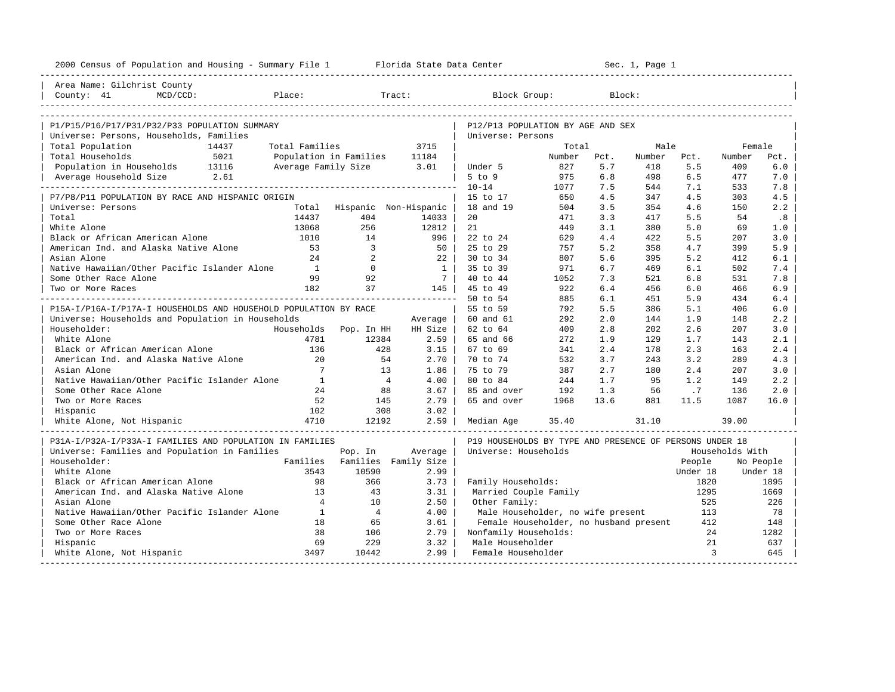2000 Census of Population and Housing - Summary File 1 — Florida State Data Center — Sec. 1, Page 1

Area Name: Gilchrist County
County: 41 MCD/CCD: Place: Tract: Block Group: Block:

## P1/P15/P16/P17/P31/P32/P33 POPULATION SUMMARY

Universe: Persons, Households, Families

| | | | |
|---|---|---|---|
| Total Population | 14437 | Total Families | 3715 |
| Total Households | 5021 | Population in Families | 11184 |
| Population in Households | 13116 | Average Family Size | 3.01 |
| Average Household Size | 2.61 | | |

## P7/P8/P11 POPULATION BY RACE AND HISPANIC ORIGIN

Universe: Persons

| | Total | Hispanic | Non-Hispanic |
|---|---|---|---|
| Total | 14437 | 404 | 14033 |
| White Alone | 13068 | 256 | 12812 |
| Black or African American Alone | 1010 | 14 | 996 |
| American Ind. and Alaska Native Alone | 53 | 3 | 50 |
| Asian Alone | 24 | 2 | 22 |
| Native Hawaiian/Other Pacific Islander Alone | 1 | 0 | 1 |
| Some Other Race Alone | 99 | 92 | 7 |
| Two or More Races | 182 | 37 | 145 |

## P15A-I/P16A-I/P17A-I HOUSEHOLDS AND HOUSEHOLD POPULATION BY RACE

Universe: Households and Population in Households

| Householder: | Households | Pop. In HH | Average HH Size |
|---|---|---|---|
| White Alone | 4781 | 12384 | 2.59 |
| Black or African American Alone | 136 | 428 | 3.15 |
| American Ind. and Alaska Native Alone | 20 | 54 | 2.70 |
| Asian Alone | 7 | 13 | 1.86 |
| Native Hawaiian/Other Pacific Islander Alone | 1 | 4 | 4.00 |
| Some Other Race Alone | 24 | 88 | 3.67 |
| Two or More Races | 52 | 145 | 2.79 |
| Hispanic | 102 | 308 | 3.02 |
| White Alone, Not Hispanic | 4710 | 12192 | 2.59 |

## P31A-I/P32A-I/P33A-I FAMILIES AND POPULATION IN FAMILIES

Universe: Families and Population in Families

| Householder: | Families | Pop. In Families | Average Family Size |
|---|---|---|---|
| White Alone | 3543 | 10590 | 2.99 |
| Black or African American Alone | 98 | 366 | 3.73 |
| American Ind. and Alaska Native Alone | 13 | 43 | 3.31 |
| Asian Alone | 4 | 10 | 2.50 |
| Native Hawaiian/Other Pacific Islander Alone | 1 | 4 | 4.00 |
| Some Other Race Alone | 18 | 65 | 3.61 |
| Two or More Races | 38 | 106 | 2.79 |
| Hispanic | 69 | 229 | 3.32 |
| White Alone, Not Hispanic | 3497 | 10442 | 2.99 |

## P12/P13 POPULATION BY AGE AND SEX

Universe: Persons

| | Total Number | Total Pct. | Male Number | Male Pct. | Female Number | Female Pct. |
|---|---|---|---|---|---|---|
| Under 5 | 827 | 5.7 | 418 | 5.5 | 409 | 6.0 |
| 5 to 9 | 975 | 6.8 | 498 | 6.5 | 477 | 7.0 |
| 10-14 | 1077 | 7.5 | 544 | 7.1 | 533 | 7.8 |
| 15 to 17 | 650 | 4.5 | 347 | 4.5 | 303 | 4.5 |
| 18 and 19 | 504 | 3.5 | 354 | 4.6 | 150 | 2.2 |
| 20 | 471 | 3.3 | 417 | 5.5 | 54 | .8 |
| 21 | 449 | 3.1 | 380 | 5.0 | 69 | 1.0 |
| 22 to 24 | 629 | 4.4 | 422 | 5.5 | 207 | 3.0 |
| 25 to 29 | 757 | 5.2 | 358 | 4.7 | 399 | 5.9 |
| 30 to 34 | 807 | 5.6 | 395 | 5.2 | 412 | 6.1 |
| 35 to 39 | 971 | 6.7 | 469 | 6.1 | 502 | 7.4 |
| 40 to 44 | 1052 | 7.3 | 521 | 6.8 | 531 | 7.8 |
| 45 to 49 | 922 | 6.4 | 456 | 6.0 | 466 | 6.9 |
| 50 to 54 | 885 | 6.1 | 451 | 5.9 | 434 | 6.4 |
| 55 to 59 | 792 | 5.5 | 386 | 5.1 | 406 | 6.0 |
| 60 and 61 | 292 | 2.0 | 144 | 1.9 | 148 | 2.2 |
| 62 to 64 | 409 | 2.8 | 202 | 2.6 | 207 | 3.0 |
| 65 and 66 | 272 | 1.9 | 129 | 1.7 | 143 | 2.1 |
| 67 to 69 | 341 | 2.4 | 178 | 2.3 | 163 | 2.4 |
| 70 to 74 | 532 | 3.7 | 243 | 3.2 | 289 | 4.3 |
| 75 to 79 | 387 | 2.7 | 180 | 2.4 | 207 | 3.0 |
| 80 to 84 | 244 | 1.7 | 95 | 1.2 | 149 | 2.2 |
| 85 and over | 192 | 1.3 | 56 | .7 | 136 | 2.0 |
| 65 and over | 1968 | 13.6 | 881 | 11.5 | 1087 | 16.0 |
| Median Age | 35.40 | | 31.10 | | 39.00 | |

## P19 HOUSEHOLDS BY TYPE AND PRESENCE OF PERSONS UNDER 18

Universe: Households

| | Households With People Under 18 | Households With No People Under 18 |
|---|---|---|
| Family Households: | 1820 | 1895 |
| Married Couple Family | 1295 | 1669 |
| Other Family: | 525 | 226 |
| Male Householder, no wife present | 113 | 78 |
| Female Householder, no husband present | 412 | 148 |
| Nonfamily Households: | 24 | 1282 |
| Male Householder | 21 | 637 |
| Female Householder | 3 | 645 |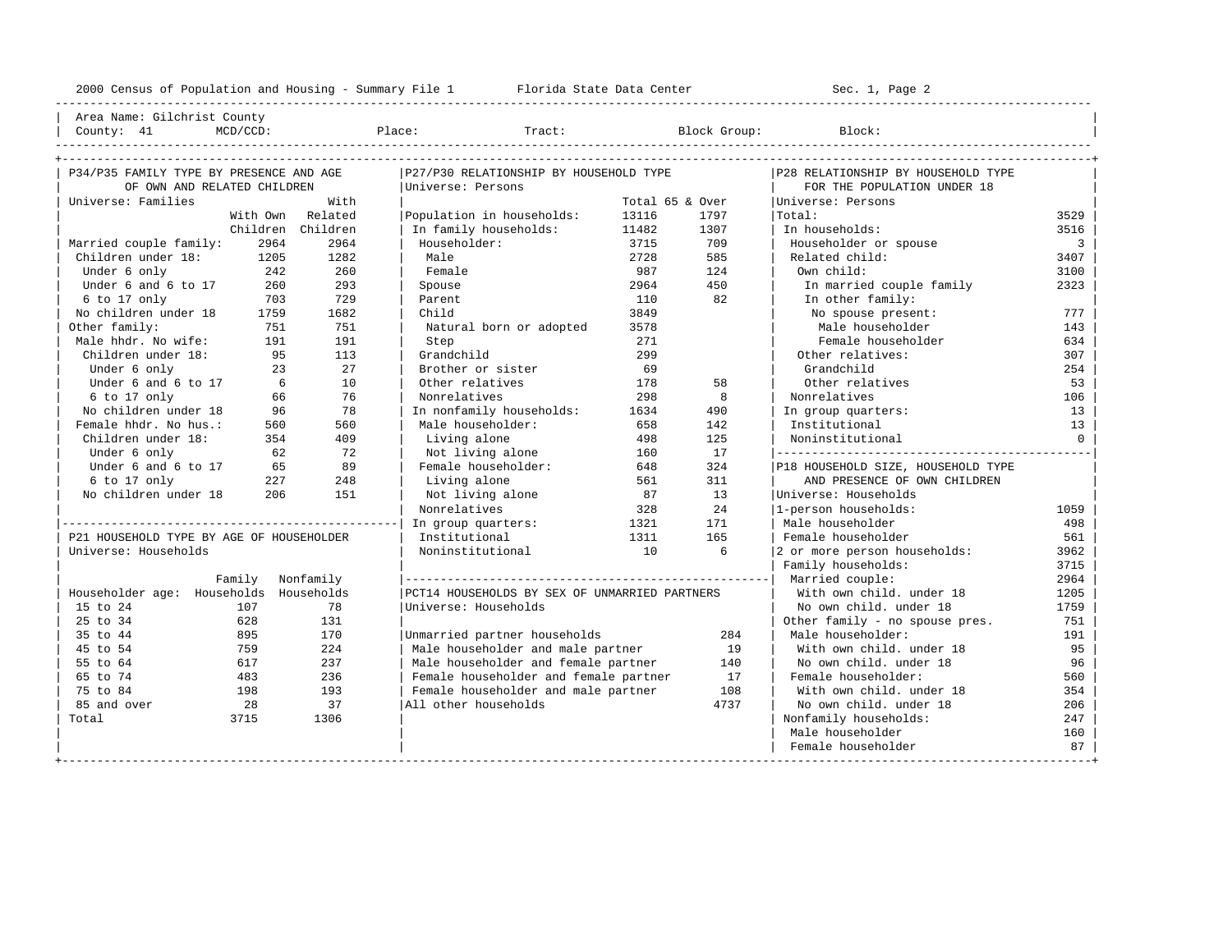2000 Census of Population and Housing - Summary File 1 Florida State Data Center Sec. 1, Page 2

Area Name: Gilchrist County
County: 41 MCD/CCD: Place: Tract: Block Group: Block:

## P34/P35 FAMILY TYPE BY PRESENCE AND AGE OF OWN AND RELATED CHILDREN

Universe: Families

| | With Own Children | With Related Children |
|---|---|---|
| Married couple family: | 2964 | 2964 |
| Children under 18: | 1205 | 1282 |
| Under 6 only | 242 | 260 |
| Under 6 and 6 to 17 | 260 | 293 |
| 6 to 17 only | 703 | 729 |
| No children under 18 | 1759 | 1682 |
| Other family: | 751 | 751 |
| Male hhdr. No wife: | 191 | 191 |
| Children under 18: | 95 | 113 |
| Under 6 only | 23 | 27 |
| Under 6 and 6 to 17 | 6 | 10 |
| 6 to 17 only | 66 | 76 |
| No children under 18 | 96 | 78 |
| Female hhdr. No hus.: | 560 | 560 |
| Children under 18: | 354 | 409 |
| Under 6 only | 62 | 72 |
| Under 6 and 6 to 17 | 65 | 89 |
| 6 to 17 only | 227 | 248 |
| No children under 18 | 206 | 151 |

## P21 HOUSEHOLD TYPE BY AGE OF HOUSEHOLDER

Universe: Households

| Householder age: | Family Households | Nonfamily Households |
|---|---|---|
| 15 to 24 | 107 | 78 |
| 25 to 34 | 628 | 131 |
| 35 to 44 | 895 | 170 |
| 45 to 54 | 759 | 224 |
| 55 to 64 | 617 | 237 |
| 65 to 74 | 483 | 236 |
| 75 to 84 | 198 | 193 |
| 85 and over | 28 | 37 |
| Total | 3715 | 1306 |

## P27/P30 RELATIONSHIP BY HOUSEHOLD TYPE

Universe: Persons

| | Total | 65 & Over |
|---|---|---|
| Population in households: | 13116 | 1797 |
| In family households: | 11482 | 1307 |
| Householder: | 3715 | 709 |
| Male | 2728 | 585 |
| Female | 987 | 124 |
| Spouse | 2964 | 450 |
| Parent | 110 | 82 |
| Child | 3849 | |
| Natural born or adopted | 3578 | |
| Step | 271 | |
| Grandchild | 299 | |
| Brother or sister | 69 | |
| Other relatives | 178 | 58 |
| Nonrelatives | 298 | 8 |
| In nonfamily households: | 1634 | 490 |
| Male householder: | 658 | 142 |
| Living alone | 498 | 125 |
| Not living alone | 160 | 17 |
| Female householder: | 648 | 324 |
| Living alone | 561 | 311 |
| Not living alone | 87 | 13 |
| Nonrelatives | 328 | 24 |
| In group quarters: | 1321 | 171 |
| Institutional | 1311 | 165 |
| Noninstitutional | 10 | 6 |

## PCT14 HOUSEHOLDS BY SEX OF UNMARRIED PARTNERS

Universe: Households

| | |
|---|---|
| Unmarried partner households | 284 |
| Male householder and male partner | 19 |
| Male householder and female partner | 140 |
| Female householder and female partner | 17 |
| Female householder and male partner | 108 |
| All other households | 4737 |

## P28 RELATIONSHIP BY HOUSEHOLD TYPE FOR THE POPULATION UNDER 18

Universe: Persons

| | |
|---|---|
| Total: | 3529 |
| In households: | 3516 |
| Householder or spouse | 3 |
| Related child: | 3407 |
| Own child: | 3100 |
| In married couple family | 2323 |
| In other family: | |
| No spouse present: | 777 |
| Male householder | 143 |
| Female householder | 634 |
| Other relatives: | 307 |
| Grandchild | 254 |
| Other relatives | 53 |
| Nonrelatives | 106 |
| In group quarters: | 13 |
| Institutional | 13 |
| Noninstitutional | 0 |

## P18 HOUSEHOLD SIZE, HOUSEHOLD TYPE AND PRESENCE OF OWN CHILDREN

Universe: Households

| | |
|---|---|
| 1-person households: | 1059 |
| Male householder | 498 |
| Female householder | 561 |
| 2 or more person households: | 3962 |
| Family households: | 3715 |
| Married couple: | 2964 |
| With own child. under 18 | 1205 |
| No own child. under 18 | 1759 |
| Other family - no spouse pres. | 751 |
| Male householder: | 191 |
| With own child. under 18 | 95 |
| No own child. under 18 | 96 |
| Female householder: | 560 |
| With own child. under 18 | 354 |
| No own child. under 18 | 206 |
| Nonfamily households: | 247 |
| Male householder | 160 |
| Female householder | 87 |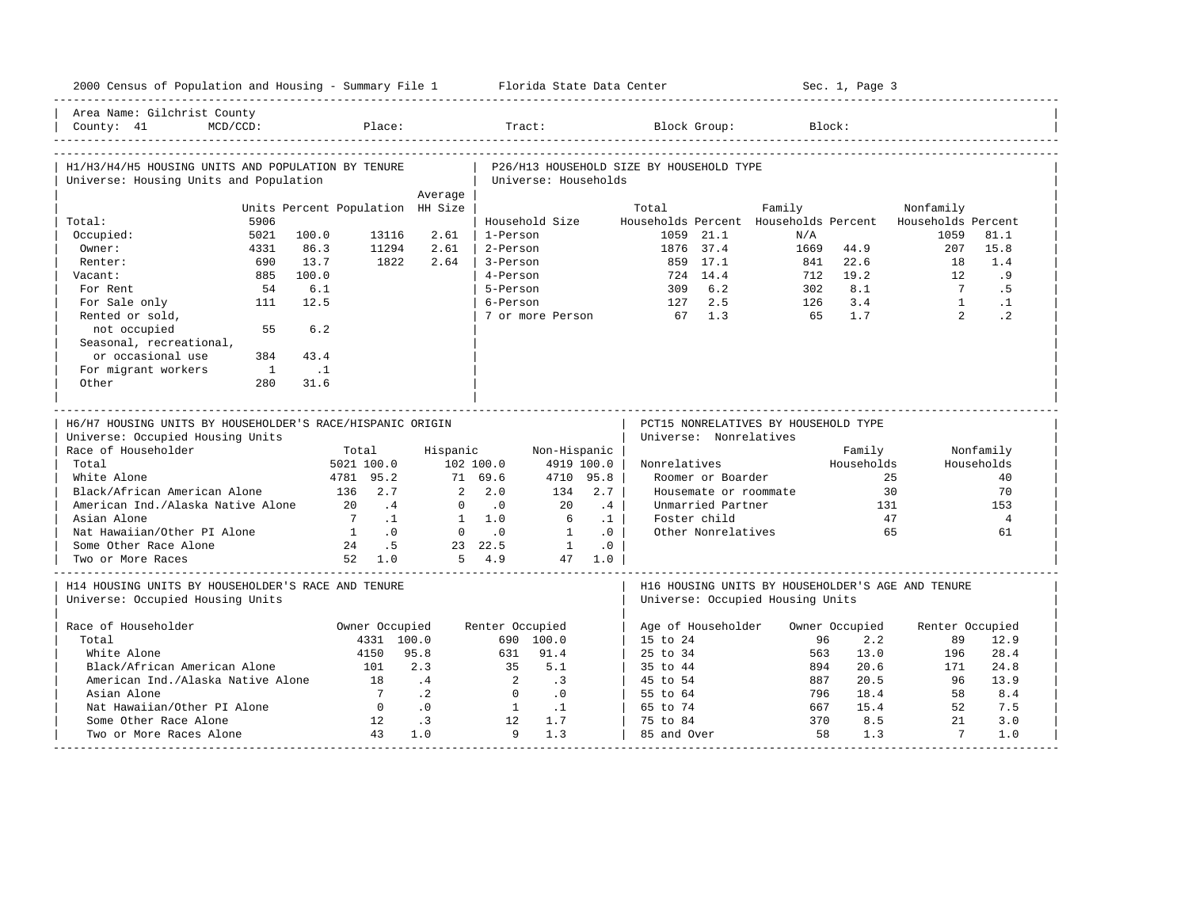2000 Census of Population and Housing - Summary File 1 — Florida State Data Center — Sec. 1, Page 3

Area Name: Gilchrist County
County: 41 MCD/CCD: Place: Tract: Block Group: Block:

## H1/H3/H4/H5 HOUSING UNITS AND POPULATION BY TENURE
Universe: Housing Units and Population

| | Units | Percent | Population | Average HH Size |
|---|---|---|---|---|
| Total: | 5906 | | | |
| Occupied: | 5021 | 100.0 | 13116 | 2.61 |
| Owner: | 4331 | 86.3 | 11294 | 2.61 |
| Renter: | 690 | 13.7 | 1822 | 2.64 |
| Vacant: | 885 | 100.0 | | |
| For Rent | 54 | 6.1 | | |
| For Sale only | 111 | 12.5 | | |
| Rented or sold, not occupied | 55 | 6.2 | | |
| Seasonal, recreational, or occasional use | 384 | 43.4 | | |
| For migrant workers | 1 | .1 | | |
| Other | 280 | 31.6 | | |

## P26/H13 HOUSEHOLD SIZE BY HOUSEHOLD TYPE
Universe: Households

| Household Size | Total Households | Percent | Family Households | Percent | Nonfamily Households | Percent |
|---|---|---|---|---|---|---|
| 1-Person | 1059 | 21.1 | N/A | | 1059 | 81.1 |
| 2-Person | 1876 | 37.4 | 1669 | 44.9 | 207 | 15.8 |
| 3-Person | 859 | 17.1 | 841 | 22.6 | 18 | 1.4 |
| 4-Person | 724 | 14.4 | 712 | 19.2 | 12 | .9 |
| 5-Person | 309 | 6.2 | 302 | 8.1 | 7 | .5 |
| 6-Person | 127 | 2.5 | 126 | 3.4 | 1 | .1 |
| 7 or more Person | 67 | 1.3 | 65 | 1.7 | 2 | .2 |

## H6/H7 HOUSING UNITS BY HOUSEHOLDER'S RACE/HISPANIC ORIGIN
Universe: Occupied Housing Units

| Race of Householder | Total | | Hispanic | | Non-Hispanic | |
|---|---|---|---|---|---|---|
| Total | 5021 | 100.0 | 102 | 100.0 | 4919 | 100.0 |
| White Alone | 4781 | 95.2 | 71 | 69.6 | 4710 | 95.8 |
| Black/African American Alone | 136 | 2.7 | 2 | 2.0 | 134 | 2.7 |
| American Ind./Alaska Native Alone | 20 | .4 | 0 | .0 | 20 | .4 |
| Asian Alone | 7 | .1 | 1 | 1.0 | 6 | .1 |
| Nat Hawaiian/Other PI Alone | 1 | .0 | 0 | .0 | 1 | .0 |
| Some Other Race Alone | 24 | .5 | 23 | 22.5 | 1 | .0 |
| Two or More Races | 52 | 1.0 | 5 | 4.9 | 47 | 1.0 |

## PCT15 NONRELATIVES BY HOUSEHOLD TYPE
Universe: Nonrelatives

| Nonrelatives | Family Households | Nonfamily Households |
|---|---|---|
| Roomer or Boarder | 25 | 40 |
| Housemate or roommate | 30 | 70 |
| Unmarried Partner | 131 | 153 |
| Foster child | 47 | 4 |
| Other Nonrelatives | 65 | 61 |

## H14 HOUSING UNITS BY HOUSEHOLDER'S RACE AND TENURE
Universe: Occupied Housing Units

| Race of Householder | Owner Occupied | | Renter Occupied | |
|---|---|---|---|---|
| Total | 4331 | 100.0 | 690 | 100.0 |
| White Alone | 4150 | 95.8 | 631 | 91.4 |
| Black/African American Alone | 101 | 2.3 | 35 | 5.1 |
| American Ind./Alaska Native Alone | 18 | .4 | 2 | .3 |
| Asian Alone | 7 | .2 | 0 | .0 |
| Nat Hawaiian/Other PI Alone | 0 | .0 | 1 | .1 |
| Some Other Race Alone | 12 | .3 | 12 | 1.7 |
| Two or More Races Alone | 43 | 1.0 | 9 | 1.3 |

## H16 HOUSING UNITS BY HOUSEHOLDER'S AGE AND TENURE
Universe: Occupied Housing Units

| Age of Householder | Owner Occupied | | Renter Occupied | |
|---|---|---|---|---|
| 15 to 24 | 96 | 2.2 | 89 | 12.9 |
| 25 to 34 | 563 | 13.0 | 196 | 28.4 |
| 35 to 44 | 894 | 20.6 | 171 | 24.8 |
| 45 to 54 | 887 | 20.5 | 96 | 13.9 |
| 55 to 64 | 796 | 18.4 | 58 | 8.4 |
| 65 to 74 | 667 | 15.4 | 52 | 7.5 |
| 75 to 84 | 370 | 8.5 | 21 | 3.0 |
| 85 and Over | 58 | 1.3 | 7 | 1.0 |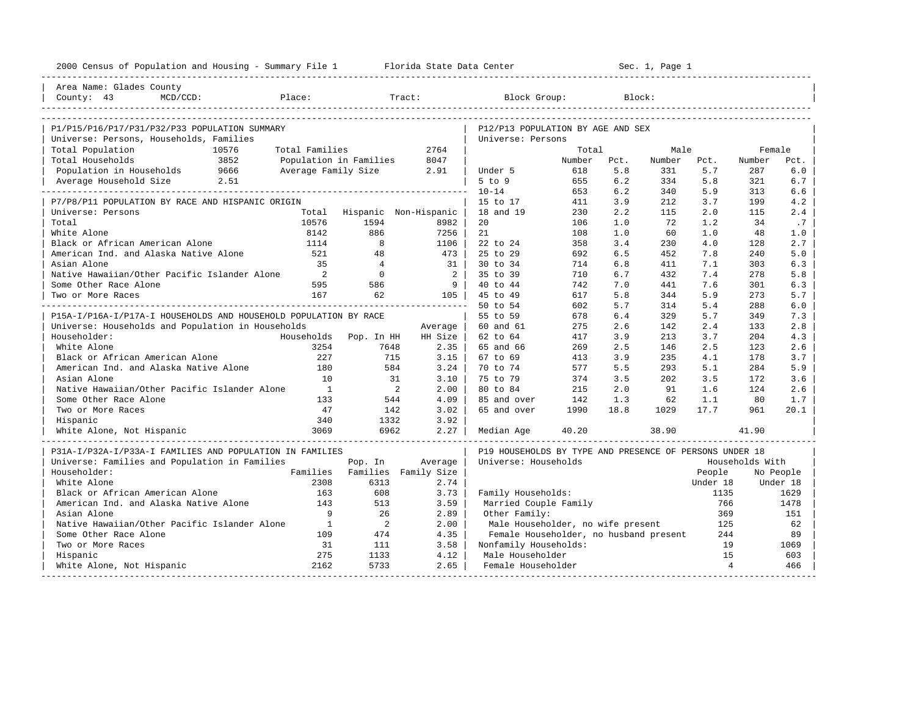2000 Census of Population and Housing - Summary File 1 Florida State Data Center Sec. 1, Page 1

Area Name: Glades County
County: 43 MCD/CCD: Place: Tract: Block Group: Block:

## P1/P15/P16/P17/P31/P32/P33 POPULATION SUMMARY

Universe: Persons, Households, Families

| | | | |
|---|---|---|---|
| Total Population | 10576 | Total Families | 2764 |
| Total Households | 3852 | Population in Families | 8047 |
| Population in Households | 9666 | Average Family Size | 2.91 |
| Average Household Size | 2.51 | | |

## P7/P8/P11 POPULATION BY RACE AND HISPANIC ORIGIN

Universe: Persons

| | Total | Hispanic | Non-Hispanic |
|---|---|---|---|
| Total | 10576 | 1594 | 8982 |
| White Alone | 8142 | 886 | 7256 |
| Black or African American Alone | 1114 | 8 | 1106 |
| American Ind. and Alaska Native Alone | 521 | 48 | 473 |
| Asian Alone | 35 | 4 | 31 |
| Native Hawaiian/Other Pacific Islander Alone | 2 | 0 | 2 |
| Some Other Race Alone | 595 | 586 | 9 |
| Two or More Races | 167 | 62 | 105 |

## P15A-I/P16A-I/P17A-I HOUSEHOLDS AND HOUSEHOLD POPULATION BY RACE

Universe: Households and Population in Households

| Householder: | Households | Pop. In HH | Average HH Size |
|---|---|---|---|
| White Alone | 3254 | 7648 | 2.35 |
| Black or African American Alone | 227 | 715 | 3.15 |
| American Ind. and Alaska Native Alone | 180 | 584 | 3.24 |
| Asian Alone | 10 | 31 | 3.10 |
| Native Hawaiian/Other Pacific Islander Alone | 1 | 2 | 2.00 |
| Some Other Race Alone | 133 | 544 | 4.09 |
| Two or More Races | 47 | 142 | 3.02 |
| Hispanic | 340 | 1332 | 3.92 |
| White Alone, Not Hispanic | 3069 | 6962 | 2.27 |

## P31A-I/P32A-I/P33A-I FAMILIES AND POPULATION IN FAMILIES

Universe: Families and Population in Families

| Householder: | Families | Pop. In Families | Average Family Size |
|---|---|---|---|
| White Alone | 2308 | 6313 | 2.74 |
| Black or African American Alone | 163 | 608 | 3.73 |
| American Ind. and Alaska Native Alone | 143 | 513 | 3.59 |
| Asian Alone | 9 | 26 | 2.89 |
| Native Hawaiian/Other Pacific Islander Alone | 1 | 2 | 2.00 |
| Some Other Race Alone | 109 | 474 | 4.35 |
| Two or More Races | 31 | 111 | 3.58 |
| Hispanic | 275 | 1133 | 4.12 |
| White Alone, Not Hispanic | 2162 | 5733 | 2.65 |

## P12/P13 POPULATION BY AGE AND SEX

Universe: Persons

| | Total Number | Total Pct. | Male Number | Male Pct. | Female Number | Female Pct. |
|---|---|---|---|---|---|---|
| Under 5 | 618 | 5.8 | 331 | 5.7 | 287 | 6.0 |
| 5 to 9 | 655 | 6.2 | 334 | 5.8 | 321 | 6.7 |
| 10-14 | 653 | 6.2 | 340 | 5.9 | 313 | 6.6 |
| 15 to 17 | 411 | 3.9 | 212 | 3.7 | 199 | 4.2 |
| 18 and 19 | 230 | 2.2 | 115 | 2.0 | 115 | 2.4 |
| 20 | 106 | 1.0 | 72 | 1.2 | 34 | .7 |
| 21 | 108 | 1.0 | 60 | 1.0 | 48 | 1.0 |
| 22 to 24 | 358 | 3.4 | 230 | 4.0 | 128 | 2.7 |
| 25 to 29 | 692 | 6.5 | 452 | 7.8 | 240 | 5.0 |
| 30 to 34 | 714 | 6.8 | 411 | 7.1 | 303 | 6.3 |
| 35 to 39 | 710 | 6.7 | 432 | 7.4 | 278 | 5.8 |
| 40 to 44 | 742 | 7.0 | 441 | 7.6 | 301 | 6.3 |
| 45 to 49 | 617 | 5.8 | 344 | 5.9 | 273 | 5.7 |
| 50 to 54 | 602 | 5.7 | 314 | 5.4 | 288 | 6.0 |
| 55 to 59 | 678 | 6.4 | 329 | 5.7 | 349 | 7.3 |
| 60 and 61 | 275 | 2.6 | 142 | 2.4 | 133 | 2.8 |
| 62 to 64 | 417 | 3.9 | 213 | 3.7 | 204 | 4.3 |
| 65 and 66 | 269 | 2.5 | 146 | 2.5 | 123 | 2.6 |
| 67 to 69 | 413 | 3.9 | 235 | 4.1 | 178 | 3.7 |
| 70 to 74 | 577 | 5.5 | 293 | 5.1 | 284 | 5.9 |
| 75 to 79 | 374 | 3.5 | 202 | 3.5 | 172 | 3.6 |
| 80 to 84 | 215 | 2.0 | 91 | 1.6 | 124 | 2.6 |
| 85 and over | 142 | 1.3 | 62 | 1.1 | 80 | 1.7 |
| 65 and over | 1990 | 18.8 | 1029 | 17.7 | 961 | 20.1 |
| Median Age | 40.20 | | 38.90 | | 41.90 | |

## P19 HOUSEHOLDS BY TYPE AND PRESENCE OF PERSONS UNDER 18

Universe: Households

| | Households With People Under 18 | Households With No People Under 18 |
|---|---|---|
| Family Households: | 1135 | 1629 |
| Married Couple Family | 766 | 1478 |
| Other Family: | 369 | 151 |
| Male Householder, no wife present | 125 | 62 |
| Female Householder, no husband present | 244 | 89 |
| Nonfamily Households: | 19 | 1069 |
| Male Householder | 15 | 603 |
| Female Householder | 4 | 466 |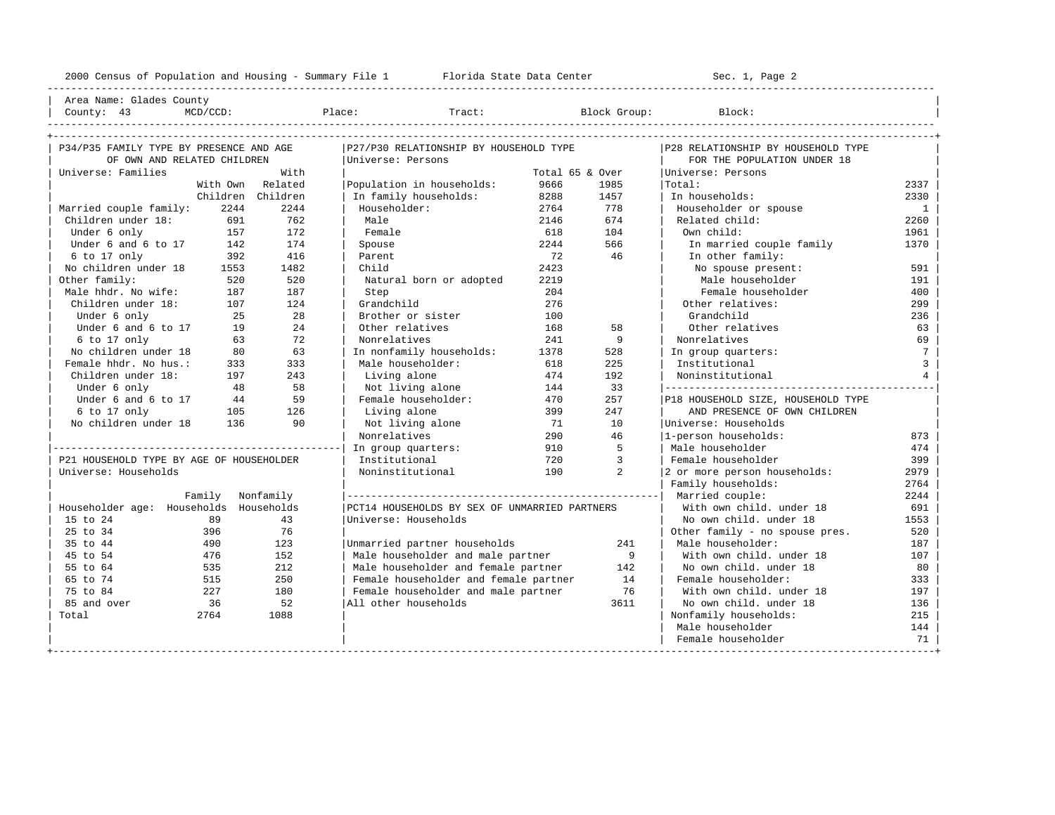2000 Census of Population and Housing - Summary File 1 Florida State Data Center Sec. 1, Page 2

Area Name: Glades County
County: 43 MCD/CCD: Place: Tract: Block Group: Block:

## P34/P35 FAMILY TYPE BY PRESENCE AND AGE OF OWN AND RELATED CHILDREN

Universe: Families

| | With Own Children | With Related Children |
|---|---|---|
| Married couple family: | 2244 | 2244 |
| Children under 18: | 691 | 762 |
| Under 6 only | 157 | 172 |
| Under 6 and 6 to 17 | 142 | 174 |
| 6 to 17 only | 392 | 416 |
| No children under 18 | 1553 | 1482 |
| Other family: | 520 | 520 |
| Male hhdr. No wife: | 187 | 187 |
| Children under 18: | 107 | 124 |
| Under 6 only | 25 | 28 |
| Under 6 and 6 to 17 | 19 | 24 |
| 6 to 17 only | 63 | 72 |
| No children under 18 | 80 | 63 |
| Female hhdr. No hus.: | 333 | 333 |
| Children under 18: | 197 | 243 |
| Under 6 only | 48 | 58 |
| Under 6 and 6 to 17 | 44 | 59 |
| 6 to 17 only | 105 | 126 |
| No children under 18 | 136 | 90 |

## P21 HOUSEHOLD TYPE BY AGE OF HOUSEHOLDER

Universe: Households

| Householder age: | Family Households | Nonfamily Households |
|---|---|---|
| 15 to 24 | 89 | 43 |
| 25 to 34 | 396 | 76 |
| 35 to 44 | 490 | 123 |
| 45 to 54 | 476 | 152 |
| 55 to 64 | 535 | 212 |
| 65 to 74 | 515 | 250 |
| 75 to 84 | 227 | 180 |
| 85 and over | 36 | 52 |
| Total | 2764 | 1088 |

## P27/P30 RELATIONSHIP BY HOUSEHOLD TYPE

Universe: Persons

| | Total | 65 & Over |
|---|---|---|
| Population in households: | 9666 | 1985 |
| In family households: | 8288 | 1457 |
| Householder: | 2764 | 778 |
| Male | 2146 | 674 |
| Female | 618 | 104 |
| Spouse | 2244 | 566 |
| Parent | 72 | 46 |
| Child | 2423 | |
| Natural born or adopted | 2219 | |
| Step | 204 | |
| Grandchild | 276 | |
| Brother or sister | 100 | |
| Other relatives | 168 | 58 |
| Nonrelatives | 241 | 9 |
| In nonfamily households: | 1378 | 528 |
| Male householder: | 618 | 225 |
| Living alone | 474 | 192 |
| Not living alone | 144 | 33 |
| Female householder: | 470 | 257 |
| Living alone | 399 | 247 |
| Not living alone | 71 | 10 |
| Nonrelatives | 290 | 46 |
| In group quarters: | 910 | 5 |
| Institutional | 720 | 3 |
| Noninstitutional | 190 | 2 |

## PCT14 HOUSEHOLDS BY SEX OF UNMARRIED PARTNERS

Universe: Households

| | |
|---|---|
| Unmarried partner households | 241 |
| Male householder and male partner | 9 |
| Male householder and female partner | 142 |
| Female householder and female partner | 14 |
| Female householder and male partner | 76 |
| All other households | 3611 |

## P28 RELATIONSHIP BY HOUSEHOLD TYPE FOR THE POPULATION UNDER 18

Universe: Persons

| | |
|---|---|
| Total: | 2337 |
| In households: | 2330 |
| Householder or spouse | 1 |
| Related child: | 2260 |
| Own child: | 1961 |
| In married couple family | 1370 |
| In other family: | |
| No spouse present: | 591 |
| Male householder | 191 |
| Female householder | 400 |
| Other relatives: | 299 |
| Grandchild | 236 |
| Other relatives | 63 |
| Nonrelatives | 69 |
| In group quarters: | 7 |
| Institutional | 3 |
| Noninstitutional | 4 |

## P18 HOUSEHOLD SIZE, HOUSEHOLD TYPE AND PRESENCE OF OWN CHILDREN

Universe: Households

| | |
|---|---|
| 1-person households: | 873 |
| Male householder | 474 |
| Female householder | 399 |
| 2 or more person households: | 2979 |
| Family households: | 2764 |
| Married couple: | 2244 |
| With own child. under 18 | 691 |
| No own child. under 18 | 1553 |
| Other family - no spouse pres. | 520 |
| Male householder: | 187 |
| With own child. under 18 | 107 |
| No own child. under 18 | 80 |
| Female householder: | 333 |
| With own child. under 18 | 197 |
| No own child. under 18 | 136 |
| Nonfamily households: | 215 |
| Male householder | 144 |
| Female householder | 71 |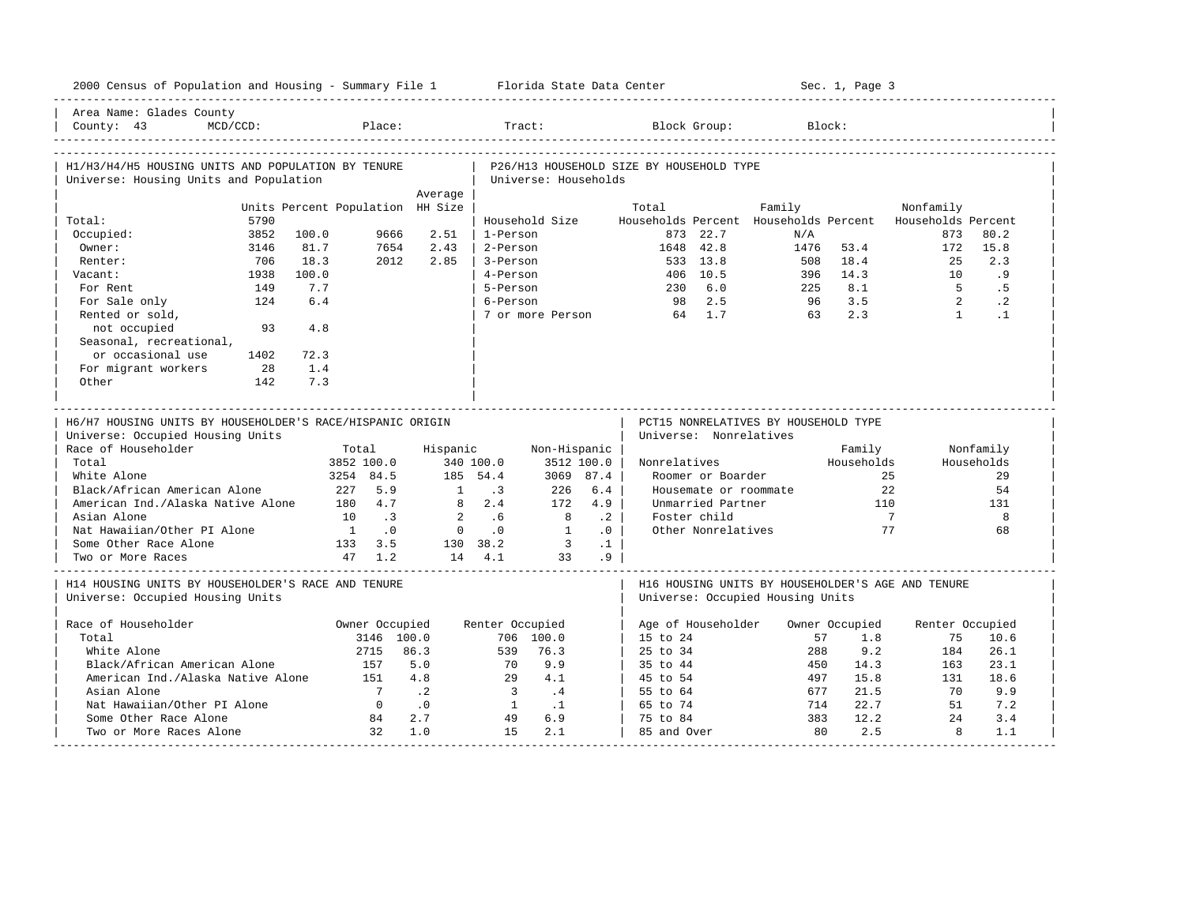2000 Census of Population and Housing - Summary File 1 &nbsp;&nbsp;&nbsp; Florida State Data Center &nbsp;&nbsp;&nbsp; Sec. 1, Page 3

Area Name: Glades County
County: 43 &nbsp; MCD/CCD: &nbsp; Place: &nbsp; Tract: &nbsp; Block Group: &nbsp; Block:

## H1/H3/H4/H5 HOUSING UNITS AND POPULATION BY TENURE

Universe: Housing Units and Population

| | Units | Percent | Population | Average HH Size |
|---|---|---|---|---|
| Total: | 5790 | | | |
| Occupied: | 3852 | 100.0 | 9666 | 2.51 |
| Owner: | 3146 | 81.7 | 7654 | 2.43 |
| Renter: | 706 | 18.3 | 2012 | 2.85 |
| Vacant: | 1938 | 100.0 | | |
| For Rent | 149 | 7.7 | | |
| For Sale only | 124 | 6.4 | | |
| Rented or sold, not occupied | 93 | 4.8 | | |
| Seasonal, recreational, or occasional use | 1402 | 72.3 | | |
| For migrant workers | 28 | 1.4 | | |
| Other | 142 | 7.3 | | |

## P26/H13 HOUSEHOLD SIZE BY HOUSEHOLD TYPE

Universe: Households

| Household Size | Total Households | Percent | Family Households | Percent | Nonfamily Households | Percent |
|---|---|---|---|---|---|---|
| 1-Person | 873 | 22.7 | N/A | | 873 | 80.2 |
| 2-Person | 1648 | 42.8 | 1476 | 53.4 | 172 | 15.8 |
| 3-Person | 533 | 13.8 | 508 | 18.4 | 25 | 2.3 |
| 4-Person | 406 | 10.5 | 396 | 14.3 | 10 | .9 |
| 5-Person | 230 | 6.0 | 225 | 8.1 | 5 | .5 |
| 6-Person | 98 | 2.5 | 96 | 3.5 | 2 | .2 |
| 7 or more Person | 64 | 1.7 | 63 | 2.3 | 1 | .1 |

## H6/H7 HOUSING UNITS BY HOUSEHOLDER'S RACE/HISPANIC ORIGIN

Universe: Occupied Housing Units

| Race of Householder | Total | | Hispanic | | Non-Hispanic | |
|---|---|---|---|---|---|---|
| Total | 3852 | 100.0 | 340 | 100.0 | 3512 | 100.0 |
| White Alone | 3254 | 84.5 | 185 | 54.4 | 3069 | 87.4 |
| Black/African American Alone | 227 | 5.9 | 1 | .3 | 226 | 6.4 |
| American Ind./Alaska Native Alone | 180 | 4.7 | 8 | 2.4 | 172 | 4.9 |
| Asian Alone | 10 | .3 | 2 | .6 | 8 | .2 |
| Nat Hawaiian/Other PI Alone | 1 | .0 | 0 | .0 | 1 | .0 |
| Some Other Race Alone | 133 | 3.5 | 130 | 38.2 | 3 | .1 |
| Two or More Races | 47 | 1.2 | 14 | 4.1 | 33 | .9 |

## PCT15 NONRELATIVES BY HOUSEHOLD TYPE

Universe: Nonrelatives

| Nonrelatives | Family Households | Nonfamily Households |
|---|---|---|
| Roomer or Boarder | 25 | 29 |
| Housemate or roommate | 22 | 54 |
| Unmarried Partner | 110 | 131 |
| Foster child | 7 | 8 |
| Other Nonrelatives | 77 | 68 |

## H14 HOUSING UNITS BY HOUSEHOLDER'S RACE AND TENURE

Universe: Occupied Housing Units

| Race of Householder | Owner Occupied | | Renter Occupied | |
|---|---|---|---|---|
| Total | 3146 | 100.0 | 706 | 100.0 |
| White Alone | 2715 | 86.3 | 539 | 76.3 |
| Black/African American Alone | 157 | 5.0 | 70 | 9.9 |
| American Ind./Alaska Native Alone | 151 | 4.8 | 29 | 4.1 |
| Asian Alone | 7 | .2 | 3 | .4 |
| Nat Hawaiian/Other PI Alone | 0 | .0 | 1 | .1 |
| Some Other Race Alone | 84 | 2.7 | 49 | 6.9 |
| Two or More Races Alone | 32 | 1.0 | 15 | 2.1 |

## H16 HOUSING UNITS BY HOUSEHOLDER'S AGE AND TENURE

Universe: Occupied Housing Units

| Age of Householder | Owner Occupied | | Renter Occupied | |
|---|---|---|---|---|
| 15 to 24 | 57 | 1.8 | 75 | 10.6 |
| 25 to 34 | 288 | 9.2 | 184 | 26.1 |
| 35 to 44 | 450 | 14.3 | 163 | 23.1 |
| 45 to 54 | 497 | 15.8 | 131 | 18.6 |
| 55 to 64 | 677 | 21.5 | 70 | 9.9 |
| 65 to 74 | 714 | 22.7 | 51 | 7.2 |
| 75 to 84 | 383 | 12.2 | 24 | 3.4 |
| 85 and Over | 80 | 2.5 | 8 | 1.1 |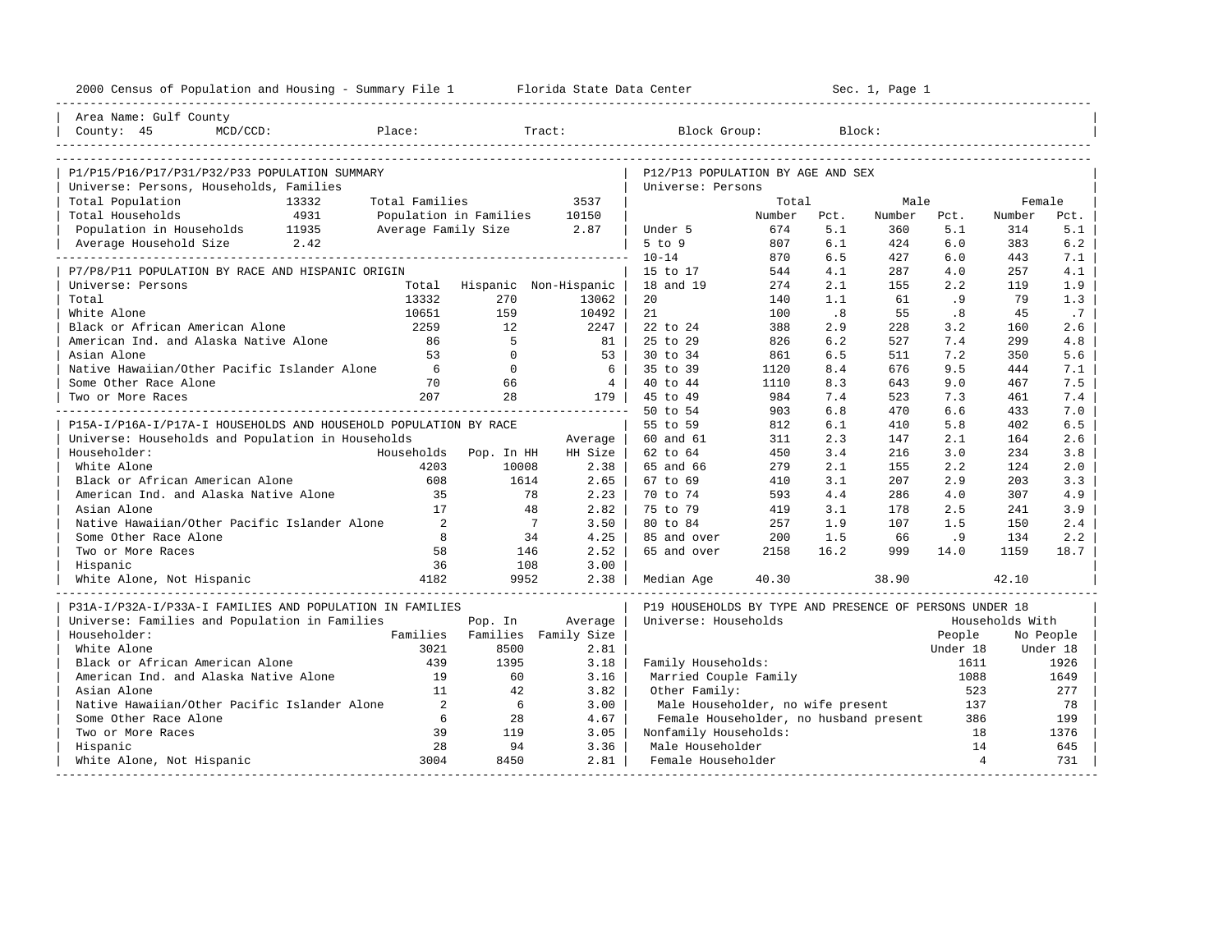2000 Census of Population and Housing - Summary File 1 — Florida State Data Center — Sec. 1, Page 1

Area Name: Gulf County
County: 45 MCD/CCD: Place: Tract: Block Group: Block:

## P1/P15/P16/P17/P31/P32/P33 POPULATION SUMMARY

Universe: Persons, Households, Families

| | | | |
|---|---|---|---|
| Total Population | 13332 | Total Families | 3537 |
| Total Households | 4931 | Population in Families | 10150 |
| Population in Households | 11935 | Average Family Size | 2.87 |
| Average Household Size | 2.42 | | |

## P7/P8/P11 POPULATION BY RACE AND HISPANIC ORIGIN

Universe: Persons

| | Total | Hispanic | Non-Hispanic |
|---|---|---|---|
| Total | 13332 | 270 | 13062 |
| White Alone | 10651 | 159 | 10492 |
| Black or African American Alone | 2259 | 12 | 2247 |
| American Ind. and Alaska Native Alone | 86 | 5 | 81 |
| Asian Alone | 53 | 0 | 53 |
| Native Hawaiian/Other Pacific Islander Alone | 6 | 0 | 6 |
| Some Other Race Alone | 70 | 66 | 4 |
| Two or More Races | 207 | 28 | 179 |

## P15A-I/P16A-I/P17A-I HOUSEHOLDS AND HOUSEHOLD POPULATION BY RACE

Universe: Households and Population in Households

| Householder: | Households | Pop. In HH | Average HH Size |
|---|---|---|---|
| White Alone | 4203 | 10008 | 2.38 |
| Black or African American Alone | 608 | 1614 | 2.65 |
| American Ind. and Alaska Native Alone | 35 | 78 | 2.23 |
| Asian Alone | 17 | 48 | 2.82 |
| Native Hawaiian/Other Pacific Islander Alone | 2 | 7 | 3.50 |
| Some Other Race Alone | 8 | 34 | 4.25 |
| Two or More Races | 58 | 146 | 2.52 |
| Hispanic | 36 | 108 | 3.00 |
| White Alone, Not Hispanic | 4182 | 9952 | 2.38 |

## P31A-I/P32A-I/P33A-I FAMILIES AND POPULATION IN FAMILIES

Universe: Families and Population in Families

| Householder: | Families | Pop. In Families | Average Family Size |
|---|---|---|---|
| White Alone | 3021 | 8500 | 2.81 |
| Black or African American Alone | 439 | 1395 | 3.18 |
| American Ind. and Alaska Native Alone | 19 | 60 | 3.16 |
| Asian Alone | 11 | 42 | 3.82 |
| Native Hawaiian/Other Pacific Islander Alone | 2 | 6 | 3.00 |
| Some Other Race Alone | 6 | 28 | 4.67 |
| Two or More Races | 39 | 119 | 3.05 |
| Hispanic | 28 | 94 | 3.36 |
| White Alone, Not Hispanic | 3004 | 8450 | 2.81 |

## P12/P13 POPULATION BY AGE AND SEX

Universe: Persons

| | Total Number | Total Pct. | Male Number | Male Pct. | Female Number | Female Pct. |
|---|---|---|---|---|---|---|
| Under 5 | 674 | 5.1 | 360 | 5.1 | 314 | 5.1 |
| 5 to 9 | 807 | 6.1 | 424 | 6.0 | 383 | 6.2 |
| 10-14 | 870 | 6.5 | 427 | 6.0 | 443 | 7.1 |
| 15 to 17 | 544 | 4.1 | 287 | 4.0 | 257 | 4.1 |
| 18 and 19 | 274 | 2.1 | 155 | 2.2 | 119 | 1.9 |
| 20 | 140 | 1.1 | 61 | .9 | 79 | 1.3 |
| 21 | 100 | .8 | 55 | .8 | 45 | .7 |
| 22 to 24 | 388 | 2.9 | 228 | 3.2 | 160 | 2.6 |
| 25 to 29 | 826 | 6.2 | 527 | 7.4 | 299 | 4.8 |
| 30 to 34 | 861 | 6.5 | 511 | 7.2 | 350 | 5.6 |
| 35 to 39 | 1120 | 8.4 | 676 | 9.5 | 444 | 7.1 |
| 40 to 44 | 1110 | 8.3 | 643 | 9.0 | 467 | 7.5 |
| 45 to 49 | 984 | 7.4 | 523 | 7.3 | 461 | 7.4 |
| 50 to 54 | 903 | 6.8 | 470 | 6.6 | 433 | 7.0 |
| 55 to 59 | 812 | 6.1 | 410 | 5.8 | 402 | 6.5 |
| 60 and 61 | 311 | 2.3 | 147 | 2.1 | 164 | 2.6 |
| 62 to 64 | 450 | 3.4 | 216 | 3.0 | 234 | 3.8 |
| 65 and 66 | 279 | 2.1 | 155 | 2.2 | 124 | 2.0 |
| 67 to 69 | 410 | 3.1 | 207 | 2.9 | 203 | 3.3 |
| 70 to 74 | 593 | 4.4 | 286 | 4.0 | 307 | 4.9 |
| 75 to 79 | 419 | 3.1 | 178 | 2.5 | 241 | 3.9 |
| 80 to 84 | 257 | 1.9 | 107 | 1.5 | 150 | 2.4 |
| 85 and over | 200 | 1.5 | 66 | .9 | 134 | 2.2 |
| 65 and over | 2158 | 16.2 | 999 | 14.0 | 1159 | 18.7 |
| Median Age | 40.30 | | 38.90 | | 42.10 | |

## P19 HOUSEHOLDS BY TYPE AND PRESENCE OF PERSONS UNDER 18

Universe: Households

| | Households With People Under 18 | Households With No People Under 18 |
|---|---|---|
| Family Households: | 1611 | 1926 |
| Married Couple Family | 1088 | 1649 |
| Other Family: | 523 | 277 |
| Male Householder, no wife present | 137 | 78 |
| Female Householder, no husband present | 386 | 199 |
| Nonfamily Households: | 18 | 1376 |
| Male Householder | 14 | 645 |
| Female Householder | 4 | 731 |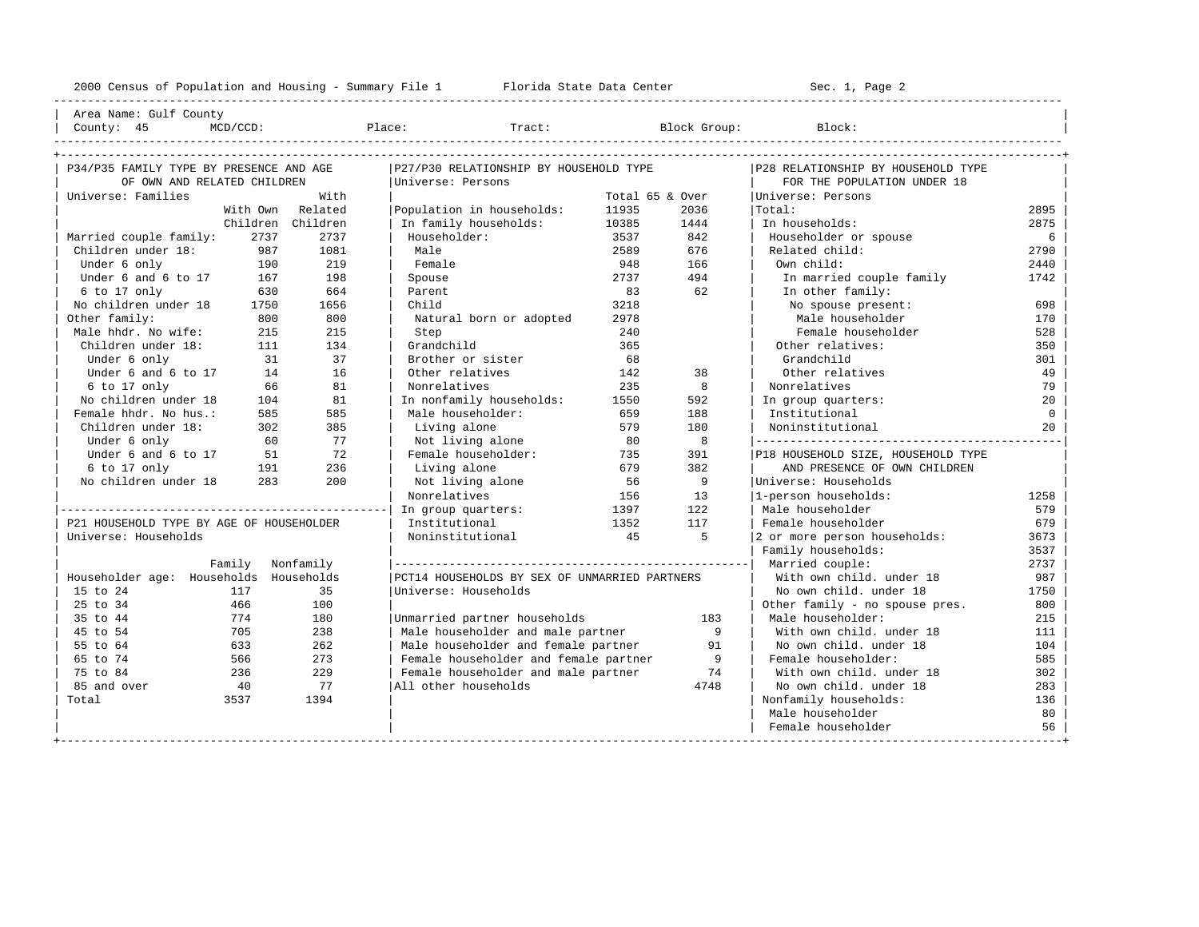2000 Census of Population and Housing - Summary File 1 Florida State Data Center Sec. 1, Page 2

Area Name: Gulf County
County: 45 MCD/CCD: Place: Tract: Block Group: Block:

## P34/P35 FAMILY TYPE BY PRESENCE AND AGE OF OWN AND RELATED CHILDREN

Universe: Families

| | With Own Children | With Related Children |
|---|---|---|
| Married couple family: | 2737 | 2737 |
| Children under 18: | 987 | 1081 |
| Under 6 only | 190 | 219 |
| Under 6 and 6 to 17 | 167 | 198 |
| 6 to 17 only | 630 | 664 |
| No children under 18 | 1750 | 1656 |
| Other family: | 800 | 800 |
| Male hhdr. No wife: | 215 | 215 |
| Children under 18: | 111 | 134 |
| Under 6 only | 31 | 37 |
| Under 6 and 6 to 17 | 14 | 16 |
| 6 to 17 only | 66 | 81 |
| No children under 18 | 104 | 81 |
| Female hhdr. No hus.: | 585 | 585 |
| Children under 18: | 302 | 385 |
| Under 6 only | 60 | 77 |
| Under 6 and 6 to 17 | 51 | 72 |
| 6 to 17 only | 191 | 236 |
| No children under 18 | 283 | 200 |

## P21 HOUSEHOLD TYPE BY AGE OF HOUSEHOLDER

Universe: Households

| Householder age: | Family Households | Nonfamily Households |
|---|---|---|
| 15 to 24 | 117 | 35 |
| 25 to 34 | 466 | 100 |
| 35 to 44 | 774 | 180 |
| 45 to 54 | 705 | 238 |
| 55 to 64 | 633 | 262 |
| 65 to 74 | 566 | 273 |
| 75 to 84 | 236 | 229 |
| 85 and over | 40 | 77 |
| Total | 3537 | 1394 |

## P27/P30 RELATIONSHIP BY HOUSEHOLD TYPE

Universe: Persons

| | Total | 65 & Over |
|---|---|---|
| Population in households: | 11935 | 2036 |
| In family households: | 10385 | 1444 |
| Householder: | 3537 | 842 |
| Male | 2589 | 676 |
| Female | 948 | 166 |
| Spouse | 2737 | 494 |
| Parent | 83 | 62 |
| Child | 3218 | |
| Natural born or adopted | 2978 | |
| Step | 240 | |
| Grandchild | 365 | |
| Brother or sister | 68 | |
| Other relatives | 142 | 38 |
| Nonrelatives | 235 | 8 |
| In nonfamily households: | 1550 | 592 |
| Male householder: | 659 | 188 |
| Living alone | 579 | 180 |
| Not living alone | 80 | 8 |
| Female householder: | 735 | 391 |
| Living alone | 679 | 382 |
| Not living alone | 56 | 9 |
| Nonrelatives | 156 | 13 |
| In group quarters: | 1397 | 122 |
| Institutional | 1352 | 117 |
| Noninstitutional | 45 | 5 |

## PCT14 HOUSEHOLDS BY SEX OF UNMARRIED PARTNERS

Universe: Households

| | |
|---|---|
| Unmarried partner households | 183 |
| Male householder and male partner | 9 |
| Male householder and female partner | 91 |
| Female householder and female partner | 9 |
| Female householder and male partner | 74 |
| All other households | 4748 |

## P28 RELATIONSHIP BY HOUSEHOLD TYPE FOR THE POPULATION UNDER 18

Universe: Persons

| | |
|---|---|
| Total: | 2895 |
| In households: | 2875 |
| Householder or spouse | 6 |
| Related child: | 2790 |
| Own child: | 2440 |
| In married couple family | 1742 |
| In other family: | |
| No spouse present: | 698 |
| Male householder | 170 |
| Female householder | 528 |
| Other relatives: | 350 |
| Grandchild | 301 |
| Other relatives | 49 |
| Nonrelatives | 79 |
| In group quarters: | 20 |
| Institutional | 0 |
| Noninstitutional | 20 |

## P18 HOUSEHOLD SIZE, HOUSEHOLD TYPE AND PRESENCE OF OWN CHILDREN

Universe: Households

| | |
|---|---|
| 1-person households: | 1258 |
| Male householder | 579 |
| Female householder | 679 |
| 2 or more person households: | 3673 |
| Family households: | 3537 |
| Married couple: | 2737 |
| With own child. under 18 | 987 |
| No own child. under 18 | 1750 |
| Other family - no spouse pres. | 800 |
| Male householder: | 215 |
| With own child. under 18 | 111 |
| No own child. under 18 | 104 |
| Female householder: | 585 |
| With own child. under 18 | 302 |
| No own child. under 18 | 283 |
| Nonfamily households: | 136 |
| Male householder | 80 |
| Female householder | 56 |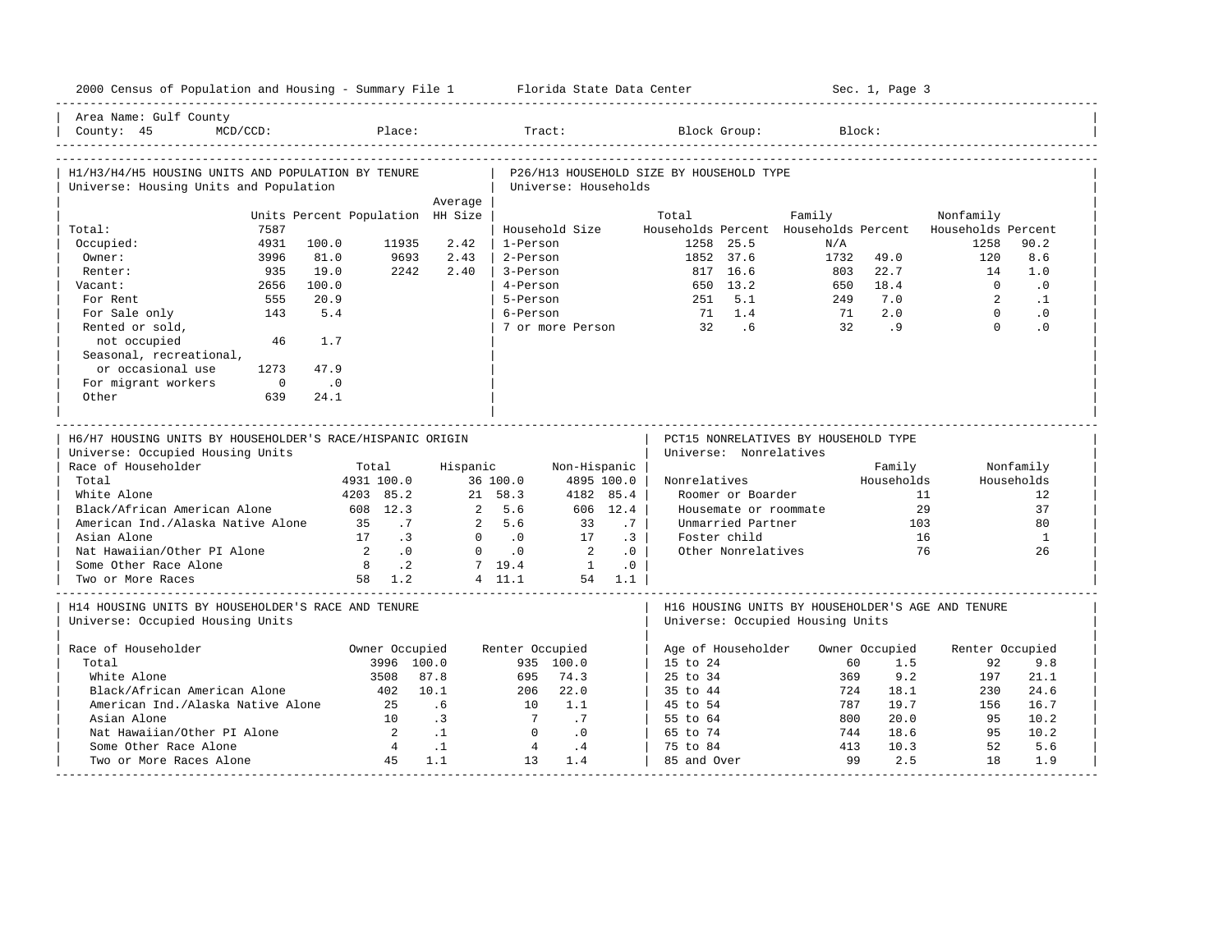2000 Census of Population and Housing - Summary File 1 — Florida State Data Center — Sec. 1, Page 3

Area Name: Gulf County
County: 45 MCD/CCD: Place: Tract: Block Group: Block:

## H1/H3/H4/H5 HOUSING UNITS AND POPULATION BY TENURE

Universe: Housing Units and Population

| | Units | Percent | Population | Average HH Size |
|---|---|---|---|---|
| Total: | 7587 | | | |
| Occupied: | 4931 | 100.0 | 11935 | 2.42 |
| Owner: | 3996 | 81.0 | 9693 | 2.43 |
| Renter: | 935 | 19.0 | 2242 | 2.40 |
| Vacant: | 2656 | 100.0 | | |
| For Rent | 555 | 20.9 | | |
| For Sale only | 143 | 5.4 | | |
| Rented or sold, not occupied | 46 | 1.7 | | |
| Seasonal, recreational, or occasional use | 1273 | 47.9 | | |
| For migrant workers | 0 | .0 | | |
| Other | 639 | 24.1 | | |

## P26/H13 HOUSEHOLD SIZE BY HOUSEHOLD TYPE

Universe: Households

| Household Size | Total Households | Percent | Family Households | Percent | Nonfamily Households | Percent |
|---|---|---|---|---|---|---|
| 1-Person | 1258 | 25.5 | N/A | | 1258 | 90.2 |
| 2-Person | 1852 | 37.6 | 1732 | 49.0 | 120 | 8.6 |
| 3-Person | 817 | 16.6 | 803 | 22.7 | 14 | 1.0 |
| 4-Person | 650 | 13.2 | 650 | 18.4 | 0 | .0 |
| 5-Person | 251 | 5.1 | 249 | 7.0 | 2 | .1 |
| 6-Person | 71 | 1.4 | 71 | 2.0 | 0 | .0 |
| 7 or more Person | 32 | .6 | 32 | .9 | 0 | .0 |

## H6/H7 HOUSING UNITS BY HOUSEHOLDER'S RACE/HISPANIC ORIGIN

Universe: Occupied Housing Units

| Race of Householder | Total | | Hispanic | | Non-Hispanic | |
|---|---|---|---|---|---|---|
| Total | 4931 | 100.0 | 36 | 100.0 | 4895 | 100.0 |
| White Alone | 4203 | 85.2 | 21 | 58.3 | 4182 | 85.4 |
| Black/African American Alone | 608 | 12.3 | 2 | 5.6 | 606 | 12.4 |
| American Ind./Alaska Native Alone | 35 | .7 | 2 | 5.6 | 33 | .7 |
| Asian Alone | 17 | .3 | 0 | .0 | 17 | .3 |
| Nat Hawaiian/Other PI Alone | 2 | .0 | 0 | .0 | 2 | .0 |
| Some Other Race Alone | 8 | .2 | 7 | 19.4 | 1 | .0 |
| Two or More Races | 58 | 1.2 | 4 | 11.1 | 54 | 1.1 |

## PCT15 NONRELATIVES BY HOUSEHOLD TYPE

Universe: Nonrelatives

| Nonrelatives | Family Households | Nonfamily Households |
|---|---|---|
| Roomer or Boarder | 11 | 12 |
| Housemate or roommate | 29 | 37 |
| Unmarried Partner | 103 | 80 |
| Foster child | 16 | 1 |
| Other Nonrelatives | 76 | 26 |

## H14 HOUSING UNITS BY HOUSEHOLDER'S RACE AND TENURE

Universe: Occupied Housing Units

| Race of Householder | Owner Occupied | | Renter Occupied | |
|---|---|---|---|---|
| Total | 3996 | 100.0 | 935 | 100.0 |
| White Alone | 3508 | 87.8 | 695 | 74.3 |
| Black/African American Alone | 402 | 10.1 | 206 | 22.0 |
| American Ind./Alaska Native Alone | 25 | .6 | 10 | 1.1 |
| Asian Alone | 10 | .3 | 7 | .7 |
| Nat Hawaiian/Other PI Alone | 2 | .1 | 0 | .0 |
| Some Other Race Alone | 4 | .1 | 4 | .4 |
| Two or More Races Alone | 45 | 1.1 | 13 | 1.4 |

## H16 HOUSING UNITS BY HOUSEHOLDER'S AGE AND TENURE

Universe: Occupied Housing Units

| Age of Householder | Owner Occupied | | Renter Occupied | |
|---|---|---|---|---|
| 15 to 24 | 60 | 1.5 | 92 | 9.8 |
| 25 to 34 | 369 | 9.2 | 197 | 21.1 |
| 35 to 44 | 724 | 18.1 | 230 | 24.6 |
| 45 to 54 | 787 | 19.7 | 156 | 16.7 |
| 55 to 64 | 800 | 20.0 | 95 | 10.2 |
| 65 to 74 | 744 | 18.6 | 95 | 10.2 |
| 75 to 84 | 413 | 10.3 | 52 | 5.6 |
| 85 and Over | 99 | 2.5 | 18 | 1.9 |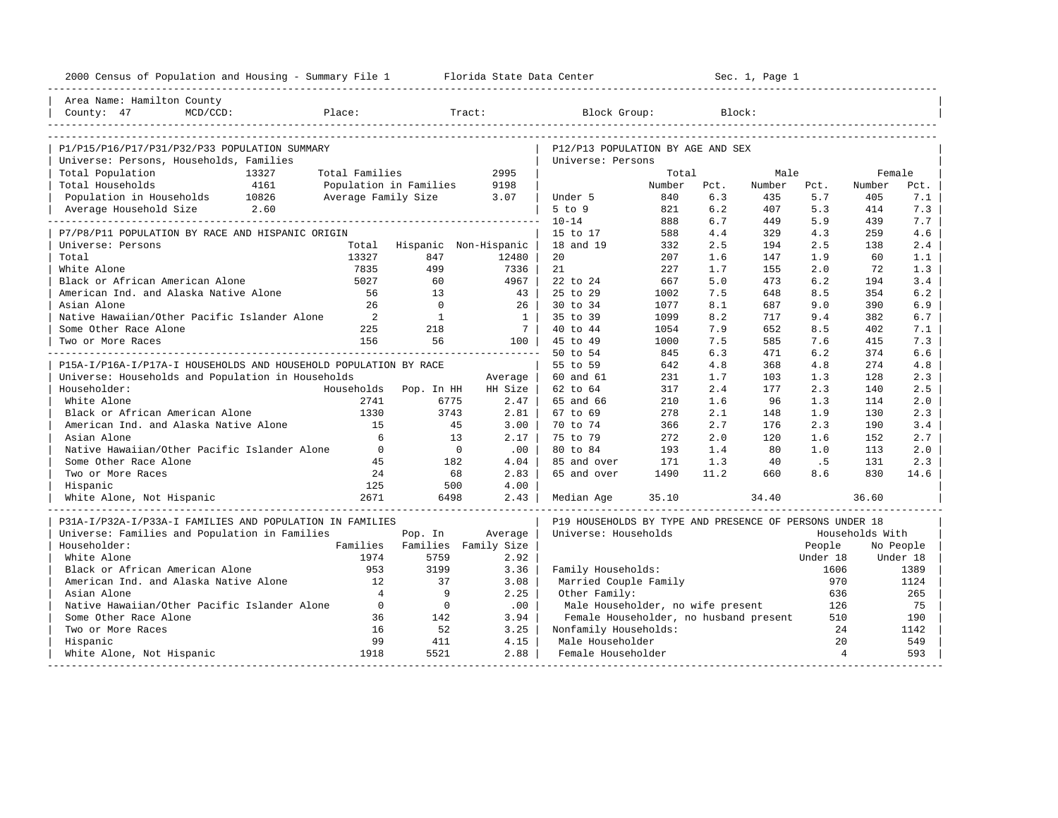2000 Census of Population and Housing - Summary File 1 Florida State Data Center Sec. 1, Page 1

Area Name: Hamilton County
County: 47 MCD/CCD: Place: Tract: Block Group: Block:

## P1/P15/P16/P17/P31/P32/P33 POPULATION SUMMARY

Universe: Persons, Households, Families

| | | | |
|---|---|---|---|
| Total Population | 13327 | Total Families | 2995 |
| Total Households | 4161 | Population in Families | 9198 |
| Population in Households | 10826 | Average Family Size | 3.07 |
| Average Household Size | 2.60 | | |

## P7/P8/P11 POPULATION BY RACE AND HISPANIC ORIGIN

Universe: Persons

| | Total | Hispanic | Non-Hispanic |
|---|---|---|---|
| Total | 13327 | 847 | 12480 |
| White Alone | 7835 | 499 | 7336 |
| Black or African American Alone | 5027 | 60 | 4967 |
| American Ind. and Alaska Native Alone | 56 | 13 | 43 |
| Asian Alone | 26 | 0 | 26 |
| Native Hawaiian/Other Pacific Islander Alone | 2 | 1 | 1 |
| Some Other Race Alone | 225 | 218 | 7 |
| Two or More Races | 156 | 56 | 100 |

## P15A-I/P16A-I/P17A-I HOUSEHOLDS AND HOUSEHOLD POPULATION BY RACE

Universe: Households and Population in Households

| Householder: | Households | Pop. In HH | Average HH Size |
|---|---|---|---|
| White Alone | 2741 | 6775 | 2.47 |
| Black or African American Alone | 1330 | 3743 | 2.81 |
| American Ind. and Alaska Native Alone | 15 | 45 | 3.00 |
| Asian Alone | 6 | 13 | 2.17 |
| Native Hawaiian/Other Pacific Islander Alone | 0 | 0 | .00 |
| Some Other Race Alone | 45 | 182 | 4.04 |
| Two or More Races | 24 | 68 | 2.83 |
| Hispanic | 125 | 500 | 4.00 |
| White Alone, Not Hispanic | 2671 | 6498 | 2.43 |

## P31A-I/P32A-I/P33A-I FAMILIES AND POPULATION IN FAMILIES

Universe: Families and Population in Families

| Householder: | Families | Pop. In Families | Average Family Size |
|---|---|---|---|
| White Alone | 1974 | 5759 | 2.92 |
| Black or African American Alone | 953 | 3199 | 3.36 |
| American Ind. and Alaska Native Alone | 12 | 37 | 3.08 |
| Asian Alone | 4 | 9 | 2.25 |
| Native Hawaiian/Other Pacific Islander Alone | 0 | 0 | .00 |
| Some Other Race Alone | 36 | 142 | 3.94 |
| Two or More Races | 16 | 52 | 3.25 |
| Hispanic | 99 | 411 | 4.15 |
| White Alone, Not Hispanic | 1918 | 5521 | 2.88 |

## P12/P13 POPULATION BY AGE AND SEX

Universe: Persons

| | Total Number | Total Pct. | Male Number | Male Pct. | Female Number | Female Pct. |
|---|---|---|---|---|---|---|
| Under 5 | 840 | 6.3 | 435 | 5.7 | 405 | 7.1 |
| 5 to 9 | 821 | 6.2 | 407 | 5.3 | 414 | 7.3 |
| 10-14 | 888 | 6.7 | 449 | 5.9 | 439 | 7.7 |
| 15 to 17 | 588 | 4.4 | 329 | 4.3 | 259 | 4.6 |
| 18 and 19 | 332 | 2.5 | 194 | 2.5 | 138 | 2.4 |
| 20 | 207 | 1.6 | 147 | 1.9 | 60 | 1.1 |
| 21 | 227 | 1.7 | 155 | 2.0 | 72 | 1.3 |
| 22 to 24 | 667 | 5.0 | 473 | 6.2 | 194 | 3.4 |
| 25 to 29 | 1002 | 7.5 | 648 | 8.5 | 354 | 6.2 |
| 30 to 34 | 1077 | 8.1 | 687 | 9.0 | 390 | 6.9 |
| 35 to 39 | 1099 | 8.2 | 717 | 9.4 | 382 | 6.7 |
| 40 to 44 | 1054 | 7.9 | 652 | 8.5 | 402 | 7.1 |
| 45 to 49 | 1000 | 7.5 | 585 | 7.6 | 415 | 7.3 |
| 50 to 54 | 845 | 6.3 | 471 | 6.2 | 374 | 6.6 |
| 55 to 59 | 642 | 4.8 | 368 | 4.8 | 274 | 4.8 |
| 60 and 61 | 231 | 1.7 | 103 | 1.3 | 128 | 2.3 |
| 62 to 64 | 317 | 2.4 | 177 | 2.3 | 140 | 2.5 |
| 65 and 66 | 210 | 1.6 | 96 | 1.3 | 114 | 2.0 |
| 67 to 69 | 278 | 2.1 | 148 | 1.9 | 130 | 2.3 |
| 70 to 74 | 366 | 2.7 | 176 | 2.3 | 190 | 3.4 |
| 75 to 79 | 272 | 2.0 | 120 | 1.6 | 152 | 2.7 |
| 80 to 84 | 193 | 1.4 | 80 | 1.0 | 113 | 2.0 |
| 85 and over | 171 | 1.3 | 40 | .5 | 131 | 2.3 |
| 65 and over | 1490 | 11.2 | 660 | 8.6 | 830 | 14.6 |
| Median Age | 35.10 | | 34.40 | | 36.60 | |

## P19 HOUSEHOLDS BY TYPE AND PRESENCE OF PERSONS UNDER 18

Universe: Households

| | Households With People Under 18 | Households With No People Under 18 |
|---|---|---|
| Family Households: | 1606 | 1389 |
| Married Couple Family | 970 | 1124 |
| Other Family: | 636 | 265 |
| Male Householder, no wife present | 126 | 75 |
| Female Householder, no husband present | 510 | 190 |
| Nonfamily Households: | 24 | 1142 |
| Male Householder | 20 | 549 |
| Female Householder | 4 | 593 |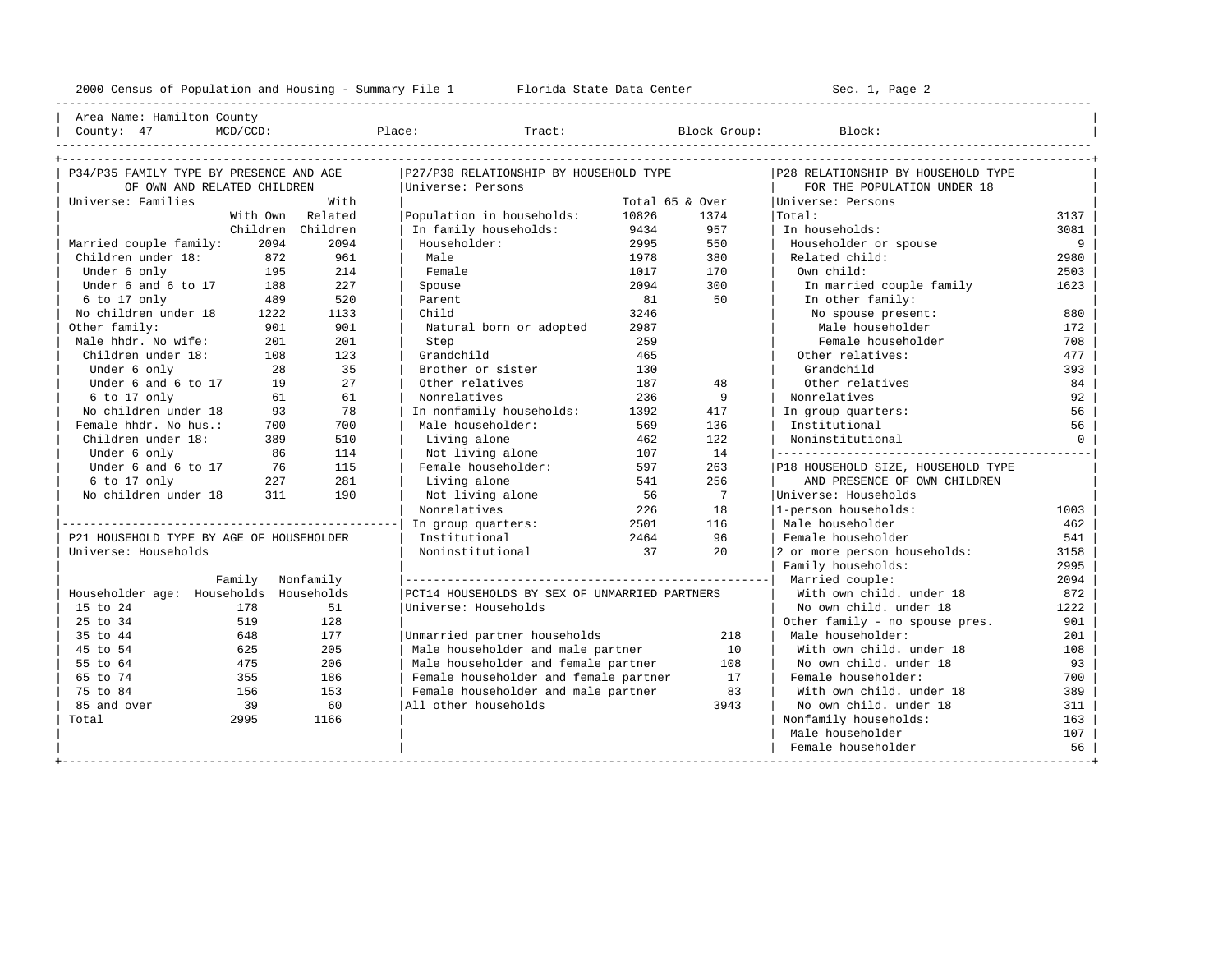2000 Census of Population and Housing - Summary File 1 Florida State Data Center Sec. 1, Page 2

Area Name: Hamilton County
County: 47 MCD/CCD: Place: Tract: Block Group: Block:

## P34/P35 FAMILY TYPE BY PRESENCE AND AGE OF OWN AND RELATED CHILDREN

Universe: Families

| | With Own Children | With Related Children |
|---|---|---|
| Married couple family: | 2094 | 2094 |
| Children under 18: | 872 | 961 |
| Under 6 only | 195 | 214 |
| Under 6 and 6 to 17 | 188 | 227 |
| 6 to 17 only | 489 | 520 |
| No children under 18 | 1222 | 1133 |
| Other family: | 901 | 901 |
| Male hhdr. No wife: | 201 | 201 |
| Children under 18: | 108 | 123 |
| Under 6 only | 28 | 35 |
| Under 6 and 6 to 17 | 19 | 27 |
| 6 to 17 only | 61 | 61 |
| No children under 18 | 93 | 78 |
| Female hhdr. No hus.: | 700 | 700 |
| Children under 18: | 389 | 510 |
| Under 6 only | 86 | 114 |
| Under 6 and 6 to 17 | 76 | 115 |
| 6 to 17 only | 227 | 281 |
| No children under 18 | 311 | 190 |

## P21 HOUSEHOLD TYPE BY AGE OF HOUSEHOLDER

Universe: Households

| Householder age: | Family Households | Nonfamily Households |
|---|---|---|
| 15 to 24 | 178 | 51 |
| 25 to 34 | 519 | 128 |
| 35 to 44 | 648 | 177 |
| 45 to 54 | 625 | 205 |
| 55 to 64 | 475 | 206 |
| 65 to 74 | 355 | 186 |
| 75 to 84 | 156 | 153 |
| 85 and over | 39 | 60 |
| Total | 2995 | 1166 |

## P27/P30 RELATIONSHIP BY HOUSEHOLD TYPE

Universe: Persons

| | Total | 65 & Over |
|---|---|---|
| Population in households: | 10826 | 1374 |
| In family households: | 9434 | 957 |
| Householder: | 2995 | 550 |
| Male | 1978 | 380 |
| Female | 1017 | 170 |
| Spouse | 2094 | 300 |
| Parent | 81 | 50 |
| Child | 3246 | |
| Natural born or adopted | 2987 | |
| Step | 259 | |
| Grandchild | 465 | |
| Brother or sister | 130 | |
| Other relatives | 187 | 48 |
| Nonrelatives | 236 | 9 |
| In nonfamily households: | 1392 | 417 |
| Male householder: | 569 | 136 |
| Living alone | 462 | 122 |
| Not living alone | 107 | 14 |
| Female householder: | 597 | 263 |
| Living alone | 541 | 256 |
| Not living alone | 56 | 7 |
| Nonrelatives | 226 | 18 |
| In group quarters: | 2501 | 116 |
| Institutional | 2464 | 96 |
| Noninstitutional | 37 | 20 |

## PCT14 HOUSEHOLDS BY SEX OF UNMARRIED PARTNERS

Universe: Households

| | |
|---|---|
| Unmarried partner households | 218 |
| Male householder and male partner | 10 |
| Male householder and female partner | 108 |
| Female householder and female partner | 17 |
| Female householder and male partner | 83 |
| All other households | 3943 |

## P28 RELATIONSHIP BY HOUSEHOLD TYPE FOR THE POPULATION UNDER 18

Universe: Persons

| | |
|---|---|
| Total: | 3137 |
| In households: | 3081 |
| Householder or spouse | 9 |
| Related child: | 2980 |
| Own child: | 2503 |
| In married couple family | 1623 |
| In other family: | |
| No spouse present: | 880 |
| Male householder | 172 |
| Female householder | 708 |
| Other relatives: | 477 |
| Grandchild | 393 |
| Other relatives | 84 |
| Nonrelatives | 92 |
| In group quarters: | 56 |
| Institutional | 56 |
| Noninstitutional | 0 |

## P18 HOUSEHOLD SIZE, HOUSEHOLD TYPE AND PRESENCE OF OWN CHILDREN

Universe: Households

| | |
|---|---|
| 1-person households: | 1003 |
| Male householder | 462 |
| Female householder | 541 |
| 2 or more person households: | 3158 |
| Family households: | 2995 |
| Married couple: | 2094 |
| With own child. under 18 | 872 |
| No own child. under 18 | 1222 |
| Other family - no spouse pres. | 901 |
| Male householder: | 201 |
| With own child. under 18 | 108 |
| No own child. under 18 | 93 |
| Female householder: | 700 |
| With own child. under 18 | 389 |
| No own child. under 18 | 311 |
| Nonfamily households: | 163 |
| Male householder | 107 |
| Female householder | 56 |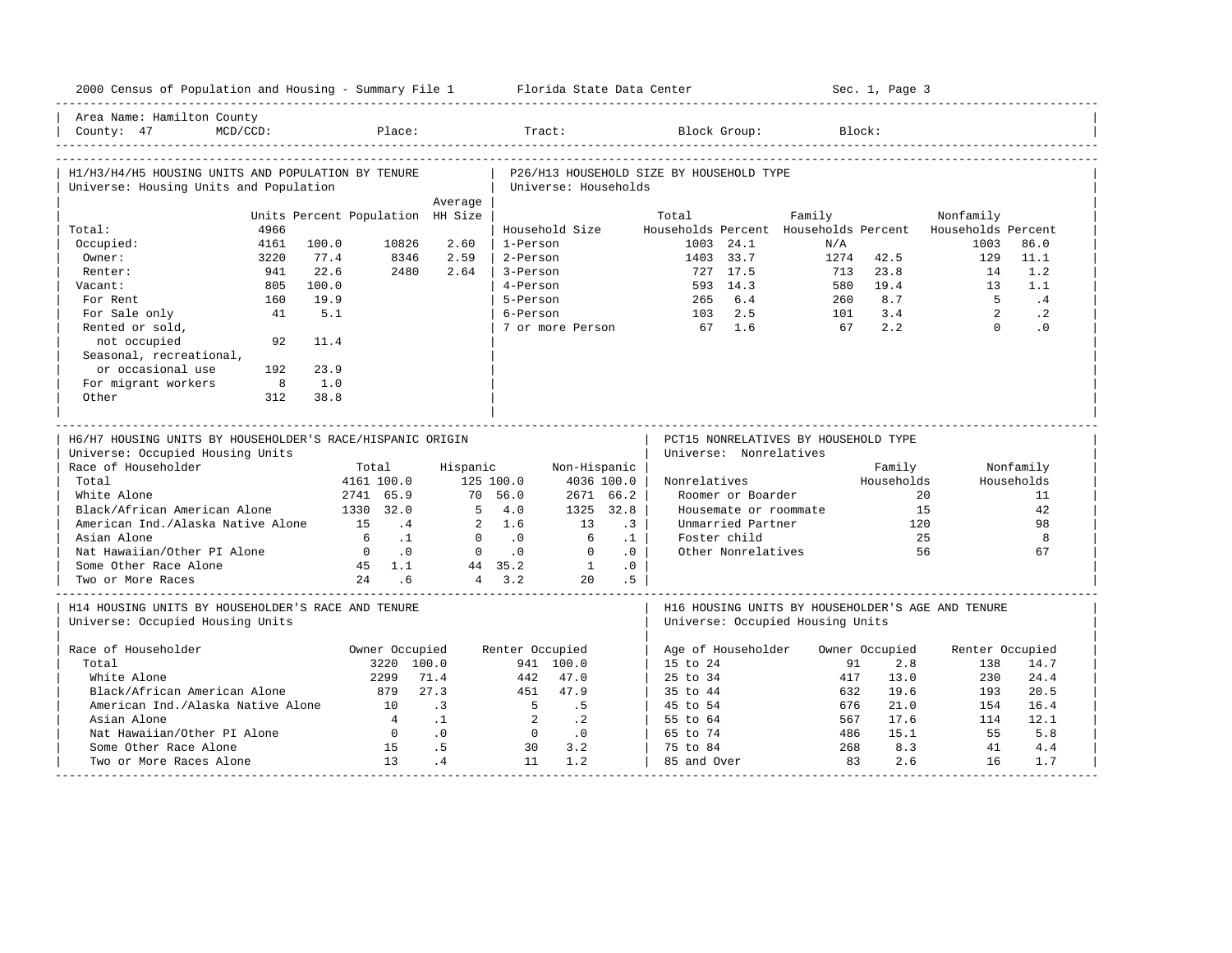2000 Census of Population and Housing - Summary File 1 Florida State Data Center Sec. 1, Page 3

Area Name: Hamilton County
County: 47 MCD/CCD: Place: Tract: Block Group: Block:

## H1/H3/H4/H5 HOUSING UNITS AND POPULATION BY TENURE

Universe: Housing Units and Population

| | Units | Percent | Population | Average HH Size |
|---|---|---|---|---|
| Total: | 4966 | | | |
| Occupied: | 4161 | 100.0 | 10826 | 2.60 |
| Owner: | 3220 | 77.4 | 8346 | 2.59 |
| Renter: | 941 | 22.6 | 2480 | 2.64 |
| Vacant: | 805 | 100.0 | | |
| For Rent | 160 | 19.9 | | |
| For Sale only | 41 | 5.1 | | |
| Rented or sold, not occupied | 92 | 11.4 | | |
| Seasonal, recreational, or occasional use | 192 | 23.9 | | |
| For migrant workers | 8 | 1.0 | | |
| Other | 312 | 38.8 | | |

## P26/H13 HOUSEHOLD SIZE BY HOUSEHOLD TYPE

Universe: Households

| Household Size | Total Households | Percent | Family Households | Percent | Nonfamily Households | Percent |
|---|---|---|---|---|---|---|
| 1-Person | 1003 | 24.1 | N/A | | 1003 | 86.0 |
| 2-Person | 1403 | 33.7 | 1274 | 42.5 | 129 | 11.1 |
| 3-Person | 727 | 17.5 | 713 | 23.8 | 14 | 1.2 |
| 4-Person | 593 | 14.3 | 580 | 19.4 | 13 | 1.1 |
| 5-Person | 265 | 6.4 | 260 | 8.7 | 5 | .4 |
| 6-Person | 103 | 2.5 | 101 | 3.4 | 2 | .2 |
| 7 or more Person | 67 | 1.6 | 67 | 2.2 | 0 | .0 |

## H6/H7 HOUSING UNITS BY HOUSEHOLDER'S RACE/HISPANIC ORIGIN

Universe: Occupied Housing Units

| Race of Householder | Total | | Hispanic | | Non-Hispanic | |
|---|---|---|---|---|---|---|
| Total | 4161 | 100.0 | 125 | 100.0 | 4036 | 100.0 |
| White Alone | 2741 | 65.9 | 70 | 56.0 | 2671 | 66.2 |
| Black/African American Alone | 1330 | 32.0 | 5 | 4.0 | 1325 | 32.8 |
| American Ind./Alaska Native Alone | 15 | .4 | 2 | 1.6 | 13 | .3 |
| Asian Alone | 6 | .1 | 0 | .0 | 6 | .1 |
| Nat Hawaiian/Other PI Alone | 0 | .0 | 0 | .0 | 0 | .0 |
| Some Other Race Alone | 45 | 1.1 | 44 | 35.2 | 1 | .0 |
| Two or More Races | 24 | .6 | 4 | 3.2 | 20 | .5 |

## PCT15 NONRELATIVES BY HOUSEHOLD TYPE

Universe: Nonrelatives

| Nonrelatives | Family Households | Nonfamily Households |
|---|---|---|
| Roomer or Boarder | 20 | 11 |
| Housemate or roommate | 15 | 42 |
| Unmarried Partner | 120 | 98 |
| Foster child | 25 | 8 |
| Other Nonrelatives | 56 | 67 |

## H14 HOUSING UNITS BY HOUSEHOLDER'S RACE AND TENURE

Universe: Occupied Housing Units

| Race of Householder | Owner Occupied | | Renter Occupied | |
|---|---|---|---|---|
| Total | 3220 | 100.0 | 941 | 100.0 |
| White Alone | 2299 | 71.4 | 442 | 47.0 |
| Black/African American Alone | 879 | 27.3 | 451 | 47.9 |
| American Ind./Alaska Native Alone | 10 | .3 | 5 | .5 |
| Asian Alone | 4 | .1 | 2 | .2 |
| Nat Hawaiian/Other PI Alone | 0 | .0 | 0 | .0 |
| Some Other Race Alone | 15 | .5 | 30 | 3.2 |
| Two or More Races Alone | 13 | .4 | 11 | 1.2 |

## H16 HOUSING UNITS BY HOUSEHOLDER'S AGE AND TENURE

Universe: Occupied Housing Units

| Age of Householder | Owner Occupied | | Renter Occupied | |
|---|---|---|---|---|
| 15 to 24 | 91 | 2.8 | 138 | 14.7 |
| 25 to 34 | 417 | 13.0 | 230 | 24.4 |
| 35 to 44 | 632 | 19.6 | 193 | 20.5 |
| 45 to 54 | 676 | 21.0 | 154 | 16.4 |
| 55 to 64 | 567 | 17.6 | 114 | 12.1 |
| 65 to 74 | 486 | 15.1 | 55 | 5.8 |
| 75 to 84 | 268 | 8.3 | 41 | 4.4 |
| 85 and Over | 83 | 2.6 | 16 | 1.7 |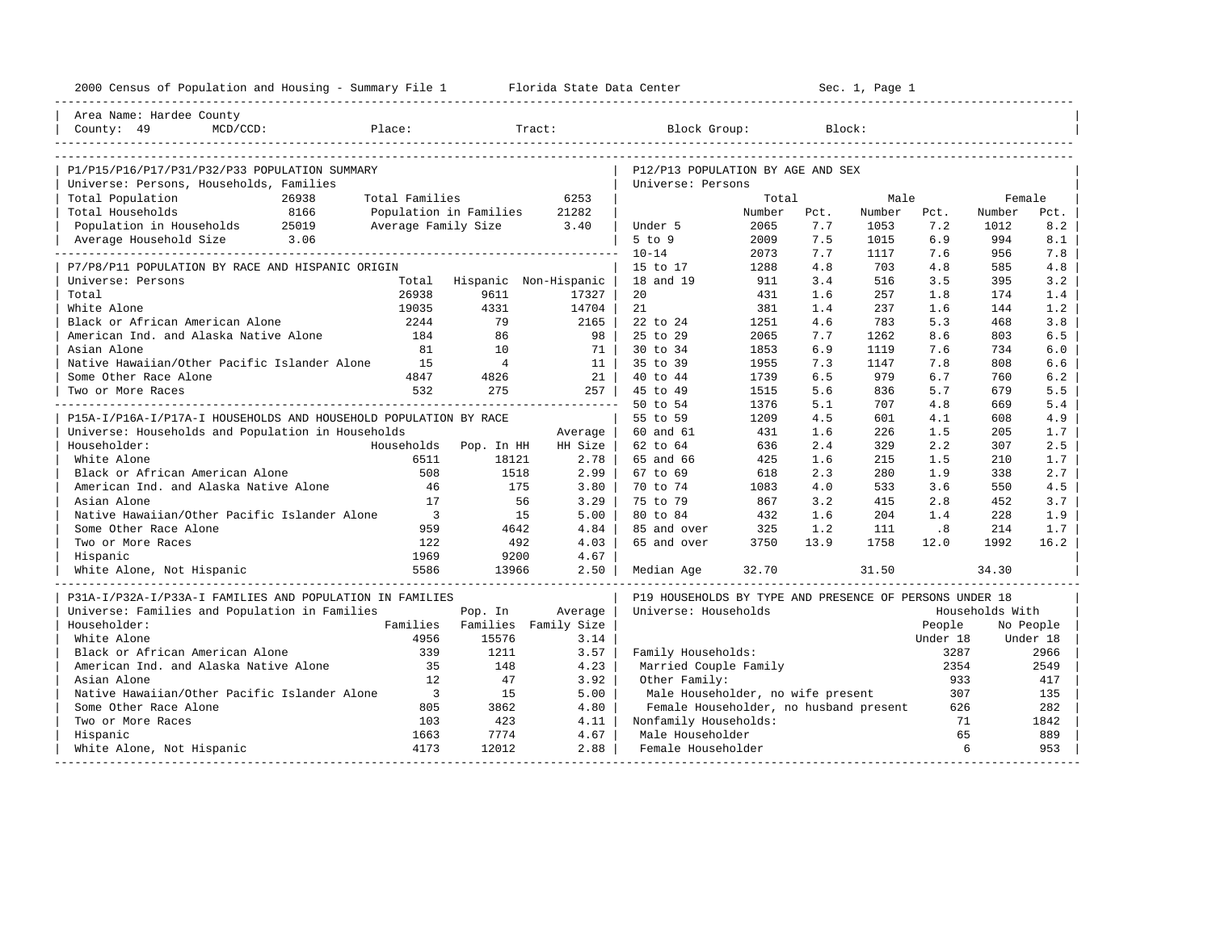2000 Census of Population and Housing - Summary File 1 Florida State Data Center Sec. 1, Page 1

Area Name: Hardee County
County: 49 MCD/CCD: Place: Tract: Block Group: Block:

## P1/P15/P16/P17/P31/P32/P33 POPULATION SUMMARY

Universe: Persons, Households, Families

| | | | |
|---|---|---|---|
| Total Population | 26938 | Total Families | 6253 |
| Total Households | 8166 | Population in Families | 21282 |
| Population in Households | 25019 | Average Family Size | 3.40 |
| Average Household Size | 3.06 | | |

## P7/P8/P11 POPULATION BY RACE AND HISPANIC ORIGIN

Universe: Persons

| | Total | Hispanic | Non-Hispanic |
|---|---|---|---|
| Total | 26938 | 9611 | 17327 |
| White Alone | 19035 | 4331 | 14704 |
| Black or African American Alone | 2244 | 79 | 2165 |
| American Ind. and Alaska Native Alone | 184 | 86 | 98 |
| Asian Alone | 81 | 10 | 71 |
| Native Hawaiian/Other Pacific Islander Alone | 15 | 4 | 11 |
| Some Other Race Alone | 4847 | 4826 | 21 |
| Two or More Races | 532 | 275 | 257 |

## P15A-I/P16A-I/P17A-I HOUSEHOLDS AND HOUSEHOLD POPULATION BY RACE

Universe: Households and Population in Households

| Householder: | Households | Pop. In HH | Average HH Size |
|---|---|---|---|
| White Alone | 6511 | 18121 | 2.78 |
| Black or African American Alone | 508 | 1518 | 2.99 |
| American Ind. and Alaska Native Alone | 46 | 175 | 3.80 |
| Asian Alone | 17 | 56 | 3.29 |
| Native Hawaiian/Other Pacific Islander Alone | 3 | 15 | 5.00 |
| Some Other Race Alone | 959 | 4642 | 4.84 |
| Two or More Races | 122 | 492 | 4.03 |
| Hispanic | 1969 | 9200 | 4.67 |
| White Alone, Not Hispanic | 5586 | 13966 | 2.50 |

## P31A-I/P32A-I/P33A-I FAMILIES AND POPULATION IN FAMILIES

Universe: Families and Population in Families

| Householder: | Families | Pop. In Families | Average Family Size |
|---|---|---|---|
| White Alone | 4956 | 15576 | 3.14 |
| Black or African American Alone | 339 | 1211 | 3.57 |
| American Ind. and Alaska Native Alone | 35 | 148 | 4.23 |
| Asian Alone | 12 | 47 | 3.92 |
| Native Hawaiian/Other Pacific Islander Alone | 3 | 15 | 5.00 |
| Some Other Race Alone | 805 | 3862 | 4.80 |
| Two or More Races | 103 | 423 | 4.11 |
| Hispanic | 1663 | 7774 | 4.67 |
| White Alone, Not Hispanic | 4173 | 12012 | 2.88 |

## P12/P13 POPULATION BY AGE AND SEX

Universe: Persons

| | Total Number | Total Pct. | Male Number | Male Pct. | Female Number | Female Pct. |
|---|---|---|---|---|---|---|
| Under 5 | 2065 | 7.7 | 1053 | 7.2 | 1012 | 8.2 |
| 5 to 9 | 2009 | 7.5 | 1015 | 6.9 | 994 | 8.1 |
| 10-14 | 2073 | 7.7 | 1117 | 7.6 | 956 | 7.8 |
| 15 to 17 | 1288 | 4.8 | 703 | 4.8 | 585 | 4.8 |
| 18 and 19 | 911 | 3.4 | 516 | 3.5 | 395 | 3.2 |
| 20 | 431 | 1.6 | 257 | 1.8 | 174 | 1.4 |
| 21 | 381 | 1.4 | 237 | 1.6 | 144 | 1.2 |
| 22 to 24 | 1251 | 4.6 | 783 | 5.3 | 468 | 3.8 |
| 25 to 29 | 2065 | 7.7 | 1262 | 8.6 | 803 | 6.5 |
| 30 to 34 | 1853 | 6.9 | 1119 | 7.6 | 734 | 6.0 |
| 35 to 39 | 1955 | 7.3 | 1147 | 7.8 | 808 | 6.6 |
| 40 to 44 | 1739 | 6.5 | 979 | 6.7 | 760 | 6.2 |
| 45 to 49 | 1515 | 5.6 | 836 | 5.7 | 679 | 5.5 |
| 50 to 54 | 1376 | 5.1 | 707 | 4.8 | 669 | 5.4 |
| 55 to 59 | 1209 | 4.5 | 601 | 4.1 | 608 | 4.9 |
| 60 and 61 | 431 | 1.6 | 226 | 1.5 | 205 | 1.7 |
| 62 to 64 | 636 | 2.4 | 329 | 2.2 | 307 | 2.5 |
| 65 and 66 | 425 | 1.6 | 215 | 1.5 | 210 | 1.7 |
| 67 to 69 | 618 | 2.3 | 280 | 1.9 | 338 | 2.7 |
| 70 to 74 | 1083 | 4.0 | 533 | 3.6 | 550 | 4.5 |
| 75 to 79 | 867 | 3.2 | 415 | 2.8 | 452 | 3.7 |
| 80 to 84 | 432 | 1.6 | 204 | 1.4 | 228 | 1.9 |
| 85 and over | 325 | 1.2 | 111 | .8 | 214 | 1.7 |
| 65 and over | 3750 | 13.9 | 1758 | 12.0 | 1992 | 16.2 |
| Median Age | 32.70 | | 31.50 | | 34.30 | |

## P19 HOUSEHOLDS BY TYPE AND PRESENCE OF PERSONS UNDER 18

Universe: Households

| | Households With People Under 18 | Households With No People Under 18 |
|---|---|---|
| Family Households: | 3287 | 2966 |
| Married Couple Family | 2354 | 2549 |
| Other Family: | 933 | 417 |
| Male Householder, no wife present | 307 | 135 |
| Female Householder, no husband present | 626 | 282 |
| Nonfamily Households: | 71 | 1842 |
| Male Householder | 65 | 889 |
| Female Householder | 6 | 953 |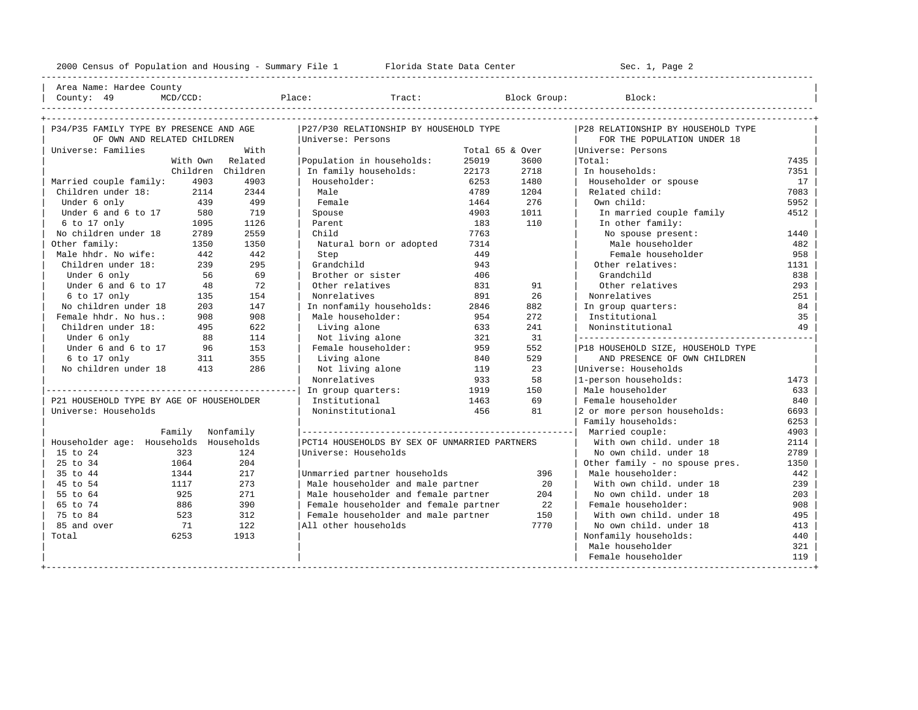2000 Census of Population and Housing - Summary File 1 Florida State Data Center Sec. 1, Page 2

Area Name: Hardee County
County: 49 MCD/CCD: Place: Tract: Block Group: Block:

## P34/P35 FAMILY TYPE BY PRESENCE AND AGE OF OWN AND RELATED CHILDREN

Universe: Families

| | With Own Children | With Related Children |
|---|---|---|
| Married couple family: | 4903 | 4903 |
| Children under 18: | 2114 | 2344 |
| Under 6 only | 439 | 499 |
| Under 6 and 6 to 17 | 580 | 719 |
| 6 to 17 only | 1095 | 1126 |
| No children under 18 | 2789 | 2559 |
| Other family: | 1350 | 1350 |
| Male hhdr. No wife: | 442 | 442 |
| Children under 18: | 239 | 295 |
| Under 6 only | 56 | 69 |
| Under 6 and 6 to 17 | 48 | 72 |
| 6 to 17 only | 135 | 154 |
| No children under 18 | 203 | 147 |
| Female hhdr. No hus.: | 908 | 908 |
| Children under 18: | 495 | 622 |
| Under 6 only | 88 | 114 |
| Under 6 and 6 to 17 | 96 | 153 |
| 6 to 17 only | 311 | 355 |
| No children under 18 | 413 | 286 |

## P21 HOUSEHOLD TYPE BY AGE OF HOUSEHOLDER

Universe: Households

| Householder age: | Family Households | Nonfamily Households |
|---|---|---|
| 15 to 24 | 323 | 124 |
| 25 to 34 | 1064 | 204 |
| 35 to 44 | 1344 | 217 |
| 45 to 54 | 1117 | 273 |
| 55 to 64 | 925 | 271 |
| 65 to 74 | 886 | 390 |
| 75 to 84 | 523 | 312 |
| 85 and over | 71 | 122 |
| Total | 6253 | 1913 |

## P27/P30 RELATIONSHIP BY HOUSEHOLD TYPE

Universe: Persons

| | Total | 65 & Over |
|---|---|---|
| Population in households: | 25019 | 3600 |
| In family households: | 22173 | 2718 |
| Householder: | 6253 | 1480 |
| Male | 4789 | 1204 |
| Female | 1464 | 276 |
| Spouse | 4903 | 1011 |
| Parent | 183 | 110 |
| Child | 7763 | |
| Natural born or adopted | 7314 | |
| Step | 449 | |
| Grandchild | 943 | |
| Brother or sister | 406 | |
| Other relatives | 831 | 91 |
| Nonrelatives | 891 | 26 |
| In nonfamily households: | 2846 | 882 |
| Male householder: | 954 | 272 |
| Living alone | 633 | 241 |
| Not living alone | 321 | 31 |
| Female householder: | 959 | 552 |
| Living alone | 840 | 529 |
| Not living alone | 119 | 23 |
| Nonrelatives | 933 | 58 |
| In group quarters: | 1919 | 150 |
| Institutional | 1463 | 69 |
| Noninstitutional | 456 | 81 |

## PCT14 HOUSEHOLDS BY SEX OF UNMARRIED PARTNERS

Universe: Households

| | |
|---|---|
| Unmarried partner households | 396 |
| Male householder and male partner | 20 |
| Male householder and female partner | 204 |
| Female householder and female partner | 22 |
| Female householder and male partner | 150 |
| All other households | 7770 |

## P28 RELATIONSHIP BY HOUSEHOLD TYPE FOR THE POPULATION UNDER 18

Universe: Persons

| | |
|---|---|
| Total: | 7435 |
| In households: | 7351 |
| Householder or spouse | 17 |
| Related child: | 7083 |
| Own child: | 5952 |
| In married couple family | 4512 |
| In other family: | |
| No spouse present: | 1440 |
| Male householder | 482 |
| Female householder | 958 |
| Other relatives: | 1131 |
| Grandchild | 838 |
| Other relatives | 293 |
| Nonrelatives | 251 |
| In group quarters: | 84 |
| Institutional | 35 |
| Noninstitutional | 49 |

## P18 HOUSEHOLD SIZE, HOUSEHOLD TYPE AND PRESENCE OF OWN CHILDREN

Universe: Households

| | |
|---|---|
| 1-person households: | 1473 |
| Male householder | 633 |
| Female householder | 840 |
| 2 or more person households: | 6693 |
| Family households: | 6253 |
| Married couple: | 4903 |
| With own child. under 18 | 2114 |
| No own child. under 18 | 2789 |
| Other family - no spouse pres. | 1350 |
| Male householder: | 442 |
| With own child. under 18 | 239 |
| No own child. under 18 | 203 |
| Female householder: | 908 |
| With own child. under 18 | 495 |
| No own child. under 18 | 413 |
| Nonfamily households: | 440 |
| Male householder | 321 |
| Female householder | 119 |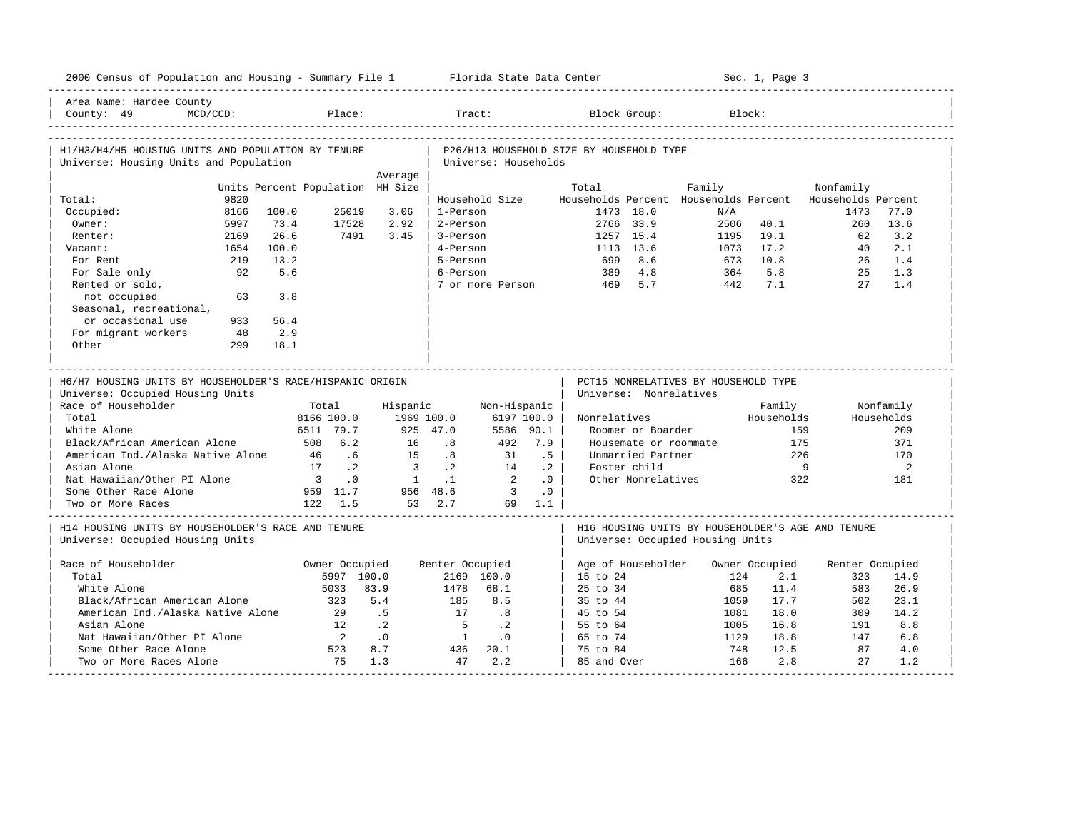Area Name: Hardee County
County: 49 MCD/CCD: Place: Tract: Block Group: Block:

## H1/H3/H4/H5 HOUSING UNITS AND POPULATION BY TENURE
Universe: Housing Units and Population

| | Units | Percent | Population | Average HH Size |
|---|---|---|---|---|
| Total: | 9820 | | | |
| Occupied: | 8166 | 100.0 | 25019 | 3.06 |
| Owner: | 5997 | 73.4 | 17528 | 2.92 |
| Renter: | 2169 | 26.6 | 7491 | 3.45 |
| Vacant: | 1654 | 100.0 | | |
| For Rent | 219 | 13.2 | | |
| For Sale only | 92 | 5.6 | | |
| Rented or sold, not occupied | 63 | 3.8 | | |
| Seasonal, recreational, or occasional use | 933 | 56.4 | | |
| For migrant workers | 48 | 2.9 | | |
| Other | 299 | 18.1 | | |

## P26/H13 HOUSEHOLD SIZE BY HOUSEHOLD TYPE
Universe: Households

| Household Size | Total Households | Percent | Family Households | Percent | Nonfamily Households | Percent |
|---|---|---|---|---|---|---|
| 1-Person | 1473 | 18.0 | N/A | | 1473 | 77.0 |
| 2-Person | 2766 | 33.9 | 2506 | 40.1 | 260 | 13.6 |
| 3-Person | 1257 | 15.4 | 1195 | 19.1 | 62 | 3.2 |
| 4-Person | 1113 | 13.6 | 1073 | 17.2 | 40 | 2.1 |
| 5-Person | 699 | 8.6 | 673 | 10.8 | 26 | 1.4 |
| 6-Person | 389 | 4.8 | 364 | 5.8 | 25 | 1.3 |
| 7 or more Person | 469 | 5.7 | 442 | 7.1 | 27 | 1.4 |

## H6/H7 HOUSING UNITS BY HOUSEHOLDER'S RACE/HISPANIC ORIGIN
Universe: Occupied Housing Units

| Race of Householder | Total | | Hispanic | | Non-Hispanic | |
|---|---|---|---|---|---|---|
| Total | 8166 | 100.0 | 1969 | 100.0 | 6197 | 100.0 |
| White Alone | 6511 | 79.7 | 925 | 47.0 | 5586 | 90.1 |
| Black/African American Alone | 508 | 6.2 | 16 | .8 | 492 | 7.9 |
| American Ind./Alaska Native Alone | 46 | .6 | 15 | .8 | 31 | .5 |
| Asian Alone | 17 | .2 | 3 | .2 | 14 | .2 |
| Nat Hawaiian/Other PI Alone | 3 | .0 | 1 | .1 | 2 | .0 |
| Some Other Race Alone | 959 | 11.7 | 956 | 48.6 | 3 | .0 |
| Two or More Races | 122 | 1.5 | 53 | 2.7 | 69 | 1.1 |

## PCT15 NONRELATIVES BY HOUSEHOLD TYPE
Universe: Nonrelatives

| Nonrelatives | Family Households | Nonfamily Households |
|---|---|---|
| Roomer or Boarder | 159 | 209 |
| Housemate or roommate | 175 | 371 |
| Unmarried Partner | 226 | 170 |
| Foster child | 9 | 2 |
| Other Nonrelatives | 322 | 181 |

## H14 HOUSING UNITS BY HOUSEHOLDER'S RACE AND TENURE
Universe: Occupied Housing Units

| Race of Householder | Owner Occupied | | Renter Occupied | |
|---|---|---|---|---|
| Total | 5997 | 100.0 | 2169 | 100.0 |
| White Alone | 5033 | 83.9 | 1478 | 68.1 |
| Black/African American Alone | 323 | 5.4 | 185 | 8.5 |
| American Ind./Alaska Native Alone | 29 | .5 | 17 | .8 |
| Asian Alone | 12 | .2 | 5 | .2 |
| Nat Hawaiian/Other PI Alone | 2 | .0 | 1 | .0 |
| Some Other Race Alone | 523 | 8.7 | 436 | 20.1 |
| Two or More Races Alone | 75 | 1.3 | 47 | 2.2 |

## H16 HOUSING UNITS BY HOUSEHOLDER'S AGE AND TENURE
Universe: Occupied Housing Units

| Age of Householder | Owner Occupied | | Renter Occupied | |
|---|---|---|---|---|
| 15 to 24 | 124 | 2.1 | 323 | 14.9 |
| 25 to 34 | 685 | 11.4 | 583 | 26.9 |
| 35 to 44 | 1059 | 17.7 | 502 | 23.1 |
| 45 to 54 | 1081 | 18.0 | 309 | 14.2 |
| 55 to 64 | 1005 | 16.8 | 191 | 8.8 |
| 65 to 74 | 1129 | 18.8 | 147 | 6.8 |
| 75 to 84 | 748 | 12.5 | 87 | 4.0 |
| 85 and Over | 166 | 2.8 | 27 | 1.2 |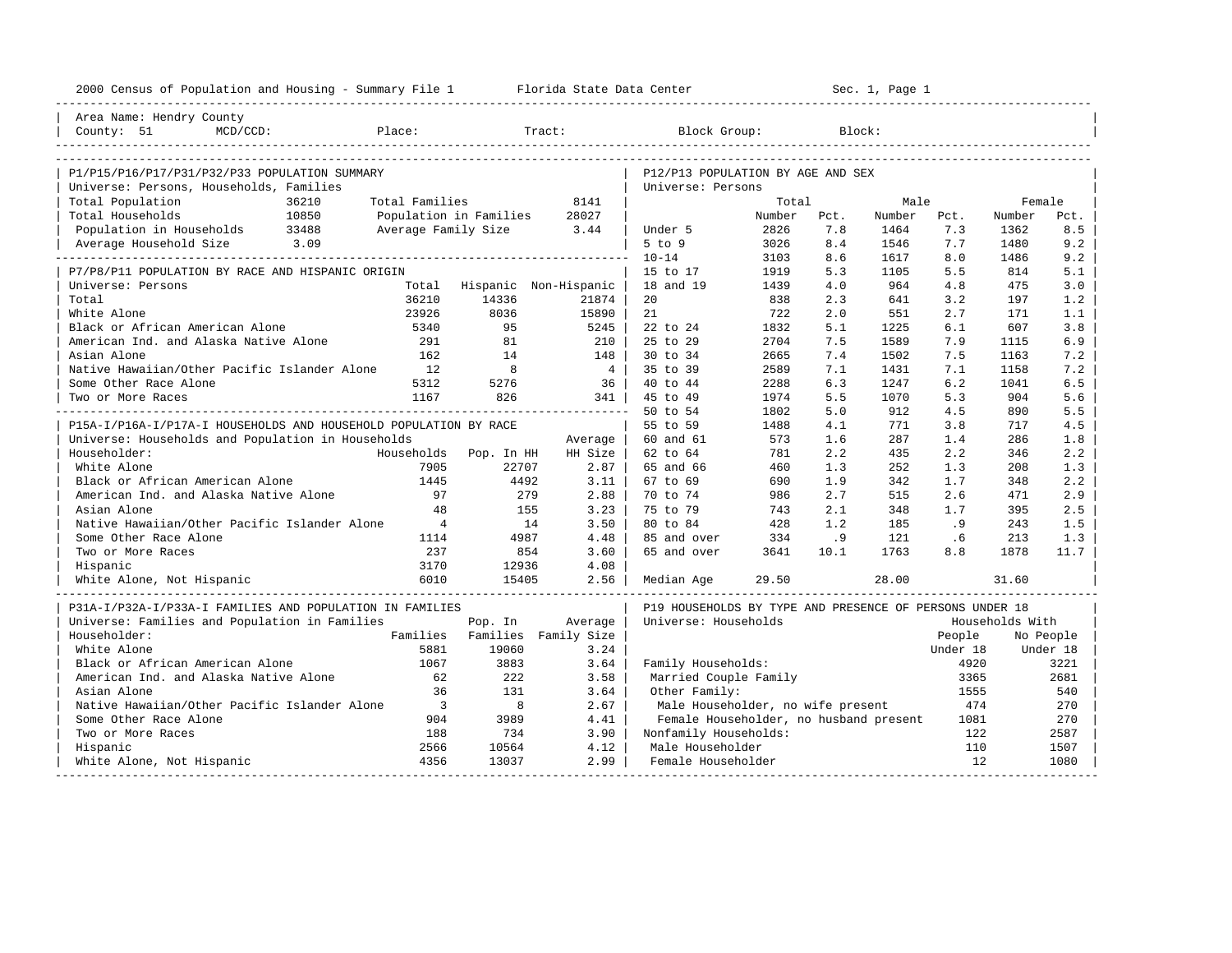2000 Census of Population and Housing - Summary File 1 Florida State Data Center Sec. 1, Page 1

Area Name: Hendry County
County: 51 MCD/CCD: Place: Tract: Block Group: Block:

## P1/P15/P16/P17/P31/P32/P33 POPULATION SUMMARY

Universe: Persons, Households, Families

| | | | |
|---|---|---|---|
| Total Population | 36210 | Total Families | 8141 |
| Total Households | 10850 | Population in Families | 28027 |
| Population in Households | 33488 | Average Family Size | 3.44 |
| Average Household Size | 3.09 | | |

## P7/P8/P11 POPULATION BY RACE AND HISPANIC ORIGIN

Universe: Persons

| | Total | Hispanic | Non-Hispanic |
|---|---|---|---|
| Total | 36210 | 14336 | 21874 |
| White Alone | 23926 | 8036 | 15890 |
| Black or African American Alone | 5340 | 95 | 5245 |
| American Ind. and Alaska Native Alone | 291 | 81 | 210 |
| Asian Alone | 162 | 14 | 148 |
| Native Hawaiian/Other Pacific Islander Alone | 12 | 8 | 4 |
| Some Other Race Alone | 5312 | 5276 | 36 |
| Two or More Races | 1167 | 826 | 341 |

## P15A-I/P16A-I/P17A-I HOUSEHOLDS AND HOUSEHOLD POPULATION BY RACE

Universe: Households and Population in Households

| Householder: | Households | Pop. In HH | Average HH Size |
|---|---|---|---|
| White Alone | 7905 | 22707 | 2.87 |
| Black or African American Alone | 1445 | 4492 | 3.11 |
| American Ind. and Alaska Native Alone | 97 | 279 | 2.88 |
| Asian Alone | 48 | 155 | 3.23 |
| Native Hawaiian/Other Pacific Islander Alone | 4 | 14 | 3.50 |
| Some Other Race Alone | 1114 | 4987 | 4.48 |
| Two or More Races | 237 | 854 | 3.60 |
| Hispanic | 3170 | 12936 | 4.08 |
| White Alone, Not Hispanic | 6010 | 15405 | 2.56 |

## P31A-I/P32A-I/P33A-I FAMILIES AND POPULATION IN FAMILIES

Universe: Families and Population in Families

| Householder: | Families | Pop. In Families | Average Family Size |
|---|---|---|---|
| White Alone | 5881 | 19060 | 3.24 |
| Black or African American Alone | 1067 | 3883 | 3.64 |
| American Ind. and Alaska Native Alone | 62 | 222 | 3.58 |
| Asian Alone | 36 | 131 | 3.64 |
| Native Hawaiian/Other Pacific Islander Alone | 3 | 8 | 2.67 |
| Some Other Race Alone | 904 | 3989 | 4.41 |
| Two or More Races | 188 | 734 | 3.90 |
| Hispanic | 2566 | 10564 | 4.12 |
| White Alone, Not Hispanic | 4356 | 13037 | 2.99 |

## P12/P13 POPULATION BY AGE AND SEX

Universe: Persons

| | Total Number | Total Pct. | Male Number | Male Pct. | Female Number | Female Pct. |
|---|---|---|---|---|---|---|
| Under 5 | 2826 | 7.8 | 1464 | 7.3 | 1362 | 8.5 |
| 5 to 9 | 3026 | 8.4 | 1546 | 7.7 | 1480 | 9.2 |
| 10-14 | 3103 | 8.6 | 1617 | 8.0 | 1486 | 9.2 |
| 15 to 17 | 1919 | 5.3 | 1105 | 5.5 | 814 | 5.1 |
| 18 and 19 | 1439 | 4.0 | 964 | 4.8 | 475 | 3.0 |
| 20 | 838 | 2.3 | 641 | 3.2 | 197 | 1.2 |
| 21 | 722 | 2.0 | 551 | 2.7 | 171 | 1.1 |
| 22 to 24 | 1832 | 5.1 | 1225 | 6.1 | 607 | 3.8 |
| 25 to 29 | 2704 | 7.5 | 1589 | 7.9 | 1115 | 6.9 |
| 30 to 34 | 2665 | 7.4 | 1502 | 7.5 | 1163 | 7.2 |
| 35 to 39 | 2589 | 7.1 | 1431 | 7.1 | 1158 | 7.2 |
| 40 to 44 | 2288 | 6.3 | 1247 | 6.2 | 1041 | 6.5 |
| 45 to 49 | 1974 | 5.5 | 1070 | 5.3 | 904 | 5.6 |
| 50 to 54 | 1802 | 5.0 | 912 | 4.5 | 890 | 5.5 |
| 55 to 59 | 1488 | 4.1 | 771 | 3.8 | 717 | 4.5 |
| 60 and 61 | 573 | 1.6 | 287 | 1.4 | 286 | 1.8 |
| 62 to 64 | 781 | 2.2 | 435 | 2.2 | 346 | 2.2 |
| 65 and 66 | 460 | 1.3 | 252 | 1.3 | 208 | 1.3 |
| 67 to 69 | 690 | 1.9 | 342 | 1.7 | 348 | 2.2 |
| 70 to 74 | 986 | 2.7 | 515 | 2.6 | 471 | 2.9 |
| 75 to 79 | 743 | 2.1 | 348 | 1.7 | 395 | 2.5 |
| 80 to 84 | 428 | 1.2 | 185 | .9 | 243 | 1.5 |
| 85 and over | 334 | .9 | 121 | .6 | 213 | 1.3 |
| 65 and over | 3641 | 10.1 | 1763 | 8.8 | 1878 | 11.7 |
| Median Age | 29.50 | | 28.00 | | 31.60 | |

## P19 HOUSEHOLDS BY TYPE AND PRESENCE OF PERSONS UNDER 18

Universe: Households

| | Households With People Under 18 | Households With No People Under 18 |
|---|---|---|
| Family Households: | 4920 | 3221 |
| Married Couple Family | 3365 | 2681 |
| Other Family: | 1555 | 540 |
| Male Householder, no wife present | 474 | 270 |
| Female Householder, no husband present | 1081 | 270 |
| Nonfamily Households: | 122 | 2587 |
| Male Householder | 110 | 1507 |
| Female Householder | 12 | 1080 |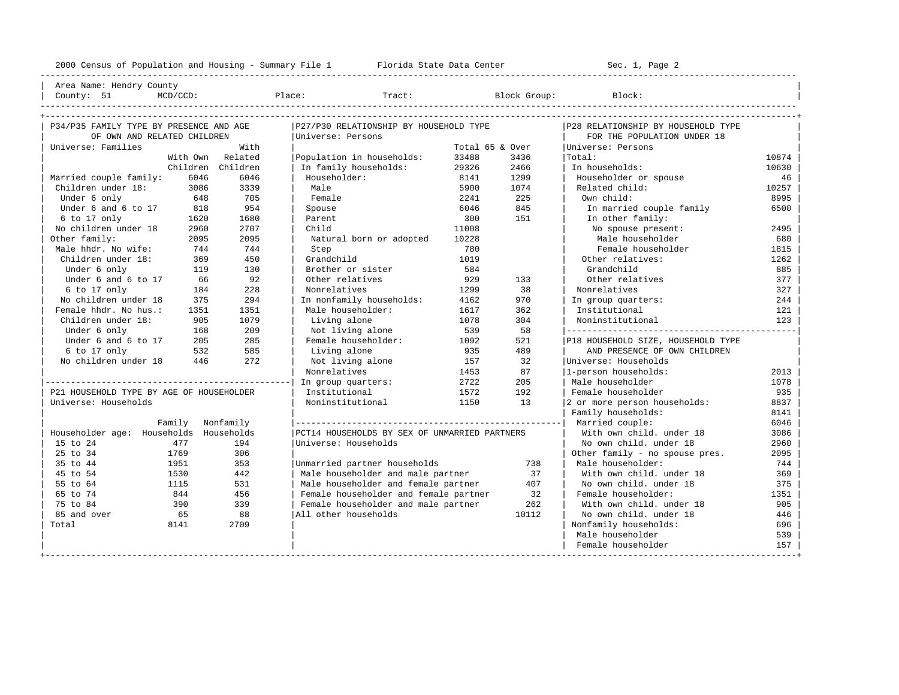2000 Census of Population and Housing - Summary File 1 Florida State Data Center Sec. 1, Page 2

Area Name: Hendry County
County: 51 MCD/CCD: Place: Tract: Block Group: Block:

## P34/P35 FAMILY TYPE BY PRESENCE AND AGE OF OWN AND RELATED CHILDREN

Universe: Families

| | With Own Children | With Related Children |
|---|---|---|
| Married couple family: | 6046 | 6046 |
| Children under 18: | 3086 | 3339 |
| Under 6 only | 648 | 705 |
| Under 6 and 6 to 17 | 818 | 954 |
| 6 to 17 only | 1620 | 1680 |
| No children under 18 | 2960 | 2707 |
| Other family: | 2095 | 2095 |
| Male hhdr. No wife: | 744 | 744 |
| Children under 18: | 369 | 450 |
| Under 6 only | 119 | 130 |
| Under 6 and 6 to 17 | 66 | 92 |
| 6 to 17 only | 184 | 228 |
| No children under 18 | 375 | 294 |
| Female hhdr. No hus.: | 1351 | 1351 |
| Children under 18: | 905 | 1079 |
| Under 6 only | 168 | 209 |
| Under 6 and 6 to 17 | 205 | 285 |
| 6 to 17 only | 532 | 585 |
| No children under 18 | 446 | 272 |

## P21 HOUSEHOLD TYPE BY AGE OF HOUSEHOLDER

Universe: Households

| Householder age: | Family Households | Nonfamily Households |
|---|---|---|
| 15 to 24 | 477 | 194 |
| 25 to 34 | 1769 | 306 |
| 35 to 44 | 1951 | 353 |
| 45 to 54 | 1530 | 442 |
| 55 to 64 | 1115 | 531 |
| 65 to 74 | 844 | 456 |
| 75 to 84 | 390 | 339 |
| 85 and over | 65 | 88 |
| Total | 8141 | 2709 |

## P27/P30 RELATIONSHIP BY HOUSEHOLD TYPE

Universe: Persons

| | Total | 65 & Over |
|---|---|---|
| Population in households: | 33488 | 3436 |
| In family households: | 29326 | 2466 |
| Householder: | 8141 | 1299 |
| Male | 5900 | 1074 |
| Female | 2241 | 225 |
| Spouse | 6046 | 845 |
| Parent | 300 | 151 |
| Child | 11008 | |
| Natural born or adopted | 10228 | |
| Step | 780 | |
| Grandchild | 1019 | |
| Brother or sister | 584 | |
| Other relatives | 929 | 133 |
| Nonrelatives | 1299 | 38 |
| In nonfamily households: | 4162 | 970 |
| Male householder: | 1617 | 362 |
| Living alone | 1078 | 304 |
| Not living alone | 539 | 58 |
| Female householder: | 1092 | 521 |
| Living alone | 935 | 489 |
| Not living alone | 157 | 32 |
| Nonrelatives | 1453 | 87 |
| In group quarters: | 2722 | 205 |
| Institutional | 1572 | 192 |
| Noninstitutional | 1150 | 13 |

## PCT14 HOUSEHOLDS BY SEX OF UNMARRIED PARTNERS

Universe: Households

| | |
|---|---|
| Unmarried partner households | 738 |
| Male householder and male partner | 37 |
| Male householder and female partner | 407 |
| Female householder and female partner | 32 |
| Female householder and male partner | 262 |
| All other households | 10112 |

## P28 RELATIONSHIP BY HOUSEHOLD TYPE FOR THE POPULATION UNDER 18

Universe: Persons

| | |
|---|---|
| Total: | 10874 |
| In households: | 10630 |
| Householder or spouse | 46 |
| Related child: | 10257 |
| Own child: | 8995 |
| In married couple family | 6500 |
| In other family: | |
| No spouse present: | 2495 |
| Male householder | 680 |
| Female householder | 1815 |
| Other relatives: | 1262 |
| Grandchild | 885 |
| Other relatives | 377 |
| Nonrelatives | 327 |
| In group quarters: | 244 |
| Institutional | 121 |
| Noninstitutional | 123 |

## P18 HOUSEHOLD SIZE, HOUSEHOLD TYPE AND PRESENCE OF OWN CHILDREN

Universe: Households

| | |
|---|---|
| 1-person households: | 2013 |
| Male householder | 1078 |
| Female householder | 935 |
| 2 or more person households: | 8837 |
| Family households: | 8141 |
| Married couple: | 6046 |
| With own child. under 18 | 3086 |
| No own child. under 18 | 2960 |
| Other family - no spouse pres. | 2095 |
| Male householder: | 744 |
| With own child. under 18 | 369 |
| No own child. under 18 | 375 |
| Female householder: | 1351 |
| With own child. under 18 | 905 |
| No own child. under 18 | 446 |
| Nonfamily households: | 696 |
| Male householder | 539 |
| Female householder | 157 |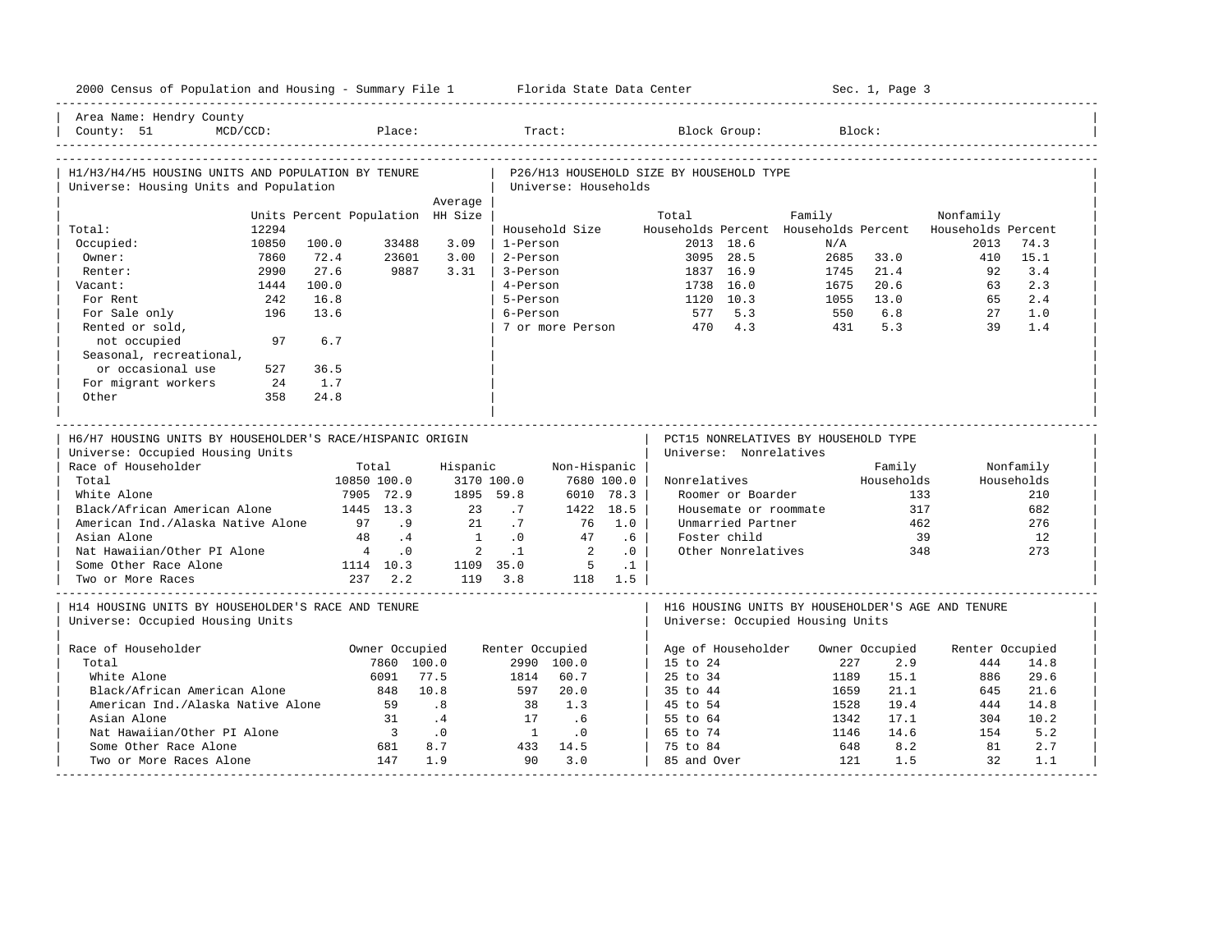2000 Census of Population and Housing - Summary File 1 Florida State Data Center Sec. 1, Page 3

Area Name: Hendry County
County: 51 MCD/CCD: Place: Tract: Block Group: Block:

## H1/H3/H4/H5 HOUSING UNITS AND POPULATION BY TENURE
Universe: Housing Units and Population

| | Units | Percent | Population | Average HH Size |
|---|---|---|---|---|
| Total: | 12294 | | | |
| Occupied: | 10850 | 100.0 | 33488 | 3.09 |
| Owner: | 7860 | 72.4 | 23601 | 3.00 |
| Renter: | 2990 | 27.6 | 9887 | 3.31 |
| Vacant: | 1444 | 100.0 | | |
| For Rent | 242 | 16.8 | | |
| For Sale only | 196 | 13.6 | | |
| Rented or sold, not occupied | 97 | 6.7 | | |
| Seasonal, recreational, or occasional use | 527 | 36.5 | | |
| For migrant workers | 24 | 1.7 | | |
| Other | 358 | 24.8 | | |

## P26/H13 HOUSEHOLD SIZE BY HOUSEHOLD TYPE
Universe: Households

| Household Size | Total Households | Percent | Family Households | Percent | Nonfamily Households | Percent |
|---|---|---|---|---|---|---|
| 1-Person | 2013 | 18.6 | N/A | | 2013 | 74.3 |
| 2-Person | 3095 | 28.5 | 2685 | 33.0 | 410 | 15.1 |
| 3-Person | 1837 | 16.9 | 1745 | 21.4 | 92 | 3.4 |
| 4-Person | 1738 | 16.0 | 1675 | 20.6 | 63 | 2.3 |
| 5-Person | 1120 | 10.3 | 1055 | 13.0 | 65 | 2.4 |
| 6-Person | 577 | 5.3 | 550 | 6.8 | 27 | 1.0 |
| 7 or more Person | 470 | 4.3 | 431 | 5.3 | 39 | 1.4 |

## H6/H7 HOUSING UNITS BY HOUSEHOLDER'S RACE/HISPANIC ORIGIN
Universe: Occupied Housing Units

| Race of Householder | Total | | Hispanic | | Non-Hispanic | |
|---|---|---|---|---|---|---|
| Total | 10850 | 100.0 | 3170 | 100.0 | 7680 | 100.0 |
| White Alone | 7905 | 72.9 | 1895 | 59.8 | 6010 | 78.3 |
| Black/African American Alone | 1445 | 13.3 | 23 | .7 | 1422 | 18.5 |
| American Ind./Alaska Native Alone | 97 | .9 | 21 | .7 | 76 | 1.0 |
| Asian Alone | 48 | .4 | 1 | .0 | 47 | .6 |
| Nat Hawaiian/Other PI Alone | 4 | .0 | 2 | .1 | 2 | .0 |
| Some Other Race Alone | 1114 | 10.3 | 1109 | 35.0 | 5 | .1 |
| Two or More Races | 237 | 2.2 | 119 | 3.8 | 118 | 1.5 |

## PCT15 NONRELATIVES BY HOUSEHOLD TYPE
Universe: Nonrelatives

| Nonrelatives | Family Households | Nonfamily Households |
|---|---|---|
| Roomer or Boarder | 133 | 210 |
| Housemate or roommate | 317 | 682 |
| Unmarried Partner | 462 | 276 |
| Foster child | 39 | 12 |
| Other Nonrelatives | 348 | 273 |

## H14 HOUSING UNITS BY HOUSEHOLDER'S RACE AND TENURE
Universe: Occupied Housing Units

| Race of Householder | Owner Occupied | | Renter Occupied | |
|---|---|---|---|---|
| Total | 7860 | 100.0 | 2990 | 100.0 |
| White Alone | 6091 | 77.5 | 1814 | 60.7 |
| Black/African American Alone | 848 | 10.8 | 597 | 20.0 |
| American Ind./Alaska Native Alone | 59 | .8 | 38 | 1.3 |
| Asian Alone | 31 | .4 | 17 | .6 |
| Nat Hawaiian/Other PI Alone | 3 | .0 | 1 | .0 |
| Some Other Race Alone | 681 | 8.7 | 433 | 14.5 |
| Two or More Races Alone | 147 | 1.9 | 90 | 3.0 |

## H16 HOUSING UNITS BY HOUSEHOLDER'S AGE AND TENURE
Universe: Occupied Housing Units

| Age of Householder | Owner Occupied | | Renter Occupied | |
|---|---|---|---|---|
| 15 to 24 | 227 | 2.9 | 444 | 14.8 |
| 25 to 34 | 1189 | 15.1 | 886 | 29.6 |
| 35 to 44 | 1659 | 21.1 | 645 | 21.6 |
| 45 to 54 | 1528 | 19.4 | 444 | 14.8 |
| 55 to 64 | 1342 | 17.1 | 304 | 10.2 |
| 65 to 74 | 1146 | 14.6 | 154 | 5.2 |
| 75 to 84 | 648 | 8.2 | 81 | 2.7 |
| 85 and Over | 121 | 1.5 | 32 | 1.1 |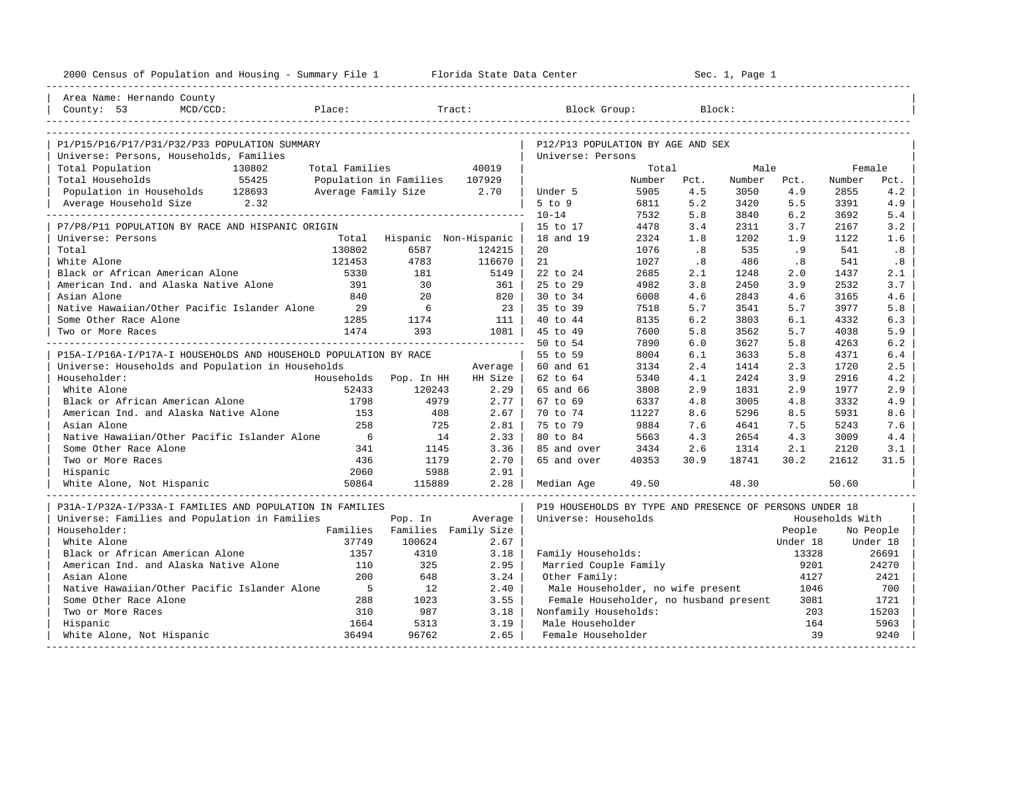2000 Census of Population and Housing - Summary File 1 Florida State Data Center Sec. 1, Page 1

Area Name: Hernando County
County: 53 MCD/CCD: Place: Tract: Block Group: Block:

## P1/P15/P16/P17/P31/P32/P33 POPULATION SUMMARY

Universe: Persons, Households, Families

| | | | |
|---|---|---|---|
| Total Population | 130802 | Total Families | 40019 |
| Total Households | 55425 | Population in Families | 107929 |
| Population in Households | 128693 | Average Family Size | 2.70 |
| Average Household Size | 2.32 | | |

## P7/P8/P11 POPULATION BY RACE AND HISPANIC ORIGIN

Universe: Persons

| | Total | Hispanic | Non-Hispanic |
|---|---|---|---|
| Total | 130802 | 6587 | 124215 |
| White Alone | 121453 | 4783 | 116670 |
| Black or African American Alone | 5330 | 181 | 5149 |
| American Ind. and Alaska Native Alone | 391 | 30 | 361 |
| Asian Alone | 840 | 20 | 820 |
| Native Hawaiian/Other Pacific Islander Alone | 29 | 6 | 23 |
| Some Other Race Alone | 1285 | 1174 | 111 |
| Two or More Races | 1474 | 393 | 1081 |

## P15A-I/P16A-I/P17A-I HOUSEHOLDS AND HOUSEHOLD POPULATION BY RACE

Universe: Households and Population in Households

| Householder: | Households | Pop. In HH | Average HH Size |
|---|---|---|---|
| White Alone | 52433 | 120243 | 2.29 |
| Black or African American Alone | 1798 | 4979 | 2.77 |
| American Ind. and Alaska Native Alone | 153 | 408 | 2.67 |
| Asian Alone | 258 | 725 | 2.81 |
| Native Hawaiian/Other Pacific Islander Alone | 6 | 14 | 2.33 |
| Some Other Race Alone | 341 | 1145 | 3.36 |
| Two or More Races | 436 | 1179 | 2.70 |
| Hispanic | 2060 | 5988 | 2.91 |
| White Alone, Not Hispanic | 50864 | 115889 | 2.28 |

## P31A-I/P32A-I/P33A-I FAMILIES AND POPULATION IN FAMILIES

Universe: Families and Population in Families

| Householder: | Families | Pop. In Families | Average Family Size |
|---|---|---|---|
| White Alone | 37749 | 100624 | 2.67 |
| Black or African American Alone | 1357 | 4310 | 3.18 |
| American Ind. and Alaska Native Alone | 110 | 325 | 2.95 |
| Asian Alone | 200 | 648 | 3.24 |
| Native Hawaiian/Other Pacific Islander Alone | 5 | 12 | 2.40 |
| Some Other Race Alone | 288 | 1023 | 3.55 |
| Two or More Races | 310 | 987 | 3.18 |
| Hispanic | 1664 | 5313 | 3.19 |
| White Alone, Not Hispanic | 36494 | 96762 | 2.65 |

## P12/P13 POPULATION BY AGE AND SEX

Universe: Persons

| | Total Number | Total Pct. | Male Number | Male Pct. | Female Number | Female Pct. |
|---|---|---|---|---|---|---|
| Under 5 | 5905 | 4.5 | 3050 | 4.9 | 2855 | 4.2 |
| 5 to 9 | 6811 | 5.2 | 3420 | 5.5 | 3391 | 4.9 |
| 10-14 | 7532 | 5.8 | 3840 | 6.2 | 3692 | 5.4 |
| 15 to 17 | 4478 | 3.4 | 2311 | 3.7 | 2167 | 3.2 |
| 18 and 19 | 2324 | 1.8 | 1202 | 1.9 | 1122 | 1.6 |
| 20 | 1076 | .8 | 535 | .9 | 541 | .8 |
| 21 | 1027 | .8 | 486 | .8 | 541 | .8 |
| 22 to 24 | 2685 | 2.1 | 1248 | 2.0 | 1437 | 2.1 |
| 25 to 29 | 4982 | 3.8 | 2450 | 3.9 | 2532 | 3.7 |
| 30 to 34 | 6008 | 4.6 | 2843 | 4.6 | 3165 | 4.6 |
| 35 to 39 | 7518 | 5.7 | 3541 | 5.7 | 3977 | 5.8 |
| 40 to 44 | 8135 | 6.2 | 3803 | 6.1 | 4332 | 6.3 |
| 45 to 49 | 7600 | 5.8 | 3562 | 5.7 | 4038 | 5.9 |
| 50 to 54 | 7890 | 6.0 | 3627 | 5.8 | 4263 | 6.2 |
| 55 to 59 | 8004 | 6.1 | 3633 | 5.8 | 4371 | 6.4 |
| 60 and 61 | 3134 | 2.4 | 1414 | 2.3 | 1720 | 2.5 |
| 62 to 64 | 5340 | 4.1 | 2424 | 3.9 | 2916 | 4.2 |
| 65 and 66 | 3808 | 2.9 | 1831 | 2.9 | 1977 | 2.9 |
| 67 to 69 | 6337 | 4.8 | 3005 | 4.8 | 3332 | 4.9 |
| 70 to 74 | 11227 | 8.6 | 5296 | 8.5 | 5931 | 8.6 |
| 75 to 79 | 9884 | 7.6 | 4641 | 7.5 | 5243 | 7.6 |
| 80 to 84 | 5663 | 4.3 | 2654 | 4.3 | 3009 | 4.4 |
| 85 and over | 3434 | 2.6 | 1314 | 2.1 | 2120 | 3.1 |
| 65 and over | 40353 | 30.9 | 18741 | 30.2 | 21612 | 31.5 |
| Median Age | 49.50 | | 48.30 | | 50.60 | |

## P19 HOUSEHOLDS BY TYPE AND PRESENCE OF PERSONS UNDER 18

Universe: Households

| | Households With People Under 18 | Households With No People Under 18 |
|---|---|---|
| Family Households: | 13328 | 26691 |
| Married Couple Family | 9201 | 24270 |
| Other Family: | 4127 | 2421 |
| Male Householder, no wife present | 1046 | 700 |
| Female Householder, no husband present | 3081 | 1721 |
| Nonfamily Households: | 203 | 15203 |
| Male Householder | 164 | 5963 |
| Female Householder | 39 | 9240 |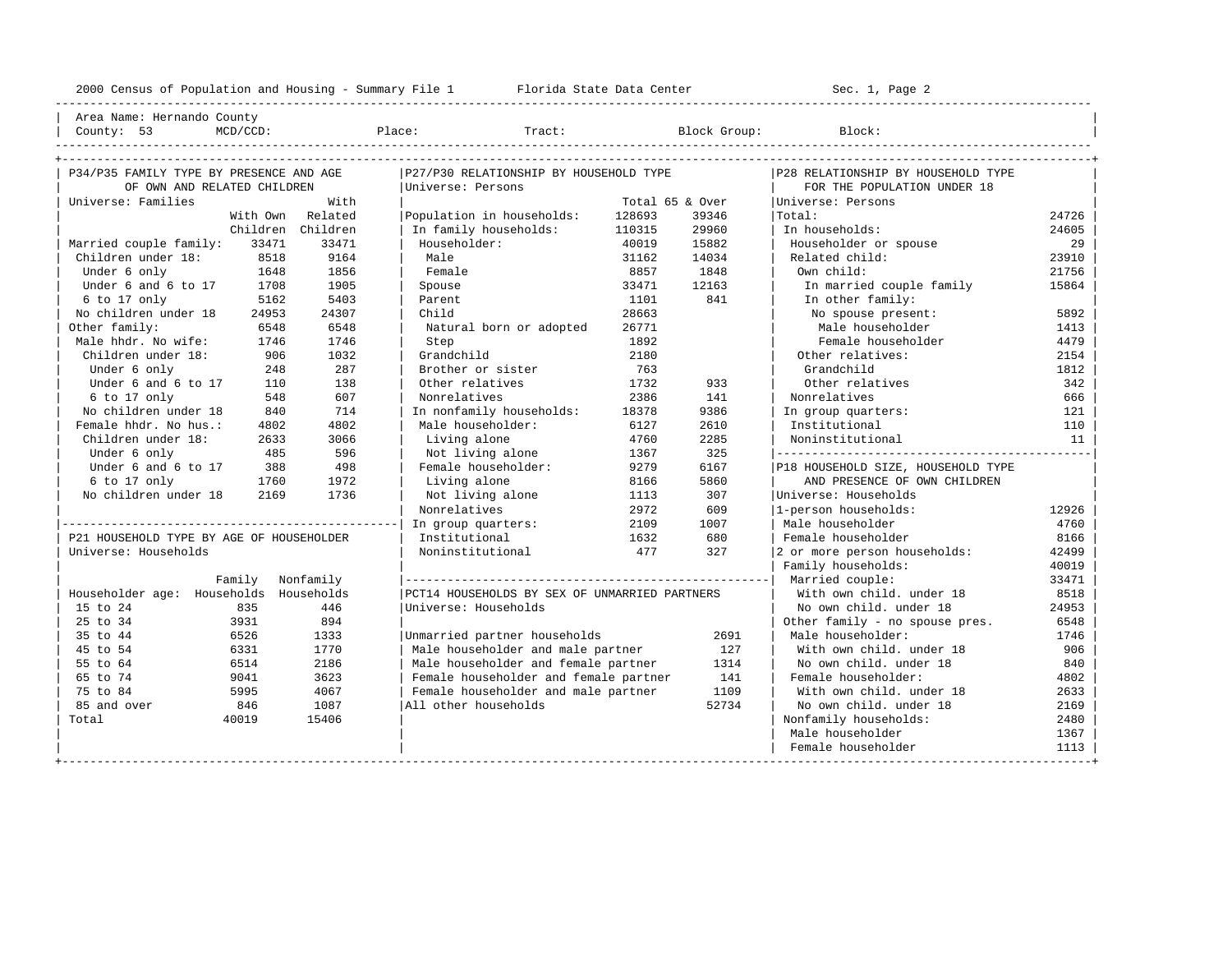2000 Census of Population and Housing - Summary File 1 Florida State Data Center Sec. 1, Page 2

Area Name: Hernando County
County: 53 MCD/CCD: Place: Tract: Block Group: Block:

## P34/P35 FAMILY TYPE BY PRESENCE AND AGE OF OWN AND RELATED CHILDREN

Universe: Families

| | With Own Children | With Related Children |
|---|---|---|
| Married couple family: | 33471 | 33471 |
| Children under 18: | 8518 | 9164 |
| Under 6 only | 1648 | 1856 |
| Under 6 and 6 to 17 | 1708 | 1905 |
| 6 to 17 only | 5162 | 5403 |
| No children under 18 | 24953 | 24307 |
| Other family: | 6548 | 6548 |
| Male hhdr. No wife: | 1746 | 1746 |
| Children under 18: | 906 | 1032 |
| Under 6 only | 248 | 287 |
| Under 6 and 6 to 17 | 110 | 138 |
| 6 to 17 only | 548 | 607 |
| No children under 18 | 840 | 714 |
| Female hhdr. No hus.: | 4802 | 4802 |
| Children under 18: | 2633 | 3066 |
| Under 6 only | 485 | 596 |
| Under 6 and 6 to 17 | 388 | 498 |
| 6 to 17 only | 1760 | 1972 |
| No children under 18 | 2169 | 1736 |

## P21 HOUSEHOLD TYPE BY AGE OF HOUSEHOLDER

Universe: Households

| Householder age: | Family Households | Nonfamily Households |
|---|---|---|
| 15 to 24 | 835 | 446 |
| 25 to 34 | 3931 | 894 |
| 35 to 44 | 6526 | 1333 |
| 45 to 54 | 6331 | 1770 |
| 55 to 64 | 6514 | 2186 |
| 65 to 74 | 9041 | 3623 |
| 75 to 84 | 5995 | 4067 |
| 85 and over | 846 | 1087 |
| Total | 40019 | 15406 |

## P27/P30 RELATIONSHIP BY HOUSEHOLD TYPE

Universe: Persons

| | Total | 65 & Over |
|---|---|---|
| Population in households: | 128693 | 39346 |
| In family households: | 110315 | 29960 |
| Householder: | 40019 | 15882 |
| Male | 31162 | 14034 |
| Female | 8857 | 1848 |
| Spouse | 33471 | 12163 |
| Parent | 1101 | 841 |
| Child | 28663 | |
| Natural born or adopted | 26771 | |
| Step | 1892 | |
| Grandchild | 2180 | |
| Brother or sister | 763 | |
| Other relatives | 1732 | 933 |
| Nonrelatives | 2386 | 141 |
| In nonfamily households: | 18378 | 9386 |
| Male householder: | 6127 | 2610 |
| Living alone | 4760 | 2285 |
| Not living alone | 1367 | 325 |
| Female householder: | 9279 | 6167 |
| Living alone | 8166 | 5860 |
| Not living alone | 1113 | 307 |
| Nonrelatives | 2972 | 609 |
| In group quarters: | 2109 | 1007 |
| Institutional | 1632 | 680 |
| Noninstitutional | 477 | 327 |

## PCT14 HOUSEHOLDS BY SEX OF UNMARRIED PARTNERS

Universe: Households

| | |
|---|---|
| Unmarried partner households | 2691 |
| Male householder and male partner | 127 |
| Male householder and female partner | 1314 |
| Female householder and female partner | 141 |
| Female householder and male partner | 1109 |
| All other households | 52734 |

## P28 RELATIONSHIP BY HOUSEHOLD TYPE FOR THE POPULATION UNDER 18

Universe: Persons

| | |
|---|---|
| Total: | 24726 |
| In households: | 24605 |
| Householder or spouse | 29 |
| Related child: | 23910 |
| Own child: | 21756 |
| In married couple family | 15864 |
| In other family: | |
| No spouse present: | 5892 |
| Male householder | 1413 |
| Female householder | 4479 |
| Other relatives: | 2154 |
| Grandchild | 1812 |
| Other relatives | 342 |
| Nonrelatives | 666 |
| In group quarters: | 121 |
| Institutional | 110 |
| Noninstitutional | 11 |

## P18 HOUSEHOLD SIZE, HOUSEHOLD TYPE AND PRESENCE OF OWN CHILDREN

Universe: Households

| | |
|---|---|
| 1-person households: | 12926 |
| Male householder | 4760 |
| Female householder | 8166 |
| 2 or more person households: | 42499 |
| Family households: | 40019 |
| Married couple: | 33471 |
| With own child. under 18 | 8518 |
| No own child. under 18 | 24953 |
| Other family - no spouse pres. | 6548 |
| Male householder: | 1746 |
| With own child. under 18 | 906 |
| No own child. under 18 | 840 |
| Female householder: | 4802 |
| With own child. under 18 | 2633 |
| No own child. under 18 | 2169 |
| Nonfamily households: | 2480 |
| Male householder | 1367 |
| Female householder | 1113 |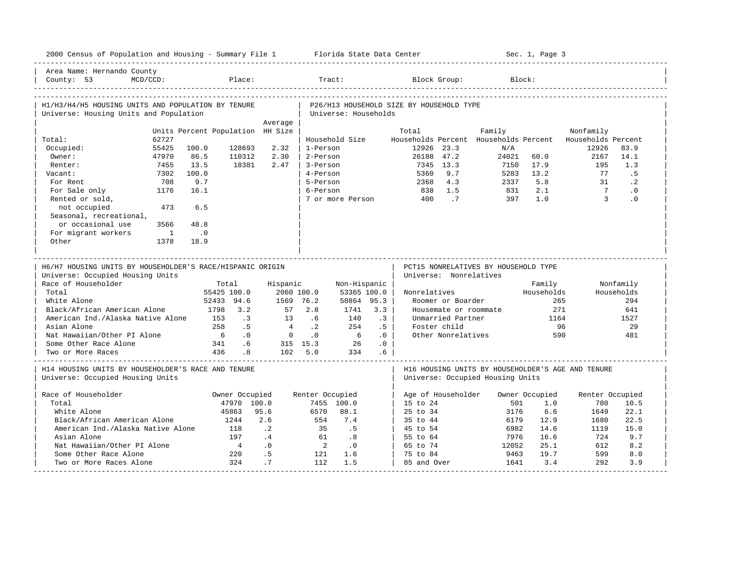2000 Census of Population and Housing - Summary File 1 — Florida State Data Center — Sec. 1, Page 3

Area Name: Hernando County
County: 53 MCD/CCD: Place: Tract: Block Group: Block:

## H1/H3/H4/H5 HOUSING UNITS AND POPULATION BY TENURE

Universe: Housing Units and Population

| | Units | Percent | Population | Average HH Size |
|---|---|---|---|---|
| Total: | 62727 | | | |
| Occupied: | 55425 | 100.0 | 128693 | 2.32 |
| Owner: | 47970 | 86.5 | 110312 | 2.30 |
| Renter: | 7455 | 13.5 | 18381 | 2.47 |
| Vacant: | 7302 | 100.0 | | |
| For Rent | 708 | 9.7 | | |
| For Sale only | 1176 | 16.1 | | |
| Rented or sold, not occupied | 473 | 6.5 | | |
| Seasonal, recreational, or occasional use | 3566 | 48.8 | | |
| For migrant workers | 1 | .0 | | |
| Other | 1378 | 18.9 | | |

## P26/H13 HOUSEHOLD SIZE BY HOUSEHOLD TYPE

Universe: Households

| Household Size | Total Households | Percent | Family Households | Percent | Nonfamily Households | Percent |
|---|---|---|---|---|---|---|
| 1-Person | 12926 | 23.3 | N/A | | 12926 | 83.9 |
| 2-Person | 26188 | 47.2 | 24021 | 60.0 | 2167 | 14.1 |
| 3-Person | 7345 | 13.3 | 7150 | 17.9 | 195 | 1.3 |
| 4-Person | 5360 | 9.7 | 5283 | 13.2 | 77 | .5 |
| 5-Person | 2368 | 4.3 | 2337 | 5.8 | 31 | .2 |
| 6-Person | 838 | 1.5 | 831 | 2.1 | 7 | .0 |
| 7 or more Person | 400 | .7 | 397 | 1.0 | 3 | .0 |

## H6/H7 HOUSING UNITS BY HOUSEHOLDER'S RACE/HISPANIC ORIGIN

Universe: Occupied Housing Units

| Race of Householder | Total | | Hispanic | | Non-Hispanic | |
|---|---|---|---|---|---|---|
| Total | 55425 | 100.0 | 2060 | 100.0 | 53365 | 100.0 |
| White Alone | 52433 | 94.6 | 1569 | 76.2 | 50864 | 95.3 |
| Black/African American Alone | 1798 | 3.2 | 57 | 2.8 | 1741 | 3.3 |
| American Ind./Alaska Native Alone | 153 | .3 | 13 | .6 | 140 | .3 |
| Asian Alone | 258 | .5 | 4 | .2 | 254 | .5 |
| Nat Hawaiian/Other PI Alone | 6 | .0 | 0 | .0 | 6 | .0 |
| Some Other Race Alone | 341 | .6 | 315 | 15.3 | 26 | .0 |
| Two or More Races | 436 | .8 | 102 | 5.0 | 334 | .6 |

## PCT15 NONRELATIVES BY HOUSEHOLD TYPE

Universe: Nonrelatives

| Nonrelatives | Family Households | Nonfamily Households |
|---|---|---|
| Roomer or Boarder | 265 | 294 |
| Housemate or roommate | 271 | 641 |
| Unmarried Partner | 1164 | 1527 |
| Foster child | 96 | 29 |
| Other Nonrelatives | 590 | 481 |

## H14 HOUSING UNITS BY HOUSEHOLDER'S RACE AND TENURE

Universe: Occupied Housing Units

| Race of Householder | Owner Occupied | | Renter Occupied | |
|---|---|---|---|---|
| Total | 47970 | 100.0 | 7455 | 100.0 |
| White Alone | 45863 | 95.6 | 6570 | 88.1 |
| Black/African American Alone | 1244 | 2.6 | 554 | 7.4 |
| American Ind./Alaska Native Alone | 118 | .2 | 35 | .5 |
| Asian Alone | 197 | .4 | 61 | .8 |
| Nat Hawaiian/Other PI Alone | 4 | .0 | 2 | .0 |
| Some Other Race Alone | 220 | .5 | 121 | 1.6 |
| Two or More Races Alone | 324 | .7 | 112 | 1.5 |

## H16 HOUSING UNITS BY HOUSEHOLDER'S AGE AND TENURE

Universe: Occupied Housing Units

| Age of Householder | Owner Occupied | | Renter Occupied | |
|---|---|---|---|---|
| 15 to 24 | 501 | 1.0 | 780 | 10.5 |
| 25 to 34 | 3176 | 6.6 | 1649 | 22.1 |
| 35 to 44 | 6179 | 12.9 | 1680 | 22.5 |
| 45 to 54 | 6982 | 14.6 | 1119 | 15.0 |
| 55 to 64 | 7976 | 16.6 | 724 | 9.7 |
| 65 to 74 | 12052 | 25.1 | 612 | 8.2 |
| 75 to 84 | 9463 | 19.7 | 599 | 8.0 |
| 85 and Over | 1641 | 3.4 | 292 | 3.9 |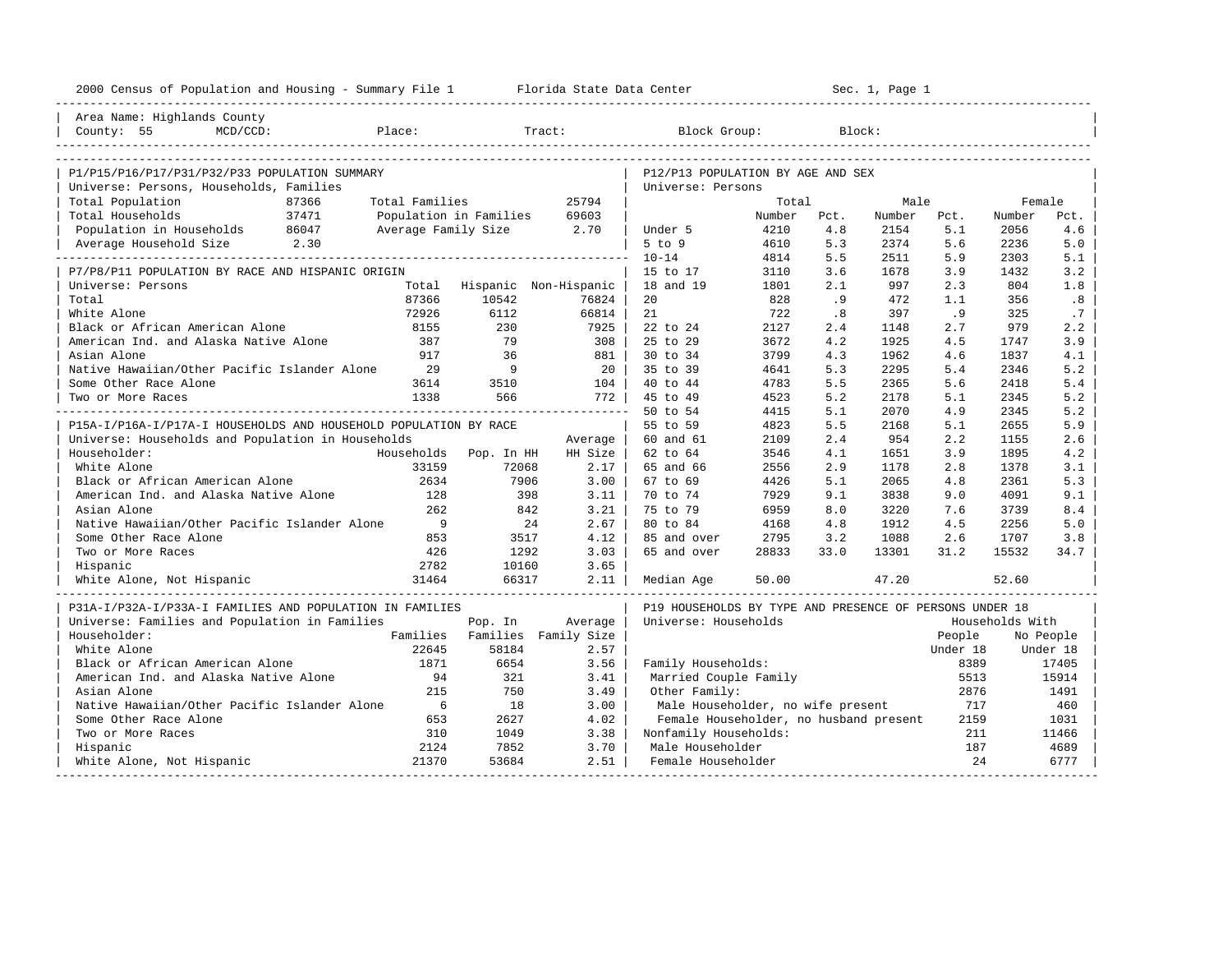2000 Census of Population and Housing - Summary File 1 Florida State Data Center Sec. 1, Page 1

Area Name: Highlands County
County: 55 MCD/CCD: Place: Tract: Block Group: Block:

## P1/P15/P16/P17/P31/P32/P33 POPULATION SUMMARY

Universe: Persons, Households, Families

| | | | |
|---|---|---|---|
| Total Population | 87366 | Total Families | 25794 |
| Total Households | 37471 | Population in Families | 69603 |
| Population in Households | 86047 | Average Family Size | 2.70 |
| Average Household Size | 2.30 | | |

## P7/P8/P11 POPULATION BY RACE AND HISPANIC ORIGIN

Universe: Persons

| | Total | Hispanic | Non-Hispanic |
|---|---|---|---|
| Total | 87366 | 10542 | 76824 |
| White Alone | 72926 | 6112 | 66814 |
| Black or African American Alone | 8155 | 230 | 7925 |
| American Ind. and Alaska Native Alone | 387 | 79 | 308 |
| Asian Alone | 917 | 36 | 881 |
| Native Hawaiian/Other Pacific Islander Alone | 29 | 9 | 20 |
| Some Other Race Alone | 3614 | 3510 | 104 |
| Two or More Races | 1338 | 566 | 772 |

## P15A-I/P16A-I/P17A-I HOUSEHOLDS AND HOUSEHOLD POPULATION BY RACE

Universe: Households and Population in Households

| Householder: | Households | Pop. In HH | Average HH Size |
|---|---|---|---|
| White Alone | 33159 | 72068 | 2.17 |
| Black or African American Alone | 2634 | 7906 | 3.00 |
| American Ind. and Alaska Native Alone | 128 | 398 | 3.11 |
| Asian Alone | 262 | 842 | 3.21 |
| Native Hawaiian/Other Pacific Islander Alone | 9 | 24 | 2.67 |
| Some Other Race Alone | 853 | 3517 | 4.12 |
| Two or More Races | 426 | 1292 | 3.03 |
| Hispanic | 2782 | 10160 | 3.65 |
| White Alone, Not Hispanic | 31464 | 66317 | 2.11 |

## P31A-I/P32A-I/P33A-I FAMILIES AND POPULATION IN FAMILIES

Universe: Families and Population in Families

| Householder: | Families | Pop. In Families | Average Family Size |
|---|---|---|---|
| White Alone | 22645 | 58184 | 2.57 |
| Black or African American Alone | 1871 | 6654 | 3.56 |
| American Ind. and Alaska Native Alone | 94 | 321 | 3.41 |
| Asian Alone | 215 | 750 | 3.49 |
| Native Hawaiian/Other Pacific Islander Alone | 6 | 18 | 3.00 |
| Some Other Race Alone | 653 | 2627 | 4.02 |
| Two or More Races | 310 | 1049 | 3.38 |
| Hispanic | 2124 | 7852 | 3.70 |
| White Alone, Not Hispanic | 21370 | 53684 | 2.51 |

## P12/P13 POPULATION BY AGE AND SEX

Universe: Persons

| | Total Number | Total Pct. | Male Number | Male Pct. | Female Number | Female Pct. |
|---|---|---|---|---|---|---|
| Under 5 | 4210 | 4.8 | 2154 | 5.1 | 2056 | 4.6 |
| 5 to 9 | 4610 | 5.3 | 2374 | 5.6 | 2236 | 5.0 |
| 10-14 | 4814 | 5.5 | 2511 | 5.9 | 2303 | 5.1 |
| 15 to 17 | 3110 | 3.6 | 1678 | 3.9 | 1432 | 3.2 |
| 18 and 19 | 1801 | 2.1 | 997 | 2.3 | 804 | 1.8 |
| 20 | 828 | .9 | 472 | 1.1 | 356 | .8 |
| 21 | 722 | .8 | 397 | .9 | 325 | .7 |
| 22 to 24 | 2127 | 2.4 | 1148 | 2.7 | 979 | 2.2 |
| 25 to 29 | 3672 | 4.2 | 1925 | 4.5 | 1747 | 3.9 |
| 30 to 34 | 3799 | 4.3 | 1962 | 4.6 | 1837 | 4.1 |
| 35 to 39 | 4641 | 5.3 | 2295 | 5.4 | 2346 | 5.2 |
| 40 to 44 | 4783 | 5.5 | 2365 | 5.6 | 2418 | 5.4 |
| 45 to 49 | 4523 | 5.2 | 2178 | 5.1 | 2345 | 5.2 |
| 50 to 54 | 4415 | 5.1 | 2070 | 4.9 | 2345 | 5.2 |
| 55 to 59 | 4823 | 5.5 | 2168 | 5.1 | 2655 | 5.9 |
| 60 and 61 | 2109 | 2.4 | 954 | 2.2 | 1155 | 2.6 |
| 62 to 64 | 3546 | 4.1 | 1651 | 3.9 | 1895 | 4.2 |
| 65 and 66 | 2556 | 2.9 | 1178 | 2.8 | 1378 | 3.1 |
| 67 to 69 | 4426 | 5.1 | 2065 | 4.8 | 2361 | 5.3 |
| 70 to 74 | 7929 | 9.1 | 3838 | 9.0 | 4091 | 9.1 |
| 75 to 79 | 6959 | 8.0 | 3220 | 7.6 | 3739 | 8.4 |
| 80 to 84 | 4168 | 4.8 | 1912 | 4.5 | 2256 | 5.0 |
| 85 and over | 2795 | 3.2 | 1088 | 2.6 | 1707 | 3.8 |
| 65 and over | 28833 | 33.0 | 13301 | 31.2 | 15532 | 34.7 |
| Median Age | 50.00 | | 47.20 | | 52.60 | |

## P19 HOUSEHOLDS BY TYPE AND PRESENCE OF PERSONS UNDER 18

Universe: Households

| | Households With People Under 18 | Households With No People Under 18 |
|---|---|---|
| Family Households: | 8389 | 17405 |
| Married Couple Family | 5513 | 15914 |
| Other Family: | 2876 | 1491 |
| Male Householder, no wife present | 717 | 460 |
| Female Householder, no husband present | 2159 | 1031 |
| Nonfamily Households: | 211 | 11466 |
| Male Householder | 187 | 4689 |
| Female Householder | 24 | 6777 |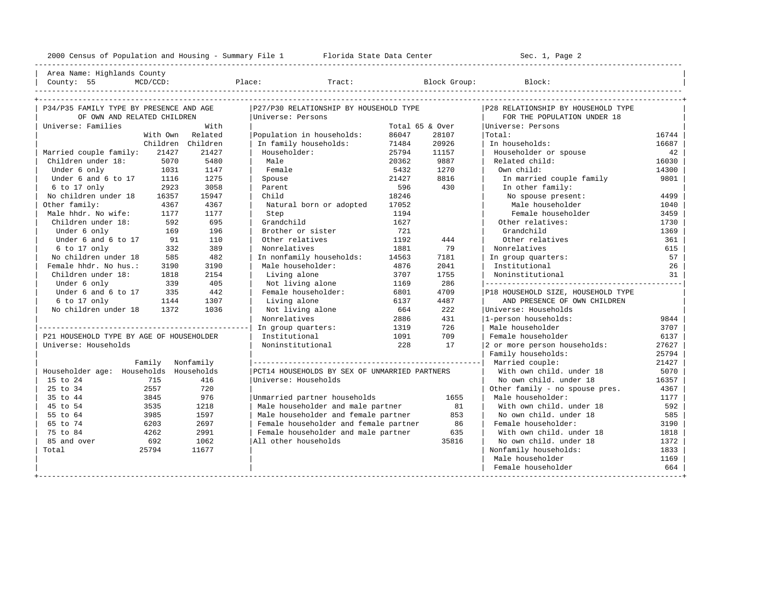2000 Census of Population and Housing - Summary File 1 — Florida State Data Center — Sec. 1, Page 2

Area Name: Highlands County
County: 55 MCD/CCD: Place: Tract: Block Group: Block:

## P34/P35 FAMILY TYPE BY PRESENCE AND AGE OF OWN AND RELATED CHILDREN

Universe: Families

| | With Own Children | With Related Children |
|---|---|---|
| Married couple family: | 21427 | 21427 |
| Children under 18: | 5070 | 5480 |
| Under 6 only | 1031 | 1147 |
| Under 6 and 6 to 17 | 1116 | 1275 |
| 6 to 17 only | 2923 | 3058 |
| No children under 18 | 16357 | 15947 |
| Other family: | 4367 | 4367 |
| Male hhdr. No wife: | 1177 | 1177 |
| Children under 18: | 592 | 695 |
| Under 6 only | 169 | 196 |
| Under 6 and 6 to 17 | 91 | 110 |
| 6 to 17 only | 332 | 389 |
| No children under 18 | 585 | 482 |
| Female hhdr. No hus.: | 3190 | 3190 |
| Children under 18: | 1818 | 2154 |
| Under 6 only | 339 | 405 |
| Under 6 and 6 to 17 | 335 | 442 |
| 6 to 17 only | 1144 | 1307 |
| No children under 18 | 1372 | 1036 |

## P21 HOUSEHOLD TYPE BY AGE OF HOUSEHOLDER

Universe: Households

| Householder age: | Family Households | Nonfamily Households |
|---|---|---|
| 15 to 24 | 715 | 416 |
| 25 to 34 | 2557 | 720 |
| 35 to 44 | 3845 | 976 |
| 45 to 54 | 3535 | 1218 |
| 55 to 64 | 3985 | 1597 |
| 65 to 74 | 6203 | 2697 |
| 75 to 84 | 4262 | 2991 |
| 85 and over | 692 | 1062 |
| Total | 25794 | 11677 |

## P27/P30 RELATIONSHIP BY HOUSEHOLD TYPE

Universe: Persons

| | Total | 65 & Over |
|---|---|---|
| Population in households: | 86047 | 28107 |
| In family households: | 71484 | 20926 |
| Householder: | 25794 | 11157 |
| Male | 20362 | 9887 |
| Female | 5432 | 1270 |
| Spouse | 21427 | 8816 |
| Parent | 596 | 430 |
| Child | 18246 | |
| Natural born or adopted | 17052 | |
| Step | 1194 | |
| Grandchild | 1627 | |
| Brother or sister | 721 | |
| Other relatives | 1192 | 444 |
| Nonrelatives | 1881 | 79 |
| In nonfamily households: | 14563 | 7181 |
| Male householder: | 4876 | 2041 |
| Living alone | 3707 | 1755 |
| Not living alone | 1169 | 286 |
| Female householder: | 6801 | 4709 |
| Living alone | 6137 | 4487 |
| Not living alone | 664 | 222 |
| Nonrelatives | 2886 | 431 |
| In group quarters: | 1319 | 726 |
| Institutional | 1091 | 709 |
| Noninstitutional | 228 | 17 |

## PCT14 HOUSEHOLDS BY SEX OF UNMARRIED PARTNERS

Universe: Households

| | |
|---|---|
| Unmarried partner households | 1655 |
| Male householder and male partner | 81 |
| Male householder and female partner | 853 |
| Female householder and female partner | 86 |
| Female householder and male partner | 635 |
| All other households | 35816 |

## P28 RELATIONSHIP BY HOUSEHOLD TYPE FOR THE POPULATION UNDER 18

Universe: Persons

| | |
|---|---|
| Total: | 16744 |
| In households: | 16687 |
| Householder or spouse | 42 |
| Related child: | 16030 |
| Own child: | 14300 |
| In married couple family | 9801 |
| In other family: | |
| No spouse present: | 4499 |
| Male householder | 1040 |
| Female householder | 3459 |
| Other relatives: | 1730 |
| Grandchild | 1369 |
| Other relatives | 361 |
| Nonrelatives | 615 |
| In group quarters: | 57 |
| Institutional | 26 |
| Noninstitutional | 31 |

## P18 HOUSEHOLD SIZE, HOUSEHOLD TYPE AND PRESENCE OF OWN CHILDREN

Universe: Households

| | |
|---|---|
| 1-person households: | 9844 |
| Male householder | 3707 |
| Female householder | 6137 |
| 2 or more person households: | 27627 |
| Family households: | 25794 |
| Married couple: | 21427 |
| With own child. under 18 | 5070 |
| No own child. under 18 | 16357 |
| Other family - no spouse pres. | 4367 |
| Male householder: | 1177 |
| With own child. under 18 | 592 |
| No own child. under 18 | 585 |
| Female householder: | 3190 |
| With own child. under 18 | 1818 |
| No own child. under 18 | 1372 |
| Nonfamily households: | 1833 |
| Male householder | 1169 |
| Female householder | 664 |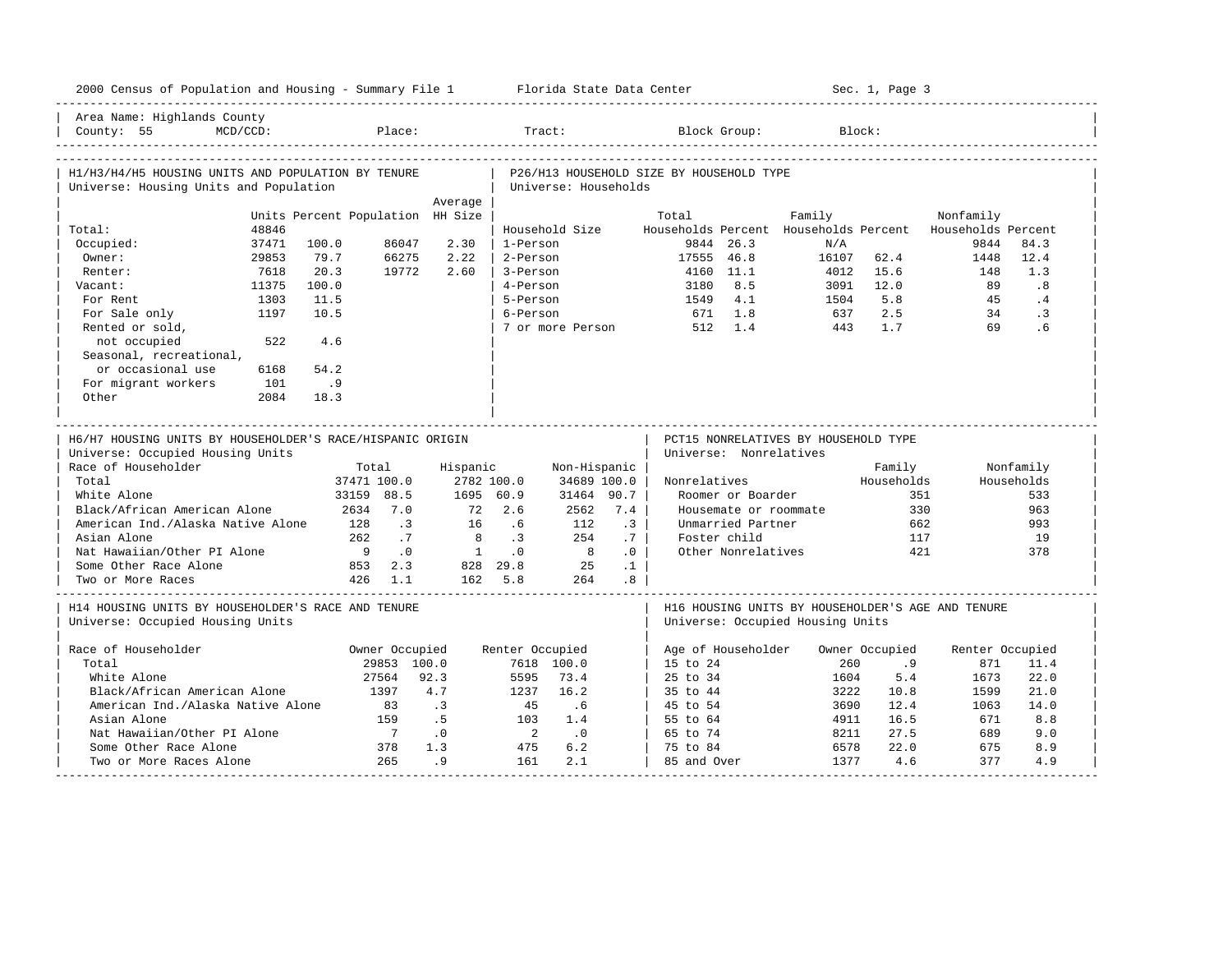Area Name: Highlands County
County: 55 MCD/CCD: Place: Tract: Block Group: Block:

## H1/H3/H4/H5 HOUSING UNITS AND POPULATION BY TENURE

Universe: Housing Units and Population

| | Units | Percent | Population | Average HH Size |
|---|---|---|---|---|
| Total: | 48846 | | | |
| Occupied: | 37471 | 100.0 | 86047 | 2.30 |
| Owner: | 29853 | 79.7 | 66275 | 2.22 |
| Renter: | 7618 | 20.3 | 19772 | 2.60 |
| Vacant: | 11375 | 100.0 | | |
| For Rent | 1303 | 11.5 | | |
| For Sale only | 1197 | 10.5 | | |
| Rented or sold, not occupied | 522 | 4.6 | | |
| Seasonal, recreational, or occasional use | 6168 | 54.2 | | |
| For migrant workers | 101 | .9 | | |
| Other | 2084 | 18.3 | | |

## P26/H13 HOUSEHOLD SIZE BY HOUSEHOLD TYPE

Universe: Households

| Household Size | Total Households | Percent | Family Households | Percent | Nonfamily Households | Percent |
|---|---|---|---|---|---|---|
| 1-Person | 9844 | 26.3 | N/A | | 9844 | 84.3 |
| 2-Person | 17555 | 46.8 | 16107 | 62.4 | 1448 | 12.4 |
| 3-Person | 4160 | 11.1 | 4012 | 15.6 | 148 | 1.3 |
| 4-Person | 3180 | 8.5 | 3091 | 12.0 | 89 | .8 |
| 5-Person | 1549 | 4.1 | 1504 | 5.8 | 45 | .4 |
| 6-Person | 671 | 1.8 | 637 | 2.5 | 34 | .3 |
| 7 or more Person | 512 | 1.4 | 443 | 1.7 | 69 | .6 |

## H6/H7 HOUSING UNITS BY HOUSEHOLDER'S RACE/HISPANIC ORIGIN

Universe: Occupied Housing Units

| Race of Householder | Total | | Hispanic | | Non-Hispanic | |
|---|---|---|---|---|---|---|
| Total | 37471 | 100.0 | 2782 | 100.0 | 34689 | 100.0 |
| White Alone | 33159 | 88.5 | 1695 | 60.9 | 31464 | 90.7 |
| Black/African American Alone | 2634 | 7.0 | 72 | 2.6 | 2562 | 7.4 |
| American Ind./Alaska Native Alone | 128 | .3 | 16 | .6 | 112 | .3 |
| Asian Alone | 262 | .7 | 8 | .3 | 254 | .7 |
| Nat Hawaiian/Other PI Alone | 9 | .0 | 1 | .0 | 8 | .0 |
| Some Other Race Alone | 853 | 2.3 | 828 | 29.8 | 25 | .1 |
| Two or More Races | 426 | 1.1 | 162 | 5.8 | 264 | .8 |

## PCT15 NONRELATIVES BY HOUSEHOLD TYPE

Universe: Nonrelatives

| Nonrelatives | Family Households | Nonfamily Households |
|---|---|---|
| Roomer or Boarder | 351 | 533 |
| Housemate or roommate | 330 | 963 |
| Unmarried Partner | 662 | 993 |
| Foster child | 117 | 19 |
| Other Nonrelatives | 421 | 378 |

## H14 HOUSING UNITS BY HOUSEHOLDER'S RACE AND TENURE

Universe: Occupied Housing Units

| Race of Householder | Owner Occupied | | Renter Occupied | |
|---|---|---|---|---|
| Total | 29853 | 100.0 | 7618 | 100.0 |
| White Alone | 27564 | 92.3 | 5595 | 73.4 |
| Black/African American Alone | 1397 | 4.7 | 1237 | 16.2 |
| American Ind./Alaska Native Alone | 83 | .3 | 45 | .6 |
| Asian Alone | 159 | .5 | 103 | 1.4 |
| Nat Hawaiian/Other PI Alone | 7 | .0 | 2 | .0 |
| Some Other Race Alone | 378 | 1.3 | 475 | 6.2 |
| Two or More Races Alone | 265 | .9 | 161 | 2.1 |

## H16 HOUSING UNITS BY HOUSEHOLDER'S AGE AND TENURE

Universe: Occupied Housing Units

| Age of Householder | Owner Occupied | | Renter Occupied | |
|---|---|---|---|---|
| 15 to 24 | 260 | .9 | 871 | 11.4 |
| 25 to 34 | 1604 | 5.4 | 1673 | 22.0 |
| 35 to 44 | 3222 | 10.8 | 1599 | 21.0 |
| 45 to 54 | 3690 | 12.4 | 1063 | 14.0 |
| 55 to 64 | 4911 | 16.5 | 671 | 8.8 |
| 65 to 74 | 8211 | 27.5 | 689 | 9.0 |
| 75 to 84 | 6578 | 22.0 | 675 | 8.9 |
| 85 and Over | 1377 | 4.6 | 377 | 4.9 |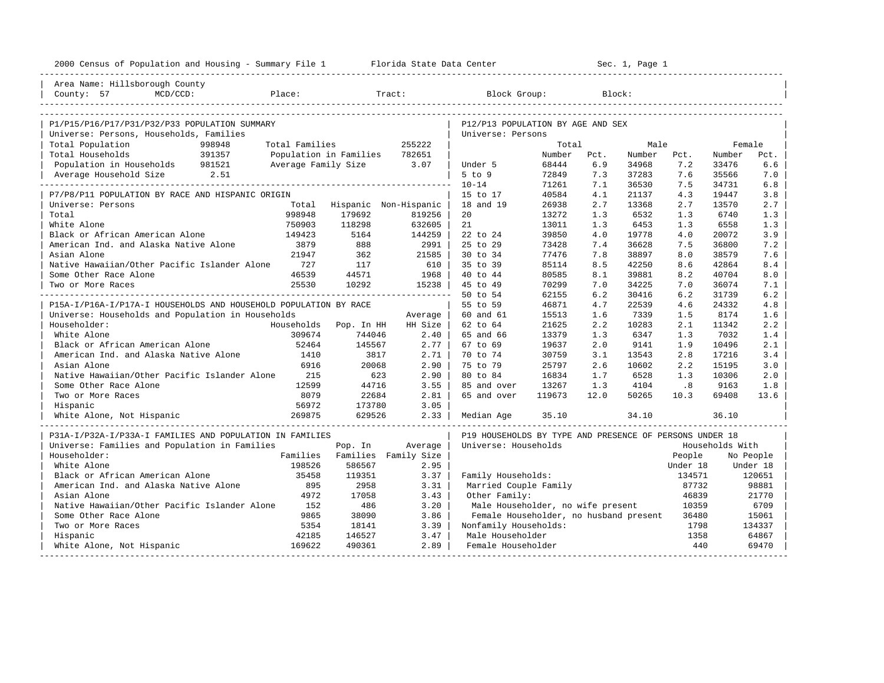2000 Census of Population and Housing - Summary File 1 Florida State Data Center Sec. 1, Page 1

Area Name: Hillsborough County
County: 57 MCD/CCD: Place: Tract: Block Group: Block:

## P1/P15/P16/P17/P31/P32/P33 POPULATION SUMMARY

Universe: Persons, Households, Families

| | | | |
|---|---|---|---|
| Total Population | 998948 | Total Families | 255222 |
| Total Households | 391357 | Population in Families | 782651 |
| Population in Households | 981521 | Average Family Size | 3.07 |
| Average Household Size | 2.51 | | |

## P7/P8/P11 POPULATION BY RACE AND HISPANIC ORIGIN

Universe: Persons

| | Total | Hispanic | Non-Hispanic |
|---|---|---|---|
| Total | 998948 | 179692 | 819256 |
| White Alone | 750903 | 118298 | 632605 |
| Black or African American Alone | 149423 | 5164 | 144259 |
| American Ind. and Alaska Native Alone | 3879 | 888 | 2991 |
| Asian Alone | 21947 | 362 | 21585 |
| Native Hawaiian/Other Pacific Islander Alone | 727 | 117 | 610 |
| Some Other Race Alone | 46539 | 44571 | 1968 |
| Two or More Races | 25530 | 10292 | 15238 |

## P15A-I/P16A-I/P17A-I HOUSEHOLDS AND HOUSEHOLD POPULATION BY RACE

Universe: Households and Population in Households

| Householder: | Households | Pop. In HH | Average HH Size |
|---|---|---|---|
| White Alone | 309674 | 744046 | 2.40 |
| Black or African American Alone | 52464 | 145567 | 2.77 |
| American Ind. and Alaska Native Alone | 1410 | 3817 | 2.71 |
| Asian Alone | 6916 | 20068 | 2.90 |
| Native Hawaiian/Other Pacific Islander Alone | 215 | 623 | 2.90 |
| Some Other Race Alone | 12599 | 44716 | 3.55 |
| Two or More Races | 8079 | 22684 | 2.81 |
| Hispanic | 56972 | 173780 | 3.05 |
| White Alone, Not Hispanic | 269875 | 629526 | 2.33 |

## P31A-I/P32A-I/P33A-I FAMILIES AND POPULATION IN FAMILIES

Universe: Families and Population in Families

| Householder: | Families | Pop. In Families | Average Family Size |
|---|---|---|---|
| White Alone | 198526 | 586567 | 2.95 |
| Black or African American Alone | 35458 | 119351 | 3.37 |
| American Ind. and Alaska Native Alone | 895 | 2958 | 3.31 |
| Asian Alone | 4972 | 17058 | 3.43 |
| Native Hawaiian/Other Pacific Islander Alone | 152 | 486 | 3.20 |
| Some Other Race Alone | 9865 | 38090 | 3.86 |
| Two or More Races | 5354 | 18141 | 3.39 |
| Hispanic | 42185 | 146527 | 3.47 |
| White Alone, Not Hispanic | 169622 | 490361 | 2.89 |

## P12/P13 POPULATION BY AGE AND SEX

Universe: Persons

| | Total Number | Total Pct. | Male Number | Male Pct. | Female Number | Female Pct. |
|---|---|---|---|---|---|---|
| Under 5 | 68444 | 6.9 | 34968 | 7.2 | 33476 | 6.6 |
| 5 to 9 | 72849 | 7.3 | 37283 | 7.6 | 35566 | 7.0 |
| 10-14 | 71261 | 7.1 | 36530 | 7.5 | 34731 | 6.8 |
| 15 to 17 | 40584 | 4.1 | 21137 | 4.3 | 19447 | 3.8 |
| 18 and 19 | 26938 | 2.7 | 13368 | 2.7 | 13570 | 2.7 |
| 20 | 13272 | 1.3 | 6532 | 1.3 | 6740 | 1.3 |
| 21 | 13011 | 1.3 | 6453 | 1.3 | 6558 | 1.3 |
| 22 to 24 | 39850 | 4.0 | 19778 | 4.0 | 20072 | 3.9 |
| 25 to 29 | 73428 | 7.4 | 36628 | 7.5 | 36800 | 7.2 |
| 30 to 34 | 77476 | 7.8 | 38897 | 8.0 | 38579 | 7.6 |
| 35 to 39 | 85114 | 8.5 | 42250 | 8.6 | 42864 | 8.4 |
| 40 to 44 | 80585 | 8.1 | 39881 | 8.2 | 40704 | 8.0 |
| 45 to 49 | 70299 | 7.0 | 34225 | 7.0 | 36074 | 7.1 |
| 50 to 54 | 62155 | 6.2 | 30416 | 6.2 | 31739 | 6.2 |
| 55 to 59 | 46871 | 4.7 | 22539 | 4.6 | 24332 | 4.8 |
| 60 and 61 | 15513 | 1.6 | 7339 | 1.5 | 8174 | 1.6 |
| 62 to 64 | 21625 | 2.2 | 10283 | 2.1 | 11342 | 2.2 |
| 65 and 66 | 13379 | 1.3 | 6347 | 1.3 | 7032 | 1.4 |
| 67 to 69 | 19637 | 2.0 | 9141 | 1.9 | 10496 | 2.1 |
| 70 to 74 | 30759 | 3.1 | 13543 | 2.8 | 17216 | 3.4 |
| 75 to 79 | 25797 | 2.6 | 10602 | 2.2 | 15195 | 3.0 |
| 80 to 84 | 16834 | 1.7 | 6528 | 1.3 | 10306 | 2.0 |
| 85 and over | 13267 | 1.3 | 4104 | .8 | 9163 | 1.8 |
| 65 and over | 119673 | 12.0 | 50265 | 10.3 | 69408 | 13.6 |
| Median Age | 35.10 | | 34.10 | | 36.10 | |

## P19 HOUSEHOLDS BY TYPE AND PRESENCE OF PERSONS UNDER 18

Universe: Households

| | Households With People Under 18 | Households With No People Under 18 |
|---|---|---|
| Family Households: | 134571 | 120651 |
| Married Couple Family | 87732 | 98881 |
| Other Family: | 46839 | 21770 |
| Male Householder, no wife present | 10359 | 6709 |
| Female Householder, no husband present | 36480 | 15061 |
| Nonfamily Households: | 1798 | 134337 |
| Male Householder | 1358 | 64867 |
| Female Householder | 440 | 69470 |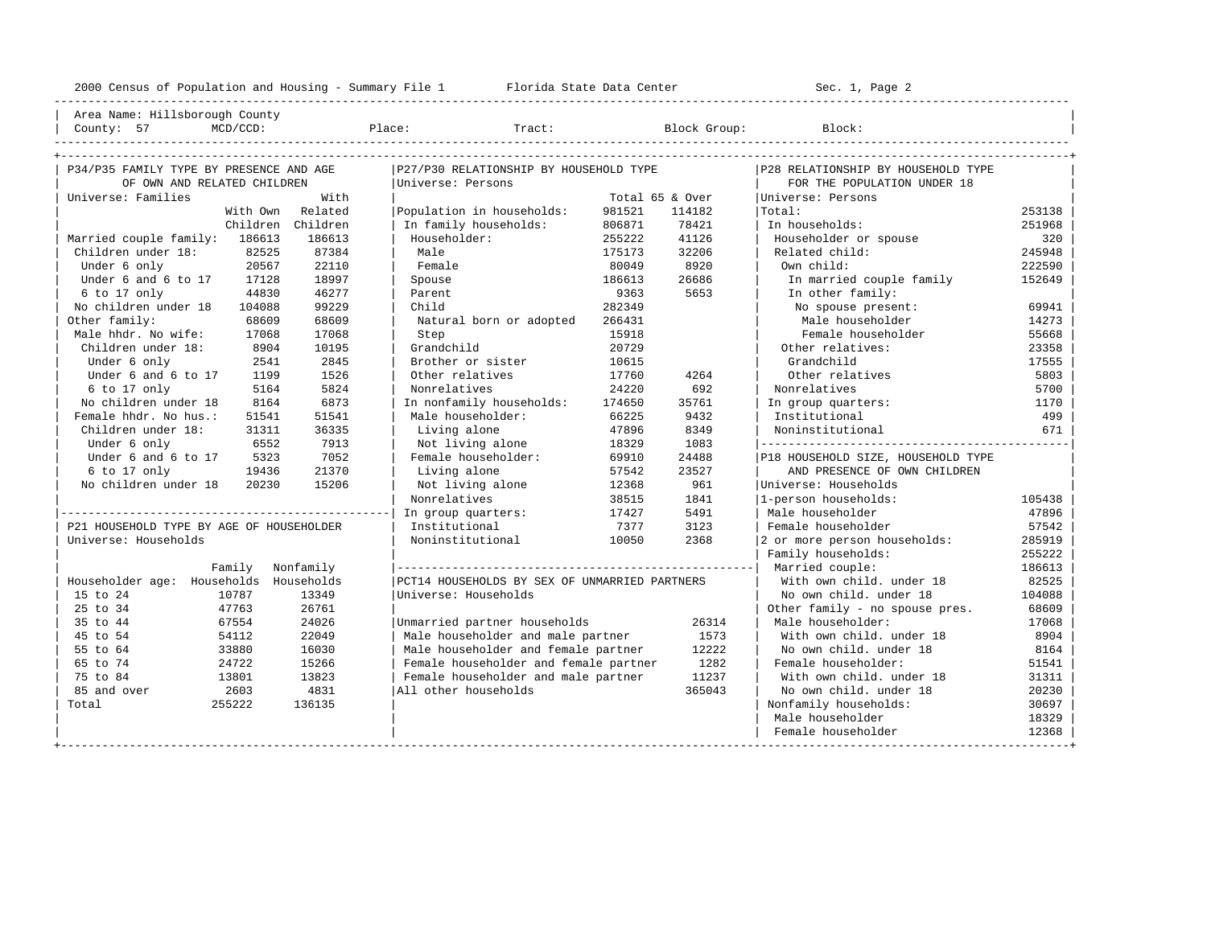Area Name: Hillsborough County
County: 57 MCD/CCD: Place: Tract: Block Group: Block:

## P34/P35 FAMILY TYPE BY PRESENCE AND AGE OF OWN AND RELATED CHILDREN

Universe: Families

| | With Own Children | With Related Children |
|---|---|---|
| Married couple family: | 186613 | 186613 |
| Children under 18: | 82525 | 87384 |
| Under 6 only | 20567 | 22110 |
| Under 6 and 6 to 17 | 17128 | 18997 |
| 6 to 17 only | 44830 | 46277 |
| No children under 18 | 104088 | 99229 |
| Other family: | 68609 | 68609 |
| Male hhdr. No wife: | 17068 | 17068 |
| Children under 18: | 8904 | 10195 |
| Under 6 only | 2541 | 2845 |
| Under 6 and 6 to 17 | 1199 | 1526 |
| 6 to 17 only | 5164 | 5824 |
| No children under 18 | 8164 | 6873 |
| Female hhdr. No hus.: | 51541 | 51541 |
| Children under 18: | 31311 | 36335 |
| Under 6 only | 6552 | 7913 |
| Under 6 and 6 to 17 | 5323 | 7052 |
| 6 to 17 only | 19436 | 21370 |
| No children under 18 | 20230 | 15206 |

## P21 HOUSEHOLD TYPE BY AGE OF HOUSEHOLDER

Universe: Households

| Householder age: | Family Households | Nonfamily Households |
|---|---|---|
| 15 to 24 | 10787 | 13349 |
| 25 to 34 | 47763 | 26761 |
| 35 to 44 | 67554 | 24026 |
| 45 to 54 | 54112 | 22049 |
| 55 to 64 | 33880 | 16030 |
| 65 to 74 | 24722 | 15266 |
| 75 to 84 | 13801 | 13823 |
| 85 and over | 2603 | 4831 |
| Total | 255222 | 136135 |

## P27/P30 RELATIONSHIP BY HOUSEHOLD TYPE

Universe: Persons

| | Total | 65 & Over |
|---|---|---|
| Population in households: | 981521 | 114182 |
| In family households: | 806871 | 78421 |
| Householder: | 255222 | 41126 |
| Male | 175173 | 32206 |
| Female | 80049 | 8920 |
| Spouse | 186613 | 26686 |
| Parent | 9363 | 5653 |
| Child | 282349 | |
| Natural born or adopted | 266431 | |
| Step | 15918 | |
| Grandchild | 20729 | |
| Brother or sister | 10615 | |
| Other relatives | 17760 | 4264 |
| Nonrelatives | 24220 | 692 |
| In nonfamily households: | 174650 | 35761 |
| Male householder: | 66225 | 9432 |
| Living alone | 47896 | 8349 |
| Not living alone | 18329 | 1083 |
| Female householder: | 69910 | 24488 |
| Living alone | 57542 | 23527 |
| Not living alone | 12368 | 961 |
| Nonrelatives | 38515 | 1841 |
| In group quarters: | 17427 | 5491 |
| Institutional | 7377 | 3123 |
| Noninstitutional | 10050 | 2368 |

## PCT14 HOUSEHOLDS BY SEX OF UNMARRIED PARTNERS

Universe: Households

| | |
|---|---|
| Unmarried partner households | 26314 |
| Male householder and male partner | 1573 |
| Male householder and female partner | 12222 |
| Female householder and female partner | 1282 |
| Female householder and male partner | 11237 |
| All other households | 365043 |

## P28 RELATIONSHIP BY HOUSEHOLD TYPE FOR THE POPULATION UNDER 18

Universe: Persons

| | |
|---|---|
| Total: | 253138 |
| In households: | 251968 |
| Householder or spouse | 320 |
| Related child: | 245948 |
| Own child: | 222590 |
| In married couple family | 152649 |
| In other family: | |
| No spouse present: | 69941 |
| Male householder | 14273 |
| Female householder | 55668 |
| Other relatives: | 23358 |
| Grandchild | 17555 |
| Other relatives | 5803 |
| Nonrelatives | 5700 |
| In group quarters: | 1170 |
| Institutional | 499 |
| Noninstitutional | 671 |

## P18 HOUSEHOLD SIZE, HOUSEHOLD TYPE AND PRESENCE OF OWN CHILDREN

Universe: Households

| | |
|---|---|
| 1-person households: | 105438 |
| Male householder | 47896 |
| Female householder | 57542 |
| 2 or more person households: | 285919 |
| Family households: | 255222 |
| Married couple: | 186613 |
| With own child. under 18 | 82525 |
| No own child. under 18 | 104088 |
| Other family - no spouse pres. | 68609 |
| Male householder: | 17068 |
| With own child. under 18 | 8904 |
| No own child. under 18 | 8164 |
| Female householder: | 51541 |
| With own child. under 18 | 31311 |
| No own child. under 18 | 20230 |
| Nonfamily households: | 30697 |
| Male householder | 18329 |
| Female householder | 12368 |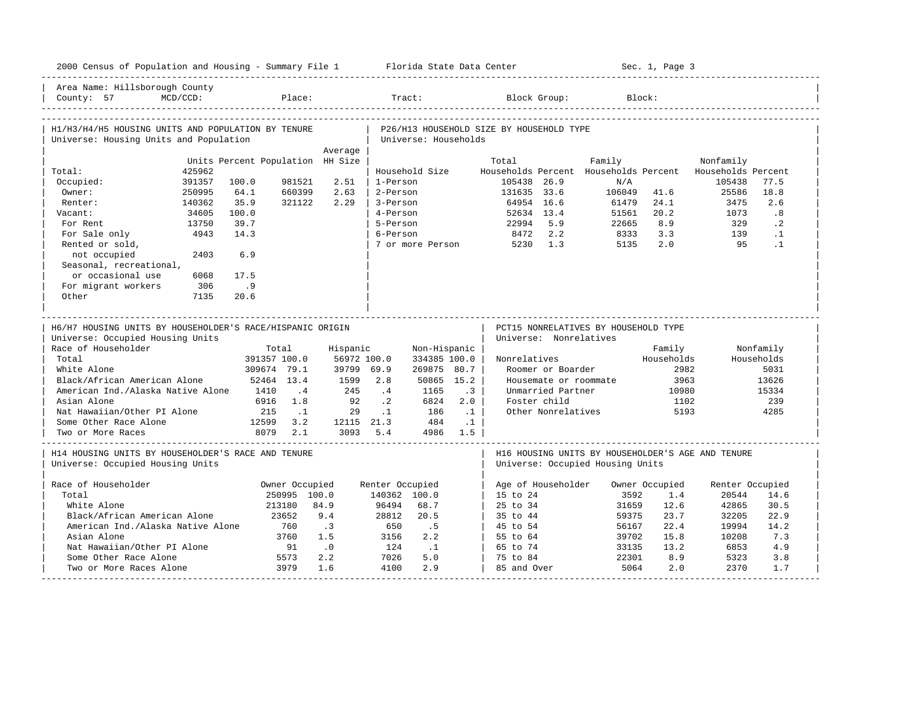Area Name: Hillsborough County
County: 57 MCD/CCD: Place: Tract: Block Group: Block:

## H1/H3/H4/H5 HOUSING UNITS AND POPULATION BY TENURE

Universe: Housing Units and Population

| | Units | Percent | Population | Average HH Size |
|---|---|---|---|---|
| Total: | 425962 | | | |
| Occupied: | 391357 | 100.0 | 981521 | 2.51 |
| Owner: | 250995 | 64.1 | 660399 | 2.63 |
| Renter: | 140362 | 35.9 | 321122 | 2.29 |
| Vacant: | 34605 | 100.0 | | |
| For Rent | 13750 | 39.7 | | |
| For Sale only | 4943 | 14.3 | | |
| Rented or sold, not occupied | 2403 | 6.9 | | |
| Seasonal, recreational, or occasional use | 6068 | 17.5 | | |
| For migrant workers | 306 | .9 | | |
| Other | 7135 | 20.6 | | |

## P26/H13 HOUSEHOLD SIZE BY HOUSEHOLD TYPE

Universe: Households

| Household Size | Total Households | Percent | Family Households | Percent | Nonfamily Households | Percent |
|---|---|---|---|---|---|---|
| 1-Person | 105438 | 26.9 | N/A | | 105438 | 77.5 |
| 2-Person | 131635 | 33.6 | 106049 | 41.6 | 25586 | 18.8 |
| 3-Person | 64954 | 16.6 | 61479 | 24.1 | 3475 | 2.6 |
| 4-Person | 52634 | 13.4 | 51561 | 20.2 | 1073 | .8 |
| 5-Person | 22994 | 5.9 | 22665 | 8.9 | 329 | .2 |
| 6-Person | 8472 | 2.2 | 8333 | 3.3 | 139 | .1 |
| 7 or more Person | 5230 | 1.3 | 5135 | 2.0 | 95 | .1 |

## H6/H7 HOUSING UNITS BY HOUSEHOLDER'S RACE/HISPANIC ORIGIN

Universe: Occupied Housing Units

| Race of Householder | Total | | Hispanic | | Non-Hispanic | |
|---|---|---|---|---|---|---|
| Total | 391357 | 100.0 | 56972 | 100.0 | 334385 | 100.0 |
| White Alone | 309674 | 79.1 | 39799 | 69.9 | 269875 | 80.7 |
| Black/African American Alone | 52464 | 13.4 | 1599 | 2.8 | 50865 | 15.2 |
| American Ind./Alaska Native Alone | 1410 | .4 | 245 | .4 | 1165 | .3 |
| Asian Alone | 6916 | 1.8 | 92 | .2 | 6824 | 2.0 |
| Nat Hawaiian/Other PI Alone | 215 | .1 | 29 | .1 | 186 | .1 |
| Some Other Race Alone | 12599 | 3.2 | 12115 | 21.3 | 484 | .1 |
| Two or More Races | 8079 | 2.1 | 3093 | 5.4 | 4986 | 1.5 |

## PCT15 NONRELATIVES BY HOUSEHOLD TYPE

Universe: Nonrelatives

| Nonrelatives | Family Households | Nonfamily Households |
|---|---|---|
| Roomer or Boarder | 2982 | 5031 |
| Housemate or roommate | 3963 | 13626 |
| Unmarried Partner | 10980 | 15334 |
| Foster child | 1102 | 239 |
| Other Nonrelatives | 5193 | 4285 |

## H14 HOUSING UNITS BY HOUSEHOLDER'S RACE AND TENURE

Universe: Occupied Housing Units

| Race of Householder | Owner Occupied | | Renter Occupied | |
|---|---|---|---|---|
| Total | 250995 | 100.0 | 140362 | 100.0 |
| White Alone | 213180 | 84.9 | 96494 | 68.7 |
| Black/African American Alone | 23652 | 9.4 | 28812 | 20.5 |
| American Ind./Alaska Native Alone | 760 | .3 | 650 | .5 |
| Asian Alone | 3760 | 1.5 | 3156 | 2.2 |
| Nat Hawaiian/Other PI Alone | 91 | .0 | 124 | .1 |
| Some Other Race Alone | 5573 | 2.2 | 7026 | 5.0 |
| Two or More Races Alone | 3979 | 1.6 | 4100 | 2.9 |

## H16 HOUSING UNITS BY HOUSEHOLDER'S AGE AND TENURE

Universe: Occupied Housing Units

| Age of Householder | Owner Occupied | | Renter Occupied | |
|---|---|---|---|---|
| 15 to 24 | 3592 | 1.4 | 20544 | 14.6 |
| 25 to 34 | 31659 | 12.6 | 42865 | 30.5 |
| 35 to 44 | 59375 | 23.7 | 32205 | 22.9 |
| 45 to 54 | 56167 | 22.4 | 19994 | 14.2 |
| 55 to 64 | 39702 | 15.8 | 10208 | 7.3 |
| 65 to 74 | 33135 | 13.2 | 6853 | 4.9 |
| 75 to 84 | 22301 | 8.9 | 5323 | 3.8 |
| 85 and Over | 5064 | 2.0 | 2370 | 1.7 |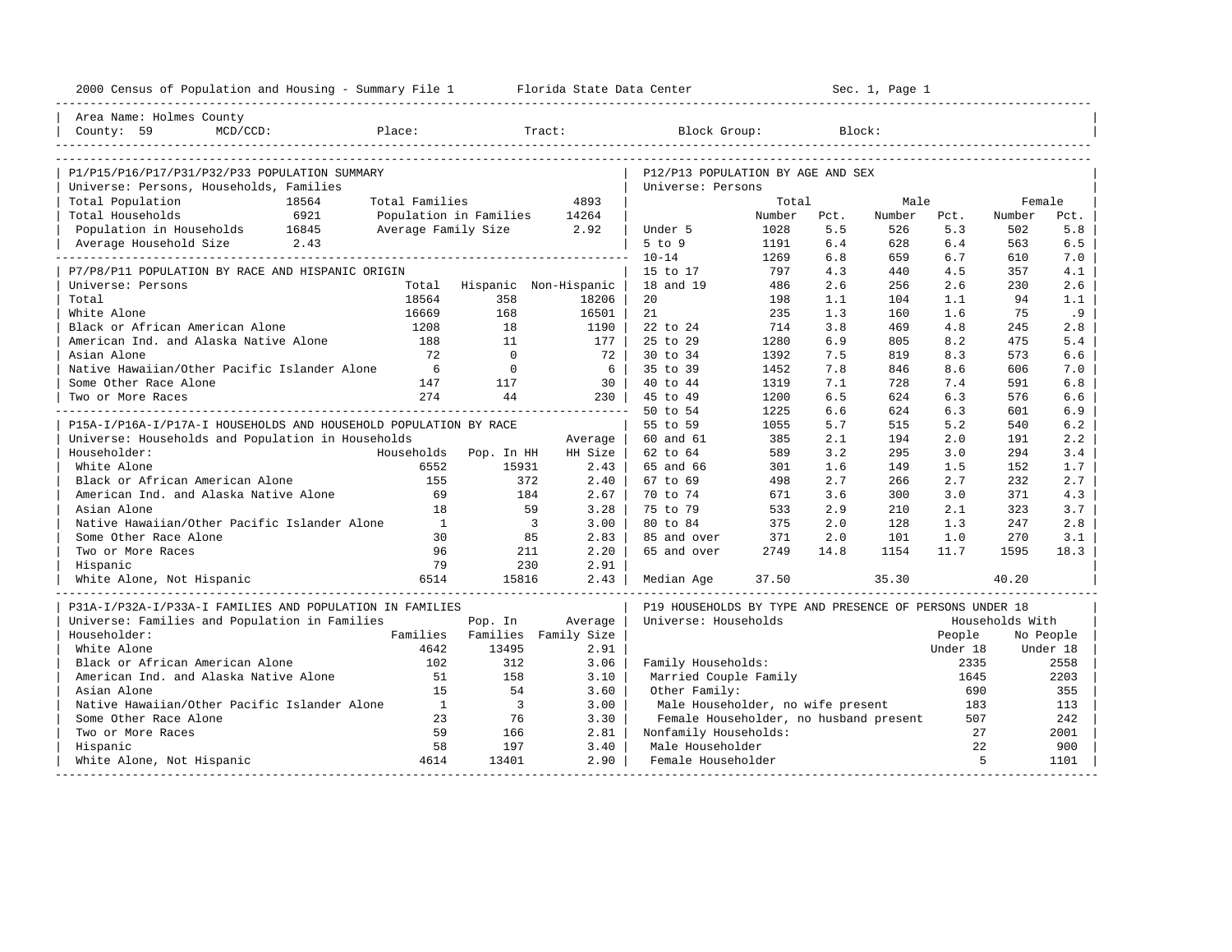2000 Census of Population and Housing - Summary File 1 — Florida State Data Center — Sec. 1, Page 1

Area Name: Holmes County
County: 59 MCD/CCD: Place: Tract: Block Group: Block:

## P1/P15/P16/P17/P31/P32/P33 POPULATION SUMMARY

Universe: Persons, Households, Families

| | | | |
|---|---|---|---|
| Total Population | 18564 | Total Families | 4893 |
| Total Households | 6921 | Population in Families | 14264 |
| Population in Households | 16845 | Average Family Size | 2.92 |
| Average Household Size | 2.43 | | |

## P7/P8/P11 POPULATION BY RACE AND HISPANIC ORIGIN

Universe: Persons

| | Total | Hispanic | Non-Hispanic |
|---|---|---|---|
| Total | 18564 | 358 | 18206 |
| White Alone | 16669 | 168 | 16501 |
| Black or African American Alone | 1208 | 18 | 1190 |
| American Ind. and Alaska Native Alone | 188 | 11 | 177 |
| Asian Alone | 72 | 0 | 72 |
| Native Hawaiian/Other Pacific Islander Alone | 6 | 0 | 6 |
| Some Other Race Alone | 147 | 117 | 30 |
| Two or More Races | 274 | 44 | 230 |

## P15A-I/P16A-I/P17A-I HOUSEHOLDS AND HOUSEHOLD POPULATION BY RACE

Universe: Households and Population in Households

| Householder: | Households | Pop. In HH | Average HH Size |
|---|---|---|---|
| White Alone | 6552 | 15931 | 2.43 |
| Black or African American Alone | 155 | 372 | 2.40 |
| American Ind. and Alaska Native Alone | 69 | 184 | 2.67 |
| Asian Alone | 18 | 59 | 3.28 |
| Native Hawaiian/Other Pacific Islander Alone | 1 | 3 | 3.00 |
| Some Other Race Alone | 30 | 85 | 2.83 |
| Two or More Races | 96 | 211 | 2.20 |
| Hispanic | 79 | 230 | 2.91 |
| White Alone, Not Hispanic | 6514 | 15816 | 2.43 |

## P31A-I/P32A-I/P33A-I FAMILIES AND POPULATION IN FAMILIES

Universe: Families and Population in Families

| Householder: | Families | Pop. In Families | Average Family Size |
|---|---|---|---|
| White Alone | 4642 | 13495 | 2.91 |
| Black or African American Alone | 102 | 312 | 3.06 |
| American Ind. and Alaska Native Alone | 51 | 158 | 3.10 |
| Asian Alone | 15 | 54 | 3.60 |
| Native Hawaiian/Other Pacific Islander Alone | 1 | 3 | 3.00 |
| Some Other Race Alone | 23 | 76 | 3.30 |
| Two or More Races | 59 | 166 | 2.81 |
| Hispanic | 58 | 197 | 3.40 |
| White Alone, Not Hispanic | 4614 | 13401 | 2.90 |

## P12/P13 POPULATION BY AGE AND SEX

Universe: Persons

| | Total Number | Total Pct. | Male Number | Male Pct. | Female Number | Female Pct. |
|---|---|---|---|---|---|---|
| Under 5 | 1028 | 5.5 | 526 | 5.3 | 502 | 5.8 |
| 5 to 9 | 1191 | 6.4 | 628 | 6.4 | 563 | 6.5 |
| 10-14 | 1269 | 6.8 | 659 | 6.7 | 610 | 7.0 |
| 15 to 17 | 797 | 4.3 | 440 | 4.5 | 357 | 4.1 |
| 18 and 19 | 486 | 2.6 | 256 | 2.6 | 230 | 2.6 |
| 20 | 198 | 1.1 | 104 | 1.1 | 94 | 1.1 |
| 21 | 235 | 1.3 | 160 | 1.6 | 75 | .9 |
| 22 to 24 | 714 | 3.8 | 469 | 4.8 | 245 | 2.8 |
| 25 to 29 | 1280 | 6.9 | 805 | 8.2 | 475 | 5.4 |
| 30 to 34 | 1392 | 7.5 | 819 | 8.3 | 573 | 6.6 |
| 35 to 39 | 1452 | 7.8 | 846 | 8.6 | 606 | 7.0 |
| 40 to 44 | 1319 | 7.1 | 728 | 7.4 | 591 | 6.8 |
| 45 to 49 | 1200 | 6.5 | 624 | 6.3 | 576 | 6.6 |
| 50 to 54 | 1225 | 6.6 | 624 | 6.3 | 601 | 6.9 |
| 55 to 59 | 1055 | 5.7 | 515 | 5.2 | 540 | 6.2 |
| 60 and 61 | 385 | 2.1 | 194 | 2.0 | 191 | 2.2 |
| 62 to 64 | 589 | 3.2 | 295 | 3.0 | 294 | 3.4 |
| 65 and 66 | 301 | 1.6 | 149 | 1.5 | 152 | 1.7 |
| 67 to 69 | 498 | 2.7 | 266 | 2.7 | 232 | 2.7 |
| 70 to 74 | 671 | 3.6 | 300 | 3.0 | 371 | 4.3 |
| 75 to 79 | 533 | 2.9 | 210 | 2.1 | 323 | 3.7 |
| 80 to 84 | 375 | 2.0 | 128 | 1.3 | 247 | 2.8 |
| 85 and over | 371 | 2.0 | 101 | 1.0 | 270 | 3.1 |
| 65 and over | 2749 | 14.8 | 1154 | 11.7 | 1595 | 18.3 |
| Median Age | 37.50 | | 35.30 | | 40.20 | |

## P19 HOUSEHOLDS BY TYPE AND PRESENCE OF PERSONS UNDER 18

Universe: Households

| | Households With People Under 18 | Households With No People Under 18 |
|---|---|---|
| Family Households: | 2335 | 2558 |
| Married Couple Family | 1645 | 2203 |
| Other Family: | 690 | 355 |
| Male Householder, no wife present | 183 | 113 |
| Female Householder, no husband present | 507 | 242 |
| Nonfamily Households: | 27 | 2001 |
| Male Householder | 22 | 900 |
| Female Householder | 5 | 1101 |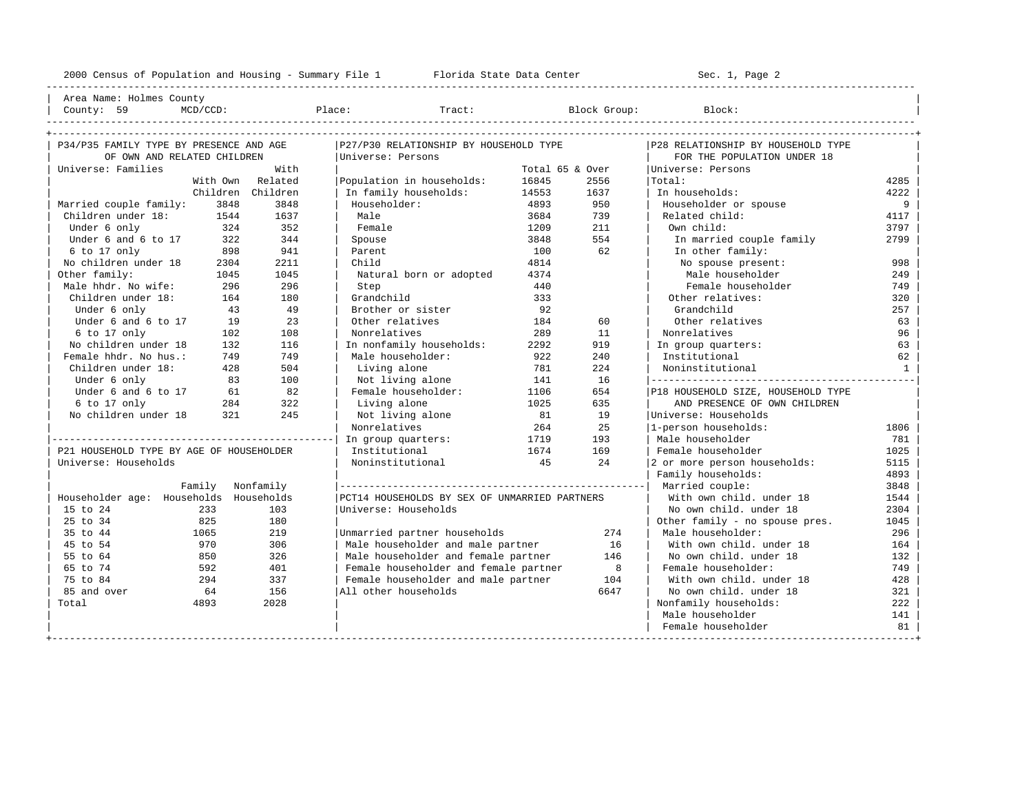2000 Census of Population and Housing - Summary File 1 Florida State Data Center Sec. 1, Page 2

Area Name: Holmes County
County: 59 MCD/CCD: Place: Tract: Block Group: Block:

## P34/P35 FAMILY TYPE BY PRESENCE AND AGE OF OWN AND RELATED CHILDREN

Universe: Families

| | With Own Children | With Related Children |
|---|---|---|
| Married couple family: | 3848 | 3848 |
| Children under 18: | 1544 | 1637 |
| Under 6 only | 324 | 352 |
| Under 6 and 6 to 17 | 322 | 344 |
| 6 to 17 only | 898 | 941 |
| No children under 18 | 2304 | 2211 |
| Other family: | 1045 | 1045 |
| Male hhdr. No wife: | 296 | 296 |
| Children under 18: | 164 | 180 |
| Under 6 only | 43 | 49 |
| Under 6 and 6 to 17 | 19 | 23 |
| 6 to 17 only | 102 | 108 |
| No children under 18 | 132 | 116 |
| Female hhdr. No hus.: | 749 | 749 |
| Children under 18: | 428 | 504 |
| Under 6 only | 83 | 100 |
| Under 6 and 6 to 17 | 61 | 82 |
| 6 to 17 only | 284 | 322 |
| No children under 18 | 321 | 245 |

## P21 HOUSEHOLD TYPE BY AGE OF HOUSEHOLDER

Universe: Households

| Householder age: | Family Households | Nonfamily Households |
|---|---|---|
| 15 to 24 | 233 | 103 |
| 25 to 34 | 825 | 180 |
| 35 to 44 | 1065 | 219 |
| 45 to 54 | 970 | 306 |
| 55 to 64 | 850 | 326 |
| 65 to 74 | 592 | 401 |
| 75 to 84 | 294 | 337 |
| 85 and over | 64 | 156 |
| Total | 4893 | 2028 |

## P27/P30 RELATIONSHIP BY HOUSEHOLD TYPE

Universe: Persons

| | Total | 65 & Over |
|---|---|---|
| Population in households: | 16845 | 2556 |
| In family households: | 14553 | 1637 |
| Householder: | 4893 | 950 |
| Male | 3684 | 739 |
| Female | 1209 | 211 |
| Spouse | 3848 | 554 |
| Parent | 100 | 62 |
| Child | 4814 | |
| Natural born or adopted | 4374 | |
| Step | 440 | |
| Grandchild | 333 | |
| Brother or sister | 92 | |
| Other relatives | 184 | 60 |
| Nonrelatives | 289 | 11 |
| In nonfamily households: | 2292 | 919 |
| Male householder: | 922 | 240 |
| Living alone | 781 | 224 |
| Not living alone | 141 | 16 |
| Female householder: | 1106 | 654 |
| Living alone | 1025 | 635 |
| Not living alone | 81 | 19 |
| Nonrelatives | 264 | 25 |
| In group quarters: | 1719 | 193 |
| Institutional | 1674 | 169 |
| Noninstitutional | 45 | 24 |

## PCT14 HOUSEHOLDS BY SEX OF UNMARRIED PARTNERS

Universe: Households

| | |
|---|---|
| Unmarried partner households | 274 |
| Male householder and male partner | 16 |
| Male householder and female partner | 146 |
| Female householder and female partner | 8 |
| Female householder and male partner | 104 |
| All other households | 6647 |

## P28 RELATIONSHIP BY HOUSEHOLD TYPE FOR THE POPULATION UNDER 18

Universe: Persons

| | |
|---|---|
| Total: | 4285 |
| In households: | 4222 |
| Householder or spouse | 9 |
| Related child: | 4117 |
| Own child: | 3797 |
| In married couple family | 2799 |
| In other family: | |
| No spouse present: | 998 |
| Male householder | 249 |
| Female householder | 749 |
| Other relatives: | 320 |
| Grandchild | 257 |
| Other relatives | 63 |
| Nonrelatives | 96 |
| In group quarters: | 63 |
| Institutional | 62 |
| Noninstitutional | 1 |

## P18 HOUSEHOLD SIZE, HOUSEHOLD TYPE AND PRESENCE OF OWN CHILDREN

Universe: Households

| | |
|---|---|
| 1-person households: | 1806 |
| Male householder | 781 |
| Female householder | 1025 |
| 2 or more person households: | 5115 |
| Family households: | 4893 |
| Married couple: | 3848 |
| With own child. under 18 | 1544 |
| No own child. under 18 | 2304 |
| Other family - no spouse pres. | 1045 |
| Male householder: | 296 |
| With own child. under 18 | 164 |
| No own child. under 18 | 132 |
| Female householder: | 749 |
| With own child. under 18 | 428 |
| No own child. under 18 | 321 |
| Nonfamily households: | 222 |
| Male householder | 141 |
| Female householder | 81 |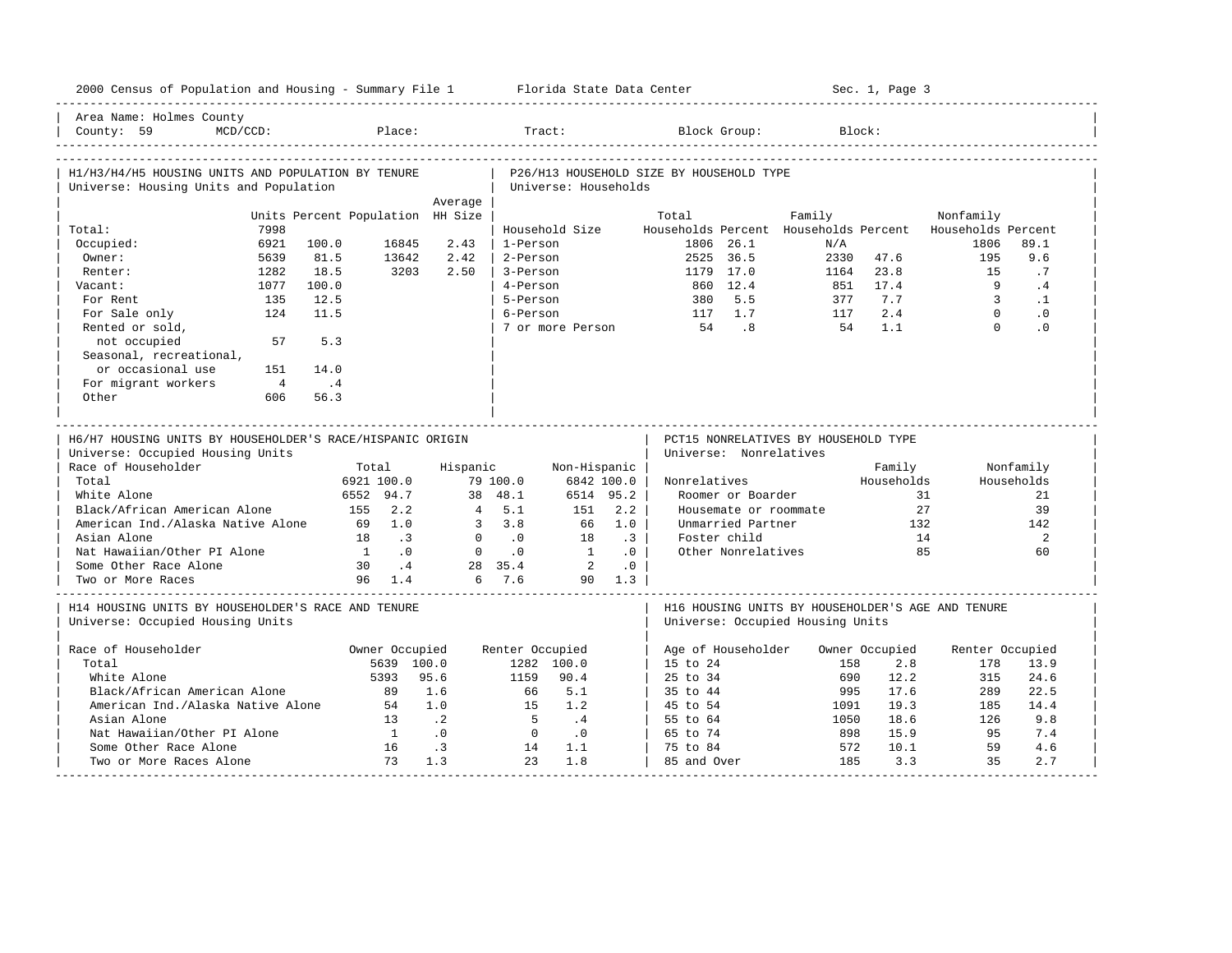2000 Census of Population and Housing - Summary File 1 Florida State Data Center

Area Name: Holmes County
County: 59 MCD/CCD: Place: Tract: Block Group: Block:

## H1/H3/H4/H5 HOUSING UNITS AND POPULATION BY TENURE

Universe: Housing Units and Population

| | Units | Percent | Population | Average HH Size |
|---|---|---|---|---|
| Total: | 7998 | | | |
| Occupied: | 6921 | 100.0 | 16845 | 2.43 |
| Owner: | 5639 | 81.5 | 13642 | 2.42 |
| Renter: | 1282 | 18.5 | 3203 | 2.50 |
| Vacant: | 1077 | 100.0 | | |
| For Rent | 135 | 12.5 | | |
| For Sale only | 124 | 11.5 | | |
| Rented or sold, not occupied | 57 | 5.3 | | |
| Seasonal, recreational, or occasional use | 151 | 14.0 | | |
| For migrant workers | 4 | .4 | | |
| Other | 606 | 56.3 | | |

## P26/H13 HOUSEHOLD SIZE BY HOUSEHOLD TYPE

Universe: Households

| Household Size | Total Households | Percent | Family Households | Percent | Nonfamily Households | Percent |
|---|---|---|---|---|---|---|
| 1-Person | 1806 | 26.1 | N/A | | 1806 | 89.1 |
| 2-Person | 2525 | 36.5 | 2330 | 47.6 | 195 | 9.6 |
| 3-Person | 1179 | 17.0 | 1164 | 23.8 | 15 | .7 |
| 4-Person | 860 | 12.4 | 851 | 17.4 | 9 | .4 |
| 5-Person | 380 | 5.5 | 377 | 7.7 | 3 | .1 |
| 6-Person | 117 | 1.7 | 117 | 2.4 | 0 | .0 |
| 7 or more Person | 54 | .8 | 54 | 1.1 | 0 | .0 |

## H6/H7 HOUSING UNITS BY HOUSEHOLDER'S RACE/HISPANIC ORIGIN

Universe: Occupied Housing Units

| Race of Householder | Total | | Hispanic | | Non-Hispanic | |
|---|---|---|---|---|---|---|
| Total | 6921 | 100.0 | 79 | 100.0 | 6842 | 100.0 |
| White Alone | 6552 | 94.7 | 38 | 48.1 | 6514 | 95.2 |
| Black/African American Alone | 155 | 2.2 | 4 | 5.1 | 151 | 2.2 |
| American Ind./Alaska Native Alone | 69 | 1.0 | 3 | 3.8 | 66 | 1.0 |
| Asian Alone | 18 | .3 | 0 | .0 | 18 | .3 |
| Nat Hawaiian/Other PI Alone | 1 | .0 | 0 | .0 | 1 | .0 |
| Some Other Race Alone | 30 | .4 | 28 | 35.4 | 2 | .0 |
| Two or More Races | 96 | 1.4 | 6 | 7.6 | 90 | 1.3 |

## PCT15 NONRELATIVES BY HOUSEHOLD TYPE

Universe: Nonrelatives

| Nonrelatives | Family Households | Nonfamily Households |
|---|---|---|
| Roomer or Boarder | 31 | 21 |
| Housemate or roommate | 27 | 39 |
| Unmarried Partner | 132 | 142 |
| Foster child | 14 | 2 |
| Other Nonrelatives | 85 | 60 |

## H14 HOUSING UNITS BY HOUSEHOLDER'S RACE AND TENURE

Universe: Occupied Housing Units

| Race of Householder | Owner Occupied | | Renter Occupied | |
|---|---|---|---|---|
| Total | 5639 | 100.0 | 1282 | 100.0 |
| White Alone | 5393 | 95.6 | 1159 | 90.4 |
| Black/African American Alone | 89 | 1.6 | 66 | 5.1 |
| American Ind./Alaska Native Alone | 54 | 1.0 | 15 | 1.2 |
| Asian Alone | 13 | .2 | 5 | .4 |
| Nat Hawaiian/Other PI Alone | 1 | .0 | 0 | .0 |
| Some Other Race Alone | 16 | .3 | 14 | 1.1 |
| Two or More Races Alone | 73 | 1.3 | 23 | 1.8 |

## H16 HOUSING UNITS BY HOUSEHOLDER'S AGE AND TENURE

Universe: Occupied Housing Units

| Age of Householder | Owner Occupied | | Renter Occupied | |
|---|---|---|---|---|
| 15 to 24 | 158 | 2.8 | 178 | 13.9 |
| 25 to 34 | 690 | 12.2 | 315 | 24.6 |
| 35 to 44 | 995 | 17.6 | 289 | 22.5 |
| 45 to 54 | 1091 | 19.3 | 185 | 14.4 |
| 55 to 64 | 1050 | 18.6 | 126 | 9.8 |
| 65 to 74 | 898 | 15.9 | 95 | 7.4 |
| 75 to 84 | 572 | 10.1 | 59 | 4.6 |
| 85 and Over | 185 | 3.3 | 35 | 2.7 |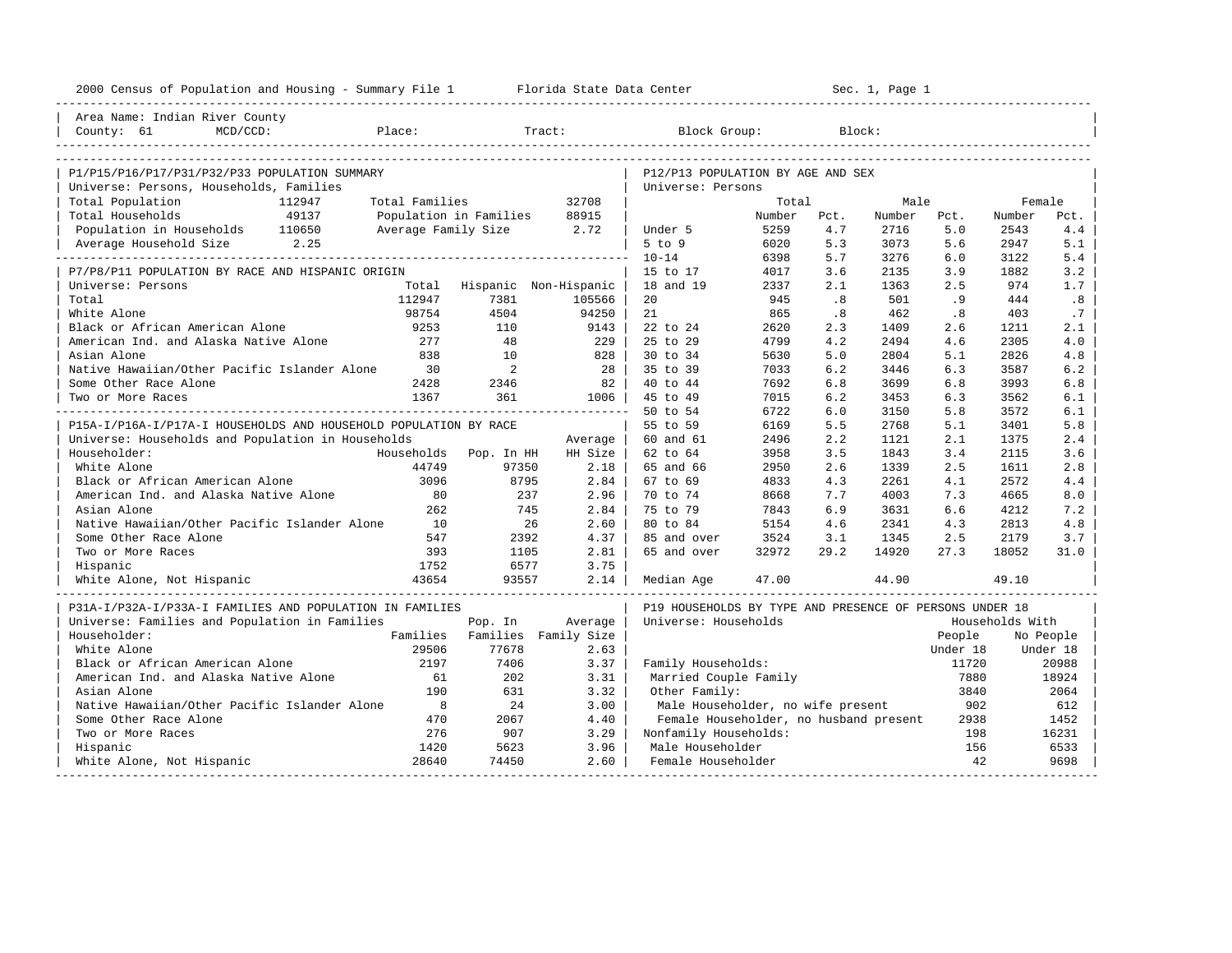2000 Census of Population and Housing - Summary File 1 — Florida State Data Center — Sec. 1, Page 1

Area Name: Indian River County
County: 61 MCD/CCD: Place: Tract: Block Group: Block:

## P1/P15/P16/P17/P31/P32/P33 POPULATION SUMMARY

Universe: Persons, Households, Families

| | | | |
|---|---|---|---|
| Total Population | 112947 | Total Families | 32708 |
| Total Households | 49137 | Population in Families | 88915 |
| Population in Households | 110650 | Average Family Size | 2.72 |
| Average Household Size | 2.25 | | |

## P7/P8/P11 POPULATION BY RACE AND HISPANIC ORIGIN

Universe: Persons

| | Total | Hispanic | Non-Hispanic |
|---|---|---|---|
| Total | 112947 | 7381 | 105566 |
| White Alone | 98754 | 4504 | 94250 |
| Black or African American Alone | 9253 | 110 | 9143 |
| American Ind. and Alaska Native Alone | 277 | 48 | 229 |
| Asian Alone | 838 | 10 | 828 |
| Native Hawaiian/Other Pacific Islander Alone | 30 | 2 | 28 |
| Some Other Race Alone | 2428 | 2346 | 82 |
| Two or More Races | 1367 | 361 | 1006 |

## P15A-I/P16A-I/P17A-I HOUSEHOLDS AND HOUSEHOLD POPULATION BY RACE

Universe: Households and Population in Households

| Householder: | Households | Pop. In HH | Average HH Size |
|---|---|---|---|
| White Alone | 44749 | 97350 | 2.18 |
| Black or African American Alone | 3096 | 8795 | 2.84 |
| American Ind. and Alaska Native Alone | 80 | 237 | 2.96 |
| Asian Alone | 262 | 745 | 2.84 |
| Native Hawaiian/Other Pacific Islander Alone | 10 | 26 | 2.60 |
| Some Other Race Alone | 547 | 2392 | 4.37 |
| Two or More Races | 393 | 1105 | 2.81 |
| Hispanic | 1752 | 6577 | 3.75 |
| White Alone, Not Hispanic | 43654 | 93557 | 2.14 |

## P31A-I/P32A-I/P33A-I FAMILIES AND POPULATION IN FAMILIES

Universe: Families and Population in Families

| Householder: | Families | Pop. In Families | Average Family Size |
|---|---|---|---|
| White Alone | 29506 | 77678 | 2.63 |
| Black or African American Alone | 2197 | 7406 | 3.37 |
| American Ind. and Alaska Native Alone | 61 | 202 | 3.31 |
| Asian Alone | 190 | 631 | 3.32 |
| Native Hawaiian/Other Pacific Islander Alone | 8 | 24 | 3.00 |
| Some Other Race Alone | 470 | 2067 | 4.40 |
| Two or More Races | 276 | 907 | 3.29 |
| Hispanic | 1420 | 5623 | 3.96 |
| White Alone, Not Hispanic | 28640 | 74450 | 2.60 |

## P12/P13 POPULATION BY AGE AND SEX

Universe: Persons

| | Total Number | Total Pct. | Male Number | Male Pct. | Female Number | Female Pct. |
|---|---|---|---|---|---|---|
| Under 5 | 5259 | 4.7 | 2716 | 5.0 | 2543 | 4.4 |
| 5 to 9 | 6020 | 5.3 | 3073 | 5.6 | 2947 | 5.1 |
| 10-14 | 6398 | 5.7 | 3276 | 6.0 | 3122 | 5.4 |
| 15 to 17 | 4017 | 3.6 | 2135 | 3.9 | 1882 | 3.2 |
| 18 and 19 | 2337 | 2.1 | 1363 | 2.5 | 974 | 1.7 |
| 20 | 945 | .8 | 501 | .9 | 444 | .8 |
| 21 | 865 | .8 | 462 | .8 | 403 | .7 |
| 22 to 24 | 2620 | 2.3 | 1409 | 2.6 | 1211 | 2.1 |
| 25 to 29 | 4799 | 4.2 | 2494 | 4.6 | 2305 | 4.0 |
| 30 to 34 | 5630 | 5.0 | 2804 | 5.1 | 2826 | 4.8 |
| 35 to 39 | 7033 | 6.2 | 3446 | 6.3 | 3587 | 6.2 |
| 40 to 44 | 7692 | 6.8 | 3699 | 6.8 | 3993 | 6.8 |
| 45 to 49 | 7015 | 6.2 | 3453 | 6.3 | 3562 | 6.1 |
| 50 to 54 | 6722 | 6.0 | 3150 | 5.8 | 3572 | 6.1 |
| 55 to 59 | 6169 | 5.5 | 2768 | 5.1 | 3401 | 5.8 |
| 60 and 61 | 2496 | 2.2 | 1121 | 2.1 | 1375 | 2.4 |
| 62 to 64 | 3958 | 3.5 | 1843 | 3.4 | 2115 | 3.6 |
| 65 and 66 | 2950 | 2.6 | 1339 | 2.5 | 1611 | 2.8 |
| 67 to 69 | 4833 | 4.3 | 2261 | 4.1 | 2572 | 4.4 |
| 70 to 74 | 8668 | 7.7 | 4003 | 7.3 | 4665 | 8.0 |
| 75 to 79 | 7843 | 6.9 | 3631 | 6.6 | 4212 | 7.2 |
| 80 to 84 | 5154 | 4.6 | 2341 | 4.3 | 2813 | 4.8 |
| 85 and over | 3524 | 3.1 | 1345 | 2.5 | 2179 | 3.7 |
| 65 and over | 32972 | 29.2 | 14920 | 27.3 | 18052 | 31.0 |
| Median Age | 47.00 | | 44.90 | | 49.10 | |

## P19 HOUSEHOLDS BY TYPE AND PRESENCE OF PERSONS UNDER 18

Universe: Households

| | Households With People Under 18 | Households With No People Under 18 |
|---|---|---|
| Family Households: | 11720 | 20988 |
| Married Couple Family | 7880 | 18924 |
| Other Family: | 3840 | 2064 |
| Male Householder, no wife present | 902 | 612 |
| Female Householder, no husband present | 2938 | 1452 |
| Nonfamily Households: | 198 | 16231 |
| Male Householder | 156 | 6533 |
| Female Householder | 42 | 9698 |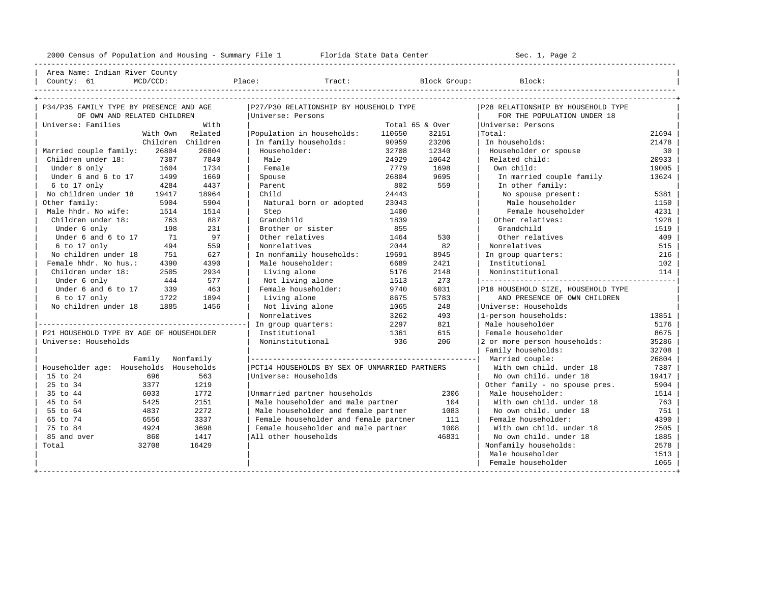2000 Census of Population and Housing - Summary File 1 Florida State Data Center Sec. 1, Page 2

Area Name: Indian River County
County: 61 MCD/CCD: Place: Tract: Block Group: Block:

## P34/P35 FAMILY TYPE BY PRESENCE AND AGE OF OWN AND RELATED CHILDREN

Universe: Families

| | With Own Children | With Related Children |
|---|---|---|
| Married couple family: | 26804 | 26804 |
| Children under 18: | 7387 | 7840 |
| Under 6 only | 1604 | 1734 |
| Under 6 and 6 to 17 | 1499 | 1669 |
| 6 to 17 only | 4284 | 4437 |
| No children under 18 | 19417 | 18964 |
| Other family: | 5904 | 5904 |
| Male hhdr. No wife: | 1514 | 1514 |
| Children under 18: | 763 | 887 |
| Under 6 only | 198 | 231 |
| Under 6 and 6 to 17 | 71 | 97 |
| 6 to 17 only | 494 | 559 |
| No children under 18 | 751 | 627 |
| Female hhdr. No hus.: | 4390 | 4390 |
| Children under 18: | 2505 | 2934 |
| Under 6 only | 444 | 577 |
| Under 6 and 6 to 17 | 339 | 463 |
| 6 to 17 only | 1722 | 1894 |
| No children under 18 | 1885 | 1456 |

## P21 HOUSEHOLD TYPE BY AGE OF HOUSEHOLDER

Universe: Households

| Householder age: | Family Households | Nonfamily Households |
|---|---|---|
| 15 to 24 | 696 | 563 |
| 25 to 34 | 3377 | 1219 |
| 35 to 44 | 6033 | 1772 |
| 45 to 54 | 5425 | 2151 |
| 55 to 64 | 4837 | 2272 |
| 65 to 74 | 6556 | 3337 |
| 75 to 84 | 4924 | 3698 |
| 85 and over | 860 | 1417 |
| Total | 32708 | 16429 |

## P27/P30 RELATIONSHIP BY HOUSEHOLD TYPE

Universe: Persons

| | Total | 65 & Over |
|---|---|---|
| Population in households: | 110650 | 32151 |
| In family households: | 90959 | 23206 |
| Householder: | 32708 | 12340 |
| Male | 24929 | 10642 |
| Female | 7779 | 1698 |
| Spouse | 26804 | 9695 |
| Parent | 802 | 559 |
| Child | 24443 | |
| Natural born or adopted | 23043 | |
| Step | 1400 | |
| Grandchild | 1839 | |
| Brother or sister | 855 | |
| Other relatives | 1464 | 530 |
| Nonrelatives | 2044 | 82 |
| In nonfamily households: | 19691 | 8945 |
| Male householder: | 6689 | 2421 |
| Living alone | 5176 | 2148 |
| Not living alone | 1513 | 273 |
| Female householder: | 9740 | 6031 |
| Living alone | 8675 | 5783 |
| Not living alone | 1065 | 248 |
| Nonrelatives | 3262 | 493 |
| In group quarters: | 2297 | 821 |
| Institutional | 1361 | 615 |
| Noninstitutional | 936 | 206 |

## PCT14 HOUSEHOLDS BY SEX OF UNMARRIED PARTNERS

Universe: Households

| | |
|---|---|
| Unmarried partner households | 2306 |
| Male householder and male partner | 104 |
| Male householder and female partner | 1083 |
| Female householder and female partner | 111 |
| Female householder and male partner | 1008 |
| All other households | 46831 |

## P28 RELATIONSHIP BY HOUSEHOLD TYPE FOR THE POPULATION UNDER 18

Universe: Persons

| | |
|---|---|
| Total: | 21694 |
| In households: | 21478 |
| Householder or spouse | 30 |
| Related child: | 20933 |
| Own child: | 19005 |
| In married couple family | 13624 |
| In other family: | |
| No spouse present: | 5381 |
| Male householder | 1150 |
| Female householder | 4231 |
| Other relatives: | 1928 |
| Grandchild | 1519 |
| Other relatives | 409 |
| Nonrelatives | 515 |
| In group quarters: | 216 |
| Institutional | 102 |
| Noninstitutional | 114 |

## P18 HOUSEHOLD SIZE, HOUSEHOLD TYPE AND PRESENCE OF OWN CHILDREN

Universe: Households

| | |
|---|---|
| 1-person households: | 13851 |
| Male householder | 5176 |
| Female householder | 8675 |
| 2 or more person households: | 35286 |
| Family households: | 32708 |
| Married couple: | 26804 |
| With own child. under 18 | 7387 |
| No own child. under 18 | 19417 |
| Other family - no spouse pres. | 5904 |
| Male householder: | 1514 |
| With own child. under 18 | 763 |
| No own child. under 18 | 751 |
| Female householder: | 4390 |
| With own child. under 18 | 2505 |
| No own child. under 18 | 1885 |
| Nonfamily households: | 2578 |
| Male householder | 1513 |
| Female householder | 1065 |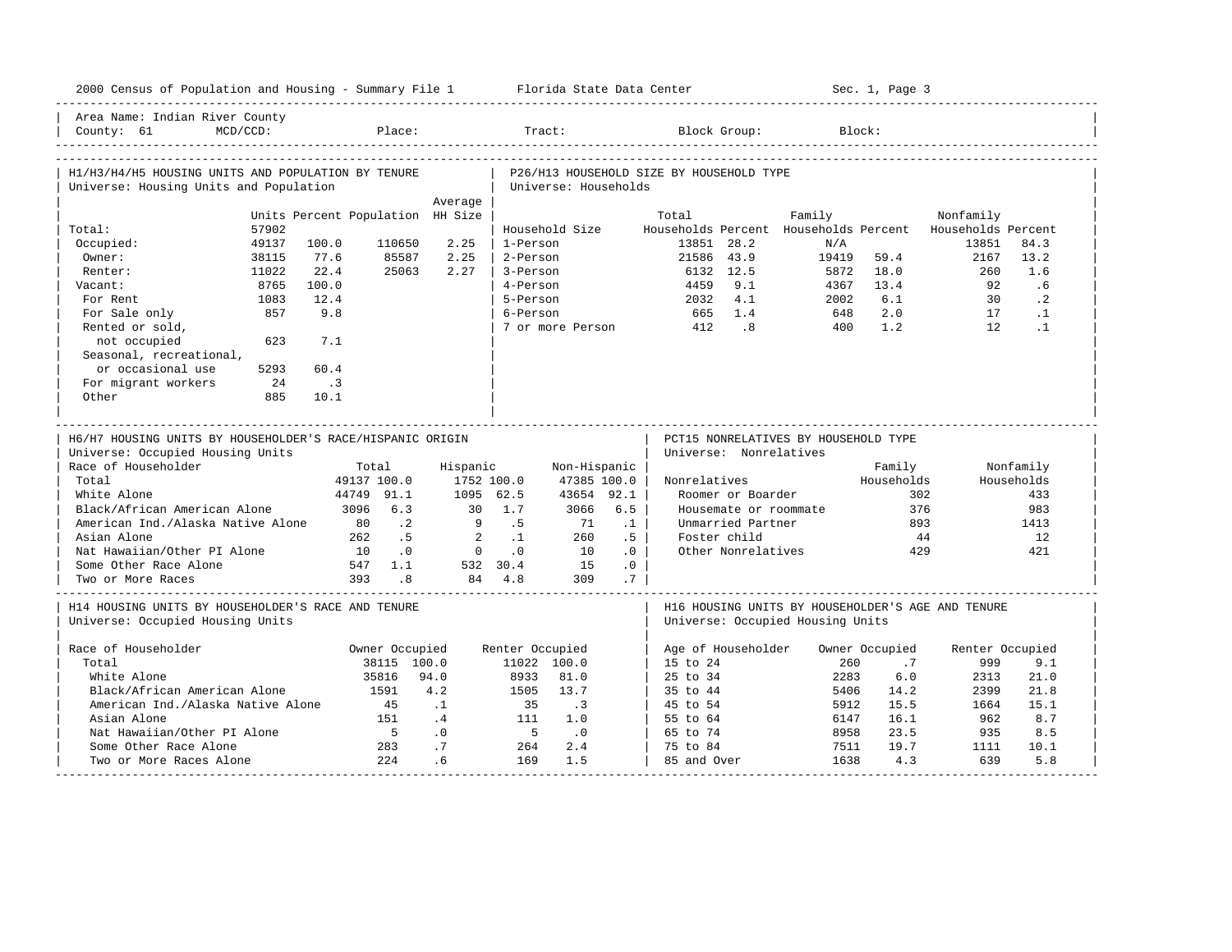2000 Census of Population and Housing - Summary File 1 &nbsp;&nbsp;&nbsp; Florida State Data Center &nbsp;&nbsp;&nbsp; Sec. 1, Page 3

Area Name: Indian River County
County: 61 &nbsp; MCD/CCD: &nbsp; Place: &nbsp; Tract: &nbsp; Block Group: &nbsp; Block:

## H1/H3/H4/H5 HOUSING UNITS AND POPULATION BY TENURE

Universe: Housing Units and Population

| | Units | Percent | Population | Average HH Size |
|---|---|---|---|---|
| Total: | 57902 | | | |
| Occupied: | 49137 | 100.0 | 110650 | 2.25 |
| Owner: | 38115 | 77.6 | 85587 | 2.25 |
| Renter: | 11022 | 22.4 | 25063 | 2.27 |
| Vacant: | 8765 | 100.0 | | |
| For Rent | 1083 | 12.4 | | |
| For Sale only | 857 | 9.8 | | |
| Rented or sold, not occupied | 623 | 7.1 | | |
| Seasonal, recreational, or occasional use | 5293 | 60.4 | | |
| For migrant workers | 24 | .3 | | |
| Other | 885 | 10.1 | | |

## P26/H13 HOUSEHOLD SIZE BY HOUSEHOLD TYPE

Universe: Households

| Household Size | Total Households | Percent | Family Households | Percent | Nonfamily Households | Percent |
|---|---|---|---|---|---|---|
| 1-Person | 13851 | 28.2 | N/A | | 13851 | 84.3 |
| 2-Person | 21586 | 43.9 | 19419 | 59.4 | 2167 | 13.2 |
| 3-Person | 6132 | 12.5 | 5872 | 18.0 | 260 | 1.6 |
| 4-Person | 4459 | 9.1 | 4367 | 13.4 | 92 | .6 |
| 5-Person | 2032 | 4.1 | 2002 | 6.1 | 30 | .2 |
| 6-Person | 665 | 1.4 | 648 | 2.0 | 17 | .1 |
| 7 or more Person | 412 | .8 | 400 | 1.2 | 12 | .1 |

## H6/H7 HOUSING UNITS BY HOUSEHOLDER'S RACE/HISPANIC ORIGIN

Universe: Occupied Housing Units

| Race of Householder | Total | | Hispanic | | Non-Hispanic | |
|---|---|---|---|---|---|---|
| Total | 49137 | 100.0 | 1752 | 100.0 | 47385 | 100.0 |
| White Alone | 44749 | 91.1 | 1095 | 62.5 | 43654 | 92.1 |
| Black/African American Alone | 3096 | 6.3 | 30 | 1.7 | 3066 | 6.5 |
| American Ind./Alaska Native Alone | 80 | .2 | 9 | .5 | 71 | .1 |
| Asian Alone | 262 | .5 | 2 | .1 | 260 | .5 |
| Nat Hawaiian/Other PI Alone | 10 | .0 | 0 | .0 | 10 | .0 |
| Some Other Race Alone | 547 | 1.1 | 532 | 30.4 | 15 | .0 |
| Two or More Races | 393 | .8 | 84 | 4.8 | 309 | .7 |

## PCT15 NONRELATIVES BY HOUSEHOLD TYPE

Universe: Nonrelatives

| Nonrelatives | Family Households | Nonfamily Households |
|---|---|---|
| Roomer or Boarder | 302 | 433 |
| Housemate or roommate | 376 | 983 |
| Unmarried Partner | 893 | 1413 |
| Foster child | 44 | 12 |
| Other Nonrelatives | 429 | 421 |

## H14 HOUSING UNITS BY HOUSEHOLDER'S RACE AND TENURE

Universe: Occupied Housing Units

| Race of Householder | Owner Occupied | | Renter Occupied | |
|---|---|---|---|---|
| Total | 38115 | 100.0 | 11022 | 100.0 |
| White Alone | 35816 | 94.0 | 8933 | 81.0 |
| Black/African American Alone | 1591 | 4.2 | 1505 | 13.7 |
| American Ind./Alaska Native Alone | 45 | .1 | 35 | .3 |
| Asian Alone | 151 | .4 | 111 | 1.0 |
| Nat Hawaiian/Other PI Alone | 5 | .0 | 5 | .0 |
| Some Other Race Alone | 283 | .7 | 264 | 2.4 |
| Two or More Races Alone | 224 | .6 | 169 | 1.5 |

## H16 HOUSING UNITS BY HOUSEHOLDER'S AGE AND TENURE

Universe: Occupied Housing Units

| Age of Householder | Owner Occupied | | Renter Occupied | |
|---|---|---|---|---|
| 15 to 24 | 260 | .7 | 999 | 9.1 |
| 25 to 34 | 2283 | 6.0 | 2313 | 21.0 |
| 35 to 44 | 5406 | 14.2 | 2399 | 21.8 |
| 45 to 54 | 5912 | 15.5 | 1664 | 15.1 |
| 55 to 64 | 6147 | 16.1 | 962 | 8.7 |
| 65 to 74 | 8958 | 23.5 | 935 | 8.5 |
| 75 to 84 | 7511 | 19.7 | 1111 | 10.1 |
| 85 and Over | 1638 | 4.3 | 639 | 5.8 |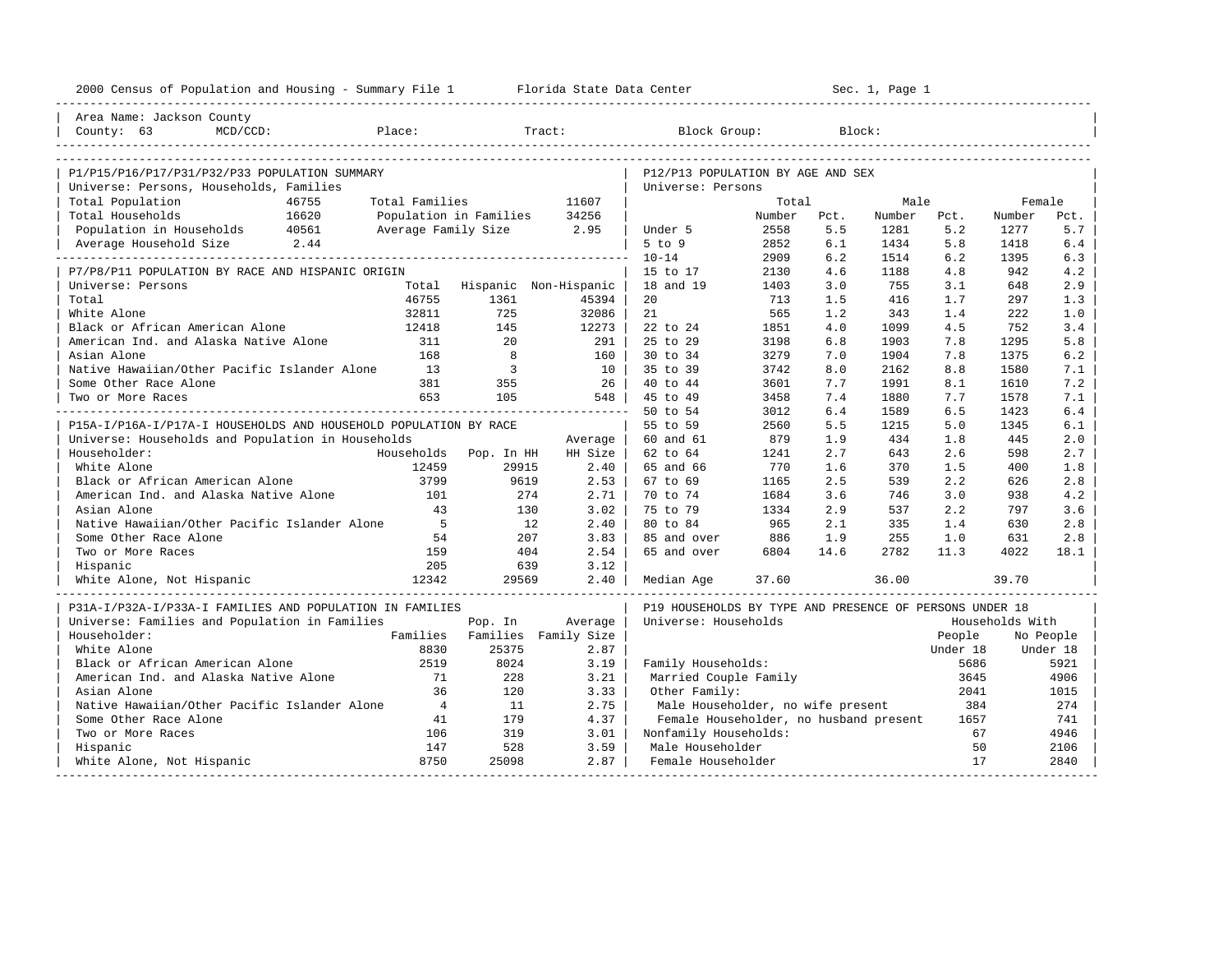2000 Census of Population and Housing - Summary File 1 Florida State Data Center

Area Name: Jackson County
County: 63 MCD/CCD: Place: Tract: Block Group: Block:

## P1/P15/P16/P17/P31/P32/P33 POPULATION SUMMARY

Universe: Persons, Households, Families

| | | | |
|---|---|---|---|
| Total Population | 46755 | Total Families | 11607 |
| Total Households | 16620 | Population in Families | 34256 |
| Population in Households | 40561 | Average Family Size | 2.95 |
| Average Household Size | 2.44 | | |

## P7/P8/P11 POPULATION BY RACE AND HISPANIC ORIGIN

Universe: Persons

| | Total | Hispanic | Non-Hispanic |
|---|---|---|---|
| Total | 46755 | 1361 | 45394 |
| White Alone | 32811 | 725 | 32086 |
| Black or African American Alone | 12418 | 145 | 12273 |
| American Ind. and Alaska Native Alone | 311 | 20 | 291 |
| Asian Alone | 168 | 8 | 160 |
| Native Hawaiian/Other Pacific Islander Alone | 13 | 3 | 10 |
| Some Other Race Alone | 381 | 355 | 26 |
| Two or More Races | 653 | 105 | 548 |

## P15A-I/P16A-I/P17A-I HOUSEHOLDS AND HOUSEHOLD POPULATION BY RACE

Universe: Households and Population in Households

| Householder: | Households | Pop. In HH | Average HH Size |
|---|---|---|---|
| White Alone | 12459 | 29915 | 2.40 |
| Black or African American Alone | 3799 | 9619 | 2.53 |
| American Ind. and Alaska Native Alone | 101 | 274 | 2.71 |
| Asian Alone | 43 | 130 | 3.02 |
| Native Hawaiian/Other Pacific Islander Alone | 5 | 12 | 2.40 |
| Some Other Race Alone | 54 | 207 | 3.83 |
| Two or More Races | 159 | 404 | 2.54 |
| Hispanic | 205 | 639 | 3.12 |
| White Alone, Not Hispanic | 12342 | 29569 | 2.40 |

## P31A-I/P32A-I/P33A-I FAMILIES AND POPULATION IN FAMILIES

Universe: Families and Population in Families

| Householder: | Families | Pop. In Families | Average Family Size |
|---|---|---|---|
| White Alone | 8830 | 25375 | 2.87 |
| Black or African American Alone | 2519 | 8024 | 3.19 |
| American Ind. and Alaska Native Alone | 71 | 228 | 3.21 |
| Asian Alone | 36 | 120 | 3.33 |
| Native Hawaiian/Other Pacific Islander Alone | 4 | 11 | 2.75 |
| Some Other Race Alone | 41 | 179 | 4.37 |
| Two or More Races | 106 | 319 | 3.01 |
| Hispanic | 147 | 528 | 3.59 |
| White Alone, Not Hispanic | 8750 | 25098 | 2.87 |

## P12/P13 POPULATION BY AGE AND SEX

Universe: Persons

| | Total Number | Total Pct. | Male Number | Male Pct. | Female Number | Female Pct. |
|---|---|---|---|---|---|---|
| Under 5 | 2558 | 5.5 | 1281 | 5.2 | 1277 | 5.7 |
| 5 to 9 | 2852 | 6.1 | 1434 | 5.8 | 1418 | 6.4 |
| 10-14 | 2909 | 6.2 | 1514 | 6.2 | 1395 | 6.3 |
| 15 to 17 | 2130 | 4.6 | 1188 | 4.8 | 942 | 4.2 |
| 18 and 19 | 1403 | 3.0 | 755 | 3.1 | 648 | 2.9 |
| 20 | 713 | 1.5 | 416 | 1.7 | 297 | 1.3 |
| 21 | 565 | 1.2 | 343 | 1.4 | 222 | 1.0 |
| 22 to 24 | 1851 | 4.0 | 1099 | 4.5 | 752 | 3.4 |
| 25 to 29 | 3198 | 6.8 | 1903 | 7.8 | 1295 | 5.8 |
| 30 to 34 | 3279 | 7.0 | 1904 | 7.8 | 1375 | 6.2 |
| 35 to 39 | 3742 | 8.0 | 2162 | 8.8 | 1580 | 7.1 |
| 40 to 44 | 3601 | 7.7 | 1991 | 8.1 | 1610 | 7.2 |
| 45 to 49 | 3458 | 7.4 | 1880 | 7.7 | 1578 | 7.1 |
| 50 to 54 | 3012 | 6.4 | 1589 | 6.5 | 1423 | 6.4 |
| 55 to 59 | 2560 | 5.5 | 1215 | 5.0 | 1345 | 6.1 |
| 60 and 61 | 879 | 1.9 | 434 | 1.8 | 445 | 2.0 |
| 62 to 64 | 1241 | 2.7 | 643 | 2.6 | 598 | 2.7 |
| 65 and 66 | 770 | 1.6 | 370 | 1.5 | 400 | 1.8 |
| 67 to 69 | 1165 | 2.5 | 539 | 2.2 | 626 | 2.8 |
| 70 to 74 | 1684 | 3.6 | 746 | 3.0 | 938 | 4.2 |
| 75 to 79 | 1334 | 2.9 | 537 | 2.2 | 797 | 3.6 |
| 80 to 84 | 965 | 2.1 | 335 | 1.4 | 630 | 2.8 |
| 85 and over | 886 | 1.9 | 255 | 1.0 | 631 | 2.8 |
| 65 and over | 6804 | 14.6 | 2782 | 11.3 | 4022 | 18.1 |
| Median Age | 37.60 | | 36.00 | | 39.70 | |

## P19 HOUSEHOLDS BY TYPE AND PRESENCE OF PERSONS UNDER 18

Universe: Households

| | Households With People Under 18 | Households With No People Under 18 |
|---|---|---|
| Family Households: | 5686 | 5921 |
| Married Couple Family | 3645 | 4906 |
| Other Family: | 2041 | 1015 |
| Male Householder, no wife present | 384 | 274 |
| Female Householder, no husband present | 1657 | 741 |
| Nonfamily Households: | 67 | 4946 |
| Male Householder | 50 | 2106 |
| Female Householder | 17 | 2840 |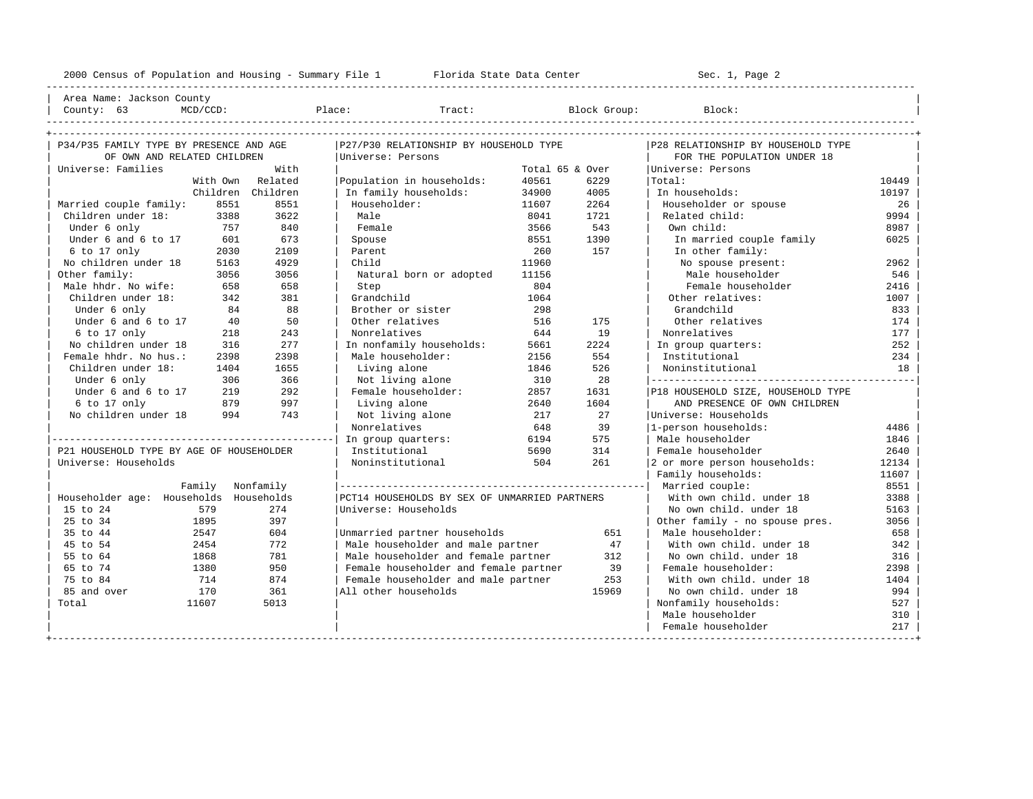2000 Census of Population and Housing - Summary File 1 &nbsp;&nbsp;&nbsp; Florida State Data Center &nbsp;&nbsp;&nbsp; Sec. 1, Page 2

Area Name: Jackson County
County: 63 &nbsp; MCD/CCD: &nbsp; Place: &nbsp; Tract: &nbsp; Block Group: &nbsp; Block:

## P34/P35 FAMILY TYPE BY PRESENCE AND AGE OF OWN AND RELATED CHILDREN

Universe: Families

| | With Own Children | With Related Children |
|---|---|---|
| Married couple family: | 8551 | 8551 |
| Children under 18: | 3388 | 3622 |
| Under 6 only | 757 | 840 |
| Under 6 and 6 to 17 | 601 | 673 |
| 6 to 17 only | 2030 | 2109 |
| No children under 18 | 5163 | 4929 |
| Other family: | 3056 | 3056 |
| Male hhdr. No wife: | 658 | 658 |
| Children under 18: | 342 | 381 |
| Under 6 only | 84 | 88 |
| Under 6 and 6 to 17 | 40 | 50 |
| 6 to 17 only | 218 | 243 |
| No children under 18 | 316 | 277 |
| Female hhdr. No hus.: | 2398 | 2398 |
| Children under 18: | 1404 | 1655 |
| Under 6 only | 306 | 366 |
| Under 6 and 6 to 17 | 219 | 292 |
| 6 to 17 only | 879 | 997 |
| No children under 18 | 994 | 743 |

## P21 HOUSEHOLD TYPE BY AGE OF HOUSEHOLDER

Universe: Households

| Householder age: | Family Households | Nonfamily Households |
|---|---|---|
| 15 to 24 | 579 | 274 |
| 25 to 34 | 1895 | 397 |
| 35 to 44 | 2547 | 604 |
| 45 to 54 | 2454 | 772 |
| 55 to 64 | 1868 | 781 |
| 65 to 74 | 1380 | 950 |
| 75 to 84 | 714 | 874 |
| 85 and over | 170 | 361 |
| Total | 11607 | 5013 |

## P27/P30 RELATIONSHIP BY HOUSEHOLD TYPE

Universe: Persons

| | Total | 65 & Over |
|---|---|---|
| Population in households: | 40561 | 6229 |
| In family households: | 34900 | 4005 |
| Householder: | 11607 | 2264 |
| Male | 8041 | 1721 |
| Female | 3566 | 543 |
| Spouse | 8551 | 1390 |
| Parent | 260 | 157 |
| Child | 11960 | |
| Natural born or adopted | 11156 | |
| Step | 804 | |
| Grandchild | 1064 | |
| Brother or sister | 298 | |
| Other relatives | 516 | 175 |
| Nonrelatives | 644 | 19 |
| In nonfamily households: | 5661 | 2224 |
| Male householder: | 2156 | 554 |
| Living alone | 1846 | 526 |
| Not living alone | 310 | 28 |
| Female householder: | 2857 | 1631 |
| Living alone | 2640 | 1604 |
| Not living alone | 217 | 27 |
| Nonrelatives | 648 | 39 |
| In group quarters: | 6194 | 575 |
| Institutional | 5690 | 314 |
| Noninstitutional | 504 | 261 |

## PCT14 HOUSEHOLDS BY SEX OF UNMARRIED PARTNERS

Universe: Households

| | |
|---|---|
| Unmarried partner households | 651 |
| Male householder and male partner | 47 |
| Male householder and female partner | 312 |
| Female householder and female partner | 39 |
| Female householder and male partner | 253 |
| All other households | 15969 |

## P28 RELATIONSHIP BY HOUSEHOLD TYPE FOR THE POPULATION UNDER 18

Universe: Persons

| | |
|---|---|
| Total: | 10449 |
| In households: | 10197 |
| Householder or spouse | 26 |
| Related child: | 9994 |
| Own child: | 8987 |
| In married couple family | 6025 |
| In other family: | |
| No spouse present: | 2962 |
| Male householder | 546 |
| Female householder | 2416 |
| Other relatives: | 1007 |
| Grandchild | 833 |
| Other relatives | 174 |
| Nonrelatives | 177 |
| In group quarters: | 252 |
| Institutional | 234 |
| Noninstitutional | 18 |

## P18 HOUSEHOLD SIZE, HOUSEHOLD TYPE AND PRESENCE OF OWN CHILDREN

Universe: Households

| | |
|---|---|
| 1-person households: | 4486 |
| Male householder | 1846 |
| Female householder | 2640 |
| 2 or more person households: | 12134 |
| Family households: | 11607 |
| Married couple: | 8551 |
| With own child. under 18 | 3388 |
| No own child. under 18 | 5163 |
| Other family - no spouse pres. | 3056 |
| Male householder: | 658 |
| With own child. under 18 | 342 |
| No own child. under 18 | 316 |
| Female householder: | 2398 |
| With own child. under 18 | 1404 |
| No own child. under 18 | 994 |
| Nonfamily households: | 527 |
| Male householder | 310 |
| Female householder | 217 |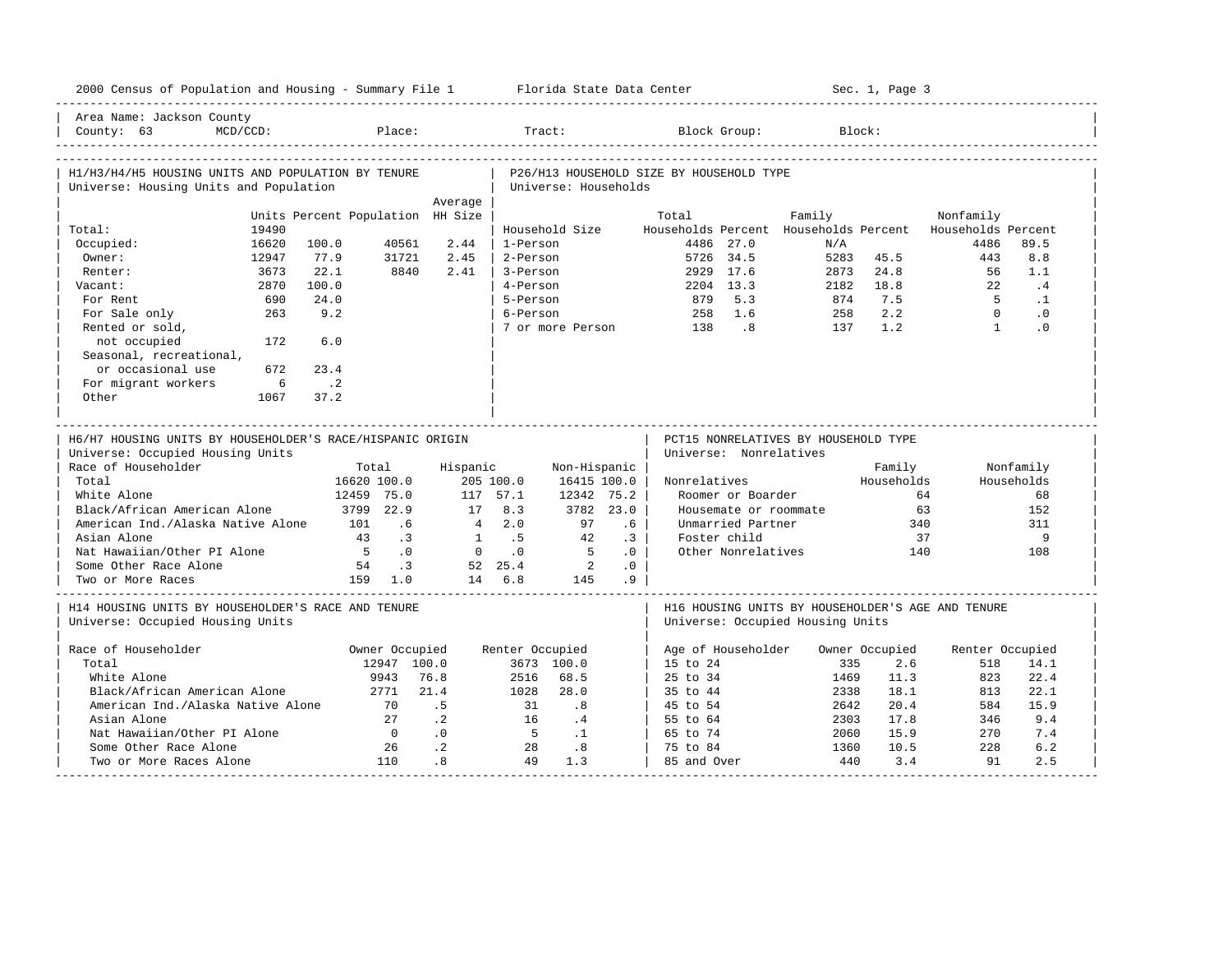Area Name: Jackson County
County: 63 MCD/CCD: Place: Tract: Block Group: Block:

## H1/H3/H4/H5 HOUSING UNITS AND POPULATION BY TENURE
Universe: Housing Units and Population

| | Units | Percent | Population | Average HH Size |
|---|---|---|---|---|
| Total: | 19490 | | | |
| Occupied: | 16620 | 100.0 | 40561 | 2.44 |
| Owner: | 12947 | 77.9 | 31721 | 2.45 |
| Renter: | 3673 | 22.1 | 8840 | 2.41 |
| Vacant: | 2870 | 100.0 | | |
| For Rent | 690 | 24.0 | | |
| For Sale only | 263 | 9.2 | | |
| Rented or sold, not occupied | 172 | 6.0 | | |
| Seasonal, recreational, or occasional use | 672 | 23.4 | | |
| For migrant workers | 6 | .2 | | |
| Other | 1067 | 37.2 | | |

## P26/H13 HOUSEHOLD SIZE BY HOUSEHOLD TYPE
Universe: Households

| Household Size | Total Households | Percent | Family Households | Percent | Nonfamily Households | Percent |
|---|---|---|---|---|---|---|
| 1-Person | 4486 | 27.0 | N/A | | 4486 | 89.5 |
| 2-Person | 5726 | 34.5 | 5283 | 45.5 | 443 | 8.8 |
| 3-Person | 2929 | 17.6 | 2873 | 24.8 | 56 | 1.1 |
| 4-Person | 2204 | 13.3 | 2182 | 18.8 | 22 | .4 |
| 5-Person | 879 | 5.3 | 874 | 7.5 | 5 | .1 |
| 6-Person | 258 | 1.6 | 258 | 2.2 | 0 | .0 |
| 7 or more Person | 138 | .8 | 137 | 1.2 | 1 | .0 |

## H6/H7 HOUSING UNITS BY HOUSEHOLDER'S RACE/HISPANIC ORIGIN
Universe: Occupied Housing Units

| Race of Householder | Total | | Hispanic | | Non-Hispanic | |
|---|---|---|---|---|---|---|
| Total | 16620 | 100.0 | 205 | 100.0 | 16415 | 100.0 |
| White Alone | 12459 | 75.0 | 117 | 57.1 | 12342 | 75.2 |
| Black/African American Alone | 3799 | 22.9 | 17 | 8.3 | 3782 | 23.0 |
| American Ind./Alaska Native Alone | 101 | .6 | 4 | 2.0 | 97 | .6 |
| Asian Alone | 43 | .3 | 1 | .5 | 42 | .3 |
| Nat Hawaiian/Other PI Alone | 5 | .0 | 0 | .0 | 5 | .0 |
| Some Other Race Alone | 54 | .3 | 52 | 25.4 | 2 | .0 |
| Two or More Races | 159 | 1.0 | 14 | 6.8 | 145 | .9 |

## PCT15 NONRELATIVES BY HOUSEHOLD TYPE
Universe: Nonrelatives

| Nonrelatives | Family Households | Nonfamily Households |
|---|---|---|
| Roomer or Boarder | 64 | 68 |
| Housemate or roommate | 63 | 152 |
| Unmarried Partner | 340 | 311 |
| Foster child | 37 | 9 |
| Other Nonrelatives | 140 | 108 |

## H14 HOUSING UNITS BY HOUSEHOLDER'S RACE AND TENURE
Universe: Occupied Housing Units

| Race of Householder | Owner Occupied | | Renter Occupied | |
|---|---|---|---|---|
| Total | 12947 | 100.0 | 3673 | 100.0 |
| White Alone | 9943 | 76.8 | 2516 | 68.5 |
| Black/African American Alone | 2771 | 21.4 | 1028 | 28.0 |
| American Ind./Alaska Native Alone | 70 | .5 | 31 | .8 |
| Asian Alone | 27 | .2 | 16 | .4 |
| Nat Hawaiian/Other PI Alone | 0 | .0 | 5 | .1 |
| Some Other Race Alone | 26 | .2 | 28 | .8 |
| Two or More Races Alone | 110 | .8 | 49 | 1.3 |

## H16 HOUSING UNITS BY HOUSEHOLDER'S AGE AND TENURE
Universe: Occupied Housing Units

| Age of Householder | Owner Occupied | | Renter Occupied | |
|---|---|---|---|---|
| 15 to 24 | 335 | 2.6 | 518 | 14.1 |
| 25 to 34 | 1469 | 11.3 | 823 | 22.4 |
| 35 to 44 | 2338 | 18.1 | 813 | 22.1 |
| 45 to 54 | 2642 | 20.4 | 584 | 15.9 |
| 55 to 64 | 2303 | 17.8 | 346 | 9.4 |
| 65 to 74 | 2060 | 15.9 | 270 | 7.4 |
| 75 to 84 | 1360 | 10.5 | 228 | 6.2 |
| 85 and Over | 440 | 3.4 | 91 | 2.5 |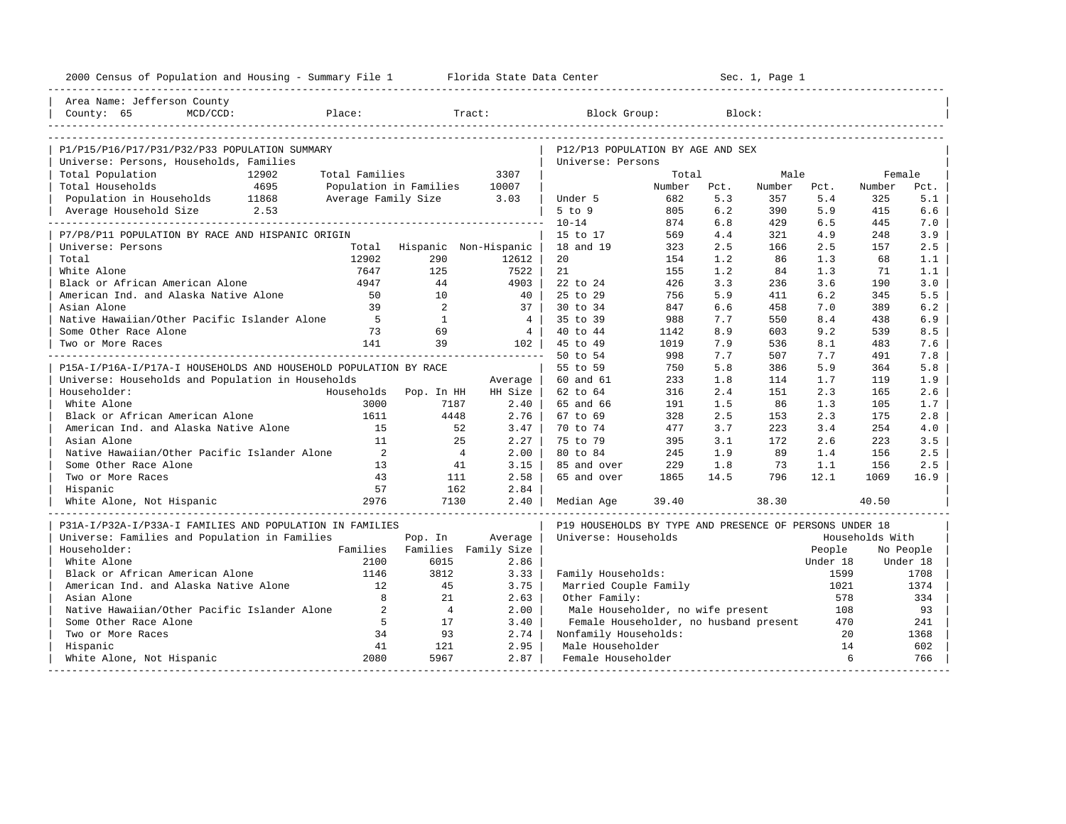2000 Census of Population and Housing - Summary File 1 Florida State Data Center Sec. 1, Page 1

Area Name: Jefferson County
County: 65 MCD/CCD: Place: Tract: Block Group: Block:

## P1/P15/P16/P17/P31/P32/P33 POPULATION SUMMARY

Universe: Persons, Households, Families

| | | | |
|---|---|---|---|
| Total Population | 12902 | Total Families | 3307 |
| Total Households | 4695 | Population in Families | 10007 |
| Population in Households | 11868 | Average Family Size | 3.03 |
| Average Household Size | 2.53 | | |

## P7/P8/P11 POPULATION BY RACE AND HISPANIC ORIGIN

Universe: Persons

| | Total | Hispanic | Non-Hispanic |
|---|---|---|---|
| Total | 12902 | 290 | 12612 |
| White Alone | 7647 | 125 | 7522 |
| Black or African American Alone | 4947 | 44 | 4903 |
| American Ind. and Alaska Native Alone | 50 | 10 | 40 |
| Asian Alone | 39 | 2 | 37 |
| Native Hawaiian/Other Pacific Islander Alone | 5 | 1 | 4 |
| Some Other Race Alone | 73 | 69 | 4 |
| Two or More Races | 141 | 39 | 102 |

## P15A-I/P16A-I/P17A-I HOUSEHOLDS AND HOUSEHOLD POPULATION BY RACE

Universe: Households and Population in Households

| Householder: | Households | Pop. In HH | Average HH Size |
|---|---|---|---|
| White Alone | 3000 | 7187 | 2.40 |
| Black or African American Alone | 1611 | 4448 | 2.76 |
| American Ind. and Alaska Native Alone | 15 | 52 | 3.47 |
| Asian Alone | 11 | 25 | 2.27 |
| Native Hawaiian/Other Pacific Islander Alone | 2 | 4 | 2.00 |
| Some Other Race Alone | 13 | 41 | 3.15 |
| Two or More Races | 43 | 111 | 2.58 |
| Hispanic | 57 | 162 | 2.84 |
| White Alone, Not Hispanic | 2976 | 7130 | 2.40 |

## P31A-I/P32A-I/P33A-I FAMILIES AND POPULATION IN FAMILIES

Universe: Families and Population in Families

| Householder: | Families | Pop. In Families | Average Family Size |
|---|---|---|---|
| White Alone | 2100 | 6015 | 2.86 |
| Black or African American Alone | 1146 | 3812 | 3.33 |
| American Ind. and Alaska Native Alone | 12 | 45 | 3.75 |
| Asian Alone | 8 | 21 | 2.63 |
| Native Hawaiian/Other Pacific Islander Alone | 2 | 4 | 2.00 |
| Some Other Race Alone | 5 | 17 | 3.40 |
| Two or More Races | 34 | 93 | 2.74 |
| Hispanic | 41 | 121 | 2.95 |
| White Alone, Not Hispanic | 2080 | 5967 | 2.87 |

## P12/P13 POPULATION BY AGE AND SEX

Universe: Persons

| | Total Number | Total Pct. | Male Number | Male Pct. | Female Number | Female Pct. |
|---|---|---|---|---|---|---|
| Under 5 | 682 | 5.3 | 357 | 5.4 | 325 | 5.1 |
| 5 to 9 | 805 | 6.2 | 390 | 5.9 | 415 | 6.6 |
| 10-14 | 874 | 6.8 | 429 | 6.5 | 445 | 7.0 |
| 15 to 17 | 569 | 4.4 | 321 | 4.9 | 248 | 3.9 |
| 18 and 19 | 323 | 2.5 | 166 | 2.5 | 157 | 2.5 |
| 20 | 154 | 1.2 | 86 | 1.3 | 68 | 1.1 |
| 21 | 155 | 1.2 | 84 | 1.3 | 71 | 1.1 |
| 22 to 24 | 426 | 3.3 | 236 | 3.6 | 190 | 3.0 |
| 25 to 29 | 756 | 5.9 | 411 | 6.2 | 345 | 5.5 |
| 30 to 34 | 847 | 6.6 | 458 | 7.0 | 389 | 6.2 |
| 35 to 39 | 988 | 7.7 | 550 | 8.4 | 438 | 6.9 |
| 40 to 44 | 1142 | 8.9 | 603 | 9.2 | 539 | 8.5 |
| 45 to 49 | 1019 | 7.9 | 536 | 8.1 | 483 | 7.6 |
| 50 to 54 | 998 | 7.7 | 507 | 7.7 | 491 | 7.8 |
| 55 to 59 | 750 | 5.8 | 386 | 5.9 | 364 | 5.8 |
| 60 and 61 | 233 | 1.8 | 114 | 1.7 | 119 | 1.9 |
| 62 to 64 | 316 | 2.4 | 151 | 2.3 | 165 | 2.6 |
| 65 and 66 | 191 | 1.5 | 86 | 1.3 | 105 | 1.7 |
| 67 to 69 | 328 | 2.5 | 153 | 2.3 | 175 | 2.8 |
| 70 to 74 | 477 | 3.7 | 223 | 3.4 | 254 | 4.0 |
| 75 to 79 | 395 | 3.1 | 172 | 2.6 | 223 | 3.5 |
| 80 to 84 | 245 | 1.9 | 89 | 1.4 | 156 | 2.5 |
| 85 and over | 229 | 1.8 | 73 | 1.1 | 156 | 2.5 |
| 65 and over | 1865 | 14.5 | 796 | 12.1 | 1069 | 16.9 |
| Median Age | 39.40 | | 38.30 | | 40.50 | |

## P19 HOUSEHOLDS BY TYPE AND PRESENCE OF PERSONS UNDER 18

Universe: Households

| | Households With People Under 18 | Households With No People Under 18 |
|---|---|---|
| Family Households: | 1599 | 1708 |
| Married Couple Family | 1021 | 1374 |
| Other Family: | 578 | 334 |
| Male Householder, no wife present | 108 | 93 |
| Female Householder, no husband present | 470 | 241 |
| Nonfamily Households: | 20 | 1368 |
| Male Householder | 14 | 602 |
| Female Householder | 6 | 766 |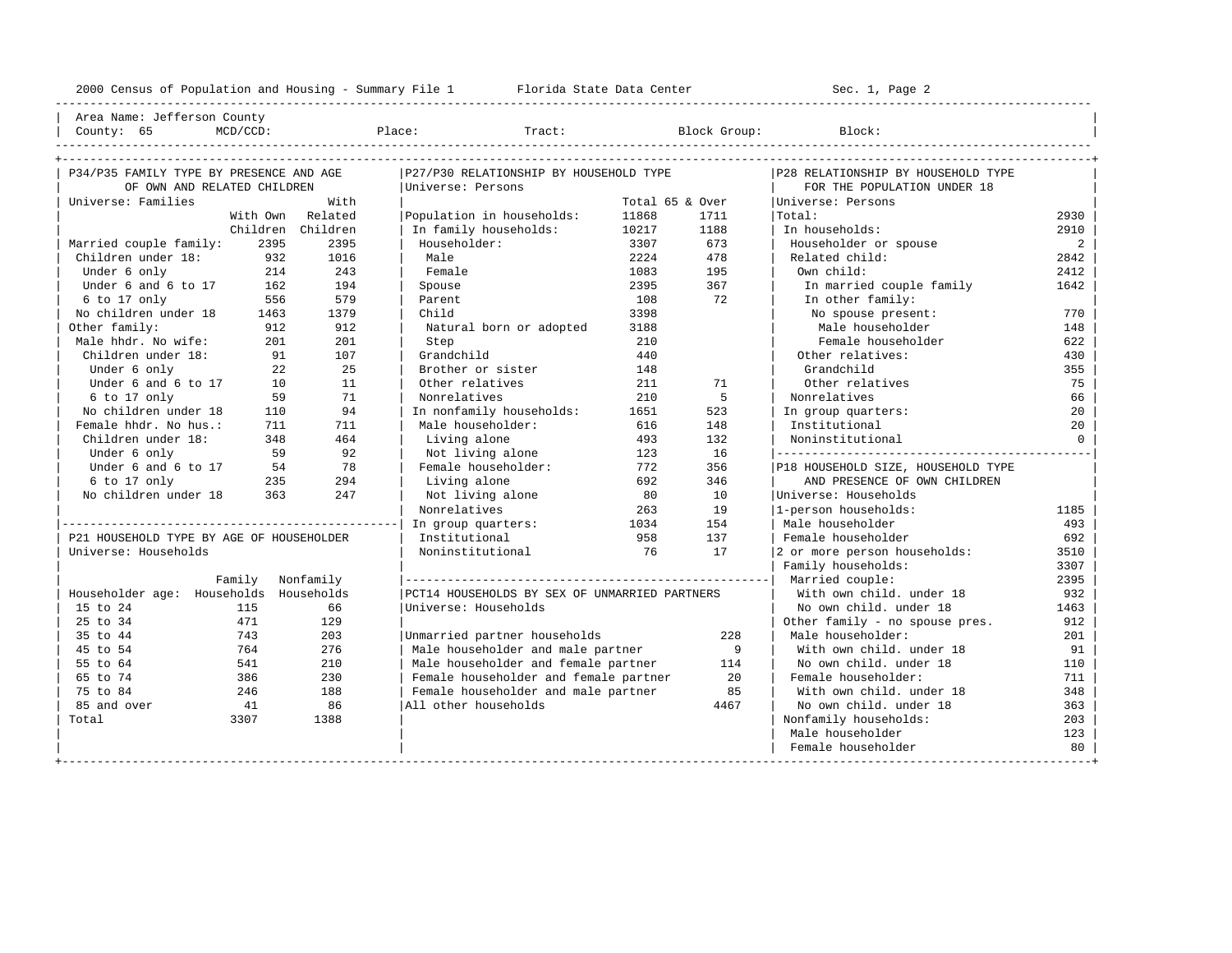2000 Census of Population and Housing - Summary File 1 Florida State Data Center

Area Name: Jefferson County
County: 65 MCD/CCD: Place: Tract: Block Group: Block:

## P34/P35 FAMILY TYPE BY PRESENCE AND AGE OF OWN AND RELATED CHILDREN

Universe: Families

| | With Own Children | With Related Children |
|---|---|---|
| Married couple family: | 2395 | 2395 |
| Children under 18: | 932 | 1016 |
| Under 6 only | 214 | 243 |
| Under 6 and 6 to 17 | 162 | 194 |
| 6 to 17 only | 556 | 579 |
| No children under 18 | 1463 | 1379 |
| Other family: | 912 | 912 |
| Male hhdr. No wife: | 201 | 201 |
| Children under 18: | 91 | 107 |
| Under 6 only | 22 | 25 |
| Under 6 and 6 to 17 | 10 | 11 |
| 6 to 17 only | 59 | 71 |
| No children under 18 | 110 | 94 |
| Female hhdr. No hus.: | 711 | 711 |
| Children under 18: | 348 | 464 |
| Under 6 only | 59 | 92 |
| Under 6 and 6 to 17 | 54 | 78 |
| 6 to 17 only | 235 | 294 |
| No children under 18 | 363 | 247 |

## P21 HOUSEHOLD TYPE BY AGE OF HOUSEHOLDER

Universe: Households

| Householder age: | Family Households | Nonfamily Households |
|---|---|---|
| 15 to 24 | 115 | 66 |
| 25 to 34 | 471 | 129 |
| 35 to 44 | 743 | 203 |
| 45 to 54 | 764 | 276 |
| 55 to 64 | 541 | 210 |
| 65 to 74 | 386 | 230 |
| 75 to 84 | 246 | 188 |
| 85 and over | 41 | 86 |
| Total | 3307 | 1388 |

## P27/P30 RELATIONSHIP BY HOUSEHOLD TYPE

Universe: Persons

| | Total | 65 & Over |
|---|---|---|
| Population in households: | 11868 | 1711 |
| In family households: | 10217 | 1188 |
| Householder: | 3307 | 673 |
| Male | 2224 | 478 |
| Female | 1083 | 195 |
| Spouse | 2395 | 367 |
| Parent | 108 | 72 |
| Child | 3398 | |
| Natural born or adopted | 3188 | |
| Step | 210 | |
| Grandchild | 440 | |
| Brother or sister | 148 | |
| Other relatives | 211 | 71 |
| Nonrelatives | 210 | 5 |
| In nonfamily households: | 1651 | 523 |
| Male householder: | 616 | 148 |
| Living alone | 493 | 132 |
| Not living alone | 123 | 16 |
| Female householder: | 772 | 356 |
| Living alone | 692 | 346 |
| Not living alone | 80 | 10 |
| Nonrelatives | 263 | 19 |
| In group quarters: | 1034 | 154 |
| Institutional | 958 | 137 |
| Noninstitutional | 76 | 17 |

## PCT14 HOUSEHOLDS BY SEX OF UNMARRIED PARTNERS

Universe: Households

| | |
|---|---|
| Unmarried partner households | 228 |
| Male householder and male partner | 9 |
| Male householder and female partner | 114 |
| Female householder and female partner | 20 |
| Female householder and male partner | 85 |
| All other households | 4467 |

## P28 RELATIONSHIP BY HOUSEHOLD TYPE FOR THE POPULATION UNDER 18

Universe: Persons

| | |
|---|---|
| Total: | 2930 |
| In households: | 2910 |
| Householder or spouse | 2 |
| Related child: | 2842 |
| Own child: | 2412 |
| In married couple family | 1642 |
| In other family: | |
| No spouse present: | 770 |
| Male householder | 148 |
| Female householder | 622 |
| Other relatives: | 430 |
| Grandchild | 355 |
| Other relatives | 75 |
| Nonrelatives | 66 |
| In group quarters: | 20 |
| Institutional | 20 |
| Noninstitutional | 0 |

## P18 HOUSEHOLD SIZE, HOUSEHOLD TYPE AND PRESENCE OF OWN CHILDREN

Universe: Households

| | |
|---|---|
| 1-person households: | 1185 |
| Male householder | 493 |
| Female householder | 692 |
| 2 or more person households: | 3510 |
| Family households: | 3307 |
| Married couple: | 2395 |
| With own child. under 18 | 932 |
| No own child. under 18 | 1463 |
| Other family - no spouse pres. | 912 |
| Male householder: | 201 |
| With own child. under 18 | 91 |
| No own child. under 18 | 110 |
| Female householder: | 711 |
| With own child. under 18 | 348 |
| No own child. under 18 | 363 |
| Nonfamily households: | 203 |
| Male householder | 123 |
| Female householder | 80 |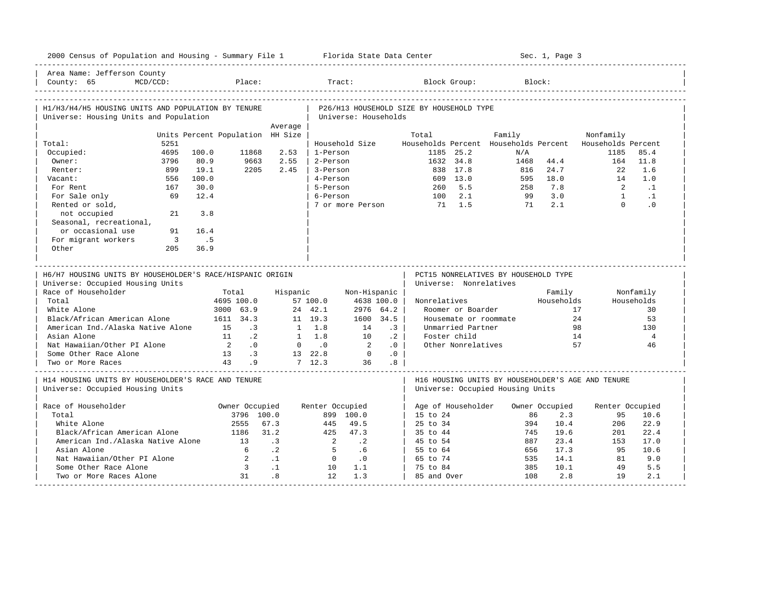2000 Census of Population and Housing - Summary File 1 — Florida State Data Center — Sec. 1, Page 3

Area Name: Jefferson County
County: 65 MCD/CCD: Place: Tract: Block Group: Block:

## H1/H3/H4/H5 HOUSING UNITS AND POPULATION BY TENURE

Universe: Housing Units and Population

| | Units | Percent | Population | Average HH Size |
|---|---|---|---|---|
| Total: | 5251 | | | |
| Occupied: | 4695 | 100.0 | 11868 | 2.53 |
| Owner: | 3796 | 80.9 | 9663 | 2.55 |
| Renter: | 899 | 19.1 | 2205 | 2.45 |
| Vacant: | 556 | 100.0 | | |
| For Rent | 167 | 30.0 | | |
| For Sale only | 69 | 12.4 | | |
| Rented or sold, not occupied | 21 | 3.8 | | |
| Seasonal, recreational, or occasional use | 91 | 16.4 | | |
| For migrant workers | 3 | .5 | | |
| Other | 205 | 36.9 | | |

## P26/H13 HOUSEHOLD SIZE BY HOUSEHOLD TYPE

Universe: Households

| Household Size | Total Households | Percent | Family Households | Percent | Nonfamily Households | Percent |
|---|---|---|---|---|---|---|
| 1-Person | 1185 | 25.2 | N/A | | 1185 | 85.4 |
| 2-Person | 1632 | 34.8 | 1468 | 44.4 | 164 | 11.8 |
| 3-Person | 838 | 17.8 | 816 | 24.7 | 22 | 1.6 |
| 4-Person | 609 | 13.0 | 595 | 18.0 | 14 | 1.0 |
| 5-Person | 260 | 5.5 | 258 | 7.8 | 2 | .1 |
| 6-Person | 100 | 2.1 | 99 | 3.0 | 1 | .1 |
| 7 or more Person | 71 | 1.5 | 71 | 2.1 | 0 | .0 |

## H6/H7 HOUSING UNITS BY HOUSEHOLDER'S RACE/HISPANIC ORIGIN

Universe: Occupied Housing Units

| Race of Householder | Total | | Hispanic | | Non-Hispanic | |
|---|---|---|---|---|---|---|
| Total | 4695 | 100.0 | 57 | 100.0 | 4638 | 100.0 |
| White Alone | 3000 | 63.9 | 24 | 42.1 | 2976 | 64.2 |
| Black/African American Alone | 1611 | 34.3 | 11 | 19.3 | 1600 | 34.5 |
| American Ind./Alaska Native Alone | 15 | .3 | 1 | 1.8 | 14 | .3 |
| Asian Alone | 11 | .2 | 1 | 1.8 | 10 | .2 |
| Nat Hawaiian/Other PI Alone | 2 | .0 | 0 | .0 | 2 | .0 |
| Some Other Race Alone | 13 | .3 | 13 | 22.8 | 0 | .0 |
| Two or More Races | 43 | .9 | 7 | 12.3 | 36 | .8 |

## PCT15 NONRELATIVES BY HOUSEHOLD TYPE

Universe: Nonrelatives

| Nonrelatives | Family Households | Nonfamily Households |
|---|---|---|
| Roomer or Boarder | 17 | 30 |
| Housemate or roommate | 24 | 53 |
| Unmarried Partner | 98 | 130 |
| Foster child | 14 | 4 |
| Other Nonrelatives | 57 | 46 |

## H14 HOUSING UNITS BY HOUSEHOLDER'S RACE AND TENURE

Universe: Occupied Housing Units

| Race of Householder | Owner Occupied | | Renter Occupied | |
|---|---|---|---|---|
| Total | 3796 | 100.0 | 899 | 100.0 |
| White Alone | 2555 | 67.3 | 445 | 49.5 |
| Black/African American Alone | 1186 | 31.2 | 425 | 47.3 |
| American Ind./Alaska Native Alone | 13 | .3 | 2 | .2 |
| Asian Alone | 6 | .2 | 5 | .6 |
| Nat Hawaiian/Other PI Alone | 2 | .1 | 0 | .0 |
| Some Other Race Alone | 3 | .1 | 10 | 1.1 |
| Two or More Races Alone | 31 | .8 | 12 | 1.3 |

## H16 HOUSING UNITS BY HOUSEHOLDER'S AGE AND TENURE

Universe: Occupied Housing Units

| Age of Householder | Owner Occupied | | Renter Occupied | |
|---|---|---|---|---|
| 15 to 24 | 86 | 2.3 | 95 | 10.6 |
| 25 to 34 | 394 | 10.4 | 206 | 22.9 |
| 35 to 44 | 745 | 19.6 | 201 | 22.4 |
| 45 to 54 | 887 | 23.4 | 153 | 17.0 |
| 55 to 64 | 656 | 17.3 | 95 | 10.6 |
| 65 to 74 | 535 | 14.1 | 81 | 9.0 |
| 75 to 84 | 385 | 10.1 | 49 | 5.5 |
| 85 and Over | 108 | 2.8 | 19 | 2.1 |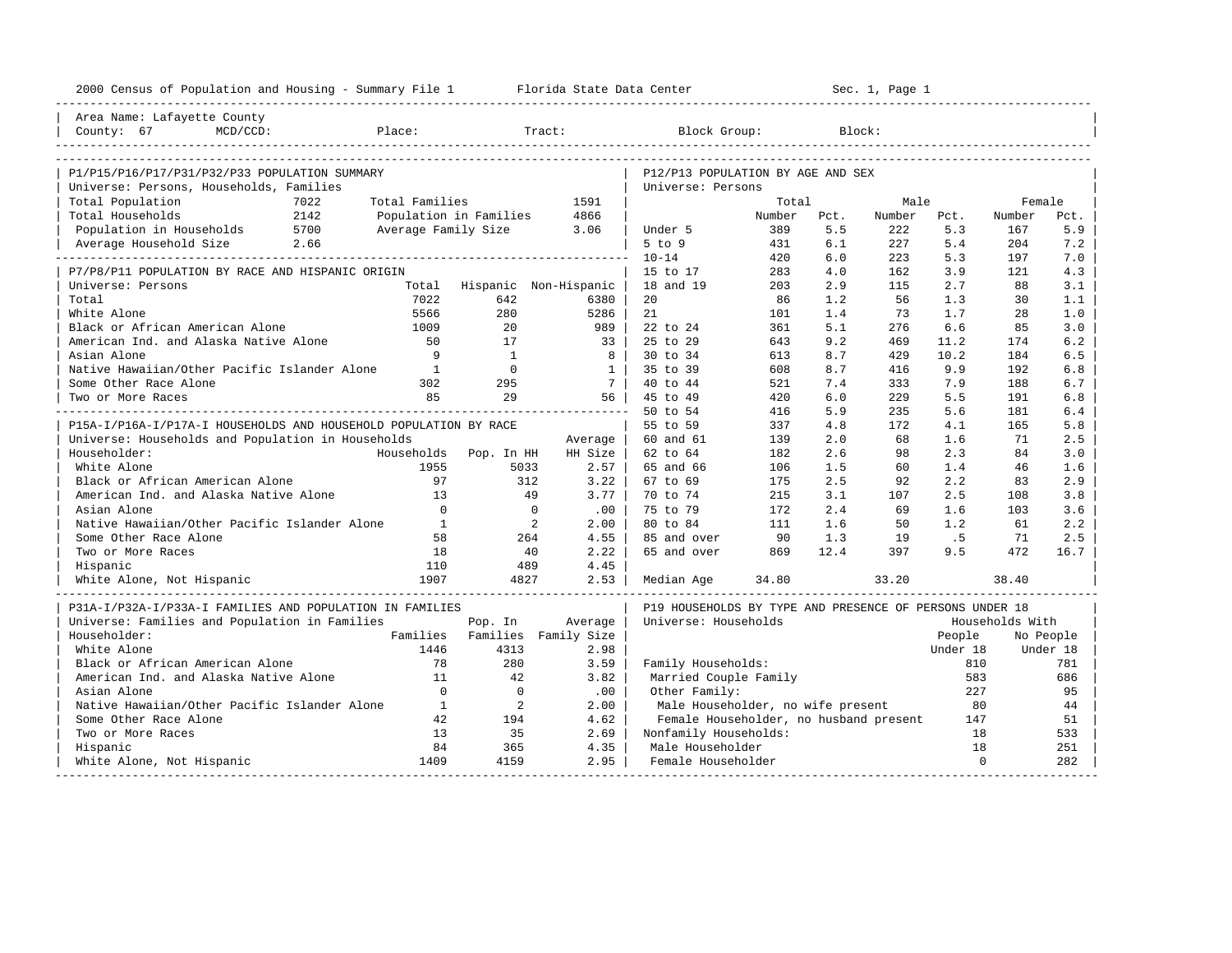2000 Census of Population and Housing - Summary File 1 Florida State Data Center Sec. 1, Page 1

Area Name: Lafayette County
County: 67 MCD/CCD: Place: Tract: Block Group: Block:

## P1/P15/P16/P17/P31/P32/P33 POPULATION SUMMARY

Universe: Persons, Households, Families

| | | | |
|---|---|---|---|
| Total Population | 7022 | Total Families | 1591 |
| Total Households | 2142 | Population in Families | 4866 |
| Population in Households | 5700 | Average Family Size | 3.06 |
| Average Household Size | 2.66 | | |

## P7/P8/P11 POPULATION BY RACE AND HISPANIC ORIGIN

Universe: Persons

| | Total | Hispanic | Non-Hispanic |
|---|---|---|---|
| Total | 7022 | 642 | 6380 |
| White Alone | 5566 | 280 | 5286 |
| Black or African American Alone | 1009 | 20 | 989 |
| American Ind. and Alaska Native Alone | 50 | 17 | 33 |
| Asian Alone | 9 | 1 | 8 |
| Native Hawaiian/Other Pacific Islander Alone | 1 | 0 | 1 |
| Some Other Race Alone | 302 | 295 | 7 |
| Two or More Races | 85 | 29 | 56 |

## P15A-I/P16A-I/P17A-I HOUSEHOLDS AND HOUSEHOLD POPULATION BY RACE

Universe: Households and Population in Households

| Householder: | Households | Pop. In HH | Average HH Size |
|---|---|---|---|
| White Alone | 1955 | 5033 | 2.57 |
| Black or African American Alone | 97 | 312 | 3.22 |
| American Ind. and Alaska Native Alone | 13 | 49 | 3.77 |
| Asian Alone | 0 | 0 | .00 |
| Native Hawaiian/Other Pacific Islander Alone | 1 | 2 | 2.00 |
| Some Other Race Alone | 58 | 264 | 4.55 |
| Two or More Races | 18 | 40 | 2.22 |
| Hispanic | 110 | 489 | 4.45 |
| White Alone, Not Hispanic | 1907 | 4827 | 2.53 |

## P31A-I/P32A-I/P33A-I FAMILIES AND POPULATION IN FAMILIES

Universe: Families and Population in Families

| Householder: | Families | Pop. In Families | Average Family Size |
|---|---|---|---|
| White Alone | 1446 | 4313 | 2.98 |
| Black or African American Alone | 78 | 280 | 3.59 |
| American Ind. and Alaska Native Alone | 11 | 42 | 3.82 |
| Asian Alone | 0 | 0 | .00 |
| Native Hawaiian/Other Pacific Islander Alone | 1 | 2 | 2.00 |
| Some Other Race Alone | 42 | 194 | 4.62 |
| Two or More Races | 13 | 35 | 2.69 |
| Hispanic | 84 | 365 | 4.35 |
| White Alone, Not Hispanic | 1409 | 4159 | 2.95 |

## P12/P13 POPULATION BY AGE AND SEX

Universe: Persons

| | Total Number | Total Pct. | Male Number | Male Pct. | Female Number | Female Pct. |
|---|---|---|---|---|---|---|
| Under 5 | 389 | 5.5 | 222 | 5.3 | 167 | 5.9 |
| 5 to 9 | 431 | 6.1 | 227 | 5.4 | 204 | 7.2 |
| 10-14 | 420 | 6.0 | 223 | 5.3 | 197 | 7.0 |
| 15 to 17 | 283 | 4.0 | 162 | 3.9 | 121 | 4.3 |
| 18 and 19 | 203 | 2.9 | 115 | 2.7 | 88 | 3.1 |
| 20 | 86 | 1.2 | 56 | 1.3 | 30 | 1.1 |
| 21 | 101 | 1.4 | 73 | 1.7 | 28 | 1.0 |
| 22 to 24 | 361 | 5.1 | 276 | 6.6 | 85 | 3.0 |
| 25 to 29 | 643 | 9.2 | 469 | 11.2 | 174 | 6.2 |
| 30 to 34 | 613 | 8.7 | 429 | 10.2 | 184 | 6.5 |
| 35 to 39 | 608 | 8.7 | 416 | 9.9 | 192 | 6.8 |
| 40 to 44 | 521 | 7.4 | 333 | 7.9 | 188 | 6.7 |
| 45 to 49 | 420 | 6.0 | 229 | 5.5 | 191 | 6.8 |
| 50 to 54 | 416 | 5.9 | 235 | 5.6 | 181 | 6.4 |
| 55 to 59 | 337 | 4.8 | 172 | 4.1 | 165 | 5.8 |
| 60 and 61 | 139 | 2.0 | 68 | 1.6 | 71 | 2.5 |
| 62 to 64 | 182 | 2.6 | 98 | 2.3 | 84 | 3.0 |
| 65 and 66 | 106 | 1.5 | 60 | 1.4 | 46 | 1.6 |
| 67 to 69 | 175 | 2.5 | 92 | 2.2 | 83 | 2.9 |
| 70 to 74 | 215 | 3.1 | 107 | 2.5 | 108 | 3.8 |
| 75 to 79 | 172 | 2.4 | 69 | 1.6 | 103 | 3.6 |
| 80 to 84 | 111 | 1.6 | 50 | 1.2 | 61 | 2.2 |
| 85 and over | 90 | 1.3 | 19 | .5 | 71 | 2.5 |
| 65 and over | 869 | 12.4 | 397 | 9.5 | 472 | 16.7 |
| Median Age | 34.80 | | 33.20 | | 38.40 | |

## P19 HOUSEHOLDS BY TYPE AND PRESENCE OF PERSONS UNDER 18

Universe: Households

| | Households With People Under 18 | Households With No People Under 18 |
|---|---|---|
| Family Households: | 810 | 781 |
| Married Couple Family | 583 | 686 |
| Other Family: | 227 | 95 |
| Male Householder, no wife present | 80 | 44 |
| Female Householder, no husband present | 147 | 51 |
| Nonfamily Households: | 18 | 533 |
| Male Householder | 18 | 251 |
| Female Householder | 0 | 282 |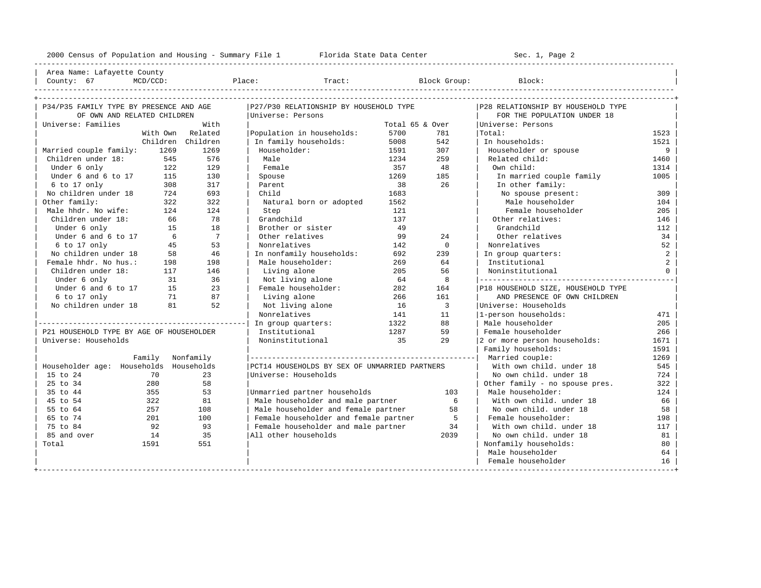2000 Census of Population and Housing - Summary File 1 — Florida State Data Center — Sec. 1, Page 2

Area Name: Lafayette County
County: 67 MCD/CCD: Place: Tract: Block Group: Block:

## P34/P35 FAMILY TYPE BY PRESENCE AND AGE OF OWN AND RELATED CHILDREN

Universe: Families

| | With Own Children | With Related Children |
|---|---|---|
| Married couple family: | 1269 | 1269 |
| Children under 18: | 545 | 576 |
| Under 6 only | 122 | 129 |
| Under 6 and 6 to 17 | 115 | 130 |
| 6 to 17 only | 308 | 317 |
| No children under 18 | 724 | 693 |
| Other family: | 322 | 322 |
| Male hhdr. No wife: | 124 | 124 |
| Children under 18: | 66 | 78 |
| Under 6 only | 15 | 18 |
| Under 6 and 6 to 17 | 6 | 7 |
| 6 to 17 only | 45 | 53 |
| No children under 18 | 58 | 46 |
| Female hhdr. No hus.: | 198 | 198 |
| Children under 18: | 117 | 146 |
| Under 6 only | 31 | 36 |
| Under 6 and 6 to 17 | 15 | 23 |
| 6 to 17 only | 71 | 87 |
| No children under 18 | 81 | 52 |

## P21 HOUSEHOLD TYPE BY AGE OF HOUSEHOLDER

Universe: Households

| Householder age: | Family Households | Nonfamily Households |
|---|---|---|
| 15 to 24 | 70 | 23 |
| 25 to 34 | 280 | 58 |
| 35 to 44 | 355 | 53 |
| 45 to 54 | 322 | 81 |
| 55 to 64 | 257 | 108 |
| 65 to 74 | 201 | 100 |
| 75 to 84 | 92 | 93 |
| 85 and over | 14 | 35 |
| Total | 1591 | 551 |

## P27/P30 RELATIONSHIP BY HOUSEHOLD TYPE

Universe: Persons

| | Total | 65 & Over |
|---|---|---|
| Population in households: | 5700 | 781 |
| In family households: | 5008 | 542 |
| Householder: | 1591 | 307 |
| Male | 1234 | 259 |
| Female | 357 | 48 |
| Spouse | 1269 | 185 |
| Parent | 38 | 26 |
| Child | 1683 | |
| Natural born or adopted | 1562 | |
| Step | 121 | |
| Grandchild | 137 | |
| Brother or sister | 49 | |
| Other relatives | 99 | 24 |
| Nonrelatives | 142 | 0 |
| In nonfamily households: | 692 | 239 |
| Male householder: | 269 | 64 |
| Living alone | 205 | 56 |
| Not living alone | 64 | 8 |
| Female householder: | 282 | 164 |
| Living alone | 266 | 161 |
| Not living alone | 16 | 3 |
| Nonrelatives | 141 | 11 |
| In group quarters: | 1322 | 88 |
| Institutional | 1287 | 59 |
| Noninstitutional | 35 | 29 |

## PCT14 HOUSEHOLDS BY SEX OF UNMARRIED PARTNERS

Universe: Households

| | |
|---|---|
| Unmarried partner households | 103 |
| Male householder and male partner | 6 |
| Male householder and female partner | 58 |
| Female householder and female partner | 5 |
| Female householder and male partner | 34 |
| All other households | 2039 |

## P28 RELATIONSHIP BY HOUSEHOLD TYPE FOR THE POPULATION UNDER 18

Universe: Persons

| | |
|---|---|
| Total: | 1523 |
| In households: | 1521 |
| Householder or spouse | 9 |
| Related child: | 1460 |
| Own child: | 1314 |
| In married couple family | 1005 |
| In other family: | |
| No spouse present: | 309 |
| Male householder | 104 |
| Female householder | 205 |
| Other relatives: | 146 |
| Grandchild | 112 |
| Other relatives | 34 |
| Nonrelatives | 52 |
| In group quarters: | 2 |
| Institutional | 2 |
| Noninstitutional | 0 |

## P18 HOUSEHOLD SIZE, HOUSEHOLD TYPE AND PRESENCE OF OWN CHILDREN

Universe: Households

| | |
|---|---|
| 1-person households: | 471 |
| Male householder | 205 |
| Female householder | 266 |
| 2 or more person households: | 1671 |
| Family households: | 1591 |
| Married couple: | 1269 |
| With own child. under 18 | 545 |
| No own child. under 18 | 724 |
| Other family - no spouse pres. | 322 |
| Male householder: | 124 |
| With own child. under 18 | 66 |
| No own child. under 18 | 58 |
| Female householder: | 198 |
| With own child. under 18 | 117 |
| No own child. under 18 | 81 |
| Nonfamily households: | 80 |
| Male householder | 64 |
| Female householder | 16 |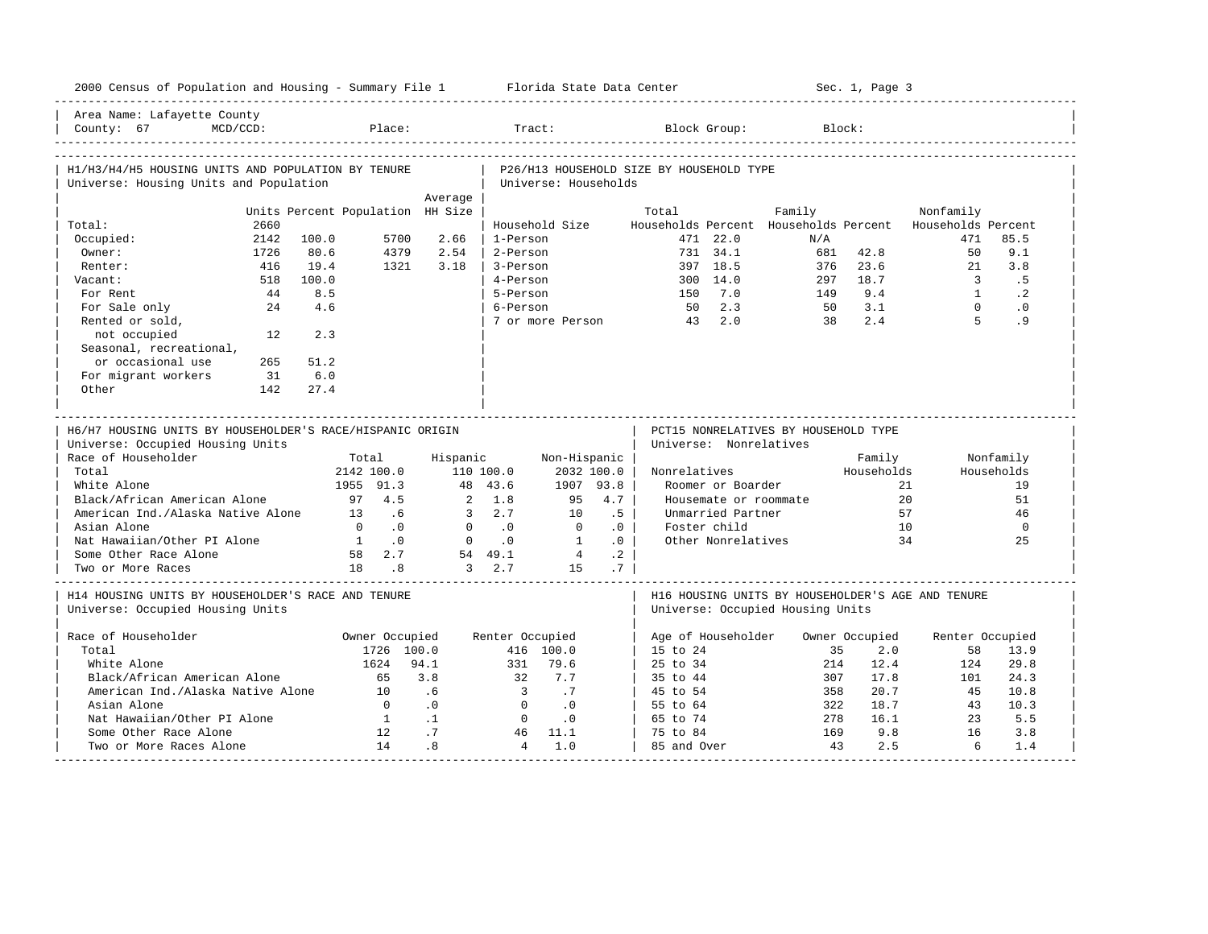Area Name: Lafayette County
County: 67 MCD/CCD: Place: Tract: Block Group: Block:

## H1/H3/H4/H5 HOUSING UNITS AND POPULATION BY TENURE

Universe: Housing Units and Population

| | Units | Percent | Population | Average HH Size |
|---|---|---|---|---|
| Total: | 2660 | | | |
| Occupied: | 2142 | 100.0 | 5700 | 2.66 |
| Owner: | 1726 | 80.6 | 4379 | 2.54 |
| Renter: | 416 | 19.4 | 1321 | 3.18 |
| Vacant: | 518 | 100.0 | | |
| For Rent | 44 | 8.5 | | |
| For Sale only | 24 | 4.6 | | |
| Rented or sold, not occupied | 12 | 2.3 | | |
| Seasonal, recreational, or occasional use | 265 | 51.2 | | |
| For migrant workers | 31 | 6.0 | | |
| Other | 142 | 27.4 | | |

## P26/H13 HOUSEHOLD SIZE BY HOUSEHOLD TYPE

Universe: Households

| Household Size | Total Households | Percent | Family Households | Percent | Nonfamily Households | Percent |
|---|---|---|---|---|---|---|
| 1-Person | 471 | 22.0 | N/A | | 471 | 85.5 |
| 2-Person | 731 | 34.1 | 681 | 42.8 | 50 | 9.1 |
| 3-Person | 397 | 18.5 | 376 | 23.6 | 21 | 3.8 |
| 4-Person | 300 | 14.0 | 297 | 18.7 | 3 | .5 |
| 5-Person | 150 | 7.0 | 149 | 9.4 | 1 | .2 |
| 6-Person | 50 | 2.3 | 50 | 3.1 | 0 | .0 |
| 7 or more Person | 43 | 2.0 | 38 | 2.4 | 5 | .9 |

## H6/H7 HOUSING UNITS BY HOUSEHOLDER'S RACE/HISPANIC ORIGIN

Universe: Occupied Housing Units

| Race of Householder | Total | | Hispanic | | Non-Hispanic | |
|---|---|---|---|---|---|---|
| Total | 2142 | 100.0 | 110 | 100.0 | 2032 | 100.0 |
| White Alone | 1955 | 91.3 | 48 | 43.6 | 1907 | 93.8 |
| Black/African American Alone | 97 | 4.5 | 2 | 1.8 | 95 | 4.7 |
| American Ind./Alaska Native Alone | 13 | .6 | 3 | 2.7 | 10 | .5 |
| Asian Alone | 0 | .0 | 0 | .0 | 0 | .0 |
| Nat Hawaiian/Other PI Alone | 1 | .0 | 0 | .0 | 1 | .0 |
| Some Other Race Alone | 58 | 2.7 | 54 | 49.1 | 4 | .2 |
| Two or More Races | 18 | .8 | 3 | 2.7 | 15 | .7 |

## PCT15 NONRELATIVES BY HOUSEHOLD TYPE

Universe: Nonrelatives

| Nonrelatives | Family Households | Nonfamily Households |
|---|---|---|
| Roomer or Boarder | 21 | 19 |
| Housemate or roommate | 20 | 51 |
| Unmarried Partner | 57 | 46 |
| Foster child | 10 | 0 |
| Other Nonrelatives | 34 | 25 |

## H14 HOUSING UNITS BY HOUSEHOLDER'S RACE AND TENURE

Universe: Occupied Housing Units

| Race of Householder | Owner Occupied | | Renter Occupied | |
|---|---|---|---|---|
| Total | 1726 | 100.0 | 416 | 100.0 |
| White Alone | 1624 | 94.1 | 331 | 79.6 |
| Black/African American Alone | 65 | 3.8 | 32 | 7.7 |
| American Ind./Alaska Native Alone | 10 | .6 | 3 | .7 |
| Asian Alone | 0 | .0 | 0 | .0 |
| Nat Hawaiian/Other PI Alone | 1 | .1 | 0 | .0 |
| Some Other Race Alone | 12 | .7 | 46 | 11.1 |
| Two or More Races Alone | 14 | .8 | 4 | 1.0 |

## H16 HOUSING UNITS BY HOUSEHOLDER'S AGE AND TENURE

Universe: Occupied Housing Units

| Age of Householder | Owner Occupied | | Renter Occupied | |
|---|---|---|---|---|
| 15 to 24 | 35 | 2.0 | 58 | 13.9 |
| 25 to 34 | 214 | 12.4 | 124 | 29.8 |
| 35 to 44 | 307 | 17.8 | 101 | 24.3 |
| 45 to 54 | 358 | 20.7 | 45 | 10.8 |
| 55 to 64 | 322 | 18.7 | 43 | 10.3 |
| 65 to 74 | 278 | 16.1 | 23 | 5.5 |
| 75 to 84 | 169 | 9.8 | 16 | 3.8 |
| 85 and Over | 43 | 2.5 | 6 | 1.4 |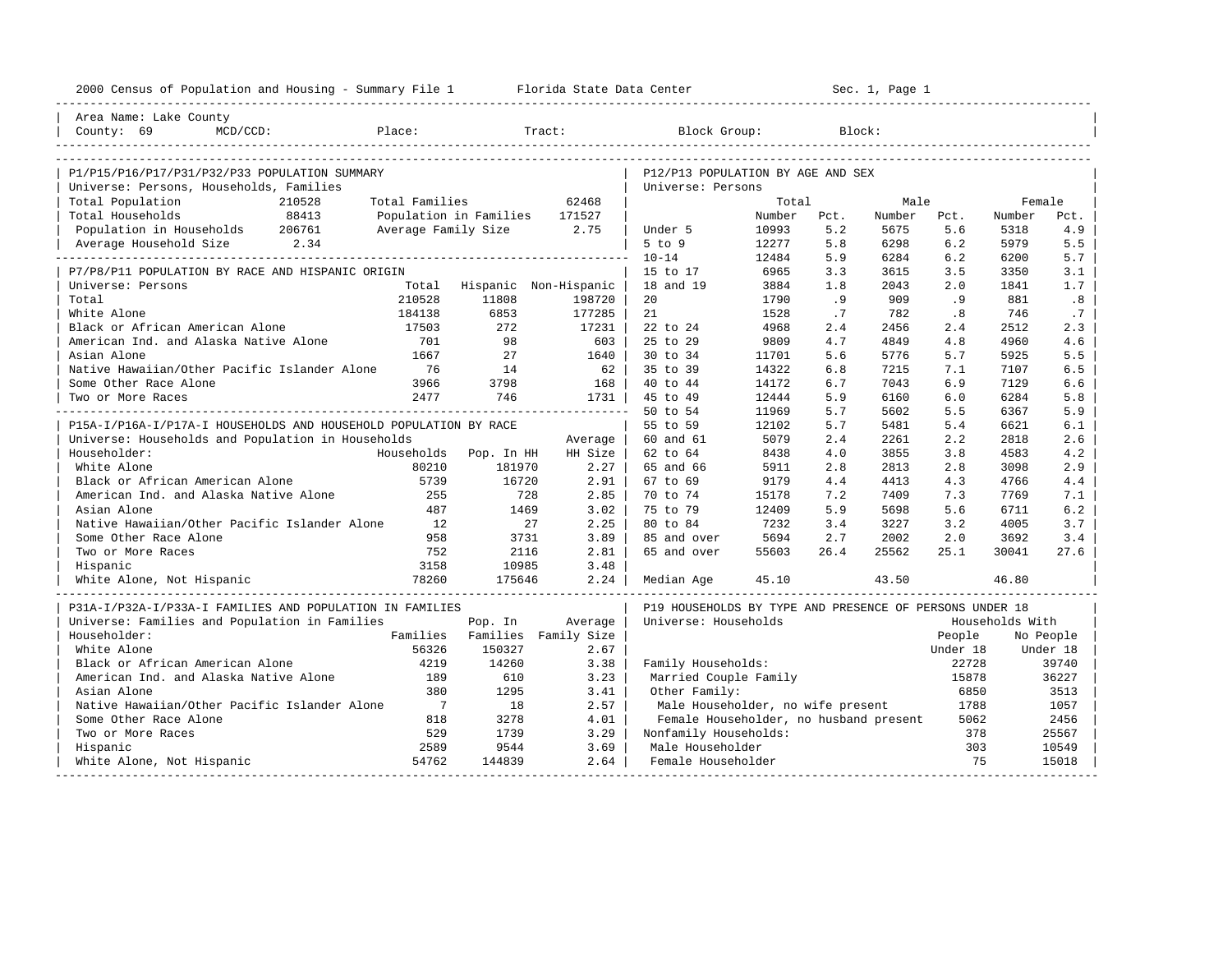2000 Census of Population and Housing - Summary File 1 Florida State Data Center

Area Name: Lake County
County: 69 MCD/CCD: Place: Tract: Block Group: Block:

## P1/P15/P16/P17/P31/P32/P33 POPULATION SUMMARY

Universe: Persons, Households, Families

| | | | |
|---|---|---|---|
| Total Population | 210528 | Total Families | 62468 |
| Total Households | 88413 | Population in Families | 171527 |
| Population in Households | 206761 | Average Family Size | 2.75 |
| Average Household Size | 2.34 | | |

## P7/P8/P11 POPULATION BY RACE AND HISPANIC ORIGIN

Universe: Persons

| | Total | Hispanic | Non-Hispanic |
|---|---|---|---|
| Total | 210528 | 11808 | 198720 |
| White Alone | 184138 | 6853 | 177285 |
| Black or African American Alone | 17503 | 272 | 17231 |
| American Ind. and Alaska Native Alone | 701 | 98 | 603 |
| Asian Alone | 1667 | 27 | 1640 |
| Native Hawaiian/Other Pacific Islander Alone | 76 | 14 | 62 |
| Some Other Race Alone | 3966 | 3798 | 168 |
| Two or More Races | 2477 | 746 | 1731 |

## P15A-I/P16A-I/P17A-I HOUSEHOLDS AND HOUSEHOLD POPULATION BY RACE

Universe: Households and Population in Households

| Householder: | Households | Pop. In HH | Average HH Size |
|---|---|---|---|
| White Alone | 80210 | 181970 | 2.27 |
| Black or African American Alone | 5739 | 16720 | 2.91 |
| American Ind. and Alaska Native Alone | 255 | 728 | 2.85 |
| Asian Alone | 487 | 1469 | 3.02 |
| Native Hawaiian/Other Pacific Islander Alone | 12 | 27 | 2.25 |
| Some Other Race Alone | 958 | 3731 | 3.89 |
| Two or More Races | 752 | 2116 | 2.81 |
| Hispanic | 3158 | 10985 | 3.48 |
| White Alone, Not Hispanic | 78260 | 175646 | 2.24 |

## P31A-I/P32A-I/P33A-I FAMILIES AND POPULATION IN FAMILIES

Universe: Families and Population in Families

| Householder: | Families | Pop. In Families | Average Family Size |
|---|---|---|---|
| White Alone | 56326 | 150327 | 2.67 |
| Black or African American Alone | 4219 | 14260 | 3.38 |
| American Ind. and Alaska Native Alone | 189 | 610 | 3.23 |
| Asian Alone | 380 | 1295 | 3.41 |
| Native Hawaiian/Other Pacific Islander Alone | 7 | 18 | 2.57 |
| Some Other Race Alone | 818 | 3278 | 4.01 |
| Two or More Races | 529 | 1739 | 3.29 |
| Hispanic | 2589 | 9544 | 3.69 |
| White Alone, Not Hispanic | 54762 | 144839 | 2.64 |

## P12/P13 POPULATION BY AGE AND SEX

Universe: Persons

| | Total Number | Total Pct. | Male Number | Male Pct. | Female Number | Female Pct. |
|---|---|---|---|---|---|---|
| Under 5 | 10993 | 5.2 | 5675 | 5.6 | 5318 | 4.9 |
| 5 to 9 | 12277 | 5.8 | 6298 | 6.2 | 5979 | 5.5 |
| 10-14 | 12484 | 5.9 | 6284 | 6.2 | 6200 | 5.7 |
| 15 to 17 | 6965 | 3.3 | 3615 | 3.5 | 3350 | 3.1 |
| 18 and 19 | 3884 | 1.8 | 2043 | 2.0 | 1841 | 1.7 |
| 20 | 1790 | .9 | 909 | .9 | 881 | .8 |
| 21 | 1528 | .7 | 782 | .8 | 746 | .7 |
| 22 to 24 | 4968 | 2.4 | 2456 | 2.4 | 2512 | 2.3 |
| 25 to 29 | 9809 | 4.7 | 4849 | 4.8 | 4960 | 4.6 |
| 30 to 34 | 11701 | 5.6 | 5776 | 5.7 | 5925 | 5.5 |
| 35 to 39 | 14322 | 6.8 | 7215 | 7.1 | 7107 | 6.5 |
| 40 to 44 | 14172 | 6.7 | 7043 | 6.9 | 7129 | 6.6 |
| 45 to 49 | 12444 | 5.9 | 6160 | 6.0 | 6284 | 5.8 |
| 50 to 54 | 11969 | 5.7 | 5602 | 5.5 | 6367 | 5.9 |
| 55 to 59 | 12102 | 5.7 | 5481 | 5.4 | 6621 | 6.1 |
| 60 and 61 | 5079 | 2.4 | 2261 | 2.2 | 2818 | 2.6 |
| 62 to 64 | 8438 | 4.0 | 3855 | 3.8 | 4583 | 4.2 |
| 65 and 66 | 5911 | 2.8 | 2813 | 2.8 | 3098 | 2.9 |
| 67 to 69 | 9179 | 4.4 | 4413 | 4.3 | 4766 | 4.4 |
| 70 to 74 | 15178 | 7.2 | 7409 | 7.3 | 7769 | 7.1 |
| 75 to 79 | 12409 | 5.9 | 5698 | 5.6 | 6711 | 6.2 |
| 80 to 84 | 7232 | 3.4 | 3227 | 3.2 | 4005 | 3.7 |
| 85 and over | 5694 | 2.7 | 2002 | 2.0 | 3692 | 3.4 |
| 65 and over | 55603 | 26.4 | 25562 | 25.1 | 30041 | 27.6 |
| Median Age | 45.10 | | 43.50 | | 46.80 | |

## P19 HOUSEHOLDS BY TYPE AND PRESENCE OF PERSONS UNDER 18

Universe: Households

| | Households With People Under 18 | Households With No People Under 18 |
|---|---|---|
| Family Households: | 22728 | 39740 |
| Married Couple Family | 15878 | 36227 |
| Other Family: | 6850 | 3513 |
| Male Householder, no wife present | 1788 | 1057 |
| Female Householder, no husband present | 5062 | 2456 |
| Nonfamily Households: | 378 | 25567 |
| Male Householder | 303 | 10549 |
| Female Householder | 75 | 15018 |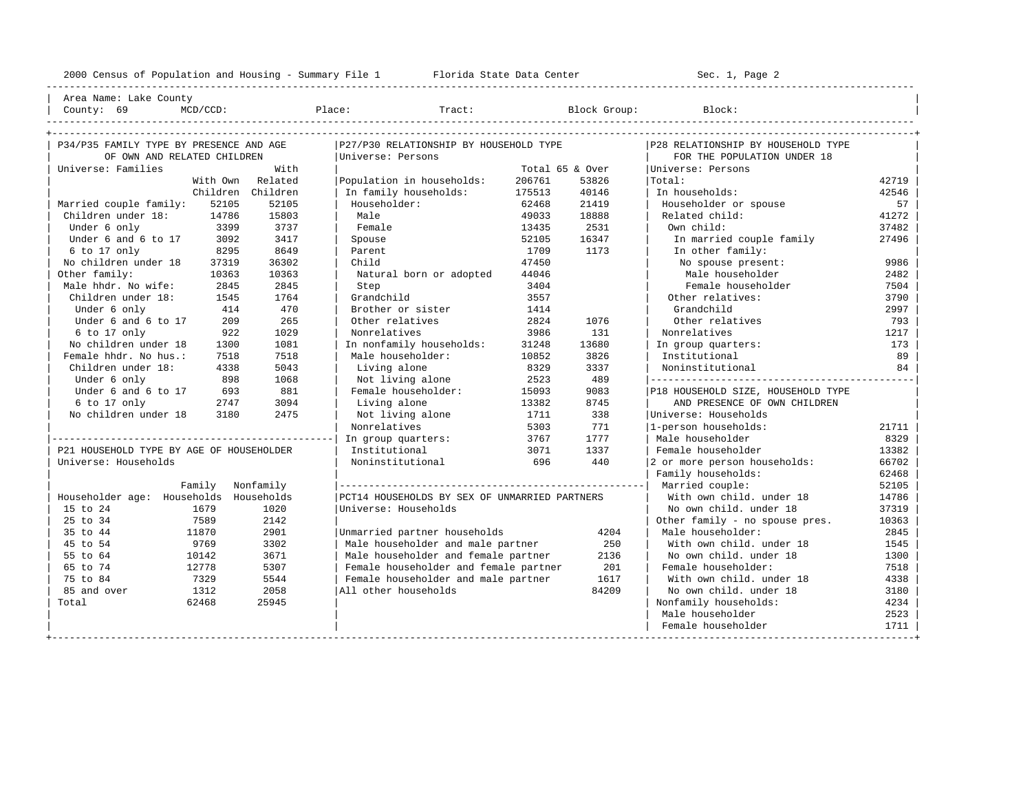Area Name: Lake County

County: 69 MCD/CCD: Place: Tract: Block Group: Block:

## P34/P35 FAMILY TYPE BY PRESENCE AND AGE OF OWN AND RELATED CHILDREN

Universe: Families

| | With Own Children | With Related Children |
|---|---|---|
| Married couple family: | 52105 | 52105 |
| Children under 18: | 14786 | 15803 |
| Under 6 only | 3399 | 3737 |
| Under 6 and 6 to 17 | 3092 | 3417 |
| 6 to 17 only | 8295 | 8649 |
| No children under 18 | 37319 | 36302 |
| Other family: | 10363 | 10363 |
| Male hhdr. No wife: | 2845 | 2845 |
| Children under 18: | 1545 | 1764 |
| Under 6 only | 414 | 470 |
| Under 6 and 6 to 17 | 209 | 265 |
| 6 to 17 only | 922 | 1029 |
| No children under 18 | 1300 | 1081 |
| Female hhdr. No hus.: | 7518 | 7518 |
| Children under 18: | 4338 | 5043 |
| Under 6 only | 898 | 1068 |
| Under 6 and 6 to 17 | 693 | 881 |
| 6 to 17 only | 2747 | 3094 |
| No children under 18 | 3180 | 2475 |

## P21 HOUSEHOLD TYPE BY AGE OF HOUSEHOLDER

Universe: Households

| Householder age: | Family Households | Nonfamily Households |
|---|---|---|
| 15 to 24 | 1679 | 1020 |
| 25 to 34 | 7589 | 2142 |
| 35 to 44 | 11870 | 2901 |
| 45 to 54 | 9769 | 3302 |
| 55 to 64 | 10142 | 3671 |
| 65 to 74 | 12778 | 5307 |
| 75 to 84 | 7329 | 5544 |
| 85 and over | 1312 | 2058 |
| Total | 62468 | 25945 |

## P27/P30 RELATIONSHIP BY HOUSEHOLD TYPE

Universe: Persons

| | Total | 65 & Over |
|---|---|---|
| Population in households: | 206761 | 53826 |
| In family households: | 175513 | 40146 |
| Householder: | 62468 | 21419 |
| Male | 49033 | 18888 |
| Female | 13435 | 2531 |
| Spouse | 52105 | 16347 |
| Parent | 1709 | 1173 |
| Child | 47450 | |
| Natural born or adopted | 44046 | |
| Step | 3404 | |
| Grandchild | 3557 | |
| Brother or sister | 1414 | |
| Other relatives | 2824 | 1076 |
| Nonrelatives | 3986 | 131 |
| In nonfamily households: | 31248 | 13680 |
| Male householder: | 10852 | 3826 |
| Living alone | 8329 | 3337 |
| Not living alone | 2523 | 489 |
| Female householder: | 15093 | 9083 |
| Living alone | 13382 | 8745 |
| Not living alone | 1711 | 338 |
| Nonrelatives | 5303 | 771 |
| In group quarters: | 3767 | 1777 |
| Institutional | 3071 | 1337 |
| Noninstitutional | 696 | 440 |

## PCT14 HOUSEHOLDS BY SEX OF UNMARRIED PARTNERS

Universe: Households

| | |
|---|---|
| Unmarried partner households | 4204 |
| Male householder and male partner | 250 |
| Male householder and female partner | 2136 |
| Female householder and female partner | 201 |
| Female householder and male partner | 1617 |
| All other households | 84209 |

## P28 RELATIONSHIP BY HOUSEHOLD TYPE FOR THE POPULATION UNDER 18

Universe: Persons

| | |
|---|---|
| Total: | 42719 |
| In households: | 42546 |
| Householder or spouse | 57 |
| Related child: | 41272 |
| Own child: | 37482 |
| In married couple family | 27496 |
| In other family: | |
| No spouse present: | 9986 |
| Male householder | 2482 |
| Female householder | 7504 |
| Other relatives: | 3790 |
| Grandchild | 2997 |
| Other relatives | 793 |
| Nonrelatives | 1217 |
| In group quarters: | 173 |
| Institutional | 89 |
| Noninstitutional | 84 |

## P18 HOUSEHOLD SIZE, HOUSEHOLD TYPE AND PRESENCE OF OWN CHILDREN

Universe: Households

| | |
|---|---|
| 1-person households: | 21711 |
| Male householder | 8329 |
| Female householder | 13382 |
| 2 or more person households: | 66702 |
| Family households: | 62468 |
| Married couple: | 52105 |
| With own child. under 18 | 14786 |
| No own child. under 18 | 37319 |
| Other family - no spouse pres. | 10363 |
| Male householder: | 2845 |
| With own child. under 18 | 1545 |
| No own child. under 18 | 1300 |
| Female householder: | 7518 |
| With own child. under 18 | 4338 |
| No own child. under 18 | 3180 |
| Nonfamily households: | 4234 |
| Male householder | 2523 |
| Female householder | 1711 |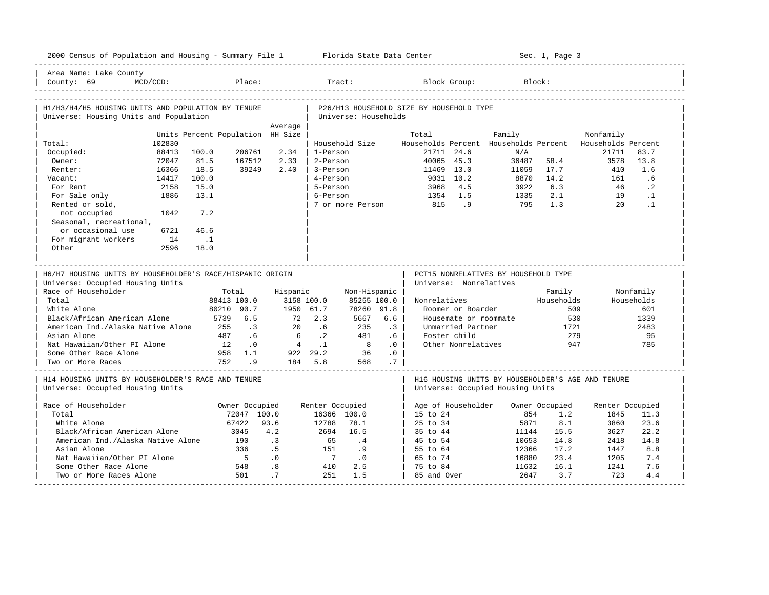2000 Census of Population and Housing - Summary File 1 — Florida State Data Center — Sec. 1, Page 3

Area Name: Lake County
County: 69 MCD/CCD: Place: Tract: Block Group: Block:

## H1/H3/H4/H5 HOUSING UNITS AND POPULATION BY TENURE
Universe: Housing Units and Population

| | Units | Percent | Population | Average HH Size |
|---|---|---|---|---|
| Total: | 102830 | | | |
| Occupied: | 88413 | 100.0 | 206761 | 2.34 |
| Owner: | 72047 | 81.5 | 167512 | 2.33 |
| Renter: | 16366 | 18.5 | 39249 | 2.40 |
| Vacant: | 14417 | 100.0 | | |
| For Rent | 2158 | 15.0 | | |
| For Sale only | 1886 | 13.1 | | |
| Rented or sold, not occupied | 1042 | 7.2 | | |
| Seasonal, recreational, or occasional use | 6721 | 46.6 | | |
| For migrant workers | 14 | .1 | | |
| Other | 2596 | 18.0 | | |

## P26/H13 HOUSEHOLD SIZE BY HOUSEHOLD TYPE
Universe: Households

| Household Size | Total Households | Percent | Family Households | Percent | Nonfamily Households | Percent |
|---|---|---|---|---|---|---|
| 1-Person | 21711 | 24.6 | N/A | | 21711 | 83.7 |
| 2-Person | 40065 | 45.3 | 36487 | 58.4 | 3578 | 13.8 |
| 3-Person | 11469 | 13.0 | 11059 | 17.7 | 410 | 1.6 |
| 4-Person | 9031 | 10.2 | 8870 | 14.2 | 161 | .6 |
| 5-Person | 3968 | 4.5 | 3922 | 6.3 | 46 | .2 |
| 6-Person | 1354 | 1.5 | 1335 | 2.1 | 19 | .1 |
| 7 or more Person | 815 | .9 | 795 | 1.3 | 20 | .1 |

## H6/H7 HOUSING UNITS BY HOUSEHOLDER'S RACE/HISPANIC ORIGIN
Universe: Occupied Housing Units

| Race of Householder | Total | % | Hispanic | % | Non-Hispanic | % |
|---|---|---|---|---|---|---|
| Total | 88413 | 100.0 | 3158 | 100.0 | 85255 | 100.0 |
| White Alone | 80210 | 90.7 | 1950 | 61.7 | 78260 | 91.8 |
| Black/African American Alone | 5739 | 6.5 | 72 | 2.3 | 5667 | 6.6 |
| American Ind./Alaska Native Alone | 255 | .3 | 20 | .6 | 235 | .3 |
| Asian Alone | 487 | .6 | 6 | .2 | 481 | .6 |
| Nat Hawaiian/Other PI Alone | 12 | .0 | 4 | .1 | 8 | .0 |
| Some Other Race Alone | 958 | 1.1 | 922 | 29.2 | 36 | .0 |
| Two or More Races | 752 | .9 | 184 | 5.8 | 568 | .7 |

## PCT15 NONRELATIVES BY HOUSEHOLD TYPE
Universe: Nonrelatives

| Nonrelatives | Family Households | Nonfamily Households |
|---|---|---|
| Roomer or Boarder | 509 | 601 |
| Housemate or roommate | 530 | 1339 |
| Unmarried Partner | 1721 | 2483 |
| Foster child | 279 | 95 |
| Other Nonrelatives | 947 | 785 |

## H14 HOUSING UNITS BY HOUSEHOLDER'S RACE AND TENURE
Universe: Occupied Housing Units

| Race of Householder | Owner Occupied | % | Renter Occupied | % |
|---|---|---|---|---|
| Total | 72047 | 100.0 | 16366 | 100.0 |
| White Alone | 67422 | 93.6 | 12788 | 78.1 |
| Black/African American Alone | 3045 | 4.2 | 2694 | 16.5 |
| American Ind./Alaska Native Alone | 190 | .3 | 65 | .4 |
| Asian Alone | 336 | .5 | 151 | .9 |
| Nat Hawaiian/Other PI Alone | 5 | .0 | 7 | .0 |
| Some Other Race Alone | 548 | .8 | 410 | 2.5 |
| Two or More Races Alone | 501 | .7 | 251 | 1.5 |

## H16 HOUSING UNITS BY HOUSEHOLDER'S AGE AND TENURE
Universe: Occupied Housing Units

| Age of Householder | Owner Occupied | % | Renter Occupied | % |
|---|---|---|---|---|
| 15 to 24 | 854 | 1.2 | 1845 | 11.3 |
| 25 to 34 | 5871 | 8.1 | 3860 | 23.6 |
| 35 to 44 | 11144 | 15.5 | 3627 | 22.2 |
| 45 to 54 | 10653 | 14.8 | 2418 | 14.8 |
| 55 to 64 | 12366 | 17.2 | 1447 | 8.8 |
| 65 to 74 | 16880 | 23.4 | 1205 | 7.4 |
| 75 to 84 | 11632 | 16.1 | 1241 | 7.6 |
| 85 and Over | 2647 | 3.7 | 723 | 4.4 |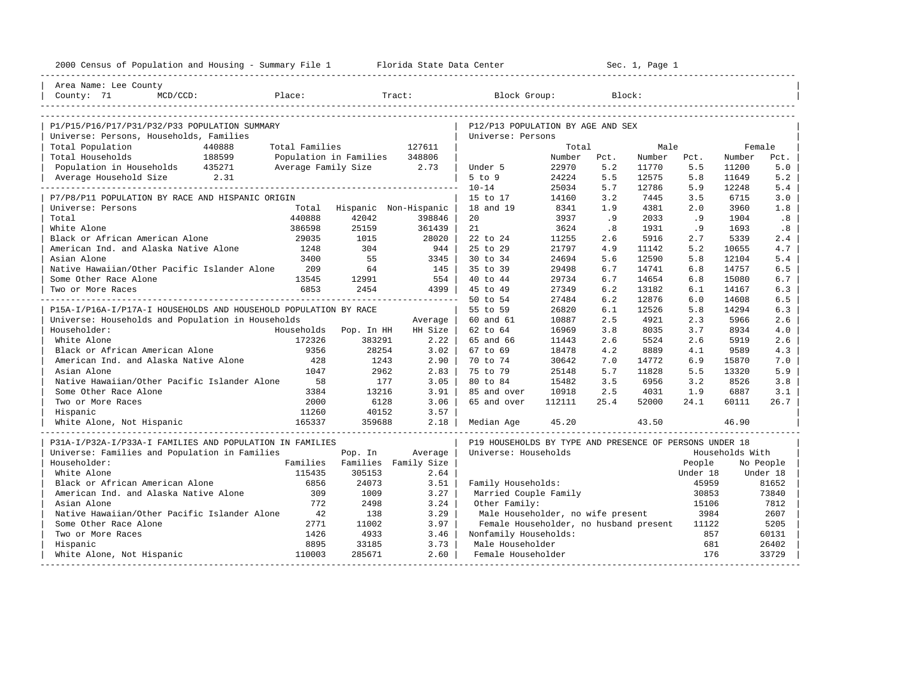2000 Census of Population and Housing - Summary File 1 Florida State Data Center

Area Name: Lee County
County: 71 MCD/CCD: Place: Tract: Block Group: Block:

## P1/P15/P16/P17/P31/P32/P33 POPULATION SUMMARY

Universe: Persons, Households, Families

| | | | |
|---|---|---|---|
| Total Population | 440888 | Total Families | 127611 |
| Total Households | 188599 | Population in Families | 348806 |
| Population in Households | 435271 | Average Family Size | 2.73 |
| Average Household Size | 2.31 | | |

## P7/P8/P11 POPULATION BY RACE AND HISPANIC ORIGIN

Universe: Persons

| | Total | Hispanic | Non-Hispanic |
|---|---|---|---|
| Total | 440888 | 42042 | 398846 |
| White Alone | 386598 | 25159 | 361439 |
| Black or African American Alone | 29035 | 1015 | 28020 |
| American Ind. and Alaska Native Alone | 1248 | 304 | 944 |
| Asian Alone | 3400 | 55 | 3345 |
| Native Hawaiian/Other Pacific Islander Alone | 209 | 64 | 145 |
| Some Other Race Alone | 13545 | 12991 | 554 |
| Two or More Races | 6853 | 2454 | 4399 |

## P15A-I/P16A-I/P17A-I HOUSEHOLDS AND HOUSEHOLD POPULATION BY RACE

Universe: Households and Population in Households

| Householder: | Households | Pop. In HH | Average HH Size |
|---|---|---|---|
| White Alone | 172326 | 383291 | 2.22 |
| Black or African American Alone | 9356 | 28254 | 3.02 |
| American Ind. and Alaska Native Alone | 428 | 1243 | 2.90 |
| Asian Alone | 1047 | 2962 | 2.83 |
| Native Hawaiian/Other Pacific Islander Alone | 58 | 177 | 3.05 |
| Some Other Race Alone | 3384 | 13216 | 3.91 |
| Two or More Races | 2000 | 6128 | 3.06 |
| Hispanic | 11260 | 40152 | 3.57 |
| White Alone, Not Hispanic | 165337 | 359688 | 2.18 |

## P31A-I/P32A-I/P33A-I FAMILIES AND POPULATION IN FAMILIES

Universe: Families and Population in Families

| Householder: | Families | Pop. In Families | Average Family Size |
|---|---|---|---|
| White Alone | 115435 | 305153 | 2.64 |
| Black or African American Alone | 6856 | 24073 | 3.51 |
| American Ind. and Alaska Native Alone | 309 | 1009 | 3.27 |
| Asian Alone | 772 | 2498 | 3.24 |
| Native Hawaiian/Other Pacific Islander Alone | 42 | 138 | 3.29 |
| Some Other Race Alone | 2771 | 11002 | 3.97 |
| Two or More Races | 1426 | 4933 | 3.46 |
| Hispanic | 8895 | 33185 | 3.73 |
| White Alone, Not Hispanic | 110003 | 285671 | 2.60 |

## P12/P13 POPULATION BY AGE AND SEX

Universe: Persons

| | Total Number | Total Pct. | Male Number | Male Pct. | Female Number | Female Pct. |
|---|---|---|---|---|---|---|
| Under 5 | 22970 | 5.2 | 11770 | 5.5 | 11200 | 5.0 |
| 5 to 9 | 24224 | 5.5 | 12575 | 5.8 | 11649 | 5.2 |
| 10-14 | 25034 | 5.7 | 12786 | 5.9 | 12248 | 5.4 |
| 15 to 17 | 14160 | 3.2 | 7445 | 3.5 | 6715 | 3.0 |
| 18 and 19 | 8341 | 1.9 | 4381 | 2.0 | 3960 | 1.8 |
| 20 | 3937 | .9 | 2033 | .9 | 1904 | .8 |
| 21 | 3624 | .8 | 1931 | .9 | 1693 | .8 |
| 22 to 24 | 11255 | 2.6 | 5916 | 2.7 | 5339 | 2.4 |
| 25 to 29 | 21797 | 4.9 | 11142 | 5.2 | 10655 | 4.7 |
| 30 to 34 | 24694 | 5.6 | 12590 | 5.8 | 12104 | 5.4 |
| 35 to 39 | 29498 | 6.7 | 14741 | 6.8 | 14757 | 6.5 |
| 40 to 44 | 29734 | 6.7 | 14654 | 6.8 | 15080 | 6.7 |
| 45 to 49 | 27349 | 6.2 | 13182 | 6.1 | 14167 | 6.3 |
| 50 to 54 | 27484 | 6.2 | 12876 | 6.0 | 14608 | 6.5 |
| 55 to 59 | 26820 | 6.1 | 12526 | 5.8 | 14294 | 6.3 |
| 60 and 61 | 10887 | 2.5 | 4921 | 2.3 | 5966 | 2.6 |
| 62 to 64 | 16969 | 3.8 | 8035 | 3.7 | 8934 | 4.0 |
| 65 and 66 | 11443 | 2.6 | 5524 | 2.6 | 5919 | 2.6 |
| 67 to 69 | 18478 | 4.2 | 8889 | 4.1 | 9589 | 4.3 |
| 70 to 74 | 30642 | 7.0 | 14772 | 6.9 | 15870 | 7.0 |
| 75 to 79 | 25148 | 5.7 | 11828 | 5.5 | 13320 | 5.9 |
| 80 to 84 | 15482 | 3.5 | 6956 | 3.2 | 8526 | 3.8 |
| 85 and over | 10918 | 2.5 | 4031 | 1.9 | 6887 | 3.1 |
| 65 and over | 112111 | 25.4 | 52000 | 24.1 | 60111 | 26.7 |
| Median Age | 45.20 | | 43.50 | | 46.90 | |

## P19 HOUSEHOLDS BY TYPE AND PRESENCE OF PERSONS UNDER 18

Universe: Households

| | Households With People Under 18 | Households With No People Under 18 |
|---|---|---|
| Family Households: | 45959 | 81652 |
| Married Couple Family | 30853 | 73840 |
| Other Family: | 15106 | 7812 |
| Male Householder, no wife present | 3984 | 2607 |
| Female Householder, no husband present | 11122 | 5205 |
| Nonfamily Households: | 857 | 60131 |
| Male Householder | 681 | 26402 |
| Female Householder | 176 | 33729 |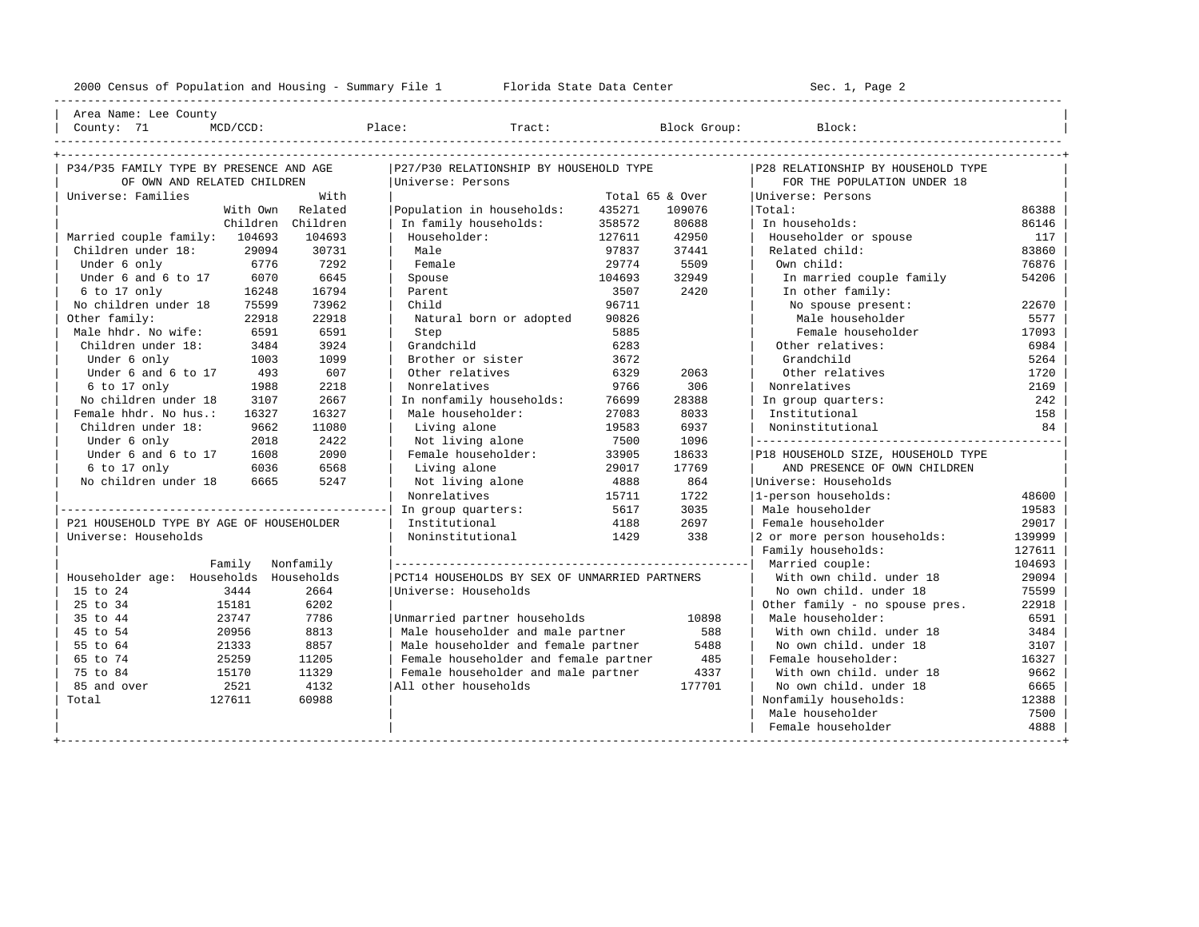2000 Census of Population and Housing - Summary File 1 — Florida State Data Center — Sec. 1, Page 2

Area Name: Lee County
County: 71 MCD/CCD: Place: Tract: Block Group: Block:

## P34/P35 FAMILY TYPE BY PRESENCE AND AGE OF OWN AND RELATED CHILDREN

Universe: Families

| | With Own Children | With Related Children |
|---|---|---|
| Married couple family: | 104693 | 104693 |
| Children under 18: | 29094 | 30731 |
| Under 6 only | 6776 | 7292 |
| Under 6 and 6 to 17 | 6070 | 6645 |
| 6 to 17 only | 16248 | 16794 |
| No children under 18 | 75599 | 73962 |
| Other family: | 22918 | 22918 |
| Male hhdr. No wife: | 6591 | 6591 |
| Children under 18: | 3484 | 3924 |
| Under 6 only | 1003 | 1099 |
| Under 6 and 6 to 17 | 493 | 607 |
| 6 to 17 only | 1988 | 2218 |
| No children under 18 | 3107 | 2667 |
| Female hhdr. No hus.: | 16327 | 16327 |
| Children under 18: | 9662 | 11080 |
| Under 6 only | 2018 | 2422 |
| Under 6 and 6 to 17 | 1608 | 2090 |
| 6 to 17 only | 6036 | 6568 |
| No children under 18 | 6665 | 5247 |

## P21 HOUSEHOLD TYPE BY AGE OF HOUSEHOLDER

Universe: Households

| Householder age: | Family Households | Nonfamily Households |
|---|---|---|
| 15 to 24 | 3444 | 2664 |
| 25 to 34 | 15181 | 6202 |
| 35 to 44 | 23747 | 7786 |
| 45 to 54 | 20956 | 8813 |
| 55 to 64 | 21333 | 8857 |
| 65 to 74 | 25259 | 11205 |
| 75 to 84 | 15170 | 11329 |
| 85 and over | 2521 | 4132 |
| Total | 127611 | 60988 |

## P27/P30 RELATIONSHIP BY HOUSEHOLD TYPE

Universe: Persons

| | Total | 65 & Over |
|---|---|---|
| Population in households: | 435271 | 109076 |
| In family households: | 358572 | 80688 |
| Householder: | 127611 | 42950 |
| Male | 97837 | 37441 |
| Female | 29774 | 5509 |
| Spouse | 104693 | 32949 |
| Parent | 3507 | 2420 |
| Child | 96711 | |
| Natural born or adopted | 90826 | |
| Step | 5885 | |
| Grandchild | 6283 | |
| Brother or sister | 3672 | |
| Other relatives | 6329 | 2063 |
| Nonrelatives | 9766 | 306 |
| In nonfamily households: | 76699 | 28388 |
| Male householder: | 27083 | 8033 |
| Living alone | 19583 | 6937 |
| Not living alone | 7500 | 1096 |
| Female householder: | 33905 | 18633 |
| Living alone | 29017 | 17769 |
| Not living alone | 4888 | 864 |
| Nonrelatives | 15711 | 1722 |
| In group quarters: | 5617 | 3035 |
| Institutional | 4188 | 2697 |
| Noninstitutional | 1429 | 338 |

## PCT14 HOUSEHOLDS BY SEX OF UNMARRIED PARTNERS

Universe: Households

| | |
|---|---|
| Unmarried partner households | 10898 |
| Male householder and male partner | 588 |
| Male householder and female partner | 5488 |
| Female householder and female partner | 485 |
| Female householder and male partner | 4337 |
| All other households | 177701 |

## P28 RELATIONSHIP BY HOUSEHOLD TYPE FOR THE POPULATION UNDER 18

Universe: Persons

| | |
|---|---|
| Total: | 86388 |
| In households: | 86146 |
| Householder or spouse | 117 |
| Related child: | 83860 |
| Own child: | 76876 |
| In married couple family | 54206 |
| In other family: | |
| No spouse present: | 22670 |
| Male householder | 5577 |
| Female householder | 17093 |
| Other relatives: | 6984 |
| Grandchild | 5264 |
| Other relatives | 1720 |
| Nonrelatives | 2169 |
| In group quarters: | 242 |
| Institutional | 158 |
| Noninstitutional | 84 |

## P18 HOUSEHOLD SIZE, HOUSEHOLD TYPE AND PRESENCE OF OWN CHILDREN

Universe: Households

| | |
|---|---|
| 1-person households: | 48600 |
| Male householder | 19583 |
| Female householder | 29017 |
| 2 or more person households: | 139999 |
| Family households: | 127611 |
| Married couple: | 104693 |
| With own child. under 18 | 29094 |
| No own child. under 18 | 75599 |
| Other family - no spouse pres. | 22918 |
| Male householder: | 6591 |
| With own child. under 18 | 3484 |
| No own child. under 18 | 3107 |
| Female householder: | 16327 |
| With own child. under 18 | 9662 |
| No own child. under 18 | 6665 |
| Nonfamily households: | 12388 |
| Male householder | 7500 |
| Female householder | 4888 |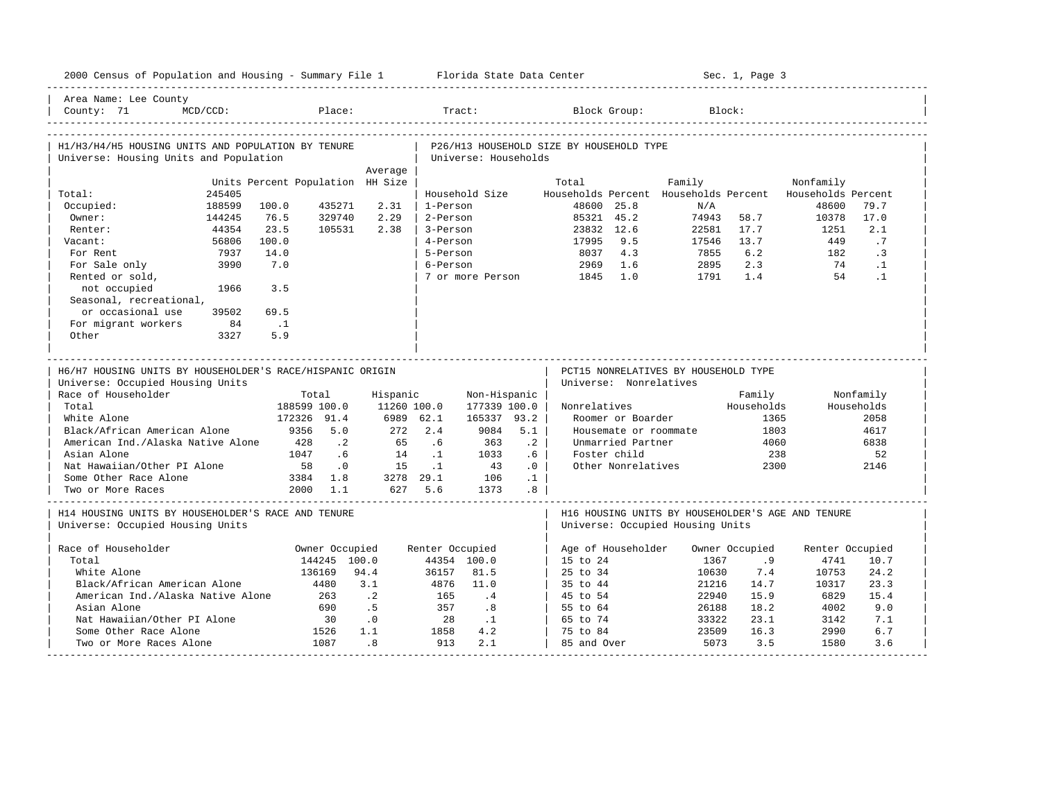Area Name: Lee County
County: 71 MCD/CCD: Place: Tract: Block Group: Block:

## H1/H3/H4/H5 HOUSING UNITS AND POPULATION BY TENURE

Universe: Housing Units and Population

| | Units | Percent | Population | Average HH Size |
|---|---|---|---|---|
| Total: | 245405 | | | |
| Occupied: | 188599 | 100.0 | 435271 | 2.31 |
| Owner: | 144245 | 76.5 | 329740 | 2.29 |
| Renter: | 44354 | 23.5 | 105531 | 2.38 |
| Vacant: | 56806 | 100.0 | | |
| For Rent | 7937 | 14.0 | | |
| For Sale only | 3990 | 7.0 | | |
| Rented or sold, not occupied | 1966 | 3.5 | | |
| Seasonal, recreational, or occasional use | 39502 | 69.5 | | |
| For migrant workers | 84 | .1 | | |
| Other | 3327 | 5.9 | | |

## P26/H13 HOUSEHOLD SIZE BY HOUSEHOLD TYPE

Universe: Households

| Household Size | Total Households | Percent | Family Households | Percent | Nonfamily Households | Percent |
|---|---|---|---|---|---|---|
| 1-Person | 48600 | 25.8 | N/A | | 48600 | 79.7 |
| 2-Person | 85321 | 45.2 | 74943 | 58.7 | 10378 | 17.0 |
| 3-Person | 23832 | 12.6 | 22581 | 17.7 | 1251 | 2.1 |
| 4-Person | 17995 | 9.5 | 17546 | 13.7 | 449 | .7 |
| 5-Person | 8037 | 4.3 | 7855 | 6.2 | 182 | .3 |
| 6-Person | 2969 | 1.6 | 2895 | 2.3 | 74 | .1 |
| 7 or more Person | 1845 | 1.0 | 1791 | 1.4 | 54 | .1 |

## H6/H7 HOUSING UNITS BY HOUSEHOLDER'S RACE/HISPANIC ORIGIN

Universe: Occupied Housing Units

| Race of Householder | Total | | Hispanic | | Non-Hispanic | |
|---|---|---|---|---|---|---|
| Total | 188599 | 100.0 | 11260 | 100.0 | 177339 | 100.0 |
| White Alone | 172326 | 91.4 | 6989 | 62.1 | 165337 | 93.2 |
| Black/African American Alone | 9356 | 5.0 | 272 | 2.4 | 9084 | 5.1 |
| American Ind./Alaska Native Alone | 428 | .2 | 65 | .6 | 363 | .2 |
| Asian Alone | 1047 | .6 | 14 | .1 | 1033 | .6 |
| Nat Hawaiian/Other PI Alone | 58 | .0 | 15 | .1 | 43 | .0 |
| Some Other Race Alone | 3384 | 1.8 | 3278 | 29.1 | 106 | .1 |
| Two or More Races | 2000 | 1.1 | 627 | 5.6 | 1373 | .8 |

## PCT15 NONRELATIVES BY HOUSEHOLD TYPE

Universe: Nonrelatives

| Nonrelatives | Family Households | Nonfamily Households |
|---|---|---|
| Roomer or Boarder | 1365 | 2058 |
| Housemate or roommate | 1803 | 4617 |
| Unmarried Partner | 4060 | 6838 |
| Foster child | 238 | 52 |
| Other Nonrelatives | 2300 | 2146 |

## H14 HOUSING UNITS BY HOUSEHOLDER'S RACE AND TENURE

Universe: Occupied Housing Units

| Race of Householder | Owner Occupied | | Renter Occupied | |
|---|---|---|---|---|
| Total | 144245 | 100.0 | 44354 | 100.0 |
| White Alone | 136169 | 94.4 | 36157 | 81.5 |
| Black/African American Alone | 4480 | 3.1 | 4876 | 11.0 |
| American Ind./Alaska Native Alone | 263 | .2 | 165 | .4 |
| Asian Alone | 690 | .5 | 357 | .8 |
| Nat Hawaiian/Other PI Alone | 30 | .0 | 28 | .1 |
| Some Other Race Alone | 1526 | 1.1 | 1858 | 4.2 |
| Two or More Races Alone | 1087 | .8 | 913 | 2.1 |

## H16 HOUSING UNITS BY HOUSEHOLDER'S AGE AND TENURE

Universe: Occupied Housing Units

| Age of Householder | Owner Occupied | | Renter Occupied | |
|---|---|---|---|---|
| 15 to 24 | 1367 | .9 | 4741 | 10.7 |
| 25 to 34 | 10630 | 7.4 | 10753 | 24.2 |
| 35 to 44 | 21216 | 14.7 | 10317 | 23.3 |
| 45 to 54 | 22940 | 15.9 | 6829 | 15.4 |
| 55 to 64 | 26188 | 18.2 | 4002 | 9.0 |
| 65 to 74 | 33322 | 23.1 | 3142 | 7.1 |
| 75 to 84 | 23509 | 16.3 | 2990 | 6.7 |
| 85 and Over | 5073 | 3.5 | 1580 | 3.6 |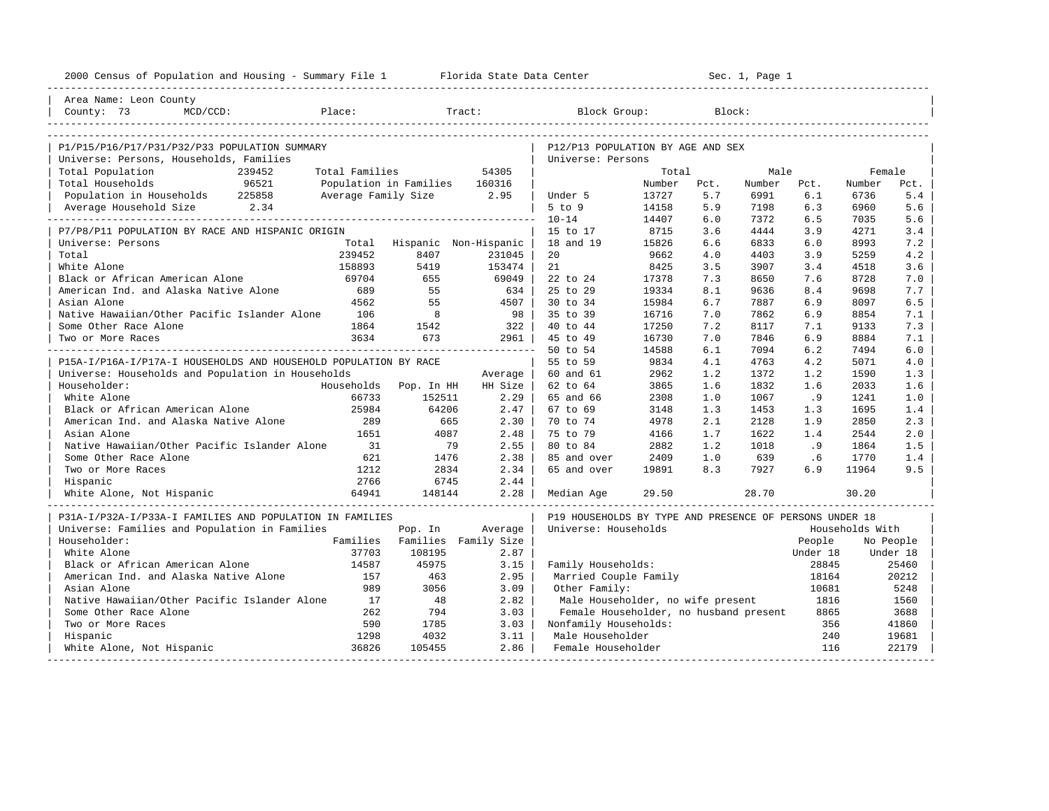2000 Census of Population and Housing - Summary File 1 Florida State Data Center Sec. 1, Page 1

Area Name: Leon County
County: 73 MCD/CCD: Place: Tract: Block Group: Block:

## P1/P15/P16/P17/P31/P32/P33 POPULATION SUMMARY

Universe: Persons, Households, Families

| | | | |
|---|---|---|---|
| Total Population | 239452 | Total Families | 54305 |
| Total Households | 96521 | Population in Families | 160316 |
| Population in Households | 225858 | Average Family Size | 2.95 |
| Average Household Size | 2.34 | | |

## P7/P8/P11 POPULATION BY RACE AND HISPANIC ORIGIN

Universe: Persons

| | Total | Hispanic | Non-Hispanic |
|---|---|---|---|
| Total | 239452 | 8407 | 231045 |
| White Alone | 158893 | 5419 | 153474 |
| Black or African American Alone | 69704 | 655 | 69049 |
| American Ind. and Alaska Native Alone | 689 | 55 | 634 |
| Asian Alone | 4562 | 55 | 4507 |
| Native Hawaiian/Other Pacific Islander Alone | 106 | 8 | 98 |
| Some Other Race Alone | 1864 | 1542 | 322 |
| Two or More Races | 3634 | 673 | 2961 |

## P15A-I/P16A-I/P17A-I HOUSEHOLDS AND HOUSEHOLD POPULATION BY RACE

Universe: Households and Population in Households

| Householder: | Households | Pop. In HH | Average HH Size |
|---|---|---|---|
| White Alone | 66733 | 152511 | 2.29 |
| Black or African American Alone | 25984 | 64206 | 2.47 |
| American Ind. and Alaska Native Alone | 289 | 665 | 2.30 |
| Asian Alone | 1651 | 4087 | 2.48 |
| Native Hawaiian/Other Pacific Islander Alone | 31 | 79 | 2.55 |
| Some Other Race Alone | 621 | 1476 | 2.38 |
| Two or More Races | 1212 | 2834 | 2.34 |
| Hispanic | 2766 | 6745 | 2.44 |
| White Alone, Not Hispanic | 64941 | 148144 | 2.28 |

## P31A-I/P32A-I/P33A-I FAMILIES AND POPULATION IN FAMILIES

Universe: Families and Population in Families

| Householder: | Families | Pop. In Families | Average Family Size |
|---|---|---|---|
| White Alone | 37703 | 108195 | 2.87 |
| Black or African American Alone | 14587 | 45975 | 3.15 |
| American Ind. and Alaska Native Alone | 157 | 463 | 2.95 |
| Asian Alone | 989 | 3056 | 3.09 |
| Native Hawaiian/Other Pacific Islander Alone | 17 | 48 | 2.82 |
| Some Other Race Alone | 262 | 794 | 3.03 |
| Two or More Races | 590 | 1785 | 3.03 |
| Hispanic | 1298 | 4032 | 3.11 |
| White Alone, Not Hispanic | 36826 | 105455 | 2.86 |

## P12/P13 POPULATION BY AGE AND SEX

Universe: Persons

| | Total Number | Total Pct. | Male Number | Male Pct. | Female Number | Female Pct. |
|---|---|---|---|---|---|---|
| Under 5 | 13727 | 5.7 | 6991 | 6.1 | 6736 | 5.4 |
| 5 to 9 | 14158 | 5.9 | 7198 | 6.3 | 6960 | 5.6 |
| 10-14 | 14407 | 6.0 | 7372 | 6.5 | 7035 | 5.6 |
| 15 to 17 | 8715 | 3.6 | 4444 | 3.9 | 4271 | 3.4 |
| 18 and 19 | 15826 | 6.6 | 6833 | 6.0 | 8993 | 7.2 |
| 20 | 9662 | 4.0 | 4403 | 3.9 | 5259 | 4.2 |
| 21 | 8425 | 3.5 | 3907 | 3.4 | 4518 | 3.6 |
| 22 to 24 | 17378 | 7.3 | 8650 | 7.6 | 8728 | 7.0 |
| 25 to 29 | 19334 | 8.1 | 9636 | 8.4 | 9698 | 7.7 |
| 30 to 34 | 15984 | 6.7 | 7887 | 6.9 | 8097 | 6.5 |
| 35 to 39 | 16716 | 7.0 | 7862 | 6.9 | 8854 | 7.1 |
| 40 to 44 | 17250 | 7.2 | 8117 | 7.1 | 9133 | 7.3 |
| 45 to 49 | 16730 | 7.0 | 7846 | 6.9 | 8884 | 7.1 |
| 50 to 54 | 14588 | 6.1 | 7094 | 6.2 | 7494 | 6.0 |
| 55 to 59 | 9834 | 4.1 | 4763 | 4.2 | 5071 | 4.0 |
| 60 and 61 | 2962 | 1.2 | 1372 | 1.2 | 1590 | 1.3 |
| 62 to 64 | 3865 | 1.6 | 1832 | 1.6 | 2033 | 1.6 |
| 65 and 66 | 2308 | 1.0 | 1067 | .9 | 1241 | 1.0 |
| 67 to 69 | 3148 | 1.3 | 1453 | 1.3 | 1695 | 1.4 |
| 70 to 74 | 4978 | 2.1 | 2128 | 1.9 | 2850 | 2.3 |
| 75 to 79 | 4166 | 1.7 | 1622 | 1.4 | 2544 | 2.0 |
| 80 to 84 | 2882 | 1.2 | 1018 | .9 | 1864 | 1.5 |
| 85 and over | 2409 | 1.0 | 639 | .6 | 1770 | 1.4 |
| 65 and over | 19891 | 8.3 | 7927 | 6.9 | 11964 | 9.5 |
| Median Age | 29.50 | | 28.70 | | 30.20 | |

## P19 HOUSEHOLDS BY TYPE AND PRESENCE OF PERSONS UNDER 18

Universe: Households

| | Households With People Under 18 | Households With No People Under 18 |
|---|---|---|
| Family Households: | 28845 | 25460 |
| Married Couple Family | 18164 | 20212 |
| Other Family: | 10681 | 5248 |
| Male Householder, no wife present | 1816 | 1560 |
| Female Householder, no husband present | 8865 | 3688 |
| Nonfamily Households: | 356 | 41860 |
| Male Householder | 240 | 19681 |
| Female Householder | 116 | 22179 |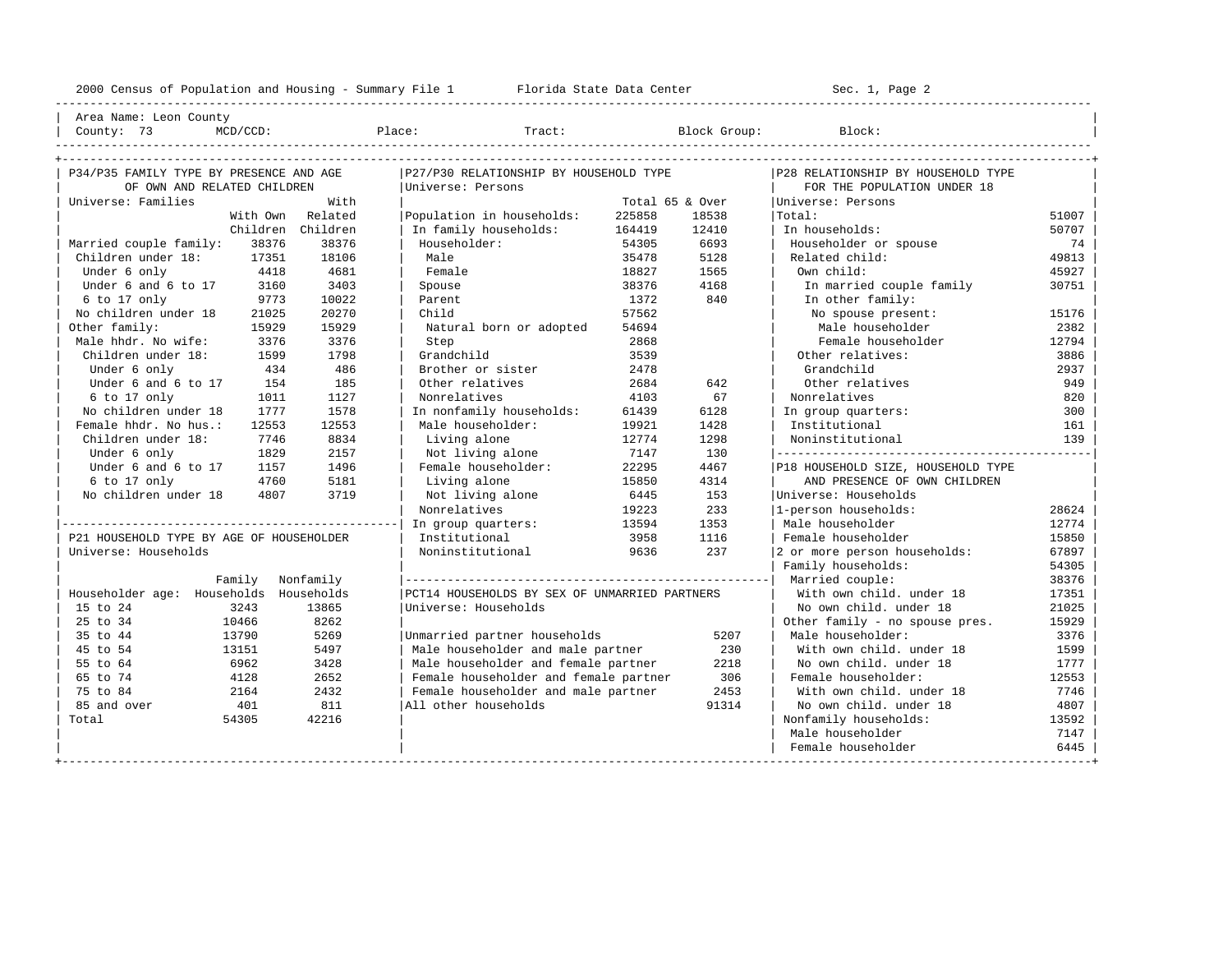2000 Census of Population and Housing - Summary File 1 Florida State Data Center Sec. 1, Page 2

Area Name: Leon County
County: 73 MCD/CCD: Place: Tract: Block Group: Block:

## P34/P35 FAMILY TYPE BY PRESENCE AND AGE OF OWN AND RELATED CHILDREN

Universe: Families

| | With Own Children | With Related Children |
|---|---|---|
| Married couple family: | 38376 | 38376 |
| Children under 18: | 17351 | 18106 |
| Under 6 only | 4418 | 4681 |
| Under 6 and 6 to 17 | 3160 | 3403 |
| 6 to 17 only | 9773 | 10022 |
| No children under 18 | 21025 | 20270 |
| Other family: | 15929 | 15929 |
| Male hhdr. No wife: | 3376 | 3376 |
| Children under 18: | 1599 | 1798 |
| Under 6 only | 434 | 486 |
| Under 6 and 6 to 17 | 154 | 185 |
| 6 to 17 only | 1011 | 1127 |
| No children under 18 | 1777 | 1578 |
| Female hhdr. No hus.: | 12553 | 12553 |
| Children under 18: | 7746 | 8834 |
| Under 6 only | 1829 | 2157 |
| Under 6 and 6 to 17 | 1157 | 1496 |
| 6 to 17 only | 4760 | 5181 |
| No children under 18 | 4807 | 3719 |

## P21 HOUSEHOLD TYPE BY AGE OF HOUSEHOLDER

Universe: Households

| Householder age: | Family Households | Nonfamily Households |
|---|---|---|
| 15 to 24 | 3243 | 13865 |
| 25 to 34 | 10466 | 8262 |
| 35 to 44 | 13790 | 5269 |
| 45 to 54 | 13151 | 5497 |
| 55 to 64 | 6962 | 3428 |
| 65 to 74 | 4128 | 2652 |
| 75 to 84 | 2164 | 2432 |
| 85 and over | 401 | 811 |
| Total | 54305 | 42216 |

## P27/P30 RELATIONSHIP BY HOUSEHOLD TYPE

Universe: Persons

| | Total | 65 & Over |
|---|---|---|
| Population in households: | 225858 | 18538 |
| In family households: | 164419 | 12410 |
| Householder: | 54305 | 6693 |
| Male | 35478 | 5128 |
| Female | 18827 | 1565 |
| Spouse | 38376 | 4168 |
| Parent | 1372 | 840 |
| Child | 57562 | |
| Natural born or adopted | 54694 | |
| Step | 2868 | |
| Grandchild | 3539 | |
| Brother or sister | 2478 | |
| Other relatives | 2684 | 642 |
| Nonrelatives | 4103 | 67 |
| In nonfamily households: | 61439 | 6128 |
| Male householder: | 19921 | 1428 |
| Living alone | 12774 | 1298 |
| Not living alone | 7147 | 130 |
| Female householder: | 22295 | 4467 |
| Living alone | 15850 | 4314 |
| Not living alone | 6445 | 153 |
| Nonrelatives | 19223 | 233 |
| In group quarters: | 13594 | 1353 |
| Institutional | 3958 | 1116 |
| Noninstitutional | 9636 | 237 |

## PCT14 HOUSEHOLDS BY SEX OF UNMARRIED PARTNERS

Universe: Households

| | |
|---|---|
| Unmarried partner households | 5207 |
| Male householder and male partner | 230 |
| Male householder and female partner | 2218 |
| Female householder and female partner | 306 |
| Female householder and male partner | 2453 |
| All other households | 91314 |

## P28 RELATIONSHIP BY HOUSEHOLD TYPE FOR THE POPULATION UNDER 18

Universe: Persons

| | |
|---|---|
| Total: | 51007 |
| In households: | 50707 |
| Householder or spouse | 74 |
| Related child: | 49813 |
| Own child: | 45927 |
| In married couple family | 30751 |
| In other family: | |
| No spouse present: | 15176 |
| Male householder | 2382 |
| Female householder | 12794 |
| Other relatives: | 3886 |
| Grandchild | 2937 |
| Other relatives | 949 |
| Nonrelatives | 820 |
| In group quarters: | 300 |
| Institutional | 161 |
| Noninstitutional | 139 |

## P18 HOUSEHOLD SIZE, HOUSEHOLD TYPE AND PRESENCE OF OWN CHILDREN

Universe: Households

| | |
|---|---|
| 1-person households: | 28624 |
| Male householder | 12774 |
| Female householder | 15850 |
| 2 or more person households: | 67897 |
| Family households: | 54305 |
| Married couple: | 38376 |
| With own child. under 18 | 17351 |
| No own child. under 18 | 21025 |
| Other family - no spouse pres. | 15929 |
| Male householder: | 3376 |
| With own child. under 18 | 1599 |
| No own child. under 18 | 1777 |
| Female householder: | 12553 |
| With own child. under 18 | 7746 |
| No own child. under 18 | 4807 |
| Nonfamily households: | 13592 |
| Male householder | 7147 |
| Female householder | 6445 |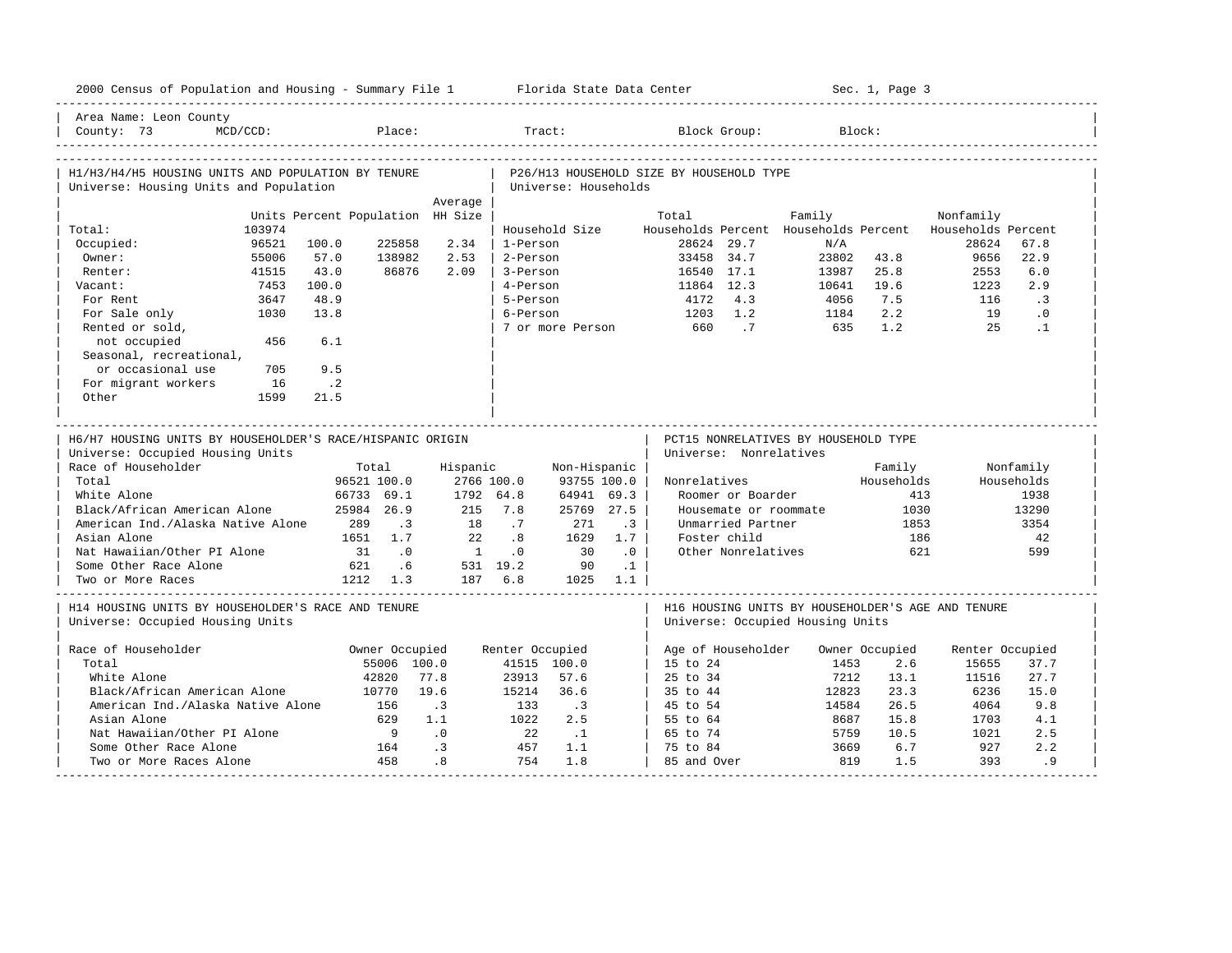Area Name: Leon County
County: 73 MCD/CCD: Place: Tract: Block Group: Block:

## H1/H3/H4/H5 HOUSING UNITS AND POPULATION BY TENURE

Universe: Housing Units and Population

| | Units | Percent | Population | Average HH Size |
|---|---|---|---|---|
| Total: | 103974 | | | |
| Occupied: | 96521 | 100.0 | 225858 | 2.34 |
| Owner: | 55006 | 57.0 | 138982 | 2.53 |
| Renter: | 41515 | 43.0 | 86876 | 2.09 |
| Vacant: | 7453 | 100.0 | | |
| For Rent | 3647 | 48.9 | | |
| For Sale only | 1030 | 13.8 | | |
| Rented or sold, not occupied | 456 | 6.1 | | |
| Seasonal, recreational, or occasional use | 705 | 9.5 | | |
| For migrant workers | 16 | .2 | | |
| Other | 1599 | 21.5 | | |

## P26/H13 HOUSEHOLD SIZE BY HOUSEHOLD TYPE

Universe: Households

| Household Size | Total Households | Percent | Family Households | Percent | Nonfamily Households | Percent |
|---|---|---|---|---|---|---|
| 1-Person | 28624 | 29.7 | N/A | | 28624 | 67.8 |
| 2-Person | 33458 | 34.7 | 23802 | 43.8 | 9656 | 22.9 |
| 3-Person | 16540 | 17.1 | 13987 | 25.8 | 2553 | 6.0 |
| 4-Person | 11864 | 12.3 | 10641 | 19.6 | 1223 | 2.9 |
| 5-Person | 4172 | 4.3 | 4056 | 7.5 | 116 | .3 |
| 6-Person | 1203 | 1.2 | 1184 | 2.2 | 19 | .0 |
| 7 or more Person | 660 | .7 | 635 | 1.2 | 25 | .1 |

## H6/H7 HOUSING UNITS BY HOUSEHOLDER'S RACE/HISPANIC ORIGIN

Universe: Occupied Housing Units

| Race of Householder | Total | | Hispanic | | Non-Hispanic | |
|---|---|---|---|---|---|---|
| Total | 96521 | 100.0 | 2766 | 100.0 | 93755 | 100.0 |
| White Alone | 66733 | 69.1 | 1792 | 64.8 | 64941 | 69.3 |
| Black/African American Alone | 25984 | 26.9 | 215 | 7.8 | 25769 | 27.5 |
| American Ind./Alaska Native Alone | 289 | .3 | 18 | .7 | 271 | .3 |
| Asian Alone | 1651 | 1.7 | 22 | .8 | 1629 | 1.7 |
| Nat Hawaiian/Other PI Alone | 31 | .0 | 1 | .0 | 30 | .0 |
| Some Other Race Alone | 621 | .6 | 531 | 19.2 | 90 | .1 |
| Two or More Races | 1212 | 1.3 | 187 | 6.8 | 1025 | 1.1 |

## PCT15 NONRELATIVES BY HOUSEHOLD TYPE

Universe: Nonrelatives

| Nonrelatives | Family Households | Nonfamily Households |
|---|---|---|
| Roomer or Boarder | 413 | 1938 |
| Housemate or roommate | 1030 | 13290 |
| Unmarried Partner | 1853 | 3354 |
| Foster child | 186 | 42 |
| Other Nonrelatives | 621 | 599 |

## H14 HOUSING UNITS BY HOUSEHOLDER'S RACE AND TENURE

Universe: Occupied Housing Units

| Race of Householder | Owner Occupied | | Renter Occupied | |
|---|---|---|---|---|
| Total | 55006 | 100.0 | 41515 | 100.0 |
| White Alone | 42820 | 77.8 | 23913 | 57.6 |
| Black/African American Alone | 10770 | 19.6 | 15214 | 36.6 |
| American Ind./Alaska Native Alone | 156 | .3 | 133 | .3 |
| Asian Alone | 629 | 1.1 | 1022 | 2.5 |
| Nat Hawaiian/Other PI Alone | 9 | .0 | 22 | .1 |
| Some Other Race Alone | 164 | .3 | 457 | 1.1 |
| Two or More Races Alone | 458 | .8 | 754 | 1.8 |

## H16 HOUSING UNITS BY HOUSEHOLDER'S AGE AND TENURE

Universe: Occupied Housing Units

| Age of Householder | Owner Occupied | | Renter Occupied | |
|---|---|---|---|---|
| 15 to 24 | 1453 | 2.6 | 15655 | 37.7 |
| 25 to 34 | 7212 | 13.1 | 11516 | 27.7 |
| 35 to 44 | 12823 | 23.3 | 6236 | 15.0 |
| 45 to 54 | 14584 | 26.5 | 4064 | 9.8 |
| 55 to 64 | 8687 | 15.8 | 1703 | 4.1 |
| 65 to 74 | 5759 | 10.5 | 1021 | 2.5 |
| 75 to 84 | 3669 | 6.7 | 927 | 2.2 |
| 85 and Over | 819 | 1.5 | 393 | .9 |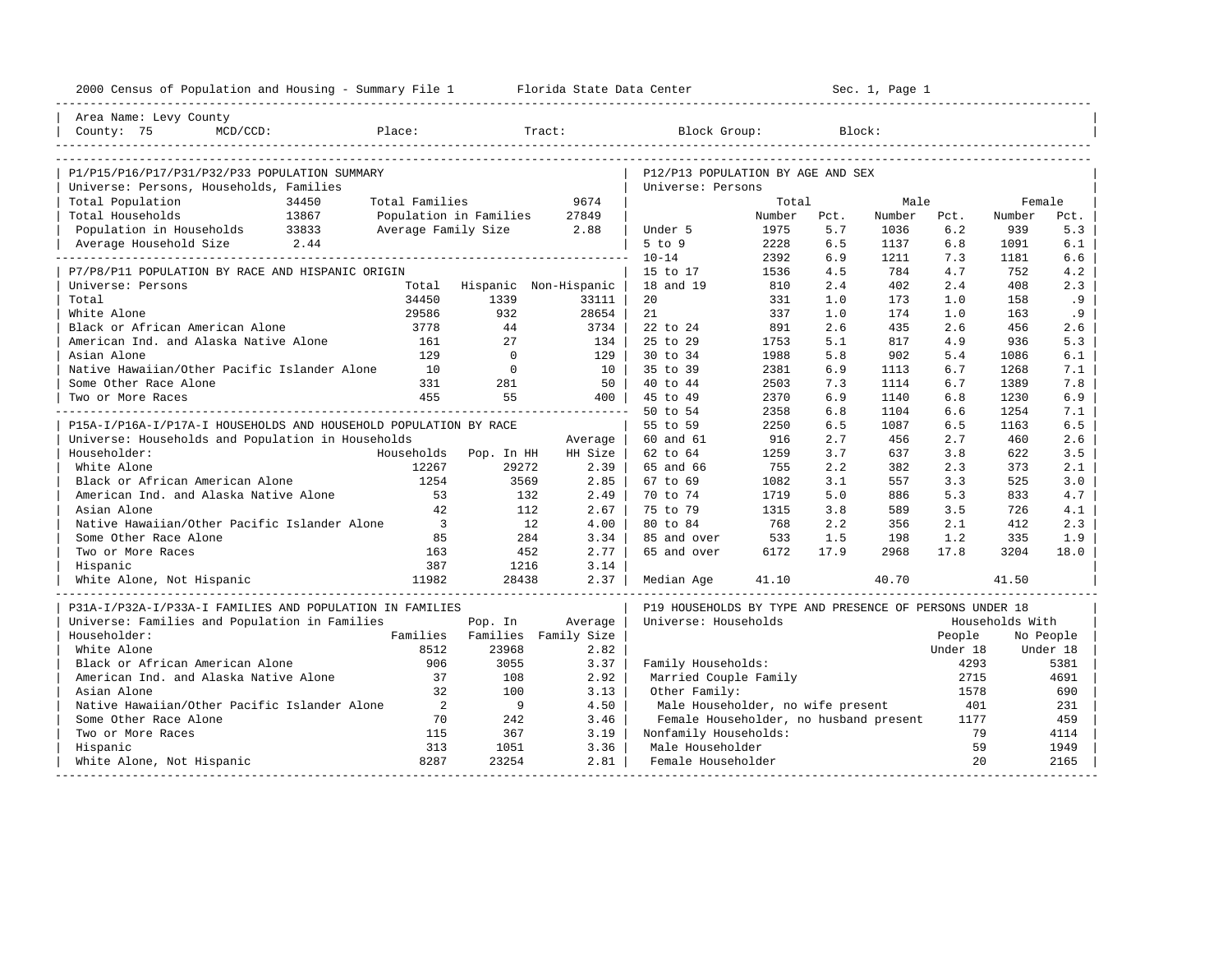2000 Census of Population and Housing - Summary File 1 Florida State Data Center Sec. 1, Page 1

Area Name: Levy County
County: 75 MCD/CCD: Place: Tract: Block Group: Block:

## P1/P15/P16/P17/P31/P32/P33 POPULATION SUMMARY

Universe: Persons, Households, Families

| | | | |
|---|---|---|---|
| Total Population | 34450 | Total Families | 9674 |
| Total Households | 13867 | Population in Families | 27849 |
| Population in Households | 33833 | Average Family Size | 2.88 |
| Average Household Size | 2.44 | | |

## P7/P8/P11 POPULATION BY RACE AND HISPANIC ORIGIN

Universe: Persons

| | Total | Hispanic | Non-Hispanic |
|---|---|---|---|
| Total | 34450 | 1339 | 33111 |
| White Alone | 29586 | 932 | 28654 |
| Black or African American Alone | 3778 | 44 | 3734 |
| American Ind. and Alaska Native Alone | 161 | 27 | 134 |
| Asian Alone | 129 | 0 | 129 |
| Native Hawaiian/Other Pacific Islander Alone | 10 | 0 | 10 |
| Some Other Race Alone | 331 | 281 | 50 |
| Two or More Races | 455 | 55 | 400 |

## P15A-I/P16A-I/P17A-I HOUSEHOLDS AND HOUSEHOLD POPULATION BY RACE

Universe: Households and Population in Households

| Householder: | Households | Pop. In HH | Average HH Size |
|---|---|---|---|
| White Alone | 12267 | 29272 | 2.39 |
| Black or African American Alone | 1254 | 3569 | 2.85 |
| American Ind. and Alaska Native Alone | 53 | 132 | 2.49 |
| Asian Alone | 42 | 112 | 2.67 |
| Native Hawaiian/Other Pacific Islander Alone | 3 | 12 | 4.00 |
| Some Other Race Alone | 85 | 284 | 3.34 |
| Two or More Races | 163 | 452 | 2.77 |
| Hispanic | 387 | 1216 | 3.14 |
| White Alone, Not Hispanic | 11982 | 28438 | 2.37 |

## P31A-I/P32A-I/P33A-I FAMILIES AND POPULATION IN FAMILIES

Universe: Families and Population in Families

| Householder: | Families | Pop. In Families | Average Family Size |
|---|---|---|---|
| White Alone | 8512 | 23968 | 2.82 |
| Black or African American Alone | 906 | 3055 | 3.37 |
| American Ind. and Alaska Native Alone | 37 | 108 | 2.92 |
| Asian Alone | 32 | 100 | 3.13 |
| Native Hawaiian/Other Pacific Islander Alone | 2 | 9 | 4.50 |
| Some Other Race Alone | 70 | 242 | 3.46 |
| Two or More Races | 115 | 367 | 3.19 |
| Hispanic | 313 | 1051 | 3.36 |
| White Alone, Not Hispanic | 8287 | 23254 | 2.81 |

## P12/P13 POPULATION BY AGE AND SEX

Universe: Persons

| | Total Number | Total Pct. | Male Number | Male Pct. | Female Number | Female Pct. |
|---|---|---|---|---|---|---|
| Under 5 | 1975 | 5.7 | 1036 | 6.2 | 939 | 5.3 |
| 5 to 9 | 2228 | 6.5 | 1137 | 6.8 | 1091 | 6.1 |
| 10-14 | 2392 | 6.9 | 1211 | 7.3 | 1181 | 6.6 |
| 15 to 17 | 1536 | 4.5 | 784 | 4.7 | 752 | 4.2 |
| 18 and 19 | 810 | 2.4 | 402 | 2.4 | 408 | 2.3 |
| 20 | 331 | 1.0 | 173 | 1.0 | 158 | .9 |
| 21 | 337 | 1.0 | 174 | 1.0 | 163 | .9 |
| 22 to 24 | 891 | 2.6 | 435 | 2.6 | 456 | 2.6 |
| 25 to 29 | 1753 | 5.1 | 817 | 4.9 | 936 | 5.3 |
| 30 to 34 | 1988 | 5.8 | 902 | 5.4 | 1086 | 6.1 |
| 35 to 39 | 2381 | 6.9 | 1113 | 6.7 | 1268 | 7.1 |
| 40 to 44 | 2503 | 7.3 | 1114 | 6.7 | 1389 | 7.8 |
| 45 to 49 | 2370 | 6.9 | 1140 | 6.8 | 1230 | 6.9 |
| 50 to 54 | 2358 | 6.8 | 1104 | 6.6 | 1254 | 7.1 |
| 55 to 59 | 2250 | 6.5 | 1087 | 6.5 | 1163 | 6.5 |
| 60 and 61 | 916 | 2.7 | 456 | 2.7 | 460 | 2.6 |
| 62 to 64 | 1259 | 3.7 | 637 | 3.8 | 622 | 3.5 |
| 65 and 66 | 755 | 2.2 | 382 | 2.3 | 373 | 2.1 |
| 67 to 69 | 1082 | 3.1 | 557 | 3.3 | 525 | 3.0 |
| 70 to 74 | 1719 | 5.0 | 886 | 5.3 | 833 | 4.7 |
| 75 to 79 | 1315 | 3.8 | 589 | 3.5 | 726 | 4.1 |
| 80 to 84 | 768 | 2.2 | 356 | 2.1 | 412 | 2.3 |
| 85 and over | 533 | 1.5 | 198 | 1.2 | 335 | 1.9 |
| 65 and over | 6172 | 17.9 | 2968 | 17.8 | 3204 | 18.0 |
| Median Age | 41.10 | | 40.70 | | 41.50 | |

## P19 HOUSEHOLDS BY TYPE AND PRESENCE OF PERSONS UNDER 18

Universe: Households

| | Households With People Under 18 | Households With No People Under 18 |
|---|---|---|
| Family Households: | 4293 | 5381 |
| Married Couple Family | 2715 | 4691 |
| Other Family: | 1578 | 690 |
| Male Householder, no wife present | 401 | 231 |
| Female Householder, no husband present | 1177 | 459 |
| Nonfamily Households: | 79 | 4114 |
| Male Householder | 59 | 1949 |
| Female Householder | 20 | 2165 |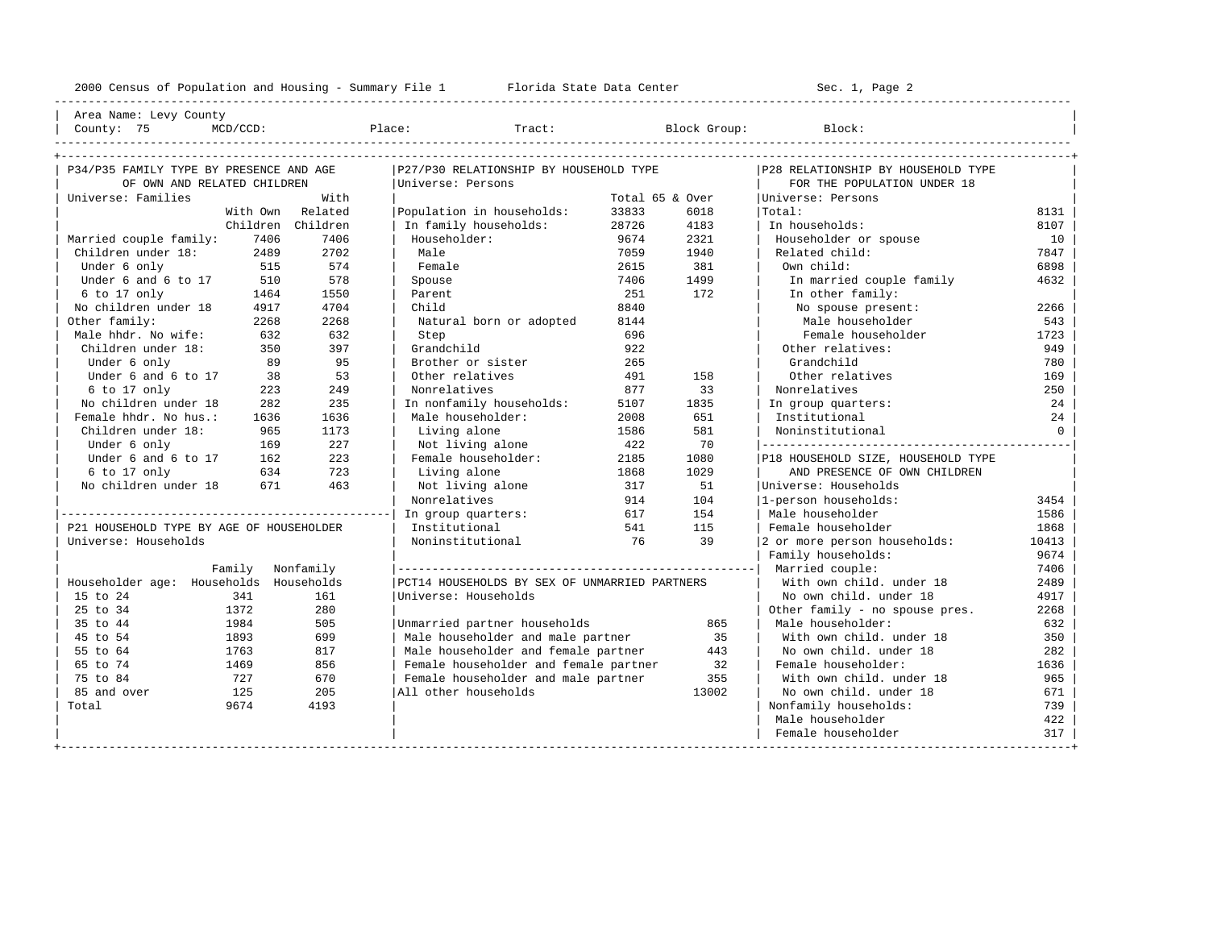2000 Census of Population and Housing - Summary File 1 Florida State Data Center Sec. 1, Page 2

Area Name: Levy County
County: 75 MCD/CCD: Place: Tract: Block Group: Block:

## P34/P35 FAMILY TYPE BY PRESENCE AND AGE OF OWN AND RELATED CHILDREN

Universe: Families

| | With Own Children | With Related Children |
|---|---|---|
| Married couple family: | 7406 | 7406 |
| Children under 18: | 2489 | 2702 |
| Under 6 only | 515 | 574 |
| Under 6 and 6 to 17 | 510 | 578 |
| 6 to 17 only | 1464 | 1550 |
| No children under 18 | 4917 | 4704 |
| Other family: | 2268 | 2268 |
| Male hhdr. No wife: | 632 | 632 |
| Children under 18: | 350 | 397 |
| Under 6 only | 89 | 95 |
| Under 6 and 6 to 17 | 38 | 53 |
| 6 to 17 only | 223 | 249 |
| No children under 18 | 282 | 235 |
| Female hhdr. No hus.: | 1636 | 1636 |
| Children under 18: | 965 | 1173 |
| Under 6 only | 169 | 227 |
| Under 6 and 6 to 17 | 162 | 223 |
| 6 to 17 only | 634 | 723 |
| No children under 18 | 671 | 463 |

## P21 HOUSEHOLD TYPE BY AGE OF HOUSEHOLDER

Universe: Households

| Householder age: | Family Households | Nonfamily Households |
|---|---|---|
| 15 to 24 | 341 | 161 |
| 25 to 34 | 1372 | 280 |
| 35 to 44 | 1984 | 505 |
| 45 to 54 | 1893 | 699 |
| 55 to 64 | 1763 | 817 |
| 65 to 74 | 1469 | 856 |
| 75 to 84 | 727 | 670 |
| 85 and over | 125 | 205 |
| Total | 9674 | 4193 |

## P27/P30 RELATIONSHIP BY HOUSEHOLD TYPE

Universe: Persons

| | Total | 65 & Over |
|---|---|---|
| Population in households: | 33833 | 6018 |
| In family households: | 28726 | 4183 |
| Householder: | 9674 | 2321 |
| Male | 7059 | 1940 |
| Female | 2615 | 381 |
| Spouse | 7406 | 1499 |
| Parent | 251 | 172 |
| Child | 8840 | |
| Natural born or adopted | 8144 | |
| Step | 696 | |
| Grandchild | 922 | |
| Brother or sister | 265 | |
| Other relatives | 491 | 158 |
| Nonrelatives | 877 | 33 |
| In nonfamily households: | 5107 | 1835 |
| Male householder: | 2008 | 651 |
| Living alone | 1586 | 581 |
| Not living alone | 422 | 70 |
| Female householder: | 2185 | 1080 |
| Living alone | 1868 | 1029 |
| Not living alone | 317 | 51 |
| Nonrelatives | 914 | 104 |
| In group quarters: | 617 | 154 |
| Institutional | 541 | 115 |
| Noninstitutional | 76 | 39 |

## PCT14 HOUSEHOLDS BY SEX OF UNMARRIED PARTNERS

Universe: Households

| | |
|---|---|
| Unmarried partner households | 865 |
| Male householder and male partner | 35 |
| Male householder and female partner | 443 |
| Female householder and female partner | 32 |
| Female householder and male partner | 355 |
| All other households | 13002 |

## P28 RELATIONSHIP BY HOUSEHOLD TYPE FOR THE POPULATION UNDER 18

Universe: Persons

| | |
|---|---|
| Total: | 8131 |
| In households: | 8107 |
| Householder or spouse | 10 |
| Related child: | 7847 |
| Own child: | 6898 |
| In married couple family | 4632 |
| In other family: | |
| No spouse present: | 2266 |
| Male householder | 543 |
| Female householder | 1723 |
| Other relatives: | 949 |
| Grandchild | 780 |
| Other relatives | 169 |
| Nonrelatives | 250 |
| In group quarters: | 24 |
| Institutional | 24 |
| Noninstitutional | 0 |

## P18 HOUSEHOLD SIZE, HOUSEHOLD TYPE AND PRESENCE OF OWN CHILDREN

Universe: Households

| | |
|---|---|
| 1-person households: | 3454 |
| Male householder | 1586 |
| Female householder | 1868 |
| 2 or more person households: | 10413 |
| Family households: | 9674 |
| Married couple: | 7406 |
| With own child. under 18 | 2489 |
| No own child. under 18 | 4917 |
| Other family - no spouse pres. | 2268 |
| Male householder: | 632 |
| With own child. under 18 | 350 |
| No own child. under 18 | 282 |
| Female householder: | 1636 |
| With own child. under 18 | 965 |
| No own child. under 18 | 671 |
| Nonfamily households: | 739 |
| Male householder | 422 |
| Female householder | 317 |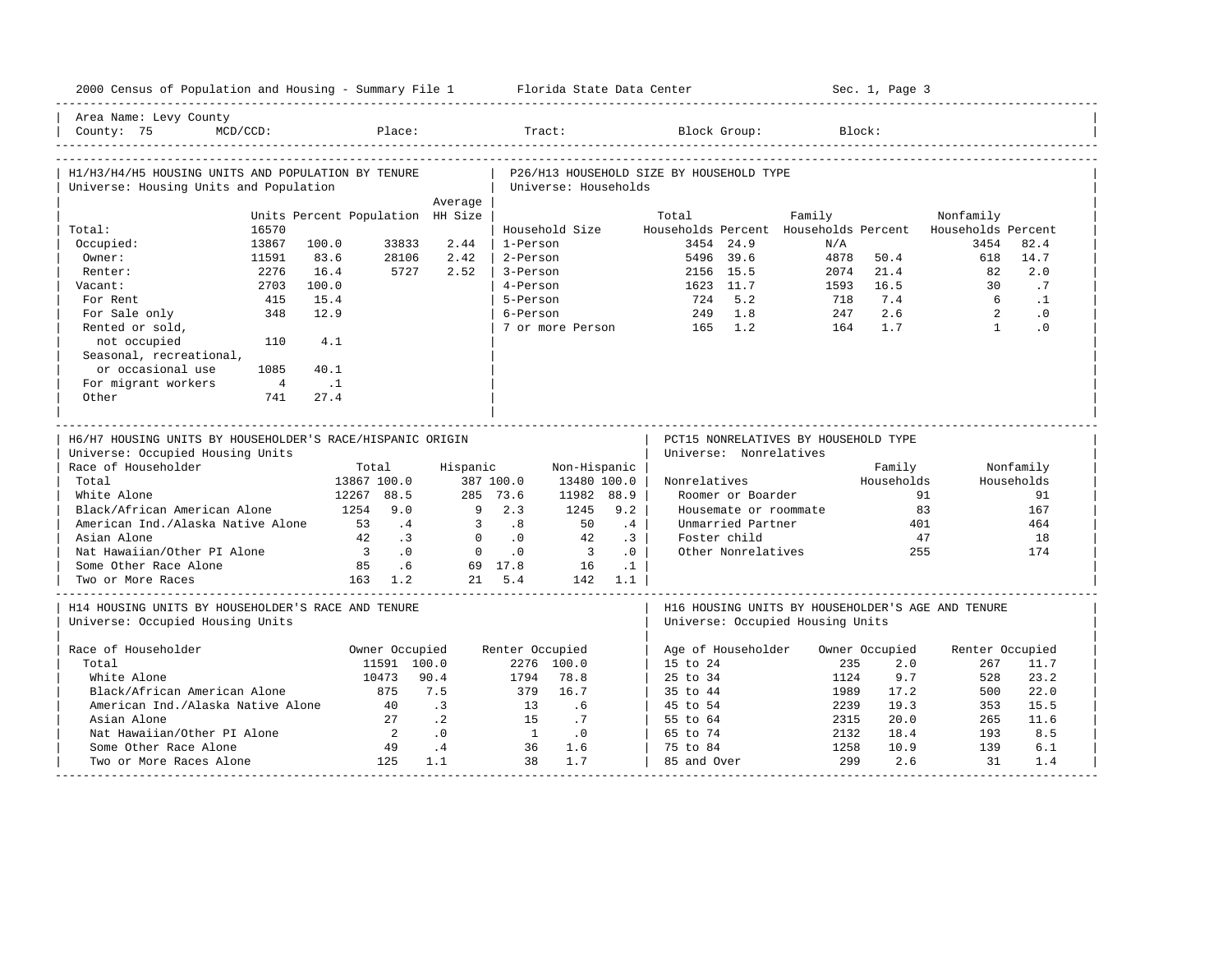2000 Census of Population and Housing - Summary File 1 — Florida State Data Center — Sec. 1, Page 3

Area Name: Levy County
County: 75 MCD/CCD: Place: Tract: Block Group: Block:

## H1/H3/H4/H5 HOUSING UNITS AND POPULATION BY TENURE

Universe: Housing Units and Population

| | Units | Percent | Population | Average HH Size |
|---|---|---|---|---|
| Total: | 16570 | | | |
| Occupied: | 13867 | 100.0 | 33833 | 2.44 |
| Owner: | 11591 | 83.6 | 28106 | 2.42 |
| Renter: | 2276 | 16.4 | 5727 | 2.52 |
| Vacant: | 2703 | 100.0 | | |
| For Rent | 415 | 15.4 | | |
| For Sale only | 348 | 12.9 | | |
| Rented or sold, not occupied | 110 | 4.1 | | |
| Seasonal, recreational, or occasional use | 1085 | 40.1 | | |
| For migrant workers | 4 | .1 | | |
| Other | 741 | 27.4 | | |

## P26/H13 HOUSEHOLD SIZE BY HOUSEHOLD TYPE

Universe: Households

| Household Size | Total Households | Percent | Family Households | Percent | Nonfamily Households | Percent |
|---|---|---|---|---|---|---|
| 1-Person | 3454 | 24.9 | N/A | | 3454 | 82.4 |
| 2-Person | 5496 | 39.6 | 4878 | 50.4 | 618 | 14.7 |
| 3-Person | 2156 | 15.5 | 2074 | 21.4 | 82 | 2.0 |
| 4-Person | 1623 | 11.7 | 1593 | 16.5 | 30 | .7 |
| 5-Person | 724 | 5.2 | 718 | 7.4 | 6 | .1 |
| 6-Person | 249 | 1.8 | 247 | 2.6 | 2 | .0 |
| 7 or more Person | 165 | 1.2 | 164 | 1.7 | 1 | .0 |

## H6/H7 HOUSING UNITS BY HOUSEHOLDER'S RACE/HISPANIC ORIGIN

Universe: Occupied Housing Units

| Race of Householder | Total | | Hispanic | | Non-Hispanic | |
|---|---|---|---|---|---|---|
| Total | 13867 | 100.0 | 387 | 100.0 | 13480 | 100.0 |
| White Alone | 12267 | 88.5 | 285 | 73.6 | 11982 | 88.9 |
| Black/African American Alone | 1254 | 9.0 | 9 | 2.3 | 1245 | 9.2 |
| American Ind./Alaska Native Alone | 53 | .4 | 3 | .8 | 50 | .4 |
| Asian Alone | 42 | .3 | 0 | .0 | 42 | .3 |
| Nat Hawaiian/Other PI Alone | 3 | .0 | 0 | .0 | 3 | .0 |
| Some Other Race Alone | 85 | .6 | 69 | 17.8 | 16 | .1 |
| Two or More Races | 163 | 1.2 | 21 | 5.4 | 142 | 1.1 |

## PCT15 NONRELATIVES BY HOUSEHOLD TYPE

Universe: Nonrelatives

| Nonrelatives | Family Households | Nonfamily Households |
|---|---|---|
| Roomer or Boarder | 91 | 91 |
| Housemate or roommate | 83 | 167 |
| Unmarried Partner | 401 | 464 |
| Foster child | 47 | 18 |
| Other Nonrelatives | 255 | 174 |

## H14 HOUSING UNITS BY HOUSEHOLDER'S RACE AND TENURE

Universe: Occupied Housing Units

| Race of Householder | Owner Occupied | | Renter Occupied | |
|---|---|---|---|---|
| Total | 11591 | 100.0 | 2276 | 100.0 |
| White Alone | 10473 | 90.4 | 1794 | 78.8 |
| Black/African American Alone | 875 | 7.5 | 379 | 16.7 |
| American Ind./Alaska Native Alone | 40 | .3 | 13 | .6 |
| Asian Alone | 27 | .2 | 15 | .7 |
| Nat Hawaiian/Other PI Alone | 2 | .0 | 1 | .0 |
| Some Other Race Alone | 49 | .4 | 36 | 1.6 |
| Two or More Races Alone | 125 | 1.1 | 38 | 1.7 |

## H16 HOUSING UNITS BY HOUSEHOLDER'S AGE AND TENURE

Universe: Occupied Housing Units

| Age of Householder | Owner Occupied | | Renter Occupied | |
|---|---|---|---|---|
| 15 to 24 | 235 | 2.0 | 267 | 11.7 |
| 25 to 34 | 1124 | 9.7 | 528 | 23.2 |
| 35 to 44 | 1989 | 17.2 | 500 | 22.0 |
| 45 to 54 | 2239 | 19.3 | 353 | 15.5 |
| 55 to 64 | 2315 | 20.0 | 265 | 11.6 |
| 65 to 74 | 2132 | 18.4 | 193 | 8.5 |
| 75 to 84 | 1258 | 10.9 | 139 | 6.1 |
| 85 and Over | 299 | 2.6 | 31 | 1.4 |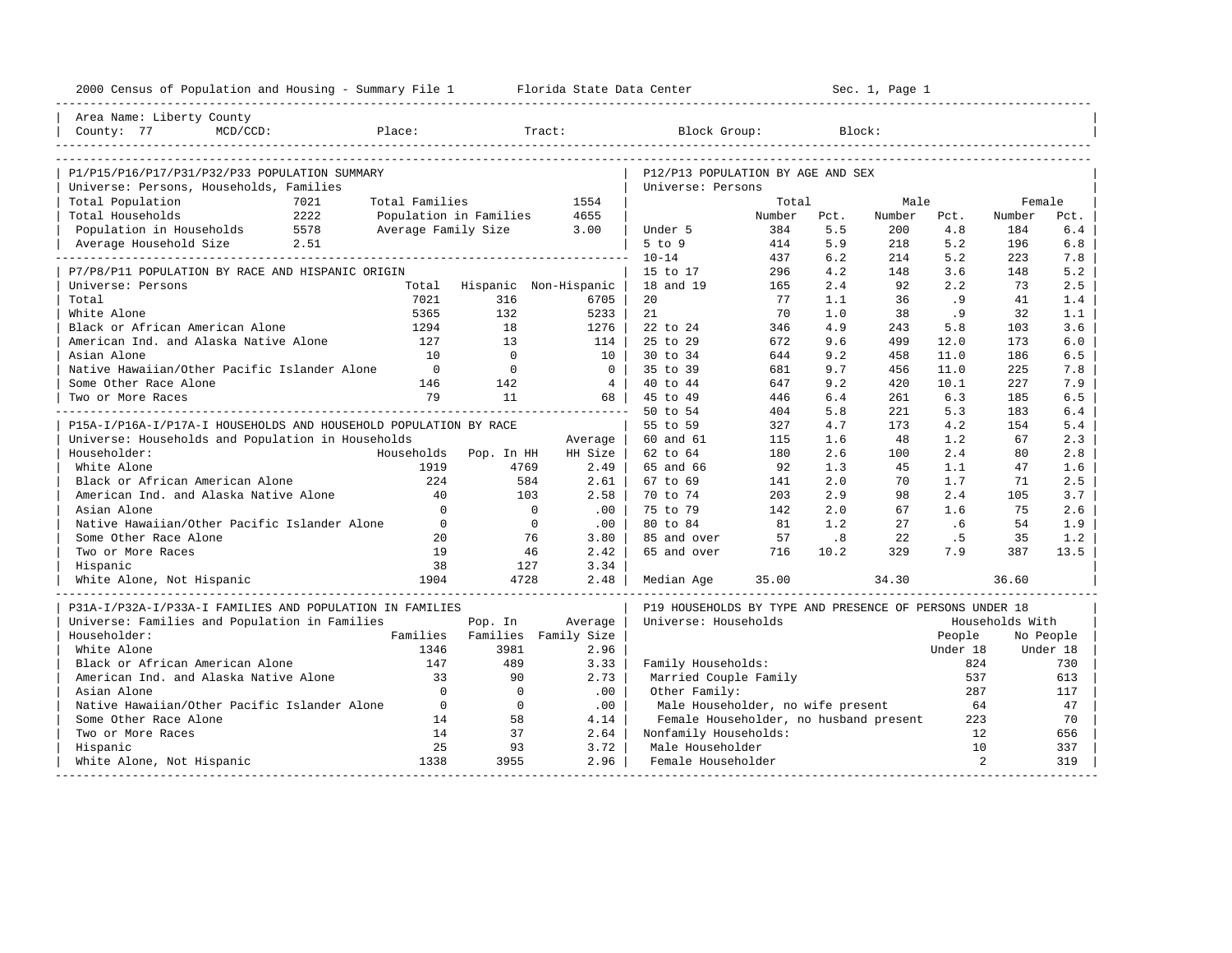2000 Census of Population and Housing - Summary File 1 Florida State Data Center Sec. 1, Page 1

Area Name: Liberty County
County: 77 MCD/CCD: Place: Tract: Block Group: Block:

## P1/P15/P16/P17/P31/P32/P33 POPULATION SUMMARY

Universe: Persons, Households, Families

| | | | |
|---|---|---|---|
| Total Population | 7021 | Total Families | 1554 |
| Total Households | 2222 | Population in Families | 4655 |
| Population in Households | 5578 | Average Family Size | 3.00 |
| Average Household Size | 2.51 | | |

## P7/P8/P11 POPULATION BY RACE AND HISPANIC ORIGIN

Universe: Persons

| | Total | Hispanic | Non-Hispanic |
|---|---|---|---|
| Total | 7021 | 316 | 6705 |
| White Alone | 5365 | 132 | 5233 |
| Black or African American Alone | 1294 | 18 | 1276 |
| American Ind. and Alaska Native Alone | 127 | 13 | 114 |
| Asian Alone | 10 | 0 | 10 |
| Native Hawaiian/Other Pacific Islander Alone | 0 | 0 | 0 |
| Some Other Race Alone | 146 | 142 | 4 |
| Two or More Races | 79 | 11 | 68 |

## P15A-I/P16A-I/P17A-I HOUSEHOLDS AND HOUSEHOLD POPULATION BY RACE

Universe: Households and Population in Households

| Householder: | Households | Pop. In HH | Average HH Size |
|---|---|---|---|
| White Alone | 1919 | 4769 | 2.49 |
| Black or African American Alone | 224 | 584 | 2.61 |
| American Ind. and Alaska Native Alone | 40 | 103 | 2.58 |
| Asian Alone | 0 | 0 | .00 |
| Native Hawaiian/Other Pacific Islander Alone | 0 | 0 | .00 |
| Some Other Race Alone | 20 | 76 | 3.80 |
| Two or More Races | 19 | 46 | 2.42 |
| Hispanic | 38 | 127 | 3.34 |
| White Alone, Not Hispanic | 1904 | 4728 | 2.48 |

## P31A-I/P32A-I/P33A-I FAMILIES AND POPULATION IN FAMILIES

Universe: Families and Population in Families

| Householder: | Families | Pop. In Families | Average Family Size |
|---|---|---|---|
| White Alone | 1346 | 3981 | 2.96 |
| Black or African American Alone | 147 | 489 | 3.33 |
| American Ind. and Alaska Native Alone | 33 | 90 | 2.73 |
| Asian Alone | 0 | 0 | .00 |
| Native Hawaiian/Other Pacific Islander Alone | 0 | 0 | .00 |
| Some Other Race Alone | 14 | 58 | 4.14 |
| Two or More Races | 14 | 37 | 2.64 |
| Hispanic | 25 | 93 | 3.72 |
| White Alone, Not Hispanic | 1338 | 3955 | 2.96 |

## P12/P13 POPULATION BY AGE AND SEX

Universe: Persons

| | Total Number | Total Pct. | Male Number | Male Pct. | Female Number | Female Pct. |
|---|---|---|---|---|---|---|
| Under 5 | 384 | 5.5 | 200 | 4.8 | 184 | 6.4 |
| 5 to 9 | 414 | 5.9 | 218 | 5.2 | 196 | 6.8 |
| 10-14 | 437 | 6.2 | 214 | 5.2 | 223 | 7.8 |
| 15 to 17 | 296 | 4.2 | 148 | 3.6 | 148 | 5.2 |
| 18 and 19 | 165 | 2.4 | 92 | 2.2 | 73 | 2.5 |
| 20 | 77 | 1.1 | 36 | .9 | 41 | 1.4 |
| 21 | 70 | 1.0 | 38 | .9 | 32 | 1.1 |
| 22 to 24 | 346 | 4.9 | 243 | 5.8 | 103 | 3.6 |
| 25 to 29 | 672 | 9.6 | 499 | 12.0 | 173 | 6.0 |
| 30 to 34 | 644 | 9.2 | 458 | 11.0 | 186 | 6.5 |
| 35 to 39 | 681 | 9.7 | 456 | 11.0 | 225 | 7.8 |
| 40 to 44 | 647 | 9.2 | 420 | 10.1 | 227 | 7.9 |
| 45 to 49 | 446 | 6.4 | 261 | 6.3 | 185 | 6.5 |
| 50 to 54 | 404 | 5.8 | 221 | 5.3 | 183 | 6.4 |
| 55 to 59 | 327 | 4.7 | 173 | 4.2 | 154 | 5.4 |
| 60 and 61 | 115 | 1.6 | 48 | 1.2 | 67 | 2.3 |
| 62 to 64 | 180 | 2.6 | 100 | 2.4 | 80 | 2.8 |
| 65 and 66 | 92 | 1.3 | 45 | 1.1 | 47 | 1.6 |
| 67 to 69 | 141 | 2.0 | 70 | 1.7 | 71 | 2.5 |
| 70 to 74 | 203 | 2.9 | 98 | 2.4 | 105 | 3.7 |
| 75 to 79 | 142 | 2.0 | 67 | 1.6 | 75 | 2.6 |
| 80 to 84 | 81 | 1.2 | 27 | .6 | 54 | 1.9 |
| 85 and over | 57 | .8 | 22 | .5 | 35 | 1.2 |
| 65 and over | 716 | 10.2 | 329 | 7.9 | 387 | 13.5 |
| Median Age | 35.00 | | 34.30 | | 36.60 | |

## P19 HOUSEHOLDS BY TYPE AND PRESENCE OF PERSONS UNDER 18

Universe: Households

| | Households With People Under 18 | Households With No People Under 18 |
|---|---|---|
| Family Households: | 824 | 730 |
| Married Couple Family | 537 | 613 |
| Other Family: | 287 | 117 |
| Male Householder, no wife present | 64 | 47 |
| Female Householder, no husband present | 223 | 70 |
| Nonfamily Households: | 12 | 656 |
| Male Householder | 10 | 337 |
| Female Householder | 2 | 319 |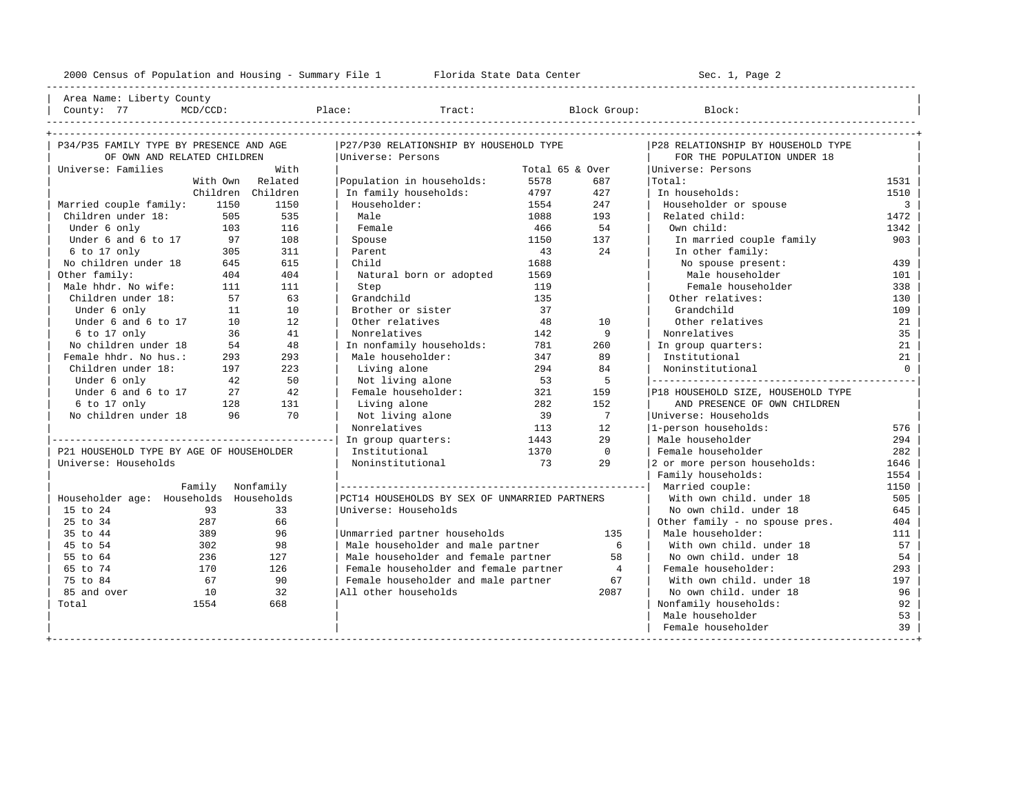2000 Census of Population and Housing - Summary File 1 Florida State Data Center Sec. 1, Page 2

Area Name: Liberty County
County: 77 MCD/CCD: Place: Tract: Block Group: Block:

## P34/P35 FAMILY TYPE BY PRESENCE AND AGE OF OWN AND RELATED CHILDREN

Universe: Families

| | With Own Children | With Related Children |
|---|---|---|
| Married couple family: | 1150 | 1150 |
| Children under 18: | 505 | 535 |
| Under 6 only | 103 | 116 |
| Under 6 and 6 to 17 | 97 | 108 |
| 6 to 17 only | 305 | 311 |
| No children under 18 | 645 | 615 |
| Other family: | 404 | 404 |
| Male hhdr. No wife: | 111 | 111 |
| Children under 18: | 57 | 63 |
| Under 6 only | 11 | 10 |
| Under 6 and 6 to 17 | 10 | 12 |
| 6 to 17 only | 36 | 41 |
| No children under 18 | 54 | 48 |
| Female hhdr. No hus.: | 293 | 293 |
| Children under 18: | 197 | 223 |
| Under 6 only | 42 | 50 |
| Under 6 and 6 to 17 | 27 | 42 |
| 6 to 17 only | 128 | 131 |
| No children under 18 | 96 | 70 |

## P21 HOUSEHOLD TYPE BY AGE OF HOUSEHOLDER

Universe: Households

| Householder age: | Family Households | Nonfamily Households |
|---|---|---|
| 15 to 24 | 93 | 33 |
| 25 to 34 | 287 | 66 |
| 35 to 44 | 389 | 96 |
| 45 to 54 | 302 | 98 |
| 55 to 64 | 236 | 127 |
| 65 to 74 | 170 | 126 |
| 75 to 84 | 67 | 90 |
| 85 and over | 10 | 32 |
| Total | 1554 | 668 |

## P27/P30 RELATIONSHIP BY HOUSEHOLD TYPE

Universe: Persons

| | Total | 65 & Over |
|---|---|---|
| Population in households: | 5578 | 687 |
| In family households: | 4797 | 427 |
| Householder: | 1554 | 247 |
| Male | 1088 | 193 |
| Female | 466 | 54 |
| Spouse | 1150 | 137 |
| Parent | 43 | 24 |
| Child | 1688 | |
| Natural born or adopted | 1569 | |
| Step | 119 | |
| Grandchild | 135 | |
| Brother or sister | 37 | |
| Other relatives | 48 | 10 |
| Nonrelatives | 142 | 9 |
| In nonfamily households: | 781 | 260 |
| Male householder: | 347 | 89 |
| Living alone | 294 | 84 |
| Not living alone | 53 | 5 |
| Female householder: | 321 | 159 |
| Living alone | 282 | 152 |
| Not living alone | 39 | 7 |
| Nonrelatives | 113 | 12 |
| In group quarters: | 1443 | 29 |
| Institutional | 1370 | 0 |
| Noninstitutional | 73 | 29 |

## PCT14 HOUSEHOLDS BY SEX OF UNMARRIED PARTNERS

Universe: Households

| | |
|---|---|
| Unmarried partner households | 135 |
| Male householder and male partner | 6 |
| Male householder and female partner | 58 |
| Female householder and female partner | 4 |
| Female householder and male partner | 67 |
| All other households | 2087 |

## P28 RELATIONSHIP BY HOUSEHOLD TYPE FOR THE POPULATION UNDER 18

Universe: Persons

| | |
|---|---|
| Total: | 1531 |
| In households: | 1510 |
| Householder or spouse | 3 |
| Related child: | 1472 |
| Own child: | 1342 |
| In married couple family | 903 |
| In other family: | |
| No spouse present: | 439 |
| Male householder | 101 |
| Female householder | 338 |
| Other relatives: | 130 |
| Grandchild | 109 |
| Other relatives | 21 |
| Nonrelatives | 35 |
| In group quarters: | 21 |
| Institutional | 21 |
| Noninstitutional | 0 |

## P18 HOUSEHOLD SIZE, HOUSEHOLD TYPE AND PRESENCE OF OWN CHILDREN

Universe: Households

| | |
|---|---|
| 1-person households: | 576 |
| Male householder | 294 |
| Female householder | 282 |
| 2 or more person households: | 1646 |
| Family households: | 1554 |
| Married couple: | 1150 |
| With own child. under 18 | 505 |
| No own child. under 18 | 645 |
| Other family - no spouse pres. | 404 |
| Male householder: | 111 |
| With own child. under 18 | 57 |
| No own child. under 18 | 54 |
| Female householder: | 293 |
| With own child. under 18 | 197 |
| No own child. under 18 | 96 |
| Nonfamily households: | 92 |
| Male householder | 53 |
| Female householder | 39 |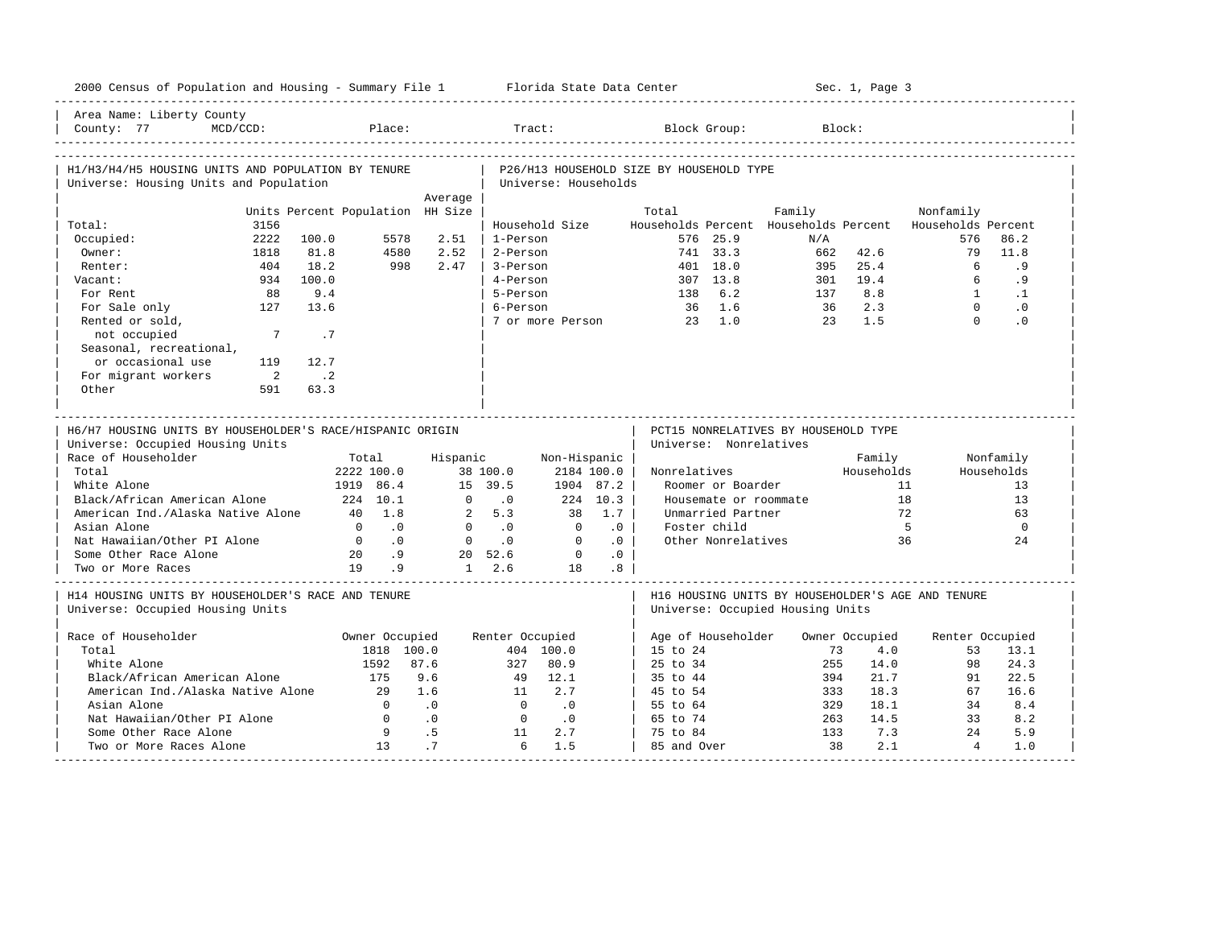2000 Census of Population and Housing - Summary File 1 Florida State Data Center Sec. 1, Page 3

Area Name: Liberty County
County: 77 MCD/CCD: Place: Tract: Block Group: Block:

## H1/H3/H4/H5 HOUSING UNITS AND POPULATION BY TENURE
Universe: Housing Units and Population

| | Units | Percent | Population | Average HH Size |
|---|---|---|---|---|
| Total: | 3156 | | | |
| Occupied: | 2222 | 100.0 | 5578 | 2.51 |
| Owner: | 1818 | 81.8 | 4580 | 2.52 |
| Renter: | 404 | 18.2 | 998 | 2.47 |
| Vacant: | 934 | 100.0 | | |
| For Rent | 88 | 9.4 | | |
| For Sale only | 127 | 13.6 | | |
| Rented or sold, not occupied | 7 | .7 | | |
| Seasonal, recreational, or occasional use | 119 | 12.7 | | |
| For migrant workers | 2 | .2 | | |
| Other | 591 | 63.3 | | |

## P26/H13 HOUSEHOLD SIZE BY HOUSEHOLD TYPE
Universe: Households

| Household Size | Total Households | Percent | Family Households | Percent | Nonfamily Households | Percent |
|---|---|---|---|---|---|---|
| 1-Person | 576 | 25.9 | N/A | | 576 | 86.2 |
| 2-Person | 741 | 33.3 | 662 | 42.6 | 79 | 11.8 |
| 3-Person | 401 | 18.0 | 395 | 25.4 | 6 | .9 |
| 4-Person | 307 | 13.8 | 301 | 19.4 | 6 | .9 |
| 5-Person | 138 | 6.2 | 137 | 8.8 | 1 | .1 |
| 6-Person | 36 | 1.6 | 36 | 2.3 | 0 | .0 |
| 7 or more Person | 23 | 1.0 | 23 | 1.5 | 0 | .0 |

## H6/H7 HOUSING UNITS BY HOUSEHOLDER'S RACE/HISPANIC ORIGIN
Universe: Occupied Housing Units

| Race of Householder | Total | | Hispanic | | Non-Hispanic | |
|---|---|---|---|---|---|---|
| Total | 2222 | 100.0 | 38 | 100.0 | 2184 | 100.0 |
| White Alone | 1919 | 86.4 | 15 | 39.5 | 1904 | 87.2 |
| Black/African American Alone | 224 | 10.1 | 0 | .0 | 224 | 10.3 |
| American Ind./Alaska Native Alone | 40 | 1.8 | 2 | 5.3 | 38 | 1.7 |
| Asian Alone | 0 | .0 | 0 | .0 | 0 | .0 |
| Nat Hawaiian/Other PI Alone | 0 | .0 | 0 | .0 | 0 | .0 |
| Some Other Race Alone | 20 | .9 | 20 | 52.6 | 0 | .0 |
| Two or More Races | 19 | .9 | 1 | 2.6 | 18 | .8 |

## PCT15 NONRELATIVES BY HOUSEHOLD TYPE
Universe: Nonrelatives

| Nonrelatives | Family Households | Nonfamily Households |
|---|---|---|
| Roomer or Boarder | 11 | 13 |
| Housemate or roommate | 18 | 13 |
| Unmarried Partner | 72 | 63 |
| Foster child | 5 | 0 |
| Other Nonrelatives | 36 | 24 |

## H14 HOUSING UNITS BY HOUSEHOLDER'S RACE AND TENURE
Universe: Occupied Housing Units

| Race of Householder | Owner Occupied | | Renter Occupied | |
|---|---|---|---|---|
| Total | 1818 | 100.0 | 404 | 100.0 |
| White Alone | 1592 | 87.6 | 327 | 80.9 |
| Black/African American Alone | 175 | 9.6 | 49 | 12.1 |
| American Ind./Alaska Native Alone | 29 | 1.6 | 11 | 2.7 |
| Asian Alone | 0 | .0 | 0 | .0 |
| Nat Hawaiian/Other PI Alone | 0 | .0 | 0 | .0 |
| Some Other Race Alone | 9 | .5 | 11 | 2.7 |
| Two or More Races Alone | 13 | .7 | 6 | 1.5 |

## H16 HOUSING UNITS BY HOUSEHOLDER'S AGE AND TENURE
Universe: Occupied Housing Units

| Age of Householder | Owner Occupied | | Renter Occupied | |
|---|---|---|---|---|
| 15 to 24 | 73 | 4.0 | 53 | 13.1 |
| 25 to 34 | 255 | 14.0 | 98 | 24.3 |
| 35 to 44 | 394 | 21.7 | 91 | 22.5 |
| 45 to 54 | 333 | 18.3 | 67 | 16.6 |
| 55 to 64 | 329 | 18.1 | 34 | 8.4 |
| 65 to 74 | 263 | 14.5 | 33 | 8.2 |
| 75 to 84 | 133 | 7.3 | 24 | 5.9 |
| 85 and Over | 38 | 2.1 | 4 | 1.0 |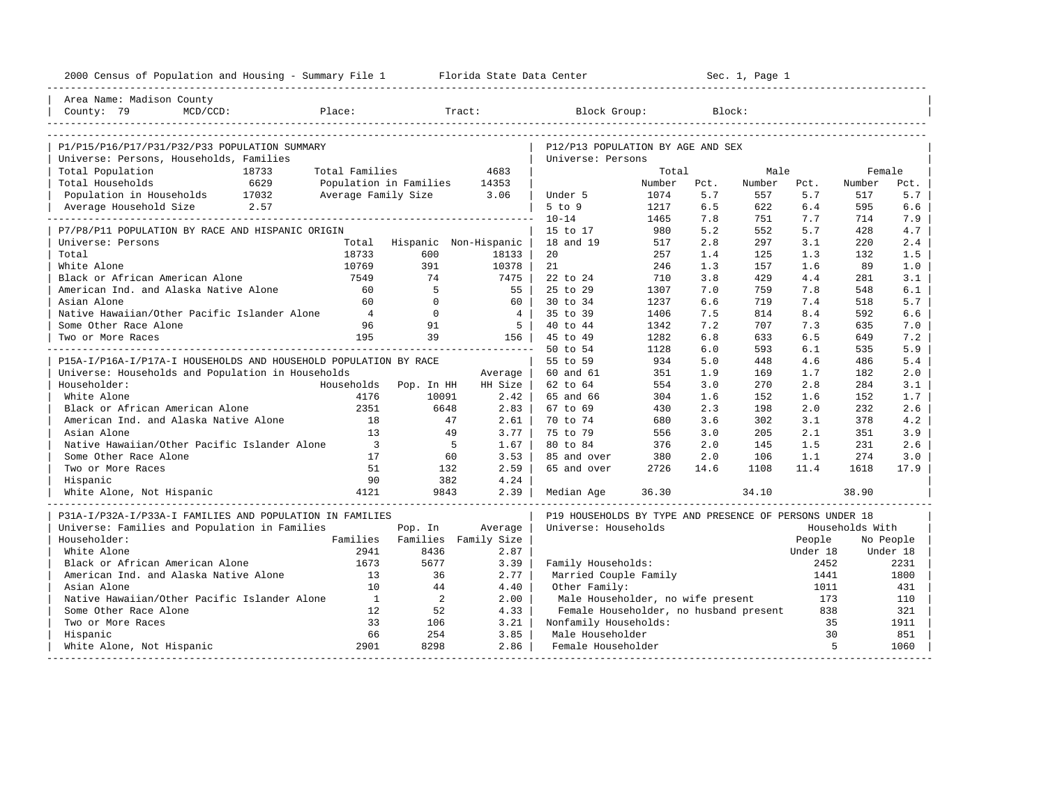2000 Census of Population and Housing - Summary File 1 Florida State Data Center Sec. 1, Page 1

Area Name: Madison County
County: 79 MCD/CCD: Place: Tract: Block Group: Block:

## P1/P15/P16/P17/P31/P32/P33 POPULATION SUMMARY

Universe: Persons, Households, Families

| | | | |
|---|---|---|---|
| Total Population | 18733 | Total Families | 4683 |
| Total Households | 6629 | Population in Families | 14353 |
| Population in Households | 17032 | Average Family Size | 3.06 |
| Average Household Size | 2.57 | | |

## P7/P8/P11 POPULATION BY RACE AND HISPANIC ORIGIN

Universe: Persons

| | Total | Hispanic | Non-Hispanic |
|---|---|---|---|
| Total | 18733 | 600 | 18133 |
| White Alone | 10769 | 391 | 10378 |
| Black or African American Alone | 7549 | 74 | 7475 |
| American Ind. and Alaska Native Alone | 60 | 5 | 55 |
| Asian Alone | 60 | 0 | 60 |
| Native Hawaiian/Other Pacific Islander Alone | 4 | 0 | 4 |
| Some Other Race Alone | 96 | 91 | 5 |
| Two or More Races | 195 | 39 | 156 |

## P15A-I/P16A-I/P17A-I HOUSEHOLDS AND HOUSEHOLD POPULATION BY RACE

Universe: Households and Population in Households

| Householder: | Households | Pop. In HH | Average HH Size |
|---|---|---|---|
| White Alone | 4176 | 10091 | 2.42 |
| Black or African American Alone | 2351 | 6648 | 2.83 |
| American Ind. and Alaska Native Alone | 18 | 47 | 2.61 |
| Asian Alone | 13 | 49 | 3.77 |
| Native Hawaiian/Other Pacific Islander Alone | 3 | 5 | 1.67 |
| Some Other Race Alone | 17 | 60 | 3.53 |
| Two or More Races | 51 | 132 | 2.59 |
| Hispanic | 90 | 382 | 4.24 |
| White Alone, Not Hispanic | 4121 | 9843 | 2.39 |

## P31A-I/P32A-I/P33A-I FAMILIES AND POPULATION IN FAMILIES

Universe: Families and Population in Families

| Householder: | Families | Pop. In Families | Average Family Size |
|---|---|---|---|
| White Alone | 2941 | 8436 | 2.87 |
| Black or African American Alone | 1673 | 5677 | 3.39 |
| American Ind. and Alaska Native Alone | 13 | 36 | 2.77 |
| Asian Alone | 10 | 44 | 4.40 |
| Native Hawaiian/Other Pacific Islander Alone | 1 | 2 | 2.00 |
| Some Other Race Alone | 12 | 52 | 4.33 |
| Two or More Races | 33 | 106 | 3.21 |
| Hispanic | 66 | 254 | 3.85 |
| White Alone, Not Hispanic | 2901 | 8298 | 2.86 |

## P12/P13 POPULATION BY AGE AND SEX

Universe: Persons

| | Total Number | Total Pct. | Male Number | Male Pct. | Female Number | Female Pct. |
|---|---|---|---|---|---|---|
| Under 5 | 1074 | 5.7 | 557 | 5.7 | 517 | 5.7 |
| 5 to 9 | 1217 | 6.5 | 622 | 6.4 | 595 | 6.6 |
| 10-14 | 1465 | 7.8 | 751 | 7.7 | 714 | 7.9 |
| 15 to 17 | 980 | 5.2 | 552 | 5.7 | 428 | 4.7 |
| 18 and 19 | 517 | 2.8 | 297 | 3.1 | 220 | 2.4 |
| 20 | 257 | 1.4 | 125 | 1.3 | 132 | 1.5 |
| 21 | 246 | 1.3 | 157 | 1.6 | 89 | 1.0 |
| 22 to 24 | 710 | 3.8 | 429 | 4.4 | 281 | 3.1 |
| 25 to 29 | 1307 | 7.0 | 759 | 7.8 | 548 | 6.1 |
| 30 to 34 | 1237 | 6.6 | 719 | 7.4 | 518 | 5.7 |
| 35 to 39 | 1406 | 7.5 | 814 | 8.4 | 592 | 6.6 |
| 40 to 44 | 1342 | 7.2 | 707 | 7.3 | 635 | 7.0 |
| 45 to 49 | 1282 | 6.8 | 633 | 6.5 | 649 | 7.2 |
| 50 to 54 | 1128 | 6.0 | 593 | 6.1 | 535 | 5.9 |
| 55 to 59 | 934 | 5.0 | 448 | 4.6 | 486 | 5.4 |
| 60 and 61 | 351 | 1.9 | 169 | 1.7 | 182 | 2.0 |
| 62 to 64 | 554 | 3.0 | 270 | 2.8 | 284 | 3.1 |
| 65 and 66 | 304 | 1.6 | 152 | 1.6 | 152 | 1.7 |
| 67 to 69 | 430 | 2.3 | 198 | 2.0 | 232 | 2.6 |
| 70 to 74 | 680 | 3.6 | 302 | 3.1 | 378 | 4.2 |
| 75 to 79 | 556 | 3.0 | 205 | 2.1 | 351 | 3.9 |
| 80 to 84 | 376 | 2.0 | 145 | 1.5 | 231 | 2.6 |
| 85 and over | 380 | 2.0 | 106 | 1.1 | 274 | 3.0 |
| 65 and over | 2726 | 14.6 | 1108 | 11.4 | 1618 | 17.9 |
| Median Age | 36.30 | | 34.10 | | 38.90 | |

## P19 HOUSEHOLDS BY TYPE AND PRESENCE OF PERSONS UNDER 18

Universe: Households

| | Households With People Under 18 | Households With No People Under 18 |
|---|---|---|
| Family Households: | 2452 | 2231 |
| Married Couple Family | 1441 | 1800 |
| Other Family: | 1011 | 431 |
| Male Householder, no wife present | 173 | 110 |
| Female Householder, no husband present | 838 | 321 |
| Nonfamily Households: | 35 | 1911 |
| Male Householder | 30 | 851 |
| Female Householder | 5 | 1060 |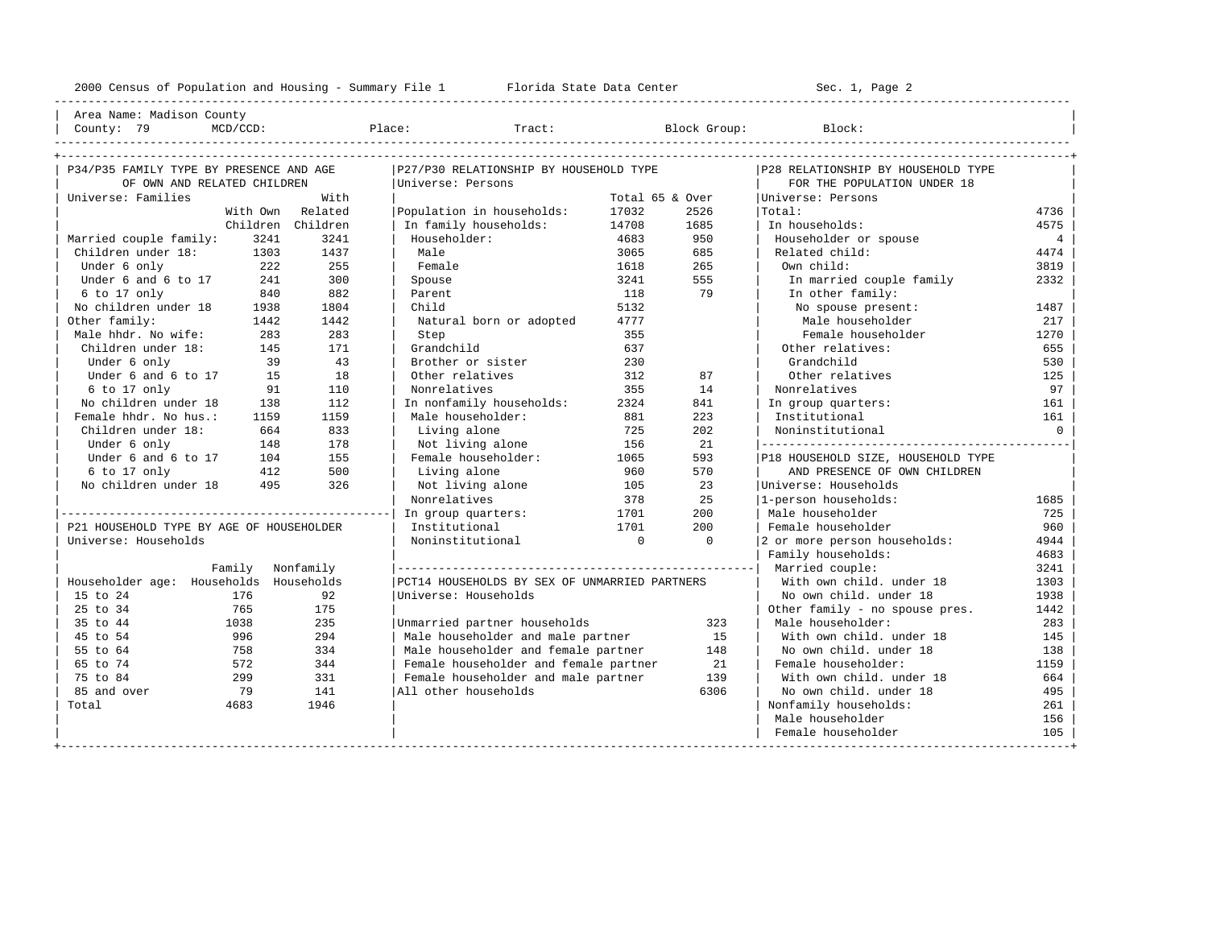2000 Census of Population and Housing - Summary File 1 Florida State Data Center Sec. 1, Page 2

Area Name: Madison County
County: 79 MCD/CCD: Place: Tract: Block Group: Block:

## P34/P35 FAMILY TYPE BY PRESENCE AND AGE OF OWN AND RELATED CHILDREN

Universe: Families

| | With Own Children | With Related Children |
|---|---|---|
| Married couple family: | 3241 | 3241 |
| Children under 18: | 1303 | 1437 |
| Under 6 only | 222 | 255 |
| Under 6 and 6 to 17 | 241 | 300 |
| 6 to 17 only | 840 | 882 |
| No children under 18 | 1938 | 1804 |
| Other family: | 1442 | 1442 |
| Male hhdr. No wife: | 283 | 283 |
| Children under 18: | 145 | 171 |
| Under 6 only | 39 | 43 |
| Under 6 and 6 to 17 | 15 | 18 |
| 6 to 17 only | 91 | 110 |
| No children under 18 | 138 | 112 |
| Female hhdr. No hus.: | 1159 | 1159 |
| Children under 18: | 664 | 833 |
| Under 6 only | 148 | 178 |
| Under 6 and 6 to 17 | 104 | 155 |
| 6 to 17 only | 412 | 500 |
| No children under 18 | 495 | 326 |

## P21 HOUSEHOLD TYPE BY AGE OF HOUSEHOLDER

Universe: Households

| Householder age: | Family Households | Nonfamily Households |
|---|---|---|
| 15 to 24 | 176 | 92 |
| 25 to 34 | 765 | 175 |
| 35 to 44 | 1038 | 235 |
| 45 to 54 | 996 | 294 |
| 55 to 64 | 758 | 334 |
| 65 to 74 | 572 | 344 |
| 75 to 84 | 299 | 331 |
| 85 and over | 79 | 141 |
| Total | 4683 | 1946 |

## P27/P30 RELATIONSHIP BY HOUSEHOLD TYPE

Universe: Persons

| | Total | 65 & Over |
|---|---|---|
| Population in households: | 17032 | 2526 |
| In family households: | 14708 | 1685 |
| Householder: | 4683 | 950 |
| Male | 3065 | 685 |
| Female | 1618 | 265 |
| Spouse | 3241 | 555 |
| Parent | 118 | 79 |
| Child | 5132 | |
| Natural born or adopted | 4777 | |
| Step | 355 | |
| Grandchild | 637 | |
| Brother or sister | 230 | |
| Other relatives | 312 | 87 |
| Nonrelatives | 355 | 14 |
| In nonfamily households: | 2324 | 841 |
| Male householder: | 881 | 223 |
| Living alone | 725 | 202 |
| Not living alone | 156 | 21 |
| Female householder: | 1065 | 593 |
| Living alone | 960 | 570 |
| Not living alone | 105 | 23 |
| Nonrelatives | 378 | 25 |
| In group quarters: | 1701 | 200 |
| Institutional | 1701 | 200 |
| Noninstitutional | 0 | 0 |

## PCT14 HOUSEHOLDS BY SEX OF UNMARRIED PARTNERS

Universe: Households

| | |
|---|---|
| Unmarried partner households | 323 |
| Male householder and male partner | 15 |
| Male householder and female partner | 148 |
| Female householder and female partner | 21 |
| Female householder and male partner | 139 |
| All other households | 6306 |

## P28 RELATIONSHIP BY HOUSEHOLD TYPE FOR THE POPULATION UNDER 18

Universe: Persons

| | |
|---|---|
| Total: | 4736 |
| In households: | 4575 |
| Householder or spouse | 4 |
| Related child: | 4474 |
| Own child: | 3819 |
| In married couple family | 2332 |
| In other family: | |
| No spouse present: | 1487 |
| Male householder | 217 |
| Female householder | 1270 |
| Other relatives: | 655 |
| Grandchild | 530 |
| Other relatives | 125 |
| Nonrelatives | 97 |
| In group quarters: | 161 |
| Institutional | 161 |
| Noninstitutional | 0 |

## P18 HOUSEHOLD SIZE, HOUSEHOLD TYPE AND PRESENCE OF OWN CHILDREN

Universe: Households

| | |
|---|---|
| 1-person households: | 1685 |
| Male householder | 725 |
| Female householder | 960 |
| 2 or more person households: | 4944 |
| Family households: | 4683 |
| Married couple: | 3241 |
| With own child. under 18 | 1303 |
| No own child. under 18 | 1938 |
| Other family - no spouse pres. | 1442 |
| Male householder: | 283 |
| With own child. under 18 | 145 |
| No own child. under 18 | 138 |
| Female householder: | 1159 |
| With own child. under 18 | 664 |
| No own child. under 18 | 495 |
| Nonfamily households: | 261 |
| Male householder | 156 |
| Female householder | 105 |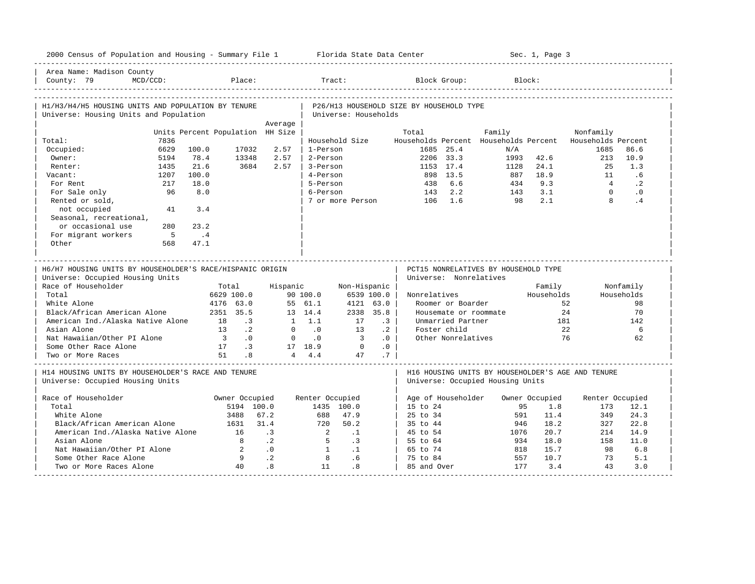2000 Census of Population and Housing - Summary File 1 — Florida State Data Center — Sec. 1, Page 3

Area Name: Madison County
County: 79 MCD/CCD: Place: Tract: Block Group: Block:

## H1/H3/H4/H5 HOUSING UNITS AND POPULATION BY TENURE
Universe: Housing Units and Population

| | Units | Percent | Population | Average HH Size |
|---|---|---|---|---|
| Total: | 7836 | | | |
| Occupied: | 6629 | 100.0 | 17032 | 2.57 |
| Owner: | 5194 | 78.4 | 13348 | 2.57 |
| Renter: | 1435 | 21.6 | 3684 | 2.57 |
| Vacant: | 1207 | 100.0 | | |
| For Rent | 217 | 18.0 | | |
| For Sale only | 96 | 8.0 | | |
| Rented or sold, not occupied | 41 | 3.4 | | |
| Seasonal, recreational, or occasional use | 280 | 23.2 | | |
| For migrant workers | 5 | .4 | | |
| Other | 568 | 47.1 | | |

## P26/H13 HOUSEHOLD SIZE BY HOUSEHOLD TYPE
Universe: Households

| Household Size | Total Households | Percent | Family Households | Percent | Nonfamily Households | Percent |
|---|---|---|---|---|---|---|
| 1-Person | 1685 | 25.4 | N/A | | 1685 | 86.6 |
| 2-Person | 2206 | 33.3 | 1993 | 42.6 | 213 | 10.9 |
| 3-Person | 1153 | 17.4 | 1128 | 24.1 | 25 | 1.3 |
| 4-Person | 898 | 13.5 | 887 | 18.9 | 11 | .6 |
| 5-Person | 438 | 6.6 | 434 | 9.3 | 4 | .2 |
| 6-Person | 143 | 2.2 | 143 | 3.1 | 0 | .0 |
| 7 or more Person | 106 | 1.6 | 98 | 2.1 | 8 | .4 |

## H6/H7 HOUSING UNITS BY HOUSEHOLDER'S RACE/HISPANIC ORIGIN
Universe: Occupied Housing Units

| Race of Householder | Total | | Hispanic | | Non-Hispanic | |
|---|---|---|---|---|---|---|
| Total | 6629 | 100.0 | 90 | 100.0 | 6539 | 100.0 |
| White Alone | 4176 | 63.0 | 55 | 61.1 | 4121 | 63.0 |
| Black/African American Alone | 2351 | 35.5 | 13 | 14.4 | 2338 | 35.8 |
| American Ind./Alaska Native Alone | 18 | .3 | 1 | 1.1 | 17 | .3 |
| Asian Alone | 13 | .2 | 0 | .0 | 13 | .2 |
| Nat Hawaiian/Other PI Alone | 3 | .0 | 0 | .0 | 3 | .0 |
| Some Other Race Alone | 17 | .3 | 17 | 18.9 | 0 | .0 |
| Two or More Races | 51 | .8 | 4 | 4.4 | 47 | .7 |

## PCT15 NONRELATIVES BY HOUSEHOLD TYPE
Universe: Nonrelatives

| Nonrelatives | Family Households | Nonfamily Households |
|---|---|---|
| Roomer or Boarder | 52 | 98 |
| Housemate or roommate | 24 | 70 |
| Unmarried Partner | 181 | 142 |
| Foster child | 22 | 6 |
| Other Nonrelatives | 76 | 62 |

## H14 HOUSING UNITS BY HOUSEHOLDER'S RACE AND TENURE
Universe: Occupied Housing Units

| Race of Householder | Owner Occupied | | Renter Occupied | |
|---|---|---|---|---|
| Total | 5194 | 100.0 | 1435 | 100.0 |
| White Alone | 3488 | 67.2 | 688 | 47.9 |
| Black/African American Alone | 1631 | 31.4 | 720 | 50.2 |
| American Ind./Alaska Native Alone | 16 | .3 | 2 | .1 |
| Asian Alone | 8 | .2 | 5 | .3 |
| Nat Hawaiian/Other PI Alone | 2 | .0 | 1 | .1 |
| Some Other Race Alone | 9 | .2 | 8 | .6 |
| Two or More Races Alone | 40 | .8 | 11 | .8 |

## H16 HOUSING UNITS BY HOUSEHOLDER'S AGE AND TENURE
Universe: Occupied Housing Units

| Age of Householder | Owner Occupied | | Renter Occupied | |
|---|---|---|---|---|
| 15 to 24 | 95 | 1.8 | 173 | 12.1 |
| 25 to 34 | 591 | 11.4 | 349 | 24.3 |
| 35 to 44 | 946 | 18.2 | 327 | 22.8 |
| 45 to 54 | 1076 | 20.7 | 214 | 14.9 |
| 55 to 64 | 934 | 18.0 | 158 | 11.0 |
| 65 to 74 | 818 | 15.7 | 98 | 6.8 |
| 75 to 84 | 557 | 10.7 | 73 | 5.1 |
| 85 and Over | 177 | 3.4 | 43 | 3.0 |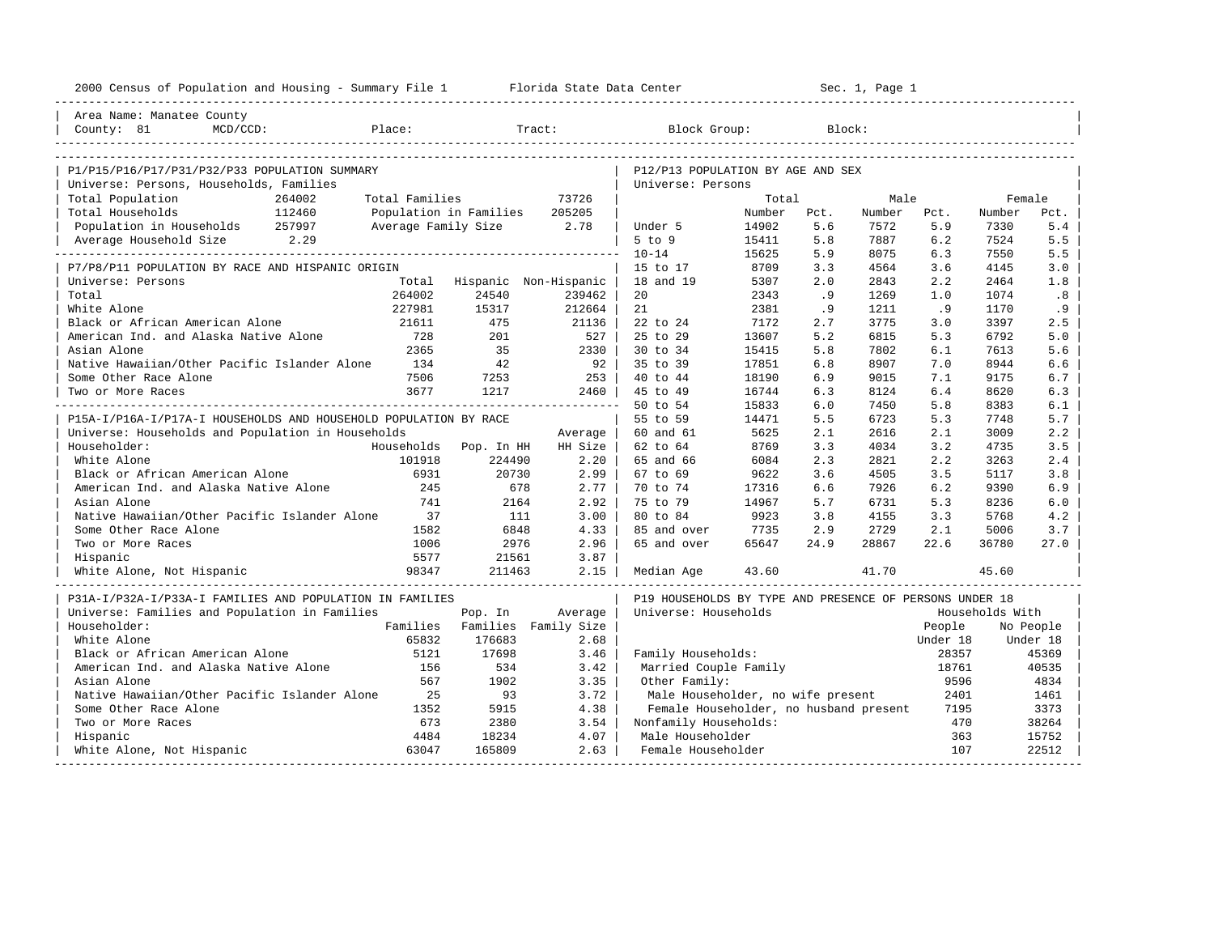2000 Census of Population and Housing - Summary File 1 Florida State Data Center Sec. 1, Page 1

Area Name: Manatee County
County: 81 MCD/CCD: Place: Tract: Block Group: Block:

## P1/P15/P16/P17/P31/P32/P33 POPULATION SUMMARY

Universe: Persons, Households, Families

| | | | |
|---|---|---|---|
| Total Population | 264002 | Total Families | 73726 |
| Total Households | 112460 | Population in Families | 205205 |
| Population in Households | 257997 | Average Family Size | 2.78 |
| Average Household Size | 2.29 | | |

## P7/P8/P11 POPULATION BY RACE AND HISPANIC ORIGIN

Universe: Persons

| | Total | Hispanic | Non-Hispanic |
|---|---|---|---|
| Total | 264002 | 24540 | 239462 |
| White Alone | 227981 | 15317 | 212664 |
| Black or African American Alone | 21611 | 475 | 21136 |
| American Ind. and Alaska Native Alone | 728 | 201 | 527 |
| Asian Alone | 2365 | 35 | 2330 |
| Native Hawaiian/Other Pacific Islander Alone | 134 | 42 | 92 |
| Some Other Race Alone | 7506 | 7253 | 253 |
| Two or More Races | 3677 | 1217 | 2460 |

## P15A-I/P16A-I/P17A-I HOUSEHOLDS AND HOUSEHOLD POPULATION BY RACE

Universe: Households and Population in Households

| Householder: | Households | Pop. In HH | Average HH Size |
|---|---|---|---|
| White Alone | 101918 | 224490 | 2.20 |
| Black or African American Alone | 6931 | 20730 | 2.99 |
| American Ind. and Alaska Native Alone | 245 | 678 | 2.77 |
| Asian Alone | 741 | 2164 | 2.92 |
| Native Hawaiian/Other Pacific Islander Alone | 37 | 111 | 3.00 |
| Some Other Race Alone | 1582 | 6848 | 4.33 |
| Two or More Races | 1006 | 2976 | 2.96 |
| Hispanic | 5577 | 21561 | 3.87 |
| White Alone, Not Hispanic | 98347 | 211463 | 2.15 |

## P31A-I/P32A-I/P33A-I FAMILIES AND POPULATION IN FAMILIES

Universe: Families and Population in Families

| Householder: | Families | Pop. In Families | Average Family Size |
|---|---|---|---|
| White Alone | 65832 | 176683 | 2.68 |
| Black or African American Alone | 5121 | 17698 | 3.46 |
| American Ind. and Alaska Native Alone | 156 | 534 | 3.42 |
| Asian Alone | 567 | 1902 | 3.35 |
| Native Hawaiian/Other Pacific Islander Alone | 25 | 93 | 3.72 |
| Some Other Race Alone | 1352 | 5915 | 4.38 |
| Two or More Races | 673 | 2380 | 3.54 |
| Hispanic | 4484 | 18234 | 4.07 |
| White Alone, Not Hispanic | 63047 | 165809 | 2.63 |

## P12/P13 POPULATION BY AGE AND SEX

Universe: Persons

| | Total Number | Total Pct. | Male Number | Male Pct. | Female Number | Female Pct. |
|---|---|---|---|---|---|---|
| Under 5 | 14902 | 5.6 | 7572 | 5.9 | 7330 | 5.4 |
| 5 to 9 | 15411 | 5.8 | 7887 | 6.2 | 7524 | 5.5 |
| 10-14 | 15625 | 5.9 | 8075 | 6.3 | 7550 | 5.5 |
| 15 to 17 | 8709 | 3.3 | 4564 | 3.6 | 4145 | 3.0 |
| 18 and 19 | 5307 | 2.0 | 2843 | 2.2 | 2464 | 1.8 |
| 20 | 2343 | .9 | 1269 | 1.0 | 1074 | .8 |
| 21 | 2381 | .9 | 1211 | .9 | 1170 | .9 |
| 22 to 24 | 7172 | 2.7 | 3775 | 3.0 | 3397 | 2.5 |
| 25 to 29 | 13607 | 5.2 | 6815 | 5.3 | 6792 | 5.0 |
| 30 to 34 | 15415 | 5.8 | 7802 | 6.1 | 7613 | 5.6 |
| 35 to 39 | 17851 | 6.8 | 8907 | 7.0 | 8944 | 6.6 |
| 40 to 44 | 18190 | 6.9 | 9015 | 7.1 | 9175 | 6.7 |
| 45 to 49 | 16744 | 6.3 | 8124 | 6.4 | 8620 | 6.3 |
| 50 to 54 | 15833 | 6.0 | 7450 | 5.8 | 8383 | 6.1 |
| 55 to 59 | 14471 | 5.5 | 6723 | 5.3 | 7748 | 5.7 |
| 60 and 61 | 5625 | 2.1 | 2616 | 2.1 | 3009 | 2.2 |
| 62 to 64 | 8769 | 3.3 | 4034 | 3.2 | 4735 | 3.5 |
| 65 and 66 | 6084 | 2.3 | 2821 | 2.2 | 3263 | 2.4 |
| 67 to 69 | 9622 | 3.6 | 4505 | 3.5 | 5117 | 3.8 |
| 70 to 74 | 17316 | 6.6 | 7926 | 6.2 | 9390 | 6.9 |
| 75 to 79 | 14967 | 5.7 | 6731 | 5.3 | 8236 | 6.0 |
| 80 to 84 | 9923 | 3.8 | 4155 | 3.3 | 5768 | 4.2 |
| 85 and over | 7735 | 2.9 | 2729 | 2.1 | 5006 | 3.7 |
| 65 and over | 65647 | 24.9 | 28867 | 22.6 | 36780 | 27.0 |
| Median Age | 43.60 | | 41.70 | | 45.60 | |

## P19 HOUSEHOLDS BY TYPE AND PRESENCE OF PERSONS UNDER 18

Universe: Households

| | Households With People Under 18 | Households With No People Under 18 |
|---|---|---|
| Family Households: | 28357 | 45369 |
| Married Couple Family | 18761 | 40535 |
| Other Family: | 9596 | 4834 |
| Male Householder, no wife present | 2401 | 1461 |
| Female Householder, no husband present | 7195 | 3373 |
| Nonfamily Households: | 470 | 38264 |
| Male Householder | 363 | 15752 |
| Female Householder | 107 | 22512 |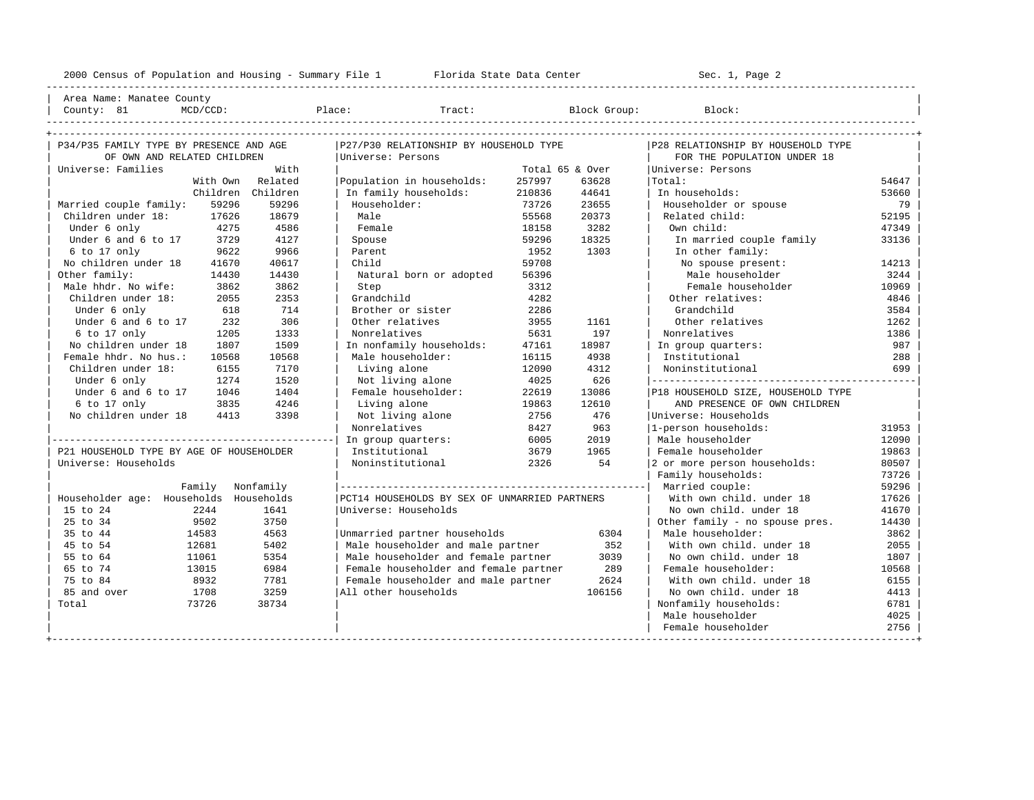2000 Census of Population and Housing - Summary File 1 &nbsp;&nbsp;&nbsp;&nbsp; Florida State Data Center &nbsp;&nbsp;&nbsp;&nbsp; Sec. 1, Page 2

Area Name: Manatee County
County: 81 &nbsp;&nbsp; MCD/CCD: &nbsp;&nbsp; Place: &nbsp;&nbsp; Tract: &nbsp;&nbsp; Block Group: &nbsp;&nbsp; Block:

## P34/P35 FAMILY TYPE BY PRESENCE AND AGE OF OWN AND RELATED CHILDREN

Universe: Families

| | With Own Children | With Related Children |
|---|---|---|
| Married couple family: | 59296 | 59296 |
| Children under 18: | 17626 | 18679 |
| Under 6 only | 4275 | 4586 |
| Under 6 and 6 to 17 | 3729 | 4127 |
| 6 to 17 only | 9622 | 9966 |
| No children under 18 | 41670 | 40617 |
| Other family: | 14430 | 14430 |
| Male hhdr. No wife: | 3862 | 3862 |
| Children under 18: | 2055 | 2353 |
| Under 6 only | 618 | 714 |
| Under 6 and 6 to 17 | 232 | 306 |
| 6 to 17 only | 1205 | 1333 |
| No children under 18 | 1807 | 1509 |
| Female hhdr. No hus.: | 10568 | 10568 |
| Children under 18: | 6155 | 7170 |
| Under 6 only | 1274 | 1520 |
| Under 6 and 6 to 17 | 1046 | 1404 |
| 6 to 17 only | 3835 | 4246 |
| No children under 18 | 4413 | 3398 |

## P21 HOUSEHOLD TYPE BY AGE OF HOUSEHOLDER

Universe: Households

| Householder age: | Family Households | Nonfamily Households |
|---|---|---|
| 15 to 24 | 2244 | 1641 |
| 25 to 34 | 9502 | 3750 |
| 35 to 44 | 14583 | 4563 |
| 45 to 54 | 12681 | 5402 |
| 55 to 64 | 11061 | 5354 |
| 65 to 74 | 13015 | 6984 |
| 75 to 84 | 8932 | 7781 |
| 85 and over | 1708 | 3259 |
| Total | 73726 | 38734 |

## P27/P30 RELATIONSHIP BY HOUSEHOLD TYPE

Universe: Persons

| | Total | 65 & Over |
|---|---|---|
| Population in households: | 257997 | 63628 |
| In family households: | 210836 | 44641 |
| Householder: | 73726 | 23655 |
| Male | 55568 | 20373 |
| Female | 18158 | 3282 |
| Spouse | 59296 | 18325 |
| Parent | 1952 | 1303 |
| Child | 59708 | |
| Natural born or adopted | 56396 | |
| Step | 3312 | |
| Grandchild | 4282 | |
| Brother or sister | 2286 | |
| Other relatives | 3955 | 1161 |
| Nonrelatives | 5631 | 197 |
| In nonfamily households: | 47161 | 18987 |
| Male householder: | 16115 | 4938 |
| Living alone | 12090 | 4312 |
| Not living alone | 4025 | 626 |
| Female householder: | 22619 | 13086 |
| Living alone | 19863 | 12610 |
| Not living alone | 2756 | 476 |
| Nonrelatives | 8427 | 963 |
| In group quarters: | 6005 | 2019 |
| Institutional | 3679 | 1965 |
| Noninstitutional | 2326 | 54 |

## PCT14 HOUSEHOLDS BY SEX OF UNMARRIED PARTNERS

Universe: Households

| | |
|---|---|
| Unmarried partner households | 6304 |
| Male householder and male partner | 352 |
| Male householder and female partner | 3039 |
| Female householder and female partner | 289 |
| Female householder and male partner | 2624 |
| All other households | 106156 |

## P28 RELATIONSHIP BY HOUSEHOLD TYPE FOR THE POPULATION UNDER 18

Universe: Persons

| | |
|---|---|
| Total: | 54647 |
| In households: | 53660 |
| Householder or spouse | 79 |
| Related child: | 52195 |
| Own child: | 47349 |
| In married couple family | 33136 |
| In other family: | |
| No spouse present: | 14213 |
| Male householder | 3244 |
| Female householder | 10969 |
| Other relatives: | 4846 |
| Grandchild | 3584 |
| Other relatives | 1262 |
| Nonrelatives | 1386 |
| In group quarters: | 987 |
| Institutional | 288 |
| Noninstitutional | 699 |

## P18 HOUSEHOLD SIZE, HOUSEHOLD TYPE AND PRESENCE OF OWN CHILDREN

Universe: Households

| | |
|---|---|
| 1-person households: | 31953 |
| Male householder | 12090 |
| Female householder | 19863 |
| 2 or more person households: | 80507 |
| Family households: | 73726 |
| Married couple: | 59296 |
| With own child. under 18 | 17626 |
| No own child. under 18 | 41670 |
| Other family - no spouse pres. | 14430 |
| Male householder: | 3862 |
| With own child. under 18 | 2055 |
| No own child. under 18 | 1807 |
| Female householder: | 10568 |
| With own child. under 18 | 6155 |
| No own child. under 18 | 4413 |
| Nonfamily households: | 6781 |
| Male householder | 4025 |
| Female householder | 2756 |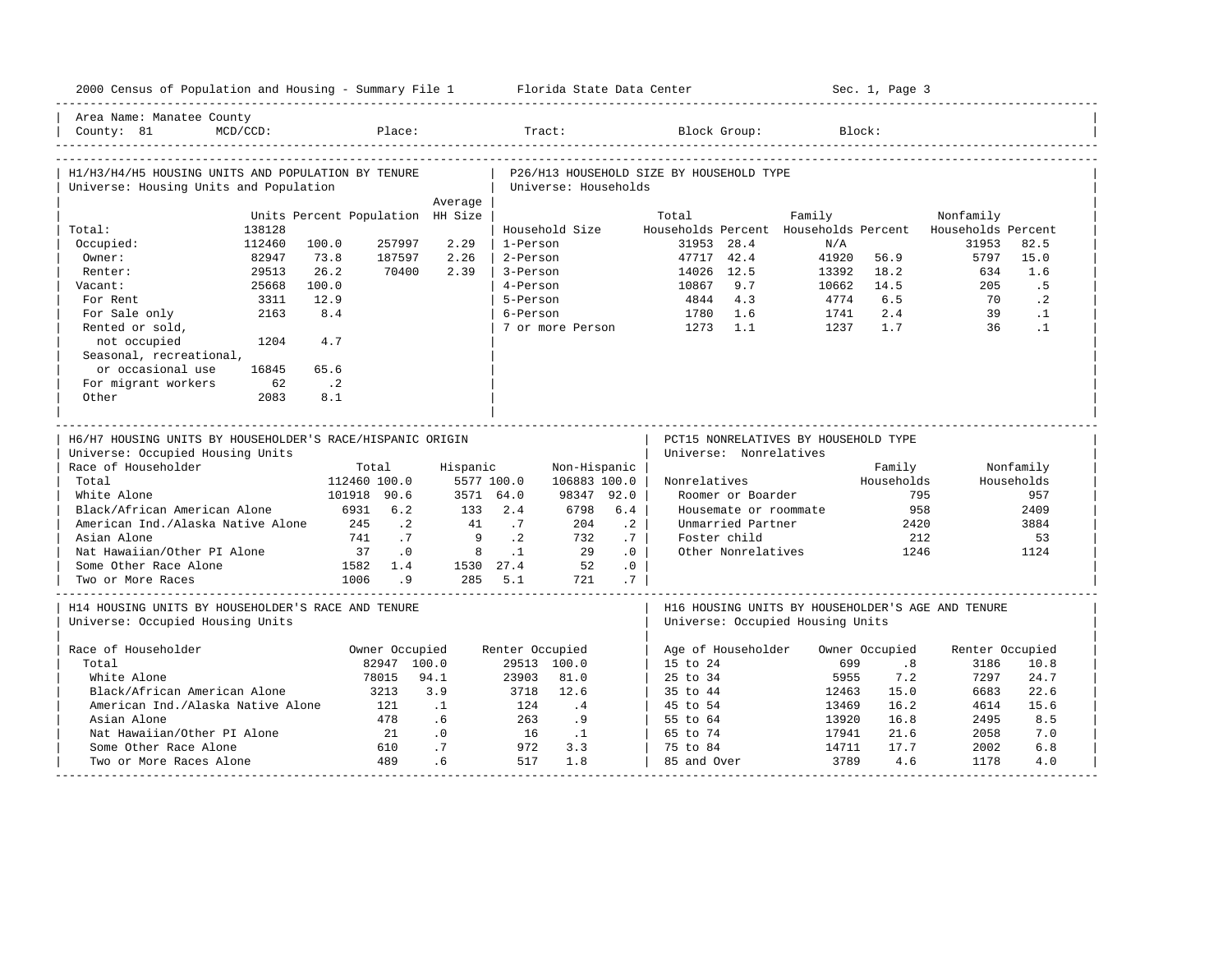2000 Census of Population and Housing - Summary File 1 &nbsp;&nbsp;&nbsp; Florida State Data Center &nbsp;&nbsp;&nbsp; Sec. 1, Page 3

Area Name: Manatee County
County: 81 &nbsp; MCD/CCD: &nbsp; Place: &nbsp; Tract: &nbsp; Block Group: &nbsp; Block:

## H1/H3/H4/H5 HOUSING UNITS AND POPULATION BY TENURE
Universe: Housing Units and Population

| | Units | Percent | Population | Average HH Size |
|---|---|---|---|---|
| Total: | 138128 | | | |
| Occupied: | 112460 | 100.0 | 257997 | 2.29 |
| Owner: | 82947 | 73.8 | 187597 | 2.26 |
| Renter: | 29513 | 26.2 | 70400 | 2.39 |
| Vacant: | 25668 | 100.0 | | |
| For Rent | 3311 | 12.9 | | |
| For Sale only | 2163 | 8.4 | | |
| Rented or sold, not occupied | 1204 | 4.7 | | |
| Seasonal, recreational, or occasional use | 16845 | 65.6 | | |
| For migrant workers | 62 | .2 | | |
| Other | 2083 | 8.1 | | |

## P26/H13 HOUSEHOLD SIZE BY HOUSEHOLD TYPE
Universe: Households

| Household Size | Total Households | Percent | Family Households | Percent | Nonfamily Households | Percent |
|---|---|---|---|---|---|---|
| 1-Person | 31953 | 28.4 | N/A | | 31953 | 82.5 |
| 2-Person | 47717 | 42.4 | 41920 | 56.9 | 5797 | 15.0 |
| 3-Person | 14026 | 12.5 | 13392 | 18.2 | 634 | 1.6 |
| 4-Person | 10867 | 9.7 | 10662 | 14.5 | 205 | .5 |
| 5-Person | 4844 | 4.3 | 4774 | 6.5 | 70 | .2 |
| 6-Person | 1780 | 1.6 | 1741 | 2.4 | 39 | .1 |
| 7 or more Person | 1273 | 1.1 | 1237 | 1.7 | 36 | .1 |

## H6/H7 HOUSING UNITS BY HOUSEHOLDER'S RACE/HISPANIC ORIGIN
Universe: Occupied Housing Units

| Race of Householder | Total | | Hispanic | | Non-Hispanic | |
|---|---|---|---|---|---|---|
| Total | 112460 | 100.0 | 5577 | 100.0 | 106883 | 100.0 |
| White Alone | 101918 | 90.6 | 3571 | 64.0 | 98347 | 92.0 |
| Black/African American Alone | 6931 | 6.2 | 133 | 2.4 | 6798 | 6.4 |
| American Ind./Alaska Native Alone | 245 | .2 | 41 | .7 | 204 | .2 |
| Asian Alone | 741 | .7 | 9 | .2 | 732 | .7 |
| Nat Hawaiian/Other PI Alone | 37 | .0 | 8 | .1 | 29 | .0 |
| Some Other Race Alone | 1582 | 1.4 | 1530 | 27.4 | 52 | .0 |
| Two or More Races | 1006 | .9 | 285 | 5.1 | 721 | .7 |

## PCT15 NONRELATIVES BY HOUSEHOLD TYPE
Universe: Nonrelatives

| Nonrelatives | Family Households | Nonfamily Households |
|---|---|---|
| Roomer or Boarder | 795 | 957 |
| Housemate or roommate | 958 | 2409 |
| Unmarried Partner | 2420 | 3884 |
| Foster child | 212 | 53 |
| Other Nonrelatives | 1246 | 1124 |

## H14 HOUSING UNITS BY HOUSEHOLDER'S RACE AND TENURE
Universe: Occupied Housing Units

| Race of Householder | Owner Occupied | | Renter Occupied | |
|---|---|---|---|---|
| Total | 82947 | 100.0 | 29513 | 100.0 |
| White Alone | 78015 | 94.1 | 23903 | 81.0 |
| Black/African American Alone | 3213 | 3.9 | 3718 | 12.6 |
| American Ind./Alaska Native Alone | 121 | .1 | 124 | .4 |
| Asian Alone | 478 | .6 | 263 | .9 |
| Nat Hawaiian/Other PI Alone | 21 | .0 | 16 | .1 |
| Some Other Race Alone | 610 | .7 | 972 | 3.3 |
| Two or More Races Alone | 489 | .6 | 517 | 1.8 |

## H16 HOUSING UNITS BY HOUSEHOLDER'S AGE AND TENURE
Universe: Occupied Housing Units

| Age of Householder | Owner Occupied | | Renter Occupied | |
|---|---|---|---|---|
| 15 to 24 | 699 | .8 | 3186 | 10.8 |
| 25 to 34 | 5955 | 7.2 | 7297 | 24.7 |
| 35 to 44 | 12463 | 15.0 | 6683 | 22.6 |
| 45 to 54 | 13469 | 16.2 | 4614 | 15.6 |
| 55 to 64 | 13920 | 16.8 | 2495 | 8.5 |
| 65 to 74 | 17941 | 21.6 | 2058 | 7.0 |
| 75 to 84 | 14711 | 17.7 | 2002 | 6.8 |
| 85 and Over | 3789 | 4.6 | 1178 | 4.0 |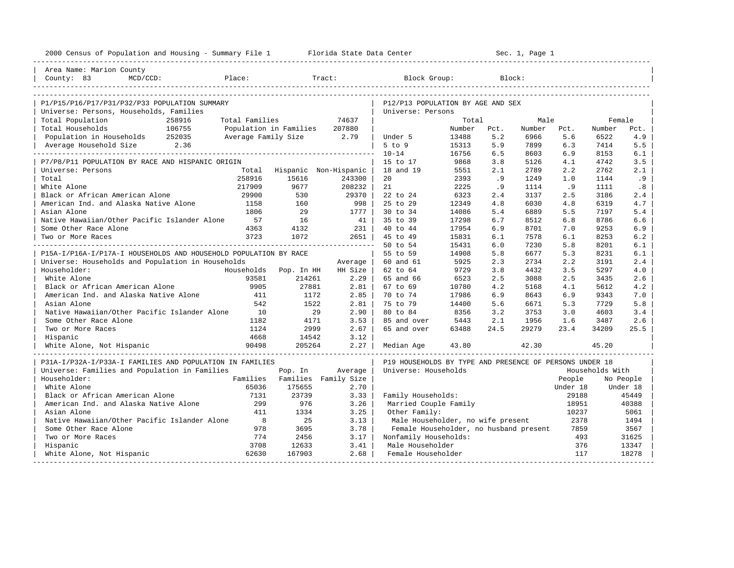2000 Census of Population and Housing - Summary File 1    Florida State Data Center    Sec. 1, Page 1

Area Name: Marion County
County: 83    MCD/CCD:    Place:    Tract:    Block Group:    Block:

## P1/P15/P16/P17/P31/P32/P33 POPULATION SUMMARY

Universe: Persons, Households, Families

| | | | |
|---|---|---|---|
| Total Population | 258916 | Total Families | 74637 |
| Total Households | 106755 | Population in Families | 207880 |
| Population in Households | 252035 | Average Family Size | 2.79 |
| Average Household Size | 2.36 | | |

## P7/P8/P11 POPULATION BY RACE AND HISPANIC ORIGIN

Universe: Persons

| | Total | Hispanic | Non-Hispanic |
|---|---|---|---|
| Total | 258916 | 15616 | 243300 |
| White Alone | 217909 | 9677 | 208232 |
| Black or African American Alone | 29900 | 530 | 29370 |
| American Ind. and Alaska Native Alone | 1158 | 160 | 998 |
| Asian Alone | 1806 | 29 | 1777 |
| Native Hawaiian/Other Pacific Islander Alone | 57 | 16 | 41 |
| Some Other Race Alone | 4363 | 4132 | 231 |
| Two or More Races | 3723 | 1072 | 2651 |

## P15A-I/P16A-I/P17A-I HOUSEHOLDS AND HOUSEHOLD POPULATION BY RACE

Universe: Households and Population in Households

| Householder: | Households | Pop. In HH | Average HH Size |
|---|---|---|---|
| White Alone | 93581 | 214261 | 2.29 |
| Black or African American Alone | 9905 | 27881 | 2.81 |
| American Ind. and Alaska Native Alone | 411 | 1172 | 2.85 |
| Asian Alone | 542 | 1522 | 2.81 |
| Native Hawaiian/Other Pacific Islander Alone | 10 | 29 | 2.90 |
| Some Other Race Alone | 1182 | 4171 | 3.53 |
| Two or More Races | 1124 | 2999 | 2.67 |
| Hispanic | 4668 | 14542 | 3.12 |
| White Alone, Not Hispanic | 90498 | 205264 | 2.27 |

## P31A-I/P32A-I/P33A-I FAMILIES AND POPULATION IN FAMILIES

Universe: Families and Population in Families

| Householder: | Families | Pop. In Families | Average Family Size |
|---|---|---|---|
| White Alone | 65036 | 175655 | 2.70 |
| Black or African American Alone | 7131 | 23739 | 3.33 |
| American Ind. and Alaska Native Alone | 299 | 976 | 3.26 |
| Asian Alone | 411 | 1334 | 3.25 |
| Native Hawaiian/Other Pacific Islander Alone | 8 | 25 | 3.13 |
| Some Other Race Alone | 978 | 3695 | 3.78 |
| Two or More Races | 774 | 2456 | 3.17 |
| Hispanic | 3708 | 12633 | 3.41 |
| White Alone, Not Hispanic | 62630 | 167903 | 2.68 |

## P12/P13 POPULATION BY AGE AND SEX

Universe: Persons

| | Total Number | Total Pct. | Male Number | Male Pct. | Female Number | Female Pct. |
|---|---|---|---|---|---|---|
| Under 5 | 13488 | 5.2 | 6966 | 5.6 | 6522 | 4.9 |
| 5 to 9 | 15313 | 5.9 | 7899 | 6.3 | 7414 | 5.5 |
| 10-14 | 16756 | 6.5 | 8603 | 6.9 | 8153 | 6.1 |
| 15 to 17 | 9868 | 3.8 | 5126 | 4.1 | 4742 | 3.5 |
| 18 and 19 | 5551 | 2.1 | 2789 | 2.2 | 2762 | 2.1 |
| 20 | 2393 | .9 | 1249 | 1.0 | 1144 | .9 |
| 21 | 2225 | .9 | 1114 | .9 | 1111 | .8 |
| 22 to 24 | 6323 | 2.4 | 3137 | 2.5 | 3186 | 2.4 |
| 25 to 29 | 12349 | 4.8 | 6030 | 4.8 | 6319 | 4.7 |
| 30 to 34 | 14086 | 5.4 | 6889 | 5.5 | 7197 | 5.4 |
| 35 to 39 | 17298 | 6.7 | 8512 | 6.8 | 8786 | 6.6 |
| 40 to 44 | 17954 | 6.9 | 8701 | 7.0 | 9253 | 6.9 |
| 45 to 49 | 15831 | 6.1 | 7578 | 6.1 | 8253 | 6.2 |
| 50 to 54 | 15431 | 6.0 | 7230 | 5.8 | 8201 | 6.1 |
| 55 to 59 | 14908 | 5.8 | 6677 | 5.3 | 8231 | 6.1 |
| 60 and 61 | 5925 | 2.3 | 2734 | 2.2 | 3191 | 2.4 |
| 62 to 64 | 9729 | 3.8 | 4432 | 3.5 | 5297 | 4.0 |
| 65 and 66 | 6523 | 2.5 | 3088 | 2.5 | 3435 | 2.6 |
| 67 to 69 | 10780 | 4.2 | 5168 | 4.1 | 5612 | 4.2 |
| 70 to 74 | 17986 | 6.9 | 8643 | 6.9 | 9343 | 7.0 |
| 75 to 79 | 14400 | 5.6 | 6671 | 5.3 | 7729 | 5.8 |
| 80 to 84 | 8356 | 3.2 | 3753 | 3.0 | 4603 | 3.4 |
| 85 and over | 5443 | 2.1 | 1956 | 1.6 | 3487 | 2.6 |
| 65 and over | 63488 | 24.5 | 29279 | 23.4 | 34209 | 25.5 |
| Median Age | 43.80 | | 42.30 | | 45.20 | |

## P19 HOUSEHOLDS BY TYPE AND PRESENCE OF PERSONS UNDER 18

Universe: Households

| | Households With People Under 18 | Households With No People Under 18 |
|---|---|---|
| Family Households: | 29188 | 45449 |
| Married Couple Family | 18951 | 40388 |
| Other Family: | 10237 | 5061 |
| Male Householder, no wife present | 2378 | 1494 |
| Female Householder, no husband present | 7859 | 3567 |
| Nonfamily Households: | 493 | 31625 |
| Male Householder | 376 | 13347 |
| Female Householder | 117 | 18278 |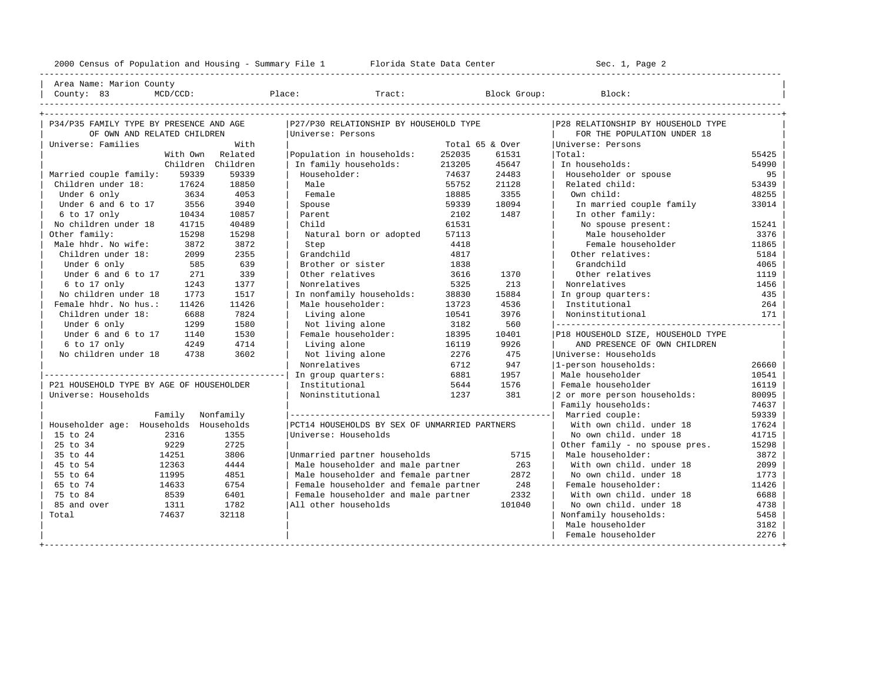Area Name: Marion County
County: 83 MCD/CCD: Place: Tract: Block Group: Block:

## P34/P35 FAMILY TYPE BY PRESENCE AND AGE OF OWN AND RELATED CHILDREN

Universe: Families

| | With Own Children | With Related Children |
|---|---|---|
| Married couple family: | 59339 | 59339 |
| Children under 18: | 17624 | 18850 |
| Under 6 only | 3634 | 4053 |
| Under 6 and 6 to 17 | 3556 | 3940 |
| 6 to 17 only | 10434 | 10857 |
| No children under 18 | 41715 | 40489 |
| Other family: | 15298 | 15298 |
| Male hhdr. No wife: | 3872 | 3872 |
| Children under 18: | 2099 | 2355 |
| Under 6 only | 585 | 639 |
| Under 6 and 6 to 17 | 271 | 339 |
| 6 to 17 only | 1243 | 1377 |
| No children under 18 | 1773 | 1517 |
| Female hhdr. No hus.: | 11426 | 11426 |
| Children under 18: | 6688 | 7824 |
| Under 6 only | 1299 | 1580 |
| Under 6 and 6 to 17 | 1140 | 1530 |
| 6 to 17 only | 4249 | 4714 |
| No children under 18 | 4738 | 3602 |

## P21 HOUSEHOLD TYPE BY AGE OF HOUSEHOLDER

Universe: Households

| Householder age: | Family Households | Nonfamily Households |
|---|---|---|
| 15 to 24 | 2316 | 1355 |
| 25 to 34 | 9229 | 2725 |
| 35 to 44 | 14251 | 3806 |
| 45 to 54 | 12363 | 4444 |
| 55 to 64 | 11995 | 4851 |
| 65 to 74 | 14633 | 6754 |
| 75 to 84 | 8539 | 6401 |
| 85 and over | 1311 | 1782 |
| Total | 74637 | 32118 |

## P27/P30 RELATIONSHIP BY HOUSEHOLD TYPE

Universe: Persons

| | Total | 65 & Over |
|---|---|---|
| Population in households: | 252035 | 61531 |
| In family households: | 213205 | 45647 |
| Householder: | 74637 | 24483 |
| Male | 55752 | 21128 |
| Female | 18885 | 3355 |
| Spouse | 59339 | 18094 |
| Parent | 2102 | 1487 |
| Child | 61531 | |
| Natural born or adopted | 57113 | |
| Step | 4418 | |
| Grandchild | 4817 | |
| Brother or sister | 1838 | |
| Other relatives | 3616 | 1370 |
| Nonrelatives | 5325 | 213 |
| In nonfamily households: | 38830 | 15884 |
| Male householder: | 13723 | 4536 |
| Living alone | 10541 | 3976 |
| Not living alone | 3182 | 560 |
| Female householder: | 18395 | 10401 |
| Living alone | 16119 | 9926 |
| Not living alone | 2276 | 475 |
| Nonrelatives | 6712 | 947 |
| In group quarters: | 6881 | 1957 |
| Institutional | 5644 | 1576 |
| Noninstitutional | 1237 | 381 |

## PCT14 HOUSEHOLDS BY SEX OF UNMARRIED PARTNERS

Universe: Households

| | |
|---|---|
| Unmarried partner households | 5715 |
| Male householder and male partner | 263 |
| Male householder and female partner | 2872 |
| Female householder and female partner | 248 |
| Female householder and male partner | 2332 |
| All other households | 101040 |

## P28 RELATIONSHIP BY HOUSEHOLD TYPE FOR THE POPULATION UNDER 18

Universe: Persons

| | |
|---|---|
| Total: | 55425 |
| In households: | 54990 |
| Householder or spouse | 95 |
| Related child: | 53439 |
| Own child: | 48255 |
| In married couple family | 33014 |
| In other family: | |
| No spouse present: | 15241 |
| Male householder | 3376 |
| Female householder | 11865 |
| Other relatives: | 5184 |
| Grandchild | 4065 |
| Other relatives | 1119 |
| Nonrelatives | 1456 |
| In group quarters: | 435 |
| Institutional | 264 |
| Noninstitutional | 171 |

## P18 HOUSEHOLD SIZE, HOUSEHOLD TYPE AND PRESENCE OF OWN CHILDREN

Universe: Households

| | |
|---|---|
| 1-person households: | 26660 |
| Male householder | 10541 |
| Female householder | 16119 |
| 2 or more person households: | 80095 |
| Family households: | 74637 |
| Married couple: | 59339 |
| With own child. under 18 | 17624 |
| No own child. under 18 | 41715 |
| Other family - no spouse pres. | 15298 |
| Male householder: | 3872 |
| With own child. under 18 | 2099 |
| No own child. under 18 | 1773 |
| Female householder: | 11426 |
| With own child. under 18 | 6688 |
| No own child. under 18 | 4738 |
| Nonfamily households: | 5458 |
| Male householder | 3182 |
| Female householder | 2276 |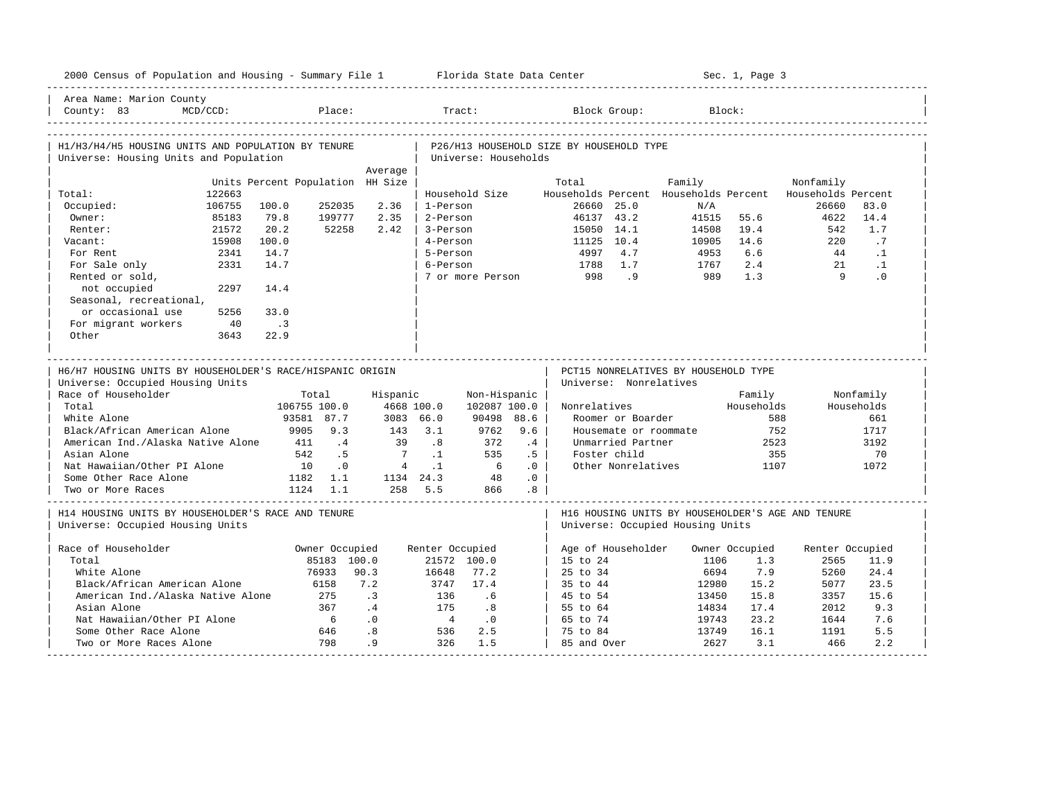Area Name: Marion County
County: 83 MCD/CCD: Place: Tract: Block Group: Block:

## H1/H3/H4/H5 HOUSING UNITS AND POPULATION BY TENURE

Universe: Housing Units and Population

| | Units | Percent | Population | Average HH Size |
|---|---|---|---|---|
| Total: | 122663 | | | |
| Occupied: | 106755 | 100.0 | 252035 | 2.36 |
| Owner: | 85183 | 79.8 | 199777 | 2.35 |
| Renter: | 21572 | 20.2 | 52258 | 2.42 |
| Vacant: | 15908 | 100.0 | | |
| For Rent | 2341 | 14.7 | | |
| For Sale only | 2331 | 14.7 | | |
| Rented or sold, not occupied | 2297 | 14.4 | | |
| Seasonal, recreational, or occasional use | 5256 | 33.0 | | |
| For migrant workers | 40 | .3 | | |
| Other | 3643 | 22.9 | | |

## P26/H13 HOUSEHOLD SIZE BY HOUSEHOLD TYPE

Universe: Households

| Household Size | Total Households | Percent | Family Households | Percent | Nonfamily Households | Percent |
|---|---|---|---|---|---|---|
| 1-Person | 26660 | 25.0 | N/A | | 26660 | 83.0 |
| 2-Person | 46137 | 43.2 | 41515 | 55.6 | 4622 | 14.4 |
| 3-Person | 15050 | 14.1 | 14508 | 19.4 | 542 | 1.7 |
| 4-Person | 11125 | 10.4 | 10905 | 14.6 | 220 | .7 |
| 5-Person | 4997 | 4.7 | 4953 | 6.6 | 44 | .1 |
| 6-Person | 1788 | 1.7 | 1767 | 2.4 | 21 | .1 |
| 7 or more Person | 998 | .9 | 989 | 1.3 | 9 | .0 |

## H6/H7 HOUSING UNITS BY HOUSEHOLDER'S RACE/HISPANIC ORIGIN

Universe: Occupied Housing Units

| Race of Householder | Total | | Hispanic | | Non-Hispanic | |
|---|---|---|---|---|---|---|
| Total | 106755 | 100.0 | 4668 | 100.0 | 102087 | 100.0 |
| White Alone | 93581 | 87.7 | 3083 | 66.0 | 90498 | 88.6 |
| Black/African American Alone | 9905 | 9.3 | 143 | 3.1 | 9762 | 9.6 |
| American Ind./Alaska Native Alone | 411 | .4 | 39 | .8 | 372 | .4 |
| Asian Alone | 542 | .5 | 7 | .1 | 535 | .5 |
| Nat Hawaiian/Other PI Alone | 10 | .0 | 4 | .1 | 6 | .0 |
| Some Other Race Alone | 1182 | 1.1 | 1134 | 24.3 | 48 | .0 |
| Two or More Races | 1124 | 1.1 | 258 | 5.5 | 866 | .8 |

## PCT15 NONRELATIVES BY HOUSEHOLD TYPE

Universe: Nonrelatives

| Nonrelatives | Family Households | Nonfamily Households |
|---|---|---|
| Roomer or Boarder | 588 | 661 |
| Housemate or roommate | 752 | 1717 |
| Unmarried Partner | 2523 | 3192 |
| Foster child | 355 | 70 |
| Other Nonrelatives | 1107 | 1072 |

## H14 HOUSING UNITS BY HOUSEHOLDER'S RACE AND TENURE

Universe: Occupied Housing Units

| Race of Householder | Owner Occupied | | Renter Occupied | |
|---|---|---|---|---|
| Total | 85183 | 100.0 | 21572 | 100.0 |
| White Alone | 76933 | 90.3 | 16648 | 77.2 |
| Black/African American Alone | 6158 | 7.2 | 3747 | 17.4 |
| American Ind./Alaska Native Alone | 275 | .3 | 136 | .6 |
| Asian Alone | 367 | .4 | 175 | .8 |
| Nat Hawaiian/Other PI Alone | 6 | .0 | 4 | .0 |
| Some Other Race Alone | 646 | .8 | 536 | 2.5 |
| Two or More Races Alone | 798 | .9 | 326 | 1.5 |

## H16 HOUSING UNITS BY HOUSEHOLDER'S AGE AND TENURE

Universe: Occupied Housing Units

| Age of Householder | Owner Occupied | | Renter Occupied | |
|---|---|---|---|---|
| 15 to 24 | 1106 | 1.3 | 2565 | 11.9 |
| 25 to 34 | 6694 | 7.9 | 5260 | 24.4 |
| 35 to 44 | 12980 | 15.2 | 5077 | 23.5 |
| 45 to 54 | 13450 | 15.8 | 3357 | 15.6 |
| 55 to 64 | 14834 | 17.4 | 2012 | 9.3 |
| 65 to 74 | 19743 | 23.2 | 1644 | 7.6 |
| 75 to 84 | 13749 | 16.1 | 1191 | 5.5 |
| 85 and Over | 2627 | 3.1 | 466 | 2.2 |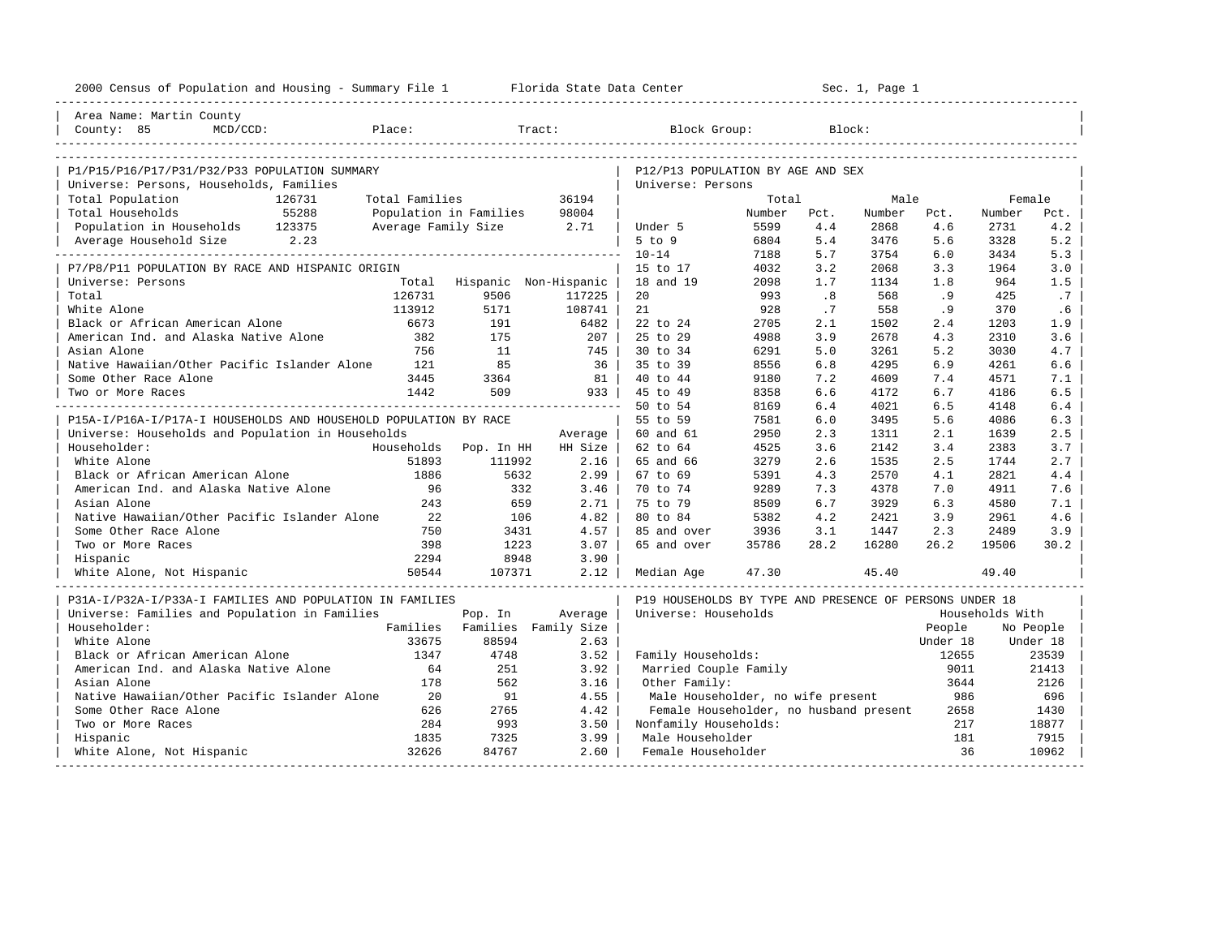2000 Census of Population and Housing - Summary File 1 Florida State Data Center Sec. 1, Page 1

Area Name: Martin County
County: 85 MCD/CCD: Place: Tract: Block Group: Block:

## P1/P15/P16/P17/P31/P32/P33 POPULATION SUMMARY

Universe: Persons, Households, Families

| | | | |
|---|---|---|---|
| Total Population | 126731 | Total Families | 36194 |
| Total Households | 55288 | Population in Families | 98004 |
| Population in Households | 123375 | Average Family Size | 2.71 |
| Average Household Size | 2.23 | | |

## P7/P8/P11 POPULATION BY RACE AND HISPANIC ORIGIN

Universe: Persons

| | Total | Hispanic | Non-Hispanic |
|---|---|---|---|
| Total | 126731 | 9506 | 117225 |
| White Alone | 113912 | 5171 | 108741 |
| Black or African American Alone | 6673 | 191 | 6482 |
| American Ind. and Alaska Native Alone | 382 | 175 | 207 |
| Asian Alone | 756 | 11 | 745 |
| Native Hawaiian/Other Pacific Islander Alone | 121 | 85 | 36 |
| Some Other Race Alone | 3445 | 3364 | 81 |
| Two or More Races | 1442 | 509 | 933 |

## P15A-I/P16A-I/P17A-I HOUSEHOLDS AND HOUSEHOLD POPULATION BY RACE

Universe: Households and Population in Households

| Householder: | Households | Pop. In HH | Average HH Size |
|---|---|---|---|
| White Alone | 51893 | 111992 | 2.16 |
| Black or African American Alone | 1886 | 5632 | 2.99 |
| American Ind. and Alaska Native Alone | 96 | 332 | 3.46 |
| Asian Alone | 243 | 659 | 2.71 |
| Native Hawaiian/Other Pacific Islander Alone | 22 | 106 | 4.82 |
| Some Other Race Alone | 750 | 3431 | 4.57 |
| Two or More Races | 398 | 1223 | 3.07 |
| Hispanic | 2294 | 8948 | 3.90 |
| White Alone, Not Hispanic | 50544 | 107371 | 2.12 |

## P31A-I/P32A-I/P33A-I FAMILIES AND POPULATION IN FAMILIES

Universe: Families and Population in Families

| Householder: | Families | Pop. In Families | Average Family Size |
|---|---|---|---|
| White Alone | 33675 | 88594 | 2.63 |
| Black or African American Alone | 1347 | 4748 | 3.52 |
| American Ind. and Alaska Native Alone | 64 | 251 | 3.92 |
| Asian Alone | 178 | 562 | 3.16 |
| Native Hawaiian/Other Pacific Islander Alone | 20 | 91 | 4.55 |
| Some Other Race Alone | 626 | 2765 | 4.42 |
| Two or More Races | 284 | 993 | 3.50 |
| Hispanic | 1835 | 7325 | 3.99 |
| White Alone, Not Hispanic | 32626 | 84767 | 2.60 |

## P12/P13 POPULATION BY AGE AND SEX

Universe: Persons

| | Total Number | Total Pct. | Male Number | Male Pct. | Female Number | Female Pct. |
|---|---|---|---|---|---|---|
| Under 5 | 5599 | 4.4 | 2868 | 4.6 | 2731 | 4.2 |
| 5 to 9 | 6804 | 5.4 | 3476 | 5.6 | 3328 | 5.2 |
| 10-14 | 7188 | 5.7 | 3754 | 6.0 | 3434 | 5.3 |
| 15 to 17 | 4032 | 3.2 | 2068 | 3.3 | 1964 | 3.0 |
| 18 and 19 | 2098 | 1.7 | 1134 | 1.8 | 964 | 1.5 |
| 20 | 993 | .8 | 568 | .9 | 425 | .7 |
| 21 | 928 | .7 | 558 | .9 | 370 | .6 |
| 22 to 24 | 2705 | 2.1 | 1502 | 2.4 | 1203 | 1.9 |
| 25 to 29 | 4988 | 3.9 | 2678 | 4.3 | 2310 | 3.6 |
| 30 to 34 | 6291 | 5.0 | 3261 | 5.2 | 3030 | 4.7 |
| 35 to 39 | 8556 | 6.8 | 4295 | 6.9 | 4261 | 6.6 |
| 40 to 44 | 9180 | 7.2 | 4609 | 7.4 | 4571 | 7.1 |
| 45 to 49 | 8358 | 6.6 | 4172 | 6.7 | 4186 | 6.5 |
| 50 to 54 | 8169 | 6.4 | 4021 | 6.5 | 4148 | 6.4 |
| 55 to 59 | 7581 | 6.0 | 3495 | 5.6 | 4086 | 6.3 |
| 60 and 61 | 2950 | 2.3 | 1311 | 2.1 | 1639 | 2.5 |
| 62 to 64 | 4525 | 3.6 | 2142 | 3.4 | 2383 | 3.7 |
| 65 and 66 | 3279 | 2.6 | 1535 | 2.5 | 1744 | 2.7 |
| 67 to 69 | 5391 | 4.3 | 2570 | 4.1 | 2821 | 4.4 |
| 70 to 74 | 9289 | 7.3 | 4378 | 7.0 | 4911 | 7.6 |
| 75 to 79 | 8509 | 6.7 | 3929 | 6.3 | 4580 | 7.1 |
| 80 to 84 | 5382 | 4.2 | 2421 | 3.9 | 2961 | 4.6 |
| 85 and over | 3936 | 3.1 | 1447 | 2.3 | 2489 | 3.9 |
| 65 and over | 35786 | 28.2 | 16280 | 26.2 | 19506 | 30.2 |
| Median Age | 47.30 | | 45.40 | | 49.40 | |

## P19 HOUSEHOLDS BY TYPE AND PRESENCE OF PERSONS UNDER 18

Universe: Households

| | Households With People Under 18 | Households With No People Under 18 |
|---|---|---|
| Family Households: | 12655 | 23539 |
| Married Couple Family | 9011 | 21413 |
| Other Family: | 3644 | 2126 |
| Male Householder, no wife present | 986 | 696 |
| Female Householder, no husband present | 2658 | 1430 |
| Nonfamily Households: | 217 | 18877 |
| Male Householder | 181 | 7915 |
| Female Householder | 36 | 10962 |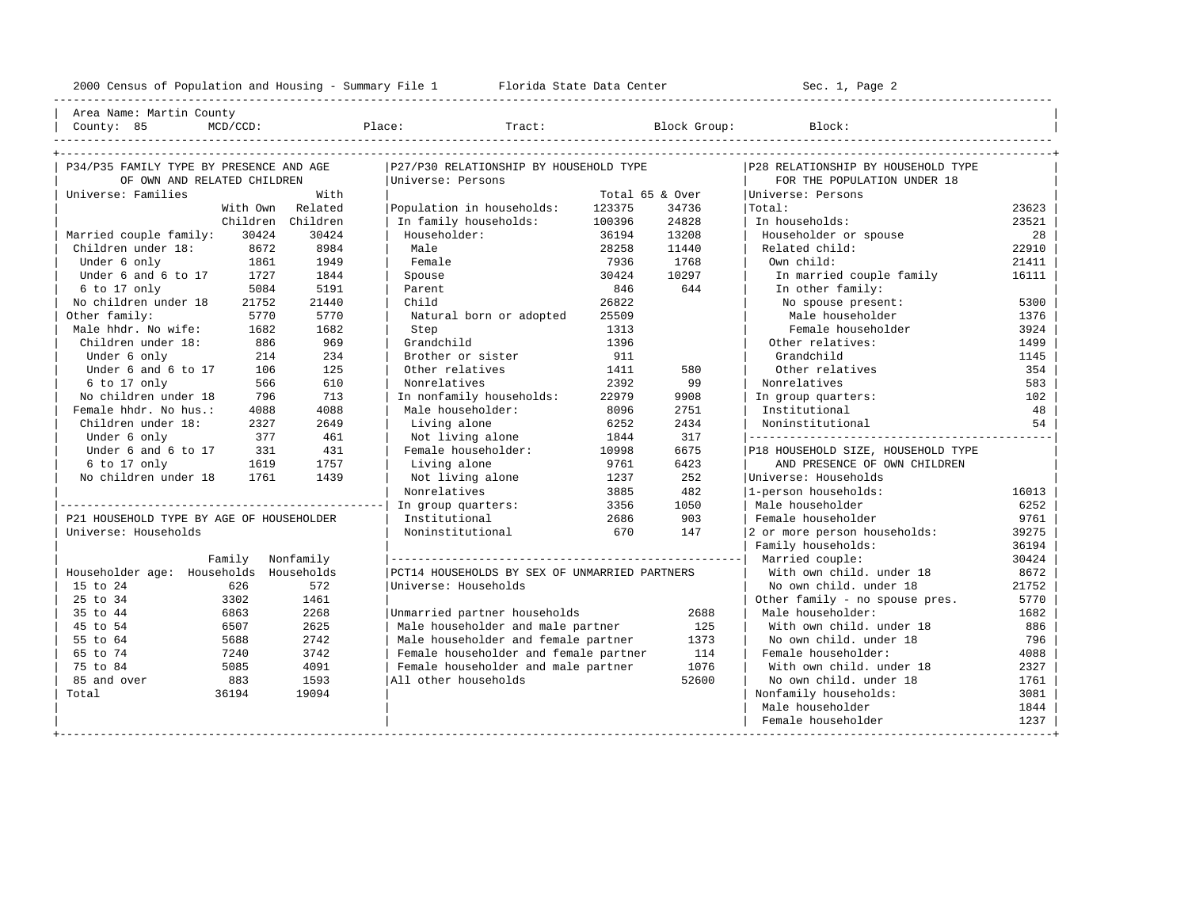2000 Census of Population and Housing - Summary File 1 Florida State Data Center Sec. 1, Page 2

Area Name: Martin County
County: 85 MCD/CCD: Place: Tract: Block Group: Block:

## P34/P35 FAMILY TYPE BY PRESENCE AND AGE OF OWN AND RELATED CHILDREN

Universe: Families

| | With Own Children | With Related Children |
|---|---|---|
| Married couple family: | 30424 | 30424 |
| Children under 18: | 8672 | 8984 |
| Under 6 only | 1861 | 1949 |
| Under 6 and 6 to 17 | 1727 | 1844 |
| 6 to 17 only | 5084 | 5191 |
| No children under 18 | 21752 | 21440 |
| Other family: | 5770 | 5770 |
| Male hhdr. No wife: | 1682 | 1682 |
| Children under 18: | 886 | 969 |
| Under 6 only | 214 | 234 |
| Under 6 and 6 to 17 | 106 | 125 |
| 6 to 17 only | 566 | 610 |
| No children under 18 | 796 | 713 |
| Female hhdr. No hus.: | 4088 | 4088 |
| Children under 18: | 2327 | 2649 |
| Under 6 only | 377 | 461 |
| Under 6 and 6 to 17 | 331 | 431 |
| 6 to 17 only | 1619 | 1757 |
| No children under 18 | 1761 | 1439 |

## P21 HOUSEHOLD TYPE BY AGE OF HOUSEHOLDER

Universe: Households

| Householder age: | Family Households | Nonfamily Households |
|---|---|---|
| 15 to 24 | 626 | 572 |
| 25 to 34 | 3302 | 1461 |
| 35 to 44 | 6863 | 2268 |
| 45 to 54 | 6507 | 2625 |
| 55 to 64 | 5688 | 2742 |
| 65 to 74 | 7240 | 3742 |
| 75 to 84 | 5085 | 4091 |
| 85 and over | 883 | 1593 |
| Total | 36194 | 19094 |

## P27/P30 RELATIONSHIP BY HOUSEHOLD TYPE

Universe: Persons

| | Total | 65 & Over |
|---|---|---|
| Population in households: | 123375 | 34736 |
| In family households: | 100396 | 24828 |
| Householder: | 36194 | 13208 |
| Male | 28258 | 11440 |
| Female | 7936 | 1768 |
| Spouse | 30424 | 10297 |
| Parent | 846 | 644 |
| Child | 26822 | |
| Natural born or adopted | 25509 | |
| Step | 1313 | |
| Grandchild | 1396 | |
| Brother or sister | 911 | |
| Other relatives | 1411 | 580 |
| Nonrelatives | 2392 | 99 |
| In nonfamily households: | 22979 | 9908 |
| Male householder: | 8096 | 2751 |
| Living alone | 6252 | 2434 |
| Not living alone | 1844 | 317 |
| Female householder: | 10998 | 6675 |
| Living alone | 9761 | 6423 |
| Not living alone | 1237 | 252 |
| Nonrelatives | 3885 | 482 |
| In group quarters: | 3356 | 1050 |
| Institutional | 2686 | 903 |
| Noninstitutional | 670 | 147 |

## PCT14 HOUSEHOLDS BY SEX OF UNMARRIED PARTNERS

Universe: Households

| | |
|---|---|
| Unmarried partner households | 2688 |
| Male householder and male partner | 125 |
| Male householder and female partner | 1373 |
| Female householder and female partner | 114 |
| Female householder and male partner | 1076 |
| All other households | 52600 |

## P28 RELATIONSHIP BY HOUSEHOLD TYPE FOR THE POPULATION UNDER 18

Universe: Persons

| | |
|---|---|
| Total: | 23623 |
| In households: | 23521 |
| Householder or spouse | 28 |
| Related child: | 22910 |
| Own child: | 21411 |
| In married couple family | 16111 |
| In other family: | |
| No spouse present: | 5300 |
| Male householder | 1376 |
| Female householder | 3924 |
| Other relatives: | 1499 |
| Grandchild | 1145 |
| Other relatives | 354 |
| Nonrelatives | 583 |
| In group quarters: | 102 |
| Institutional | 48 |
| Noninstitutional | 54 |

## P18 HOUSEHOLD SIZE, HOUSEHOLD TYPE AND PRESENCE OF OWN CHILDREN

Universe: Households

| | |
|---|---|
| 1-person households: | 16013 |
| Male householder | 6252 |
| Female householder | 9761 |
| 2 or more person households: | 39275 |
| Family households: | 36194 |
| Married couple: | 30424 |
| With own child. under 18 | 8672 |
| No own child. under 18 | 21752 |
| Other family - no spouse pres. | 5770 |
| Male householder: | 1682 |
| With own child. under 18 | 886 |
| No own child. under 18 | 796 |
| Female householder: | 4088 |
| With own child. under 18 | 2327 |
| No own child. under 18 | 1761 |
| Nonfamily households: | 3081 |
| Male householder | 1844 |
| Female householder | 1237 |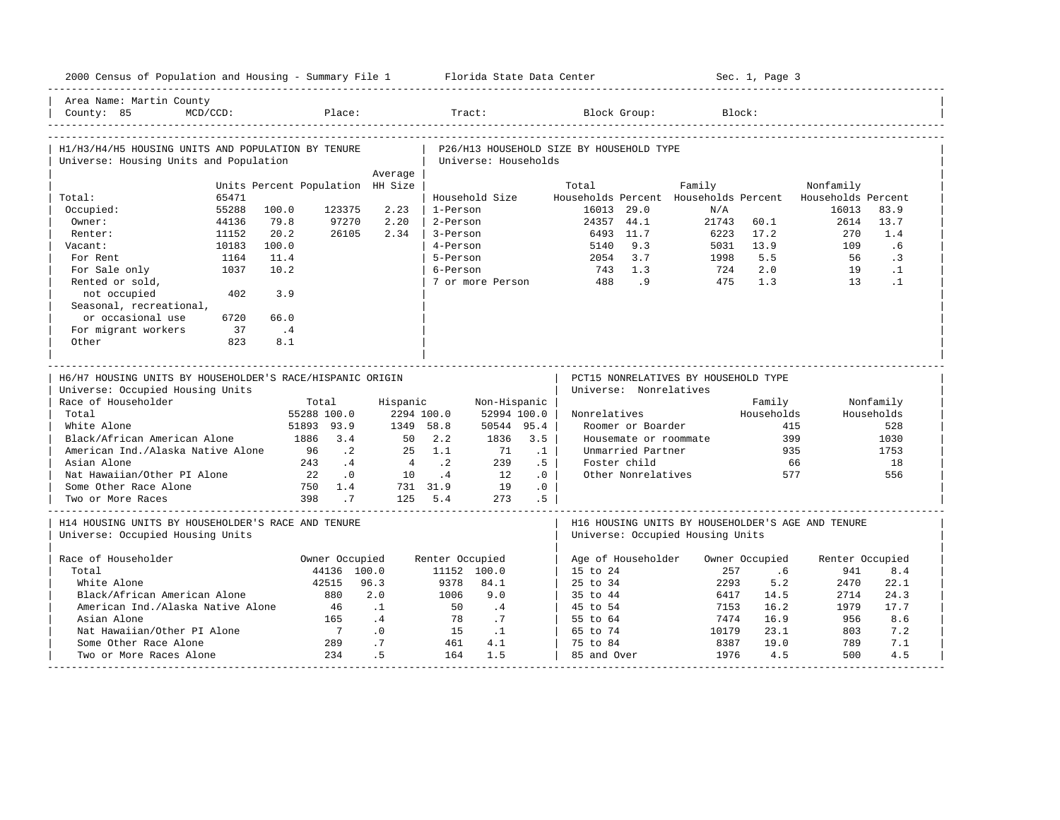2000 Census of Population and Housing - Summary File 1 Florida State Data Center

Area Name: Martin County
County: 85 MCD/CCD: Place: Tract: Block Group: Block:

## H1/H3/H4/H5 HOUSING UNITS AND POPULATION BY TENURE

Universe: Housing Units and Population

| | Units | Percent | Population | Average HH Size |
|---|---|---|---|---|
| Total: | 65471 | | | |
| Occupied: | 55288 | 100.0 | 123375 | 2.23 |
| Owner: | 44136 | 79.8 | 97270 | 2.20 |
| Renter: | 11152 | 20.2 | 26105 | 2.34 |
| Vacant: | 10183 | 100.0 | | |
| For Rent | 1164 | 11.4 | | |
| For Sale only | 1037 | 10.2 | | |
| Rented or sold, not occupied | 402 | 3.9 | | |
| Seasonal, recreational, or occasional use | 6720 | 66.0 | | |
| For migrant workers | 37 | .4 | | |
| Other | 823 | 8.1 | | |

## P26/H13 HOUSEHOLD SIZE BY HOUSEHOLD TYPE

Universe: Households

| Household Size | Total Households | Percent | Family Households | Percent | Nonfamily Households | Percent |
|---|---|---|---|---|---|---|
| 1-Person | 16013 | 29.0 | N/A | | 16013 | 83.9 |
| 2-Person | 24357 | 44.1 | 21743 | 60.1 | 2614 | 13.7 |
| 3-Person | 6493 | 11.7 | 6223 | 17.2 | 270 | 1.4 |
| 4-Person | 5140 | 9.3 | 5031 | 13.9 | 109 | .6 |
| 5-Person | 2054 | 3.7 | 1998 | 5.5 | 56 | .3 |
| 6-Person | 743 | 1.3 | 724 | 2.0 | 19 | .1 |
| 7 or more Person | 488 | .9 | 475 | 1.3 | 13 | .1 |

## H6/H7 HOUSING UNITS BY HOUSEHOLDER'S RACE/HISPANIC ORIGIN

Universe: Occupied Housing Units

| Race of Householder | Total | | Hispanic | | Non-Hispanic | |
|---|---|---|---|---|---|---|
| Total | 55288 | 100.0 | 2294 | 100.0 | 52994 | 100.0 |
| White Alone | 51893 | 93.9 | 1349 | 58.8 | 50544 | 95.4 |
| Black/African American Alone | 1886 | 3.4 | 50 | 2.2 | 1836 | 3.5 |
| American Ind./Alaska Native Alone | 96 | .2 | 25 | 1.1 | 71 | .1 |
| Asian Alone | 243 | .4 | 4 | .2 | 239 | .5 |
| Nat Hawaiian/Other PI Alone | 22 | .0 | 10 | .4 | 12 | .0 |
| Some Other Race Alone | 750 | 1.4 | 731 | 31.9 | 19 | .0 |
| Two or More Races | 398 | .7 | 125 | 5.4 | 273 | .5 |

## PCT15 NONRELATIVES BY HOUSEHOLD TYPE

Universe: Nonrelatives

| Nonrelatives | Family Households | Nonfamily Households |
|---|---|---|
| Roomer or Boarder | 415 | 528 |
| Housemate or roommate | 399 | 1030 |
| Unmarried Partner | 935 | 1753 |
| Foster child | 66 | 18 |
| Other Nonrelatives | 577 | 556 |

## H14 HOUSING UNITS BY HOUSEHOLDER'S RACE AND TENURE

Universe: Occupied Housing Units

| Race of Householder | Owner Occupied | | Renter Occupied | |
|---|---|---|---|---|
| Total | 44136 | 100.0 | 11152 | 100.0 |
| White Alone | 42515 | 96.3 | 9378 | 84.1 |
| Black/African American Alone | 880 | 2.0 | 1006 | 9.0 |
| American Ind./Alaska Native Alone | 46 | .1 | 50 | .4 |
| Asian Alone | 165 | .4 | 78 | .7 |
| Nat Hawaiian/Other PI Alone | 7 | .0 | 15 | .1 |
| Some Other Race Alone | 289 | .7 | 461 | 4.1 |
| Two or More Races Alone | 234 | .5 | 164 | 1.5 |

## H16 HOUSING UNITS BY HOUSEHOLDER'S AGE AND TENURE

Universe: Occupied Housing Units

| Age of Householder | Owner Occupied | | Renter Occupied | |
|---|---|---|---|---|
| 15 to 24 | 257 | .6 | 941 | 8.4 |
| 25 to 34 | 2293 | 5.2 | 2470 | 22.1 |
| 35 to 44 | 6417 | 14.5 | 2714 | 24.3 |
| 45 to 54 | 7153 | 16.2 | 1979 | 17.7 |
| 55 to 64 | 7474 | 16.9 | 956 | 8.6 |
| 65 to 74 | 10179 | 23.1 | 803 | 7.2 |
| 75 to 84 | 8387 | 19.0 | 789 | 7.1 |
| 85 and Over | 1976 | 4.5 | 500 | 4.5 |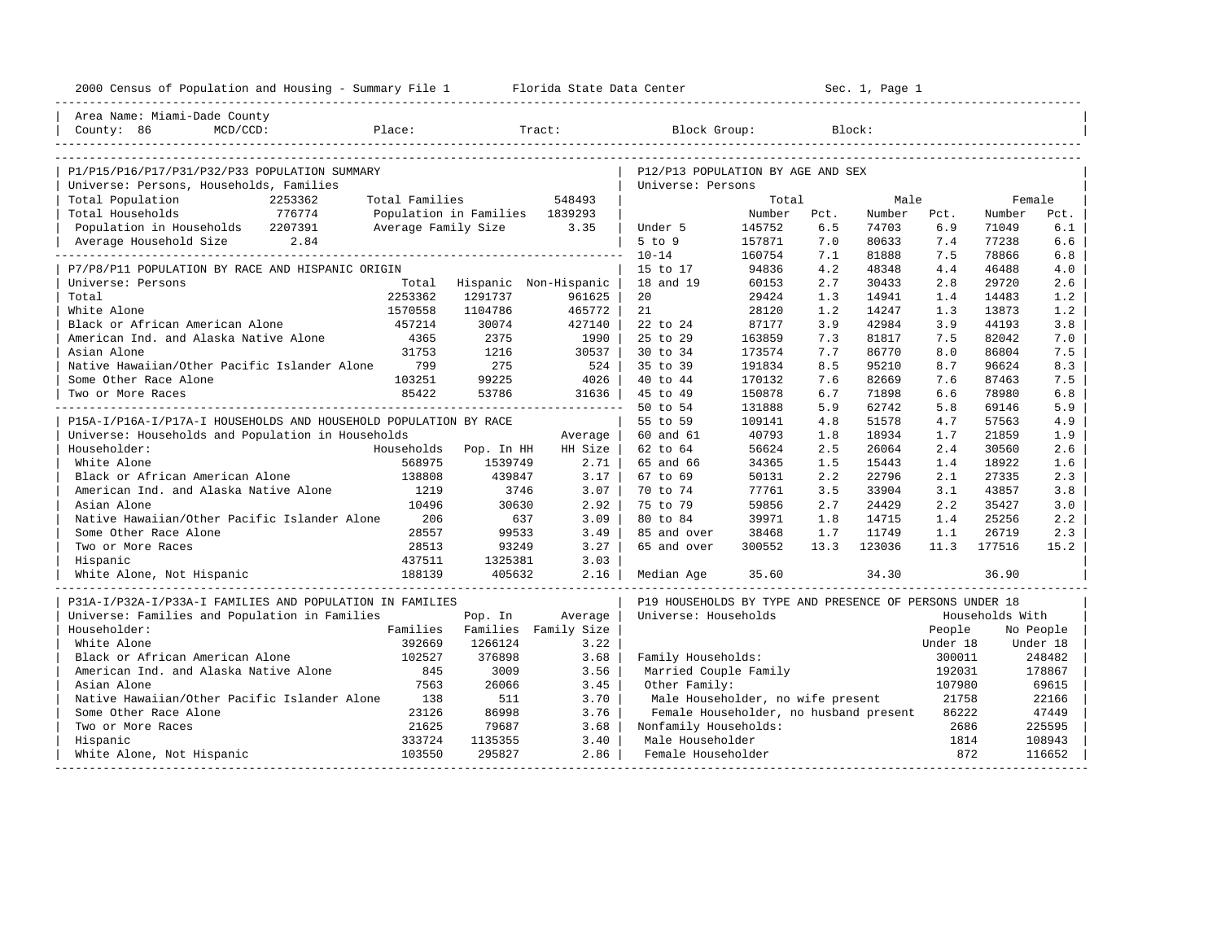2000 Census of Population and Housing - Summary File 1 Florida State Data Center Sec. 1, Page 1

Area Name: Miami-Dade County
County: 86 MCD/CCD: Place: Tract: Block Group: Block:

## P1/P15/P16/P17/P31/P32/P33 POPULATION SUMMARY

Universe: Persons, Households, Families

| | | | |
|---|---|---|---|
| Total Population | 2253362 | Total Families | 548493 |
| Total Households | 776774 | Population in Families | 1839293 |
| Population in Households | 2207391 | Average Family Size | 3.35 |
| Average Household Size | 2.84 | | |

## P7/P8/P11 POPULATION BY RACE AND HISPANIC ORIGIN

Universe: Persons

| | Total | Hispanic | Non-Hispanic |
|---|---|---|---|
| Total | 2253362 | 1291737 | 961625 |
| White Alone | 1570558 | 1104786 | 465772 |
| Black or African American Alone | 457214 | 30074 | 427140 |
| American Ind. and Alaska Native Alone | 4365 | 2375 | 1990 |
| Asian Alone | 31753 | 1216 | 30537 |
| Native Hawaiian/Other Pacific Islander Alone | 799 | 275 | 524 |
| Some Other Race Alone | 103251 | 99225 | 4026 |
| Two or More Races | 85422 | 53786 | 31636 |

## P15A-I/P16A-I/P17A-I HOUSEHOLDS AND HOUSEHOLD POPULATION BY RACE

Universe: Households and Population in Households

| Householder: | Households | Pop. In HH | Average HH Size |
|---|---|---|---|
| White Alone | 568975 | 1539749 | 2.71 |
| Black or African American Alone | 138808 | 439847 | 3.17 |
| American Ind. and Alaska Native Alone | 1219 | 3746 | 3.07 |
| Asian Alone | 10496 | 30630 | 2.92 |
| Native Hawaiian/Other Pacific Islander Alone | 206 | 637 | 3.09 |
| Some Other Race Alone | 28557 | 99533 | 3.49 |
| Two or More Races | 28513 | 93249 | 3.27 |
| Hispanic | 437511 | 1325381 | 3.03 |
| White Alone, Not Hispanic | 188139 | 405632 | 2.16 |

## P31A-I/P32A-I/P33A-I FAMILIES AND POPULATION IN FAMILIES

Universe: Families and Population in Families

| Householder: | Families | Pop. In Families | Average Family Size |
|---|---|---|---|
| White Alone | 392669 | 1266124 | 3.22 |
| Black or African American Alone | 102527 | 376898 | 3.68 |
| American Ind. and Alaska Native Alone | 845 | 3009 | 3.56 |
| Asian Alone | 7563 | 26066 | 3.45 |
| Native Hawaiian/Other Pacific Islander Alone | 138 | 511 | 3.70 |
| Some Other Race Alone | 23126 | 86998 | 3.76 |
| Two or More Races | 21625 | 79687 | 3.68 |
| Hispanic | 333724 | 1135355 | 3.40 |
| White Alone, Not Hispanic | 103550 | 295827 | 2.86 |

## P12/P13 POPULATION BY AGE AND SEX

Universe: Persons

| | Total Number | Total Pct. | Male Number | Male Pct. | Female Number | Female Pct. |
|---|---|---|---|---|---|---|
| Under 5 | 145752 | 6.5 | 74703 | 6.9 | 71049 | 6.1 |
| 5 to 9 | 157871 | 7.0 | 80633 | 7.4 | 77238 | 6.6 |
| 10-14 | 160754 | 7.1 | 81888 | 7.5 | 78866 | 6.8 |
| 15 to 17 | 94836 | 4.2 | 48348 | 4.4 | 46488 | 4.0 |
| 18 and 19 | 60153 | 2.7 | 30433 | 2.8 | 29720 | 2.6 |
| 20 | 29424 | 1.3 | 14941 | 1.4 | 14483 | 1.2 |
| 21 | 28120 | 1.2 | 14247 | 1.3 | 13873 | 1.2 |
| 22 to 24 | 87177 | 3.9 | 42984 | 3.9 | 44193 | 3.8 |
| 25 to 29 | 163859 | 7.3 | 81817 | 7.5 | 82042 | 7.0 |
| 30 to 34 | 173574 | 7.7 | 86770 | 8.0 | 86804 | 7.5 |
| 35 to 39 | 191834 | 8.5 | 95210 | 8.7 | 96624 | 8.3 |
| 40 to 44 | 170132 | 7.6 | 82669 | 7.6 | 87463 | 7.5 |
| 45 to 49 | 150878 | 6.7 | 71898 | 6.6 | 78980 | 6.8 |
| 50 to 54 | 131888 | 5.9 | 62742 | 5.8 | 69146 | 5.9 |
| 55 to 59 | 109141 | 4.8 | 51578 | 4.7 | 57563 | 4.9 |
| 60 and 61 | 40793 | 1.8 | 18934 | 1.7 | 21859 | 1.9 |
| 62 to 64 | 56624 | 2.5 | 26064 | 2.4 | 30560 | 2.6 |
| 65 and 66 | 34365 | 1.5 | 15443 | 1.4 | 18922 | 1.6 |
| 67 to 69 | 50131 | 2.2 | 22796 | 2.1 | 27335 | 2.3 |
| 70 to 74 | 77761 | 3.5 | 33904 | 3.1 | 43857 | 3.8 |
| 75 to 79 | 59856 | 2.7 | 24429 | 2.2 | 35427 | 3.0 |
| 80 to 84 | 39971 | 1.8 | 14715 | 1.4 | 25256 | 2.2 |
| 85 and over | 38468 | 1.7 | 11749 | 1.1 | 26719 | 2.3 |
| 65 and over | 300552 | 13.3 | 123036 | 11.3 | 177516 | 15.2 |
| Median Age | 35.60 | | 34.30 | | 36.90 | |

## P19 HOUSEHOLDS BY TYPE AND PRESENCE OF PERSONS UNDER 18

Universe: Households

| | Households With People Under 18 | Households With No People Under 18 |
|---|---|---|
| Family Households: | 300011 | 248482 |
| Married Couple Family | 192031 | 178867 |
| Other Family: | 107980 | 69615 |
| Male Householder, no wife present | 21758 | 22166 |
| Female Householder, no husband present | 86222 | 47449 |
| Nonfamily Households: | 2686 | 225595 |
| Male Householder | 1814 | 108943 |
| Female Householder | 872 | 116652 |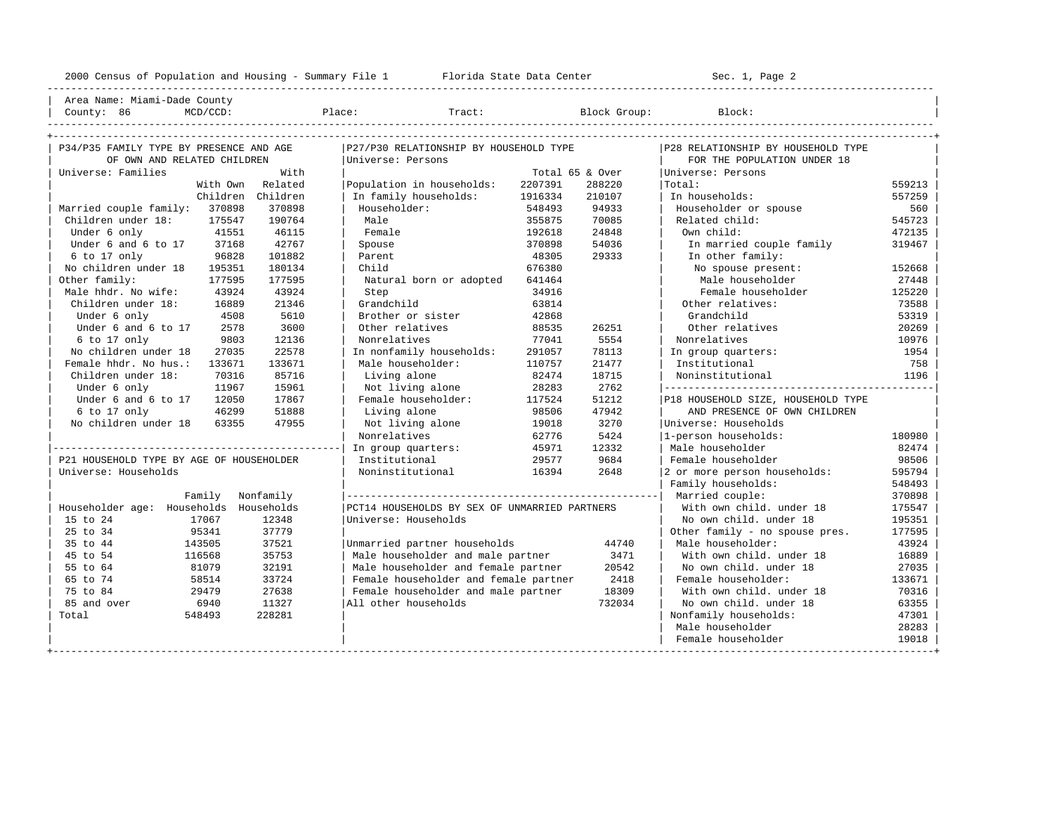2000 Census of Population and Housing - Summary File 1 Florida State Data Center Sec. 1, Page 2

Area Name: Miami-Dade County
County: 86 MCD/CCD: Place: Tract: Block Group: Block:

## P34/P35 FAMILY TYPE BY PRESENCE AND AGE OF OWN AND RELATED CHILDREN

Universe: Families

| | With Own Children | With Related Children |
|---|---|---|
| Married couple family: | 370898 | 370898 |
| Children under 18: | 175547 | 190764 |
| Under 6 only | 41551 | 46115 |
| Under 6 and 6 to 17 | 37168 | 42767 |
| 6 to 17 only | 96828 | 101882 |
| No children under 18 | 195351 | 180134 |
| Other family: | 177595 | 177595 |
| Male hhdr. No wife: | 43924 | 43924 |
| Children under 18: | 16889 | 21346 |
| Under 6 only | 4508 | 5610 |
| Under 6 and 6 to 17 | 2578 | 3600 |
| 6 to 17 only | 9803 | 12136 |
| No children under 18 | 27035 | 22578 |
| Female hhdr. No hus.: | 133671 | 133671 |
| Children under 18: | 70316 | 85716 |
| Under 6 only | 11967 | 15961 |
| Under 6 and 6 to 17 | 12050 | 17867 |
| 6 to 17 only | 46299 | 51888 |
| No children under 18 | 63355 | 47955 |

## P21 HOUSEHOLD TYPE BY AGE OF HOUSEHOLDER

Universe: Households

| Householder age: | Family Households | Nonfamily Households |
|---|---|---|
| 15 to 24 | 17067 | 12348 |
| 25 to 34 | 95341 | 37779 |
| 35 to 44 | 143505 | 37521 |
| 45 to 54 | 116568 | 35753 |
| 55 to 64 | 81079 | 32191 |
| 65 to 74 | 58514 | 33724 |
| 75 to 84 | 29479 | 27638 |
| 85 and over | 6940 | 11327 |
| Total | 548493 | 228281 |

## P27/P30 RELATIONSHIP BY HOUSEHOLD TYPE

Universe: Persons

| | Total | 65 & Over |
|---|---|---|
| Population in households: | 2207391 | 288220 |
| In family households: | 1916334 | 210107 |
| Householder: | 548493 | 94933 |
| Male | 355875 | 70085 |
| Female | 192618 | 24848 |
| Spouse | 370898 | 54036 |
| Parent | 48305 | 29333 |
| Child | 676380 | |
| Natural born or adopted | 641464 | |
| Step | 34916 | |
| Grandchild | 63814 | |
| Brother or sister | 42868 | |
| Other relatives | 88535 | 26251 |
| Nonrelatives | 77041 | 5554 |
| In nonfamily households: | 291057 | 78113 |
| Male householder: | 110757 | 21477 |
| Living alone | 82474 | 18715 |
| Not living alone | 28283 | 2762 |
| Female householder: | 117524 | 51212 |
| Living alone | 98506 | 47942 |
| Not living alone | 19018 | 3270 |
| Nonrelatives | 62776 | 5424 |
| In group quarters: | 45971 | 12332 |
| Institutional | 29577 | 9684 |
| Noninstitutional | 16394 | 2648 |

## PCT14 HOUSEHOLDS BY SEX OF UNMARRIED PARTNERS

Universe: Households

| | |
|---|---|
| Unmarried partner households | 44740 |
| Male householder and male partner | 3471 |
| Male householder and female partner | 20542 |
| Female householder and female partner | 2418 |
| Female householder and male partner | 18309 |
| All other households | 732034 |

## P28 RELATIONSHIP BY HOUSEHOLD TYPE FOR THE POPULATION UNDER 18

Universe: Persons

| | |
|---|---|
| Total: | 559213 |
| In households: | 557259 |
| Householder or spouse | 560 |
| Related child: | 545723 |
| Own child: | 472135 |
| In married couple family | 319467 |
| In other family: | |
| No spouse present: | 152668 |
| Male householder | 27448 |
| Female householder | 125220 |
| Other relatives: | 73588 |
| Grandchild | 53319 |
| Other relatives | 20269 |
| Nonrelatives | 10976 |
| In group quarters: | 1954 |
| Institutional | 758 |
| Noninstitutional | 1196 |

## P18 HOUSEHOLD SIZE, HOUSEHOLD TYPE AND PRESENCE OF OWN CHILDREN

Universe: Households

| | |
|---|---|
| 1-person households: | 180980 |
| Male householder | 82474 |
| Female householder | 98506 |
| 2 or more person households: | 595794 |
| Family households: | 548493 |
| Married couple: | 370898 |
| With own child. under 18 | 175547 |
| No own child. under 18 | 195351 |
| Other family - no spouse pres. | 177595 |
| Male householder: | 43924 |
| With own child. under 18 | 16889 |
| No own child. under 18 | 27035 |
| Female householder: | 133671 |
| With own child. under 18 | 70316 |
| No own child. under 18 | 63355 |
| Nonfamily households: | 47301 |
| Male householder | 28283 |
| Female householder | 19018 |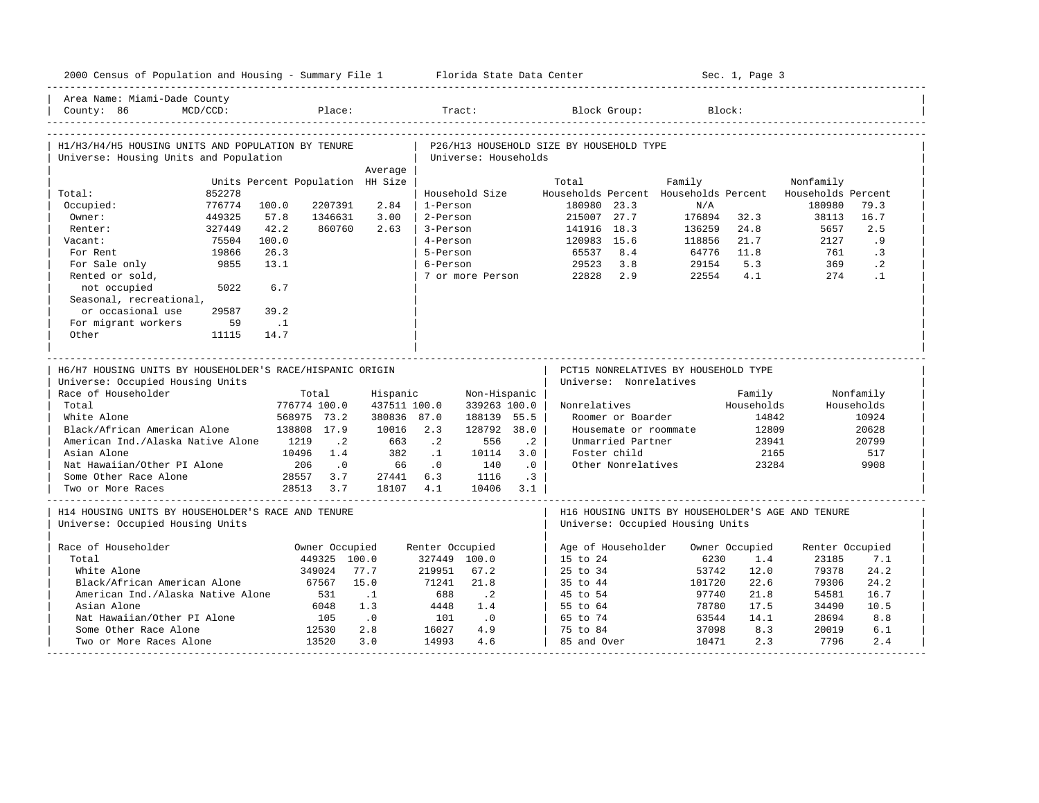Area Name: Miami-Dade County
County: 86 MCD/CCD: Place: Tract: Block Group: Block:

## H1/H3/H4/H5 HOUSING UNITS AND POPULATION BY TENURE

Universe: Housing Units and Population

| | Units | Percent | Population | Average HH Size |
|---|---|---|---|---|
| Total: | 852278 | | | |
| Occupied: | 776774 | 100.0 | 2207391 | 2.84 |
| Owner: | 449325 | 57.8 | 1346631 | 3.00 |
| Renter: | 327449 | 42.2 | 860760 | 2.63 |
| Vacant: | 75504 | 100.0 | | |
| For Rent | 19866 | 26.3 | | |
| For Sale only | 9855 | 13.1 | | |
| Rented or sold, not occupied | 5022 | 6.7 | | |
| Seasonal, recreational, or occasional use | 29587 | 39.2 | | |
| For migrant workers | 59 | .1 | | |
| Other | 11115 | 14.7 | | |

## P26/H13 HOUSEHOLD SIZE BY HOUSEHOLD TYPE

Universe: Households

| Household Size | Total Households | Percent | Family Households | Percent | Nonfamily Households | Percent |
|---|---|---|---|---|---|---|
| 1-Person | 180980 | 23.3 | N/A | | 180980 | 79.3 |
| 2-Person | 215007 | 27.7 | 176894 | 32.3 | 38113 | 16.7 |
| 3-Person | 141916 | 18.3 | 136259 | 24.8 | 5657 | 2.5 |
| 4-Person | 120983 | 15.6 | 118856 | 21.7 | 2127 | .9 |
| 5-Person | 65537 | 8.4 | 64776 | 11.8 | 761 | .3 |
| 6-Person | 29523 | 3.8 | 29154 | 5.3 | 369 | .2 |
| 7 or more Person | 22828 | 2.9 | 22554 | 4.1 | 274 | .1 |

## H6/H7 HOUSING UNITS BY HOUSEHOLDER'S RACE/HISPANIC ORIGIN

Universe: Occupied Housing Units

| Race of Householder | Total | | Hispanic | | Non-Hispanic | |
|---|---|---|---|---|---|---|
| Total | 776774 | 100.0 | 437511 | 100.0 | 339263 | 100.0 |
| White Alone | 568975 | 73.2 | 380836 | 87.0 | 188139 | 55.5 |
| Black/African American Alone | 138808 | 17.9 | 10016 | 2.3 | 128792 | 38.0 |
| American Ind./Alaska Native Alone | 1219 | .2 | 663 | .2 | 556 | .2 |
| Asian Alone | 10496 | 1.4 | 382 | .1 | 10114 | 3.0 |
| Nat Hawaiian/Other PI Alone | 206 | .0 | 66 | .0 | 140 | .0 |
| Some Other Race Alone | 28557 | 3.7 | 27441 | 6.3 | 1116 | .3 |
| Two or More Races | 28513 | 3.7 | 18107 | 4.1 | 10406 | 3.1 |

## PCT15 NONRELATIVES BY HOUSEHOLD TYPE

Universe: Nonrelatives

| Nonrelatives | Family Households | Nonfamily Households |
|---|---|---|
| Roomer or Boarder | 14842 | 10924 |
| Housemate or roommate | 12809 | 20628 |
| Unmarried Partner | 23941 | 20799 |
| Foster child | 2165 | 517 |
| Other Nonrelatives | 23284 | 9908 |

## H14 HOUSING UNITS BY HOUSEHOLDER'S RACE AND TENURE

Universe: Occupied Housing Units

| Race of Householder | Owner Occupied | | Renter Occupied | |
|---|---|---|---|---|
| Total | 449325 | 100.0 | 327449 | 100.0 |
| White Alone | 349024 | 77.7 | 219951 | 67.2 |
| Black/African American Alone | 67567 | 15.0 | 71241 | 21.8 |
| American Ind./Alaska Native Alone | 531 | .1 | 688 | .2 |
| Asian Alone | 6048 | 1.3 | 4448 | 1.4 |
| Nat Hawaiian/Other PI Alone | 105 | .0 | 101 | .0 |
| Some Other Race Alone | 12530 | 2.8 | 16027 | 4.9 |
| Two or More Races Alone | 13520 | 3.0 | 14993 | 4.6 |

## H16 HOUSING UNITS BY HOUSEHOLDER'S AGE AND TENURE

Universe: Occupied Housing Units

| Age of Householder | Owner Occupied | | Renter Occupied | |
|---|---|---|---|---|
| 15 to 24 | 6230 | 1.4 | 23185 | 7.1 |
| 25 to 34 | 53742 | 12.0 | 79378 | 24.2 |
| 35 to 44 | 101720 | 22.6 | 79306 | 24.2 |
| 45 to 54 | 97740 | 21.8 | 54581 | 16.7 |
| 55 to 64 | 78780 | 17.5 | 34490 | 10.5 |
| 65 to 74 | 63544 | 14.1 | 28694 | 8.8 |
| 75 to 84 | 37098 | 8.3 | 20019 | 6.1 |
| 85 and Over | 10471 | 2.3 | 7796 | 2.4 |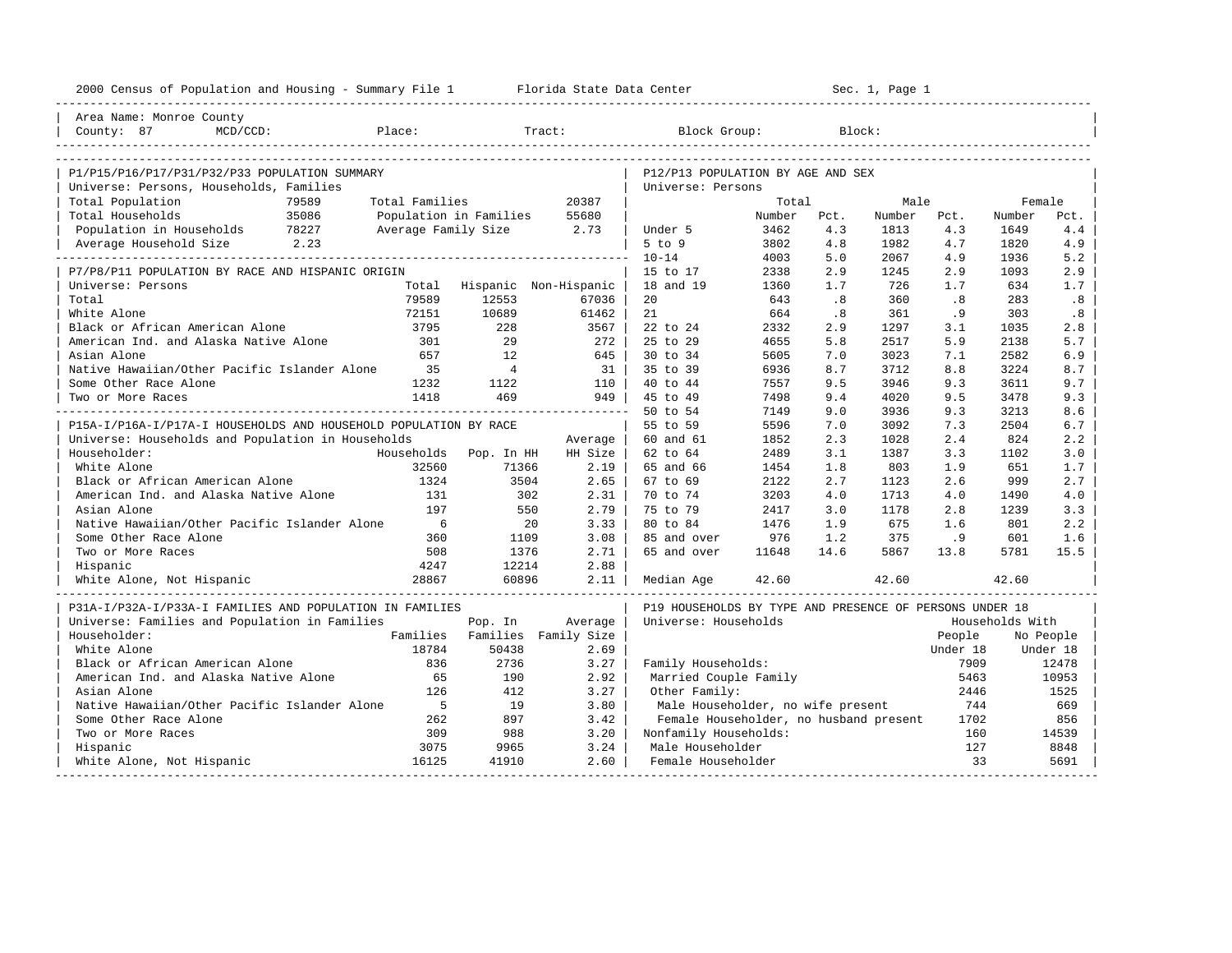2000 Census of Population and Housing - Summary File 1 Florida State Data Center Sec. 1, Page 1

Area Name: Monroe County
County: 87 MCD/CCD: Place: Tract: Block Group: Block:

## P1/P15/P16/P17/P31/P32/P33 POPULATION SUMMARY

Universe: Persons, Households, Families

| | | | |
|---|---|---|---|
| Total Population | 79589 | Total Families | 20387 |
| Total Households | 35086 | Population in Families | 55680 |
| Population in Households | 78227 | Average Family Size | 2.73 |
| Average Household Size | 2.23 | | |

## P7/P8/P11 POPULATION BY RACE AND HISPANIC ORIGIN

Universe: Persons

| | Total | Hispanic | Non-Hispanic |
|---|---|---|---|
| Total | 79589 | 12553 | 67036 |
| White Alone | 72151 | 10689 | 61462 |
| Black or African American Alone | 3795 | 228 | 3567 |
| American Ind. and Alaska Native Alone | 301 | 29 | 272 |
| Asian Alone | 657 | 12 | 645 |
| Native Hawaiian/Other Pacific Islander Alone | 35 | 4 | 31 |
| Some Other Race Alone | 1232 | 1122 | 110 |
| Two or More Races | 1418 | 469 | 949 |

## P15A-I/P16A-I/P17A-I HOUSEHOLDS AND HOUSEHOLD POPULATION BY RACE

Universe: Households and Population in Households

| Householder: | Households | Pop. In HH | Average HH Size |
|---|---|---|---|
| White Alone | 32560 | 71366 | 2.19 |
| Black or African American Alone | 1324 | 3504 | 2.65 |
| American Ind. and Alaska Native Alone | 131 | 302 | 2.31 |
| Asian Alone | 197 | 550 | 2.79 |
| Native Hawaiian/Other Pacific Islander Alone | 6 | 20 | 3.33 |
| Some Other Race Alone | 360 | 1109 | 3.08 |
| Two or More Races | 508 | 1376 | 2.71 |
| Hispanic | 4247 | 12214 | 2.88 |
| White Alone, Not Hispanic | 28867 | 60896 | 2.11 |

## P31A-I/P32A-I/P33A-I FAMILIES AND POPULATION IN FAMILIES

Universe: Families and Population in Families

| Householder: | Families | Pop. In Families | Average Family Size |
|---|---|---|---|
| White Alone | 18784 | 50438 | 2.69 |
| Black or African American Alone | 836 | 2736 | 3.27 |
| American Ind. and Alaska Native Alone | 65 | 190 | 2.92 |
| Asian Alone | 126 | 412 | 3.27 |
| Native Hawaiian/Other Pacific Islander Alone | 5 | 19 | 3.80 |
| Some Other Race Alone | 262 | 897 | 3.42 |
| Two or More Races | 309 | 988 | 3.20 |
| Hispanic | 3075 | 9965 | 3.24 |
| White Alone, Not Hispanic | 16125 | 41910 | 2.60 |

## P12/P13 POPULATION BY AGE AND SEX

Universe: Persons

| | Total Number | Total Pct. | Male Number | Male Pct. | Female Number | Female Pct. |
|---|---|---|---|---|---|---|
| Under 5 | 3462 | 4.3 | 1813 | 4.3 | 1649 | 4.4 |
| 5 to 9 | 3802 | 4.8 | 1982 | 4.7 | 1820 | 4.9 |
| 10-14 | 4003 | 5.0 | 2067 | 4.9 | 1936 | 5.2 |
| 15 to 17 | 2338 | 2.9 | 1245 | 2.9 | 1093 | 2.9 |
| 18 and 19 | 1360 | 1.7 | 726 | 1.7 | 634 | 1.7 |
| 20 | 643 | .8 | 360 | .8 | 283 | .8 |
| 21 | 664 | .8 | 361 | .9 | 303 | .8 |
| 22 to 24 | 2332 | 2.9 | 1297 | 3.1 | 1035 | 2.8 |
| 25 to 29 | 4655 | 5.8 | 2517 | 5.9 | 2138 | 5.7 |
| 30 to 34 | 5605 | 7.0 | 3023 | 7.1 | 2582 | 6.9 |
| 35 to 39 | 6936 | 8.7 | 3712 | 8.8 | 3224 | 8.7 |
| 40 to 44 | 7557 | 9.5 | 3946 | 9.3 | 3611 | 9.7 |
| 45 to 49 | 7498 | 9.4 | 4020 | 9.5 | 3478 | 9.3 |
| 50 to 54 | 7149 | 9.0 | 3936 | 9.3 | 3213 | 8.6 |
| 55 to 59 | 5596 | 7.0 | 3092 | 7.3 | 2504 | 6.7 |
| 60 and 61 | 1852 | 2.3 | 1028 | 2.4 | 824 | 2.2 |
| 62 to 64 | 2489 | 3.1 | 1387 | 3.3 | 1102 | 3.0 |
| 65 and 66 | 1454 | 1.8 | 803 | 1.9 | 651 | 1.7 |
| 67 to 69 | 2122 | 2.7 | 1123 | 2.6 | 999 | 2.7 |
| 70 to 74 | 3203 | 4.0 | 1713 | 4.0 | 1490 | 4.0 |
| 75 to 79 | 2417 | 3.0 | 1178 | 2.8 | 1239 | 3.3 |
| 80 to 84 | 1476 | 1.9 | 675 | 1.6 | 801 | 2.2 |
| 85 and over | 976 | 1.2 | 375 | .9 | 601 | 1.6 |
| 65 and over | 11648 | 14.6 | 5867 | 13.8 | 5781 | 15.5 |
| Median Age | 42.60 | | 42.60 | | 42.60 | |

## P19 HOUSEHOLDS BY TYPE AND PRESENCE OF PERSONS UNDER 18

Universe: Households

| | Households With People Under 18 | Households With No People Under 18 |
|---|---|---|
| Family Households: | 7909 | 12478 |
| Married Couple Family | 5463 | 10953 |
| Other Family: | 2446 | 1525 |
| Male Householder, no wife present | 744 | 669 |
| Female Householder, no husband present | 1702 | 856 |
| Nonfamily Households: | 160 | 14539 |
| Male Householder | 127 | 8848 |
| Female Householder | 33 | 5691 |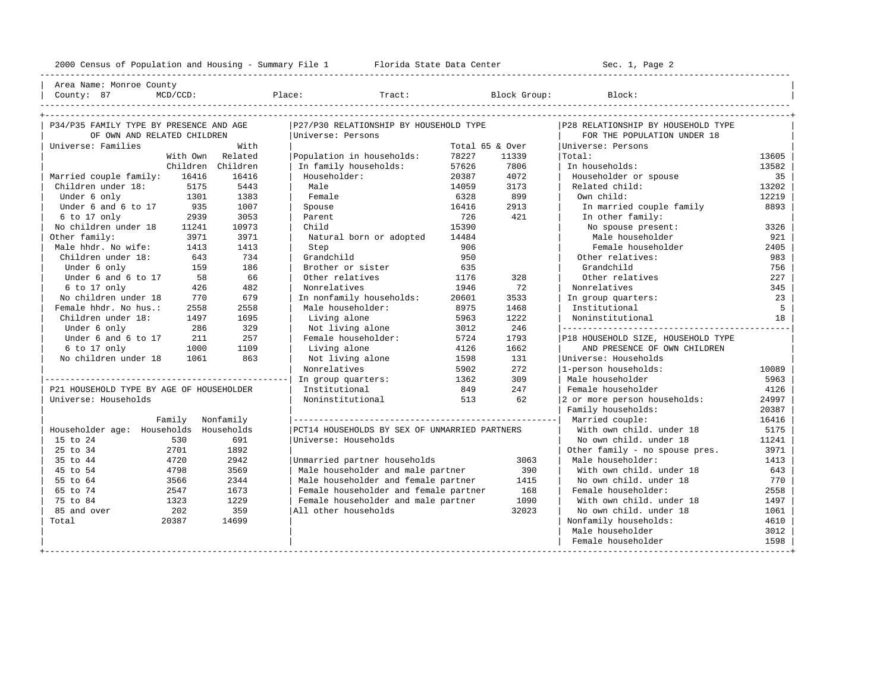2000 Census of Population and Housing - Summary File 1 Florida State Data Center Sec. 1, Page 2

Area Name: Monroe County
County: 87 MCD/CCD: Place: Tract: Block Group: Block:

## P34/P35 FAMILY TYPE BY PRESENCE AND AGE OF OWN AND RELATED CHILDREN

Universe: Families

| | With Own Children | With Related Children |
|---|---|---|
| Married couple family: | 16416 | 16416 |
| Children under 18: | 5175 | 5443 |
| Under 6 only | 1301 | 1383 |
| Under 6 and 6 to 17 | 935 | 1007 |
| 6 to 17 only | 2939 | 3053 |
| No children under 18 | 11241 | 10973 |
| Other family: | 3971 | 3971 |
| Male hhdr. No wife: | 1413 | 1413 |
| Children under 18: | 643 | 734 |
| Under 6 only | 159 | 186 |
| Under 6 and 6 to 17 | 58 | 66 |
| 6 to 17 only | 426 | 482 |
| No children under 18 | 770 | 679 |
| Female hhdr. No hus.: | 2558 | 2558 |
| Children under 18: | 1497 | 1695 |
| Under 6 only | 286 | 329 |
| Under 6 and 6 to 17 | 211 | 257 |
| 6 to 17 only | 1000 | 1109 |
| No children under 18 | 1061 | 863 |

## P21 HOUSEHOLD TYPE BY AGE OF HOUSEHOLDER

Universe: Households

| Householder age: | Family Households | Nonfamily Households |
|---|---|---|
| 15 to 24 | 530 | 691 |
| 25 to 34 | 2701 | 1892 |
| 35 to 44 | 4720 | 2942 |
| 45 to 54 | 4798 | 3569 |
| 55 to 64 | 3566 | 2344 |
| 65 to 74 | 2547 | 1673 |
| 75 to 84 | 1323 | 1229 |
| 85 and over | 202 | 359 |
| Total | 20387 | 14699 |

## P27/P30 RELATIONSHIP BY HOUSEHOLD TYPE

Universe: Persons

| | Total | 65 & Over |
|---|---|---|
| Population in households: | 78227 | 11339 |
| In family households: | 57626 | 7806 |
| Householder: | 20387 | 4072 |
| Male | 14059 | 3173 |
| Female | 6328 | 899 |
| Spouse | 16416 | 2913 |
| Parent | 726 | 421 |
| Child | 15390 | |
| Natural born or adopted | 14484 | |
| Step | 906 | |
| Grandchild | 950 | |
| Brother or sister | 635 | |
| Other relatives | 1176 | 328 |
| Nonrelatives | 1946 | 72 |
| In nonfamily households: | 20601 | 3533 |
| Male householder: | 8975 | 1468 |
| Living alone | 5963 | 1222 |
| Not living alone | 3012 | 246 |
| Female householder: | 5724 | 1793 |
| Living alone | 4126 | 1662 |
| Not living alone | 1598 | 131 |
| Nonrelatives | 5902 | 272 |
| In group quarters: | 1362 | 309 |
| Institutional | 849 | 247 |
| Noninstitutional | 513 | 62 |

## PCT14 HOUSEHOLDS BY SEX OF UNMARRIED PARTNERS

Universe: Households

| | |
|---|---|
| Unmarried partner households | 3063 |
| Male householder and male partner | 390 |
| Male householder and female partner | 1415 |
| Female householder and female partner | 168 |
| Female householder and male partner | 1090 |
| All other households | 32023 |

## P28 RELATIONSHIP BY HOUSEHOLD TYPE FOR THE POPULATION UNDER 18

Universe: Persons

| | |
|---|---|
| Total: | 13605 |
| In households: | 13582 |
| Householder or spouse | 35 |
| Related child: | 13202 |
| Own child: | 12219 |
| In married couple family | 8893 |
| In other family: | |
| No spouse present: | 3326 |
| Male householder | 921 |
| Female householder | 2405 |
| Other relatives: | 983 |
| Grandchild | 756 |
| Other relatives | 227 |
| Nonrelatives | 345 |
| In group quarters: | 23 |
| Institutional | 5 |
| Noninstitutional | 18 |

## P18 HOUSEHOLD SIZE, HOUSEHOLD TYPE AND PRESENCE OF OWN CHILDREN

Universe: Households

| | |
|---|---|
| 1-person households: | 10089 |
| Male householder | 5963 |
| Female householder | 4126 |
| 2 or more person households: | 24997 |
| Family households: | 20387 |
| Married couple: | 16416 |
| With own child. under 18 | 5175 |
| No own child. under 18 | 11241 |
| Other family - no spouse pres. | 3971 |
| Male householder: | 1413 |
| With own child. under 18 | 643 |
| No own child. under 18 | 770 |
| Female householder: | 2558 |
| With own child. under 18 | 1497 |
| No own child. under 18 | 1061 |
| Nonfamily households: | 4610 |
| Male householder | 3012 |
| Female householder | 1598 |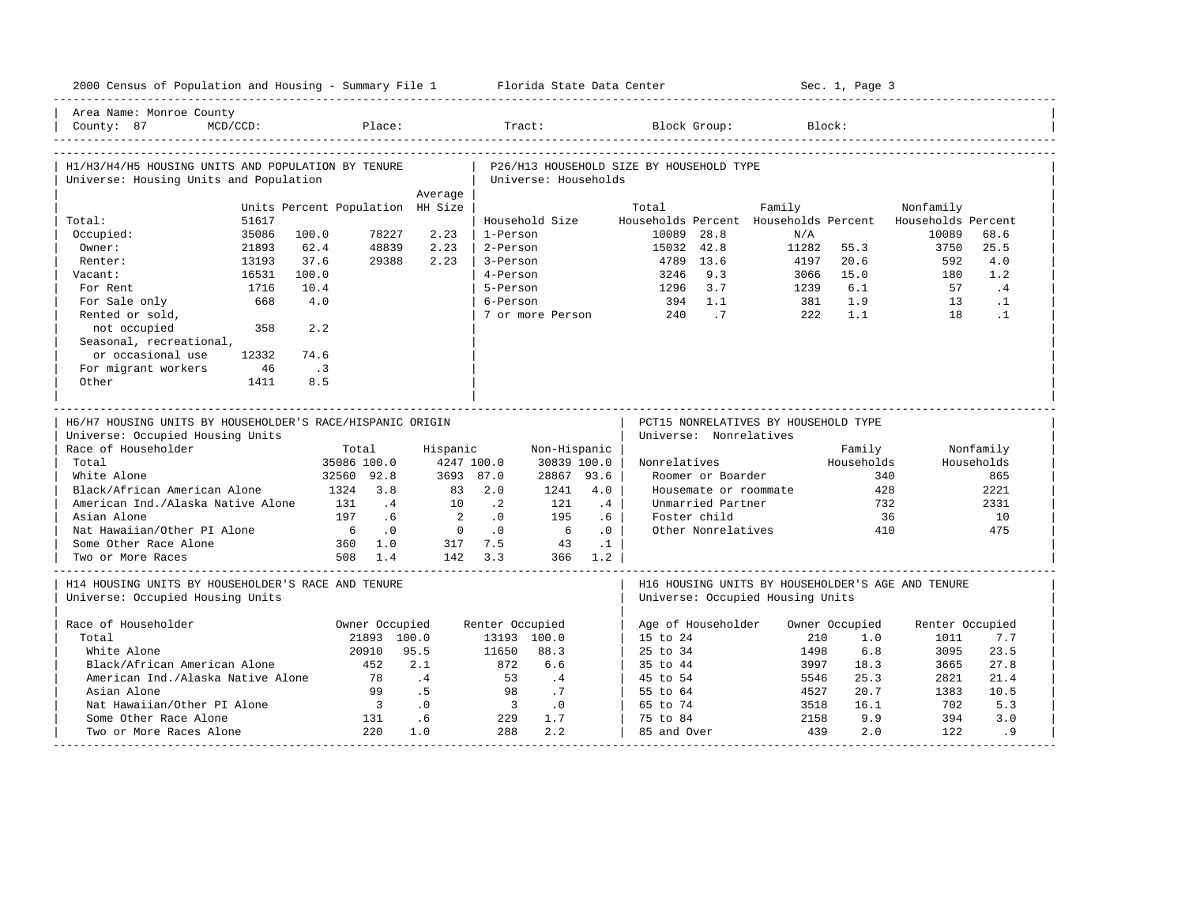2000 Census of Population and Housing - Summary File 1 Florida State Data Center Sec. 1, Page 3

Area Name: Monroe County
County: 87 MCD/CCD: Place: Tract: Block Group: Block:

## H1/H3/H4/H5 HOUSING UNITS AND POPULATION BY TENURE
Universe: Housing Units and Population

| | Units | Percent | Population | Average HH Size |
|---|---|---|---|---|
| Total: | 51617 | | | |
| Occupied: | 35086 | 100.0 | 78227 | 2.23 |
| Owner: | 21893 | 62.4 | 48839 | 2.23 |
| Renter: | 13193 | 37.6 | 29388 | 2.23 |
| Vacant: | 16531 | 100.0 | | |
| For Rent | 1716 | 10.4 | | |
| For Sale only | 668 | 4.0 | | |
| Rented or sold, not occupied | 358 | 2.2 | | |
| Seasonal, recreational, or occasional use | 12332 | 74.6 | | |
| For migrant workers | 46 | .3 | | |
| Other | 1411 | 8.5 | | |

## P26/H13 HOUSEHOLD SIZE BY HOUSEHOLD TYPE
Universe: Households

| Household Size | Total Households | Percent | Family Households | Percent | Nonfamily Households | Percent |
|---|---|---|---|---|---|---|
| 1-Person | 10089 | 28.8 | N/A | | 10089 | 68.6 |
| 2-Person | 15032 | 42.8 | 11282 | 55.3 | 3750 | 25.5 |
| 3-Person | 4789 | 13.6 | 4197 | 20.6 | 592 | 4.0 |
| 4-Person | 3246 | 9.3 | 3066 | 15.0 | 180 | 1.2 |
| 5-Person | 1296 | 3.7 | 1239 | 6.1 | 57 | .4 |
| 6-Person | 394 | 1.1 | 381 | 1.9 | 13 | .1 |
| 7 or more Person | 240 | .7 | 222 | 1.1 | 18 | .1 |

## H6/H7 HOUSING UNITS BY HOUSEHOLDER'S RACE/HISPANIC ORIGIN
Universe: Occupied Housing Units

| Race of Householder | Total | | Hispanic | | Non-Hispanic | |
|---|---|---|---|---|---|---|
| Total | 35086 | 100.0 | 4247 | 100.0 | 30839 | 100.0 |
| White Alone | 32560 | 92.8 | 3693 | 87.0 | 28867 | 93.6 |
| Black/African American Alone | 1324 | 3.8 | 83 | 2.0 | 1241 | 4.0 |
| American Ind./Alaska Native Alone | 131 | .4 | 10 | .2 | 121 | .4 |
| Asian Alone | 197 | .6 | 2 | .0 | 195 | .6 |
| Nat Hawaiian/Other PI Alone | 6 | .0 | 0 | .0 | 6 | .0 |
| Some Other Race Alone | 360 | 1.0 | 317 | 7.5 | 43 | .1 |
| Two or More Races | 508 | 1.4 | 142 | 3.3 | 366 | 1.2 |

## PCT15 NONRELATIVES BY HOUSEHOLD TYPE
Universe: Nonrelatives

| Nonrelatives | Family Households | Nonfamily Households |
|---|---|---|
| Roomer or Boarder | 340 | 865 |
| Housemate or roommate | 428 | 2221 |
| Unmarried Partner | 732 | 2331 |
| Foster child | 36 | 10 |
| Other Nonrelatives | 410 | 475 |

## H14 HOUSING UNITS BY HOUSEHOLDER'S RACE AND TENURE
Universe: Occupied Housing Units

| Race of Householder | Owner Occupied | | Renter Occupied | |
|---|---|---|---|---|
| Total | 21893 | 100.0 | 13193 | 100.0 |
| White Alone | 20910 | 95.5 | 11650 | 88.3 |
| Black/African American Alone | 452 | 2.1 | 872 | 6.6 |
| American Ind./Alaska Native Alone | 78 | .4 | 53 | .4 |
| Asian Alone | 99 | .5 | 98 | .7 |
| Nat Hawaiian/Other PI Alone | 3 | .0 | 3 | .0 |
| Some Other Race Alone | 131 | .6 | 229 | 1.7 |
| Two or More Races Alone | 220 | 1.0 | 288 | 2.2 |

## H16 HOUSING UNITS BY HOUSEHOLDER'S AGE AND TENURE
Universe: Occupied Housing Units

| Age of Householder | Owner Occupied | | Renter Occupied | |
|---|---|---|---|---|
| 15 to 24 | 210 | 1.0 | 1011 | 7.7 |
| 25 to 34 | 1498 | 6.8 | 3095 | 23.5 |
| 35 to 44 | 3997 | 18.3 | 3665 | 27.8 |
| 45 to 54 | 5546 | 25.3 | 2821 | 21.4 |
| 55 to 64 | 4527 | 20.7 | 1383 | 10.5 |
| 65 to 74 | 3518 | 16.1 | 702 | 5.3 |
| 75 to 84 | 2158 | 9.9 | 394 | 3.0 |
| 85 and Over | 439 | 2.0 | 122 | .9 |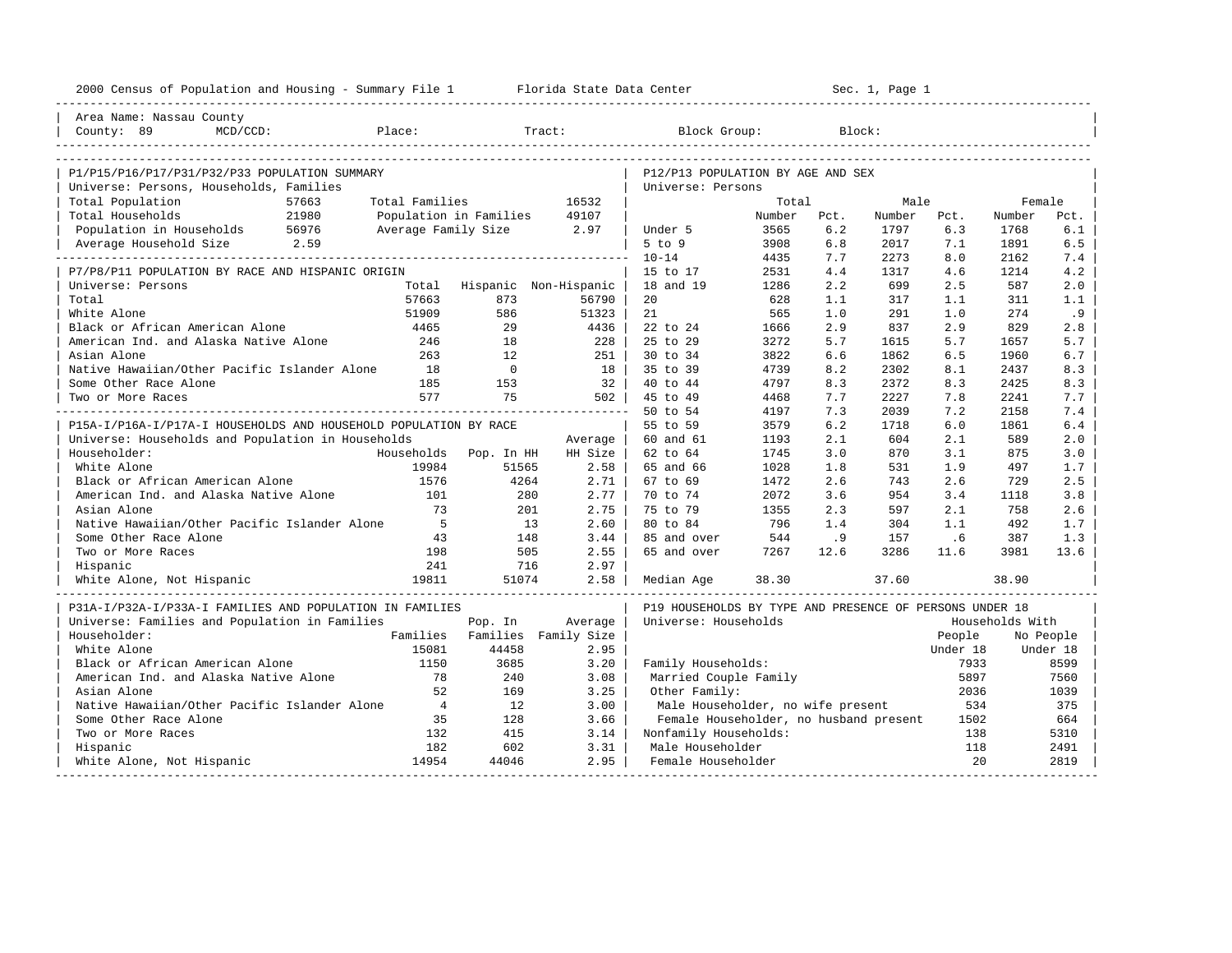2000 Census of Population and Housing - Summary File 1 — Florida State Data Center — Sec. 1, Page 1

Area Name: Nassau County
County: 89 MCD/CCD: Place: Tract: Block Group: Block:

## P1/P15/P16/P17/P31/P32/P33 POPULATION SUMMARY

Universe: Persons, Households, Families

| | | | |
|---|---|---|---|
| Total Population | 57663 | Total Families | 16532 |
| Total Households | 21980 | Population in Families | 49107 |
| Population in Households | 56976 | Average Family Size | 2.97 |
| Average Household Size | 2.59 | | |

## P7/P8/P11 POPULATION BY RACE AND HISPANIC ORIGIN

Universe: Persons

| | Total | Hispanic | Non-Hispanic |
|---|---|---|---|
| Total | 57663 | 873 | 56790 |
| White Alone | 51909 | 586 | 51323 |
| Black or African American Alone | 4465 | 29 | 4436 |
| American Ind. and Alaska Native Alone | 246 | 18 | 228 |
| Asian Alone | 263 | 12 | 251 |
| Native Hawaiian/Other Pacific Islander Alone | 18 | 0 | 18 |
| Some Other Race Alone | 185 | 153 | 32 |
| Two or More Races | 577 | 75 | 502 |

## P15A-I/P16A-I/P17A-I HOUSEHOLDS AND HOUSEHOLD POPULATION BY RACE

Universe: Households and Population in Households

| Householder: | Households | Pop. In HH | Average HH Size |
|---|---|---|---|
| White Alone | 19984 | 51565 | 2.58 |
| Black or African American Alone | 1576 | 4264 | 2.71 |
| American Ind. and Alaska Native Alone | 101 | 280 | 2.77 |
| Asian Alone | 73 | 201 | 2.75 |
| Native Hawaiian/Other Pacific Islander Alone | 5 | 13 | 2.60 |
| Some Other Race Alone | 43 | 148 | 3.44 |
| Two or More Races | 198 | 505 | 2.55 |
| Hispanic | 241 | 716 | 2.97 |
| White Alone, Not Hispanic | 19811 | 51074 | 2.58 |

## P31A-I/P32A-I/P33A-I FAMILIES AND POPULATION IN FAMILIES

Universe: Families and Population in Families

| Householder: | Families | Pop. In Families | Average Family Size |
|---|---|---|---|
| White Alone | 15081 | 44458 | 2.95 |
| Black or African American Alone | 1150 | 3685 | 3.20 |
| American Ind. and Alaska Native Alone | 78 | 240 | 3.08 |
| Asian Alone | 52 | 169 | 3.25 |
| Native Hawaiian/Other Pacific Islander Alone | 4 | 12 | 3.00 |
| Some Other Race Alone | 35 | 128 | 3.66 |
| Two or More Races | 132 | 415 | 3.14 |
| Hispanic | 182 | 602 | 3.31 |
| White Alone, Not Hispanic | 14954 | 44046 | 2.95 |

## P12/P13 POPULATION BY AGE AND SEX

Universe: Persons

| | Total Number | Total Pct. | Male Number | Male Pct. | Female Number | Female Pct. |
|---|---|---|---|---|---|---|
| Under 5 | 3565 | 6.2 | 1797 | 6.3 | 1768 | 6.1 |
| 5 to 9 | 3908 | 6.8 | 2017 | 7.1 | 1891 | 6.5 |
| 10-14 | 4435 | 7.7 | 2273 | 8.0 | 2162 | 7.4 |
| 15 to 17 | 2531 | 4.4 | 1317 | 4.6 | 1214 | 4.2 |
| 18 and 19 | 1286 | 2.2 | 699 | 2.5 | 587 | 2.0 |
| 20 | 628 | 1.1 | 317 | 1.1 | 311 | 1.1 |
| 21 | 565 | 1.0 | 291 | 1.0 | 274 | .9 |
| 22 to 24 | 1666 | 2.9 | 837 | 2.9 | 829 | 2.8 |
| 25 to 29 | 3272 | 5.7 | 1615 | 5.7 | 1657 | 5.7 |
| 30 to 34 | 3822 | 6.6 | 1862 | 6.5 | 1960 | 6.7 |
| 35 to 39 | 4739 | 8.2 | 2302 | 8.1 | 2437 | 8.3 |
| 40 to 44 | 4797 | 8.3 | 2372 | 8.3 | 2425 | 8.3 |
| 45 to 49 | 4468 | 7.7 | 2227 | 7.8 | 2241 | 7.7 |
| 50 to 54 | 4197 | 7.3 | 2039 | 7.2 | 2158 | 7.4 |
| 55 to 59 | 3579 | 6.2 | 1718 | 6.0 | 1861 | 6.4 |
| 60 and 61 | 1193 | 2.1 | 604 | 2.1 | 589 | 2.0 |
| 62 to 64 | 1745 | 3.0 | 870 | 3.1 | 875 | 3.0 |
| 65 and 66 | 1028 | 1.8 | 531 | 1.9 | 497 | 1.7 |
| 67 to 69 | 1472 | 2.6 | 743 | 2.6 | 729 | 2.5 |
| 70 to 74 | 2072 | 3.6 | 954 | 3.4 | 1118 | 3.8 |
| 75 to 79 | 1355 | 2.3 | 597 | 2.1 | 758 | 2.6 |
| 80 to 84 | 796 | 1.4 | 304 | 1.1 | 492 | 1.7 |
| 85 and over | 544 | .9 | 157 | .6 | 387 | 1.3 |
| 65 and over | 7267 | 12.6 | 3286 | 11.6 | 3981 | 13.6 |
| Median Age | 38.30 | | 37.60 | | 38.90 | |

## P19 HOUSEHOLDS BY TYPE AND PRESENCE OF PERSONS UNDER 18

Universe: Households

| | Households With People Under 18 | Households With No People Under 18 |
|---|---|---|
| Family Households: | 7933 | 8599 |
| Married Couple Family | 5897 | 7560 |
| Other Family: | 2036 | 1039 |
| Male Householder, no wife present | 534 | 375 |
| Female Householder, no husband present | 1502 | 664 |
| Nonfamily Households: | 138 | 5310 |
| Male Householder | 118 | 2491 |
| Female Householder | 20 | 2819 |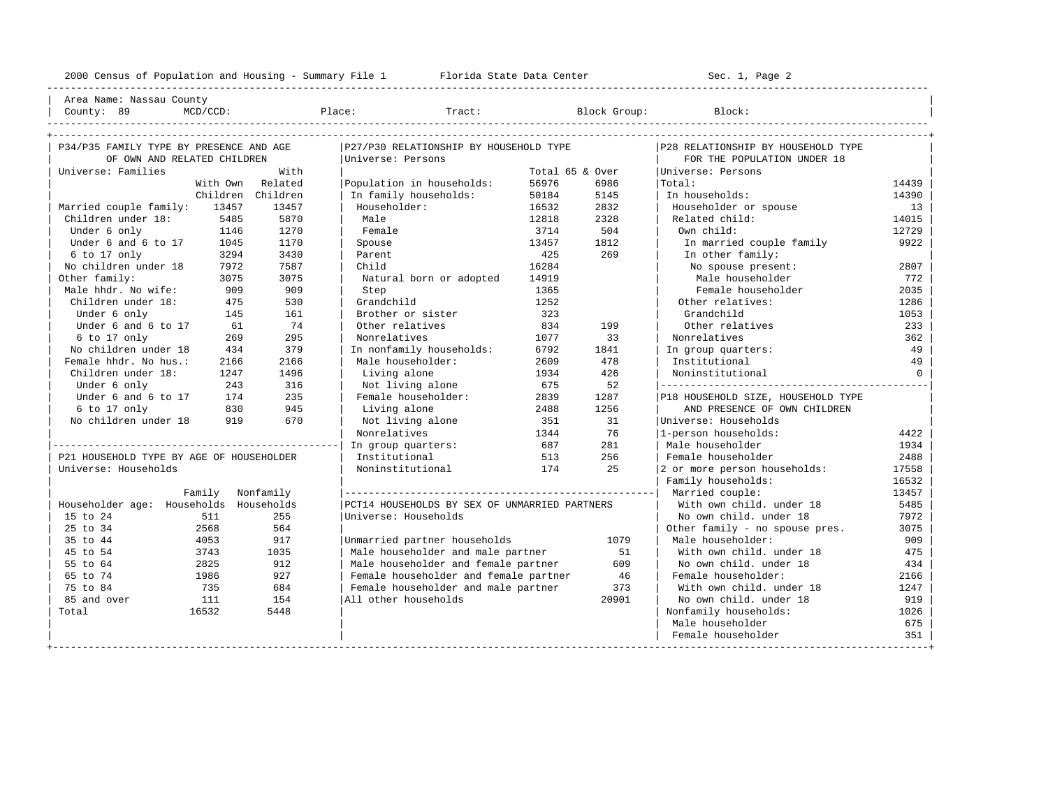Area Name: Nassau County
County: 89 MCD/CCD: Place: Tract: Block Group: Block:

### P34/P35 FAMILY TYPE BY PRESENCE AND AGE OF OWN AND RELATED CHILDREN

Universe: Families

| | With Own Children | With Related Children |
|---|---|---|
| Married couple family: | 13457 | 13457 |
| Children under 18: | 5485 | 5870 |
| Under 6 only | 1146 | 1270 |
| Under 6 and 6 to 17 | 1045 | 1170 |
| 6 to 17 only | 3294 | 3430 |
| No children under 18 | 7972 | 7587 |
| Other family: | 3075 | 3075 |
| Male hhdr. No wife: | 909 | 909 |
| Children under 18: | 475 | 530 |
| Under 6 only | 145 | 161 |
| Under 6 and 6 to 17 | 61 | 74 |
| 6 to 17 only | 269 | 295 |
| No children under 18 | 434 | 379 |
| Female hhdr. No hus.: | 2166 | 2166 |
| Children under 18: | 1247 | 1496 |
| Under 6 only | 243 | 316 |
| Under 6 and 6 to 17 | 174 | 235 |
| 6 to 17 only | 830 | 945 |
| No children under 18 | 919 | 670 |

### P21 HOUSEHOLD TYPE BY AGE OF HOUSEHOLDER

Universe: Households

| Householder age: | Family Households | Nonfamily Households |
|---|---|---|
| 15 to 24 | 511 | 255 |
| 25 to 34 | 2568 | 564 |
| 35 to 44 | 4053 | 917 |
| 45 to 54 | 3743 | 1035 |
| 55 to 64 | 2825 | 912 |
| 65 to 74 | 1986 | 927 |
| 75 to 84 | 735 | 684 |
| 85 and over | 111 | 154 |
| Total | 16532 | 5448 |

### P27/P30 RELATIONSHIP BY HOUSEHOLD TYPE

Universe: Persons

| | Total | 65 & Over |
|---|---|---|
| Population in households: | 56976 | 6986 |
| In family households: | 50184 | 5145 |
| Householder: | 16532 | 2832 |
| Male | 12818 | 2328 |
| Female | 3714 | 504 |
| Spouse | 13457 | 1812 |
| Parent | 425 | 269 |
| Child | 16284 | |
| Natural born or adopted | 14919 | |
| Step | 1365 | |
| Grandchild | 1252 | |
| Brother or sister | 323 | |
| Other relatives | 834 | 199 |
| Nonrelatives | 1077 | 33 |
| In nonfamily households: | 6792 | 1841 |
| Male householder: | 2609 | 478 |
| Living alone | 1934 | 426 |
| Not living alone | 675 | 52 |
| Female householder: | 2839 | 1287 |
| Living alone | 2488 | 1256 |
| Not living alone | 351 | 31 |
| Nonrelatives | 1344 | 76 |
| In group quarters: | 687 | 281 |
| Institutional | 513 | 256 |
| Noninstitutional | 174 | 25 |

### PCT14 HOUSEHOLDS BY SEX OF UNMARRIED PARTNERS

Universe: Households

| | |
|---|---|
| Unmarried partner households | 1079 |
| Male householder and male partner | 51 |
| Male householder and female partner | 609 |
| Female householder and female partner | 46 |
| Female householder and male partner | 373 |
| All other households | 20901 |

### P28 RELATIONSHIP BY HOUSEHOLD TYPE FOR THE POPULATION UNDER 18

Universe: Persons

| | |
|---|---|
| Total: | 14439 |
| In households: | 14390 |
| Householder or spouse | 13 |
| Related child: | 14015 |
| Own child: | 12729 |
| In married couple family | 9922 |
| In other family: | |
| No spouse present: | 2807 |
| Male householder | 772 |
| Female householder | 2035 |
| Other relatives: | 1286 |
| Grandchild | 1053 |
| Other relatives | 233 |
| Nonrelatives | 362 |
| In group quarters: | 49 |
| Institutional | 49 |
| Noninstitutional | 0 |

### P18 HOUSEHOLD SIZE, HOUSEHOLD TYPE AND PRESENCE OF OWN CHILDREN

Universe: Households

| | |
|---|---|
| 1-person households: | 4422 |
| Male householder | 1934 |
| Female householder | 2488 |
| 2 or more person households: | 17558 |
| Family households: | 16532 |
| Married couple: | 13457 |
| With own child. under 18 | 5485 |
| No own child. under 18 | 7972 |
| Other family - no spouse pres. | 3075 |
| Male householder: | 909 |
| With own child. under 18 | 475 |
| No own child. under 18 | 434 |
| Female householder: | 2166 |
| With own child. under 18 | 1247 |
| No own child. under 18 | 919 |
| Nonfamily households: | 1026 |
| Male householder | 675 |
| Female householder | 351 |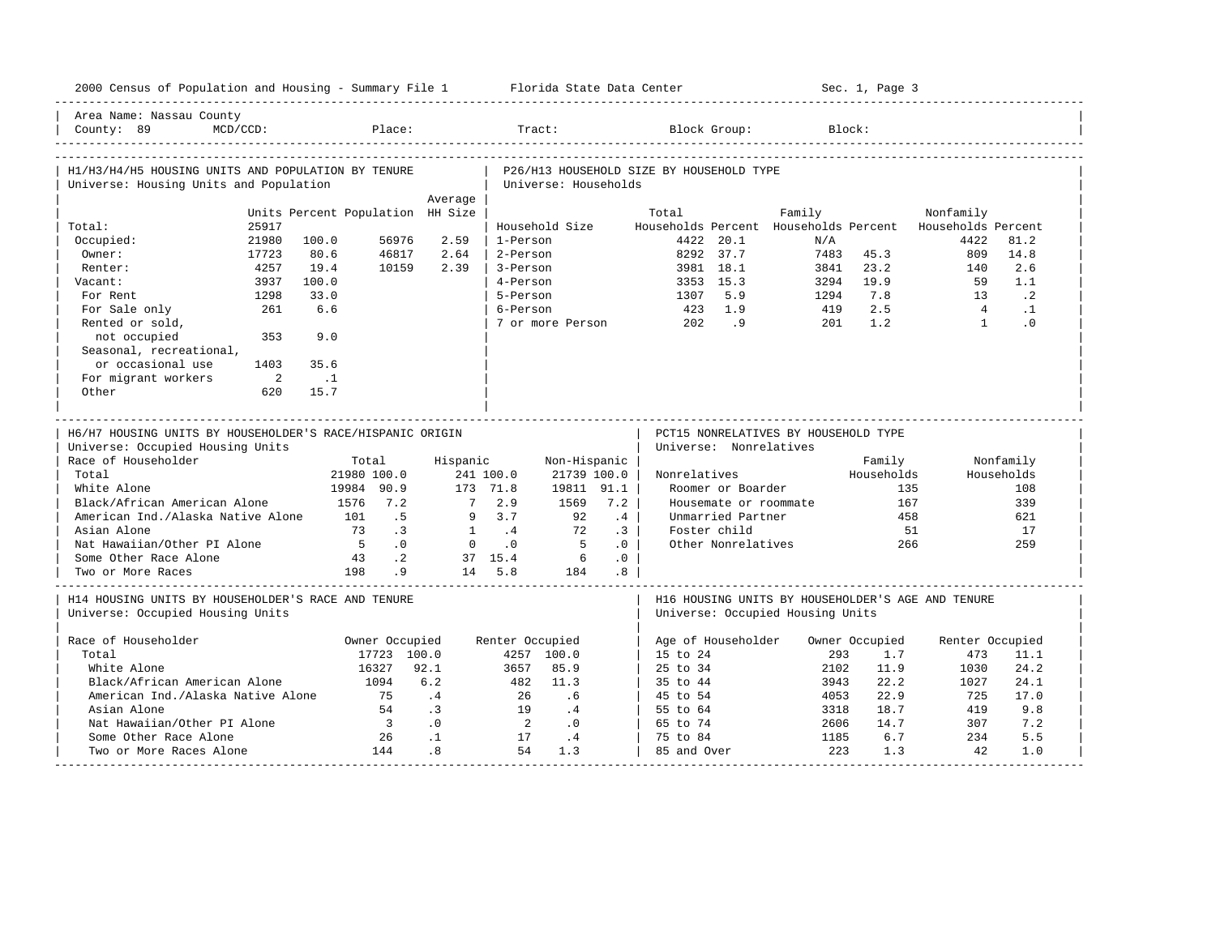2000 Census of Population and Housing - Summary File 1 — Florida State Data Center — Sec. 1, Page 3

Area Name: Nassau County
County: 89 MCD/CCD: Place: Tract: Block Group: Block:

## H1/H3/H4/H5 HOUSING UNITS AND POPULATION BY TENURE

Universe: Housing Units and Population

| | Units | Percent | Population | Average HH Size |
|---|---|---|---|---|
| Total: | 25917 | | | |
| Occupied: | 21980 | 100.0 | 56976 | 2.59 |
| Owner: | 17723 | 80.6 | 46817 | 2.64 |
| Renter: | 4257 | 19.4 | 10159 | 2.39 |
| Vacant: | 3937 | 100.0 | | |
| For Rent | 1298 | 33.0 | | |
| For Sale only | 261 | 6.6 | | |
| Rented or sold, not occupied | 353 | 9.0 | | |
| Seasonal, recreational, or occasional use | 1403 | 35.6 | | |
| For migrant workers | 2 | .1 | | |
| Other | 620 | 15.7 | | |

## P26/H13 HOUSEHOLD SIZE BY HOUSEHOLD TYPE

Universe: Households

| Household Size | Total Households | Percent | Family Households | Percent | Nonfamily Households | Percent |
|---|---|---|---|---|---|---|
| 1-Person | 4422 | 20.1 | N/A | | 4422 | 81.2 |
| 2-Person | 8292 | 37.7 | 7483 | 45.3 | 809 | 14.8 |
| 3-Person | 3981 | 18.1 | 3841 | 23.2 | 140 | 2.6 |
| 4-Person | 3353 | 15.3 | 3294 | 19.9 | 59 | 1.1 |
| 5-Person | 1307 | 5.9 | 1294 | 7.8 | 13 | .2 |
| 6-Person | 423 | 1.9 | 419 | 2.5 | 4 | .1 |
| 7 or more Person | 202 | .9 | 201 | 1.2 | 1 | .0 |

## H6/H7 HOUSING UNITS BY HOUSEHOLDER'S RACE/HISPANIC ORIGIN

Universe: Occupied Housing Units

| Race of Householder | Total | | Hispanic | | Non-Hispanic | |
|---|---|---|---|---|---|---|
| Total | 21980 | 100.0 | 241 | 100.0 | 21739 | 100.0 |
| White Alone | 19984 | 90.9 | 173 | 71.8 | 19811 | 91.1 |
| Black/African American Alone | 1576 | 7.2 | 7 | 2.9 | 1569 | 7.2 |
| American Ind./Alaska Native Alone | 101 | .5 | 9 | 3.7 | 92 | .4 |
| Asian Alone | 73 | .3 | 1 | .4 | 72 | .3 |
| Nat Hawaiian/Other PI Alone | 5 | .0 | 0 | .0 | 5 | .0 |
| Some Other Race Alone | 43 | .2 | 37 | 15.4 | 6 | .0 |
| Two or More Races | 198 | .9 | 14 | 5.8 | 184 | .8 |

## PCT15 NONRELATIVES BY HOUSEHOLD TYPE

Universe: Nonrelatives

| Nonrelatives | Family Households | Nonfamily Households |
|---|---|---|
| Roomer or Boarder | 135 | 108 |
| Housemate or roommate | 167 | 339 |
| Unmarried Partner | 458 | 621 |
| Foster child | 51 | 17 |
| Other Nonrelatives | 266 | 259 |

## H14 HOUSING UNITS BY HOUSEHOLDER'S RACE AND TENURE

Universe: Occupied Housing Units

| Race of Householder | Owner Occupied | | Renter Occupied | |
|---|---|---|---|---|
| Total | 17723 | 100.0 | 4257 | 100.0 |
| White Alone | 16327 | 92.1 | 3657 | 85.9 |
| Black/African American Alone | 1094 | 6.2 | 482 | 11.3 |
| American Ind./Alaska Native Alone | 75 | .4 | 26 | .6 |
| Asian Alone | 54 | .3 | 19 | .4 |
| Nat Hawaiian/Other PI Alone | 3 | .0 | 2 | .0 |
| Some Other Race Alone | 26 | .1 | 17 | .4 |
| Two or More Races Alone | 144 | .8 | 54 | 1.3 |

## H16 HOUSING UNITS BY HOUSEHOLDER'S AGE AND TENURE

Universe: Occupied Housing Units

| Age of Householder | Owner Occupied | | Renter Occupied | |
|---|---|---|---|---|
| 15 to 24 | 293 | 1.7 | 473 | 11.1 |
| 25 to 34 | 2102 | 11.9 | 1030 | 24.2 |
| 35 to 44 | 3943 | 22.2 | 1027 | 24.1 |
| 45 to 54 | 4053 | 22.9 | 725 | 17.0 |
| 55 to 64 | 3318 | 18.7 | 419 | 9.8 |
| 65 to 74 | 2606 | 14.7 | 307 | 7.2 |
| 75 to 84 | 1185 | 6.7 | 234 | 5.5 |
| 85 and Over | 223 | 1.3 | 42 | 1.0 |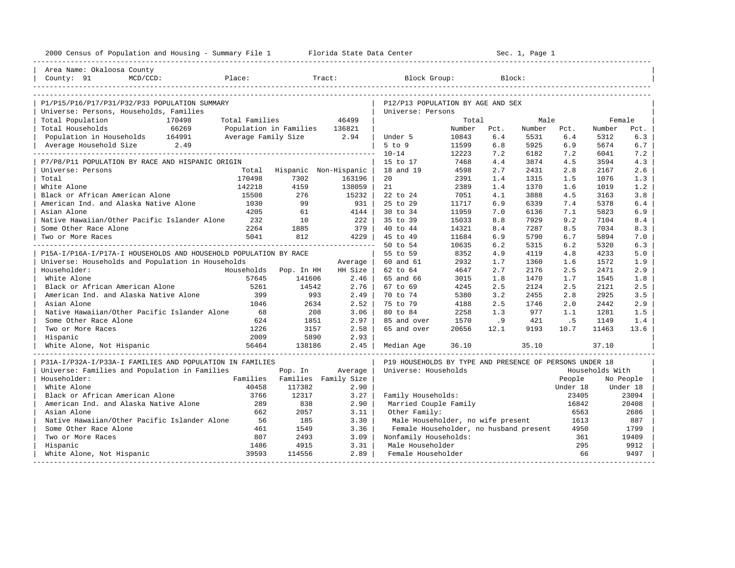2000 Census of Population and Housing - Summary File 1 Florida State Data Center Sec. 1, Page 1

Area Name: Okaloosa County
County: 91 MCD/CCD: Place: Tract: Block Group: Block:

## P1/P15/P16/P17/P31/P32/P33 POPULATION SUMMARY

Universe: Persons, Households, Families

| | | | |
|---|---|---|---|
| Total Population | 170498 | Total Families | 46499 |
| Total Households | 66269 | Population in Families | 136821 |
| Population in Households | 164991 | Average Family Size | 2.94 |
| Average Household Size | 2.49 | | |

## P7/P8/P11 POPULATION BY RACE AND HISPANIC ORIGIN

Universe: Persons

| | Total | Hispanic | Non-Hispanic |
|---|---|---|---|
| Total | 170498 | 7302 | 163196 |
| White Alone | 142218 | 4159 | 138059 |
| Black or African American Alone | 15508 | 276 | 15232 |
| American Ind. and Alaska Native Alone | 1030 | 99 | 931 |
| Asian Alone | 4205 | 61 | 4144 |
| Native Hawaiian/Other Pacific Islander Alone | 232 | 10 | 222 |
| Some Other Race Alone | 2264 | 1885 | 379 |
| Two or More Races | 5041 | 812 | 4229 |

## P15A-I/P16A-I/P17A-I HOUSEHOLDS AND HOUSEHOLD POPULATION BY RACE

Universe: Households and Population in Households

| Householder: | Households | Pop. In HH | Average HH Size |
|---|---|---|---|
| White Alone | 57645 | 141606 | 2.46 |
| Black or African American Alone | 5261 | 14542 | 2.76 |
| American Ind. and Alaska Native Alone | 399 | 993 | 2.49 |
| Asian Alone | 1046 | 2634 | 2.52 |
| Native Hawaiian/Other Pacific Islander Alone | 68 | 208 | 3.06 |
| Some Other Race Alone | 624 | 1851 | 2.97 |
| Two or More Races | 1226 | 3157 | 2.58 |
| Hispanic | 2009 | 5890 | 2.93 |
| White Alone, Not Hispanic | 56464 | 138186 | 2.45 |

## P31A-I/P32A-I/P33A-I FAMILIES AND POPULATION IN FAMILIES

Universe: Families and Population in Families

| Householder: | Families | Pop. In Families | Average Family Size |
|---|---|---|---|
| White Alone | 40458 | 117382 | 2.90 |
| Black or African American Alone | 3766 | 12317 | 3.27 |
| American Ind. and Alaska Native Alone | 289 | 838 | 2.90 |
| Asian Alone | 662 | 2057 | 3.11 |
| Native Hawaiian/Other Pacific Islander Alone | 56 | 185 | 3.30 |
| Some Other Race Alone | 461 | 1549 | 3.36 |
| Two or More Races | 807 | 2493 | 3.09 |
| Hispanic | 1486 | 4915 | 3.31 |
| White Alone, Not Hispanic | 39593 | 114556 | 2.89 |

## P12/P13 POPULATION BY AGE AND SEX

Universe: Persons

| | Total Number | Total Pct. | Male Number | Male Pct. | Female Number | Female Pct. |
|---|---|---|---|---|---|---|
| Under 5 | 10843 | 6.4 | 5531 | 6.4 | 5312 | 6.3 |
| 5 to 9 | 11599 | 6.8 | 5925 | 6.9 | 5674 | 6.7 |
| 10-14 | 12223 | 7.2 | 6182 | 7.2 | 6041 | 7.2 |
| 15 to 17 | 7468 | 4.4 | 3874 | 4.5 | 3594 | 4.3 |
| 18 and 19 | 4598 | 2.7 | 2431 | 2.8 | 2167 | 2.6 |
| 20 | 2391 | 1.4 | 1315 | 1.5 | 1076 | 1.3 |
| 21 | 2389 | 1.4 | 1370 | 1.6 | 1019 | 1.2 |
| 22 to 24 | 7051 | 4.1 | 3888 | 4.5 | 3163 | 3.8 |
| 25 to 29 | 11717 | 6.9 | 6339 | 7.4 | 5378 | 6.4 |
| 30 to 34 | 11959 | 7.0 | 6136 | 7.1 | 5823 | 6.9 |
| 35 to 39 | 15033 | 8.8 | 7929 | 9.2 | 7104 | 8.4 |
| 40 to 44 | 14321 | 8.4 | 7287 | 8.5 | 7034 | 8.3 |
| 45 to 49 | 11684 | 6.9 | 5790 | 6.7 | 5894 | 7.0 |
| 50 to 54 | 10635 | 6.2 | 5315 | 6.2 | 5320 | 6.3 |
| 55 to 59 | 8352 | 4.9 | 4119 | 4.8 | 4233 | 5.0 |
| 60 and 61 | 2932 | 1.7 | 1360 | 1.6 | 1572 | 1.9 |
| 62 to 64 | 4647 | 2.7 | 2176 | 2.5 | 2471 | 2.9 |
| 65 and 66 | 3015 | 1.8 | 1470 | 1.7 | 1545 | 1.8 |
| 67 to 69 | 4245 | 2.5 | 2124 | 2.5 | 2121 | 2.5 |
| 70 to 74 | 5380 | 3.2 | 2455 | 2.8 | 2925 | 3.5 |
| 75 to 79 | 4188 | 2.5 | 1746 | 2.0 | 2442 | 2.9 |
| 80 to 84 | 2258 | 1.3 | 977 | 1.1 | 1281 | 1.5 |
| 85 and over | 1570 | .9 | 421 | .5 | 1149 | 1.4 |
| 65 and over | 20656 | 12.1 | 9193 | 10.7 | 11463 | 13.6 |
| Median Age | 36.10 | | 35.10 | | 37.10 | |

## P19 HOUSEHOLDS BY TYPE AND PRESENCE OF PERSONS UNDER 18

Universe: Households

| | Households With People Under 18 | Households With No People Under 18 |
|---|---|---|
| Family Households: | 23405 | 23094 |
| Married Couple Family | 16842 | 20408 |
| Other Family: | 6563 | 2686 |
| Male Householder, no wife present | 1613 | 887 |
| Female Householder, no husband present | 4950 | 1799 |
| Nonfamily Households: | 361 | 19409 |
| Male Householder | 295 | 9912 |
| Female Householder | 66 | 9497 |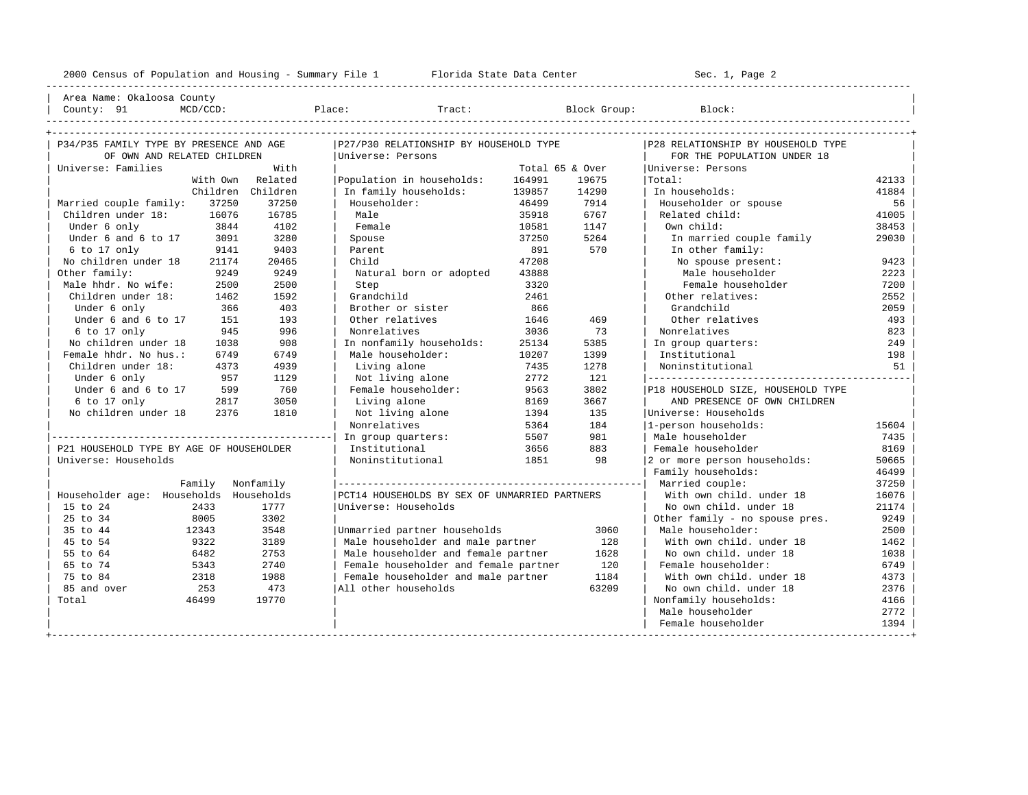Area Name: Okaloosa County
County: 91 MCD/CCD: Place: Tract: Block Group: Block:

## P34/P35 FAMILY TYPE BY PRESENCE AND AGE OF OWN AND RELATED CHILDREN

Universe: Families

| | With Own Children | With Related Children |
|---|---|---|
| Married couple family: | 37250 | 37250 |
| Children under 18: | 16076 | 16785 |
| Under 6 only | 3844 | 4102 |
| Under 6 and 6 to 17 | 3091 | 3280 |
| 6 to 17 only | 9141 | 9403 |
| No children under 18 | 21174 | 20465 |
| Other family: | 9249 | 9249 |
| Male hhdr. No wife: | 2500 | 2500 |
| Children under 18: | 1462 | 1592 |
| Under 6 only | 366 | 403 |
| Under 6 and 6 to 17 | 151 | 193 |
| 6 to 17 only | 945 | 996 |
| No children under 18 | 1038 | 908 |
| Female hhdr. No hus.: | 6749 | 6749 |
| Children under 18: | 4373 | 4939 |
| Under 6 only | 957 | 1129 |
| Under 6 and 6 to 17 | 599 | 760 |
| 6 to 17 only | 2817 | 3050 |
| No children under 18 | 2376 | 1810 |

## P21 HOUSEHOLD TYPE BY AGE OF HOUSEHOLDER

Universe: Households

| Householder age: | Family Households | Nonfamily Households |
|---|---|---|
| 15 to 24 | 2433 | 1777 |
| 25 to 34 | 8005 | 3302 |
| 35 to 44 | 12343 | 3548 |
| 45 to 54 | 9322 | 3189 |
| 55 to 64 | 6482 | 2753 |
| 65 to 74 | 5343 | 2740 |
| 75 to 84 | 2318 | 1988 |
| 85 and over | 253 | 473 |
| Total | 46499 | 19770 |

## P27/P30 RELATIONSHIP BY HOUSEHOLD TYPE

Universe: Persons

| | Total | 65 & Over |
|---|---|---|
| Population in households: | 164991 | 19675 |
| In family households: | 139857 | 14290 |
| Householder: | 46499 | 7914 |
| Male | 35918 | 6767 |
| Female | 10581 | 1147 |
| Spouse | 37250 | 5264 |
| Parent | 891 | 570 |
| Child | 47208 | |
| Natural born or adopted | 43888 | |
| Step | 3320 | |
| Grandchild | 2461 | |
| Brother or sister | 866 | |
| Other relatives | 1646 | 469 |
| Nonrelatives | 3036 | 73 |
| In nonfamily households: | 25134 | 5385 |
| Male householder: | 10207 | 1399 |
| Living alone | 7435 | 1278 |
| Not living alone | 2772 | 121 |
| Female householder: | 9563 | 3802 |
| Living alone | 8169 | 3667 |
| Not living alone | 1394 | 135 |
| Nonrelatives | 5364 | 184 |
| In group quarters: | 5507 | 981 |
| Institutional | 3656 | 883 |
| Noninstitutional | 1851 | 98 |

## PCT14 HOUSEHOLDS BY SEX OF UNMARRIED PARTNERS

Universe: Households

| | |
|---|---|
| Unmarried partner households | 3060 |
| Male householder and male partner | 128 |
| Male householder and female partner | 1628 |
| Female householder and female partner | 120 |
| Female householder and male partner | 1184 |
| All other households | 63209 |

## P28 RELATIONSHIP BY HOUSEHOLD TYPE FOR THE POPULATION UNDER 18

Universe: Persons

| | |
|---|---|
| Total: | 42133 |
| In households: | 41884 |
| Householder or spouse | 56 |
| Related child: | 41005 |
| Own child: | 38453 |
| In married couple family | 29030 |
| In other family: | |
| No spouse present: | 9423 |
| Male householder | 2223 |
| Female householder | 7200 |
| Other relatives: | 2552 |
| Grandchild | 2059 |
| Other relatives | 493 |
| Nonrelatives | 823 |
| In group quarters: | 249 |
| Institutional | 198 |
| Noninstitutional | 51 |

## P18 HOUSEHOLD SIZE, HOUSEHOLD TYPE AND PRESENCE OF OWN CHILDREN

Universe: Households

| | |
|---|---|
| 1-person households: | 15604 |
| Male householder | 7435 |
| Female householder | 8169 |
| 2 or more person households: | 50665 |
| Family households: | 46499 |
| Married couple: | 37250 |
| With own child. under 18 | 16076 |
| No own child. under 18 | 21174 |
| Other family - no spouse pres. | 9249 |
| Male householder: | 2500 |
| With own child. under 18 | 1462 |
| No own child. under 18 | 1038 |
| Female householder: | 6749 |
| With own child. under 18 | 4373 |
| No own child. under 18 | 2376 |
| Nonfamily households: | 4166 |
| Male householder | 2772 |
| Female householder | 1394 |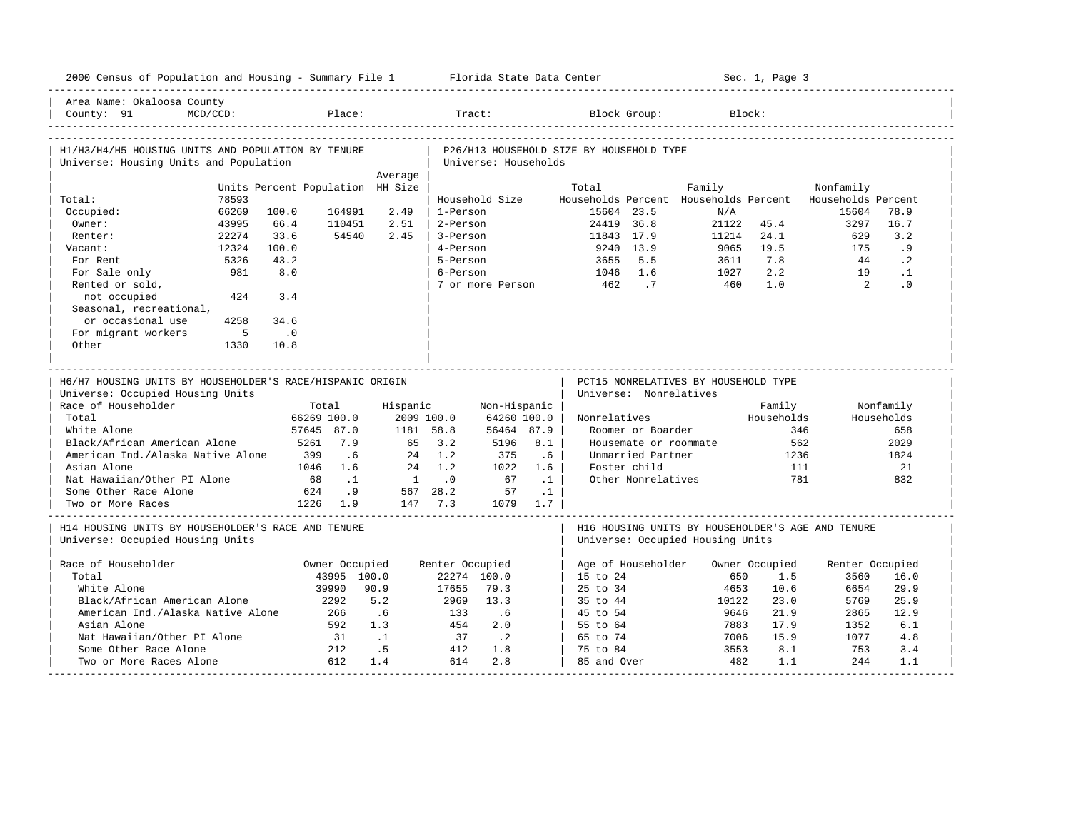2000 Census of Population and Housing - Summary File 1 Florida State Data Center Sec. 1, Page 3

Area Name: Okaloosa County
County: 91 MCD/CCD: Place: Tract: Block Group: Block:

## H1/H3/H4/H5 HOUSING UNITS AND POPULATION BY TENURE
Universe: Housing Units and Population

| | Units | Percent | Population | Average HH Size |
|---|---|---|---|---|
| Total: | 78593 | | | |
| Occupied: | 66269 | 100.0 | 164991 | 2.49 |
| Owner: | 43995 | 66.4 | 110451 | 2.51 |
| Renter: | 22274 | 33.6 | 54540 | 2.45 |
| Vacant: | 12324 | 100.0 | | |
| For Rent | 5326 | 43.2 | | |
| For Sale only | 981 | 8.0 | | |
| Rented or sold, not occupied | 424 | 3.4 | | |
| Seasonal, recreational, or occasional use | 4258 | 34.6 | | |
| For migrant workers | 5 | .0 | | |
| Other | 1330 | 10.8 | | |

## P26/H13 HOUSEHOLD SIZE BY HOUSEHOLD TYPE
Universe: Households

| Household Size | Total Households | Percent | Family Households | Percent | Nonfamily Households | Percent |
|---|---|---|---|---|---|---|
| 1-Person | 15604 | 23.5 | N/A | | 15604 | 78.9 |
| 2-Person | 24419 | 36.8 | 21122 | 45.4 | 3297 | 16.7 |
| 3-Person | 11843 | 17.9 | 11214 | 24.1 | 629 | 3.2 |
| 4-Person | 9240 | 13.9 | 9065 | 19.5 | 175 | .9 |
| 5-Person | 3655 | 5.5 | 3611 | 7.8 | 44 | .2 |
| 6-Person | 1046 | 1.6 | 1027 | 2.2 | 19 | .1 |
| 7 or more Person | 462 | .7 | 460 | 1.0 | 2 | .0 |

## H6/H7 HOUSING UNITS BY HOUSEHOLDER'S RACE/HISPANIC ORIGIN
Universe: Occupied Housing Units

| Race of Householder | Total | | Hispanic | | Non-Hispanic | |
|---|---|---|---|---|---|---|
| Total | 66269 | 100.0 | 2009 | 100.0 | 64260 | 100.0 |
| White Alone | 57645 | 87.0 | 1181 | 58.8 | 56464 | 87.9 |
| Black/African American Alone | 5261 | 7.9 | 65 | 3.2 | 5196 | 8.1 |
| American Ind./Alaska Native Alone | 399 | .6 | 24 | 1.2 | 375 | .6 |
| Asian Alone | 1046 | 1.6 | 24 | 1.2 | 1022 | 1.6 |
| Nat Hawaiian/Other PI Alone | 68 | .1 | 1 | .0 | 67 | .1 |
| Some Other Race Alone | 624 | .9 | 567 | 28.2 | 57 | .1 |
| Two or More Races | 1226 | 1.9 | 147 | 7.3 | 1079 | 1.7 |

## PCT15 NONRELATIVES BY HOUSEHOLD TYPE
Universe: Nonrelatives

| Nonrelatives | Family Households | Nonfamily Households |
|---|---|---|
| Roomer or Boarder | 346 | 658 |
| Housemate or roommate | 562 | 2029 |
| Unmarried Partner | 1236 | 1824 |
| Foster child | 111 | 21 |
| Other Nonrelatives | 781 | 832 |

## H14 HOUSING UNITS BY HOUSEHOLDER'S RACE AND TENURE
Universe: Occupied Housing Units

| Race of Householder | Owner Occupied | | Renter Occupied | |
|---|---|---|---|---|
| Total | 43995 | 100.0 | 22274 | 100.0 |
| White Alone | 39990 | 90.9 | 17655 | 79.3 |
| Black/African American Alone | 2292 | 5.2 | 2969 | 13.3 |
| American Ind./Alaska Native Alone | 266 | .6 | 133 | .6 |
| Asian Alone | 592 | 1.3 | 454 | 2.0 |
| Nat Hawaiian/Other PI Alone | 31 | .1 | 37 | .2 |
| Some Other Race Alone | 212 | .5 | 412 | 1.8 |
| Two or More Races Alone | 612 | 1.4 | 614 | 2.8 |

## H16 HOUSING UNITS BY HOUSEHOLDER'S AGE AND TENURE
Universe: Occupied Housing Units

| Age of Householder | Owner Occupied | | Renter Occupied | |
|---|---|---|---|---|
| 15 to 24 | 650 | 1.5 | 3560 | 16.0 |
| 25 to 34 | 4653 | 10.6 | 6654 | 29.9 |
| 35 to 44 | 10122 | 23.0 | 5769 | 25.9 |
| 45 to 54 | 9646 | 21.9 | 2865 | 12.9 |
| 55 to 64 | 7883 | 17.9 | 1352 | 6.1 |
| 65 to 74 | 7006 | 15.9 | 1077 | 4.8 |
| 75 to 84 | 3553 | 8.1 | 753 | 3.4 |
| 85 and Over | 482 | 1.1 | 244 | 1.1 |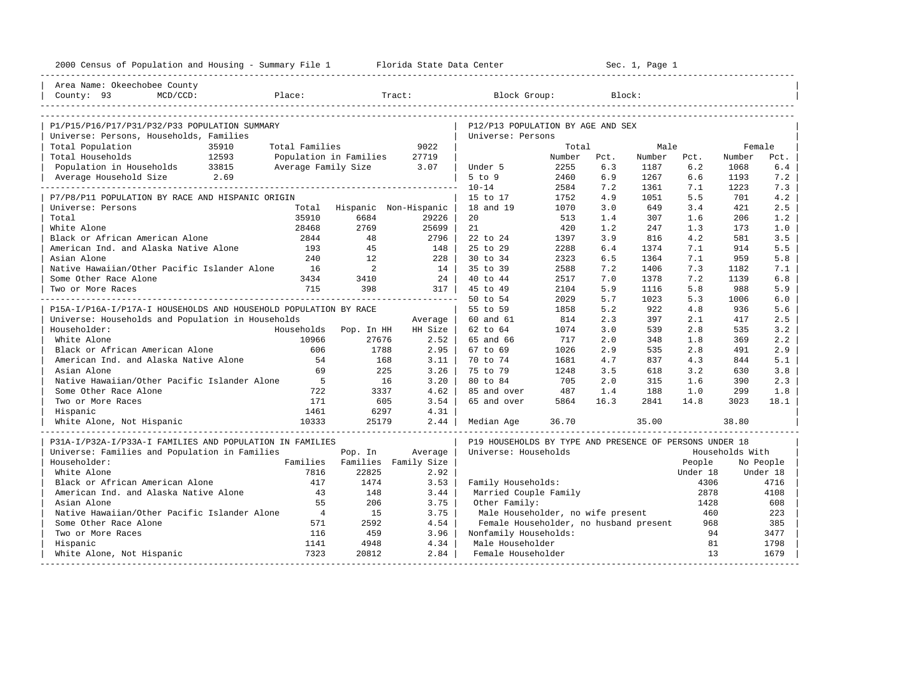Area Name: Okeechobee County
County: 93 MCD/CCD: Place: Tract: Block Group: Block:

## P1/P15/P16/P17/P31/P32/P33 POPULATION SUMMARY

Universe: Persons, Households, Families

| | | | |
|---|---|---|---|
| Total Population | 35910 | Total Families | 9022 |
| Total Households | 12593 | Population in Families | 27719 |
| Population in Households | 33815 | Average Family Size | 3.07 |
| Average Household Size | 2.69 | | |

## P12/P13 POPULATION BY AGE AND SEX

Universe: Persons

| | Total Number | Total Pct. | Male Number | Male Pct. | Female Number | Female Pct. |
|---|---|---|---|---|---|---|
| Under 5 | 2255 | 6.3 | 1187 | 6.2 | 1068 | 6.4 |
| 5 to 9 | 2460 | 6.9 | 1267 | 6.6 | 1193 | 7.2 |
| 10-14 | 2584 | 7.2 | 1361 | 7.1 | 1223 | 7.3 |
| 15 to 17 | 1752 | 4.9 | 1051 | 5.5 | 701 | 4.2 |
| 18 and 19 | 1070 | 3.0 | 649 | 3.4 | 421 | 2.5 |
| 20 | 513 | 1.4 | 307 | 1.6 | 206 | 1.2 |
| 21 | 420 | 1.2 | 247 | 1.3 | 173 | 1.0 |
| 22 to 24 | 1397 | 3.9 | 816 | 4.2 | 581 | 3.5 |
| 25 to 29 | 2288 | 6.4 | 1374 | 7.1 | 914 | 5.5 |
| 30 to 34 | 2323 | 6.5 | 1364 | 7.1 | 959 | 5.8 |
| 35 to 39 | 2588 | 7.2 | 1406 | 7.3 | 1182 | 7.1 |
| 40 to 44 | 2517 | 7.0 | 1378 | 7.2 | 1139 | 6.8 |
| 45 to 49 | 2104 | 5.9 | 1116 | 5.8 | 988 | 5.9 |
| 50 to 54 | 2029 | 5.7 | 1023 | 5.3 | 1006 | 6.0 |
| 55 to 59 | 1858 | 5.2 | 922 | 4.8 | 936 | 5.6 |
| 60 and 61 | 814 | 2.3 | 397 | 2.1 | 417 | 2.5 |
| 62 to 64 | 1074 | 3.0 | 539 | 2.8 | 535 | 3.2 |
| 65 and 66 | 717 | 2.0 | 348 | 1.8 | 369 | 2.2 |
| 67 to 69 | 1026 | 2.9 | 535 | 2.8 | 491 | 2.9 |
| 70 to 74 | 1681 | 4.7 | 837 | 4.3 | 844 | 5.1 |
| 75 to 79 | 1248 | 3.5 | 618 | 3.2 | 630 | 3.8 |
| 80 to 84 | 705 | 2.0 | 315 | 1.6 | 390 | 2.3 |
| 85 and over | 487 | 1.4 | 188 | 1.0 | 299 | 1.8 |
| 65 and over | 5864 | 16.3 | 2841 | 14.8 | 3023 | 18.1 |
| Median Age | 36.70 | | 35.00 | | 38.80 | |

## P7/P8/P11 POPULATION BY RACE AND HISPANIC ORIGIN

Universe: Persons

| | Total | Hispanic | Non-Hispanic |
|---|---|---|---|
| Total | 35910 | 6684 | 29226 |
| White Alone | 28468 | 2769 | 25699 |
| Black or African American Alone | 2844 | 48 | 2796 |
| American Ind. and Alaska Native Alone | 193 | 45 | 148 |
| Asian Alone | 240 | 12 | 228 |
| Native Hawaiian/Other Pacific Islander Alone | 16 | 2 | 14 |
| Some Other Race Alone | 3434 | 3410 | 24 |
| Two or More Races | 715 | 398 | 317 |

## P15A-I/P16A-I/P17A-I HOUSEHOLDS AND HOUSEHOLD POPULATION BY RACE

Universe: Households and Population in Households

| Householder: | Households | Pop. In HH | Average HH Size |
|---|---|---|---|
| White Alone | 10966 | 27676 | 2.52 |
| Black or African American Alone | 606 | 1788 | 2.95 |
| American Ind. and Alaska Native Alone | 54 | 168 | 3.11 |
| Asian Alone | 69 | 225 | 3.26 |
| Native Hawaiian/Other Pacific Islander Alone | 5 | 16 | 3.20 |
| Some Other Race Alone | 722 | 3337 | 4.62 |
| Two or More Races | 171 | 605 | 3.54 |
| Hispanic | 1461 | 6297 | 4.31 |
| White Alone, Not Hispanic | 10333 | 25179 | 2.44 |

## P31A-I/P32A-I/P33A-I FAMILIES AND POPULATION IN FAMILIES

Universe: Families and Population in Families

| Householder: | Families | Pop. In Families | Average Family Size |
|---|---|---|---|
| White Alone | 7816 | 22825 | 2.92 |
| Black or African American Alone | 417 | 1474 | 3.53 |
| American Ind. and Alaska Native Alone | 43 | 148 | 3.44 |
| Asian Alone | 55 | 206 | 3.75 |
| Native Hawaiian/Other Pacific Islander Alone | 4 | 15 | 3.75 |
| Some Other Race Alone | 571 | 2592 | 4.54 |
| Two or More Races | 116 | 459 | 3.96 |
| Hispanic | 1141 | 4948 | 4.34 |
| White Alone, Not Hispanic | 7323 | 20812 | 2.84 |

## P19 HOUSEHOLDS BY TYPE AND PRESENCE OF PERSONS UNDER 18

Universe: Households

| | Households With People Under 18 | Households With No People Under 18 |
|---|---|---|
| Family Households: | 4306 | 4716 |
| Married Couple Family | 2878 | 4108 |
| Other Family: | 1428 | 608 |
| Male Householder, no wife present | 460 | 223 |
| Female Householder, no husband present | 968 | 385 |
| Nonfamily Households: | 94 | 3477 |
| Male Householder | 81 | 1798 |
| Female Householder | 13 | 1679 |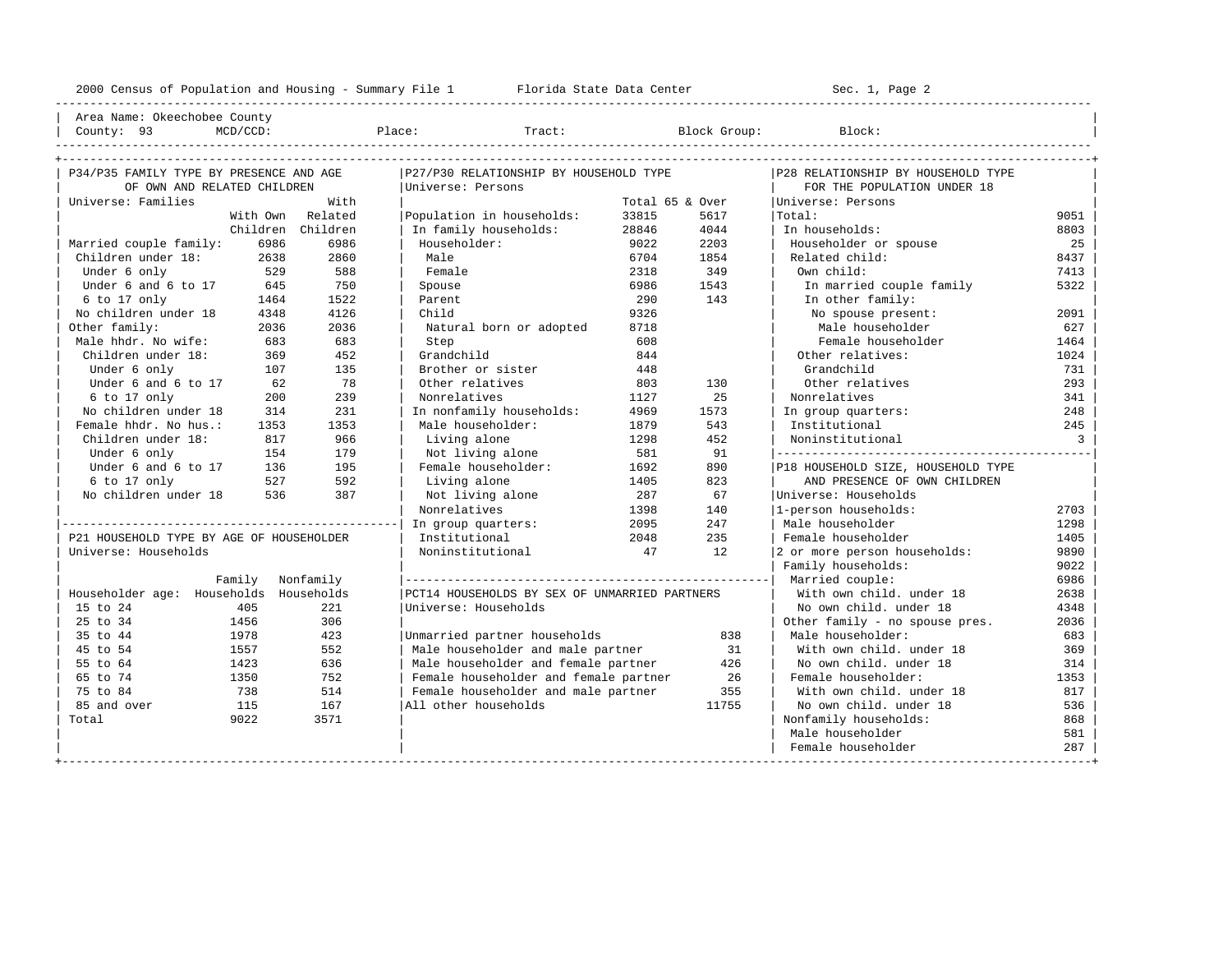Area Name: Okeechobee County
County: 93 MCD/CCD: Place: Tract: Block Group: Block:

## P34/P35 FAMILY TYPE BY PRESENCE AND AGE OF OWN AND RELATED CHILDREN

Universe: Families

| | With Own Children | With Related Children |
|---|---|---|
| Married couple family: | 6986 | 6986 |
| Children under 18: | 2638 | 2860 |
| Under 6 only | 529 | 588 |
| Under 6 and 6 to 17 | 645 | 750 |
| 6 to 17 only | 1464 | 1522 |
| No children under 18 | 4348 | 4126 |
| Other family: | 2036 | 2036 |
| Male hhdr. No wife: | 683 | 683 |
| Children under 18: | 369 | 452 |
| Under 6 only | 107 | 135 |
| Under 6 and 6 to 17 | 62 | 78 |
| 6 to 17 only | 200 | 239 |
| No children under 18 | 314 | 231 |
| Female hhdr. No hus.: | 1353 | 1353 |
| Children under 18: | 817 | 966 |
| Under 6 only | 154 | 179 |
| Under 6 and 6 to 17 | 136 | 195 |
| 6 to 17 only | 527 | 592 |
| No children under 18 | 536 | 387 |

## P21 HOUSEHOLD TYPE BY AGE OF HOUSEHOLDER

Universe: Households

| Householder age: | Family Households | Nonfamily Households |
|---|---|---|
| 15 to 24 | 405 | 221 |
| 25 to 34 | 1456 | 306 |
| 35 to 44 | 1978 | 423 |
| 45 to 54 | 1557 | 552 |
| 55 to 64 | 1423 | 636 |
| 65 to 74 | 1350 | 752 |
| 75 to 84 | 738 | 514 |
| 85 and over | 115 | 167 |
| Total | 9022 | 3571 |

## P27/P30 RELATIONSHIP BY HOUSEHOLD TYPE

Universe: Persons

| | Total | 65 & Over |
|---|---|---|
| Population in households: | 33815 | 5617 |
| In family households: | 28846 | 4044 |
| Householder: | 9022 | 2203 |
| Male | 6704 | 1854 |
| Female | 2318 | 349 |
| Spouse | 6986 | 1543 |
| Parent | 290 | 143 |
| Child | 9326 | |
| Natural born or adopted | 8718 | |
| Step | 608 | |
| Grandchild | 844 | |
| Brother or sister | 448 | |
| Other relatives | 803 | 130 |
| Nonrelatives | 1127 | 25 |
| In nonfamily households: | 4969 | 1573 |
| Male householder: | 1879 | 543 |
| Living alone | 1298 | 452 |
| Not living alone | 581 | 91 |
| Female householder: | 1692 | 890 |
| Living alone | 1405 | 823 |
| Not living alone | 287 | 67 |
| Nonrelatives | 1398 | 140 |
| In group quarters: | 2095 | 247 |
| Institutional | 2048 | 235 |
| Noninstitutional | 47 | 12 |

## PCT14 HOUSEHOLDS BY SEX OF UNMARRIED PARTNERS

Universe: Households

| | |
|---|---|
| Unmarried partner households | 838 |
| Male householder and male partner | 31 |
| Male householder and female partner | 426 |
| Female householder and female partner | 26 |
| Female householder and male partner | 355 |
| All other households | 11755 |

## P28 RELATIONSHIP BY HOUSEHOLD TYPE FOR THE POPULATION UNDER 18

Universe: Persons

| | |
|---|---|
| Total: | 9051 |
| In households: | 8803 |
| Householder or spouse | 25 |
| Related child: | 8437 |
| Own child: | 7413 |
| In married couple family | 5322 |
| In other family: | |
| No spouse present: | 2091 |
| Male householder | 627 |
| Female householder | 1464 |
| Other relatives: | 1024 |
| Grandchild | 731 |
| Other relatives | 293 |
| Nonrelatives | 341 |
| In group quarters: | 248 |
| Institutional | 245 |
| Noninstitutional | 3 |

## P18 HOUSEHOLD SIZE, HOUSEHOLD TYPE AND PRESENCE OF OWN CHILDREN

Universe: Households

| | |
|---|---|
| 1-person households: | 2703 |
| Male householder | 1298 |
| Female householder | 1405 |
| 2 or more person households: | 9890 |
| Family households: | 9022 |
| Married couple: | 6986 |
| With own child. under 18 | 2638 |
| No own child. under 18 | 4348 |
| Other family - no spouse pres. | 2036 |
| Male householder: | 683 |
| With own child. under 18 | 369 |
| No own child. under 18 | 314 |
| Female householder: | 1353 |
| With own child. under 18 | 817 |
| No own child. under 18 | 536 |
| Nonfamily households: | 868 |
| Male householder | 581 |
| Female householder | 287 |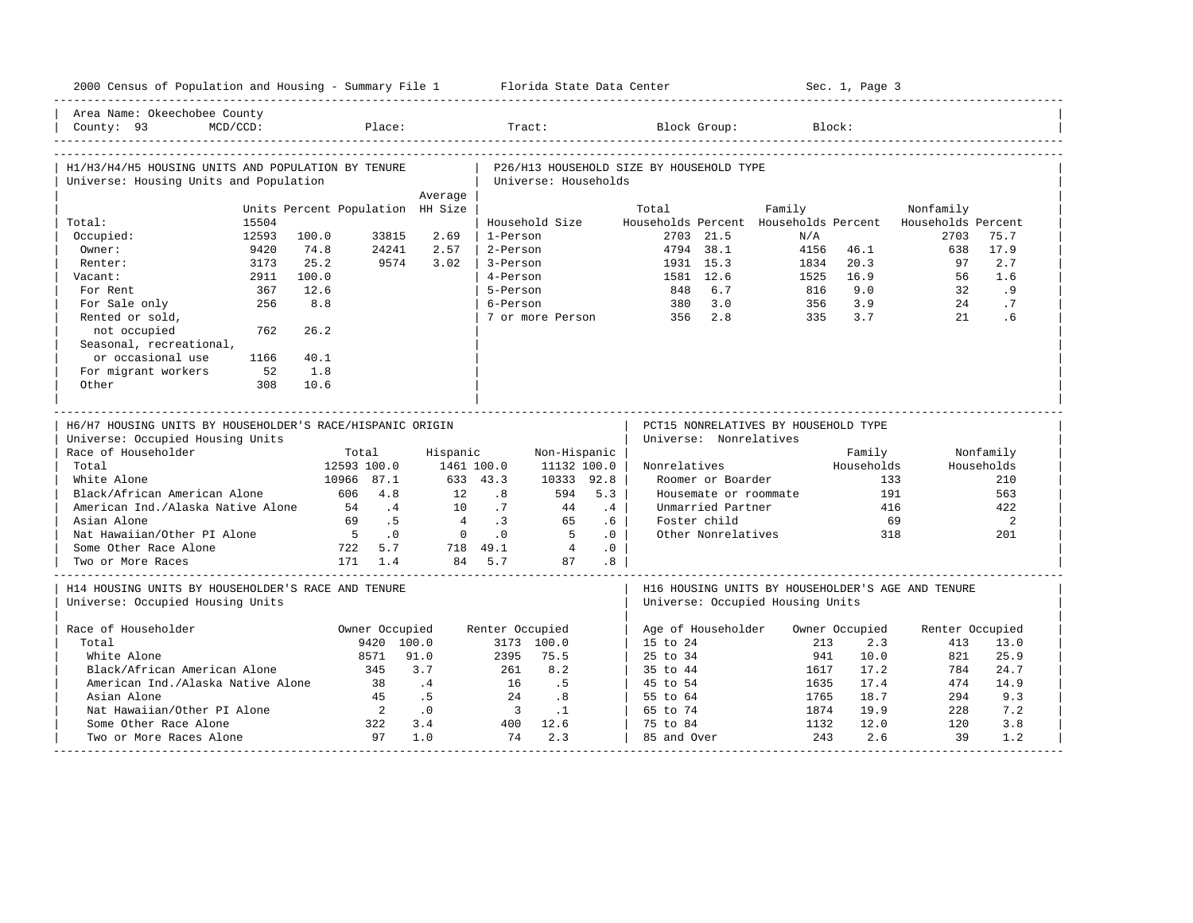Area Name: Okeechobee County
County: 93 MCD/CCD: Place: Tract: Block Group: Block:

## H1/H3/H4/H5 HOUSING UNITS AND POPULATION BY TENURE

Universe: Housing Units and Population

| | Units | Percent | Population | Average HH Size |
|---|---|---|---|---|
| Total: | 15504 | | | |
| Occupied: | 12593 | 100.0 | 33815 | 2.69 |
| Owner: | 9420 | 74.8 | 24241 | 2.57 |
| Renter: | 3173 | 25.2 | 9574 | 3.02 |
| Vacant: | 2911 | 100.0 | | |
| For Rent | 367 | 12.6 | | |
| For Sale only | 256 | 8.8 | | |
| Rented or sold, not occupied | 762 | 26.2 | | |
| Seasonal, recreational, or occasional use | 1166 | 40.1 | | |
| For migrant workers | 52 | 1.8 | | |
| Other | 308 | 10.6 | | |

## P26/H13 HOUSEHOLD SIZE BY HOUSEHOLD TYPE

Universe: Households

| Household Size | Total Households | Percent | Family Households | Percent | Nonfamily Households | Percent |
|---|---|---|---|---|---|---|
| 1-Person | 2703 | 21.5 | N/A | | 2703 | 75.7 |
| 2-Person | 4794 | 38.1 | 4156 | 46.1 | 638 | 17.9 |
| 3-Person | 1931 | 15.3 | 1834 | 20.3 | 97 | 2.7 |
| 4-Person | 1581 | 12.6 | 1525 | 16.9 | 56 | 1.6 |
| 5-Person | 848 | 6.7 | 816 | 9.0 | 32 | .9 |
| 6-Person | 380 | 3.0 | 356 | 3.9 | 24 | .7 |
| 7 or more Person | 356 | 2.8 | 335 | 3.7 | 21 | .6 |

## H6/H7 HOUSING UNITS BY HOUSEHOLDER'S RACE/HISPANIC ORIGIN

Universe: Occupied Housing Units

| Race of Householder | Total | | Hispanic | | Non-Hispanic | |
|---|---|---|---|---|---|---|
| Total | 12593 | 100.0 | 1461 | 100.0 | 11132 | 100.0 |
| White Alone | 10966 | 87.1 | 633 | 43.3 | 10333 | 92.8 |
| Black/African American Alone | 606 | 4.8 | 12 | .8 | 594 | 5.3 |
| American Ind./Alaska Native Alone | 54 | .4 | 10 | .7 | 44 | .4 |
| Asian Alone | 69 | .5 | 4 | .3 | 65 | .6 |
| Nat Hawaiian/Other PI Alone | 5 | .0 | 0 | .0 | 5 | .0 |
| Some Other Race Alone | 722 | 5.7 | 718 | 49.1 | 4 | .0 |
| Two or More Races | 171 | 1.4 | 84 | 5.7 | 87 | .8 |

## PCT15 NONRELATIVES BY HOUSEHOLD TYPE

Universe: Nonrelatives

| Nonrelatives | Family Households | Nonfamily Households |
|---|---|---|
| Roomer or Boarder | 133 | 210 |
| Housemate or roommate | 191 | 563 |
| Unmarried Partner | 416 | 422 |
| Foster child | 69 | 2 |
| Other Nonrelatives | 318 | 201 |

## H14 HOUSING UNITS BY HOUSEHOLDER'S RACE AND TENURE

Universe: Occupied Housing Units

| Race of Householder | Owner Occupied | | Renter Occupied | |
|---|---|---|---|---|
| Total | 9420 | 100.0 | 3173 | 100.0 |
| White Alone | 8571 | 91.0 | 2395 | 75.5 |
| Black/African American Alone | 345 | 3.7 | 261 | 8.2 |
| American Ind./Alaska Native Alone | 38 | .4 | 16 | .5 |
| Asian Alone | 45 | .5 | 24 | .8 |
| Nat Hawaiian/Other PI Alone | 2 | .0 | 3 | .1 |
| Some Other Race Alone | 322 | 3.4 | 400 | 12.6 |
| Two or More Races Alone | 97 | 1.0 | 74 | 2.3 |

## H16 HOUSING UNITS BY HOUSEHOLDER'S AGE AND TENURE

Universe: Occupied Housing Units

| Age of Householder | Owner Occupied | | Renter Occupied | |
|---|---|---|---|---|
| 15 to 24 | 213 | 2.3 | 413 | 13.0 |
| 25 to 34 | 941 | 10.0 | 821 | 25.9 |
| 35 to 44 | 1617 | 17.2 | 784 | 24.7 |
| 45 to 54 | 1635 | 17.4 | 474 | 14.9 |
| 55 to 64 | 1765 | 18.7 | 294 | 9.3 |
| 65 to 74 | 1874 | 19.9 | 228 | 7.2 |
| 75 to 84 | 1132 | 12.0 | 120 | 3.8 |
| 85 and Over | 243 | 2.6 | 39 | 1.2 |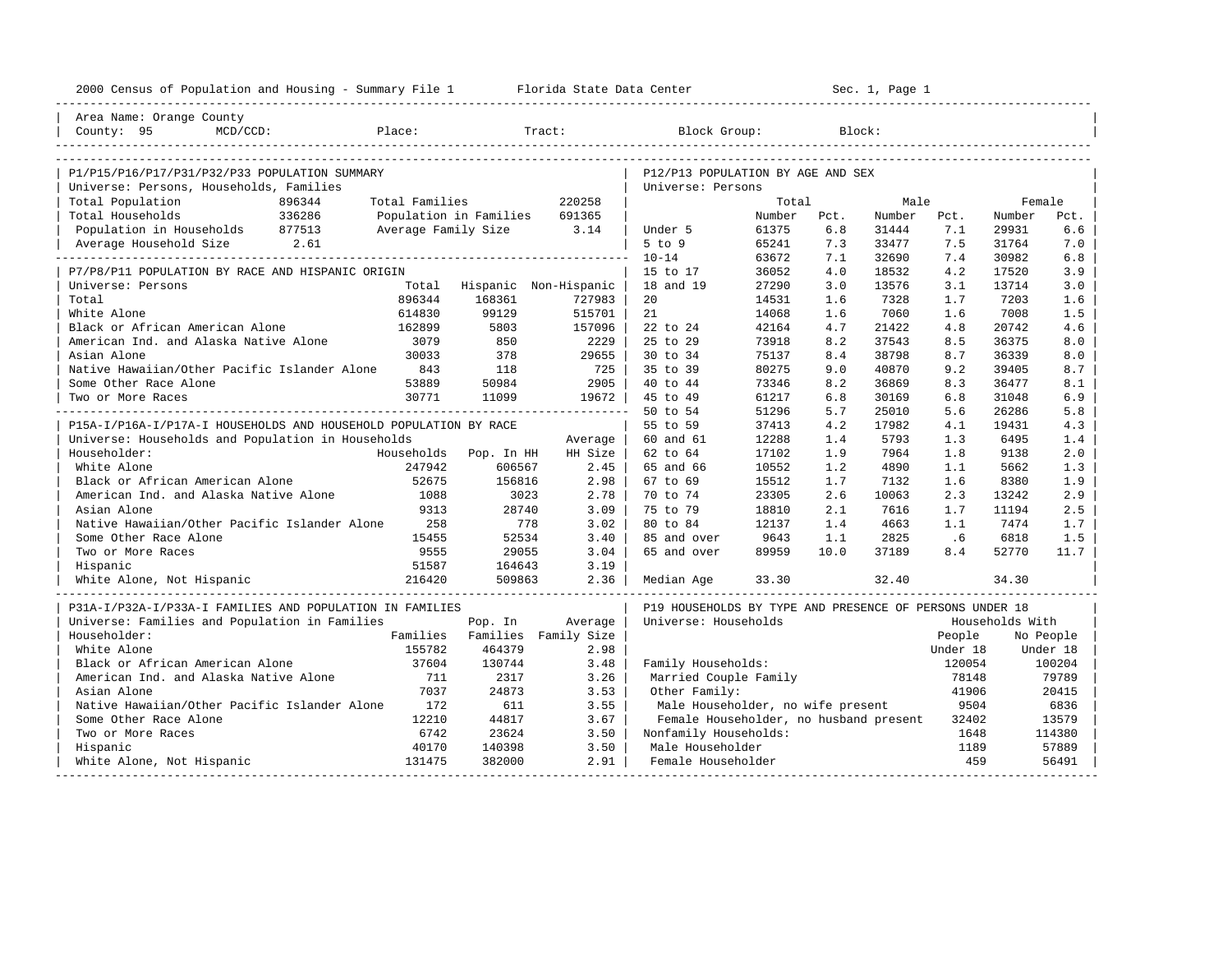2000 Census of Population and Housing - Summary File 1 Florida State Data Center Sec. 1, Page 1

Area Name: Orange County
County: 95 MCD/CCD: Place: Tract: Block Group: Block:

## P1/P15/P16/P17/P31/P32/P33 POPULATION SUMMARY

Universe: Persons, Households, Families

| | | | |
|---|---|---|---|
| Total Population | 896344 | Total Families | 220258 |
| Total Households | 336286 | Population in Families | 691365 |
| Population in Households | 877513 | Average Family Size | 3.14 |
| Average Household Size | 2.61 | | |

## P7/P8/P11 POPULATION BY RACE AND HISPANIC ORIGIN

Universe: Persons

| | Total | Hispanic | Non-Hispanic |
|---|---|---|---|
| Total | 896344 | 168361 | 727983 |
| White Alone | 614830 | 99129 | 515701 |
| Black or African American Alone | 162899 | 5803 | 157096 |
| American Ind. and Alaska Native Alone | 3079 | 850 | 2229 |
| Asian Alone | 30033 | 378 | 29655 |
| Native Hawaiian/Other Pacific Islander Alone | 843 | 118 | 725 |
| Some Other Race Alone | 53889 | 50984 | 2905 |
| Two or More Races | 30771 | 11099 | 19672 |

## P15A-I/P16A-I/P17A-I HOUSEHOLDS AND HOUSEHOLD POPULATION BY RACE

Universe: Households and Population in Households

| Householder: | Households | Pop. In HH | Average HH Size |
|---|---|---|---|
| White Alone | 247942 | 606567 | 2.45 |
| Black or African American Alone | 52675 | 156816 | 2.98 |
| American Ind. and Alaska Native Alone | 1088 | 3023 | 2.78 |
| Asian Alone | 9313 | 28740 | 3.09 |
| Native Hawaiian/Other Pacific Islander Alone | 258 | 778 | 3.02 |
| Some Other Race Alone | 15455 | 52534 | 3.40 |
| Two or More Races | 9555 | 29055 | 3.04 |
| Hispanic | 51587 | 164643 | 3.19 |
| White Alone, Not Hispanic | 216420 | 509863 | 2.36 |

## P31A-I/P32A-I/P33A-I FAMILIES AND POPULATION IN FAMILIES

Universe: Families and Population in Families

| Householder: | Families | Pop. In Families | Average Family Size |
|---|---|---|---|
| White Alone | 155782 | 464379 | 2.98 |
| Black or African American Alone | 37604 | 130744 | 3.48 |
| American Ind. and Alaska Native Alone | 711 | 2317 | 3.26 |
| Asian Alone | 7037 | 24873 | 3.53 |
| Native Hawaiian/Other Pacific Islander Alone | 172 | 611 | 3.55 |
| Some Other Race Alone | 12210 | 44817 | 3.67 |
| Two or More Races | 6742 | 23624 | 3.50 |
| Hispanic | 40170 | 140398 | 3.50 |
| White Alone, Not Hispanic | 131475 | 382000 | 2.91 |

## P12/P13 POPULATION BY AGE AND SEX

Universe: Persons

| | Total Number | Total Pct. | Male Number | Male Pct. | Female Number | Female Pct. |
|---|---|---|---|---|---|---|
| Under 5 | 61375 | 6.8 | 31444 | 7.1 | 29931 | 6.6 |
| 5 to 9 | 65241 | 7.3 | 33477 | 7.5 | 31764 | 7.0 |
| 10-14 | 63672 | 7.1 | 32690 | 7.4 | 30982 | 6.8 |
| 15 to 17 | 36052 | 4.0 | 18532 | 4.2 | 17520 | 3.9 |
| 18 and 19 | 27290 | 3.0 | 13576 | 3.1 | 13714 | 3.0 |
| 20 | 14531 | 1.6 | 7328 | 1.7 | 7203 | 1.6 |
| 21 | 14068 | 1.6 | 7060 | 1.6 | 7008 | 1.5 |
| 22 to 24 | 42164 | 4.7 | 21422 | 4.8 | 20742 | 4.6 |
| 25 to 29 | 73918 | 8.2 | 37543 | 8.5 | 36375 | 8.0 |
| 30 to 34 | 75137 | 8.4 | 38798 | 8.7 | 36339 | 8.0 |
| 35 to 39 | 80275 | 9.0 | 40870 | 9.2 | 39405 | 8.7 |
| 40 to 44 | 73346 | 8.2 | 36869 | 8.3 | 36477 | 8.1 |
| 45 to 49 | 61217 | 6.8 | 30169 | 6.8 | 31048 | 6.9 |
| 50 to 54 | 51296 | 5.7 | 25010 | 5.6 | 26286 | 5.8 |
| 55 to 59 | 37413 | 4.2 | 17982 | 4.1 | 19431 | 4.3 |
| 60 and 61 | 12288 | 1.4 | 5793 | 1.3 | 6495 | 1.4 |
| 62 to 64 | 17102 | 1.9 | 7964 | 1.8 | 9138 | 2.0 |
| 65 and 66 | 10552 | 1.2 | 4890 | 1.1 | 5662 | 1.3 |
| 67 to 69 | 15512 | 1.7 | 7132 | 1.6 | 8380 | 1.9 |
| 70 to 74 | 23305 | 2.6 | 10063 | 2.3 | 13242 | 2.9 |
| 75 to 79 | 18810 | 2.1 | 7616 | 1.7 | 11194 | 2.5 |
| 80 to 84 | 12137 | 1.4 | 4663 | 1.1 | 7474 | 1.7 |
| 85 and over | 9643 | 1.1 | 2825 | .6 | 6818 | 1.5 |
| 65 and over | 89959 | 10.0 | 37189 | 8.4 | 52770 | 11.7 |
| Median Age | 33.30 | | 32.40 | | 34.30 | |

## P19 HOUSEHOLDS BY TYPE AND PRESENCE OF PERSONS UNDER 18

Universe: Households

| | Households With People Under 18 | Households With No People Under 18 |
|---|---|---|
| Family Households: | 120054 | 100204 |
| Married Couple Family | 78148 | 79789 |
| Other Family: | 41906 | 20415 |
| Male Householder, no wife present | 9504 | 6836 |
| Female Householder, no husband present | 32402 | 13579 |
| Nonfamily Households: | 1648 | 114380 |
| Male Householder | 1189 | 57889 |
| Female Householder | 459 | 56491 |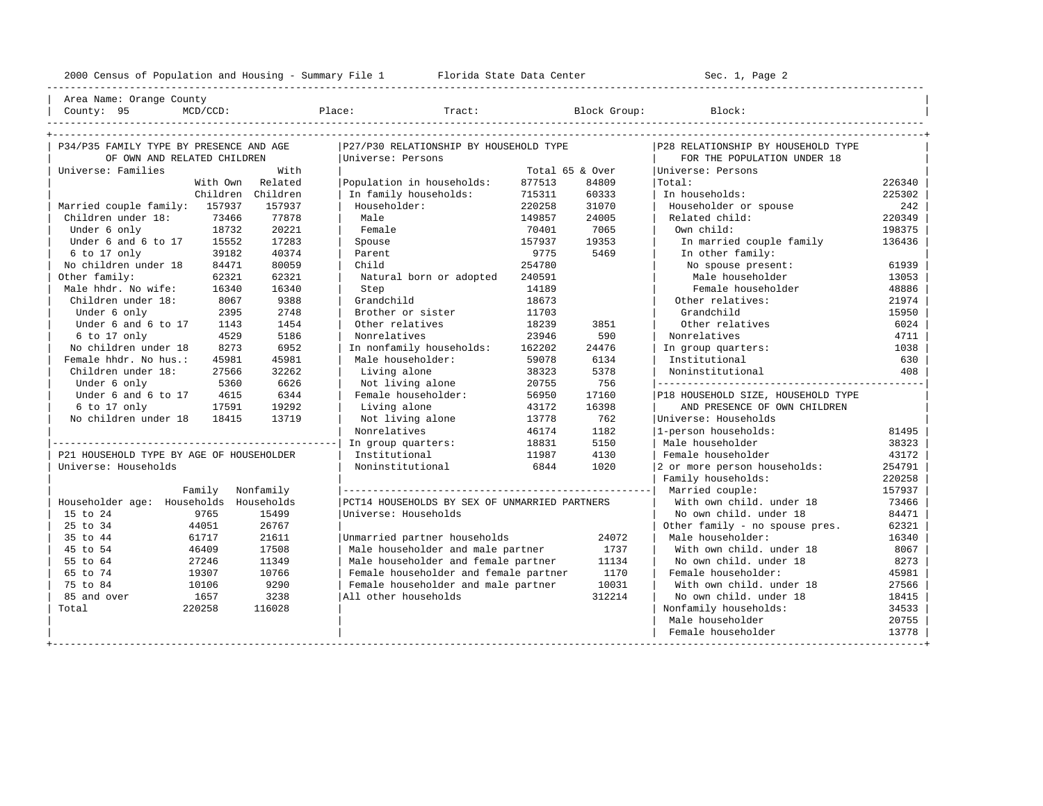2000 Census of Population and Housing - Summary File 1 Florida State Data Center Sec. 1, Page 2

Area Name: Orange County

County: 95 MCD/CCD: Place: Tract: Block Group: Block:

## P34/P35 FAMILY TYPE BY PRESENCE AND AGE OF OWN AND RELATED CHILDREN

Universe: Families

| | With Own Children | With Related Children |
|---|---|---|
| Married couple family: | 157937 | 157937 |
| Children under 18: | 73466 | 77878 |
| Under 6 only | 18732 | 20221 |
| Under 6 and 6 to 17 | 15552 | 17283 |
| 6 to 17 only | 39182 | 40374 |
| No children under 18 | 84471 | 80059 |
| Other family: | 62321 | 62321 |
| Male hhdr. No wife: | 16340 | 16340 |
| Children under 18: | 8067 | 9388 |
| Under 6 only | 2395 | 2748 |
| Under 6 and 6 to 17 | 1143 | 1454 |
| 6 to 17 only | 4529 | 5186 |
| No children under 18 | 8273 | 6952 |
| Female hhdr. No hus.: | 45981 | 45981 |
| Children under 18: | 27566 | 32262 |
| Under 6 only | 5360 | 6626 |
| Under 6 and 6 to 17 | 4615 | 6344 |
| 6 to 17 only | 17591 | 19292 |
| No children under 18 | 18415 | 13719 |

## P21 HOUSEHOLD TYPE BY AGE OF HOUSEHOLDER

Universe: Households

| Householder age: | Family Households | Nonfamily Households |
|---|---|---|
| 15 to 24 | 9765 | 15499 |
| 25 to 34 | 44051 | 26767 |
| 35 to 44 | 61717 | 21611 |
| 45 to 54 | 46409 | 17508 |
| 55 to 64 | 27246 | 11349 |
| 65 to 74 | 19307 | 10766 |
| 75 to 84 | 10106 | 9290 |
| 85 and over | 1657 | 3238 |
| Total | 220258 | 116028 |

## P27/P30 RELATIONSHIP BY HOUSEHOLD TYPE

Universe: Persons

| | Total | 65 & Over |
|---|---|---|
| Population in households: | 877513 | 84809 |
| In family households: | 715311 | 60333 |
| Householder: | 220258 | 31070 |
| Male | 149857 | 24005 |
| Female | 70401 | 7065 |
| Spouse | 157937 | 19353 |
| Parent | 9775 | 5469 |
| Child | 254780 | |
| Natural born or adopted | 240591 | |
| Step | 14189 | |
| Grandchild | 18673 | |
| Brother or sister | 11703 | |
| Other relatives | 18239 | 3851 |
| Nonrelatives | 23946 | 590 |
| In nonfamily households: | 162202 | 24476 |
| Male householder: | 59078 | 6134 |
| Living alone | 38323 | 5378 |
| Not living alone | 20755 | 756 |
| Female householder: | 56950 | 17160 |
| Living alone | 43172 | 16398 |
| Not living alone | 13778 | 762 |
| Nonrelatives | 46174 | 1182 |
| In group quarters: | 18831 | 5150 |
| Institutional | 11987 | 4130 |
| Noninstitutional | 6844 | 1020 |

## PCT14 HOUSEHOLDS BY SEX OF UNMARRIED PARTNERS

Universe: Households

| | |
|---|---|
| Unmarried partner households | 24072 |
| Male householder and male partner | 1737 |
| Male householder and female partner | 11134 |
| Female householder and female partner | 1170 |
| Female householder and male partner | 10031 |
| All other households | 312214 |

## P28 RELATIONSHIP BY HOUSEHOLD TYPE FOR THE POPULATION UNDER 18

Universe: Persons

| | |
|---|---|
| Total: | 226340 |
| In households: | 225302 |
| Householder or spouse | 242 |
| Related child: | 220349 |
| Own child: | 198375 |
| In married couple family | 136436 |
| In other family: | |
| No spouse present: | 61939 |
| Male householder | 13053 |
| Female householder | 48886 |
| Other relatives: | 21974 |
| Grandchild | 15950 |
| Other relatives | 6024 |
| Nonrelatives | 4711 |
| In group quarters: | 1038 |
| Institutional | 630 |
| Noninstitutional | 408 |

## P18 HOUSEHOLD SIZE, HOUSEHOLD TYPE AND PRESENCE OF OWN CHILDREN

Universe: Households

| | |
|---|---|
| 1-person households: | 81495 |
| Male householder | 38323 |
| Female householder | 43172 |
| 2 or more person households: | 254791 |
| Family households: | 220258 |
| Married couple: | 157937 |
| With own child. under 18 | 73466 |
| No own child. under 18 | 84471 |
| Other family - no spouse pres. | 62321 |
| Male householder: | 16340 |
| With own child. under 18 | 8067 |
| No own child. under 18 | 8273 |
| Female householder: | 45981 |
| With own child. under 18 | 27566 |
| No own child. under 18 | 18415 |
| Nonfamily households: | 34533 |
| Male householder | 20755 |
| Female householder | 13778 |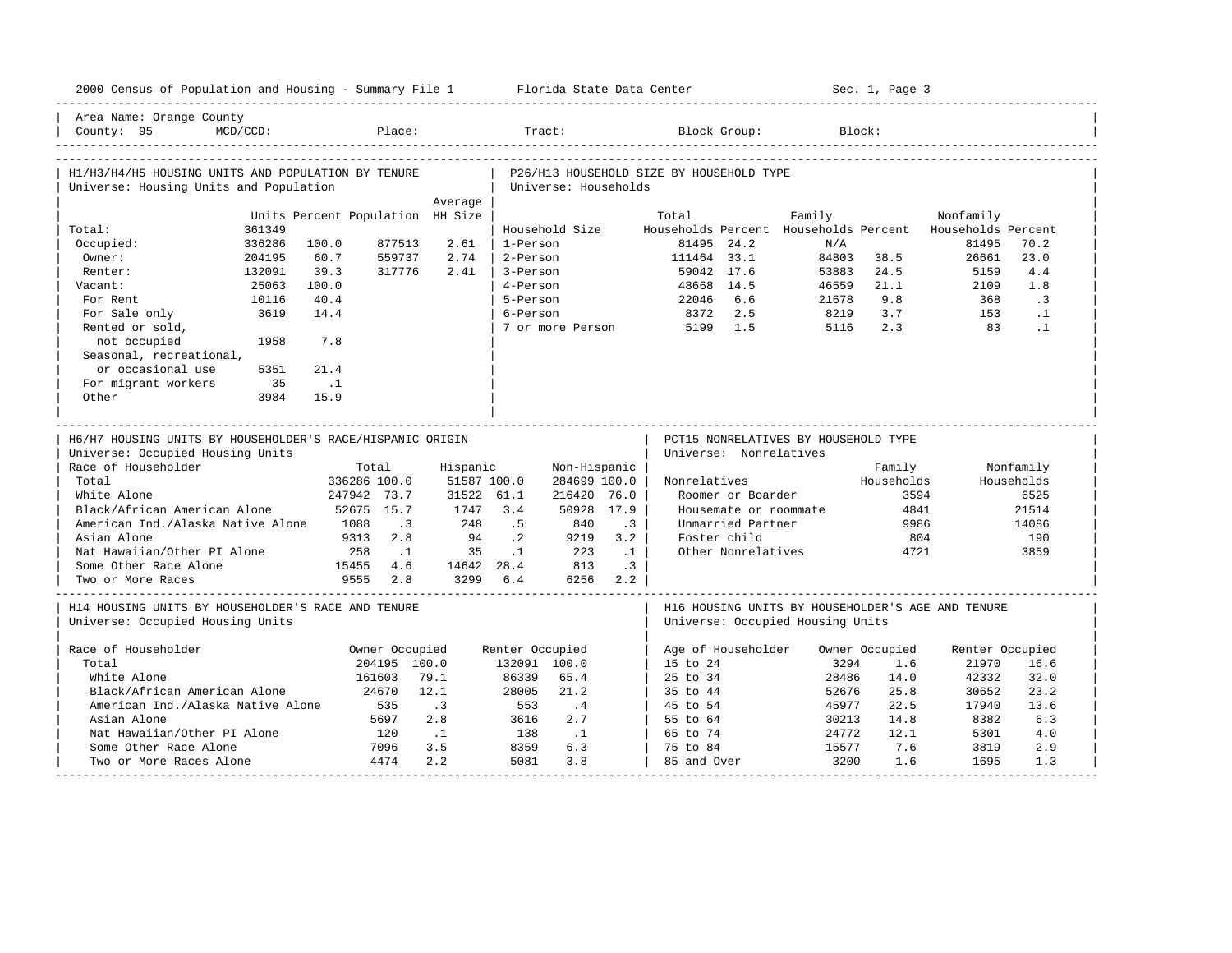2000 Census of Population and Housing - Summary File 1 Florida State Data Center Sec. 1, Page 3

Area Name: Orange County
County: 95 MCD/CCD: Place: Tract: Block Group: Block:

## H1/H3/H4/H5 HOUSING UNITS AND POPULATION BY TENURE

Universe: Housing Units and Population

| | Units | Percent | Population | Average HH Size |
|---|---|---|---|---|
| Total: | 361349 | | | |
| Occupied: | 336286 | 100.0 | 877513 | 2.61 |
| Owner: | 204195 | 60.7 | 559737 | 2.74 |
| Renter: | 132091 | 39.3 | 317776 | 2.41 |
| Vacant: | 25063 | 100.0 | | |
| For Rent | 10116 | 40.4 | | |
| For Sale only | 3619 | 14.4 | | |
| Rented or sold, not occupied | 1958 | 7.8 | | |
| Seasonal, recreational, or occasional use | 5351 | 21.4 | | |
| For migrant workers | 35 | .1 | | |
| Other | 3984 | 15.9 | | |

## P26/H13 HOUSEHOLD SIZE BY HOUSEHOLD TYPE

Universe: Households

| Household Size | Total Households | Percent | Family Households | Percent | Nonfamily Households | Percent |
|---|---|---|---|---|---|---|
| 1-Person | 81495 | 24.2 | N/A | | 81495 | 70.2 |
| 2-Person | 111464 | 33.1 | 84803 | 38.5 | 26661 | 23.0 |
| 3-Person | 59042 | 17.6 | 53883 | 24.5 | 5159 | 4.4 |
| 4-Person | 48668 | 14.5 | 46559 | 21.1 | 2109 | 1.8 |
| 5-Person | 22046 | 6.6 | 21678 | 9.8 | 368 | .3 |
| 6-Person | 8372 | 2.5 | 8219 | 3.7 | 153 | .1 |
| 7 or more Person | 5199 | 1.5 | 5116 | 2.3 | 83 | .1 |

## H6/H7 HOUSING UNITS BY HOUSEHOLDER'S RACE/HISPANIC ORIGIN

Universe: Occupied Housing Units

| Race of Householder | Total | % | Hispanic | % | Non-Hispanic | % |
|---|---|---|---|---|---|---|
| Total | 336286 | 100.0 | 51587 | 100.0 | 284699 | 100.0 |
| White Alone | 247942 | 73.7 | 31522 | 61.1 | 216420 | 76.0 |
| Black/African American Alone | 52675 | 15.7 | 1747 | 3.4 | 50928 | 17.9 |
| American Ind./Alaska Native Alone | 1088 | .3 | 248 | .5 | 840 | .3 |
| Asian Alone | 9313 | 2.8 | 94 | .2 | 9219 | 3.2 |
| Nat Hawaiian/Other PI Alone | 258 | .1 | 35 | .1 | 223 | .1 |
| Some Other Race Alone | 15455 | 4.6 | 14642 | 28.4 | 813 | .3 |
| Two or More Races | 9555 | 2.8 | 3299 | 6.4 | 6256 | 2.2 |

## PCT15 NONRELATIVES BY HOUSEHOLD TYPE

Universe: Nonrelatives

| Nonrelatives | Family Households | Nonfamily Households |
|---|---|---|
| Roomer or Boarder | 3594 | 6525 |
| Housemate or roommate | 4841 | 21514 |
| Unmarried Partner | 9986 | 14086 |
| Foster child | 804 | 190 |
| Other Nonrelatives | 4721 | 3859 |

## H14 HOUSING UNITS BY HOUSEHOLDER'S RACE AND TENURE

Universe: Occupied Housing Units

| Race of Householder | Owner Occupied | % | Renter Occupied | % |
|---|---|---|---|---|
| Total | 204195 | 100.0 | 132091 | 100.0 |
| White Alone | 161603 | 79.1 | 86339 | 65.4 |
| Black/African American Alone | 24670 | 12.1 | 28005 | 21.2 |
| American Ind./Alaska Native Alone | 535 | .3 | 553 | .4 |
| Asian Alone | 5697 | 2.8 | 3616 | 2.7 |
| Nat Hawaiian/Other PI Alone | 120 | .1 | 138 | .1 |
| Some Other Race Alone | 7096 | 3.5 | 8359 | 6.3 |
| Two or More Races Alone | 4474 | 2.2 | 5081 | 3.8 |

## H16 HOUSING UNITS BY HOUSEHOLDER'S AGE AND TENURE

Universe: Occupied Housing Units

| Age of Householder | Owner Occupied | % | Renter Occupied | % |
|---|---|---|---|---|
| 15 to 24 | 3294 | 1.6 | 21970 | 16.6 |
| 25 to 34 | 28486 | 14.0 | 42332 | 32.0 |
| 35 to 44 | 52676 | 25.8 | 30652 | 23.2 |
| 45 to 54 | 45977 | 22.5 | 17940 | 13.6 |
| 55 to 64 | 30213 | 14.8 | 8382 | 6.3 |
| 65 to 74 | 24772 | 12.1 | 5301 | 4.0 |
| 75 to 84 | 15577 | 7.6 | 3819 | 2.9 |
| 85 and Over | 3200 | 1.6 | 1695 | 1.3 |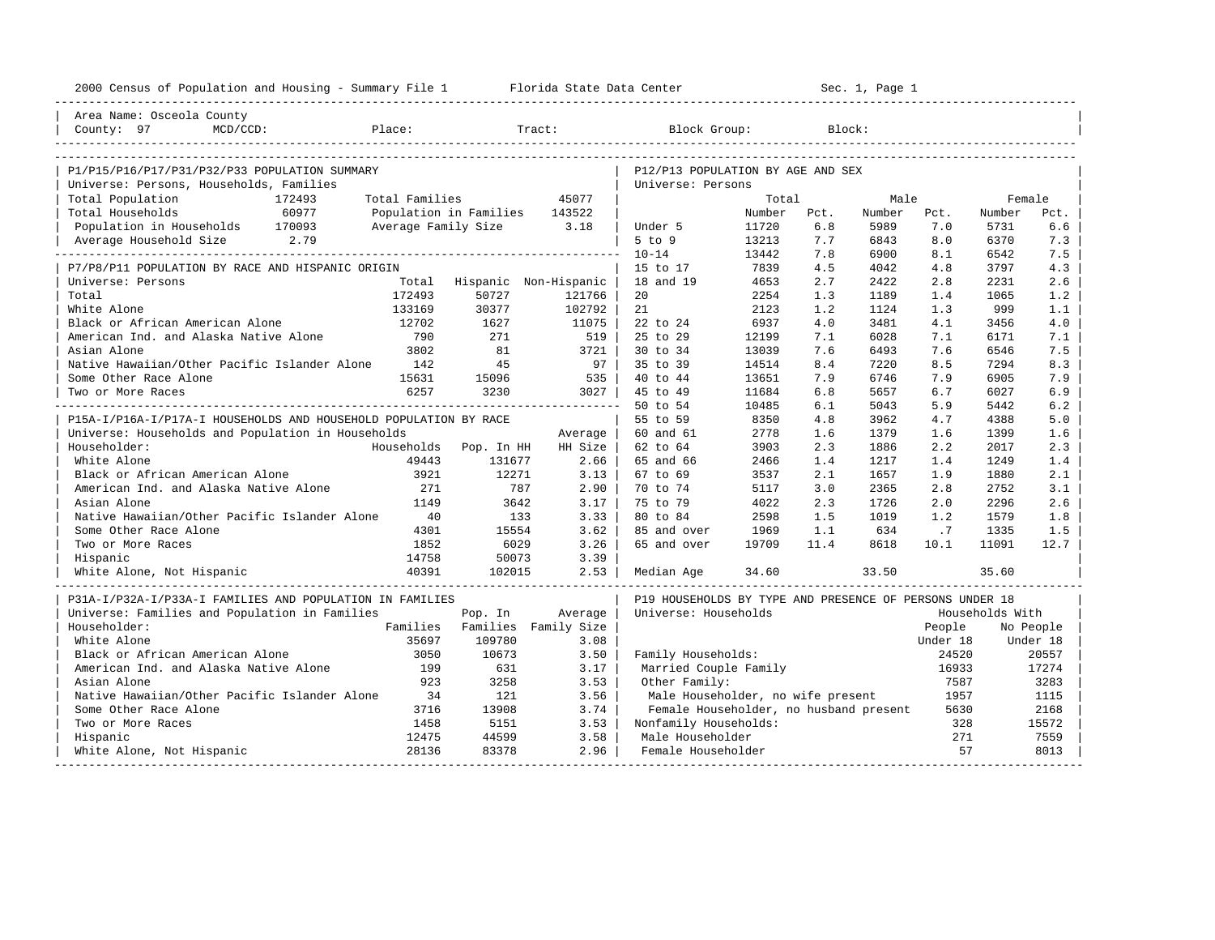2000 Census of Population and Housing - Summary File 1 Florida State Data Center Sec. 1, Page 1

Area Name: Osceola County
County: 97 MCD/CCD: Place: Tract: Block Group: Block:

## P1/P15/P16/P17/P31/P32/P33 POPULATION SUMMARY

Universe: Persons, Households, Families

| | | | |
|---|---|---|---|
| Total Population | 172493 | Total Families | 45077 |
| Total Households | 60977 | Population in Families | 143522 |
| Population in Households | 170093 | Average Family Size | 3.18 |
| Average Household Size | 2.79 | | |

## P7/P8/P11 POPULATION BY RACE AND HISPANIC ORIGIN

Universe: Persons

| | Total | Hispanic | Non-Hispanic |
|---|---|---|---|
| Total | 172493 | 50727 | 121766 |
| White Alone | 133169 | 30377 | 102792 |
| Black or African American Alone | 12702 | 1627 | 11075 |
| American Ind. and Alaska Native Alone | 790 | 271 | 519 |
| Asian Alone | 3802 | 81 | 3721 |
| Native Hawaiian/Other Pacific Islander Alone | 142 | 45 | 97 |
| Some Other Race Alone | 15631 | 15096 | 535 |
| Two or More Races | 6257 | 3230 | 3027 |

## P15A-I/P16A-I/P17A-I HOUSEHOLDS AND HOUSEHOLD POPULATION BY RACE

Universe: Households and Population in Households

| Householder: | Households | Pop. In HH | Average HH Size |
|---|---|---|---|
| White Alone | 49443 | 131677 | 2.66 |
| Black or African American Alone | 3921 | 12271 | 3.13 |
| American Ind. and Alaska Native Alone | 271 | 787 | 2.90 |
| Asian Alone | 1149 | 3642 | 3.17 |
| Native Hawaiian/Other Pacific Islander Alone | 40 | 133 | 3.33 |
| Some Other Race Alone | 4301 | 15554 | 3.62 |
| Two or More Races | 1852 | 6029 | 3.26 |
| Hispanic | 14758 | 50073 | 3.39 |
| White Alone, Not Hispanic | 40391 | 102015 | 2.53 |

## P31A-I/P32A-I/P33A-I FAMILIES AND POPULATION IN FAMILIES

Universe: Families and Population in Families

| Householder: | Families | Pop. In Families | Average Family Size |
|---|---|---|---|
| White Alone | 35697 | 109780 | 3.08 |
| Black or African American Alone | 3050 | 10673 | 3.50 |
| American Ind. and Alaska Native Alone | 199 | 631 | 3.17 |
| Asian Alone | 923 | 3258 | 3.53 |
| Native Hawaiian/Other Pacific Islander Alone | 34 | 121 | 3.56 |
| Some Other Race Alone | 3716 | 13908 | 3.74 |
| Two or More Races | 1458 | 5151 | 3.53 |
| Hispanic | 12475 | 44599 | 3.58 |
| White Alone, Not Hispanic | 28136 | 83378 | 2.96 |

## P12/P13 POPULATION BY AGE AND SEX

Universe: Persons

| | Total Number | Total Pct. | Male Number | Male Pct. | Female Number | Female Pct. |
|---|---|---|---|---|---|---|
| Under 5 | 11720 | 6.8 | 5989 | 7.0 | 5731 | 6.6 |
| 5 to 9 | 13213 | 7.7 | 6843 | 8.0 | 6370 | 7.3 |
| 10-14 | 13442 | 7.8 | 6900 | 8.1 | 6542 | 7.5 |
| 15 to 17 | 7839 | 4.5 | 4042 | 4.8 | 3797 | 4.3 |
| 18 and 19 | 4653 | 2.7 | 2422 | 2.8 | 2231 | 2.6 |
| 20 | 2254 | 1.3 | 1189 | 1.4 | 1065 | 1.2 |
| 21 | 2123 | 1.2 | 1124 | 1.3 | 999 | 1.1 |
| 22 to 24 | 6937 | 4.0 | 3481 | 4.1 | 3456 | 4.0 |
| 25 to 29 | 12199 | 7.1 | 6028 | 7.1 | 6171 | 7.1 |
| 30 to 34 | 13039 | 7.6 | 6493 | 7.6 | 6546 | 7.5 |
| 35 to 39 | 14514 | 8.4 | 7220 | 8.5 | 7294 | 8.3 |
| 40 to 44 | 13651 | 7.9 | 6746 | 7.9 | 6905 | 7.9 |
| 45 to 49 | 11684 | 6.8 | 5657 | 6.7 | 6027 | 6.9 |
| 50 to 54 | 10485 | 6.1 | 5043 | 5.9 | 5442 | 6.2 |
| 55 to 59 | 8350 | 4.8 | 3962 | 4.7 | 4388 | 5.0 |
| 60 and 61 | 2778 | 1.6 | 1379 | 1.6 | 1399 | 1.6 |
| 62 to 64 | 3903 | 2.3 | 1886 | 2.2 | 2017 | 2.3 |
| 65 and 66 | 2466 | 1.4 | 1217 | 1.4 | 1249 | 1.4 |
| 67 to 69 | 3537 | 2.1 | 1657 | 1.9 | 1880 | 2.1 |
| 70 to 74 | 5117 | 3.0 | 2365 | 2.8 | 2752 | 3.1 |
| 75 to 79 | 4022 | 2.3 | 1726 | 2.0 | 2296 | 2.6 |
| 80 to 84 | 2598 | 1.5 | 1019 | 1.2 | 1579 | 1.8 |
| 85 and over | 1969 | 1.1 | 634 | .7 | 1335 | 1.5 |
| 65 and over | 19709 | 11.4 | 8618 | 10.1 | 11091 | 12.7 |
| Median Age | 34.60 | | 33.50 | | 35.60 | |

## P19 HOUSEHOLDS BY TYPE AND PRESENCE OF PERSONS UNDER 18

Universe: Households

| | Households With People Under 18 | Households With No People Under 18 |
|---|---|---|
| Family Households: | 24520 | 20557 |
| Married Couple Family | 16933 | 17274 |
| Other Family: | 7587 | 3283 |
| Male Householder, no wife present | 1957 | 1115 |
| Female Householder, no husband present | 5630 | 2168 |
| Nonfamily Households: | 328 | 15572 |
| Male Householder | 271 | 7559 |
| Female Householder | 57 | 8013 |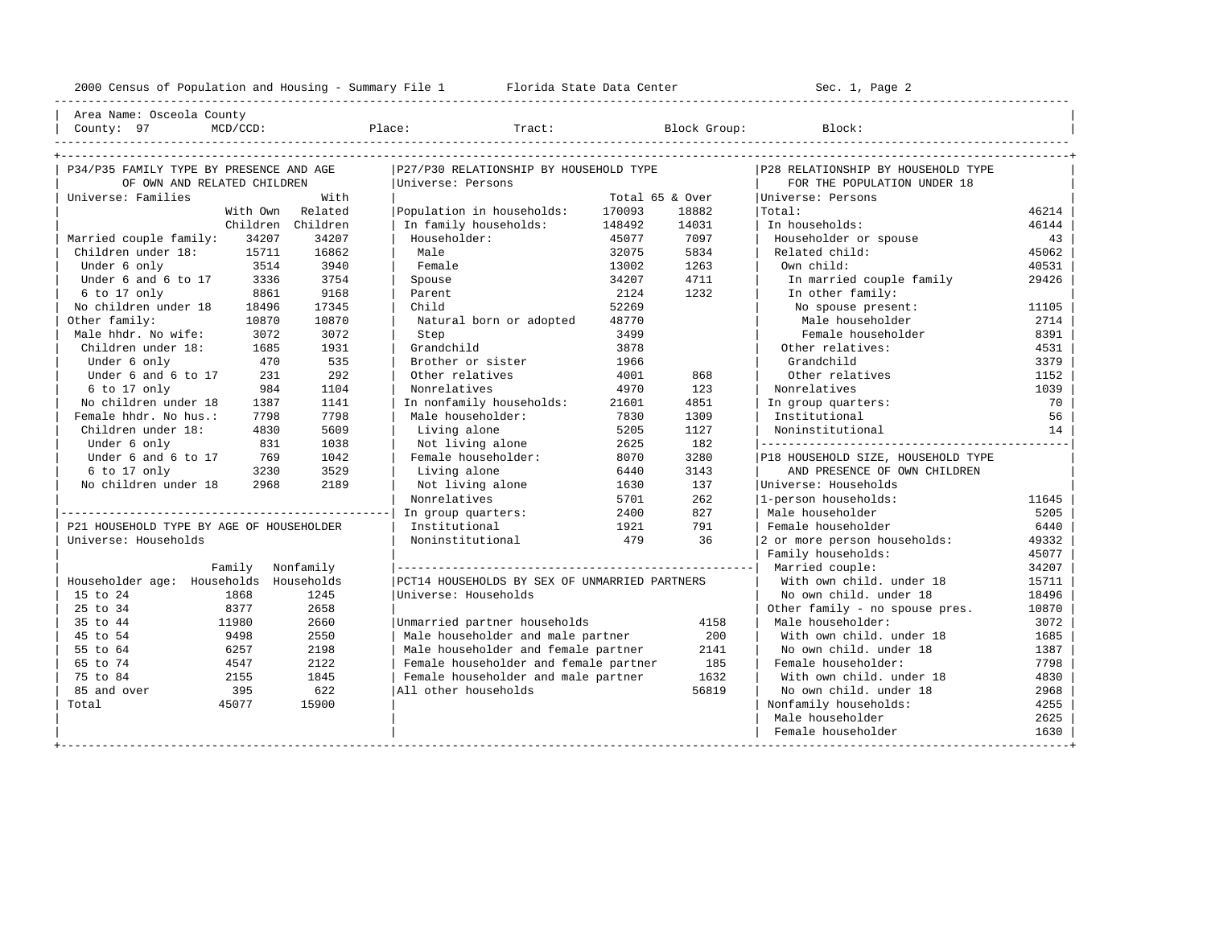2000 Census of Population and Housing - Summary File 1 Florida State Data Center Sec. 1, Page 2

Area Name: Osceola County
County: 97 MCD/CCD: Place: Tract: Block Group: Block:

## P34/P35 FAMILY TYPE BY PRESENCE AND AGE OF OWN AND RELATED CHILDREN

Universe: Families

| | With Own Children | With Related Children |
|---|---|---|
| Married couple family: | 34207 | 34207 |
| Children under 18: | 15711 | 16862 |
| Under 6 only | 3514 | 3940 |
| Under 6 and 6 to 17 | 3336 | 3754 |
| 6 to 17 only | 8861 | 9168 |
| No children under 18 | 18496 | 17345 |
| Other family: | 10870 | 10870 |
| Male hhdr. No wife: | 3072 | 3072 |
| Children under 18: | 1685 | 1931 |
| Under 6 only | 470 | 535 |
| Under 6 and 6 to 17 | 231 | 292 |
| 6 to 17 only | 984 | 1104 |
| No children under 18 | 1387 | 1141 |
| Female hhdr. No hus.: | 7798 | 7798 |
| Children under 18: | 4830 | 5609 |
| Under 6 only | 831 | 1038 |
| Under 6 and 6 to 17 | 769 | 1042 |
| 6 to 17 only | 3230 | 3529 |
| No children under 18 | 2968 | 2189 |

## P21 HOUSEHOLD TYPE BY AGE OF HOUSEHOLDER

Universe: Households

| Householder age: | Family Households | Nonfamily Households |
|---|---|---|
| 15 to 24 | 1868 | 1245 |
| 25 to 34 | 8377 | 2658 |
| 35 to 44 | 11980 | 2660 |
| 45 to 54 | 9498 | 2550 |
| 55 to 64 | 6257 | 2198 |
| 65 to 74 | 4547 | 2122 |
| 75 to 84 | 2155 | 1845 |
| 85 and over | 395 | 622 |
| Total | 45077 | 15900 |

## P27/P30 RELATIONSHIP BY HOUSEHOLD TYPE

Universe: Persons

| | Total | 65 & Over |
|---|---|---|
| Population in households: | 170093 | 18882 |
| In family households: | 148492 | 14031 |
| Householder: | 45077 | 7097 |
| Male | 32075 | 5834 |
| Female | 13002 | 1263 |
| Spouse | 34207 | 4711 |
| Parent | 2124 | 1232 |
| Child | 52269 | |
| Natural born or adopted | 48770 | |
| Step | 3499 | |
| Grandchild | 3878 | |
| Brother or sister | 1966 | |
| Other relatives | 4001 | 868 |
| Nonrelatives | 4970 | 123 |
| In nonfamily households: | 21601 | 4851 |
| Male householder: | 7830 | 1309 |
| Living alone | 5205 | 1127 |
| Not living alone | 2625 | 182 |
| Female householder: | 8070 | 3280 |
| Living alone | 6440 | 3143 |
| Not living alone | 1630 | 137 |
| Nonrelatives | 5701 | 262 |
| In group quarters: | 2400 | 827 |
| Institutional | 1921 | 791 |
| Noninstitutional | 479 | 36 |

## PCT14 HOUSEHOLDS BY SEX OF UNMARRIED PARTNERS

Universe: Households

| | |
|---|---|
| Unmarried partner households | 4158 |
| Male householder and male partner | 200 |
| Male householder and female partner | 2141 |
| Female householder and female partner | 185 |
| Female householder and male partner | 1632 |
| All other households | 56819 |

## P28 RELATIONSHIP BY HOUSEHOLD TYPE FOR THE POPULATION UNDER 18

Universe: Persons

| | |
|---|---|
| Total: | 46214 |
| In households: | 46144 |
| Householder or spouse | 43 |
| Related child: | 45062 |
| Own child: | 40531 |
| In married couple family | 29426 |
| In other family: | |
| No spouse present: | 11105 |
| Male householder | 2714 |
| Female householder | 8391 |
| Other relatives: | 4531 |
| Grandchild | 3379 |
| Other relatives | 1152 |
| Nonrelatives | 1039 |
| In group quarters: | 70 |
| Institutional | 56 |
| Noninstitutional | 14 |

## P18 HOUSEHOLD SIZE, HOUSEHOLD TYPE AND PRESENCE OF OWN CHILDREN

Universe: Households

| | |
|---|---|
| 1-person households: | 11645 |
| Male householder | 5205 |
| Female householder | 6440 |
| 2 or more person households: | 49332 |
| Family households: | 45077 |
| Married couple: | 34207 |
| With own child. under 18 | 15711 |
| No own child. under 18 | 18496 |
| Other family - no spouse pres. | 10870 |
| Male householder: | 3072 |
| With own child. under 18 | 1685 |
| No own child. under 18 | 1387 |
| Female householder: | 7798 |
| With own child. under 18 | 4830 |
| No own child. under 18 | 2968 |
| Nonfamily households: | 4255 |
| Male householder | 2625 |
| Female householder | 1630 |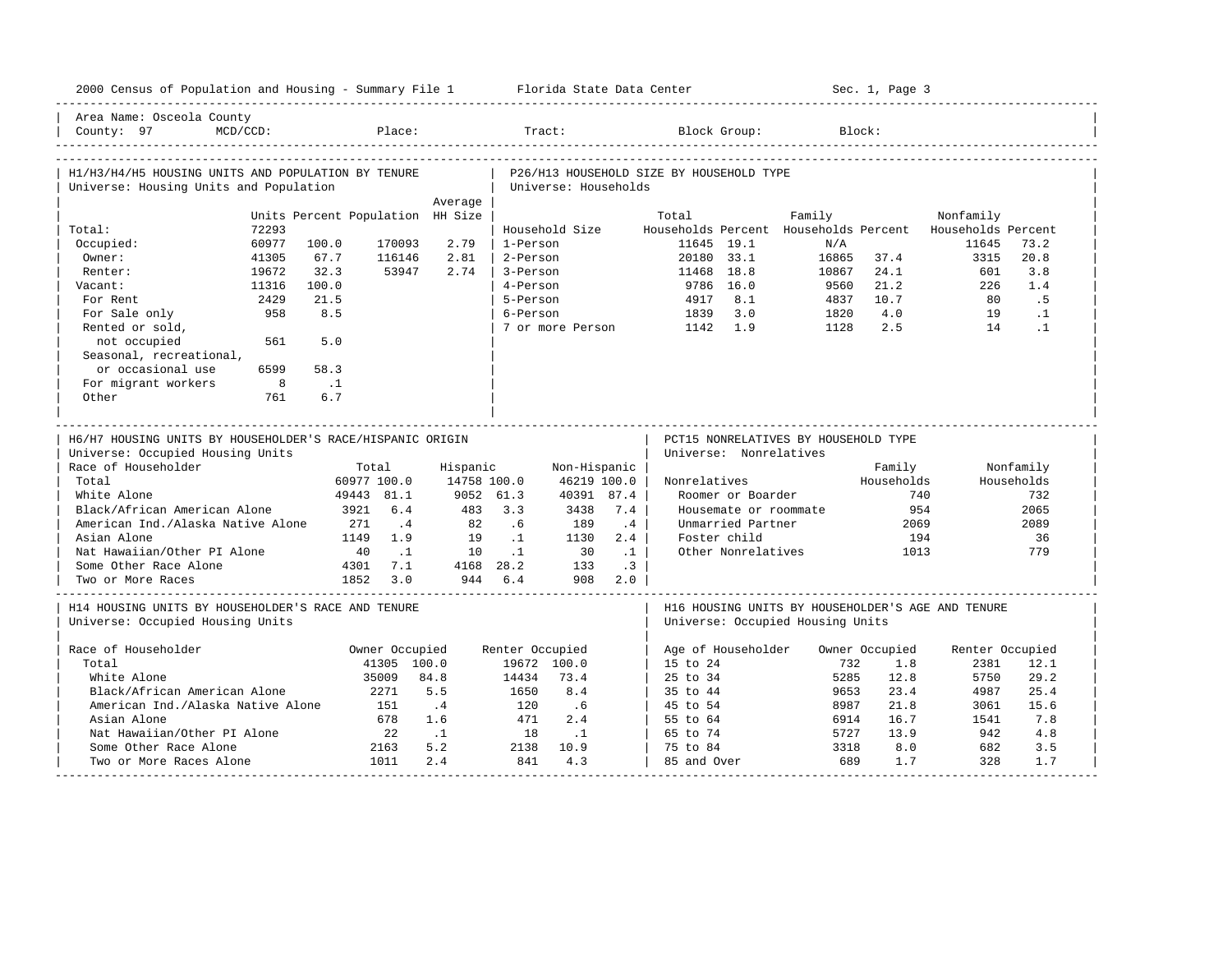2000 Census of Population and Housing - Summary File 1 — Florida State Data Center — Sec. 1, Page 3

Area Name: Osceola County
County: 97 MCD/CCD: Place: Tract: Block Group: Block:

## H1/H3/H4/H5 HOUSING UNITS AND POPULATION BY TENURE
Universe: Housing Units and Population

| | Units | Percent | Population | Average HH Size |
|---|---|---|---|---|
| Total: | 72293 | | | |
| Occupied: | 60977 | 100.0 | 170093 | 2.79 |
| Owner: | 41305 | 67.7 | 116146 | 2.81 |
| Renter: | 19672 | 32.3 | 53947 | 2.74 |
| Vacant: | 11316 | 100.0 | | |
| For Rent | 2429 | 21.5 | | |
| For Sale only | 958 | 8.5 | | |
| Rented or sold, not occupied | 561 | 5.0 | | |
| Seasonal, recreational, or occasional use | 6599 | 58.3 | | |
| For migrant workers | 8 | .1 | | |
| Other | 761 | 6.7 | | |

## P26/H13 HOUSEHOLD SIZE BY HOUSEHOLD TYPE
Universe: Households

| Household Size | Total Households | Percent | Family Households | Percent | Nonfamily Households | Percent |
|---|---|---|---|---|---|---|
| 1-Person | 11645 | 19.1 | N/A | | 11645 | 73.2 |
| 2-Person | 20180 | 33.1 | 16865 | 37.4 | 3315 | 20.8 |
| 3-Person | 11468 | 18.8 | 10867 | 24.1 | 601 | 3.8 |
| 4-Person | 9786 | 16.0 | 9560 | 21.2 | 226 | 1.4 |
| 5-Person | 4917 | 8.1 | 4837 | 10.7 | 80 | .5 |
| 6-Person | 1839 | 3.0 | 1820 | 4.0 | 19 | .1 |
| 7 or more Person | 1142 | 1.9 | 1128 | 2.5 | 14 | .1 |

## H6/H7 HOUSING UNITS BY HOUSEHOLDER'S RACE/HISPANIC ORIGIN
Universe: Occupied Housing Units

| Race of Householder | Total | | Hispanic | | Non-Hispanic | |
|---|---|---|---|---|---|---|
| Total | 60977 | 100.0 | 14758 | 100.0 | 46219 | 100.0 |
| White Alone | 49443 | 81.1 | 9052 | 61.3 | 40391 | 87.4 |
| Black/African American Alone | 3921 | 6.4 | 483 | 3.3 | 3438 | 7.4 |
| American Ind./Alaska Native Alone | 271 | .4 | 82 | .6 | 189 | .4 |
| Asian Alone | 1149 | 1.9 | 19 | .1 | 1130 | 2.4 |
| Nat Hawaiian/Other PI Alone | 40 | .1 | 10 | .1 | 30 | .1 |
| Some Other Race Alone | 4301 | 7.1 | 4168 | 28.2 | 133 | .3 |
| Two or More Races | 1852 | 3.0 | 944 | 6.4 | 908 | 2.0 |

## PCT15 NONRELATIVES BY HOUSEHOLD TYPE
Universe: Nonrelatives

| Nonrelatives | Family Households | Nonfamily Households |
|---|---|---|
| Roomer or Boarder | 740 | 732 |
| Housemate or roommate | 954 | 2065 |
| Unmarried Partner | 2069 | 2089 |
| Foster child | 194 | 36 |
| Other Nonrelatives | 1013 | 779 |

## H14 HOUSING UNITS BY HOUSEHOLDER'S RACE AND TENURE
Universe: Occupied Housing Units

| Race of Householder | Owner Occupied | | Renter Occupied | |
|---|---|---|---|---|
| Total | 41305 | 100.0 | 19672 | 100.0 |
| White Alone | 35009 | 84.8 | 14434 | 73.4 |
| Black/African American Alone | 2271 | 5.5 | 1650 | 8.4 |
| American Ind./Alaska Native Alone | 151 | .4 | 120 | .6 |
| Asian Alone | 678 | 1.6 | 471 | 2.4 |
| Nat Hawaiian/Other PI Alone | 22 | .1 | 18 | .1 |
| Some Other Race Alone | 2163 | 5.2 | 2138 | 10.9 |
| Two or More Races Alone | 1011 | 2.4 | 841 | 4.3 |

## H16 HOUSING UNITS BY HOUSEHOLDER'S AGE AND TENURE
Universe: Occupied Housing Units

| Age of Householder | Owner Occupied | | Renter Occupied | |
|---|---|---|---|---|
| 15 to 24 | 732 | 1.8 | 2381 | 12.1 |
| 25 to 34 | 5285 | 12.8 | 5750 | 29.2 |
| 35 to 44 | 9653 | 23.4 | 4987 | 25.4 |
| 45 to 54 | 8987 | 21.8 | 3061 | 15.6 |
| 55 to 64 | 6914 | 16.7 | 1541 | 7.8 |
| 65 to 74 | 5727 | 13.9 | 942 | 4.8 |
| 75 to 84 | 3318 | 8.0 | 682 | 3.5 |
| 85 and Over | 689 | 1.7 | 328 | 1.7 |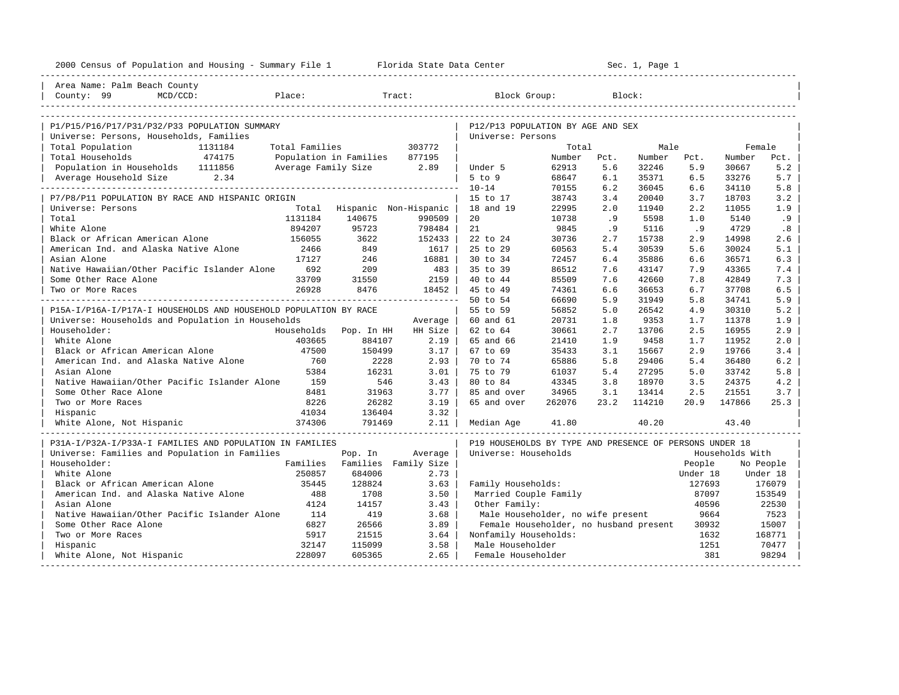2000 Census of Population and Housing - Summary File 1 Florida State Data Center Sec. 1, Page 1

Area Name: Palm Beach County
County: 99 MCD/CCD: Place: Tract: Block Group: Block:

## P1/P15/P16/P17/P31/P32/P33 POPULATION SUMMARY

Universe: Persons, Households, Families

| | | | |
|---|---|---|---|
| Total Population | 1131184 | Total Families | 303772 |
| Total Households | 474175 | Population in Families | 877195 |
| Population in Households | 1111856 | Average Family Size | 2.89 |
| Average Household Size | 2.34 | | |

## P7/P8/P11 POPULATION BY RACE AND HISPANIC ORIGIN

Universe: Persons

| | Total | Hispanic | Non-Hispanic |
|---|---|---|---|
| Total | 1131184 | 140675 | 990509 |
| White Alone | 894207 | 95723 | 798484 |
| Black or African American Alone | 156055 | 3622 | 152433 |
| American Ind. and Alaska Native Alone | 2466 | 849 | 1617 |
| Asian Alone | 17127 | 246 | 16881 |
| Native Hawaiian/Other Pacific Islander Alone | 692 | 209 | 483 |
| Some Other Race Alone | 33709 | 31550 | 2159 |
| Two or More Races | 26928 | 8476 | 18452 |

## P15A-I/P16A-I/P17A-I HOUSEHOLDS AND HOUSEHOLD POPULATION BY RACE

Universe: Households and Population in Households

| Householder: | Households | Pop. In HH | Average HH Size |
|---|---|---|---|
| White Alone | 403665 | 884107 | 2.19 |
| Black or African American Alone | 47500 | 150499 | 3.17 |
| American Ind. and Alaska Native Alone | 760 | 2228 | 2.93 |
| Asian Alone | 5384 | 16231 | 3.01 |
| Native Hawaiian/Other Pacific Islander Alone | 159 | 546 | 3.43 |
| Some Other Race Alone | 8481 | 31963 | 3.77 |
| Two or More Races | 8226 | 26282 | 3.19 |
| Hispanic | 41034 | 136404 | 3.32 |
| White Alone, Not Hispanic | 374306 | 791469 | 2.11 |

## P31A-I/P32A-I/P33A-I FAMILIES AND POPULATION IN FAMILIES

Universe: Families and Population in Families

| Householder: | Families | Pop. In Families | Average Family Size |
|---|---|---|---|
| White Alone | 250857 | 684006 | 2.73 |
| Black or African American Alone | 35445 | 128824 | 3.63 |
| American Ind. and Alaska Native Alone | 488 | 1708 | 3.50 |
| Asian Alone | 4124 | 14157 | 3.43 |
| Native Hawaiian/Other Pacific Islander Alone | 114 | 419 | 3.68 |
| Some Other Race Alone | 6827 | 26566 | 3.89 |
| Two or More Races | 5917 | 21515 | 3.64 |
| Hispanic | 32147 | 115099 | 3.58 |
| White Alone, Not Hispanic | 228097 | 605365 | 2.65 |

## P12/P13 POPULATION BY AGE AND SEX

Universe: Persons

| | Total Number | Total Pct. | Male Number | Male Pct. | Female Number | Female Pct. |
|---|---|---|---|---|---|---|
| Under 5 | 62913 | 5.6 | 32246 | 5.9 | 30667 | 5.2 |
| 5 to 9 | 68647 | 6.1 | 35371 | 6.5 | 33276 | 5.7 |
| 10-14 | 70155 | 6.2 | 36045 | 6.6 | 34110 | 5.8 |
| 15 to 17 | 38743 | 3.4 | 20040 | 3.7 | 18703 | 3.2 |
| 18 and 19 | 22995 | 2.0 | 11940 | 2.2 | 11055 | 1.9 |
| 20 | 10738 | .9 | 5598 | 1.0 | 5140 | .9 |
| 21 | 9845 | .9 | 5116 | .9 | 4729 | .8 |
| 22 to 24 | 30736 | 2.7 | 15738 | 2.9 | 14998 | 2.6 |
| 25 to 29 | 60563 | 5.4 | 30539 | 5.6 | 30024 | 5.1 |
| 30 to 34 | 72457 | 6.4 | 35886 | 6.6 | 36571 | 6.3 |
| 35 to 39 | 86512 | 7.6 | 43147 | 7.9 | 43365 | 7.4 |
| 40 to 44 | 85509 | 7.6 | 42660 | 7.8 | 42849 | 7.3 |
| 45 to 49 | 74361 | 6.6 | 36653 | 6.7 | 37708 | 6.5 |
| 50 to 54 | 66690 | 5.9 | 31949 | 5.8 | 34741 | 5.9 |
| 55 to 59 | 56852 | 5.0 | 26542 | 4.9 | 30310 | 5.2 |
| 60 and 61 | 20731 | 1.8 | 9353 | 1.7 | 11378 | 1.9 |
| 62 to 64 | 30661 | 2.7 | 13706 | 2.5 | 16955 | 2.9 |
| 65 and 66 | 21410 | 1.9 | 9458 | 1.7 | 11952 | 2.0 |
| 67 to 69 | 35433 | 3.1 | 15667 | 2.9 | 19766 | 3.4 |
| 70 to 74 | 65886 | 5.8 | 29406 | 5.4 | 36480 | 6.2 |
| 75 to 79 | 61037 | 5.4 | 27295 | 5.0 | 33742 | 5.8 |
| 80 to 84 | 43345 | 3.8 | 18970 | 3.5 | 24375 | 4.2 |
| 85 and over | 34965 | 3.1 | 13414 | 2.5 | 21551 | 3.7 |
| 65 and over | 262076 | 23.2 | 114210 | 20.9 | 147866 | 25.3 |
| Median Age | 41.80 | | 40.20 | | 43.40 | |

## P19 HOUSEHOLDS BY TYPE AND PRESENCE OF PERSONS UNDER 18

Universe: Households

| | Households With People Under 18 | Households With No People Under 18 |
|---|---|---|
| Family Households: | 127693 | 176079 |
| Married Couple Family | 87097 | 153549 |
| Other Family: | 40596 | 22530 |
| Male Householder, no wife present | 9664 | 7523 |
| Female Householder, no husband present | 30932 | 15007 |
| Nonfamily Households: | 1632 | 168771 |
| Male Householder | 1251 | 70477 |
| Female Householder | 381 | 98294 |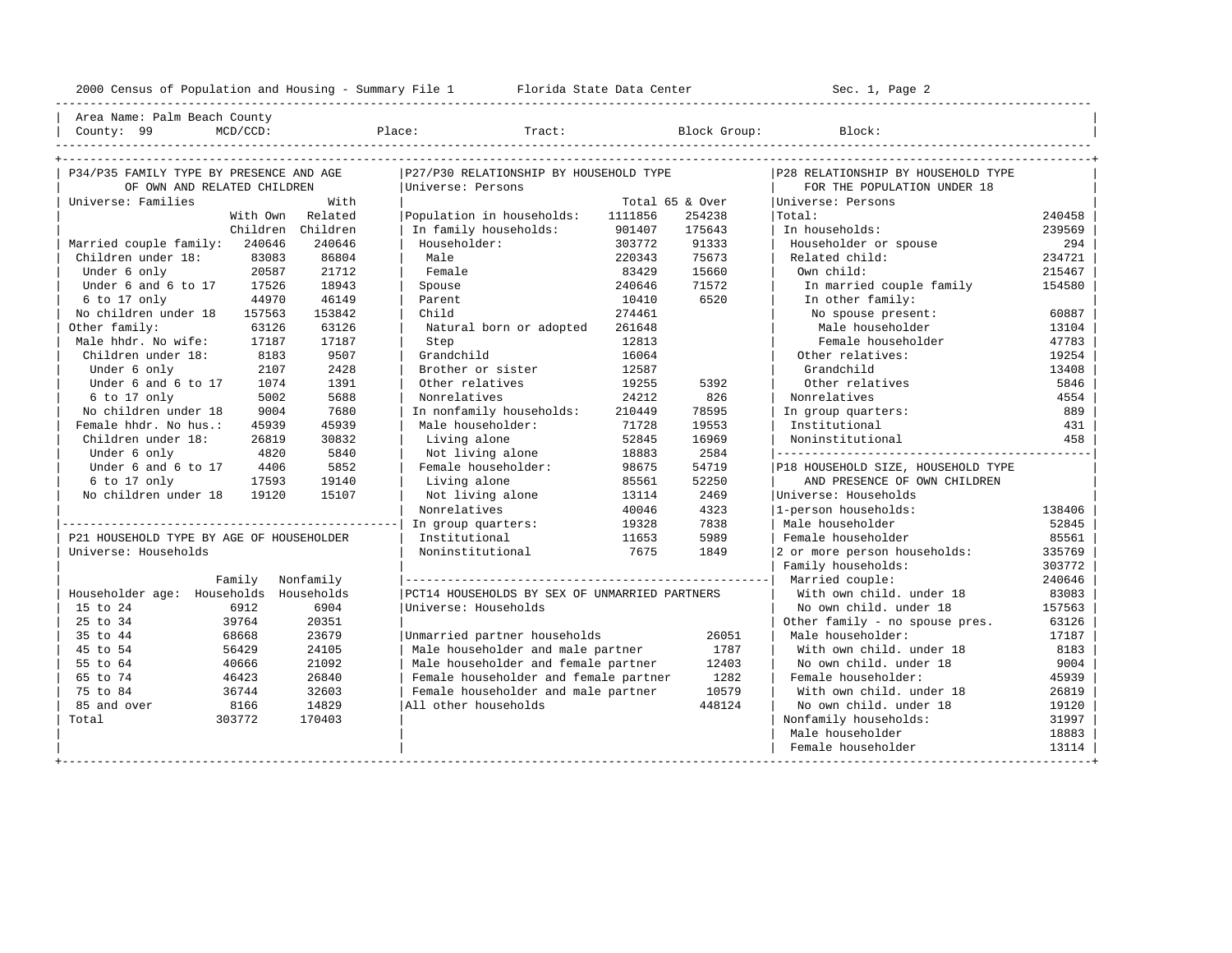2000 Census of Population and Housing - Summary File 1 — Florida State Data Center — Sec. 1, Page 2

Area Name: Palm Beach County
County: 99 MCD/CCD: Place: Tract: Block Group: Block:

## P34/P35 FAMILY TYPE BY PRESENCE AND AGE OF OWN AND RELATED CHILDREN

Universe: Families

| | With Own Children | With Related Children |
|---|---|---|
| Married couple family: | 240646 | 240646 |
| Children under 18: | 83083 | 86804 |
| Under 6 only | 20587 | 21712 |
| Under 6 and 6 to 17 | 17526 | 18943 |
| 6 to 17 only | 44970 | 46149 |
| No children under 18 | 157563 | 153842 |
| Other family: | 63126 | 63126 |
| Male hhdr. No wife: | 17187 | 17187 |
| Children under 18: | 8183 | 9507 |
| Under 6 only | 2107 | 2428 |
| Under 6 and 6 to 17 | 1074 | 1391 |
| 6 to 17 only | 5002 | 5688 |
| No children under 18 | 9004 | 7680 |
| Female hhdr. No hus.: | 45939 | 45939 |
| Children under 18: | 26819 | 30832 |
| Under 6 only | 4820 | 5840 |
| Under 6 and 6 to 17 | 4406 | 5852 |
| 6 to 17 only | 17593 | 19140 |
| No children under 18 | 19120 | 15107 |

## P21 HOUSEHOLD TYPE BY AGE OF HOUSEHOLDER

Universe: Households

| Householder age: | Family Households | Nonfamily Households |
|---|---|---|
| 15 to 24 | 6912 | 6904 |
| 25 to 34 | 39764 | 20351 |
| 35 to 44 | 68668 | 23679 |
| 45 to 54 | 56429 | 24105 |
| 55 to 64 | 40666 | 21092 |
| 65 to 74 | 46423 | 26840 |
| 75 to 84 | 36744 | 32603 |
| 85 and over | 8166 | 14829 |
| Total | 303772 | 170403 |

## P27/P30 RELATIONSHIP BY HOUSEHOLD TYPE

Universe: Persons

| | Total | 65 & Over |
|---|---|---|
| Population in households: | 1111856 | 254238 |
| In family households: | 901407 | 175643 |
| Householder: | 303772 | 91333 |
| Male | 220343 | 75673 |
| Female | 83429 | 15660 |
| Spouse | 240646 | 71572 |
| Parent | 10410 | 6520 |
| Child | 274461 | |
| Natural born or adopted | 261648 | |
| Step | 12813 | |
| Grandchild | 16064 | |
| Brother or sister | 12587 | |
| Other relatives | 19255 | 5392 |
| Nonrelatives | 24212 | 826 |
| In nonfamily households: | 210449 | 78595 |
| Male householder: | 71728 | 19553 |
| Living alone | 52845 | 16969 |
| Not living alone | 18883 | 2584 |
| Female householder: | 98675 | 54719 |
| Living alone | 85561 | 52250 |
| Not living alone | 13114 | 2469 |
| Nonrelatives | 40046 | 4323 |
| In group quarters: | 19328 | 7838 |
| Institutional | 11653 | 5989 |
| Noninstitutional | 7675 | 1849 |

## PCT14 HOUSEHOLDS BY SEX OF UNMARRIED PARTNERS

Universe: Households

| | |
|---|---|
| Unmarried partner households | 26051 |
| Male householder and male partner | 1787 |
| Male householder and female partner | 12403 |
| Female householder and female partner | 1282 |
| Female householder and male partner | 10579 |
| All other households | 448124 |

## P28 RELATIONSHIP BY HOUSEHOLD TYPE FOR THE POPULATION UNDER 18

Universe: Persons

| | |
|---|---|
| Total: | 240458 |
| In households: | 239569 |
| Householder or spouse | 294 |
| Related child: | 234721 |
| Own child: | 215467 |
| In married couple family | 154580 |
| In other family: | |
| No spouse present: | 60887 |
| Male householder | 13104 |
| Female householder | 47783 |
| Other relatives: | 19254 |
| Grandchild | 13408 |
| Other relatives | 5846 |
| Nonrelatives | 4554 |
| In group quarters: | 889 |
| Institutional | 431 |
| Noninstitutional | 458 |

## P18 HOUSEHOLD SIZE, HOUSEHOLD TYPE AND PRESENCE OF OWN CHILDREN

Universe: Households

| | |
|---|---|
| 1-person households: | 138406 |
| Male householder | 52845 |
| Female householder | 85561 |
| 2 or more person households: | 335769 |
| Family households: | 303772 |
| Married couple: | 240646 |
| With own child. under 18 | 83083 |
| No own child. under 18 | 157563 |
| Other family - no spouse pres. | 63126 |
| Male householder: | 17187 |
| With own child. under 18 | 8183 |
| No own child. under 18 | 9004 |
| Female householder: | 45939 |
| With own child. under 18 | 26819 |
| No own child. under 18 | 19120 |
| Nonfamily households: | 31997 |
| Male householder | 18883 |
| Female householder | 13114 |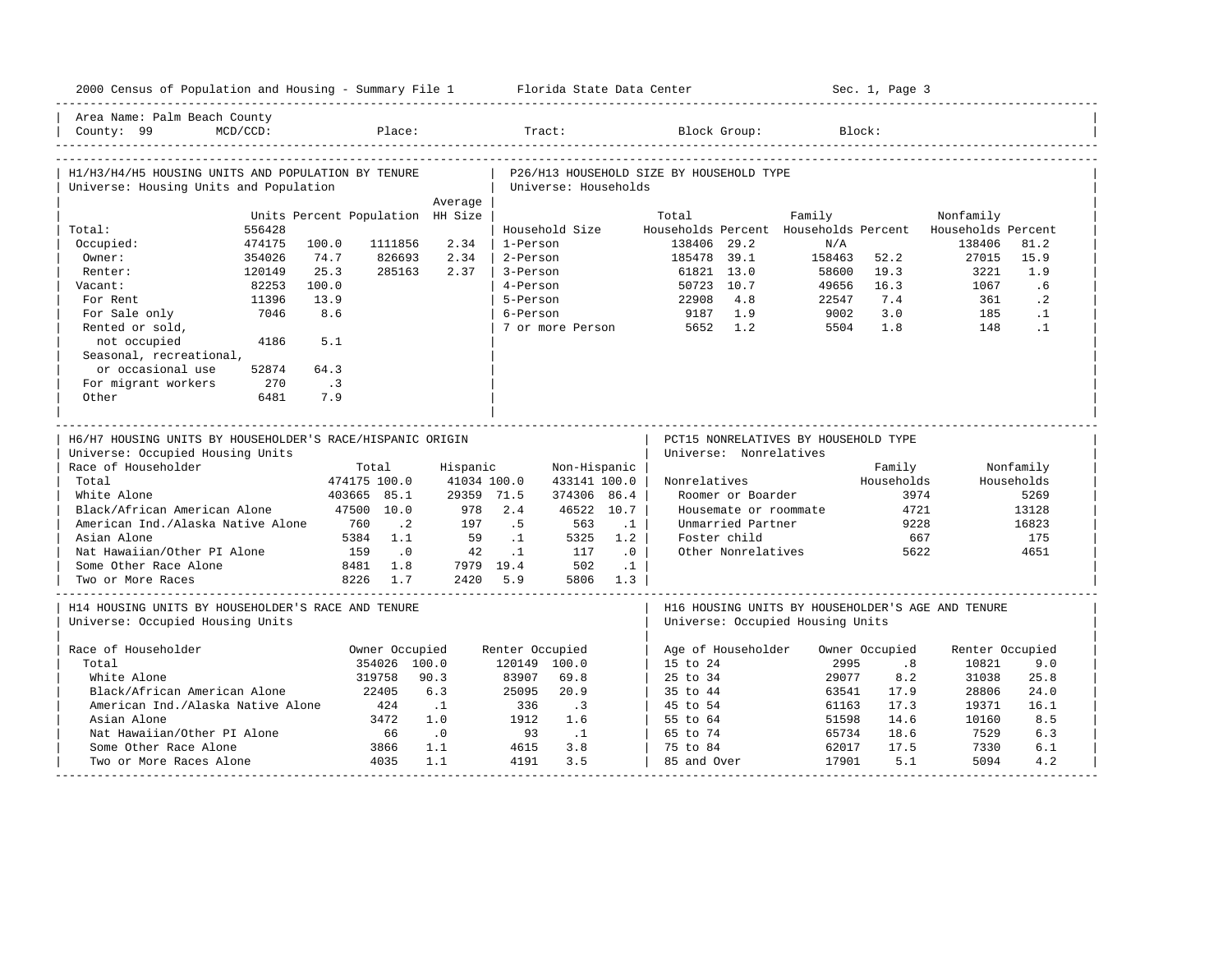2000 Census of Population and Housing - Summary File 1 — Florida State Data Center

Area Name: Palm Beach County
County: 99 MCD/CCD: Place: Tract: Block Group: Block:

## H1/H3/H4/H5 HOUSING UNITS AND POPULATION BY TENURE

Universe: Housing Units and Population

| | Units | Percent | Population | Average HH Size |
|---|---|---|---|---|
| Total: | 556428 | | | |
| Occupied: | 474175 | 100.0 | 1111856 | 2.34 |
| Owner: | 354026 | 74.7 | 826693 | 2.34 |
| Renter: | 120149 | 25.3 | 285163 | 2.37 |
| Vacant: | 82253 | 100.0 | | |
| For Rent | 11396 | 13.9 | | |
| For Sale only | 7046 | 8.6 | | |
| Rented or sold, not occupied | 4186 | 5.1 | | |
| Seasonal, recreational, or occasional use | 52874 | 64.3 | | |
| For migrant workers | 270 | .3 | | |
| Other | 6481 | 7.9 | | |

## P26/H13 HOUSEHOLD SIZE BY HOUSEHOLD TYPE

Universe: Households

| Household Size | Total Households | Percent | Family Households | Percent | Nonfamily Households | Percent |
|---|---|---|---|---|---|---|
| 1-Person | 138406 | 29.2 | N/A | | 138406 | 81.2 |
| 2-Person | 185478 | 39.1 | 158463 | 52.2 | 27015 | 15.9 |
| 3-Person | 61821 | 13.0 | 58600 | 19.3 | 3221 | 1.9 |
| 4-Person | 50723 | 10.7 | 49656 | 16.3 | 1067 | .6 |
| 5-Person | 22908 | 4.8 | 22547 | 7.4 | 361 | .2 |
| 6-Person | 9187 | 1.9 | 9002 | 3.0 | 185 | .1 |
| 7 or more Person | 5652 | 1.2 | 5504 | 1.8 | 148 | .1 |

## H6/H7 HOUSING UNITS BY HOUSEHOLDER'S RACE/HISPANIC ORIGIN

Universe: Occupied Housing Units

| Race of Householder | Total | | Hispanic | | Non-Hispanic | |
|---|---|---|---|---|---|---|
| Total | 474175 | 100.0 | 41034 | 100.0 | 433141 | 100.0 |
| White Alone | 403665 | 85.1 | 29359 | 71.5 | 374306 | 86.4 |
| Black/African American Alone | 47500 | 10.0 | 978 | 2.4 | 46522 | 10.7 |
| American Ind./Alaska Native Alone | 760 | .2 | 197 | .5 | 563 | .1 |
| Asian Alone | 5384 | 1.1 | 59 | .1 | 5325 | 1.2 |
| Nat Hawaiian/Other PI Alone | 159 | .0 | 42 | .1 | 117 | .0 |
| Some Other Race Alone | 8481 | 1.8 | 7979 | 19.4 | 502 | .1 |
| Two or More Races | 8226 | 1.7 | 2420 | 5.9 | 5806 | 1.3 |

## PCT15 NONRELATIVES BY HOUSEHOLD TYPE

Universe: Nonrelatives

| Nonrelatives | Family Households | Nonfamily Households |
|---|---|---|
| Roomer or Boarder | 3974 | 5269 |
| Housemate or roommate | 4721 | 13128 |
| Unmarried Partner | 9228 | 16823 |
| Foster child | 667 | 175 |
| Other Nonrelatives | 5622 | 4651 |

## H14 HOUSING UNITS BY HOUSEHOLDER'S RACE AND TENURE

Universe: Occupied Housing Units

| Race of Householder | Owner Occupied | | Renter Occupied | |
|---|---|---|---|---|
| Total | 354026 | 100.0 | 120149 | 100.0 |
| White Alone | 319758 | 90.3 | 83907 | 69.8 |
| Black/African American Alone | 22405 | 6.3 | 25095 | 20.9 |
| American Ind./Alaska Native Alone | 424 | .1 | 336 | .3 |
| Asian Alone | 3472 | 1.0 | 1912 | 1.6 |
| Nat Hawaiian/Other PI Alone | 66 | .0 | 93 | .1 |
| Some Other Race Alone | 3866 | 1.1 | 4615 | 3.8 |
| Two or More Races Alone | 4035 | 1.1 | 4191 | 3.5 |

## H16 HOUSING UNITS BY HOUSEHOLDER'S AGE AND TENURE

Universe: Occupied Housing Units

| Age of Householder | Owner Occupied | | Renter Occupied | |
|---|---|---|---|---|
| 15 to 24 | 2995 | .8 | 10821 | 9.0 |
| 25 to 34 | 29077 | 8.2 | 31038 | 25.8 |
| 35 to 44 | 63541 | 17.9 | 28806 | 24.0 |
| 45 to 54 | 61163 | 17.3 | 19371 | 16.1 |
| 55 to 64 | 51598 | 14.6 | 10160 | 8.5 |
| 65 to 74 | 65734 | 18.6 | 7529 | 6.3 |
| 75 to 84 | 62017 | 17.5 | 7330 | 6.1 |
| 85 and Over | 17901 | 5.1 | 5094 | 4.2 |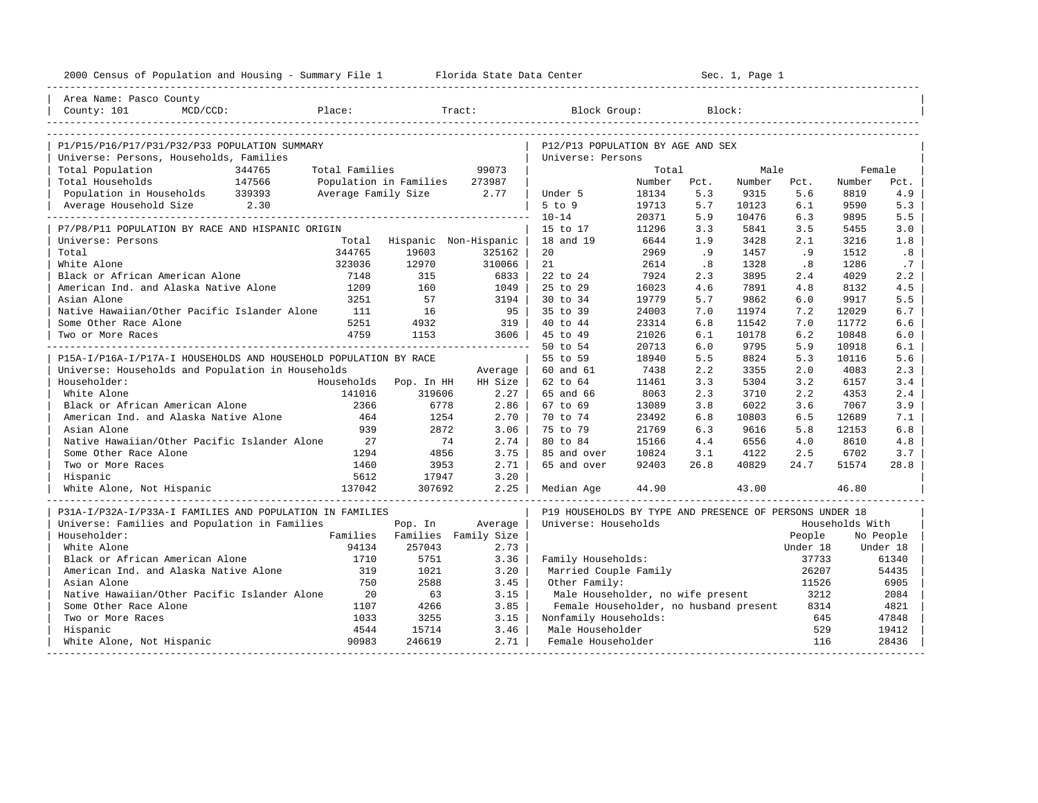2000 Census of Population and Housing - Summary File 1 Florida State Data Center Sec. 1, Page 1

Area Name: Pasco County
County: 101 MCD/CCD: Place: Tract: Block Group: Block:

## P1/P15/P16/P17/P31/P32/P33 POPULATION SUMMARY

Universe: Persons, Households, Families

| | | | |
|---|---|---|---|
| Total Population | 344765 | Total Families | 99073 |
| Total Households | 147566 | Population in Families | 273987 |
| Population in Households | 339393 | Average Family Size | 2.77 |
| Average Household Size | 2.30 | | |

## P7/P8/P11 POPULATION BY RACE AND HISPANIC ORIGIN

Universe: Persons

| | Total | Hispanic | Non-Hispanic |
|---|---|---|---|
| Total | 344765 | 19603 | 325162 |
| White Alone | 323036 | 12970 | 310066 |
| Black or African American Alone | 7148 | 315 | 6833 |
| American Ind. and Alaska Native Alone | 1209 | 160 | 1049 |
| Asian Alone | 3251 | 57 | 3194 |
| Native Hawaiian/Other Pacific Islander Alone | 111 | 16 | 95 |
| Some Other Race Alone | 5251 | 4932 | 319 |
| Two or More Races | 4759 | 1153 | 3606 |

## P15A-I/P16A-I/P17A-I HOUSEHOLDS AND HOUSEHOLD POPULATION BY RACE

Universe: Households and Population in Households

| Householder: | Households | Pop. In HH | Average HH Size |
|---|---|---|---|
| White Alone | 141016 | 319606 | 2.27 |
| Black or African American Alone | 2366 | 6778 | 2.86 |
| American Ind. and Alaska Native Alone | 464 | 1254 | 2.70 |
| Asian Alone | 939 | 2872 | 3.06 |
| Native Hawaiian/Other Pacific Islander Alone | 27 | 74 | 2.74 |
| Some Other Race Alone | 1294 | 4856 | 3.75 |
| Two or More Races | 1460 | 3953 | 2.71 |
| Hispanic | 5612 | 17947 | 3.20 |
| White Alone, Not Hispanic | 137042 | 307692 | 2.25 |

## P31A-I/P32A-I/P33A-I FAMILIES AND POPULATION IN FAMILIES

Universe: Families and Population in Families

| Householder: | Families | Pop. In Families | Average Family Size |
|---|---|---|---|
| White Alone | 94134 | 257043 | 2.73 |
| Black or African American Alone | 1710 | 5751 | 3.36 |
| American Ind. and Alaska Native Alone | 319 | 1021 | 3.20 |
| Asian Alone | 750 | 2588 | 3.45 |
| Native Hawaiian/Other Pacific Islander Alone | 20 | 63 | 3.15 |
| Some Other Race Alone | 1107 | 4266 | 3.85 |
| Two or More Races | 1033 | 3255 | 3.15 |
| Hispanic | 4544 | 15714 | 3.46 |
| White Alone, Not Hispanic | 90983 | 246619 | 2.71 |

## P12/P13 POPULATION BY AGE AND SEX

Universe: Persons

| | Total Number | Total Pct. | Male Number | Male Pct. | Female Number | Female Pct. |
|---|---|---|---|---|---|---|
| Under 5 | 18134 | 5.3 | 9315 | 5.6 | 8819 | 4.9 |
| 5 to 9 | 19713 | 5.7 | 10123 | 6.1 | 9590 | 5.3 |
| 10-14 | 20371 | 5.9 | 10476 | 6.3 | 9895 | 5.5 |
| 15 to 17 | 11296 | 3.3 | 5841 | 3.5 | 5455 | 3.0 |
| 18 and 19 | 6644 | 1.9 | 3428 | 2.1 | 3216 | 1.8 |
| 20 | 2969 | .9 | 1457 | .9 | 1512 | .8 |
| 21 | 2614 | .8 | 1328 | .8 | 1286 | .7 |
| 22 to 24 | 7924 | 2.3 | 3895 | 2.4 | 4029 | 2.2 |
| 25 to 29 | 16023 | 4.6 | 7891 | 4.8 | 8132 | 4.5 |
| 30 to 34 | 19779 | 5.7 | 9862 | 6.0 | 9917 | 5.5 |
| 35 to 39 | 24003 | 7.0 | 11974 | 7.2 | 12029 | 6.7 |
| 40 to 44 | 23314 | 6.8 | 11542 | 7.0 | 11772 | 6.6 |
| 45 to 49 | 21026 | 6.1 | 10178 | 6.2 | 10848 | 6.0 |
| 50 to 54 | 20713 | 6.0 | 9795 | 5.9 | 10918 | 6.1 |
| 55 to 59 | 18940 | 5.5 | 8824 | 5.3 | 10116 | 5.6 |
| 60 and 61 | 7438 | 2.2 | 3355 | 2.0 | 4083 | 2.3 |
| 62 to 64 | 11461 | 3.3 | 5304 | 3.2 | 6157 | 3.4 |
| 65 and 66 | 8063 | 2.3 | 3710 | 2.2 | 4353 | 2.4 |
| 67 to 69 | 13089 | 3.8 | 6022 | 3.6 | 7067 | 3.9 |
| 70 to 74 | 23492 | 6.8 | 10803 | 6.5 | 12689 | 7.1 |
| 75 to 79 | 21769 | 6.3 | 9616 | 5.8 | 12153 | 6.8 |
| 80 to 84 | 15166 | 4.4 | 6556 | 4.0 | 8610 | 4.8 |
| 85 and over | 10824 | 3.1 | 4122 | 2.5 | 6702 | 3.7 |
| 65 and over | 92403 | 26.8 | 40829 | 24.7 | 51574 | 28.8 |
| Median Age | 44.90 | | 43.00 | | 46.80 | |

## P19 HOUSEHOLDS BY TYPE AND PRESENCE OF PERSONS UNDER 18

Universe: Households

| | Households With People Under 18 | Households With No People Under 18 |
|---|---|---|
| Family Households: | 37733 | 61340 |
| Married Couple Family | 26207 | 54435 |
| Other Family: | 11526 | 6905 |
| Male Householder, no wife present | 3212 | 2084 |
| Female Householder, no husband present | 8314 | 4821 |
| Nonfamily Households: | 645 | 47848 |
| Male Householder | 529 | 19412 |
| Female Householder | 116 | 28436 |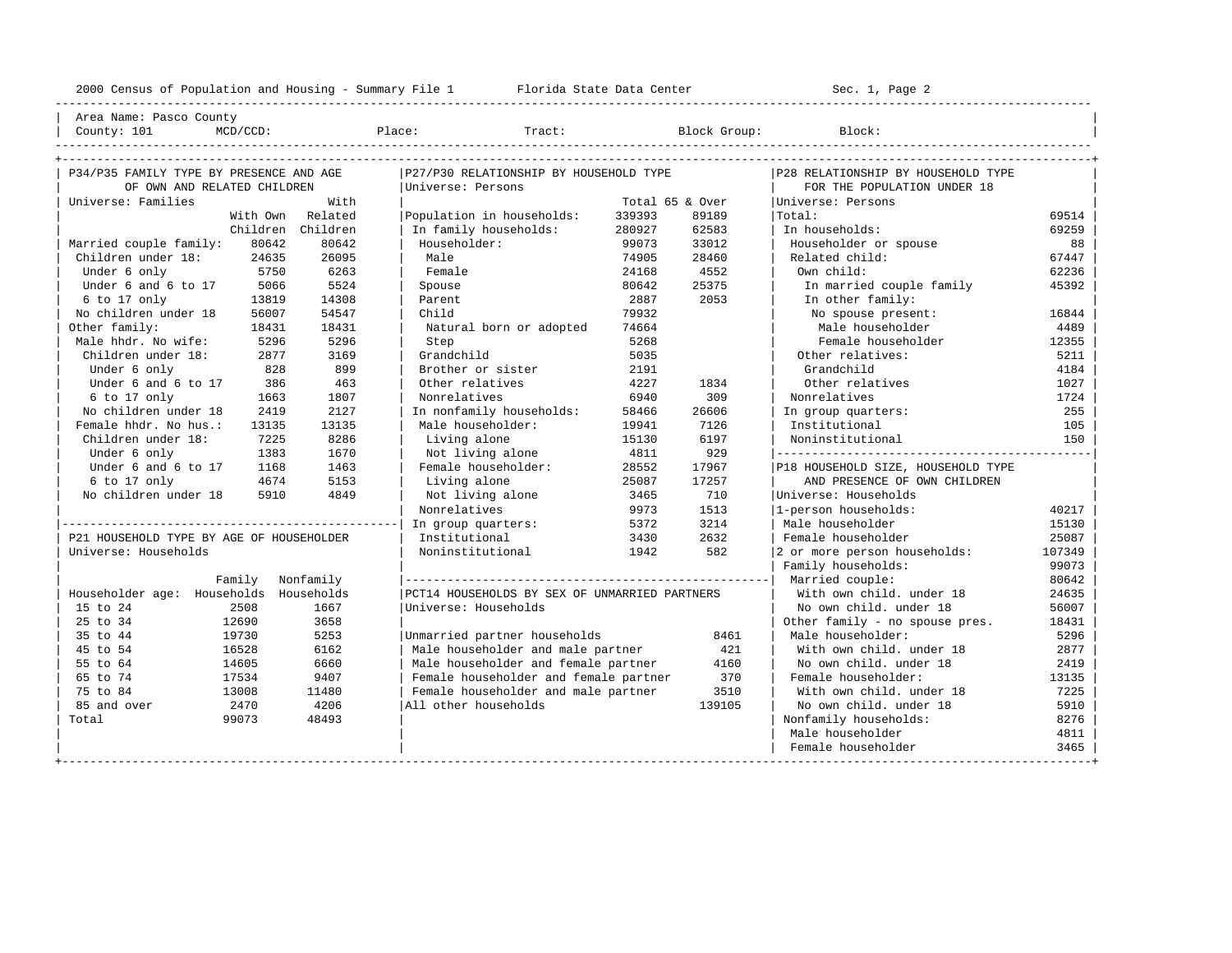Area Name: Pasco County
County: 101 MCD/CCD: Place: Tract: Block Group: Block:

## P34/P35 FAMILY TYPE BY PRESENCE AND AGE OF OWN AND RELATED CHILDREN

Universe: Families

| | With Own Children | With Related Children |
|---|---|---|
| Married couple family: | 80642 | 80642 |
| Children under 18: | 24635 | 26095 |
| Under 6 only | 5750 | 6263 |
| Under 6 and 6 to 17 | 5066 | 5524 |
| 6 to 17 only | 13819 | 14308 |
| No children under 18 | 56007 | 54547 |
| Other family: | 18431 | 18431 |
| Male hhdr. No wife: | 5296 | 5296 |
| Children under 18: | 2877 | 3169 |
| Under 6 only | 828 | 899 |
| Under 6 and 6 to 17 | 386 | 463 |
| 6 to 17 only | 1663 | 1807 |
| No children under 18 | 2419 | 2127 |
| Female hhdr. No hus.: | 13135 | 13135 |
| Children under 18: | 7225 | 8286 |
| Under 6 only | 1383 | 1670 |
| Under 6 and 6 to 17 | 1168 | 1463 |
| 6 to 17 only | 4674 | 5153 |
| No children under 18 | 5910 | 4849 |

## P21 HOUSEHOLD TYPE BY AGE OF HOUSEHOLDER

Universe: Households

| Householder age: | Family Households | Nonfamily Households |
|---|---|---|
| 15 to 24 | 2508 | 1667 |
| 25 to 34 | 12690 | 3658 |
| 35 to 44 | 19730 | 5253 |
| 45 to 54 | 16528 | 6162 |
| 55 to 64 | 14605 | 6660 |
| 65 to 74 | 17534 | 9407 |
| 75 to 84 | 13008 | 11480 |
| 85 and over | 2470 | 4206 |
| Total | 99073 | 48493 |

## P27/P30 RELATIONSHIP BY HOUSEHOLD TYPE

Universe: Persons

| | Total | 65 & Over |
|---|---|---|
| Population in households: | 339393 | 89189 |
| In family households: | 280927 | 62583 |
| Householder: | 99073 | 33012 |
| Male | 74905 | 28460 |
| Female | 24168 | 4552 |
| Spouse | 80642 | 25375 |
| Parent | 2887 | 2053 |
| Child | 79932 | |
| Natural born or adopted | 74664 | |
| Step | 5268 | |
| Grandchild | 5035 | |
| Brother or sister | 2191 | |
| Other relatives | 4227 | 1834 |
| Nonrelatives | 6940 | 309 |
| In nonfamily households: | 58466 | 26606 |
| Male householder: | 19941 | 7126 |
| Living alone | 15130 | 6197 |
| Not living alone | 4811 | 929 |
| Female householder: | 28552 | 17967 |
| Living alone | 25087 | 17257 |
| Not living alone | 3465 | 710 |
| Nonrelatives | 9973 | 1513 |
| In group quarters: | 5372 | 3214 |
| Institutional | 3430 | 2632 |
| Noninstitutional | 1942 | 582 |

## PCT14 HOUSEHOLDS BY SEX OF UNMARRIED PARTNERS

Universe: Households

| | |
|---|---|
| Unmarried partner households | 8461 |
| Male householder and male partner | 421 |
| Male householder and female partner | 4160 |
| Female householder and female partner | 370 |
| Female householder and male partner | 3510 |
| All other households | 139105 |

## P28 RELATIONSHIP BY HOUSEHOLD TYPE FOR THE POPULATION UNDER 18

Universe: Persons

| | |
|---|---|
| Total: | 69514 |
| In households: | 69259 |
| Householder or spouse | 88 |
| Related child: | 67447 |
| Own child: | 62236 |
| In married couple family | 45392 |
| In other family: | |
| No spouse present: | 16844 |
| Male householder | 4489 |
| Female householder | 12355 |
| Other relatives: | 5211 |
| Grandchild | 4184 |
| Other relatives | 1027 |
| Nonrelatives | 1724 |
| In group quarters: | 255 |
| Institutional | 105 |
| Noninstitutional | 150 |

## P18 HOUSEHOLD SIZE, HOUSEHOLD TYPE AND PRESENCE OF OWN CHILDREN

Universe: Households

| | |
|---|---|
| 1-person households: | 40217 |
| Male householder | 15130 |
| Female householder | 25087 |
| 2 or more person households: | 107349 |
| Family households: | 99073 |
| Married couple: | 80642 |
| With own child. under 18 | 24635 |
| No own child. under 18 | 56007 |
| Other family - no spouse pres. | 18431 |
| Male householder: | 5296 |
| With own child. under 18 | 2877 |
| No own child. under 18 | 2419 |
| Female householder: | 13135 |
| With own child. under 18 | 7225 |
| No own child. under 18 | 5910 |
| Nonfamily households: | 8276 |
| Male householder | 4811 |
| Female householder | 3465 |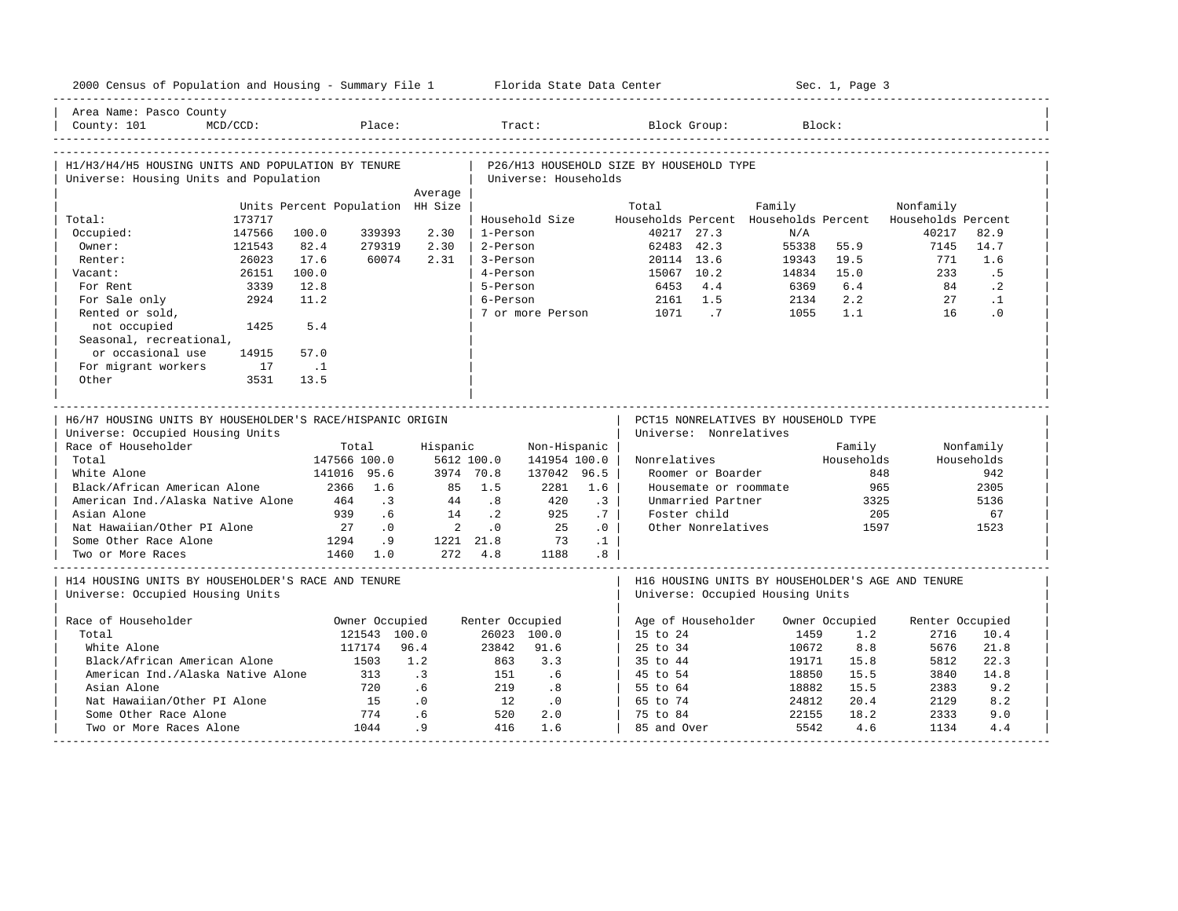2000 Census of Population and Housing - Summary File 1 — Florida State Data Center — Sec. 1, Page 3

Area Name: Pasco County
County: 101 MCD/CCD: Place: Tract: Block Group: Block:

## H1/H3/H4/H5 HOUSING UNITS AND POPULATION BY TENURE
Universe: Housing Units and Population

| | Units | Percent | Population | Average HH Size |
|---|---|---|---|---|
| Total: | 173717 | | | |
| Occupied: | 147566 | 100.0 | 339393 | 2.30 |
| Owner: | 121543 | 82.4 | 279319 | 2.30 |
| Renter: | 26023 | 17.6 | 60074 | 2.31 |
| Vacant: | 26151 | 100.0 | | |
| For Rent | 3339 | 12.8 | | |
| For Sale only | 2924 | 11.2 | | |
| Rented or sold, not occupied | 1425 | 5.4 | | |
| Seasonal, recreational, or occasional use | 14915 | 57.0 | | |
| For migrant workers | 17 | .1 | | |
| Other | 3531 | 13.5 | | |

## P26/H13 HOUSEHOLD SIZE BY HOUSEHOLD TYPE
Universe: Households

| Household Size | Total Households | Percent | Family Households | Percent | Nonfamily Households | Percent |
|---|---|---|---|---|---|---|
| 1-Person | 40217 | 27.3 | N/A | | 40217 | 82.9 |
| 2-Person | 62483 | 42.3 | 55338 | 55.9 | 7145 | 14.7 |
| 3-Person | 20114 | 13.6 | 19343 | 19.5 | 771 | 1.6 |
| 4-Person | 15067 | 10.2 | 14834 | 15.0 | 233 | .5 |
| 5-Person | 6453 | 4.4 | 6369 | 6.4 | 84 | .2 |
| 6-Person | 2161 | 1.5 | 2134 | 2.2 | 27 | .1 |
| 7 or more Person | 1071 | .7 | 1055 | 1.1 | 16 | .0 |

## H6/H7 HOUSING UNITS BY HOUSEHOLDER'S RACE/HISPANIC ORIGIN
Universe: Occupied Housing Units

| Race of Householder | Total | | Hispanic | | Non-Hispanic | |
|---|---|---|---|---|---|---|
| Total | 147566 | 100.0 | 5612 | 100.0 | 141954 | 100.0 |
| White Alone | 141016 | 95.6 | 3974 | 70.8 | 137042 | 96.5 |
| Black/African American Alone | 2366 | 1.6 | 85 | 1.5 | 2281 | 1.6 |
| American Ind./Alaska Native Alone | 464 | .3 | 44 | .8 | 420 | .3 |
| Asian Alone | 939 | .6 | 14 | .2 | 925 | .7 |
| Nat Hawaiian/Other PI Alone | 27 | .0 | 2 | .0 | 25 | .0 |
| Some Other Race Alone | 1294 | .9 | 1221 | 21.8 | 73 | .1 |
| Two or More Races | 1460 | 1.0 | 272 | 4.8 | 1188 | .8 |

## PCT15 NONRELATIVES BY HOUSEHOLD TYPE
Universe: Nonrelatives

| Nonrelatives | Family Households | Nonfamily Households |
|---|---|---|
| Roomer or Boarder | 848 | 942 |
| Housemate or roommate | 965 | 2305 |
| Unmarried Partner | 3325 | 5136 |
| Foster child | 205 | 67 |
| Other Nonrelatives | 1597 | 1523 |

## H14 HOUSING UNITS BY HOUSEHOLDER'S RACE AND TENURE
Universe: Occupied Housing Units

| Race of Householder | Owner Occupied | | Renter Occupied | |
|---|---|---|---|---|
| Total | 121543 | 100.0 | 26023 | 100.0 |
| White Alone | 117174 | 96.4 | 23842 | 91.6 |
| Black/African American Alone | 1503 | 1.2 | 863 | 3.3 |
| American Ind./Alaska Native Alone | 313 | .3 | 151 | .6 |
| Asian Alone | 720 | .6 | 219 | .8 |
| Nat Hawaiian/Other PI Alone | 15 | .0 | 12 | .0 |
| Some Other Race Alone | 774 | .6 | 520 | 2.0 |
| Two or More Races Alone | 1044 | .9 | 416 | 1.6 |

## H16 HOUSING UNITS BY HOUSEHOLDER'S AGE AND TENURE
Universe: Occupied Housing Units

| Age of Householder | Owner Occupied | | Renter Occupied | |
|---|---|---|---|---|
| 15 to 24 | 1459 | 1.2 | 2716 | 10.4 |
| 25 to 34 | 10672 | 8.8 | 5676 | 21.8 |
| 35 to 44 | 19171 | 15.8 | 5812 | 22.3 |
| 45 to 54 | 18850 | 15.5 | 3840 | 14.8 |
| 55 to 64 | 18882 | 15.5 | 2383 | 9.2 |
| 65 to 74 | 24812 | 20.4 | 2129 | 8.2 |
| 75 to 84 | 22155 | 18.2 | 2333 | 9.0 |
| 85 and Over | 5542 | 4.6 | 1134 | 4.4 |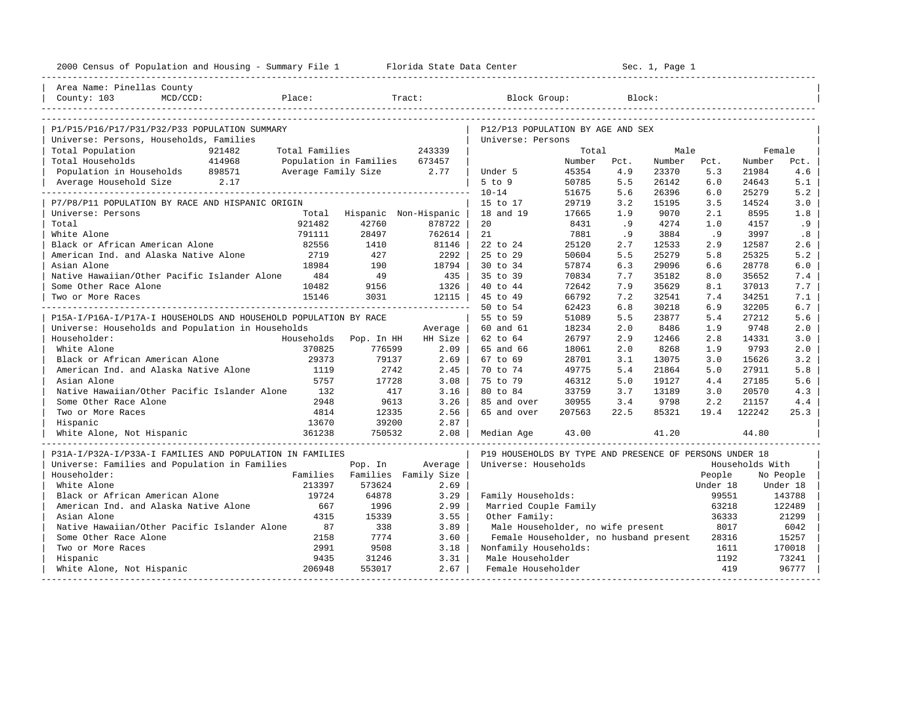2000 Census of Population and Housing - Summary File 1 Florida State Data Center Sec. 1, Page 1

Area Name: Pinellas County
County: 103 MCD/CCD: Place: Tract: Block Group: Block:

## P1/P15/P16/P17/P31/P32/P33 POPULATION SUMMARY

Universe: Persons, Households, Families

| | | | |
|---|---|---|---|
| Total Population | 921482 | Total Families | 243339 |
| Total Households | 414968 | Population in Families | 673457 |
| Population in Households | 898571 | Average Family Size | 2.77 |
| Average Household Size | 2.17 | | |

## P7/P8/P11 POPULATION BY RACE AND HISPANIC ORIGIN

Universe: Persons

| | Total | Hispanic | Non-Hispanic |
|---|---|---|---|
| Total | 921482 | 42760 | 878722 |
| White Alone | 791111 | 28497 | 762614 |
| Black or African American Alone | 82556 | 1410 | 81146 |
| American Ind. and Alaska Native Alone | 2719 | 427 | 2292 |
| Asian Alone | 18984 | 190 | 18794 |
| Native Hawaiian/Other Pacific Islander Alone | 484 | 49 | 435 |
| Some Other Race Alone | 10482 | 9156 | 1326 |
| Two or More Races | 15146 | 3031 | 12115 |

## P15A-I/P16A-I/P17A-I HOUSEHOLDS AND HOUSEHOLD POPULATION BY RACE

Universe: Households and Population in Households

| Householder: | Households | Pop. In HH | Average HH Size |
|---|---|---|---|
| White Alone | 370825 | 776599 | 2.09 |
| Black or African American Alone | 29373 | 79137 | 2.69 |
| American Ind. and Alaska Native Alone | 1119 | 2742 | 2.45 |
| Asian Alone | 5757 | 17728 | 3.08 |
| Native Hawaiian/Other Pacific Islander Alone | 132 | 417 | 3.16 |
| Some Other Race Alone | 2948 | 9613 | 3.26 |
| Two or More Races | 4814 | 12335 | 2.56 |
| Hispanic | 13670 | 39200 | 2.87 |
| White Alone, Not Hispanic | 361238 | 750532 | 2.08 |

## P31A-I/P32A-I/P33A-I FAMILIES AND POPULATION IN FAMILIES

Universe: Families and Population in Families

| Householder: | Families | Pop. In Families | Average Family Size |
|---|---|---|---|
| White Alone | 213397 | 573624 | 2.69 |
| Black or African American Alone | 19724 | 64878 | 3.29 |
| American Ind. and Alaska Native Alone | 667 | 1996 | 2.99 |
| Asian Alone | 4315 | 15339 | 3.55 |
| Native Hawaiian/Other Pacific Islander Alone | 87 | 338 | 3.89 |
| Some Other Race Alone | 2158 | 7774 | 3.60 |
| Two or More Races | 2991 | 9508 | 3.18 |
| Hispanic | 9435 | 31246 | 3.31 |
| White Alone, Not Hispanic | 206948 | 553017 | 2.67 |

## P12/P13 POPULATION BY AGE AND SEX

Universe: Persons

| | Total Number | Total Pct. | Male Number | Male Pct. | Female Number | Female Pct. |
|---|---|---|---|---|---|---|
| Under 5 | 45354 | 4.9 | 23370 | 5.3 | 21984 | 4.6 |
| 5 to 9 | 50785 | 5.5 | 26142 | 6.0 | 24643 | 5.1 |
| 10-14 | 51675 | 5.6 | 26396 | 6.0 | 25279 | 5.2 |
| 15 to 17 | 29719 | 3.2 | 15195 | 3.5 | 14524 | 3.0 |
| 18 and 19 | 17665 | 1.9 | 9070 | 2.1 | 8595 | 1.8 |
| 20 | 8431 | .9 | 4274 | 1.0 | 4157 | .9 |
| 21 | 7881 | .9 | 3884 | .9 | 3997 | .8 |
| 22 to 24 | 25120 | 2.7 | 12533 | 2.9 | 12587 | 2.6 |
| 25 to 29 | 50604 | 5.5 | 25279 | 5.8 | 25325 | 5.2 |
| 30 to 34 | 57874 | 6.3 | 29096 | 6.6 | 28778 | 6.0 |
| 35 to 39 | 70834 | 7.7 | 35182 | 8.0 | 35652 | 7.4 |
| 40 to 44 | 72642 | 7.9 | 35629 | 8.1 | 37013 | 7.7 |
| 45 to 49 | 66792 | 7.2 | 32541 | 7.4 | 34251 | 7.1 |
| 50 to 54 | 62423 | 6.8 | 30218 | 6.9 | 32205 | 6.7 |
| 55 to 59 | 51089 | 5.5 | 23877 | 5.4 | 27212 | 5.6 |
| 60 and 61 | 18234 | 2.0 | 8486 | 1.9 | 9748 | 2.0 |
| 62 to 64 | 26797 | 2.9 | 12466 | 2.8 | 14331 | 3.0 |
| 65 and 66 | 18061 | 2.0 | 8268 | 1.9 | 9793 | 2.0 |
| 67 to 69 | 28701 | 3.1 | 13075 | 3.0 | 15626 | 3.2 |
| 70 to 74 | 49775 | 5.4 | 21864 | 5.0 | 27911 | 5.8 |
| 75 to 79 | 46312 | 5.0 | 19127 | 4.4 | 27185 | 5.6 |
| 80 to 84 | 33759 | 3.7 | 13189 | 3.0 | 20570 | 4.3 |
| 85 and over | 30955 | 3.4 | 9798 | 2.2 | 21157 | 4.4 |
| 65 and over | 207563 | 22.5 | 85321 | 19.4 | 122242 | 25.3 |
| Median Age | 43.00 | | 41.20 | | 44.80 | |

## P19 HOUSEHOLDS BY TYPE AND PRESENCE OF PERSONS UNDER 18

Universe: Households

| | Households With People Under 18 | Households With No People Under 18 |
|---|---|---|
| Family Households: | 99551 | 143788 |
| Married Couple Family | 63218 | 122489 |
| Other Family: | 36333 | 21299 |
| Male Householder, no wife present | 8017 | 6042 |
| Female Householder, no husband present | 28316 | 15257 |
| Nonfamily Households: | 1611 | 170018 |
| Male Householder | 1192 | 73241 |
| Female Householder | 419 | 96777 |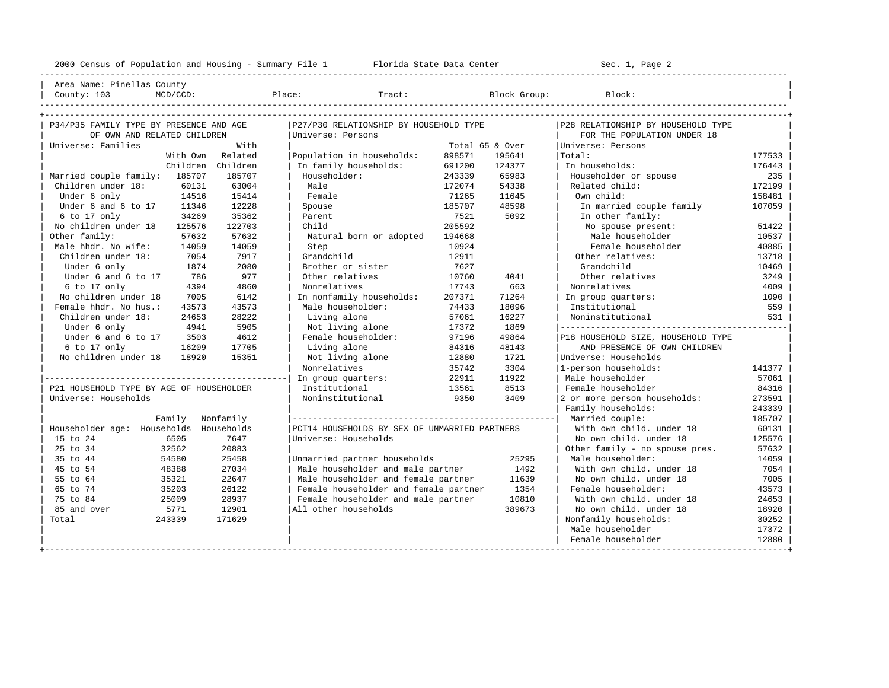Area Name: Pinellas County
County: 103 MCD/CCD: Place: Tract: Block Group: Block:

## P34/P35 FAMILY TYPE BY PRESENCE AND AGE OF OWN AND RELATED CHILDREN

Universe: Families

| | With Own Children | With Related Children |
|---|---|---|
| Married couple family: | 185707 | 185707 |
| Children under 18: | 60131 | 63004 |
| Under 6 only | 14516 | 15414 |
| Under 6 and 6 to 17 | 11346 | 12228 |
| 6 to 17 only | 34269 | 35362 |
| No children under 18 | 125576 | 122703 |
| Other family: | 57632 | 57632 |
| Male hhdr. No wife: | 14059 | 14059 |
| Children under 18: | 7054 | 7917 |
| Under 6 only | 1874 | 2080 |
| Under 6 and 6 to 17 | 786 | 977 |
| 6 to 17 only | 4394 | 4860 |
| No children under 18 | 7005 | 6142 |
| Female hhdr. No hus.: | 43573 | 43573 |
| Children under 18: | 24653 | 28222 |
| Under 6 only | 4941 | 5905 |
| Under 6 and 6 to 17 | 3503 | 4612 |
| 6 to 17 only | 16209 | 17705 |
| No children under 18 | 18920 | 15351 |

## P21 HOUSEHOLD TYPE BY AGE OF HOUSEHOLDER

Universe: Households

| Householder age: | Family Households | Nonfamily Households |
|---|---|---|
| 15 to 24 | 6505 | 7647 |
| 25 to 34 | 32562 | 20883 |
| 35 to 44 | 54580 | 25458 |
| 45 to 54 | 48388 | 27034 |
| 55 to 64 | 35321 | 22647 |
| 65 to 74 | 35203 | 26122 |
| 75 to 84 | 25009 | 28937 |
| 85 and over | 5771 | 12901 |
| Total | 243339 | 171629 |

## P27/P30 RELATIONSHIP BY HOUSEHOLD TYPE

Universe: Persons

| | Total | 65 & Over |
|---|---|---|
| Population in households: | 898571 | 195641 |
| In family households: | 691200 | 124377 |
| Householder: | 243339 | 65983 |
| Male | 172074 | 54338 |
| Female | 71265 | 11645 |
| Spouse | 185707 | 48598 |
| Parent | 7521 | 5092 |
| Child | 205592 | |
| Natural born or adopted | 194668 | |
| Step | 10924 | |
| Grandchild | 12911 | |
| Brother or sister | 7627 | |
| Other relatives | 10760 | 4041 |
| Nonrelatives | 17743 | 663 |
| In nonfamily households: | 207371 | 71264 |
| Male householder: | 74433 | 18096 |
| Living alone | 57061 | 16227 |
| Not living alone | 17372 | 1869 |
| Female householder: | 97196 | 49864 |
| Living alone | 84316 | 48143 |
| Not living alone | 12880 | 1721 |
| Nonrelatives | 35742 | 3304 |
| In group quarters: | 22911 | 11922 |
| Institutional | 13561 | 8513 |
| Noninstitutional | 9350 | 3409 |

## PCT14 HOUSEHOLDS BY SEX OF UNMARRIED PARTNERS

Universe: Households

| | |
|---|---|
| Unmarried partner households | 25295 |
| Male householder and male partner | 1492 |
| Male householder and female partner | 11639 |
| Female householder and female partner | 1354 |
| Female householder and male partner | 10810 |
| All other households | 389673 |

## P28 RELATIONSHIP BY HOUSEHOLD TYPE FOR THE POPULATION UNDER 18

Universe: Persons

| | |
|---|---|
| Total: | 177533 |
| In households: | 176443 |
| Householder or spouse | 235 |
| Related child: | 172199 |
| Own child: | 158481 |
| In married couple family | 107059 |
| In other family: | |
| No spouse present: | 51422 |
| Male householder | 10537 |
| Female householder | 40885 |
| Other relatives: | 13718 |
| Grandchild | 10469 |
| Other relatives | 3249 |
| Nonrelatives | 4009 |
| In group quarters: | 1090 |
| Institutional | 559 |
| Noninstitutional | 531 |

## P18 HOUSEHOLD SIZE, HOUSEHOLD TYPE AND PRESENCE OF OWN CHILDREN

Universe: Households

| | |
|---|---|
| 1-person households: | 141377 |
| Male householder | 57061 |
| Female householder | 84316 |
| 2 or more person households: | 273591 |
| Family households: | 243339 |
| Married couple: | 185707 |
| With own child. under 18 | 60131 |
| No own child. under 18 | 125576 |
| Other family - no spouse pres. | 57632 |
| Male householder: | 14059 |
| With own child. under 18 | 7054 |
| No own child. under 18 | 7005 |
| Female householder: | 43573 |
| With own child. under 18 | 24653 |
| No own child. under 18 | 18920 |
| Nonfamily households: | 30252 |
| Male householder | 17372 |
| Female householder | 12880 |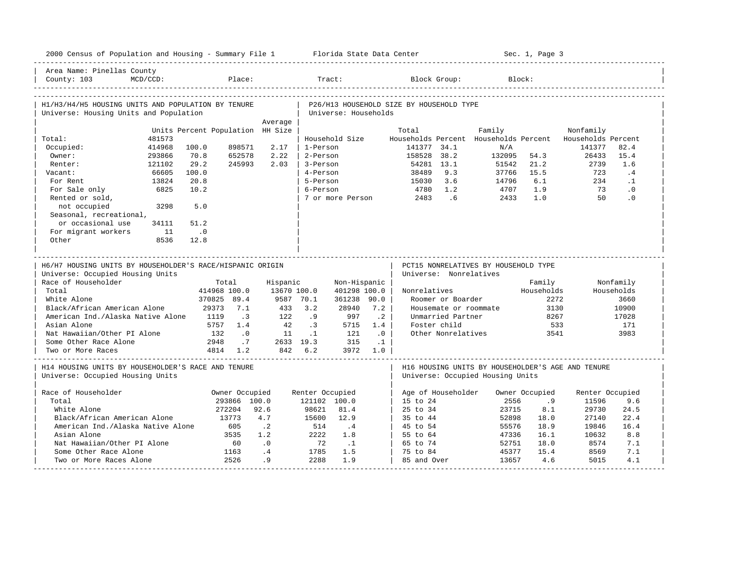2000 Census of Population and Housing - Summary File 1 Florida State Data Center Sec. 1, Page 3

Area Name: Pinellas County
County: 103 MCD/CCD: Place: Tract: Block Group: Block:

## H1/H3/H4/H5 HOUSING UNITS AND POPULATION BY TENURE
Universe: Housing Units and Population

| | Units | Percent | Population | Average HH Size |
|---|---|---|---|---|
| Total: | 481573 | | | |
| Occupied: | 414968 | 100.0 | 898571 | 2.17 |
| Owner: | 293866 | 70.8 | 652578 | 2.22 |
| Renter: | 121102 | 29.2 | 245993 | 2.03 |
| Vacant: | 66605 | 100.0 | | |
| For Rent | 13824 | 20.8 | | |
| For Sale only | 6825 | 10.2 | | |
| Rented or sold, not occupied | 3298 | 5.0 | | |
| Seasonal, recreational, or occasional use | 34111 | 51.2 | | |
| For migrant workers | 11 | .0 | | |
| Other | 8536 | 12.8 | | |

## P26/H13 HOUSEHOLD SIZE BY HOUSEHOLD TYPE
Universe: Households

| Household Size | Total Households | Percent | Family Households | Percent | Nonfamily Households | Percent |
|---|---|---|---|---|---|---|
| 1-Person | 141377 | 34.1 | N/A | | 141377 | 82.4 |
| 2-Person | 158528 | 38.2 | 132095 | 54.3 | 26433 | 15.4 |
| 3-Person | 54281 | 13.1 | 51542 | 21.2 | 2739 | 1.6 |
| 4-Person | 38489 | 9.3 | 37766 | 15.5 | 723 | .4 |
| 5-Person | 15030 | 3.6 | 14796 | 6.1 | 234 | .1 |
| 6-Person | 4780 | 1.2 | 4707 | 1.9 | 73 | .0 |
| 7 or more Person | 2483 | .6 | 2433 | 1.0 | 50 | .0 |

## H6/H7 HOUSING UNITS BY HOUSEHOLDER'S RACE/HISPANIC ORIGIN
Universe: Occupied Housing Units

| Race of Householder | Total | | Hispanic | | Non-Hispanic | |
|---|---|---|---|---|---|---|
| Total | 414968 | 100.0 | 13670 | 100.0 | 401298 | 100.0 |
| White Alone | 370825 | 89.4 | 9587 | 70.1 | 361238 | 90.0 |
| Black/African American Alone | 29373 | 7.1 | 433 | 3.2 | 28940 | 7.2 |
| American Ind./Alaska Native Alone | 1119 | .3 | 122 | .9 | 997 | .2 |
| Asian Alone | 5757 | 1.4 | 42 | .3 | 5715 | 1.4 |
| Nat Hawaiian/Other PI Alone | 132 | .0 | 11 | .1 | 121 | .0 |
| Some Other Race Alone | 2948 | .7 | 2633 | 19.3 | 315 | .1 |
| Two or More Races | 4814 | 1.2 | 842 | 6.2 | 3972 | 1.0 |

## PCT15 NONRELATIVES BY HOUSEHOLD TYPE
Universe: Nonrelatives

| Nonrelatives | Family Households | Nonfamily Households |
|---|---|---|
| Roomer or Boarder | 2272 | 3660 |
| Housemate or roommate | 3130 | 10900 |
| Unmarried Partner | 8267 | 17028 |
| Foster child | 533 | 171 |
| Other Nonrelatives | 3541 | 3983 |

## H14 HOUSING UNITS BY HOUSEHOLDER'S RACE AND TENURE
Universe: Occupied Housing Units

| Race of Householder | Owner Occupied | | Renter Occupied | |
|---|---|---|---|---|
| Total | 293866 | 100.0 | 121102 | 100.0 |
| White Alone | 272204 | 92.6 | 98621 | 81.4 |
| Black/African American Alone | 13773 | 4.7 | 15600 | 12.9 |
| American Ind./Alaska Native Alone | 605 | .2 | 514 | .4 |
| Asian Alone | 3535 | 1.2 | 2222 | 1.8 |
| Nat Hawaiian/Other PI Alone | 60 | .0 | 72 | .1 |
| Some Other Race Alone | 1163 | .4 | 1785 | 1.5 |
| Two or More Races Alone | 2526 | .9 | 2288 | 1.9 |

## H16 HOUSING UNITS BY HOUSEHOLDER'S AGE AND TENURE
Universe: Occupied Housing Units

| Age of Householder | Owner Occupied | | Renter Occupied | |
|---|---|---|---|---|
| 15 to 24 | 2556 | .9 | 11596 | 9.6 |
| 25 to 34 | 23715 | 8.1 | 29730 | 24.5 |
| 35 to 44 | 52898 | 18.0 | 27140 | 22.4 |
| 45 to 54 | 55576 | 18.9 | 19846 | 16.4 |
| 55 to 64 | 47336 | 16.1 | 10632 | 8.8 |
| 65 to 74 | 52751 | 18.0 | 8574 | 7.1 |
| 75 to 84 | 45377 | 15.4 | 8569 | 7.1 |
| 85 and Over | 13657 | 4.6 | 5015 | 4.1 |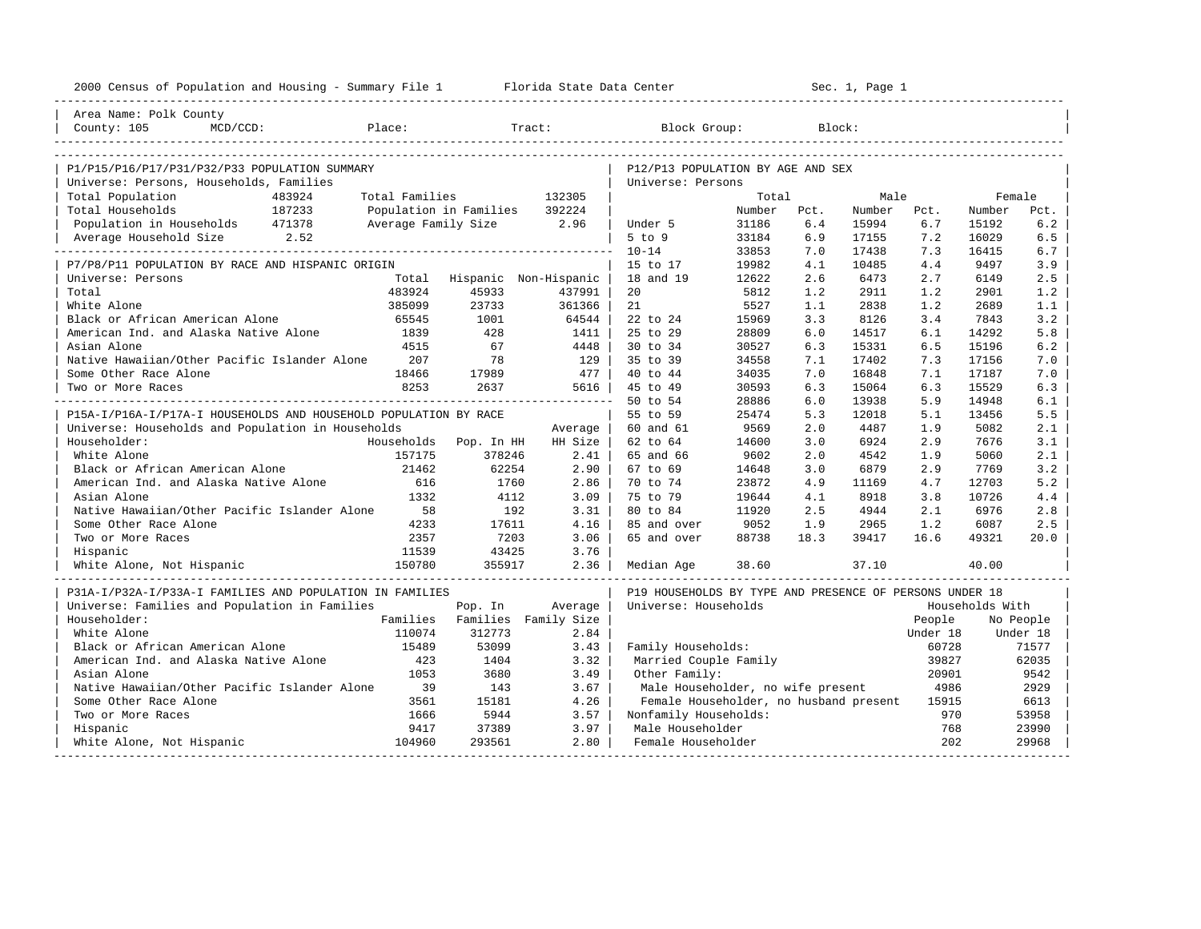2000 Census of Population and Housing - Summary File 1 Florida State Data Center Sec. 1, Page 1

Area Name: Polk County
County: 105 MCD/CCD: Place: Tract: Block Group: Block:

## P1/P15/P16/P17/P31/P32/P33 POPULATION SUMMARY

Universe: Persons, Households, Families

| | | | |
|---|---|---|---|
| Total Population | 483924 | Total Families | 132305 |
| Total Households | 187233 | Population in Families | 392224 |
| Population in Households | 471378 | Average Family Size | 2.96 |
| Average Household Size | 2.52 | | |

## P7/P8/P11 POPULATION BY RACE AND HISPANIC ORIGIN

Universe: Persons

| | Total | Hispanic | Non-Hispanic |
|---|---|---|---|
| Total | 483924 | 45933 | 437991 |
| White Alone | 385099 | 23733 | 361366 |
| Black or African American Alone | 65545 | 1001 | 64544 |
| American Ind. and Alaska Native Alone | 1839 | 428 | 1411 |
| Asian Alone | 4515 | 67 | 4448 |
| Native Hawaiian/Other Pacific Islander Alone | 207 | 78 | 129 |
| Some Other Race Alone | 18466 | 17989 | 477 |
| Two or More Races | 8253 | 2637 | 5616 |

## P15A-I/P16A-I/P17A-I HOUSEHOLDS AND HOUSEHOLD POPULATION BY RACE

Universe: Households and Population in Households

| Householder: | Households | Pop. In HH | Average HH Size |
|---|---|---|---|
| White Alone | 157175 | 378246 | 2.41 |
| Black or African American Alone | 21462 | 62254 | 2.90 |
| American Ind. and Alaska Native Alone | 616 | 1760 | 2.86 |
| Asian Alone | 1332 | 4112 | 3.09 |
| Native Hawaiian/Other Pacific Islander Alone | 58 | 192 | 3.31 |
| Some Other Race Alone | 4233 | 17611 | 4.16 |
| Two or More Races | 2357 | 7203 | 3.06 |
| Hispanic | 11539 | 43425 | 3.76 |
| White Alone, Not Hispanic | 150780 | 355917 | 2.36 |

## P31A-I/P32A-I/P33A-I FAMILIES AND POPULATION IN FAMILIES

Universe: Families and Population in Families

| Householder: | Families | Pop. In Families | Average Family Size |
|---|---|---|---|
| White Alone | 110074 | 312773 | 2.84 |
| Black or African American Alone | 15489 | 53099 | 3.43 |
| American Ind. and Alaska Native Alone | 423 | 1404 | 3.32 |
| Asian Alone | 1053 | 3680 | 3.49 |
| Native Hawaiian/Other Pacific Islander Alone | 39 | 143 | 3.67 |
| Some Other Race Alone | 3561 | 15181 | 4.26 |
| Two or More Races | 1666 | 5944 | 3.57 |
| Hispanic | 9417 | 37389 | 3.97 |
| White Alone, Not Hispanic | 104960 | 293561 | 2.80 |

## P12/P13 POPULATION BY AGE AND SEX

Universe: Persons

| | Total Number | Total Pct. | Male Number | Male Pct. | Female Number | Female Pct. |
|---|---|---|---|---|---|---|
| Under 5 | 31186 | 6.4 | 15994 | 6.7 | 15192 | 6.2 |
| 5 to 9 | 33184 | 6.9 | 17155 | 7.2 | 16029 | 6.5 |
| 10-14 | 33853 | 7.0 | 17438 | 7.3 | 16415 | 6.7 |
| 15 to 17 | 19982 | 4.1 | 10485 | 4.4 | 9497 | 3.9 |
| 18 and 19 | 12622 | 2.6 | 6473 | 2.7 | 6149 | 2.5 |
| 20 | 5812 | 1.2 | 2911 | 1.2 | 2901 | 1.2 |
| 21 | 5527 | 1.1 | 2838 | 1.2 | 2689 | 1.1 |
| 22 to 24 | 15969 | 3.3 | 8126 | 3.4 | 7843 | 3.2 |
| 25 to 29 | 28809 | 6.0 | 14517 | 6.1 | 14292 | 5.8 |
| 30 to 34 | 30527 | 6.3 | 15331 | 6.5 | 15196 | 6.2 |
| 35 to 39 | 34558 | 7.1 | 17402 | 7.3 | 17156 | 7.0 |
| 40 to 44 | 34035 | 7.0 | 16848 | 7.1 | 17187 | 7.0 |
| 45 to 49 | 30593 | 6.3 | 15064 | 6.3 | 15529 | 6.3 |
| 50 to 54 | 28886 | 6.0 | 13938 | 5.9 | 14948 | 6.1 |
| 55 to 59 | 25474 | 5.3 | 12018 | 5.1 | 13456 | 5.5 |
| 60 and 61 | 9569 | 2.0 | 4487 | 1.9 | 5082 | 2.1 |
| 62 to 64 | 14600 | 3.0 | 6924 | 2.9 | 7676 | 3.1 |
| 65 and 66 | 9602 | 2.0 | 4542 | 1.9 | 5060 | 2.1 |
| 67 to 69 | 14648 | 3.0 | 6879 | 2.9 | 7769 | 3.2 |
| 70 to 74 | 23872 | 4.9 | 11169 | 4.7 | 12703 | 5.2 |
| 75 to 79 | 19644 | 4.1 | 8918 | 3.8 | 10726 | 4.4 |
| 80 to 84 | 11920 | 2.5 | 4944 | 2.1 | 6976 | 2.8 |
| 85 and over | 9052 | 1.9 | 2965 | 1.2 | 6087 | 2.5 |
| 65 and over | 88738 | 18.3 | 39417 | 16.6 | 49321 | 20.0 |
| Median Age | 38.60 | | 37.10 | | 40.00 | |

## P19 HOUSEHOLDS BY TYPE AND PRESENCE OF PERSONS UNDER 18

Universe: Households

| | Households With People Under 18 | Households With No People Under 18 |
|---|---|---|
| Family Households: | 60728 | 71577 |
| Married Couple Family | 39827 | 62035 |
| Other Family: | 20901 | 9542 |
| Male Householder, no wife present | 4986 | 2929 |
| Female Householder, no husband present | 15915 | 6613 |
| Nonfamily Households: | 970 | 53958 |
| Male Householder | 768 | 23990 |
| Female Householder | 202 | 29968 |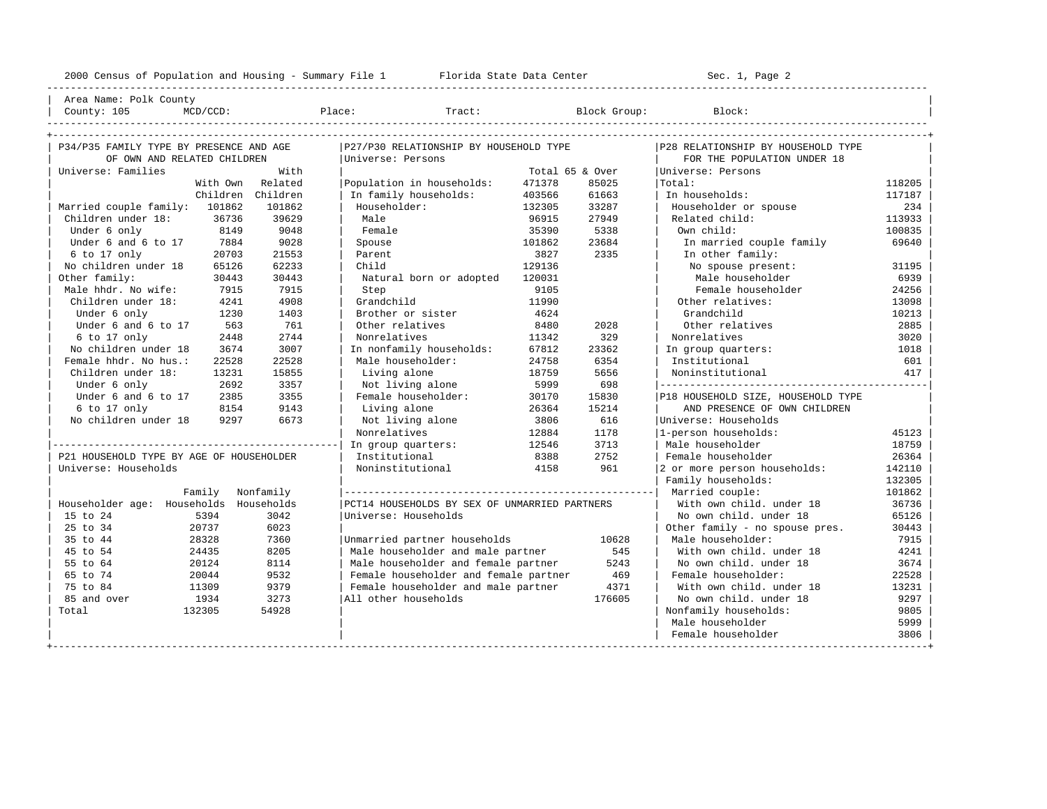2000 Census of Population and Housing - Summary File 1 Florida State Data Center Sec. 1, Page 2

Area Name: Polk County
County: 105 MCD/CCD: Place: Tract: Block Group: Block:

## P34/P35 FAMILY TYPE BY PRESENCE AND AGE OF OWN AND RELATED CHILDREN

Universe: Families

| | With Own Children | With Related Children |
|---|---|---|
| Married couple family: | 101862 | 101862 |
| Children under 18: | 36736 | 39629 |
| Under 6 only | 8149 | 9048 |
| Under 6 and 6 to 17 | 7884 | 9028 |
| 6 to 17 only | 20703 | 21553 |
| No children under 18 | 65126 | 62233 |
| Other family: | 30443 | 30443 |
| Male hhdr. No wife: | 7915 | 7915 |
| Children under 18: | 4241 | 4908 |
| Under 6 only | 1230 | 1403 |
| Under 6 and 6 to 17 | 563 | 761 |
| 6 to 17 only | 2448 | 2744 |
| No children under 18 | 3674 | 3007 |
| Female hhdr. No hus.: | 22528 | 22528 |
| Children under 18: | 13231 | 15855 |
| Under 6 only | 2692 | 3357 |
| Under 6 and 6 to 17 | 2385 | 3355 |
| 6 to 17 only | 8154 | 9143 |
| No children under 18 | 9297 | 6673 |

## P21 HOUSEHOLD TYPE BY AGE OF HOUSEHOLDER

Universe: Households

| Householder age: | Family Households | Nonfamily Households |
|---|---|---|
| 15 to 24 | 5394 | 3042 |
| 25 to 34 | 20737 | 6023 |
| 35 to 44 | 28328 | 7360 |
| 45 to 54 | 24435 | 8205 |
| 55 to 64 | 20124 | 8114 |
| 65 to 74 | 20044 | 9532 |
| 75 to 84 | 11309 | 9379 |
| 85 and over | 1934 | 3273 |
| Total | 132305 | 54928 |

## P27/P30 RELATIONSHIP BY HOUSEHOLD TYPE

Universe: Persons

| | Total | 65 & Over |
|---|---|---|
| Population in households: | 471378 | 85025 |
| In family households: | 403566 | 61663 |
| Householder: | 132305 | 33287 |
| Male | 96915 | 27949 |
| Female | 35390 | 5338 |
| Spouse | 101862 | 23684 |
| Parent | 3827 | 2335 |
| Child | 129136 | |
| Natural born or adopted | 120031 | |
| Step | 9105 | |
| Grandchild | 11990 | |
| Brother or sister | 4624 | |
| Other relatives | 8480 | 2028 |
| Nonrelatives | 11342 | 329 |
| In nonfamily households: | 67812 | 23362 |
| Male householder: | 24758 | 6354 |
| Living alone | 18759 | 5656 |
| Not living alone | 5999 | 698 |
| Female householder: | 30170 | 15830 |
| Living alone | 26364 | 15214 |
| Not living alone | 3806 | 616 |
| Nonrelatives | 12884 | 1178 |
| In group quarters: | 12546 | 3713 |
| Institutional | 8388 | 2752 |
| Noninstitutional | 4158 | 961 |

## PCT14 HOUSEHOLDS BY SEX OF UNMARRIED PARTNERS

Universe: Households

| | |
|---|---|
| Unmarried partner households | 10628 |
| Male householder and male partner | 545 |
| Male householder and female partner | 5243 |
| Female householder and female partner | 469 |
| Female householder and male partner | 4371 |
| All other households | 176605 |

## P28 RELATIONSHIP BY HOUSEHOLD TYPE FOR THE POPULATION UNDER 18

Universe: Persons

| | |
|---|---|
| Total: | 118205 |
| In households: | 117187 |
| Householder or spouse | 234 |
| Related child: | 113933 |
| Own child: | 100835 |
| In married couple family | 69640 |
| In other family: | |
| No spouse present: | 31195 |
| Male householder | 6939 |
| Female householder | 24256 |
| Other relatives: | 13098 |
| Grandchild | 10213 |
| Other relatives | 2885 |
| Nonrelatives | 3020 |
| In group quarters: | 1018 |
| Institutional | 601 |
| Noninstitutional | 417 |

## P18 HOUSEHOLD SIZE, HOUSEHOLD TYPE AND PRESENCE OF OWN CHILDREN

Universe: Households

| | |
|---|---|
| 1-person households: | 45123 |
| Male householder | 18759 |
| Female householder | 26364 |
| 2 or more person households: | 142110 |
| Family households: | 132305 |
| Married couple: | 101862 |
| With own child. under 18 | 36736 |
| No own child. under 18 | 65126 |
| Other family - no spouse pres. | 30443 |
| Male householder: | 7915 |
| With own child. under 18 | 4241 |
| No own child. under 18 | 3674 |
| Female householder: | 22528 |
| With own child. under 18 | 13231 |
| No own child. under 18 | 9297 |
| Nonfamily households: | 9805 |
| Male householder | 5999 |
| Female householder | 3806 |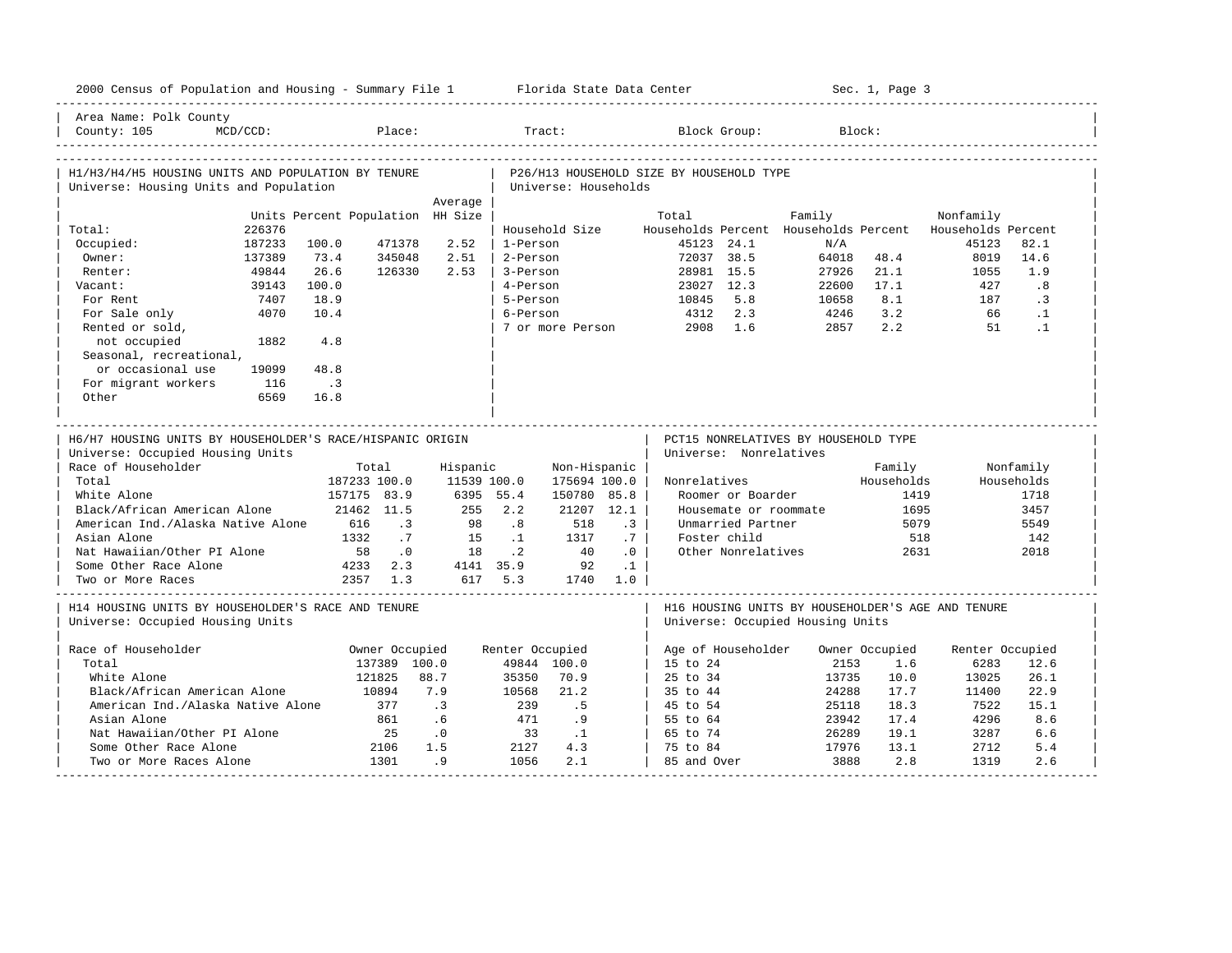2000 Census of Population and Housing - Summary File 1 &nbsp;&nbsp;&nbsp; Florida State Data Center &nbsp;&nbsp;&nbsp; Sec. 1, Page 3

Area Name: Polk County
County: 105 &nbsp; MCD/CCD: &nbsp; Place: &nbsp; Tract: &nbsp; Block Group: &nbsp; Block:

## H1/H3/H4/H5 HOUSING UNITS AND POPULATION BY TENURE

Universe: Housing Units and Population

| | Units | Percent | Population | Average HH Size |
|---|---|---|---|---|
| Total: | 226376 | | | |
| Occupied: | 187233 | 100.0 | 471378 | 2.52 |
| Owner: | 137389 | 73.4 | 345048 | 2.51 |
| Renter: | 49844 | 26.6 | 126330 | 2.53 |
| Vacant: | 39143 | 100.0 | | |
| For Rent | 7407 | 18.9 | | |
| For Sale only | 4070 | 10.4 | | |
| Rented or sold, not occupied | 1882 | 4.8 | | |
| Seasonal, recreational, or occasional use | 19099 | 48.8 | | |
| For migrant workers | 116 | .3 | | |
| Other | 6569 | 16.8 | | |

## P26/H13 HOUSEHOLD SIZE BY HOUSEHOLD TYPE

Universe: Households

| Household Size | Total Households | Percent | Family Households | Percent | Nonfamily Households | Percent |
|---|---|---|---|---|---|---|
| 1-Person | 45123 | 24.1 | N/A | | 45123 | 82.1 |
| 2-Person | 72037 | 38.5 | 64018 | 48.4 | 8019 | 14.6 |
| 3-Person | 28981 | 15.5 | 27926 | 21.1 | 1055 | 1.9 |
| 4-Person | 23027 | 12.3 | 22600 | 17.1 | 427 | .8 |
| 5-Person | 10845 | 5.8 | 10658 | 8.1 | 187 | .3 |
| 6-Person | 4312 | 2.3 | 4246 | 3.2 | 66 | .1 |
| 7 or more Person | 2908 | 1.6 | 2857 | 2.2 | 51 | .1 |

## H6/H7 HOUSING UNITS BY HOUSEHOLDER'S RACE/HISPANIC ORIGIN

Universe: Occupied Housing Units

| Race of Householder | Total | | Hispanic | | Non-Hispanic | |
|---|---|---|---|---|---|---|
| Total | 187233 | 100.0 | 11539 | 100.0 | 175694 | 100.0 |
| White Alone | 157175 | 83.9 | 6395 | 55.4 | 150780 | 85.8 |
| Black/African American Alone | 21462 | 11.5 | 255 | 2.2 | 21207 | 12.1 |
| American Ind./Alaska Native Alone | 616 | .3 | 98 | .8 | 518 | .3 |
| Asian Alone | 1332 | .7 | 15 | .1 | 1317 | .7 |
| Nat Hawaiian/Other PI Alone | 58 | .0 | 18 | .2 | 40 | .0 |
| Some Other Race Alone | 4233 | 2.3 | 4141 | 35.9 | 92 | .1 |
| Two or More Races | 2357 | 1.3 | 617 | 5.3 | 1740 | 1.0 |

## PCT15 NONRELATIVES BY HOUSEHOLD TYPE

Universe: Nonrelatives

| Nonrelatives | Family Households | Nonfamily Households |
|---|---|---|
| Roomer or Boarder | 1419 | 1718 |
| Housemate or roommate | 1695 | 3457 |
| Unmarried Partner | 5079 | 5549 |
| Foster child | 518 | 142 |
| Other Nonrelatives | 2631 | 2018 |

## H14 HOUSING UNITS BY HOUSEHOLDER'S RACE AND TENURE

Universe: Occupied Housing Units

| Race of Householder | Owner Occupied | | Renter Occupied | |
|---|---|---|---|---|
| Total | 137389 | 100.0 | 49844 | 100.0 |
| White Alone | 121825 | 88.7 | 35350 | 70.9 |
| Black/African American Alone | 10894 | 7.9 | 10568 | 21.2 |
| American Ind./Alaska Native Alone | 377 | .3 | 239 | .5 |
| Asian Alone | 861 | .6 | 471 | .9 |
| Nat Hawaiian/Other PI Alone | 25 | .0 | 33 | .1 |
| Some Other Race Alone | 2106 | 1.5 | 2127 | 4.3 |
| Two or More Races Alone | 1301 | .9 | 1056 | 2.1 |

## H16 HOUSING UNITS BY HOUSEHOLDER'S AGE AND TENURE

Universe: Occupied Housing Units

| Age of Householder | Owner Occupied | | Renter Occupied | |
|---|---|---|---|---|
| 15 to 24 | 2153 | 1.6 | 6283 | 12.6 |
| 25 to 34 | 13735 | 10.0 | 13025 | 26.1 |
| 35 to 44 | 24288 | 17.7 | 11400 | 22.9 |
| 45 to 54 | 25118 | 18.3 | 7522 | 15.1 |
| 55 to 64 | 23942 | 17.4 | 4296 | 8.6 |
| 65 to 74 | 26289 | 19.1 | 3287 | 6.6 |
| 75 to 84 | 17976 | 13.1 | 2712 | 5.4 |
| 85 and Over | 3888 | 2.8 | 1319 | 2.6 |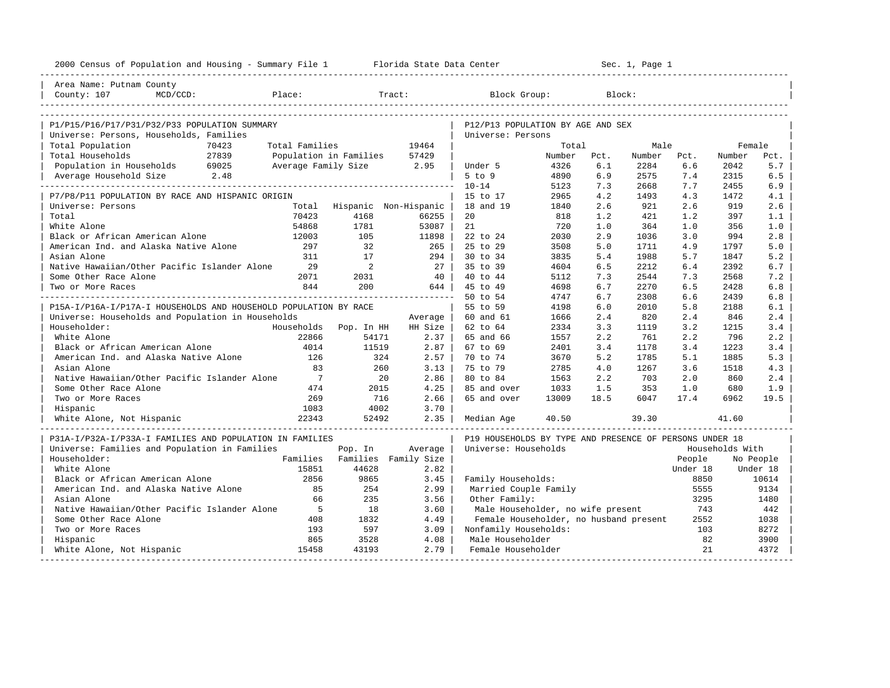2000 Census of Population and Housing - Summary File 1 Florida State Data Center Sec. 1, Page 1

Area Name: Putnam County
County: 107 MCD/CCD: Place: Tract: Block Group: Block:

## P1/P15/P16/P17/P31/P32/P33 POPULATION SUMMARY

Universe: Persons, Households, Families

| | | | |
|---|---|---|---|
| Total Population | 70423 | Total Families | 19464 |
| Total Households | 27839 | Population in Families | 57429 |
| Population in Households | 69025 | Average Family Size | 2.95 |
| Average Household Size | 2.48 | | |

## P7/P8/P11 POPULATION BY RACE AND HISPANIC ORIGIN

Universe: Persons

| | Total | Hispanic | Non-Hispanic |
|---|---|---|---|
| Total | 70423 | 4168 | 66255 |
| White Alone | 54868 | 1781 | 53087 |
| Black or African American Alone | 12003 | 105 | 11898 |
| American Ind. and Alaska Native Alone | 297 | 32 | 265 |
| Asian Alone | 311 | 17 | 294 |
| Native Hawaiian/Other Pacific Islander Alone | 29 | 2 | 27 |
| Some Other Race Alone | 2071 | 2031 | 40 |
| Two or More Races | 844 | 200 | 644 |

## P15A-I/P16A-I/P17A-I HOUSEHOLDS AND HOUSEHOLD POPULATION BY RACE

Universe: Households and Population in Households

| Householder: | Households | Pop. In HH | Average HH Size |
|---|---|---|---|
| White Alone | 22866 | 54171 | 2.37 |
| Black or African American Alone | 4014 | 11519 | 2.87 |
| American Ind. and Alaska Native Alone | 126 | 324 | 2.57 |
| Asian Alone | 83 | 260 | 3.13 |
| Native Hawaiian/Other Pacific Islander Alone | 7 | 20 | 2.86 |
| Some Other Race Alone | 474 | 2015 | 4.25 |
| Two or More Races | 269 | 716 | 2.66 |
| Hispanic | 1083 | 4002 | 3.70 |
| White Alone, Not Hispanic | 22343 | 52492 | 2.35 |

## P31A-I/P32A-I/P33A-I FAMILIES AND POPULATION IN FAMILIES

Universe: Families and Population in Families

| Householder: | Families | Pop. In Families | Average Family Size |
|---|---|---|---|
| White Alone | 15851 | 44628 | 2.82 |
| Black or African American Alone | 2856 | 9865 | 3.45 |
| American Ind. and Alaska Native Alone | 85 | 254 | 2.99 |
| Asian Alone | 66 | 235 | 3.56 |
| Native Hawaiian/Other Pacific Islander Alone | 5 | 18 | 3.60 |
| Some Other Race Alone | 408 | 1832 | 4.49 |
| Two or More Races | 193 | 597 | 3.09 |
| Hispanic | 865 | 3528 | 4.08 |
| White Alone, Not Hispanic | 15458 | 43193 | 2.79 |

## P12/P13 POPULATION BY AGE AND SEX

Universe: Persons

| | Total Number | Total Pct. | Male Number | Male Pct. | Female Number | Female Pct. |
|---|---|---|---|---|---|---|
| Under 5 | 4326 | 6.1 | 2284 | 6.6 | 2042 | 5.7 |
| 5 to 9 | 4890 | 6.9 | 2575 | 7.4 | 2315 | 6.5 |
| 10-14 | 5123 | 7.3 | 2668 | 7.7 | 2455 | 6.9 |
| 15 to 17 | 2965 | 4.2 | 1493 | 4.3 | 1472 | 4.1 |
| 18 and 19 | 1840 | 2.6 | 921 | 2.6 | 919 | 2.6 |
| 20 | 818 | 1.2 | 421 | 1.2 | 397 | 1.1 |
| 21 | 720 | 1.0 | 364 | 1.0 | 356 | 1.0 |
| 22 to 24 | 2030 | 2.9 | 1036 | 3.0 | 994 | 2.8 |
| 25 to 29 | 3508 | 5.0 | 1711 | 4.9 | 1797 | 5.0 |
| 30 to 34 | 3835 | 5.4 | 1988 | 5.7 | 1847 | 5.2 |
| 35 to 39 | 4604 | 6.5 | 2212 | 6.4 | 2392 | 6.7 |
| 40 to 44 | 5112 | 7.3 | 2544 | 7.3 | 2568 | 7.2 |
| 45 to 49 | 4698 | 6.7 | 2270 | 6.5 | 2428 | 6.8 |
| 50 to 54 | 4747 | 6.7 | 2308 | 6.6 | 2439 | 6.8 |
| 55 to 59 | 4198 | 6.0 | 2010 | 5.8 | 2188 | 6.1 |
| 60 and 61 | 1666 | 2.4 | 820 | 2.4 | 846 | 2.4 |
| 62 to 64 | 2334 | 3.3 | 1119 | 3.2 | 1215 | 3.4 |
| 65 and 66 | 1557 | 2.2 | 761 | 2.2 | 796 | 2.2 |
| 67 to 69 | 2401 | 3.4 | 1178 | 3.4 | 1223 | 3.4 |
| 70 to 74 | 3670 | 5.2 | 1785 | 5.1 | 1885 | 5.3 |
| 75 to 79 | 2785 | 4.0 | 1267 | 3.6 | 1518 | 4.3 |
| 80 to 84 | 1563 | 2.2 | 703 | 2.0 | 860 | 2.4 |
| 85 and over | 1033 | 1.5 | 353 | 1.0 | 680 | 1.9 |
| 65 and over | 13009 | 18.5 | 6047 | 17.4 | 6962 | 19.5 |
| Median Age | 40.50 | | 39.30 | | 41.60 | |

## P19 HOUSEHOLDS BY TYPE AND PRESENCE OF PERSONS UNDER 18

Universe: Households

| | Households With People Under 18 | Households With No People Under 18 |
|---|---|---|
| Family Households: | 8850 | 10614 |
| Married Couple Family | 5555 | 9134 |
| Other Family: | 3295 | 1480 |
| Male Householder, no wife present | 743 | 442 |
| Female Householder, no husband present | 2552 | 1038 |
| Nonfamily Households: | 103 | 8272 |
| Male Householder | 82 | 3900 |
| Female Householder | 21 | 4372 |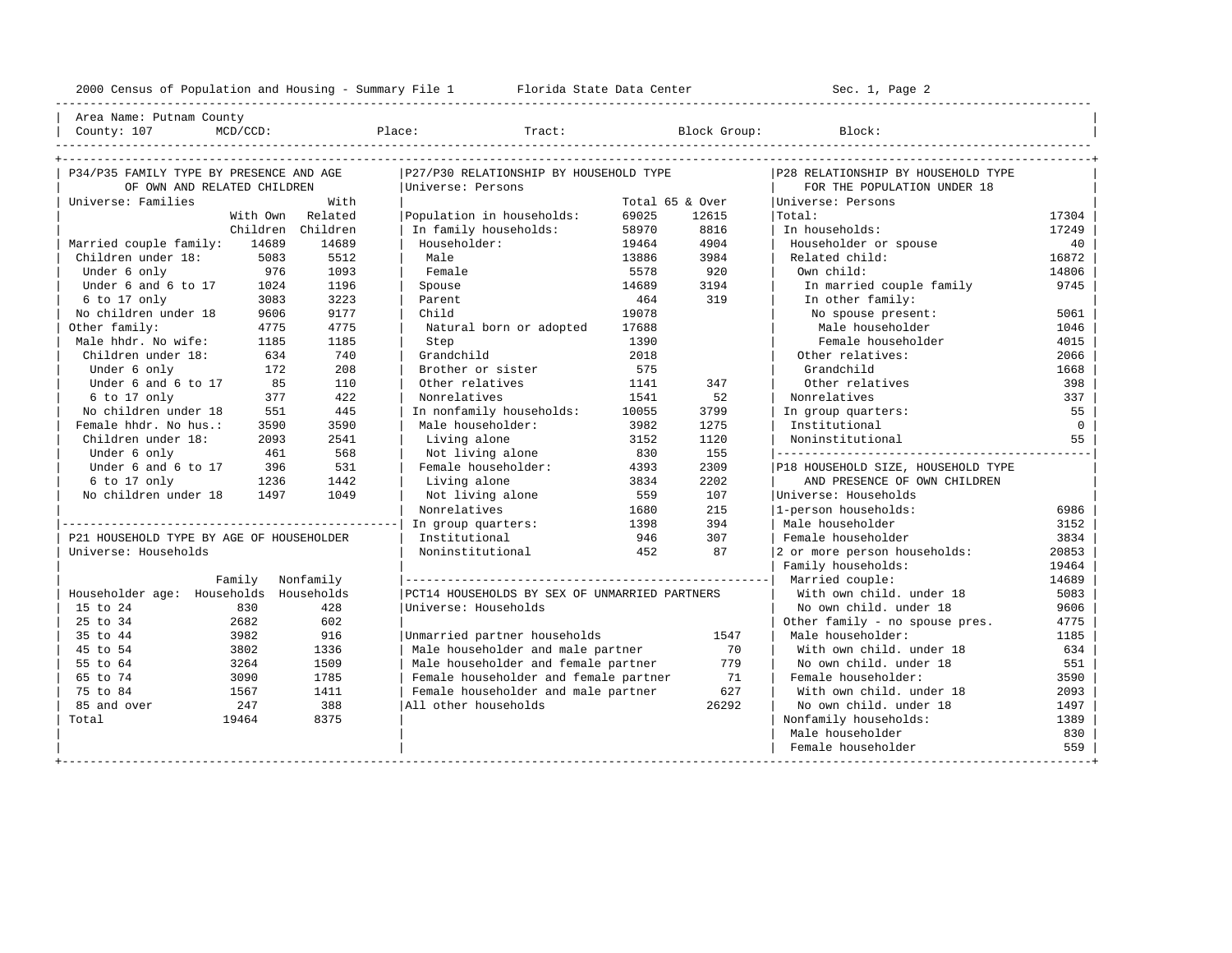2000 Census of Population and Housing - Summary File 1    Florida State Data Center    Sec. 1, Page 2

Area Name: Putnam County
County: 107    MCD/CCD:    Place:    Tract:    Block Group:    Block:

## P34/P35 FAMILY TYPE BY PRESENCE AND AGE OF OWN AND RELATED CHILDREN

Universe: Families

| | With Own Children | With Related Children |
|---|---|---|
| Married couple family: | 14689 | 14689 |
| Children under 18: | 5083 | 5512 |
| Under 6 only | 976 | 1093 |
| Under 6 and 6 to 17 | 1024 | 1196 |
| 6 to 17 only | 3083 | 3223 |
| No children under 18 | 9606 | 9177 |
| Other family: | 4775 | 4775 |
| Male hhdr. No wife: | 1185 | 1185 |
| Children under 18: | 634 | 740 |
| Under 6 only | 172 | 208 |
| Under 6 and 6 to 17 | 85 | 110 |
| 6 to 17 only | 377 | 422 |
| No children under 18 | 551 | 445 |
| Female hhdr. No hus.: | 3590 | 3590 |
| Children under 18: | 2093 | 2541 |
| Under 6 only | 461 | 568 |
| Under 6 and 6 to 17 | 396 | 531 |
| 6 to 17 only | 1236 | 1442 |
| No children under 18 | 1497 | 1049 |

## P21 HOUSEHOLD TYPE BY AGE OF HOUSEHOLDER

Universe: Households

| Householder age: | Family Households | Nonfamily Households |
|---|---|---|
| 15 to 24 | 830 | 428 |
| 25 to 34 | 2682 | 602 |
| 35 to 44 | 3982 | 916 |
| 45 to 54 | 3802 | 1336 |
| 55 to 64 | 3264 | 1509 |
| 65 to 74 | 3090 | 1785 |
| 75 to 84 | 1567 | 1411 |
| 85 and over | 247 | 388 |
| Total | 19464 | 8375 |

## P27/P30 RELATIONSHIP BY HOUSEHOLD TYPE

Universe: Persons

| | Total | 65 & Over |
|---|---|---|
| Population in households: | 69025 | 12615 |
| In family households: | 58970 | 8816 |
| Householder: | 19464 | 4904 |
| Male | 13886 | 3984 |
| Female | 5578 | 920 |
| Spouse | 14689 | 3194 |
| Parent | 464 | 319 |
| Child | 19078 | |
| Natural born or adopted | 17688 | |
| Step | 1390 | |
| Grandchild | 2018 | |
| Brother or sister | 575 | |
| Other relatives | 1141 | 347 |
| Nonrelatives | 1541 | 52 |
| In nonfamily households: | 10055 | 3799 |
| Male householder: | 3982 | 1275 |
| Living alone | 3152 | 1120 |
| Not living alone | 830 | 155 |
| Female householder: | 4393 | 2309 |
| Living alone | 3834 | 2202 |
| Not living alone | 559 | 107 |
| Nonrelatives | 1680 | 215 |
| In group quarters: | 1398 | 394 |
| Institutional | 946 | 307 |
| Noninstitutional | 452 | 87 |

## PCT14 HOUSEHOLDS BY SEX OF UNMARRIED PARTNERS

Universe: Households

| | |
|---|---|
| Unmarried partner households | 1547 |
| Male householder and male partner | 70 |
| Male householder and female partner | 779 |
| Female householder and female partner | 71 |
| Female householder and male partner | 627 |
| All other households | 26292 |

## P28 RELATIONSHIP BY HOUSEHOLD TYPE FOR THE POPULATION UNDER 18

Universe: Persons

| | |
|---|---|
| Total: | 17304 |
| In households: | 17249 |
| Householder or spouse | 40 |
| Related child: | 16872 |
| Own child: | 14806 |
| In married couple family | 9745 |
| In other family: | |
| No spouse present: | 5061 |
| Male householder | 1046 |
| Female householder | 4015 |
| Other relatives: | 2066 |
| Grandchild | 1668 |
| Other relatives | 398 |
| Nonrelatives | 337 |
| In group quarters: | 55 |
| Institutional | 0 |
| Noninstitutional | 55 |

## P18 HOUSEHOLD SIZE, HOUSEHOLD TYPE AND PRESENCE OF OWN CHILDREN

Universe: Households

| | |
|---|---|
| 1-person households: | 6986 |
| Male householder | 3152 |
| Female householder | 3834 |
| 2 or more person households: | 20853 |
| Family households: | 19464 |
| Married couple: | 14689 |
| With own child. under 18 | 5083 |
| No own child. under 18 | 9606 |
| Other family - no spouse pres. | 4775 |
| Male householder: | 1185 |
| With own child. under 18 | 634 |
| No own child. under 18 | 551 |
| Female householder: | 3590 |
| With own child. under 18 | 2093 |
| No own child. under 18 | 1497 |
| Nonfamily households: | 1389 |
| Male householder | 830 |
| Female householder | 559 |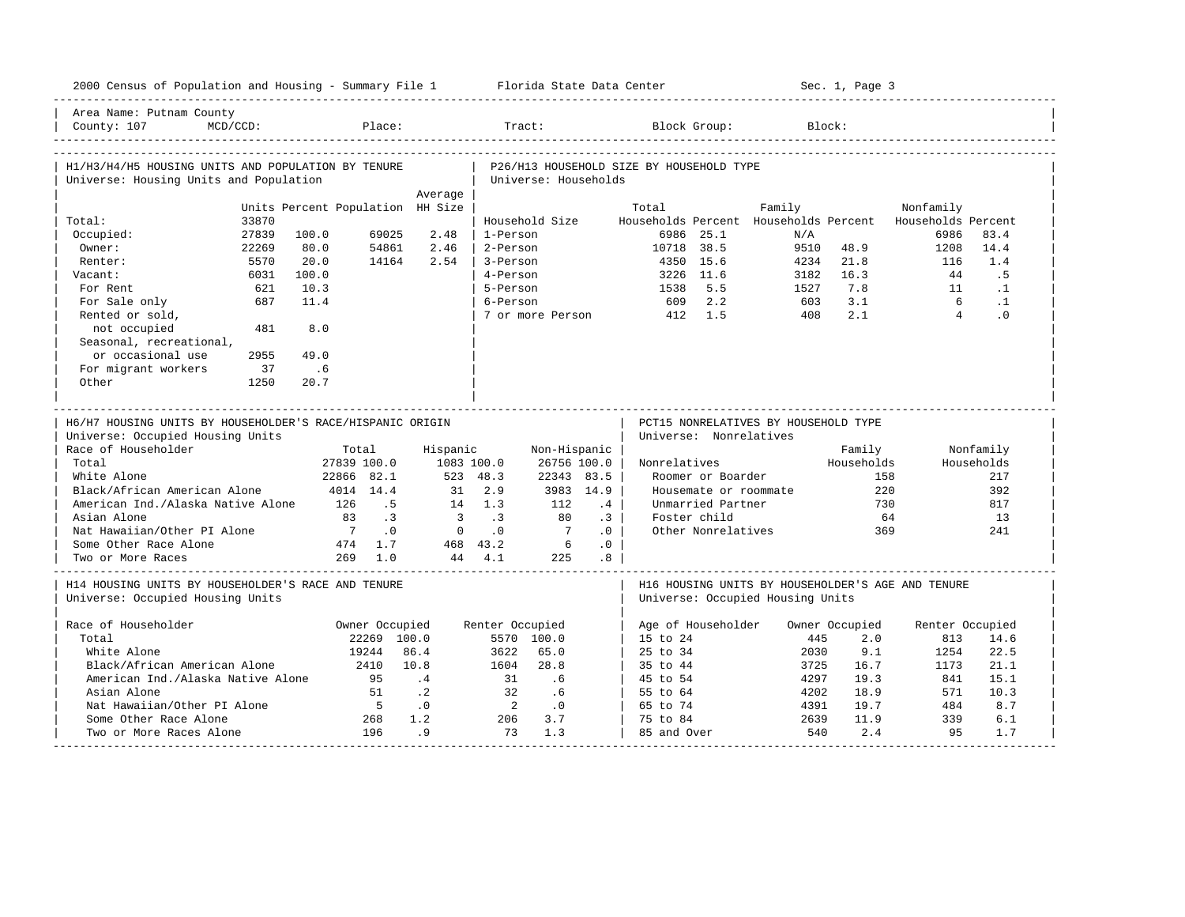2000 Census of Population and Housing - Summary File 1 — Florida State Data Center — Sec. 1, Page 3

Area Name: Putnam County
County: 107 MCD/CCD: Place: Tract: Block Group: Block:

## H1/H3/H4/H5 HOUSING UNITS AND POPULATION BY TENURE

Universe: Housing Units and Population

| | Units | Percent | Population | Average HH Size |
|---|---|---|---|---|
| Total: | 33870 | | | |
| Occupied: | 27839 | 100.0 | 69025 | 2.48 |
| Owner: | 22269 | 80.0 | 54861 | 2.46 |
| Renter: | 5570 | 20.0 | 14164 | 2.54 |
| Vacant: | 6031 | 100.0 | | |
| For Rent | 621 | 10.3 | | |
| For Sale only | 687 | 11.4 | | |
| Rented or sold, not occupied | 481 | 8.0 | | |
| Seasonal, recreational, or occasional use | 2955 | 49.0 | | |
| For migrant workers | 37 | .6 | | |
| Other | 1250 | 20.7 | | |

## P26/H13 HOUSEHOLD SIZE BY HOUSEHOLD TYPE

Universe: Households

| Household Size | Total Households | Percent | Family Households | Percent | Nonfamily Households | Percent |
|---|---|---|---|---|---|---|
| 1-Person | 6986 | 25.1 | N/A | | 6986 | 83.4 |
| 2-Person | 10718 | 38.5 | 9510 | 48.9 | 1208 | 14.4 |
| 3-Person | 4350 | 15.6 | 4234 | 21.8 | 116 | 1.4 |
| 4-Person | 3226 | 11.6 | 3182 | 16.3 | 44 | .5 |
| 5-Person | 1538 | 5.5 | 1527 | 7.8 | 11 | .1 |
| 6-Person | 609 | 2.2 | 603 | 3.1 | 6 | .1 |
| 7 or more Person | 412 | 1.5 | 408 | 2.1 | 4 | .0 |

## H6/H7 HOUSING UNITS BY HOUSEHOLDER'S RACE/HISPANIC ORIGIN

Universe: Occupied Housing Units

| Race of Householder | Total | | Hispanic | | Non-Hispanic | |
|---|---|---|---|---|---|---|
| Total | 27839 | 100.0 | 1083 | 100.0 | 26756 | 100.0 |
| White Alone | 22866 | 82.1 | 523 | 48.3 | 22343 | 83.5 |
| Black/African American Alone | 4014 | 14.4 | 31 | 2.9 | 3983 | 14.9 |
| American Ind./Alaska Native Alone | 126 | .5 | 14 | 1.3 | 112 | .4 |
| Asian Alone | 83 | .3 | 3 | .3 | 80 | .3 |
| Nat Hawaiian/Other PI Alone | 7 | .0 | 0 | .0 | 7 | .0 |
| Some Other Race Alone | 474 | 1.7 | 468 | 43.2 | 6 | .0 |
| Two or More Races | 269 | 1.0 | 44 | 4.1 | 225 | .8 |

## PCT15 NONRELATIVES BY HOUSEHOLD TYPE

Universe: Nonrelatives

| Nonrelatives | Family Households | Nonfamily Households |
|---|---|---|
| Roomer or Boarder | 158 | 217 |
| Housemate or roommate | 220 | 392 |
| Unmarried Partner | 730 | 817 |
| Foster child | 64 | 13 |
| Other Nonrelatives | 369 | 241 |

## H14 HOUSING UNITS BY HOUSEHOLDER'S RACE AND TENURE

Universe: Occupied Housing Units

| Race of Householder | Owner Occupied | | Renter Occupied | |
|---|---|---|---|---|
| Total | 22269 | 100.0 | 5570 | 100.0 |
| White Alone | 19244 | 86.4 | 3622 | 65.0 |
| Black/African American Alone | 2410 | 10.8 | 1604 | 28.8 |
| American Ind./Alaska Native Alone | 95 | .4 | 31 | .6 |
| Asian Alone | 51 | .2 | 32 | .6 |
| Nat Hawaiian/Other PI Alone | 5 | .0 | 2 | .0 |
| Some Other Race Alone | 268 | 1.2 | 206 | 3.7 |
| Two or More Races Alone | 196 | .9 | 73 | 1.3 |

## H16 HOUSING UNITS BY HOUSEHOLDER'S AGE AND TENURE

Universe: Occupied Housing Units

| Age of Householder | Owner Occupied | | Renter Occupied | |
|---|---|---|---|---|
| 15 to 24 | 445 | 2.0 | 813 | 14.6 |
| 25 to 34 | 2030 | 9.1 | 1254 | 22.5 |
| 35 to 44 | 3725 | 16.7 | 1173 | 21.1 |
| 45 to 54 | 4297 | 19.3 | 841 | 15.1 |
| 55 to 64 | 4202 | 18.9 | 571 | 10.3 |
| 65 to 74 | 4391 | 19.7 | 484 | 8.7 |
| 75 to 84 | 2639 | 11.9 | 339 | 6.1 |
| 85 and Over | 540 | 2.4 | 95 | 1.7 |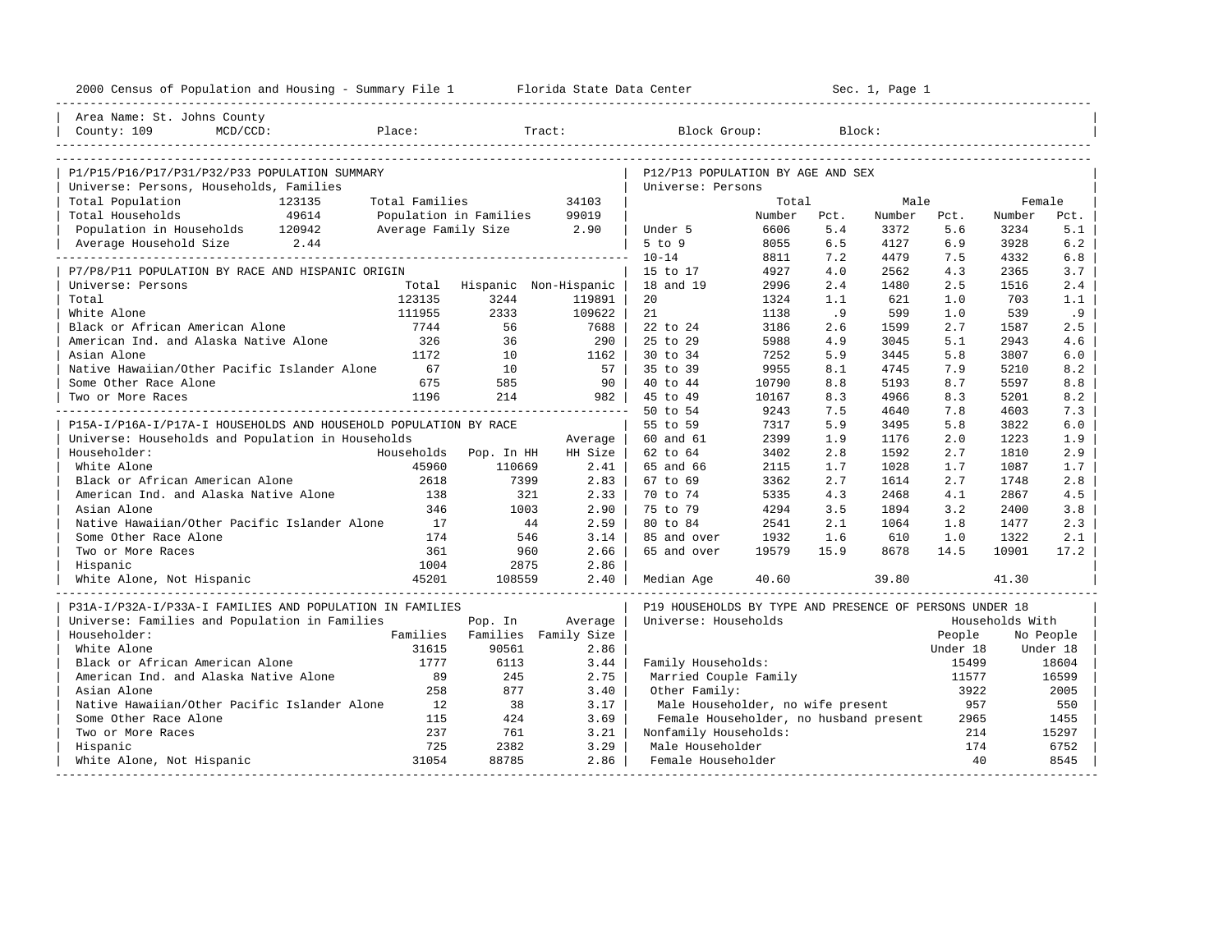2000 Census of Population and Housing - Summary File 1 Florida State Data Center Sec. 1, Page 1

Area Name: St. Johns County
County: 109 MCD/CCD: Place: Tract: Block Group: Block:

## P1/P15/P16/P17/P31/P32/P33 POPULATION SUMMARY

Universe: Persons, Households, Families

| | | | |
|---|---|---|---|
| Total Population | 123135 | Total Families | 34103 |
| Total Households | 49614 | Population in Families | 99019 |
| Population in Households | 120942 | Average Family Size | 2.90 |
| Average Household Size | 2.44 | | |

## P7/P8/P11 POPULATION BY RACE AND HISPANIC ORIGIN

Universe: Persons

| | Total | Hispanic | Non-Hispanic |
|---|---|---|---|
| Total | 123135 | 3244 | 119891 |
| White Alone | 111955 | 2333 | 109622 |
| Black or African American Alone | 7744 | 56 | 7688 |
| American Ind. and Alaska Native Alone | 326 | 36 | 290 |
| Asian Alone | 1172 | 10 | 1162 |
| Native Hawaiian/Other Pacific Islander Alone | 67 | 10 | 57 |
| Some Other Race Alone | 675 | 585 | 90 |
| Two or More Races | 1196 | 214 | 982 |

## P15A-I/P16A-I/P17A-I HOUSEHOLDS AND HOUSEHOLD POPULATION BY RACE

Universe: Households and Population in Households

| Householder: | Households | Pop. In HH | Average HH Size |
|---|---|---|---|
| White Alone | 45960 | 110669 | 2.41 |
| Black or African American Alone | 2618 | 7399 | 2.83 |
| American Ind. and Alaska Native Alone | 138 | 321 | 2.33 |
| Asian Alone | 346 | 1003 | 2.90 |
| Native Hawaiian/Other Pacific Islander Alone | 17 | 44 | 2.59 |
| Some Other Race Alone | 174 | 546 | 3.14 |
| Two or More Races | 361 | 960 | 2.66 |
| Hispanic | 1004 | 2875 | 2.86 |
| White Alone, Not Hispanic | 45201 | 108559 | 2.40 |

## P31A-I/P32A-I/P33A-I FAMILIES AND POPULATION IN FAMILIES

Universe: Families and Population in Families

| Householder: | Families | Pop. In Families | Average Family Size |
|---|---|---|---|
| White Alone | 31615 | 90561 | 2.86 |
| Black or African American Alone | 1777 | 6113 | 3.44 |
| American Ind. and Alaska Native Alone | 89 | 245 | 2.75 |
| Asian Alone | 258 | 877 | 3.40 |
| Native Hawaiian/Other Pacific Islander Alone | 12 | 38 | 3.17 |
| Some Other Race Alone | 115 | 424 | 3.69 |
| Two or More Races | 237 | 761 | 3.21 |
| Hispanic | 725 | 2382 | 3.29 |
| White Alone, Not Hispanic | 31054 | 88785 | 2.86 |

## P12/P13 POPULATION BY AGE AND SEX

Universe: Persons

| | Total Number | Total Pct. | Male Number | Male Pct. | Female Number | Female Pct. |
|---|---|---|---|---|---|---|
| Under 5 | 6606 | 5.4 | 3372 | 5.6 | 3234 | 5.1 |
| 5 to 9 | 8055 | 6.5 | 4127 | 6.9 | 3928 | 6.2 |
| 10-14 | 8811 | 7.2 | 4479 | 7.5 | 4332 | 6.8 |
| 15 to 17 | 4927 | 4.0 | 2562 | 4.3 | 2365 | 3.7 |
| 18 and 19 | 2996 | 2.4 | 1480 | 2.5 | 1516 | 2.4 |
| 20 | 1324 | 1.1 | 621 | 1.0 | 703 | 1.1 |
| 21 | 1138 | .9 | 599 | 1.0 | 539 | .9 |
| 22 to 24 | 3186 | 2.6 | 1599 | 2.7 | 1587 | 2.5 |
| 25 to 29 | 5988 | 4.9 | 3045 | 5.1 | 2943 | 4.6 |
| 30 to 34 | 7252 | 5.9 | 3445 | 5.8 | 3807 | 6.0 |
| 35 to 39 | 9955 | 8.1 | 4745 | 7.9 | 5210 | 8.2 |
| 40 to 44 | 10790 | 8.8 | 5193 | 8.7 | 5597 | 8.8 |
| 45 to 49 | 10167 | 8.3 | 4966 | 8.3 | 5201 | 8.2 |
| 50 to 54 | 9243 | 7.5 | 4640 | 7.8 | 4603 | 7.3 |
| 55 to 59 | 7317 | 5.9 | 3495 | 5.8 | 3822 | 6.0 |
| 60 and 61 | 2399 | 1.9 | 1176 | 2.0 | 1223 | 1.9 |
| 62 to 64 | 3402 | 2.8 | 1592 | 2.7 | 1810 | 2.9 |
| 65 and 66 | 2115 | 1.7 | 1028 | 1.7 | 1087 | 1.7 |
| 67 to 69 | 3362 | 2.7 | 1614 | 2.7 | 1748 | 2.8 |
| 70 to 74 | 5335 | 4.3 | 2468 | 4.1 | 2867 | 4.5 |
| 75 to 79 | 4294 | 3.5 | 1894 | 3.2 | 2400 | 3.8 |
| 80 to 84 | 2541 | 2.1 | 1064 | 1.8 | 1477 | 2.3 |
| 85 and over | 1932 | 1.6 | 610 | 1.0 | 1322 | 2.1 |
| 65 and over | 19579 | 15.9 | 8678 | 14.5 | 10901 | 17.2 |
| Median Age | 40.60 | | 39.80 | | 41.30 | |

## P19 HOUSEHOLDS BY TYPE AND PRESENCE OF PERSONS UNDER 18

Universe: Households

| | Households With People Under 18 | Households With No People Under 18 |
|---|---|---|
| Family Households: | 15499 | 18604 |
| Married Couple Family | 11577 | 16599 |
| Other Family: | 3922 | 2005 |
| Male Householder, no wife present | 957 | 550 |
| Female Householder, no husband present | 2965 | 1455 |
| Nonfamily Households: | 214 | 15297 |
| Male Householder | 174 | 6752 |
| Female Householder | 40 | 8545 |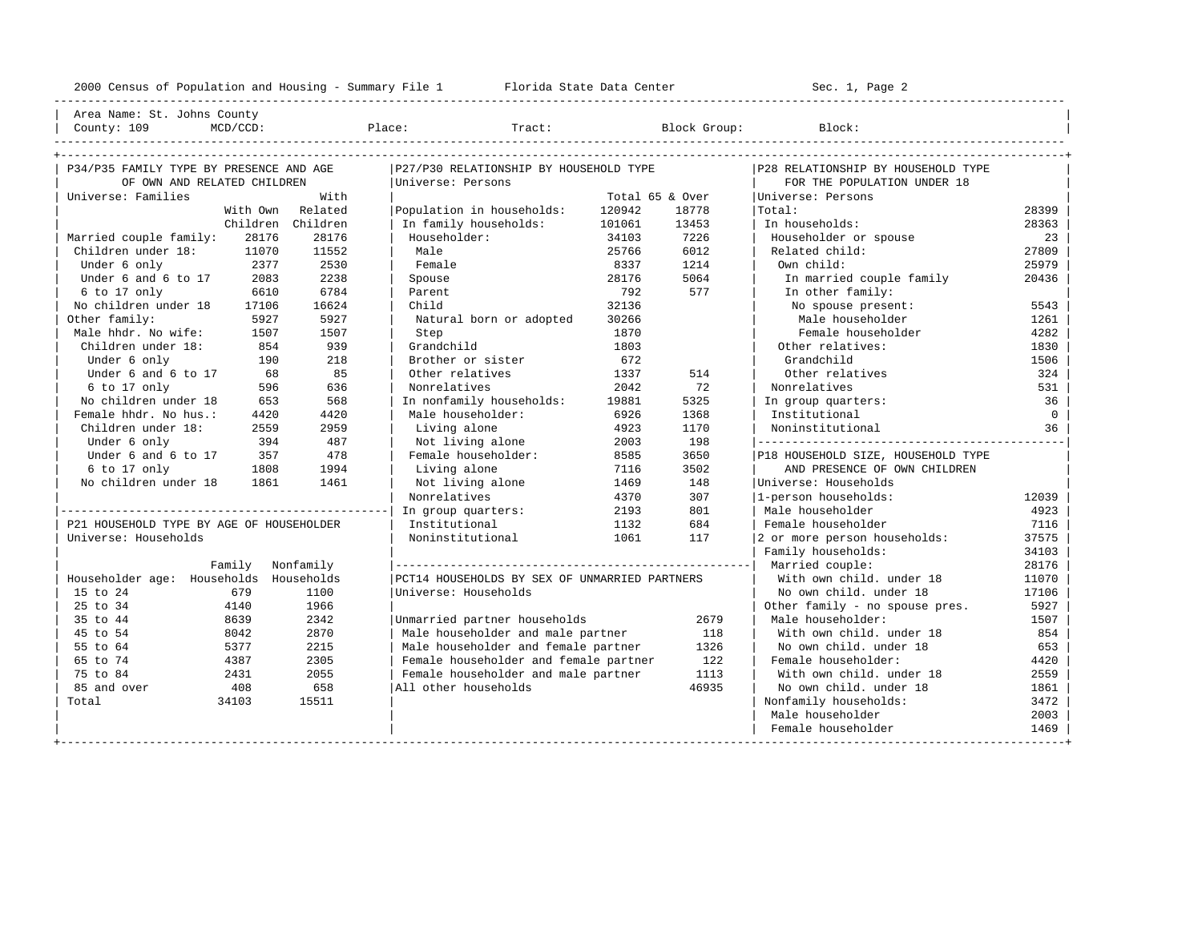2000 Census of Population and Housing - Summary File 1 Florida State Data Center Sec. 1, Page 2

Area Name: St. Johns County
County: 109 MCD/CCD: Place: Tract: Block Group: Block:

## P34/P35 FAMILY TYPE BY PRESENCE AND AGE OF OWN AND RELATED CHILDREN

Universe: Families

| | With Own Children | With Related Children |
|---|---|---|
| Married couple family: | 28176 | 28176 |
| Children under 18: | 11070 | 11552 |
| Under 6 only | 2377 | 2530 |
| Under 6 and 6 to 17 | 2083 | 2238 |
| 6 to 17 only | 6610 | 6784 |
| No children under 18 | 17106 | 16624 |
| Other family: | 5927 | 5927 |
| Male hhdr. No wife: | 1507 | 1507 |
| Children under 18: | 854 | 939 |
| Under 6 only | 190 | 218 |
| Under 6 and 6 to 17 | 68 | 85 |
| 6 to 17 only | 596 | 636 |
| No children under 18 | 653 | 568 |
| Female hhdr. No hus.: | 4420 | 4420 |
| Children under 18: | 2559 | 2959 |
| Under 6 only | 394 | 487 |
| Under 6 and 6 to 17 | 357 | 478 |
| 6 to 17 only | 1808 | 1994 |
| No children under 18 | 1861 | 1461 |

## P21 HOUSEHOLD TYPE BY AGE OF HOUSEHOLDER

Universe: Households

| Householder age: | Family Households | Nonfamily Households |
|---|---|---|
| 15 to 24 | 679 | 1100 |
| 25 to 34 | 4140 | 1966 |
| 35 to 44 | 8639 | 2342 |
| 45 to 54 | 8042 | 2870 |
| 55 to 64 | 5377 | 2215 |
| 65 to 74 | 4387 | 2305 |
| 75 to 84 | 2431 | 2055 |
| 85 and over | 408 | 658 |
| Total | 34103 | 15511 |

## P27/P30 RELATIONSHIP BY HOUSEHOLD TYPE

Universe: Persons

| | Total | 65 & Over |
|---|---|---|
| Population in households: | 120942 | 18778 |
| In family households: | 101061 | 13453 |
| Householder: | 34103 | 7226 |
| Male | 25766 | 6012 |
| Female | 8337 | 1214 |
| Spouse | 28176 | 5064 |
| Parent | 792 | 577 |
| Child | 32136 | |
| Natural born or adopted | 30266 | |
| Step | 1870 | |
| Grandchild | 1803 | |
| Brother or sister | 672 | |
| Other relatives | 1337 | 514 |
| Nonrelatives | 2042 | 72 |
| In nonfamily households: | 19881 | 5325 |
| Male householder: | 6926 | 1368 |
| Living alone | 4923 | 1170 |
| Not living alone | 2003 | 198 |
| Female householder: | 8585 | 3650 |
| Living alone | 7116 | 3502 |
| Not living alone | 1469 | 148 |
| Nonrelatives | 4370 | 307 |
| In group quarters: | 2193 | 801 |
| Institutional | 1132 | 684 |
| Noninstitutional | 1061 | 117 |

## PCT14 HOUSEHOLDS BY SEX OF UNMARRIED PARTNERS

Universe: Households

| | |
|---|---|
| Unmarried partner households | 2679 |
| Male householder and male partner | 118 |
| Male householder and female partner | 1326 |
| Female householder and female partner | 122 |
| Female householder and male partner | 1113 |
| All other households | 46935 |

## P28 RELATIONSHIP BY HOUSEHOLD TYPE FOR THE POPULATION UNDER 18

Universe: Persons

| | |
|---|---|
| Total: | 28399 |
| In households: | 28363 |
| Householder or spouse | 23 |
| Related child: | 27809 |
| Own child: | 25979 |
| In married couple family | 20436 |
| In other family: | |
| No spouse present: | 5543 |
| Male householder | 1261 |
| Female householder | 4282 |
| Other relatives: | 1830 |
| Grandchild | 1506 |
| Other relatives | 324 |
| Nonrelatives | 531 |
| In group quarters: | 36 |
| Institutional | 0 |
| Noninstitutional | 36 |

## P18 HOUSEHOLD SIZE, HOUSEHOLD TYPE AND PRESENCE OF OWN CHILDREN

Universe: Households

| | |
|---|---|
| 1-person households: | 12039 |
| Male householder | 4923 |
| Female householder | 7116 |
| 2 or more person households: | 37575 |
| Family households: | 34103 |
| Married couple: | 28176 |
| With own child. under 18 | 11070 |
| No own child. under 18 | 17106 |
| Other family - no spouse pres. | 5927 |
| Male householder: | 1507 |
| With own child. under 18 | 854 |
| No own child. under 18 | 653 |
| Female householder: | 4420 |
| With own child. under 18 | 2559 |
| No own child. under 18 | 1861 |
| Nonfamily households: | 3472 |
| Male householder | 2003 |
| Female householder | 1469 |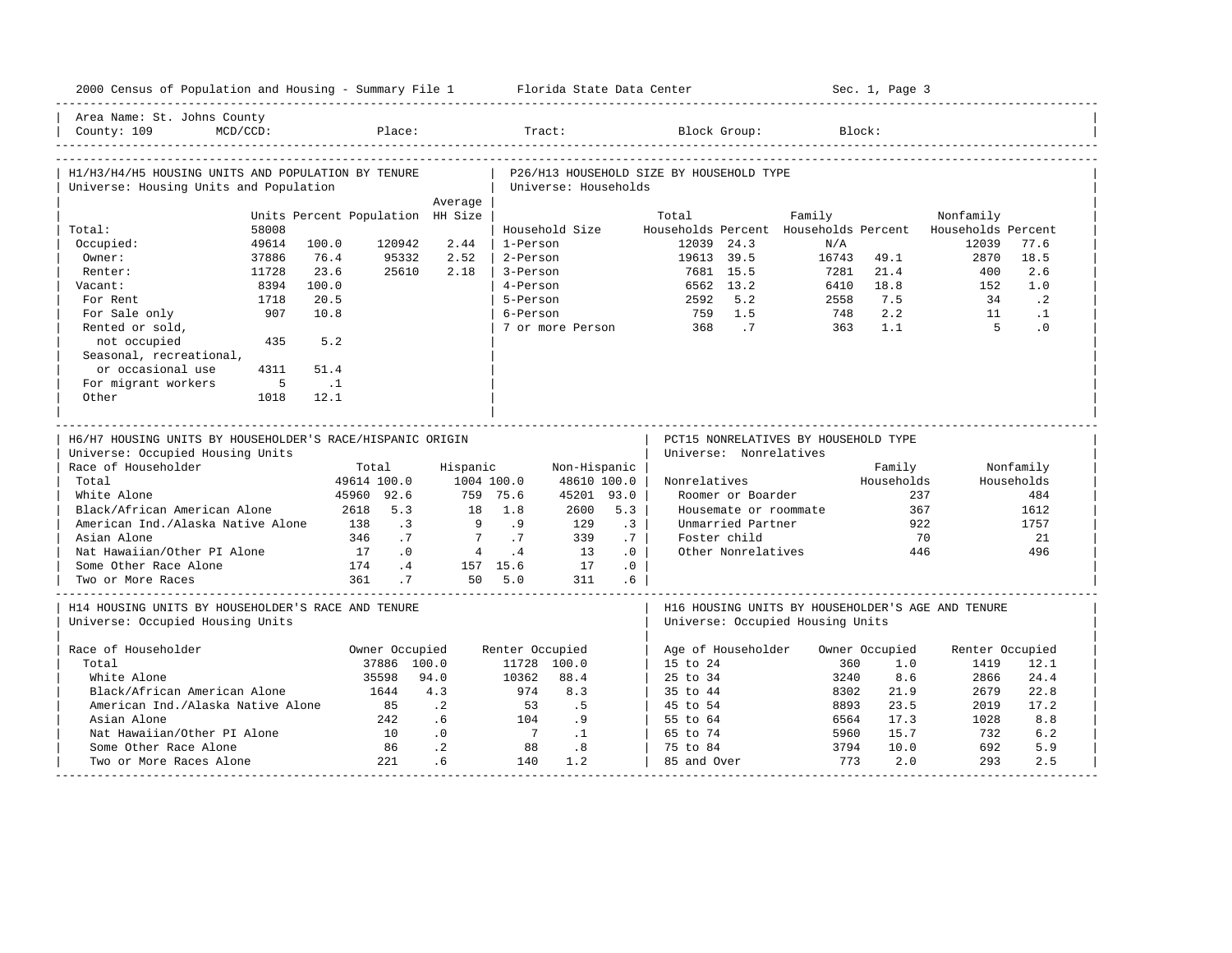Area Name: St. Johns County
County: 109 MCD/CCD: Place: Tract: Block Group: Block:

## H1/H3/H4/H5 HOUSING UNITS AND POPULATION BY TENURE

Universe: Housing Units and Population

| | Units | Percent | Population | Average HH Size |
|---|---|---|---|---|
| Total: | 58008 | | | |
| Occupied: | 49614 | 100.0 | 120942 | 2.44 |
| Owner: | 37886 | 76.4 | 95332 | 2.52 |
| Renter: | 11728 | 23.6 | 25610 | 2.18 |
| Vacant: | 8394 | 100.0 | | |
| For Rent | 1718 | 20.5 | | |
| For Sale only | 907 | 10.8 | | |
| Rented or sold, not occupied | 435 | 5.2 | | |
| Seasonal, recreational, or occasional use | 4311 | 51.4 | | |
| For migrant workers | 5 | .1 | | |
| Other | 1018 | 12.1 | | |

## P26/H13 HOUSEHOLD SIZE BY HOUSEHOLD TYPE

Universe: Households

| Household Size | Total Households | Percent | Family Households | Percent | Nonfamily Households | Percent |
|---|---|---|---|---|---|---|
| 1-Person | 12039 | 24.3 | N/A | | 12039 | 77.6 |
| 2-Person | 19613 | 39.5 | 16743 | 49.1 | 2870 | 18.5 |
| 3-Person | 7681 | 15.5 | 7281 | 21.4 | 400 | 2.6 |
| 4-Person | 6562 | 13.2 | 6410 | 18.8 | 152 | 1.0 |
| 5-Person | 2592 | 5.2 | 2558 | 7.5 | 34 | .2 |
| 6-Person | 759 | 1.5 | 748 | 2.2 | 11 | .1 |
| 7 or more Person | 368 | .7 | 363 | 1.1 | 5 | .0 |

## H6/H7 HOUSING UNITS BY HOUSEHOLDER'S RACE/HISPANIC ORIGIN

Universe: Occupied Housing Units

| Race of Householder | Total | | Hispanic | | Non-Hispanic | |
|---|---|---|---|---|---|---|
| Total | 49614 | 100.0 | 1004 | 100.0 | 48610 | 100.0 |
| White Alone | 45960 | 92.6 | 759 | 75.6 | 45201 | 93.0 |
| Black/African American Alone | 2618 | 5.3 | 18 | 1.8 | 2600 | 5.3 |
| American Ind./Alaska Native Alone | 138 | .3 | 9 | .9 | 129 | .3 |
| Asian Alone | 346 | .7 | 7 | .7 | 339 | .7 |
| Nat Hawaiian/Other PI Alone | 17 | .0 | 4 | .4 | 13 | .0 |
| Some Other Race Alone | 174 | .4 | 157 | 15.6 | 17 | .0 |
| Two or More Races | 361 | .7 | 50 | 5.0 | 311 | .6 |

## PCT15 NONRELATIVES BY HOUSEHOLD TYPE

Universe: Nonrelatives

| Nonrelatives | Family Households | Nonfamily Households |
|---|---|---|
| Roomer or Boarder | 237 | 484 |
| Housemate or roommate | 367 | 1612 |
| Unmarried Partner | 922 | 1757 |
| Foster child | 70 | 21 |
| Other Nonrelatives | 446 | 496 |

## H14 HOUSING UNITS BY HOUSEHOLDER'S RACE AND TENURE

Universe: Occupied Housing Units

| Race of Householder | Owner Occupied | | Renter Occupied | |
|---|---|---|---|---|
| Total | 37886 | 100.0 | 11728 | 100.0 |
| White Alone | 35598 | 94.0 | 10362 | 88.4 |
| Black/African American Alone | 1644 | 4.3 | 974 | 8.3 |
| American Ind./Alaska Native Alone | 85 | .2 | 53 | .5 |
| Asian Alone | 242 | .6 | 104 | .9 |
| Nat Hawaiian/Other PI Alone | 10 | .0 | 7 | .1 |
| Some Other Race Alone | 86 | .2 | 88 | .8 |
| Two or More Races Alone | 221 | .6 | 140 | 1.2 |

## H16 HOUSING UNITS BY HOUSEHOLDER'S AGE AND TENURE

Universe: Occupied Housing Units

| Age of Householder | Owner Occupied | | Renter Occupied | |
|---|---|---|---|---|
| 15 to 24 | 360 | 1.0 | 1419 | 12.1 |
| 25 to 34 | 3240 | 8.6 | 2866 | 24.4 |
| 35 to 44 | 8302 | 21.9 | 2679 | 22.8 |
| 45 to 54 | 8893 | 23.5 | 2019 | 17.2 |
| 55 to 64 | 6564 | 17.3 | 1028 | 8.8 |
| 65 to 74 | 5960 | 15.7 | 732 | 6.2 |
| 75 to 84 | 3794 | 10.0 | 692 | 5.9 |
| 85 and Over | 773 | 2.0 | 293 | 2.5 |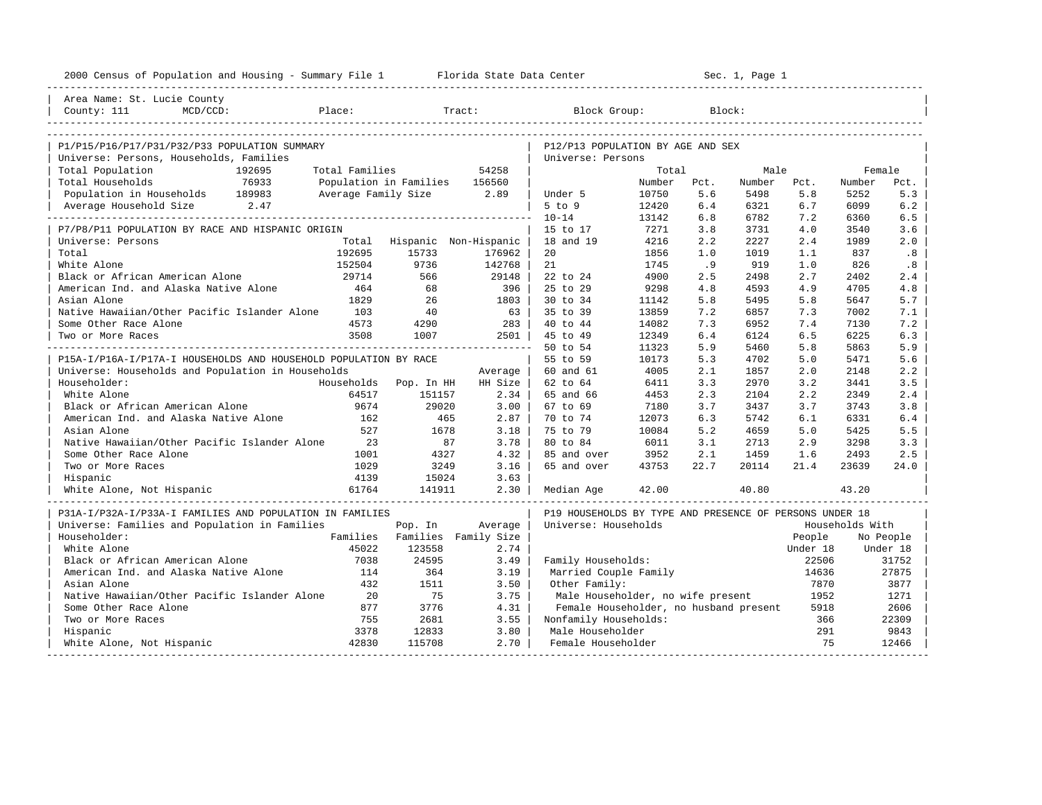2000 Census of Population and Housing - Summary File 1 Florida State Data Center

Area Name: St. Lucie County
County: 111 MCD/CCD: Place: Tract: Block Group: Block:

## P1/P15/P16/P17/P31/P32/P33 POPULATION SUMMARY

Universe: Persons, Households, Families

| | | | |
|---|---|---|---|
| Total Population | 192695 | Total Families | 54258 |
| Total Households | 76933 | Population in Families | 156560 |
| Population in Households | 189983 | Average Family Size | 2.89 |
| Average Household Size | 2.47 | | |

## P7/P8/P11 POPULATION BY RACE AND HISPANIC ORIGIN

Universe: Persons

| | Total | Hispanic | Non-Hispanic |
|---|---|---|---|
| Total | 192695 | 15733 | 176962 |
| White Alone | 152504 | 9736 | 142768 |
| Black or African American Alone | 29714 | 566 | 29148 |
| American Ind. and Alaska Native Alone | 464 | 68 | 396 |
| Asian Alone | 1829 | 26 | 1803 |
| Native Hawaiian/Other Pacific Islander Alone | 103 | 40 | 63 |
| Some Other Race Alone | 4573 | 4290 | 283 |
| Two or More Races | 3508 | 1007 | 2501 |

## P15A-I/P16A-I/P17A-I HOUSEHOLDS AND HOUSEHOLD POPULATION BY RACE

Universe: Households and Population in Households

| Householder: | Households | Pop. In HH | Average HH Size |
|---|---|---|---|
| White Alone | 64517 | 151157 | 2.34 |
| Black or African American Alone | 9674 | 29020 | 3.00 |
| American Ind. and Alaska Native Alone | 162 | 465 | 2.87 |
| Asian Alone | 527 | 1678 | 3.18 |
| Native Hawaiian/Other Pacific Islander Alone | 23 | 87 | 3.78 |
| Some Other Race Alone | 1001 | 4327 | 4.32 |
| Two or More Races | 1029 | 3249 | 3.16 |
| Hispanic | 4139 | 15024 | 3.63 |
| White Alone, Not Hispanic | 61764 | 141911 | 2.30 |

## P31A-I/P32A-I/P33A-I FAMILIES AND POPULATION IN FAMILIES

Universe: Families and Population in Families

| Householder: | Families | Pop. In Families | Average Family Size |
|---|---|---|---|
| White Alone | 45022 | 123558 | 2.74 |
| Black or African American Alone | 7038 | 24595 | 3.49 |
| American Ind. and Alaska Native Alone | 114 | 364 | 3.19 |
| Asian Alone | 432 | 1511 | 3.50 |
| Native Hawaiian/Other Pacific Islander Alone | 20 | 75 | 3.75 |
| Some Other Race Alone | 877 | 3776 | 4.31 |
| Two or More Races | 755 | 2681 | 3.55 |
| Hispanic | 3378 | 12833 | 3.80 |
| White Alone, Not Hispanic | 42830 | 115708 | 2.70 |

## P12/P13 POPULATION BY AGE AND SEX

Universe: Persons

| | Total Number | Total Pct. | Male Number | Male Pct. | Female Number | Female Pct. |
|---|---|---|---|---|---|---|
| Under 5 | 10750 | 5.6 | 5498 | 5.8 | 5252 | 5.3 |
| 5 to 9 | 12420 | 6.4 | 6321 | 6.7 | 6099 | 6.2 |
| 10-14 | 13142 | 6.8 | 6782 | 7.2 | 6360 | 6.5 |
| 15 to 17 | 7271 | 3.8 | 3731 | 4.0 | 3540 | 3.6 |
| 18 and 19 | 4216 | 2.2 | 2227 | 2.4 | 1989 | 2.0 |
| 20 | 1856 | 1.0 | 1019 | 1.1 | 837 | .8 |
| 21 | 1745 | .9 | 919 | 1.0 | 826 | .8 |
| 22 to 24 | 4900 | 2.5 | 2498 | 2.7 | 2402 | 2.4 |
| 25 to 29 | 9298 | 4.8 | 4593 | 4.9 | 4705 | 4.8 |
| 30 to 34 | 11142 | 5.8 | 5495 | 5.8 | 5647 | 5.7 |
| 35 to 39 | 13859 | 7.2 | 6857 | 7.3 | 7002 | 7.1 |
| 40 to 44 | 14082 | 7.3 | 6952 | 7.4 | 7130 | 7.2 |
| 45 to 49 | 12349 | 6.4 | 6124 | 6.5 | 6225 | 6.3 |
| 50 to 54 | 11323 | 5.9 | 5460 | 5.8 | 5863 | 5.9 |
| 55 to 59 | 10173 | 5.3 | 4702 | 5.0 | 5471 | 5.6 |
| 60 and 61 | 4005 | 2.1 | 1857 | 2.0 | 2148 | 2.2 |
| 62 to 64 | 6411 | 3.3 | 2970 | 3.2 | 3441 | 3.5 |
| 65 and 66 | 4453 | 2.3 | 2104 | 2.2 | 2349 | 2.4 |
| 67 to 69 | 7180 | 3.7 | 3437 | 3.7 | 3743 | 3.8 |
| 70 to 74 | 12073 | 6.3 | 5742 | 6.1 | 6331 | 6.4 |
| 75 to 79 | 10084 | 5.2 | 4659 | 5.0 | 5425 | 5.5 |
| 80 to 84 | 6011 | 3.1 | 2713 | 2.9 | 3298 | 3.3 |
| 85 and over | 3952 | 2.1 | 1459 | 1.6 | 2493 | 2.5 |
| 65 and over | 43753 | 22.7 | 20114 | 21.4 | 23639 | 24.0 |
| Median Age | 42.00 | | 40.80 | | 43.20 | |

## P19 HOUSEHOLDS BY TYPE AND PRESENCE OF PERSONS UNDER 18

Universe: Households

| | Households With People Under 18 | Households With No People Under 18 |
|---|---|---|
| Family Households: | 22506 | 31752 |
| Married Couple Family | 14636 | 27875 |
| Other Family: | 7870 | 3877 |
| Male Householder, no wife present | 1952 | 1271 |
| Female Householder, no husband present | 5918 | 2606 |
| Nonfamily Households: | 366 | 22309 |
| Male Householder | 291 | 9843 |
| Female Householder | 75 | 12466 |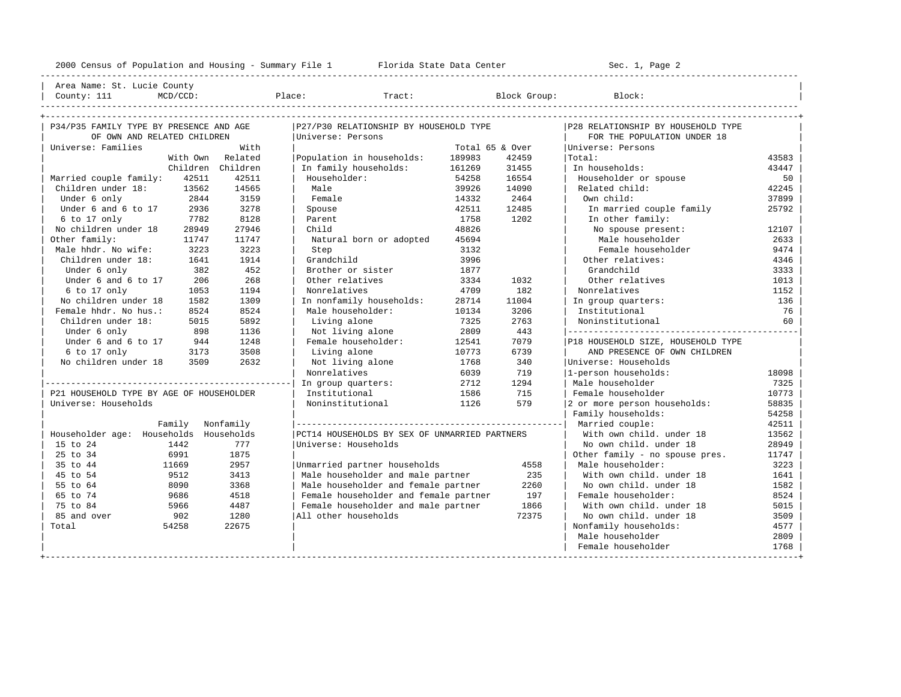2000 Census of Population and Housing - Summary File 1 — Florida State Data Center — Sec. 1, Page 2

Area Name: St. Lucie County
County: 111 MCD/CCD: Place: Tract: Block Group: Block:

## P34/P35 FAMILY TYPE BY PRESENCE AND AGE OF OWN AND RELATED CHILDREN

Universe: Families

| | With Own Children | With Related Children |
|---|---|---|
| Married couple family: | 42511 | 42511 |
| Children under 18: | 13562 | 14565 |
| Under 6 only | 2844 | 3159 |
| Under 6 and 6 to 17 | 2936 | 3278 |
| 6 to 17 only | 7782 | 8128 |
| No children under 18 | 28949 | 27946 |
| Other family: | 11747 | 11747 |
| Male hhdr. No wife: | 3223 | 3223 |
| Children under 18: | 1641 | 1914 |
| Under 6 only | 382 | 452 |
| Under 6 and 6 to 17 | 206 | 268 |
| 6 to 17 only | 1053 | 1194 |
| No children under 18 | 1582 | 1309 |
| Female hhdr. No hus.: | 8524 | 8524 |
| Children under 18: | 5015 | 5892 |
| Under 6 only | 898 | 1136 |
| Under 6 and 6 to 17 | 944 | 1248 |
| 6 to 17 only | 3173 | 3508 |
| No children under 18 | 3509 | 2632 |

## P21 HOUSEHOLD TYPE BY AGE OF HOUSEHOLDER

Universe: Households

| Householder age: | Family Households | Nonfamily Households |
|---|---|---|
| 15 to 24 | 1442 | 777 |
| 25 to 34 | 6991 | 1875 |
| 35 to 44 | 11669 | 2957 |
| 45 to 54 | 9512 | 3413 |
| 55 to 64 | 8090 | 3368 |
| 65 to 74 | 9686 | 4518 |
| 75 to 84 | 5966 | 4487 |
| 85 and over | 902 | 1280 |
| Total | 54258 | 22675 |

## P27/P30 RELATIONSHIP BY HOUSEHOLD TYPE

Universe: Persons

| | Total | 65 & Over |
|---|---|---|
| Population in households: | 189983 | 42459 |
| In family households: | 161269 | 31455 |
| Householder: | 54258 | 16554 |
| Male | 39926 | 14090 |
| Female | 14332 | 2464 |
| Spouse | 42511 | 12485 |
| Parent | 1758 | 1202 |
| Child | 48826 | |
| Natural born or adopted | 45694 | |
| Step | 3132 | |
| Grandchild | 3996 | |
| Brother or sister | 1877 | |
| Other relatives | 3334 | 1032 |
| Nonrelatives | 4709 | 182 |
| In nonfamily households: | 28714 | 11004 |
| Male householder: | 10134 | 3206 |
| Living alone | 7325 | 2763 |
| Not living alone | 2809 | 443 |
| Female householder: | 12541 | 7079 |
| Living alone | 10773 | 6739 |
| Not living alone | 1768 | 340 |
| Nonrelatives | 6039 | 719 |
| In group quarters: | 2712 | 1294 |
| Institutional | 1586 | 715 |
| Noninstitutional | 1126 | 579 |

## PCT14 HOUSEHOLDS BY SEX OF UNMARRIED PARTNERS

Universe: Households

| | |
|---|---|
| Unmarried partner households | 4558 |
| Male householder and male partner | 235 |
| Male householder and female partner | 2260 |
| Female householder and female partner | 197 |
| Female householder and male partner | 1866 |
| All other households | 72375 |

## P28 RELATIONSHIP BY HOUSEHOLD TYPE FOR THE POPULATION UNDER 18

Universe: Persons

| | |
|---|---|
| Total: | 43583 |
| In households: | 43447 |
| Householder or spouse | 50 |
| Related child: | 42245 |
| Own child: | 37899 |
| In married couple family | 25792 |
| In other family: | |
| No spouse present: | 12107 |
| Male householder | 2633 |
| Female householder | 9474 |
| Other relatives: | 4346 |
| Grandchild | 3333 |
| Other relatives | 1013 |
| Nonrelatives | 1152 |
| In group quarters: | 136 |
| Institutional | 76 |
| Noninstitutional | 60 |

## P18 HOUSEHOLD SIZE, HOUSEHOLD TYPE AND PRESENCE OF OWN CHILDREN

Universe: Households

| | |
|---|---|
| 1-person households: | 18098 |
| Male householder | 7325 |
| Female householder | 10773 |
| 2 or more person households: | 58835 |
| Family households: | 54258 |
| Married couple: | 42511 |
| With own child. under 18 | 13562 |
| No own child. under 18 | 28949 |
| Other family - no spouse pres. | 11747 |
| Male householder: | 3223 |
| With own child. under 18 | 1641 |
| No own child. under 18 | 1582 |
| Female householder: | 8524 |
| With own child. under 18 | 5015 |
| No own child. under 18 | 3509 |
| Nonfamily households: | 4577 |
| Male householder | 2809 |
| Female householder | 1768 |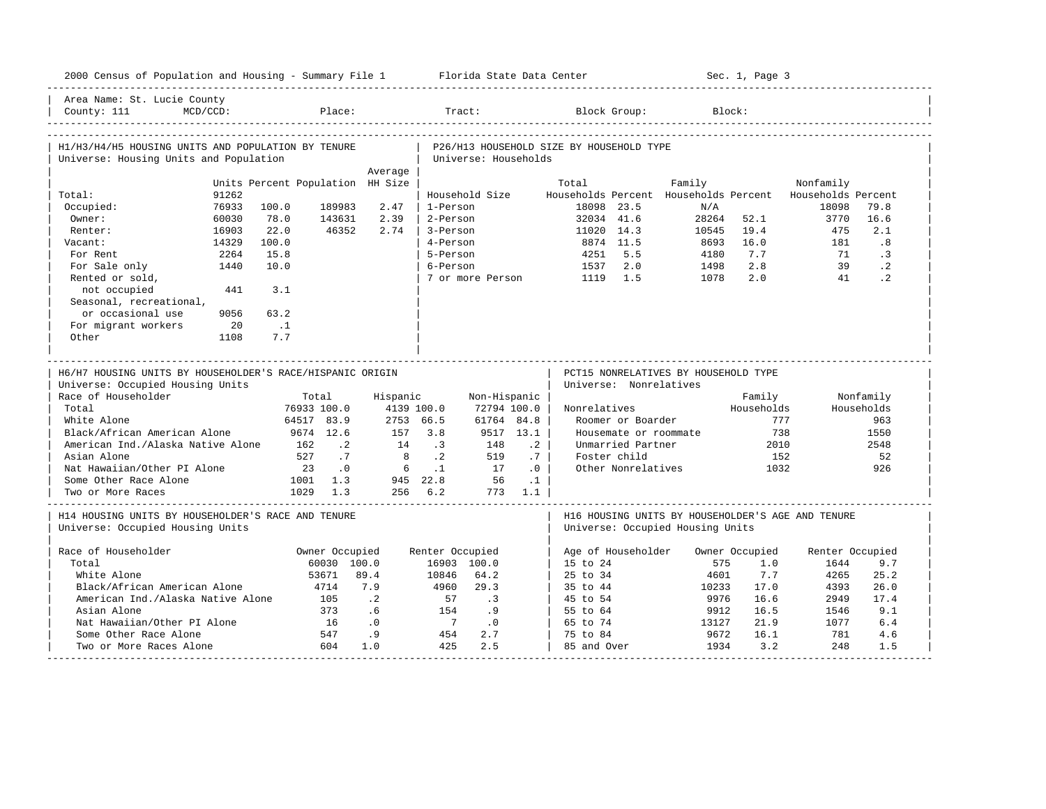2000 Census of Population and Housing - Summary File 1 — Florida State Data Center — Sec. 1, Page 3

Area Name: St. Lucie County
County: 111 MCD/CCD: Place: Tract: Block Group: Block:

## H1/H3/H4/H5 HOUSING UNITS AND POPULATION BY TENURE
Universe: Housing Units and Population

| | Units | Percent | Population | Average HH Size |
|---|---|---|---|---|
| Total: | 91262 | | | |
| Occupied: | 76933 | 100.0 | 189983 | 2.47 |
| Owner: | 60030 | 78.0 | 143631 | 2.39 |
| Renter: | 16903 | 22.0 | 46352 | 2.74 |
| Vacant: | 14329 | 100.0 | | |
| For Rent | 2264 | 15.8 | | |
| For Sale only | 1440 | 10.0 | | |
| Rented or sold, not occupied | 441 | 3.1 | | |
| Seasonal, recreational, or occasional use | 9056 | 63.2 | | |
| For migrant workers | 20 | .1 | | |
| Other | 1108 | 7.7 | | |

## P26/H13 HOUSEHOLD SIZE BY HOUSEHOLD TYPE
Universe: Households

| Household Size | Total Households | Percent | Family Households | Percent | Nonfamily Households | Percent |
|---|---|---|---|---|---|---|
| 1-Person | 18098 | 23.5 | N/A | | 18098 | 79.8 |
| 2-Person | 32034 | 41.6 | 28264 | 52.1 | 3770 | 16.6 |
| 3-Person | 11020 | 14.3 | 10545 | 19.4 | 475 | 2.1 |
| 4-Person | 8874 | 11.5 | 8693 | 16.0 | 181 | .8 |
| 5-Person | 4251 | 5.5 | 4180 | 7.7 | 71 | .3 |
| 6-Person | 1537 | 2.0 | 1498 | 2.8 | 39 | .2 |
| 7 or more Person | 1119 | 1.5 | 1078 | 2.0 | 41 | .2 |

## H6/H7 HOUSING UNITS BY HOUSEHOLDER'S RACE/HISPANIC ORIGIN
Universe: Occupied Housing Units

| Race of Householder | Total | | Hispanic | | Non-Hispanic | |
|---|---|---|---|---|---|---|
| Total | 76933 | 100.0 | 4139 | 100.0 | 72794 | 100.0 |
| White Alone | 64517 | 83.9 | 2753 | 66.5 | 61764 | 84.8 |
| Black/African American Alone | 9674 | 12.6 | 157 | 3.8 | 9517 | 13.1 |
| American Ind./Alaska Native Alone | 162 | .2 | 14 | .3 | 148 | .2 |
| Asian Alone | 527 | .7 | 8 | .2 | 519 | .7 |
| Nat Hawaiian/Other PI Alone | 23 | .0 | 6 | .1 | 17 | .0 |
| Some Other Race Alone | 1001 | 1.3 | 945 | 22.8 | 56 | .1 |
| Two or More Races | 1029 | 1.3 | 256 | 6.2 | 773 | 1.1 |

## PCT15 NONRELATIVES BY HOUSEHOLD TYPE
Universe: Nonrelatives

| Nonrelatives | Family Households | Nonfamily Households |
|---|---|---|
| Roomer or Boarder | 777 | 963 |
| Housemate or roommate | 738 | 1550 |
| Unmarried Partner | 2010 | 2548 |
| Foster child | 152 | 52 |
| Other Nonrelatives | 1032 | 926 |

## H14 HOUSING UNITS BY HOUSEHOLDER'S RACE AND TENURE
Universe: Occupied Housing Units

| Race of Householder | Owner Occupied | | Renter Occupied | |
|---|---|---|---|---|
| Total | 60030 | 100.0 | 16903 | 100.0 |
| White Alone | 53671 | 89.4 | 10846 | 64.2 |
| Black/African American Alone | 4714 | 7.9 | 4960 | 29.3 |
| American Ind./Alaska Native Alone | 105 | .2 | 57 | .3 |
| Asian Alone | 373 | .6 | 154 | .9 |
| Nat Hawaiian/Other PI Alone | 16 | .0 | 7 | .0 |
| Some Other Race Alone | 547 | .9 | 454 | 2.7 |
| Two or More Races Alone | 604 | 1.0 | 425 | 2.5 |

## H16 HOUSING UNITS BY HOUSEHOLDER'S AGE AND TENURE
Universe: Occupied Housing Units

| Age of Householder | Owner Occupied | | Renter Occupied | |
|---|---|---|---|---|
| 15 to 24 | 575 | 1.0 | 1644 | 9.7 |
| 25 to 34 | 4601 | 7.7 | 4265 | 25.2 |
| 35 to 44 | 10233 | 17.0 | 4393 | 26.0 |
| 45 to 54 | 9976 | 16.6 | 2949 | 17.4 |
| 55 to 64 | 9912 | 16.5 | 1546 | 9.1 |
| 65 to 74 | 13127 | 21.9 | 1077 | 6.4 |
| 75 to 84 | 9672 | 16.1 | 781 | 4.6 |
| 85 and Over | 1934 | 3.2 | 248 | 1.5 |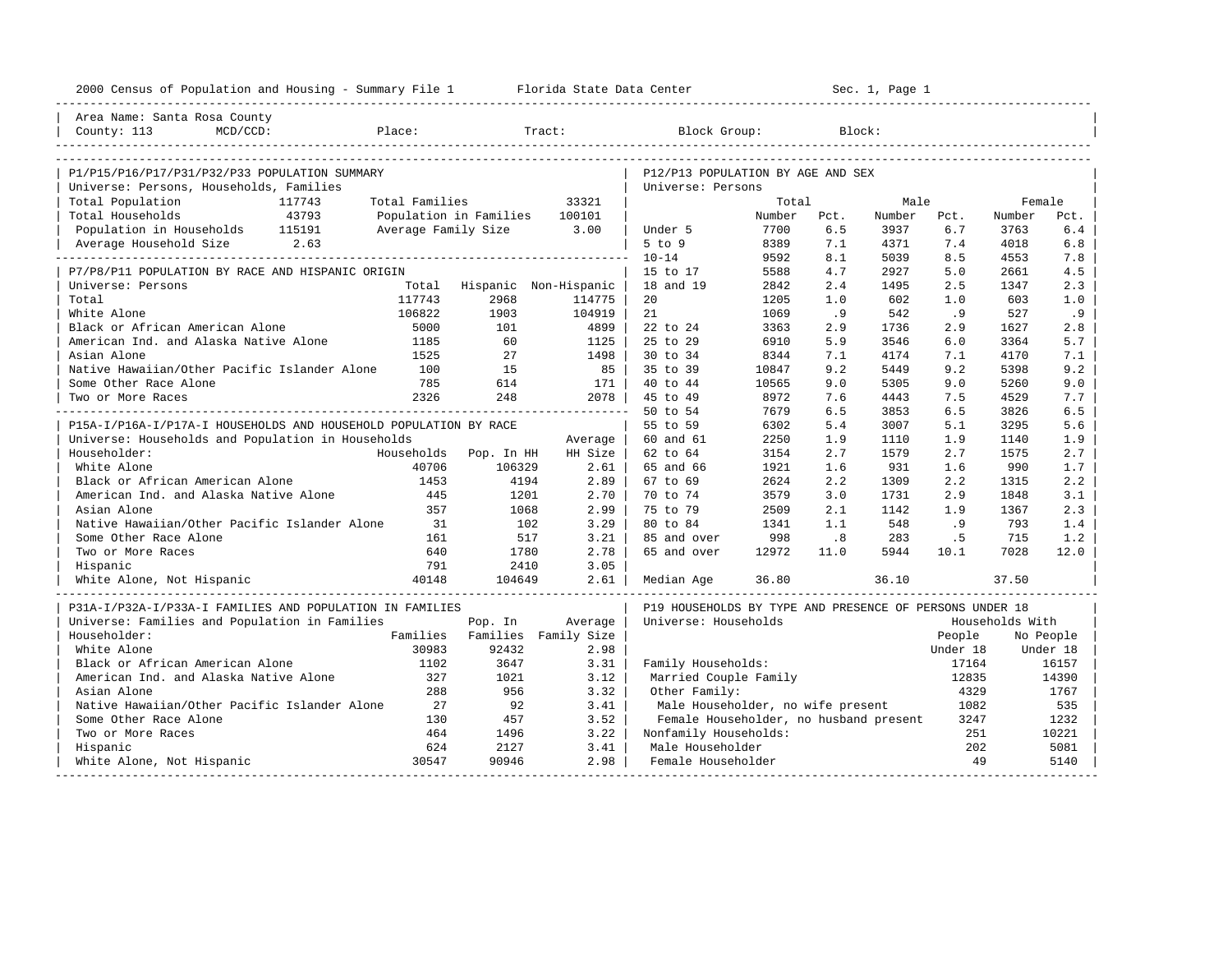2000 Census of Population and Housing - Summary File 1 — Florida State Data Center — Sec. 1, Page 1

Area Name: Santa Rosa County
County: 113 MCD/CCD: Place: Tract: Block Group: Block:

## P1/P15/P16/P17/P31/P32/P33 POPULATION SUMMARY

Universe: Persons, Households, Families

| | | | |
|---|---|---|---|
| Total Population | 117743 | Total Families | 33321 |
| Total Households | 43793 | Population in Families | 100101 |
| Population in Households | 115191 | Average Family Size | 3.00 |
| Average Household Size | 2.63 | | |

## P7/P8/P11 POPULATION BY RACE AND HISPANIC ORIGIN

Universe: Persons

| | Total | Hispanic | Non-Hispanic |
|---|---|---|---|
| Total | 117743 | 2968 | 114775 |
| White Alone | 106822 | 1903 | 104919 |
| Black or African American Alone | 5000 | 101 | 4899 |
| American Ind. and Alaska Native Alone | 1185 | 60 | 1125 |
| Asian Alone | 1525 | 27 | 1498 |
| Native Hawaiian/Other Pacific Islander Alone | 100 | 15 | 85 |
| Some Other Race Alone | 785 | 614 | 171 |
| Two or More Races | 2326 | 248 | 2078 |

## P15A-I/P16A-I/P17A-I HOUSEHOLDS AND HOUSEHOLD POPULATION BY RACE

Universe: Households and Population in Households

| Householder: | Households | Pop. In HH | Average HH Size |
|---|---|---|---|
| White Alone | 40706 | 106329 | 2.61 |
| Black or African American Alone | 1453 | 4194 | 2.89 |
| American Ind. and Alaska Native Alone | 445 | 1201 | 2.70 |
| Asian Alone | 357 | 1068 | 2.99 |
| Native Hawaiian/Other Pacific Islander Alone | 31 | 102 | 3.29 |
| Some Other Race Alone | 161 | 517 | 3.21 |
| Two or More Races | 640 | 1780 | 2.78 |
| Hispanic | 791 | 2410 | 3.05 |
| White Alone, Not Hispanic | 40148 | 104649 | 2.61 |

## P31A-I/P32A-I/P33A-I FAMILIES AND POPULATION IN FAMILIES

Universe: Families and Population in Families

| Householder: | Families | Pop. In Families | Average Family Size |
|---|---|---|---|
| White Alone | 30983 | 92432 | 2.98 |
| Black or African American Alone | 1102 | 3647 | 3.31 |
| American Ind. and Alaska Native Alone | 327 | 1021 | 3.12 |
| Asian Alone | 288 | 956 | 3.32 |
| Native Hawaiian/Other Pacific Islander Alone | 27 | 92 | 3.41 |
| Some Other Race Alone | 130 | 457 | 3.52 |
| Two or More Races | 464 | 1496 | 3.22 |
| Hispanic | 624 | 2127 | 3.41 |
| White Alone, Not Hispanic | 30547 | 90946 | 2.98 |

## P12/P13 POPULATION BY AGE AND SEX

Universe: Persons

| | Total Number | Total Pct. | Male Number | Male Pct. | Female Number | Female Pct. |
|---|---|---|---|---|---|---|
| Under 5 | 7700 | 6.5 | 3937 | 6.7 | 3763 | 6.4 |
| 5 to 9 | 8389 | 7.1 | 4371 | 7.4 | 4018 | 6.8 |
| 10-14 | 9592 | 8.1 | 5039 | 8.5 | 4553 | 7.8 |
| 15 to 17 | 5588 | 4.7 | 2927 | 5.0 | 2661 | 4.5 |
| 18 and 19 | 2842 | 2.4 | 1495 | 2.5 | 1347 | 2.3 |
| 20 | 1205 | 1.0 | 602 | 1.0 | 603 | 1.0 |
| 21 | 1069 | .9 | 542 | .9 | 527 | .9 |
| 22 to 24 | 3363 | 2.9 | 1736 | 2.9 | 1627 | 2.8 |
| 25 to 29 | 6910 | 5.9 | 3546 | 6.0 | 3364 | 5.7 |
| 30 to 34 | 8344 | 7.1 | 4174 | 7.1 | 4170 | 7.1 |
| 35 to 39 | 10847 | 9.2 | 5449 | 9.2 | 5398 | 9.2 |
| 40 to 44 | 10565 | 9.0 | 5305 | 9.0 | 5260 | 9.0 |
| 45 to 49 | 8972 | 7.6 | 4443 | 7.5 | 4529 | 7.7 |
| 50 to 54 | 7679 | 6.5 | 3853 | 6.5 | 3826 | 6.5 |
| 55 to 59 | 6302 | 5.4 | 3007 | 5.1 | 3295 | 5.6 |
| 60 and 61 | 2250 | 1.9 | 1110 | 1.9 | 1140 | 1.9 |
| 62 to 64 | 3154 | 2.7 | 1579 | 2.7 | 1575 | 2.7 |
| 65 and 66 | 1921 | 1.6 | 931 | 1.6 | 990 | 1.7 |
| 67 to 69 | 2624 | 2.2 | 1309 | 2.2 | 1315 | 2.2 |
| 70 to 74 | 3579 | 3.0 | 1731 | 2.9 | 1848 | 3.1 |
| 75 to 79 | 2509 | 2.1 | 1142 | 1.9 | 1367 | 2.3 |
| 80 to 84 | 1341 | 1.1 | 548 | .9 | 793 | 1.4 |
| 85 and over | 998 | .8 | 283 | .5 | 715 | 1.2 |
| 65 and over | 12972 | 11.0 | 5944 | 10.1 | 7028 | 12.0 |
| Median Age | 36.80 | | 36.10 | | 37.50 | |

## P19 HOUSEHOLDS BY TYPE AND PRESENCE OF PERSONS UNDER 18

Universe: Households

| | Households With People Under 18 | Households With No People Under 18 |
|---|---|---|
| Family Households: | 17164 | 16157 |
| Married Couple Family | 12835 | 14390 |
| Other Family: | 4329 | 1767 |
| Male Householder, no wife present | 1082 | 535 |
| Female Householder, no husband present | 3247 | 1232 |
| Nonfamily Households: | 251 | 10221 |
| Male Householder | 202 | 5081 |
| Female Householder | 49 | 5140 |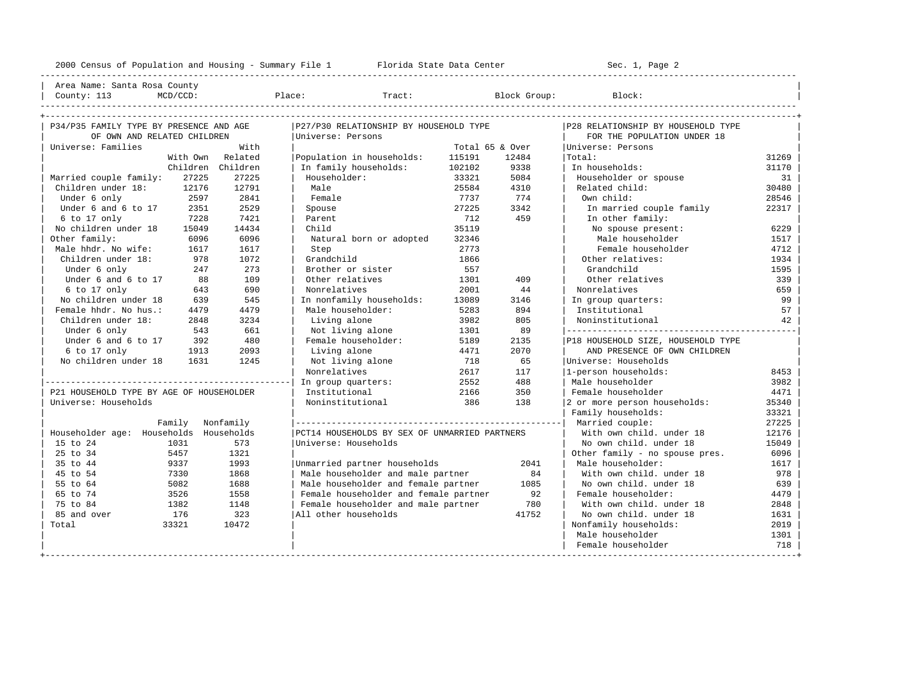Area Name: Santa Rosa County
County: 113 MCD/CCD: Place: Tract: Block Group: Block:

## P34/P35 FAMILY TYPE BY PRESENCE AND AGE OF OWN AND RELATED CHILDREN

Universe: Families

| | With Own Children | With Related Children |
|---|---|---|
| Married couple family: | 27225 | 27225 |
| Children under 18: | 12176 | 12791 |
| Under 6 only | 2597 | 2841 |
| Under 6 and 6 to 17 | 2351 | 2529 |
| 6 to 17 only | 7228 | 7421 |
| No children under 18 | 15049 | 14434 |
| Other family: | 6096 | 6096 |
| Male hhdr. No wife: | 1617 | 1617 |
| Children under 18: | 978 | 1072 |
| Under 6 only | 247 | 273 |
| Under 6 and 6 to 17 | 88 | 109 |
| 6 to 17 only | 643 | 690 |
| No children under 18 | 639 | 545 |
| Female hhdr. No hus.: | 4479 | 4479 |
| Children under 18: | 2848 | 3234 |
| Under 6 only | 543 | 661 |
| Under 6 and 6 to 17 | 392 | 480 |
| 6 to 17 only | 1913 | 2093 |
| No children under 18 | 1631 | 1245 |

## P21 HOUSEHOLD TYPE BY AGE OF HOUSEHOLDER

Universe: Households

| Householder age: | Family Households | Nonfamily Households |
|---|---|---|
| 15 to 24 | 1031 | 573 |
| 25 to 34 | 5457 | 1321 |
| 35 to 44 | 9337 | 1993 |
| 45 to 54 | 7330 | 1868 |
| 55 to 64 | 5082 | 1688 |
| 65 to 74 | 3526 | 1558 |
| 75 to 84 | 1382 | 1148 |
| 85 and over | 176 | 323 |
| Total | 33321 | 10472 |

## P27/P30 RELATIONSHIP BY HOUSEHOLD TYPE

Universe: Persons

| | Total | 65 & Over |
|---|---|---|
| Population in households: | 115191 | 12484 |
| In family households: | 102102 | 9338 |
| Householder: | 33321 | 5084 |
| Male | 25584 | 4310 |
| Female | 7737 | 774 |
| Spouse | 27225 | 3342 |
| Parent | 712 | 459 |
| Child | 35119 | |
| Natural born or adopted | 32346 | |
| Step | 2773 | |
| Grandchild | 1866 | |
| Brother or sister | 557 | |
| Other relatives | 1301 | 409 |
| Nonrelatives | 2001 | 44 |
| In nonfamily households: | 13089 | 3146 |
| Male householder: | 5283 | 894 |
| Living alone | 3982 | 805 |
| Not living alone | 1301 | 89 |
| Female householder: | 5189 | 2135 |
| Living alone | 4471 | 2070 |
| Not living alone | 718 | 65 |
| Nonrelatives | 2617 | 117 |
| In group quarters: | 2552 | 488 |
| Institutional | 2166 | 350 |
| Noninstitutional | 386 | 138 |

## PCT14 HOUSEHOLDS BY SEX OF UNMARRIED PARTNERS

Universe: Households

| | |
|---|---|
| Unmarried partner households | 2041 |
| Male householder and male partner | 84 |
| Male householder and female partner | 1085 |
| Female householder and female partner | 92 |
| Female householder and male partner | 780 |
| All other households | 41752 |

## P28 RELATIONSHIP BY HOUSEHOLD TYPE FOR THE POPULATION UNDER 18

Universe: Persons

| | |
|---|---|
| Total: | 31269 |
| In households: | 31170 |
| Householder or spouse | 31 |
| Related child: | 30480 |
| Own child: | 28546 |
| In married couple family | 22317 |
| In other family: | |
| No spouse present: | 6229 |
| Male householder | 1517 |
| Female householder | 4712 |
| Other relatives: | 1934 |
| Grandchild | 1595 |
| Other relatives | 339 |
| Nonrelatives | 659 |
| In group quarters: | 99 |
| Institutional | 57 |
| Noninstitutional | 42 |

## P18 HOUSEHOLD SIZE, HOUSEHOLD TYPE AND PRESENCE OF OWN CHILDREN

Universe: Households

| | |
|---|---|
| 1-person households: | 8453 |
| Male householder | 3982 |
| Female householder | 4471 |
| 2 or more person households: | 35340 |
| Family households: | 33321 |
| Married couple: | 27225 |
| With own child. under 18 | 12176 |
| No own child. under 18 | 15049 |
| Other family - no spouse pres. | 6096 |
| Male householder: | 1617 |
| With own child. under 18 | 978 |
| No own child. under 18 | 639 |
| Female householder: | 4479 |
| With own child. under 18 | 2848 |
| No own child. under 18 | 1631 |
| Nonfamily households: | 2019 |
| Male householder | 1301 |
| Female householder | 718 |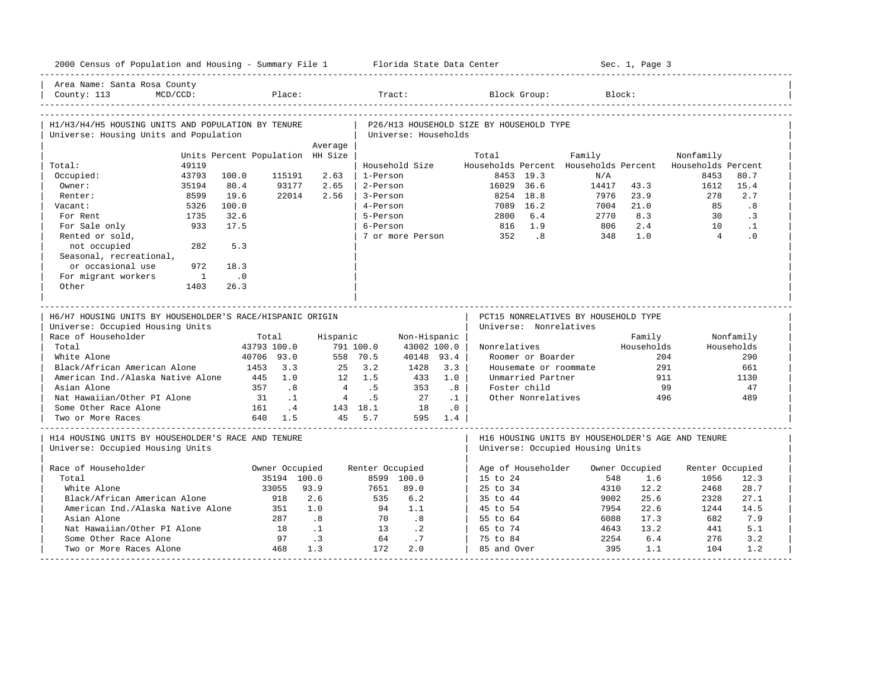2000 Census of Population and Housing - Summary File 1 Florida State Data Center Sec. 1, Page 3

Area Name: Santa Rosa County
County: 113 MCD/CCD: Place: Tract: Block Group: Block:

## H1/H3/H4/H5 HOUSING UNITS AND POPULATION BY TENURE

Universe: Housing Units and Population

| | Units | Percent | Population | Average HH Size |
|---|---|---|---|---|
| Total: | 49119 | | | |
| Occupied: | 43793 | 100.0 | 115191 | 2.63 |
| Owner: | 35194 | 80.4 | 93177 | 2.65 |
| Renter: | 8599 | 19.6 | 22014 | 2.56 |
| Vacant: | 5326 | 100.0 | | |
| For Rent | 1735 | 32.6 | | |
| For Sale only | 933 | 17.5 | | |
| Rented or sold, not occupied | 282 | 5.3 | | |
| Seasonal, recreational, or occasional use | 972 | 18.3 | | |
| For migrant workers | 1 | .0 | | |
| Other | 1403 | 26.3 | | |

## P26/H13 HOUSEHOLD SIZE BY HOUSEHOLD TYPE

Universe: Households

| Household Size | Total Households | Percent | Family Households | Percent | Nonfamily Households | Percent |
|---|---|---|---|---|---|---|
| 1-Person | 8453 | 19.3 | N/A | | 8453 | 80.7 |
| 2-Person | 16029 | 36.6 | 14417 | 43.3 | 1612 | 15.4 |
| 3-Person | 8254 | 18.8 | 7976 | 23.9 | 278 | 2.7 |
| 4-Person | 7089 | 16.2 | 7004 | 21.0 | 85 | .8 |
| 5-Person | 2800 | 6.4 | 2770 | 8.3 | 30 | .3 |
| 6-Person | 816 | 1.9 | 806 | 2.4 | 10 | .1 |
| 7 or more Person | 352 | .8 | 348 | 1.0 | 4 | .0 |

## H6/H7 HOUSING UNITS BY HOUSEHOLDER'S RACE/HISPANIC ORIGIN

Universe: Occupied Housing Units

| Race of Householder | Total | | Hispanic | | Non-Hispanic | |
|---|---|---|---|---|---|---|
| Total | 43793 | 100.0 | 791 | 100.0 | 43002 | 100.0 |
| White Alone | 40706 | 93.0 | 558 | 70.5 | 40148 | 93.4 |
| Black/African American Alone | 1453 | 3.3 | 25 | 3.2 | 1428 | 3.3 |
| American Ind./Alaska Native Alone | 445 | 1.0 | 12 | 1.5 | 433 | 1.0 |
| Asian Alone | 357 | .8 | 4 | .5 | 353 | .8 |
| Nat Hawaiian/Other PI Alone | 31 | .1 | 4 | .5 | 27 | .1 |
| Some Other Race Alone | 161 | .4 | 143 | 18.1 | 18 | .0 |
| Two or More Races | 640 | 1.5 | 45 | 5.7 | 595 | 1.4 |

## PCT15 NONRELATIVES BY HOUSEHOLD TYPE

Universe: Nonrelatives

| Nonrelatives | Family Households | Nonfamily Households |
|---|---|---|
| Roomer or Boarder | 204 | 290 |
| Housemate or roommate | 291 | 661 |
| Unmarried Partner | 911 | 1130 |
| Foster child | 99 | 47 |
| Other Nonrelatives | 496 | 489 |

## H14 HOUSING UNITS BY HOUSEHOLDER'S RACE AND TENURE

Universe: Occupied Housing Units

| Race of Householder | Owner Occupied | | Renter Occupied | |
|---|---|---|---|---|
| Total | 35194 | 100.0 | 8599 | 100.0 |
| White Alone | 33055 | 93.9 | 7651 | 89.0 |
| Black/African American Alone | 918 | 2.6 | 535 | 6.2 |
| American Ind./Alaska Native Alone | 351 | 1.0 | 94 | 1.1 |
| Asian Alone | 287 | .8 | 70 | .8 |
| Nat Hawaiian/Other PI Alone | 18 | .1 | 13 | .2 |
| Some Other Race Alone | 97 | .3 | 64 | .7 |
| Two or More Races Alone | 468 | 1.3 | 172 | 2.0 |

## H16 HOUSING UNITS BY HOUSEHOLDER'S AGE AND TENURE

Universe: Occupied Housing Units

| Age of Householder | Owner Occupied | | Renter Occupied | |
|---|---|---|---|---|
| 15 to 24 | 548 | 1.6 | 1056 | 12.3 |
| 25 to 34 | 4310 | 12.2 | 2468 | 28.7 |
| 35 to 44 | 9002 | 25.6 | 2328 | 27.1 |
| 45 to 54 | 7954 | 22.6 | 1244 | 14.5 |
| 55 to 64 | 6088 | 17.3 | 682 | 7.9 |
| 65 to 74 | 4643 | 13.2 | 441 | 5.1 |
| 75 to 84 | 2254 | 6.4 | 276 | 3.2 |
| 85 and Over | 395 | 1.1 | 104 | 1.2 |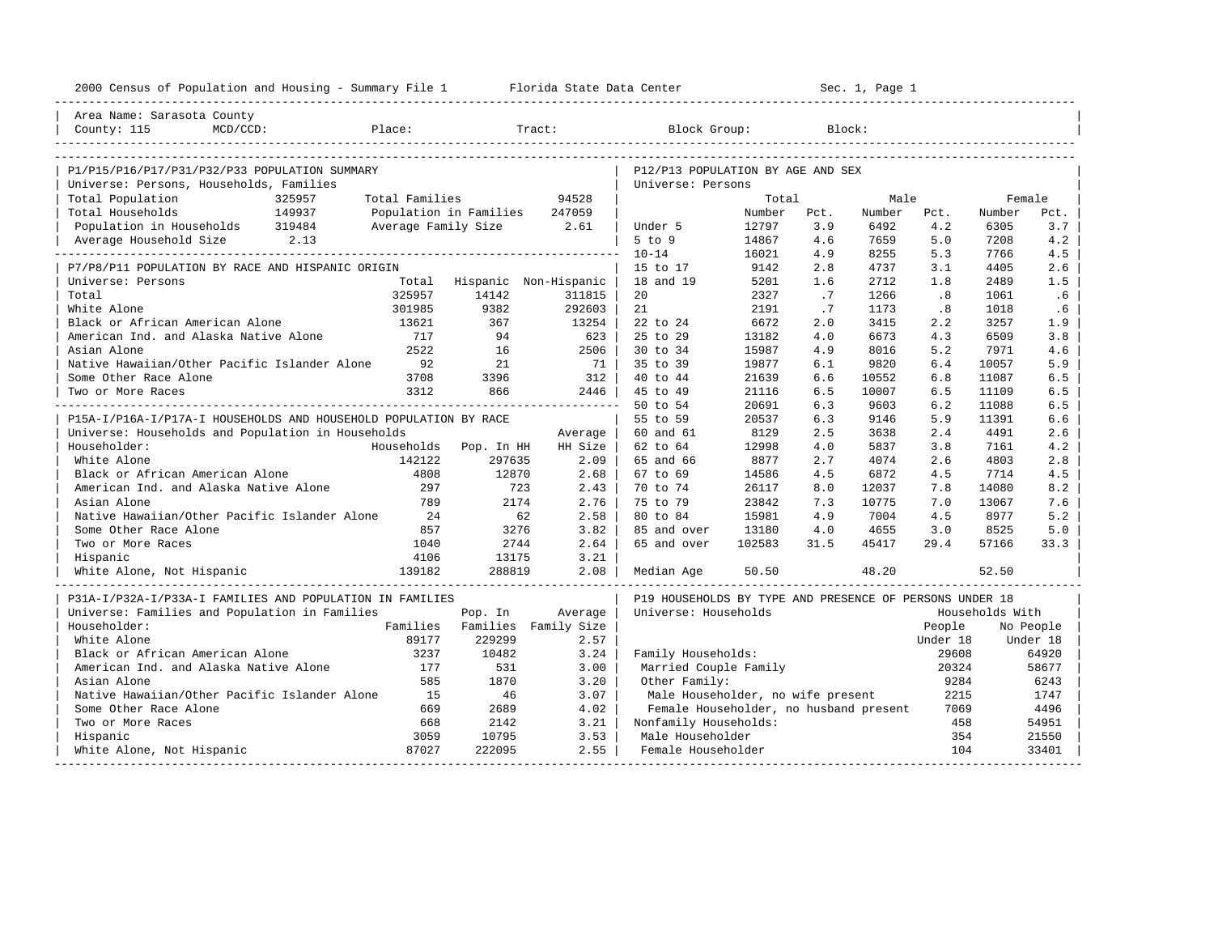2000 Census of Population and Housing - Summary File 1 Florida State Data Center Sec. 1, Page 1

Area Name: Sarasota County
County: 115 MCD/CCD: Place: Tract: Block Group: Block:

## P1/P15/P16/P17/P31/P32/P33 POPULATION SUMMARY

Universe: Persons, Households, Families

| | | | |
|---|---|---|---|
| Total Population | 325957 | Total Families | 94528 |
| Total Households | 149937 | Population in Families | 247059 |
| Population in Households | 319484 | Average Family Size | 2.61 |
| Average Household Size | 2.13 | | |

## P7/P8/P11 POPULATION BY RACE AND HISPANIC ORIGIN

Universe: Persons

| | Total | Hispanic | Non-Hispanic |
|---|---|---|---|
| Total | 325957 | 14142 | 311815 |
| White Alone | 301985 | 9382 | 292603 |
| Black or African American Alone | 13621 | 367 | 13254 |
| American Ind. and Alaska Native Alone | 717 | 94 | 623 |
| Asian Alone | 2522 | 16 | 2506 |
| Native Hawaiian/Other Pacific Islander Alone | 92 | 21 | 71 |
| Some Other Race Alone | 3708 | 3396 | 312 |
| Two or More Races | 3312 | 866 | 2446 |

## P15A-I/P16A-I/P17A-I HOUSEHOLDS AND HOUSEHOLD POPULATION BY RACE

Universe: Households and Population in Households

| Householder: | Households | Pop. In HH | Average HH Size |
|---|---|---|---|
| White Alone | 142122 | 297635 | 2.09 |
| Black or African American Alone | 4808 | 12870 | 2.68 |
| American Ind. and Alaska Native Alone | 297 | 723 | 2.43 |
| Asian Alone | 789 | 2174 | 2.76 |
| Native Hawaiian/Other Pacific Islander Alone | 24 | 62 | 2.58 |
| Some Other Race Alone | 857 | 3276 | 3.82 |
| Two or More Races | 1040 | 2744 | 2.64 |
| Hispanic | 4106 | 13175 | 3.21 |
| White Alone, Not Hispanic | 139182 | 288819 | 2.08 |

## P31A-I/P32A-I/P33A-I FAMILIES AND POPULATION IN FAMILIES

Universe: Families and Population in Families

| Householder: | Families | Pop. In Families | Average Family Size |
|---|---|---|---|
| White Alone | 89177 | 229299 | 2.57 |
| Black or African American Alone | 3237 | 10482 | 3.24 |
| American Ind. and Alaska Native Alone | 177 | 531 | 3.00 |
| Asian Alone | 585 | 1870 | 3.20 |
| Native Hawaiian/Other Pacific Islander Alone | 15 | 46 | 3.07 |
| Some Other Race Alone | 669 | 2689 | 4.02 |
| Two or More Races | 668 | 2142 | 3.21 |
| Hispanic | 3059 | 10795 | 3.53 |
| White Alone, Not Hispanic | 87027 | 222095 | 2.55 |

## P12/P13 POPULATION BY AGE AND SEX

Universe: Persons

| | Total Number | Total Pct. | Male Number | Male Pct. | Female Number | Female Pct. |
|---|---|---|---|---|---|---|
| Under 5 | 12797 | 3.9 | 6492 | 4.2 | 6305 | 3.7 |
| 5 to 9 | 14867 | 4.6 | 7659 | 5.0 | 7208 | 4.2 |
| 10-14 | 16021 | 4.9 | 8255 | 5.3 | 7766 | 4.5 |
| 15 to 17 | 9142 | 2.8 | 4737 | 3.1 | 4405 | 2.6 |
| 18 and 19 | 5201 | 1.6 | 2712 | 1.8 | 2489 | 1.5 |
| 20 | 2327 | .7 | 1266 | .8 | 1061 | .6 |
| 21 | 2191 | .7 | 1173 | .8 | 1018 | .6 |
| 22 to 24 | 6672 | 2.0 | 3415 | 2.2 | 3257 | 1.9 |
| 25 to 29 | 13182 | 4.0 | 6673 | 4.3 | 6509 | 3.8 |
| 30 to 34 | 15987 | 4.9 | 8016 | 5.2 | 7971 | 4.6 |
| 35 to 39 | 19877 | 6.1 | 9820 | 6.4 | 10057 | 5.9 |
| 40 to 44 | 21639 | 6.6 | 10552 | 6.8 | 11087 | 6.5 |
| 45 to 49 | 21116 | 6.5 | 10007 | 6.5 | 11109 | 6.5 |
| 50 to 54 | 20691 | 6.3 | 9603 | 6.2 | 11088 | 6.5 |
| 55 to 59 | 20537 | 6.3 | 9146 | 5.9 | 11391 | 6.6 |
| 60 and 61 | 8129 | 2.5 | 3638 | 2.4 | 4491 | 2.6 |
| 62 to 64 | 12998 | 4.0 | 5837 | 3.8 | 7161 | 4.2 |
| 65 and 66 | 8877 | 2.7 | 4074 | 2.6 | 4803 | 2.8 |
| 67 to 69 | 14586 | 4.5 | 6872 | 4.5 | 7714 | 4.5 |
| 70 to 74 | 26117 | 8.0 | 12037 | 7.8 | 14080 | 8.2 |
| 75 to 79 | 23842 | 7.3 | 10775 | 7.0 | 13067 | 7.6 |
| 80 to 84 | 15981 | 4.9 | 7004 | 4.5 | 8977 | 5.2 |
| 85 and over | 13180 | 4.0 | 4655 | 3.0 | 8525 | 5.0 |
| 65 and over | 102583 | 31.5 | 45417 | 29.4 | 57166 | 33.3 |
| Median Age | 50.50 | | 48.20 | | 52.50 | |

## P19 HOUSEHOLDS BY TYPE AND PRESENCE OF PERSONS UNDER 18

Universe: Households

| | Households With People Under 18 | Households With No People Under 18 |
|---|---|---|
| Family Households: | 29608 | 64920 |
| Married Couple Family | 20324 | 58677 |
| Other Family: | 9284 | 6243 |
| Male Householder, no wife present | 2215 | 1747 |
| Female Householder, no husband present | 7069 | 4496 |
| Nonfamily Households: | 458 | 54951 |
| Male Householder | 354 | 21550 |
| Female Householder | 104 | 33401 |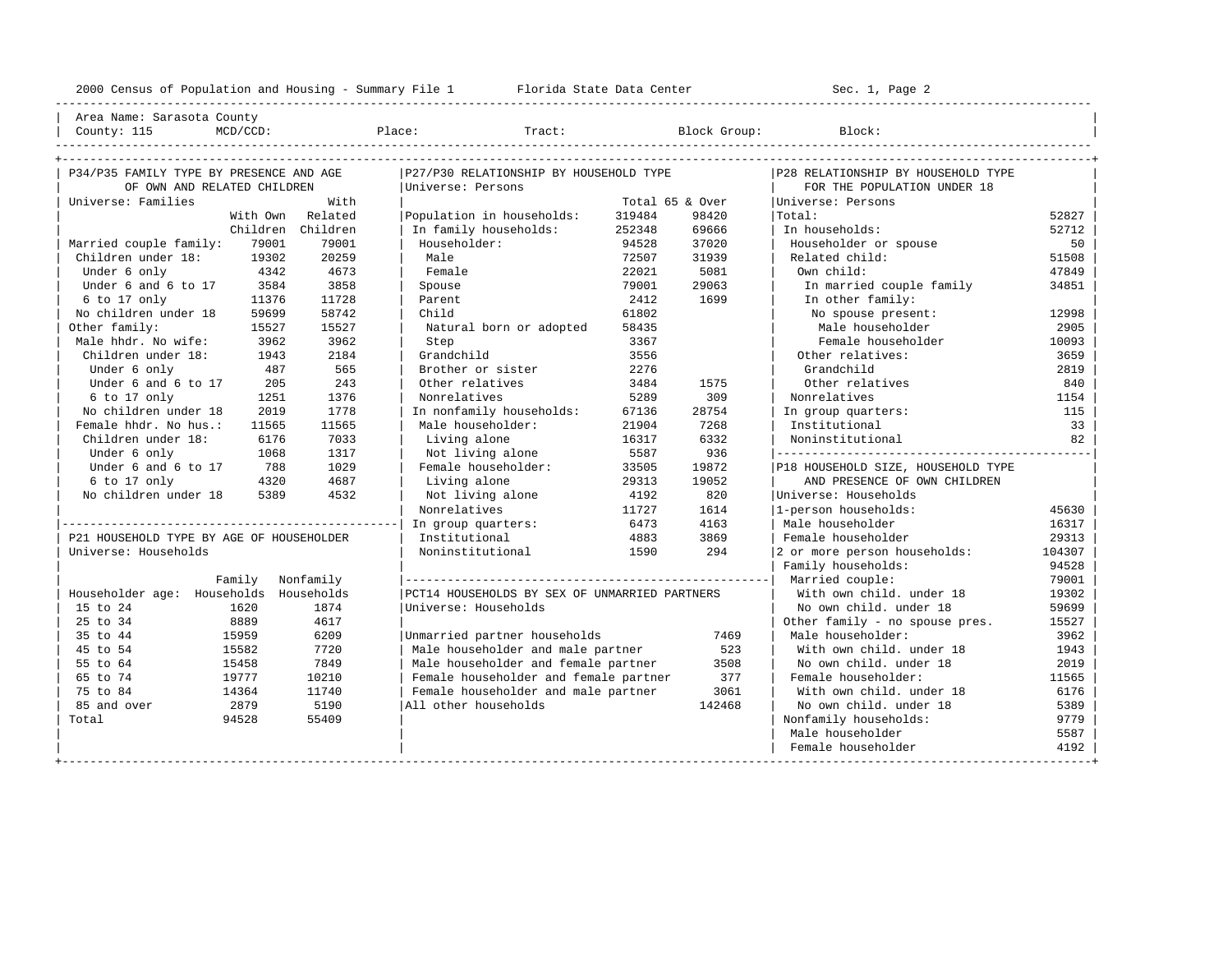2000 Census of Population and Housing - Summary File 1 — Florida State Data Center — Sec. 1, Page 2

Area Name: Sarasota County
County: 115 MCD/CCD: Place: Tract: Block Group: Block:

## P34/P35 FAMILY TYPE BY PRESENCE AND AGE OF OWN AND RELATED CHILDREN

Universe: Families

| | With Own Children | With Related Children |
|---|---|---|
| Married couple family: | 79001 | 79001 |
| Children under 18: | 19302 | 20259 |
| Under 6 only | 4342 | 4673 |
| Under 6 and 6 to 17 | 3584 | 3858 |
| 6 to 17 only | 11376 | 11728 |
| No children under 18 | 59699 | 58742 |
| Other family: | 15527 | 15527 |
| Male hhdr. No wife: | 3962 | 3962 |
| Children under 18: | 1943 | 2184 |
| Under 6 only | 487 | 565 |
| Under 6 and 6 to 17 | 205 | 243 |
| 6 to 17 only | 1251 | 1376 |
| No children under 18 | 2019 | 1778 |
| Female hhdr. No hus.: | 11565 | 11565 |
| Children under 18: | 6176 | 7033 |
| Under 6 only | 1068 | 1317 |
| Under 6 and 6 to 17 | 788 | 1029 |
| 6 to 17 only | 4320 | 4687 |
| No children under 18 | 5389 | 4532 |

## P21 HOUSEHOLD TYPE BY AGE OF HOUSEHOLDER

Universe: Households

| Householder age: | Family Households | Nonfamily Households |
|---|---|---|
| 15 to 24 | 1620 | 1874 |
| 25 to 34 | 8889 | 4617 |
| 35 to 44 | 15959 | 6209 |
| 45 to 54 | 15582 | 7720 |
| 55 to 64 | 15458 | 7849 |
| 65 to 74 | 19777 | 10210 |
| 75 to 84 | 14364 | 11740 |
| 85 and over | 2879 | 5190 |
| Total | 94528 | 55409 |

## P27/P30 RELATIONSHIP BY HOUSEHOLD TYPE

Universe: Persons

| | Total | 65 & Over |
|---|---|---|
| Population in households: | 319484 | 98420 |
| In family households: | 252348 | 69666 |
| Householder: | 94528 | 37020 |
| Male | 72507 | 31939 |
| Female | 22021 | 5081 |
| Spouse | 79001 | 29063 |
| Parent | 2412 | 1699 |
| Child | 61802 | |
| Natural born or adopted | 58435 | |
| Step | 3367 | |
| Grandchild | 3556 | |
| Brother or sister | 2276 | |
| Other relatives | 3484 | 1575 |
| Nonrelatives | 5289 | 309 |
| In nonfamily households: | 67136 | 28754 |
| Male householder: | 21904 | 7268 |
| Living alone | 16317 | 6332 |
| Not living alone | 5587 | 936 |
| Female householder: | 33505 | 19872 |
| Living alone | 29313 | 19052 |
| Not living alone | 4192 | 820 |
| Nonrelatives | 11727 | 1614 |
| In group quarters: | 6473 | 4163 |
| Institutional | 4883 | 3869 |
| Noninstitutional | 1590 | 294 |

## PCT14 HOUSEHOLDS BY SEX OF UNMARRIED PARTNERS

Universe: Households

| | |
|---|---|
| Unmarried partner households | 7469 |
| Male householder and male partner | 523 |
| Male householder and female partner | 3508 |
| Female householder and female partner | 377 |
| Female householder and male partner | 3061 |
| All other households | 142468 |

## P28 RELATIONSHIP BY HOUSEHOLD TYPE FOR THE POPULATION UNDER 18

Universe: Persons

| | |
|---|---|
| Total: | 52827 |
| In households: | 52712 |
| Householder or spouse | 50 |
| Related child: | 51508 |
| Own child: | 47849 |
| In married couple family | 34851 |
| In other family: | |
| No spouse present: | 12998 |
| Male householder | 2905 |
| Female householder | 10093 |
| Other relatives: | 3659 |
| Grandchild | 2819 |
| Other relatives | 840 |
| Nonrelatives | 1154 |
| In group quarters: | 115 |
| Institutional | 33 |
| Noninstitutional | 82 |

## P18 HOUSEHOLD SIZE, HOUSEHOLD TYPE AND PRESENCE OF OWN CHILDREN

Universe: Households

| | |
|---|---|
| 1-person households: | 45630 |
| Male householder | 16317 |
| Female householder | 29313 |
| 2 or more person households: | 104307 |
| Family households: | 94528 |
| Married couple: | 79001 |
| With own child. under 18 | 19302 |
| No own child. under 18 | 59699 |
| Other family - no spouse pres. | 15527 |
| Male householder: | 3962 |
| With own child. under 18 | 1943 |
| No own child. under 18 | 2019 |
| Female householder: | 11565 |
| With own child. under 18 | 6176 |
| No own child. under 18 | 5389 |
| Nonfamily households: | 9779 |
| Male householder | 5587 |
| Female householder | 4192 |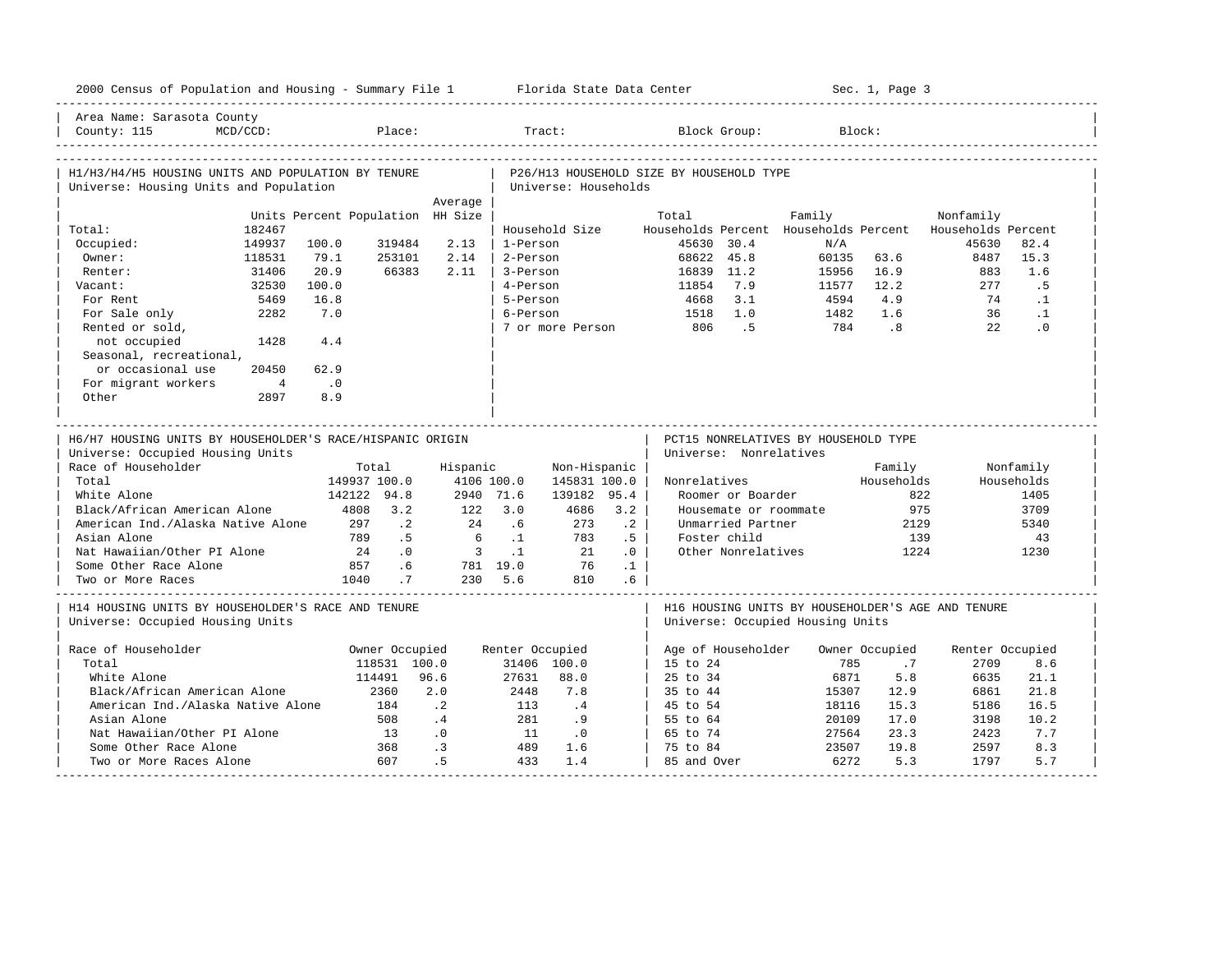2000 Census of Population and Housing - Summary File 1 — Florida State Data Center — Sec. 1, Page 3

Area Name: Sarasota County
County: 115 MCD/CCD: Place: Tract: Block Group: Block:

## H1/H3/H4/H5 HOUSING UNITS AND POPULATION BY TENURE
Universe: Housing Units and Population

| | Units | Percent | Population | Average HH Size |
|---|---|---|---|---|
| Total: | 182467 | | | |
| Occupied: | 149937 | 100.0 | 319484 | 2.13 |
| Owner: | 118531 | 79.1 | 253101 | 2.14 |
| Renter: | 31406 | 20.9 | 66383 | 2.11 |
| Vacant: | 32530 | 100.0 | | |
| For Rent | 5469 | 16.8 | | |
| For Sale only | 2282 | 7.0 | | |
| Rented or sold, not occupied | 1428 | 4.4 | | |
| Seasonal, recreational, or occasional use | 20450 | 62.9 | | |
| For migrant workers | 4 | .0 | | |
| Other | 2897 | 8.9 | | |

## P26/H13 HOUSEHOLD SIZE BY HOUSEHOLD TYPE
Universe: Households

| Household Size | Total Households | Percent | Family Households | Percent | Nonfamily Households | Percent |
|---|---|---|---|---|---|---|
| 1-Person | 45630 | 30.4 | N/A | | 45630 | 82.4 |
| 2-Person | 68622 | 45.8 | 60135 | 63.6 | 8487 | 15.3 |
| 3-Person | 16839 | 11.2 | 15956 | 16.9 | 883 | 1.6 |
| 4-Person | 11854 | 7.9 | 11577 | 12.2 | 277 | .5 |
| 5-Person | 4668 | 3.1 | 4594 | 4.9 | 74 | .1 |
| 6-Person | 1518 | 1.0 | 1482 | 1.6 | 36 | .1 |
| 7 or more Person | 806 | .5 | 784 | .8 | 22 | .0 |

## H6/H7 HOUSING UNITS BY HOUSEHOLDER'S RACE/HISPANIC ORIGIN
Universe: Occupied Housing Units

| Race of Householder | Total | | Hispanic | | Non-Hispanic | |
|---|---|---|---|---|---|---|
| Total | 149937 | 100.0 | 4106 | 100.0 | 145831 | 100.0 |
| White Alone | 142122 | 94.8 | 2940 | 71.6 | 139182 | 95.4 |
| Black/African American Alone | 4808 | 3.2 | 122 | 3.0 | 4686 | 3.2 |
| American Ind./Alaska Native Alone | 297 | .2 | 24 | .6 | 273 | .2 |
| Asian Alone | 789 | .5 | 6 | .1 | 783 | .5 |
| Nat Hawaiian/Other PI Alone | 24 | .0 | 3 | .1 | 21 | .0 |
| Some Other Race Alone | 857 | .6 | 781 | 19.0 | 76 | .1 |
| Two or More Races | 1040 | .7 | 230 | 5.6 | 810 | .6 |

## PCT15 NONRELATIVES BY HOUSEHOLD TYPE
Universe: Nonrelatives

| Nonrelatives | Family Households | Nonfamily Households |
|---|---|---|
| Roomer or Boarder | 822 | 1405 |
| Housemate or roommate | 975 | 3709 |
| Unmarried Partner | 2129 | 5340 |
| Foster child | 139 | 43 |
| Other Nonrelatives | 1224 | 1230 |

## H14 HOUSING UNITS BY HOUSEHOLDER'S RACE AND TENURE
Universe: Occupied Housing Units

| Race of Householder | Owner Occupied | | Renter Occupied | |
|---|---|---|---|---|
| Total | 118531 | 100.0 | 31406 | 100.0 |
| White Alone | 114491 | 96.6 | 27631 | 88.0 |
| Black/African American Alone | 2360 | 2.0 | 2448 | 7.8 |
| American Ind./Alaska Native Alone | 184 | .2 | 113 | .4 |
| Asian Alone | 508 | .4 | 281 | .9 |
| Nat Hawaiian/Other PI Alone | 13 | .0 | 11 | .0 |
| Some Other Race Alone | 368 | .3 | 489 | 1.6 |
| Two or More Races Alone | 607 | .5 | 433 | 1.4 |

## H16 HOUSING UNITS BY HOUSEHOLDER'S AGE AND TENURE
Universe: Occupied Housing Units

| Age of Householder | Owner Occupied | | Renter Occupied | |
|---|---|---|---|---|
| 15 to 24 | 785 | .7 | 2709 | 8.6 |
| 25 to 34 | 6871 | 5.8 | 6635 | 21.1 |
| 35 to 44 | 15307 | 12.9 | 6861 | 21.8 |
| 45 to 54 | 18116 | 15.3 | 5186 | 16.5 |
| 55 to 64 | 20109 | 17.0 | 3198 | 10.2 |
| 65 to 74 | 27564 | 23.3 | 2423 | 7.7 |
| 75 to 84 | 23507 | 19.8 | 2597 | 8.3 |
| 85 and Over | 6272 | 5.3 | 1797 | 5.7 |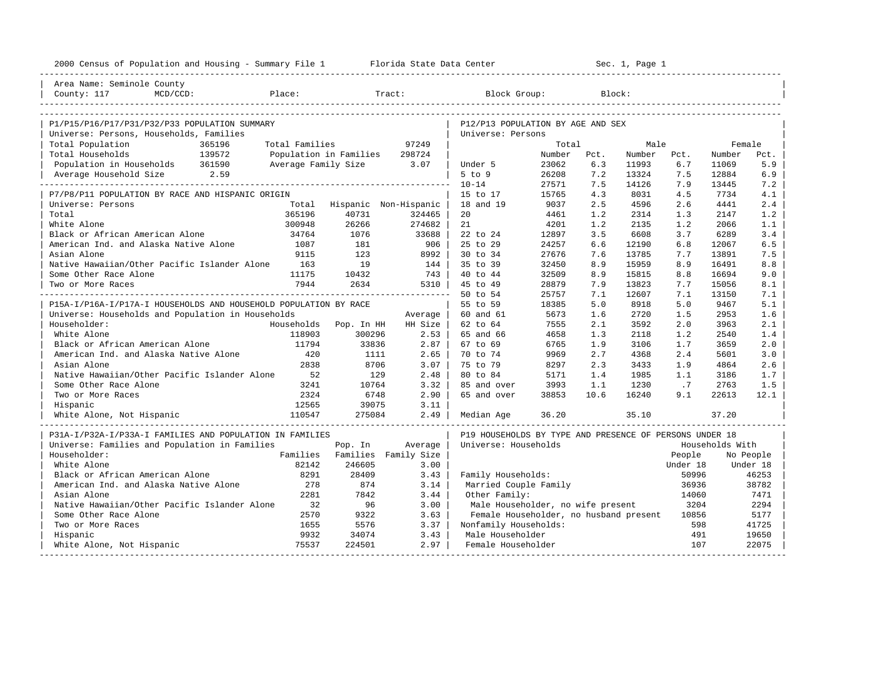2000 Census of Population and Housing - Summary File 1 Florida State Data Center Sec. 1, Page 1

Area Name: Seminole County
County: 117 MCD/CCD: Place: Tract: Block Group: Block:

## P1/P15/P16/P17/P31/P32/P33 POPULATION SUMMARY

Universe: Persons, Households, Families

| | | | |
|---|---|---|---|
| Total Population | 365196 | Total Families | 97249 |
| Total Households | 139572 | Population in Families | 298724 |
| Population in Households | 361590 | Average Family Size | 3.07 |
| Average Household Size | 2.59 | | |

## P7/P8/P11 POPULATION BY RACE AND HISPANIC ORIGIN

Universe: Persons

| | Total | Hispanic | Non-Hispanic |
|---|---|---|---|
| Total | 365196 | 40731 | 324465 |
| White Alone | 300948 | 26266 | 274682 |
| Black or African American Alone | 34764 | 1076 | 33688 |
| American Ind. and Alaska Native Alone | 1087 | 181 | 906 |
| Asian Alone | 9115 | 123 | 8992 |
| Native Hawaiian/Other Pacific Islander Alone | 163 | 19 | 144 |
| Some Other Race Alone | 11175 | 10432 | 743 |
| Two or More Races | 7944 | 2634 | 5310 |

## P15A-I/P16A-I/P17A-I HOUSEHOLDS AND HOUSEHOLD POPULATION BY RACE

Universe: Households and Population in Households

| Householder: | Households | Pop. In HH | Average HH Size |
|---|---|---|---|
| White Alone | 118903 | 300296 | 2.53 |
| Black or African American Alone | 11794 | 33836 | 2.87 |
| American Ind. and Alaska Native Alone | 420 | 1111 | 2.65 |
| Asian Alone | 2838 | 8706 | 3.07 |
| Native Hawaiian/Other Pacific Islander Alone | 52 | 129 | 2.48 |
| Some Other Race Alone | 3241 | 10764 | 3.32 |
| Two or More Races | 2324 | 6748 | 2.90 |
| Hispanic | 12565 | 39075 | 3.11 |
| White Alone, Not Hispanic | 110547 | 275084 | 2.49 |

## P31A-I/P32A-I/P33A-I FAMILIES AND POPULATION IN FAMILIES

Universe: Families and Population in Families

| Householder: | Families | Pop. In Families | Average Family Size |
|---|---|---|---|
| White Alone | 82142 | 246605 | 3.00 |
| Black or African American Alone | 8291 | 28409 | 3.43 |
| American Ind. and Alaska Native Alone | 278 | 874 | 3.14 |
| Asian Alone | 2281 | 7842 | 3.44 |
| Native Hawaiian/Other Pacific Islander Alone | 32 | 96 | 3.00 |
| Some Other Race Alone | 2570 | 9322 | 3.63 |
| Two or More Races | 1655 | 5576 | 3.37 |
| Hispanic | 9932 | 34074 | 3.43 |
| White Alone, Not Hispanic | 75537 | 224501 | 2.97 |

## P12/P13 POPULATION BY AGE AND SEX

Universe: Persons

| | Total Number | Total Pct. | Male Number | Male Pct. | Female Number | Female Pct. |
|---|---|---|---|---|---|---|
| Under 5 | 23062 | 6.3 | 11993 | 6.7 | 11069 | 5.9 |
| 5 to 9 | 26208 | 7.2 | 13324 | 7.5 | 12884 | 6.9 |
| 10-14 | 27571 | 7.5 | 14126 | 7.9 | 13445 | 7.2 |
| 15 to 17 | 15765 | 4.3 | 8031 | 4.5 | 7734 | 4.1 |
| 18 and 19 | 9037 | 2.5 | 4596 | 2.6 | 4441 | 2.4 |
| 20 | 4461 | 1.2 | 2314 | 1.3 | 2147 | 1.2 |
| 21 | 4201 | 1.2 | 2135 | 1.2 | 2066 | 1.1 |
| 22 to 24 | 12897 | 3.5 | 6608 | 3.7 | 6289 | 3.4 |
| 25 to 29 | 24257 | 6.6 | 12190 | 6.8 | 12067 | 6.5 |
| 30 to 34 | 27676 | 7.6 | 13785 | 7.7 | 13891 | 7.5 |
| 35 to 39 | 32450 | 8.9 | 15959 | 8.9 | 16491 | 8.8 |
| 40 to 44 | 32509 | 8.9 | 15815 | 8.8 | 16694 | 9.0 |
| 45 to 49 | 28879 | 7.9 | 13823 | 7.7 | 15056 | 8.1 |
| 50 to 54 | 25757 | 7.1 | 12607 | 7.1 | 13150 | 7.1 |
| 55 to 59 | 18385 | 5.0 | 8918 | 5.0 | 9467 | 5.1 |
| 60 and 61 | 5673 | 1.6 | 2720 | 1.5 | 2953 | 1.6 |
| 62 to 64 | 7555 | 2.1 | 3592 | 2.0 | 3963 | 2.1 |
| 65 and 66 | 4658 | 1.3 | 2118 | 1.2 | 2540 | 1.4 |
| 67 to 69 | 6765 | 1.9 | 3106 | 1.7 | 3659 | 2.0 |
| 70 to 74 | 9969 | 2.7 | 4368 | 2.4 | 5601 | 3.0 |
| 75 to 79 | 8297 | 2.3 | 3433 | 1.9 | 4864 | 2.6 |
| 80 to 84 | 5171 | 1.4 | 1985 | 1.1 | 3186 | 1.7 |
| 85 and over | 3993 | 1.1 | 1230 | .7 | 2763 | 1.5 |
| 65 and over | 38853 | 10.6 | 16240 | 9.1 | 22613 | 12.1 |
| Median Age | 36.20 | | 35.10 | | 37.20 | |

## P19 HOUSEHOLDS BY TYPE AND PRESENCE OF PERSONS UNDER 18

Universe: Households

| | Households With People Under 18 | Households With No People Under 18 |
|---|---|---|
| Family Households: | 50996 | 46253 |
| Married Couple Family | 36936 | 38782 |
| Other Family: | 14060 | 7471 |
| Male Householder, no wife present | 3204 | 2294 |
| Female Householder, no husband present | 10856 | 5177 |
| Nonfamily Households: | 598 | 41725 |
| Male Householder | 491 | 19650 |
| Female Householder | 107 | 22075 |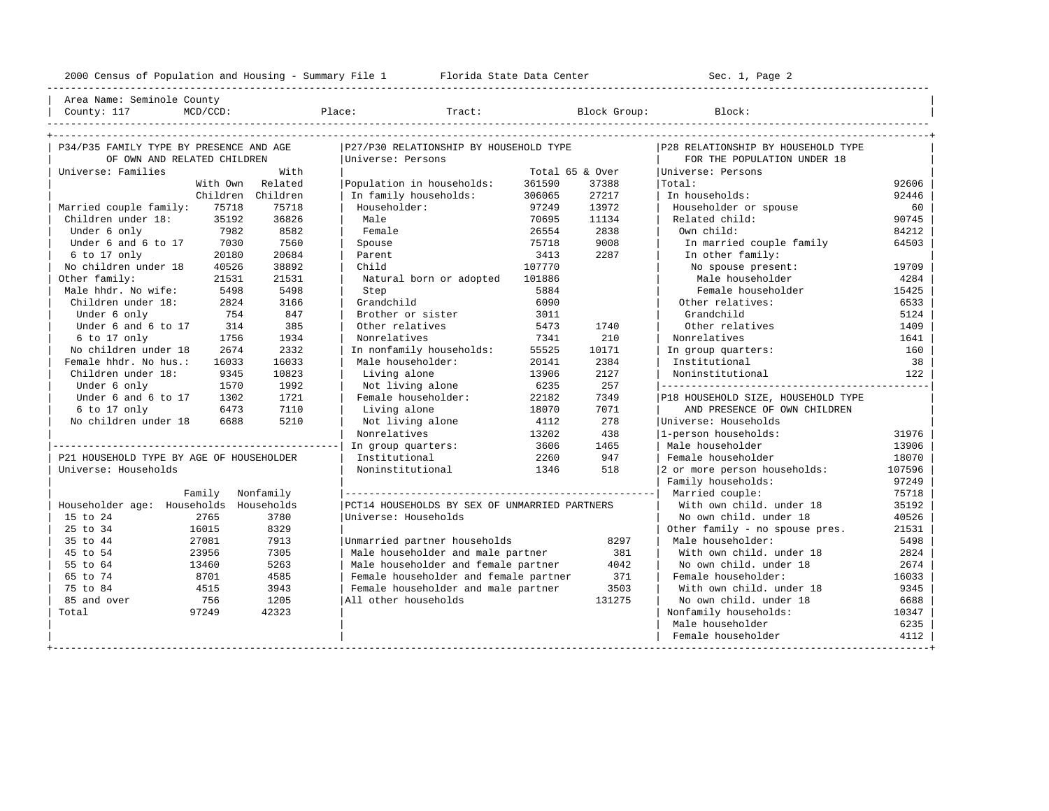2000 Census of Population and Housing - Summary File 1 Florida State Data Center Sec. 1, Page 2

Area Name: Seminole County
County: 117 MCD/CCD: Place: Tract: Block Group: Block:

## P34/P35 FAMILY TYPE BY PRESENCE AND AGE OF OWN AND RELATED CHILDREN

Universe: Families

| | With Own Children | With Related Children |
|---|---|---|
| Married couple family: | 75718 | 75718 |
| Children under 18: | 35192 | 36826 |
| Under 6 only | 7982 | 8582 |
| Under 6 and 6 to 17 | 7030 | 7560 |
| 6 to 17 only | 20180 | 20684 |
| No children under 18 | 40526 | 38892 |
| Other family: | 21531 | 21531 |
| Male hhdr. No wife: | 5498 | 5498 |
| Children under 18: | 2824 | 3166 |
| Under 6 only | 754 | 847 |
| Under 6 and 6 to 17 | 314 | 385 |
| 6 to 17 only | 1756 | 1934 |
| No children under 18 | 2674 | 2332 |
| Female hhdr. No hus.: | 16033 | 16033 |
| Children under 18: | 9345 | 10823 |
| Under 6 only | 1570 | 1992 |
| Under 6 and 6 to 17 | 1302 | 1721 |
| 6 to 17 only | 6473 | 7110 |
| No children under 18 | 6688 | 5210 |

## P21 HOUSEHOLD TYPE BY AGE OF HOUSEHOLDER

Universe: Households

| Householder age: | Family Households | Nonfamily Households |
|---|---|---|
| 15 to 24 | 2765 | 3780 |
| 25 to 34 | 16015 | 8329 |
| 35 to 44 | 27081 | 7913 |
| 45 to 54 | 23956 | 7305 |
| 55 to 64 | 13460 | 5263 |
| 65 to 74 | 8701 | 4585 |
| 75 to 84 | 4515 | 3943 |
| 85 and over | 756 | 1205 |
| Total | 97249 | 42323 |

## P27/P30 RELATIONSHIP BY HOUSEHOLD TYPE

Universe: Persons

| | Total | 65 & Over |
|---|---|---|
| Population in households: | 361590 | 37388 |
| In family households: | 306065 | 27217 |
| Householder: | 97249 | 13972 |
| Male | 70695 | 11134 |
| Female | 26554 | 2838 |
| Spouse | 75718 | 9008 |
| Parent | 3413 | 2287 |
| Child | 107770 | |
| Natural born or adopted | 101886 | |
| Step | 5884 | |
| Grandchild | 6090 | |
| Brother or sister | 3011 | |
| Other relatives | 5473 | 1740 |
| Nonrelatives | 7341 | 210 |
| In nonfamily households: | 55525 | 10171 |
| Male householder: | 20141 | 2384 |
| Living alone | 13906 | 2127 |
| Not living alone | 6235 | 257 |
| Female householder: | 22182 | 7349 |
| Living alone | 18070 | 7071 |
| Not living alone | 4112 | 278 |
| Nonrelatives | 13202 | 438 |
| In group quarters: | 3606 | 1465 |
| Institutional | 2260 | 947 |
| Noninstitutional | 1346 | 518 |

## PCT14 HOUSEHOLDS BY SEX OF UNMARRIED PARTNERS

Universe: Households

| | |
|---|---|
| Unmarried partner households | 8297 |
| Male householder and male partner | 381 |
| Male householder and female partner | 4042 |
| Female householder and female partner | 371 |
| Female householder and male partner | 3503 |
| All other households | 131275 |

## P28 RELATIONSHIP BY HOUSEHOLD TYPE FOR THE POPULATION UNDER 18

Universe: Persons

| | |
|---|---|
| Total: | 92606 |
| In households: | 92446 |
| Householder or spouse | 60 |
| Related child: | 90745 |
| Own child: | 84212 |
| In married couple family | 64503 |
| In other family: | |
| No spouse present: | 19709 |
| Male householder | 4284 |
| Female householder | 15425 |
| Other relatives: | 6533 |
| Grandchild | 5124 |
| Other relatives | 1409 |
| Nonrelatives | 1641 |
| In group quarters: | 160 |
| Institutional | 38 |
| Noninstitutional | 122 |

## P18 HOUSEHOLD SIZE, HOUSEHOLD TYPE AND PRESENCE OF OWN CHILDREN

Universe: Households

| | |
|---|---|
| 1-person households: | 31976 |
| Male householder | 13906 |
| Female householder | 18070 |
| 2 or more person households: | 107596 |
| Family households: | 97249 |
| Married couple: | 75718 |
| With own child. under 18 | 35192 |
| No own child. under 18 | 40526 |
| Other family - no spouse pres. | 21531 |
| Male householder: | 5498 |
| With own child. under 18 | 2824 |
| No own child. under 18 | 2674 |
| Female householder: | 16033 |
| With own child. under 18 | 9345 |
| No own child. under 18 | 6688 |
| Nonfamily households: | 10347 |
| Male householder | 6235 |
| Female householder | 4112 |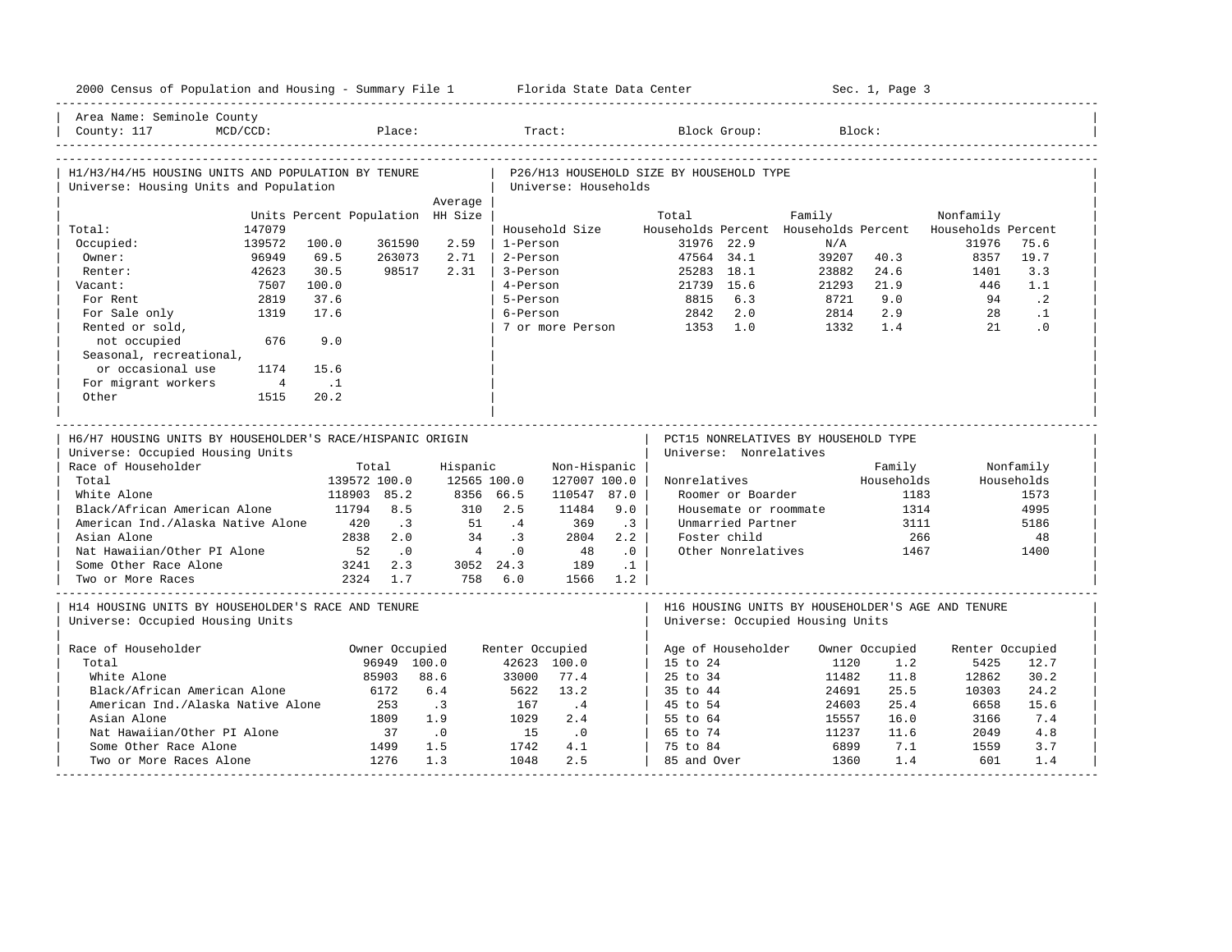2000 Census of Population and Housing - Summary File 1 Florida State Data Center Sec. 1, Page 3

Area Name: Seminole County
County: 117 MCD/CCD: Place: Tract: Block Group: Block:

## H1/H3/H4/H5 HOUSING UNITS AND POPULATION BY TENURE
Universe: Housing Units and Population

| | Units | Percent | Population | Average HH Size |
|---|---|---|---|---|
| Total: | 147079 | | | |
| Occupied: | 139572 | 100.0 | 361590 | 2.59 |
| Owner: | 96949 | 69.5 | 263073 | 2.71 |
| Renter: | 42623 | 30.5 | 98517 | 2.31 |
| Vacant: | 7507 | 100.0 | | |
| For Rent | 2819 | 37.6 | | |
| For Sale only | 1319 | 17.6 | | |
| Rented or sold, not occupied | 676 | 9.0 | | |
| Seasonal, recreational, or occasional use | 1174 | 15.6 | | |
| For migrant workers | 4 | .1 | | |
| Other | 1515 | 20.2 | | |

## P26/H13 HOUSEHOLD SIZE BY HOUSEHOLD TYPE
Universe: Households

| Household Size | Total Households | Percent | Family Households | Percent | Nonfamily Households | Percent |
|---|---|---|---|---|---|---|
| 1-Person | 31976 | 22.9 | N/A | | 31976 | 75.6 |
| 2-Person | 47564 | 34.1 | 39207 | 40.3 | 8357 | 19.7 |
| 3-Person | 25283 | 18.1 | 23882 | 24.6 | 1401 | 3.3 |
| 4-Person | 21739 | 15.6 | 21293 | 21.9 | 446 | 1.1 |
| 5-Person | 8815 | 6.3 | 8721 | 9.0 | 94 | .2 |
| 6-Person | 2842 | 2.0 | 2814 | 2.9 | 28 | .1 |
| 7 or more Person | 1353 | 1.0 | 1332 | 1.4 | 21 | .0 |

## H6/H7 HOUSING UNITS BY HOUSEHOLDER'S RACE/HISPANIC ORIGIN
Universe: Occupied Housing Units

| Race of Householder | Total | | Hispanic | | Non-Hispanic | |
|---|---|---|---|---|---|---|
| Total | 139572 | 100.0 | 12565 | 100.0 | 127007 | 100.0 |
| White Alone | 118903 | 85.2 | 8356 | 66.5 | 110547 | 87.0 |
| Black/African American Alone | 11794 | 8.5 | 310 | 2.5 | 11484 | 9.0 |
| American Ind./Alaska Native Alone | 420 | .3 | 51 | .4 | 369 | .3 |
| Asian Alone | 2838 | 2.0 | 34 | .3 | 2804 | 2.2 |
| Nat Hawaiian/Other PI Alone | 52 | .0 | 4 | .0 | 48 | .0 |
| Some Other Race Alone | 3241 | 2.3 | 3052 | 24.3 | 189 | .1 |
| Two or More Races | 2324 | 1.7 | 758 | 6.0 | 1566 | 1.2 |

## PCT15 NONRELATIVES BY HOUSEHOLD TYPE
Universe: Nonrelatives

| Nonrelatives | Family Households | Nonfamily Households |
|---|---|---|
| Roomer or Boarder | 1183 | 1573 |
| Housemate or roommate | 1314 | 4995 |
| Unmarried Partner | 3111 | 5186 |
| Foster child | 266 | 48 |
| Other Nonrelatives | 1467 | 1400 |

## H14 HOUSING UNITS BY HOUSEHOLDER'S RACE AND TENURE
Universe: Occupied Housing Units

| Race of Householder | Owner Occupied | | Renter Occupied | |
|---|---|---|---|---|
| Total | 96949 | 100.0 | 42623 | 100.0 |
| White Alone | 85903 | 88.6 | 33000 | 77.4 |
| Black/African American Alone | 6172 | 6.4 | 5622 | 13.2 |
| American Ind./Alaska Native Alone | 253 | .3 | 167 | .4 |
| Asian Alone | 1809 | 1.9 | 1029 | 2.4 |
| Nat Hawaiian/Other PI Alone | 37 | .0 | 15 | .0 |
| Some Other Race Alone | 1499 | 1.5 | 1742 | 4.1 |
| Two or More Races Alone | 1276 | 1.3 | 1048 | 2.5 |

## H16 HOUSING UNITS BY HOUSEHOLDER'S AGE AND TENURE
Universe: Occupied Housing Units

| Age of Householder | Owner Occupied | | Renter Occupied | |
|---|---|---|---|---|
| 15 to 24 | 1120 | 1.2 | 5425 | 12.7 |
| 25 to 34 | 11482 | 11.8 | 12862 | 30.2 |
| 35 to 44 | 24691 | 25.5 | 10303 | 24.2 |
| 45 to 54 | 24603 | 25.4 | 6658 | 15.6 |
| 55 to 64 | 15557 | 16.0 | 3166 | 7.4 |
| 65 to 74 | 11237 | 11.6 | 2049 | 4.8 |
| 75 to 84 | 6899 | 7.1 | 1559 | 3.7 |
| 85 and Over | 1360 | 1.4 | 601 | 1.4 |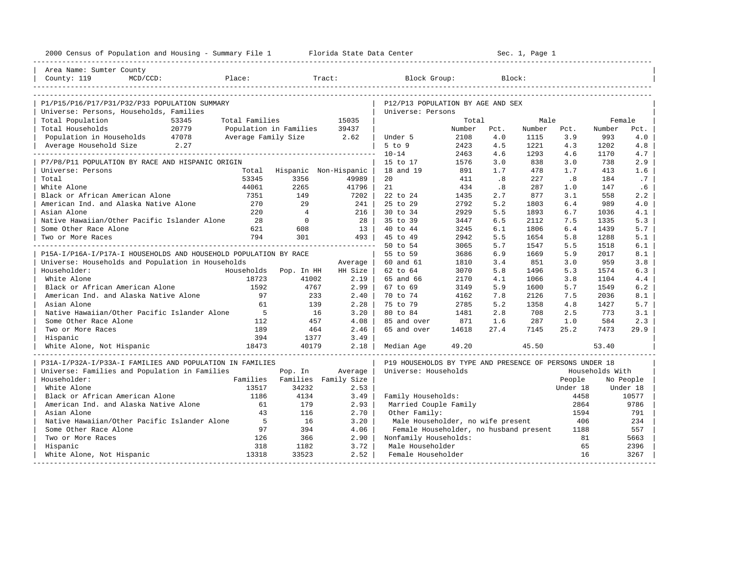2000 Census of Population and Housing - Summary File 1 Florida State Data Center Sec. 1, Page 1

Area Name: Sumter County
County: 119 MCD/CCD: Place: Tract: Block Group: Block:

## P1/P15/P16/P17/P31/P32/P33 POPULATION SUMMARY

Universe: Persons, Households, Families

| | | | |
|---|---|---|---|
| Total Population | 53345 | Total Families | 15035 |
| Total Households | 20779 | Population in Families | 39437 |
| Population in Households | 47078 | Average Family Size | 2.62 |
| Average Household Size | 2.27 | | |

## P7/P8/P11 POPULATION BY RACE AND HISPANIC ORIGIN

Universe: Persons

| | Total | Hispanic | Non-Hispanic |
|---|---|---|---|
| Total | 53345 | 3356 | 49989 |
| White Alone | 44061 | 2265 | 41796 |
| Black or African American Alone | 7351 | 149 | 7202 |
| American Ind. and Alaska Native Alone | 270 | 29 | 241 |
| Asian Alone | 220 | 4 | 216 |
| Native Hawaiian/Other Pacific Islander Alone | 28 | 0 | 28 |
| Some Other Race Alone | 621 | 608 | 13 |
| Two or More Races | 794 | 301 | 493 |

## P15A-I/P16A-I/P17A-I HOUSEHOLDS AND HOUSEHOLD POPULATION BY RACE

Universe: Households and Population in Households

| Householder: | Households | Pop. In HH | Average HH Size |
|---|---|---|---|
| White Alone | 18723 | 41002 | 2.19 |
| Black or African American Alone | 1592 | 4767 | 2.99 |
| American Ind. and Alaska Native Alone | 97 | 233 | 2.40 |
| Asian Alone | 61 | 139 | 2.28 |
| Native Hawaiian/Other Pacific Islander Alone | 5 | 16 | 3.20 |
| Some Other Race Alone | 112 | 457 | 4.08 |
| Two or More Races | 189 | 464 | 2.46 |
| Hispanic | 394 | 1377 | 3.49 |
| White Alone, Not Hispanic | 18473 | 40179 | 2.18 |

## P31A-I/P32A-I/P33A-I FAMILIES AND POPULATION IN FAMILIES

Universe: Families and Population in Families

| Householder: | Families | Pop. In Families | Average Family Size |
|---|---|---|---|
| White Alone | 13517 | 34232 | 2.53 |
| Black or African American Alone | 1186 | 4134 | 3.49 |
| American Ind. and Alaska Native Alone | 61 | 179 | 2.93 |
| Asian Alone | 43 | 116 | 2.70 |
| Native Hawaiian/Other Pacific Islander Alone | 5 | 16 | 3.20 |
| Some Other Race Alone | 97 | 394 | 4.06 |
| Two or More Races | 126 | 366 | 2.90 |
| Hispanic | 318 | 1182 | 3.72 |
| White Alone, Not Hispanic | 13318 | 33523 | 2.52 |

## P12/P13 POPULATION BY AGE AND SEX

Universe: Persons

| | Total Number | Total Pct. | Male Number | Male Pct. | Female Number | Female Pct. |
|---|---|---|---|---|---|---|
| Under 5 | 2108 | 4.0 | 1115 | 3.9 | 993 | 4.0 |
| 5 to 9 | 2423 | 4.5 | 1221 | 4.3 | 1202 | 4.8 |
| 10-14 | 2463 | 4.6 | 1293 | 4.6 | 1170 | 4.7 |
| 15 to 17 | 1576 | 3.0 | 838 | 3.0 | 738 | 2.9 |
| 18 and 19 | 891 | 1.7 | 478 | 1.7 | 413 | 1.6 |
| 20 | 411 | .8 | 227 | .8 | 184 | .7 |
| 21 | 434 | .8 | 287 | 1.0 | 147 | .6 |
| 22 to 24 | 1435 | 2.7 | 877 | 3.1 | 558 | 2.2 |
| 25 to 29 | 2792 | 5.2 | 1803 | 6.4 | 989 | 4.0 |
| 30 to 34 | 2929 | 5.5 | 1893 | 6.7 | 1036 | 4.1 |
| 35 to 39 | 3447 | 6.5 | 2112 | 7.5 | 1335 | 5.3 |
| 40 to 44 | 3245 | 6.1 | 1806 | 6.4 | 1439 | 5.7 |
| 45 to 49 | 2942 | 5.5 | 1654 | 5.8 | 1288 | 5.1 |
| 50 to 54 | 3065 | 5.7 | 1547 | 5.5 | 1518 | 6.1 |
| 55 to 59 | 3686 | 6.9 | 1669 | 5.9 | 2017 | 8.1 |
| 60 and 61 | 1810 | 3.4 | 851 | 3.0 | 959 | 3.8 |
| 62 to 64 | 3070 | 5.8 | 1496 | 5.3 | 1574 | 6.3 |
| 65 and 66 | 2170 | 4.1 | 1066 | 3.8 | 1104 | 4.4 |
| 67 to 69 | 3149 | 5.9 | 1600 | 5.7 | 1549 | 6.2 |
| 70 to 74 | 4162 | 7.8 | 2126 | 7.5 | 2036 | 8.1 |
| 75 to 79 | 2785 | 5.2 | 1358 | 4.8 | 1427 | 5.7 |
| 80 to 84 | 1481 | 2.8 | 708 | 2.5 | 773 | 3.1 |
| 85 and over | 871 | 1.6 | 287 | 1.0 | 584 | 2.3 |
| 65 and over | 14618 | 27.4 | 7145 | 25.2 | 7473 | 29.9 |
| Median Age | 49.20 | | 45.50 | | 53.40 | |

## P19 HOUSEHOLDS BY TYPE AND PRESENCE OF PERSONS UNDER 18

Universe: Households

| | Households With People Under 18 | Households With No People Under 18 |
|---|---|---|
| Family Households: | 4458 | 10577 |
| Married Couple Family | 2864 | 9786 |
| Other Family: | 1594 | 791 |
| Male Householder, no wife present | 406 | 234 |
| Female Householder, no husband present | 1188 | 557 |
| Nonfamily Households: | 81 | 5663 |
| Male Householder | 65 | 2396 |
| Female Householder | 16 | 3267 |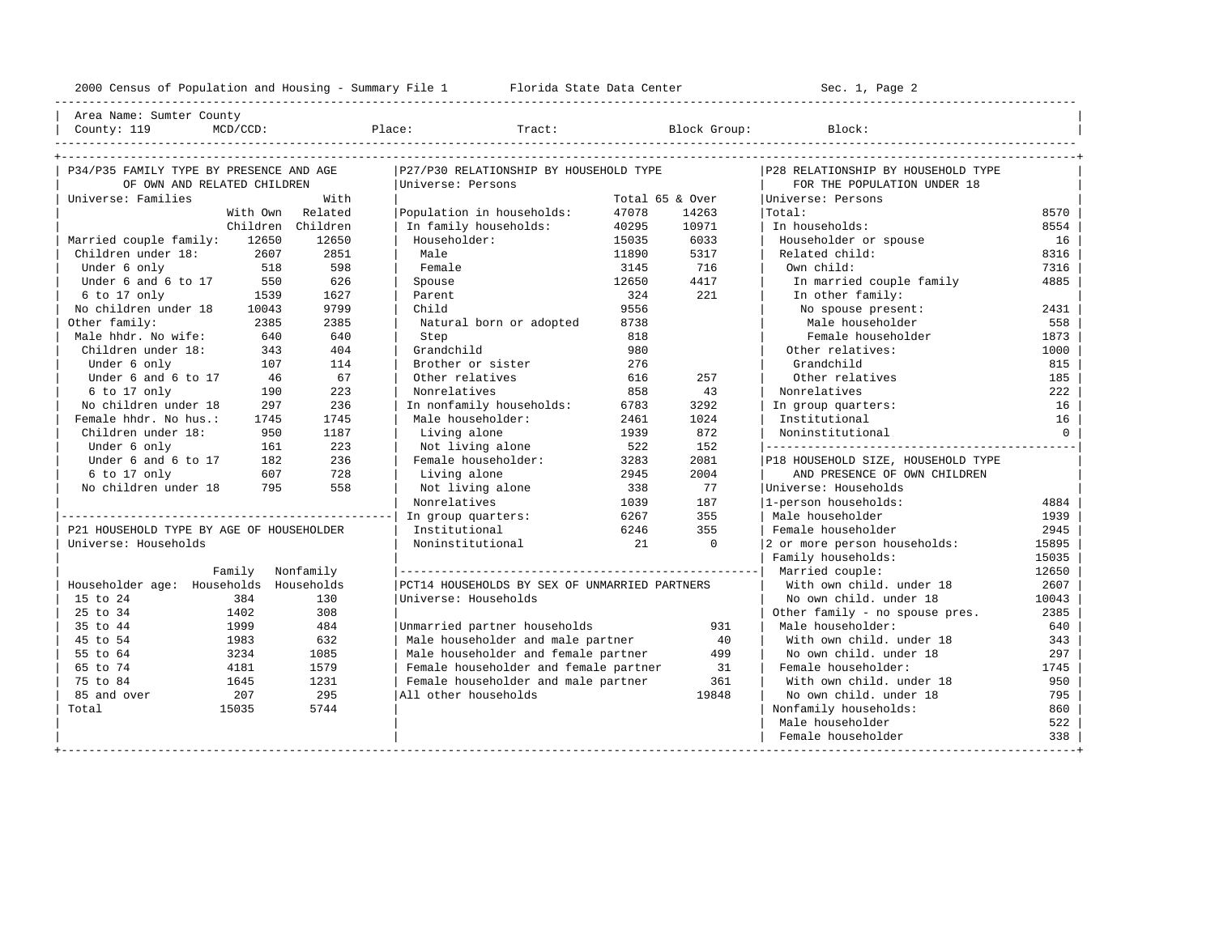2000 Census of Population and Housing - Summary File 1 Florida State Data Center Sec. 1, Page 2

Area Name: Sumter County
County: 119 MCD/CCD: Place: Tract: Block Group: Block:

## P34/P35 FAMILY TYPE BY PRESENCE AND AGE OF OWN AND RELATED CHILDREN

Universe: Families

| | With Own Children | With Related Children |
|---|---|---|
| Married couple family: | 12650 | 12650 |
| Children under 18: | 2607 | 2851 |
| Under 6 only | 518 | 598 |
| Under 6 and 6 to 17 | 550 | 626 |
| 6 to 17 only | 1539 | 1627 |
| No children under 18 | 10043 | 9799 |
| Other family: | 2385 | 2385 |
| Male hhdr. No wife: | 640 | 640 |
| Children under 18: | 343 | 404 |
| Under 6 only | 107 | 114 |
| Under 6 and 6 to 17 | 46 | 67 |
| 6 to 17 only | 190 | 223 |
| No children under 18 | 297 | 236 |
| Female hhdr. No hus.: | 1745 | 1745 |
| Children under 18: | 950 | 1187 |
| Under 6 only | 161 | 223 |
| Under 6 and 6 to 17 | 182 | 236 |
| 6 to 17 only | 607 | 728 |
| No children under 18 | 795 | 558 |

## P21 HOUSEHOLD TYPE BY AGE OF HOUSEHOLDER

Universe: Households

| Householder age: | Family Households | Nonfamily Households |
|---|---|---|
| 15 to 24 | 384 | 130 |
| 25 to 34 | 1402 | 308 |
| 35 to 44 | 1999 | 484 |
| 45 to 54 | 1983 | 632 |
| 55 to 64 | 3234 | 1085 |
| 65 to 74 | 4181 | 1579 |
| 75 to 84 | 1645 | 1231 |
| 85 and over | 207 | 295 |
| Total | 15035 | 5744 |

## P27/P30 RELATIONSHIP BY HOUSEHOLD TYPE

Universe: Persons

| | Total | 65 & Over |
|---|---|---|
| Population in households: | 47078 | 14263 |
| In family households: | 40295 | 10971 |
| Householder: | 15035 | 6033 |
| Male | 11890 | 5317 |
| Female | 3145 | 716 |
| Spouse | 12650 | 4417 |
| Parent | 324 | 221 |
| Child | 9556 | |
| Natural born or adopted | 8738 | |
| Step | 818 | |
| Grandchild | 980 | |
| Brother or sister | 276 | |
| Other relatives | 616 | 257 |
| Nonrelatives | 858 | 43 |
| In nonfamily households: | 6783 | 3292 |
| Male householder: | 2461 | 1024 |
| Living alone | 1939 | 872 |
| Not living alone | 522 | 152 |
| Female householder: | 3283 | 2081 |
| Living alone | 2945 | 2004 |
| Not living alone | 338 | 77 |
| Nonrelatives | 1039 | 187 |
| In group quarters: | 6267 | 355 |
| Institutional | 6246 | 355 |
| Noninstitutional | 21 | 0 |

## PCT14 HOUSEHOLDS BY SEX OF UNMARRIED PARTNERS

Universe: Households

| | |
|---|---|
| Unmarried partner households | 931 |
| Male householder and male partner | 40 |
| Male householder and female partner | 499 |
| Female householder and female partner | 31 |
| Female householder and male partner | 361 |
| All other households | 19848 |

## P28 RELATIONSHIP BY HOUSEHOLD TYPE FOR THE POPULATION UNDER 18

Universe: Persons

| | |
|---|---|
| Total: | 8570 |
| In households: | 8554 |
| Householder or spouse | 16 |
| Related child: | 8316 |
| Own child: | 7316 |
| In married couple family | 4885 |
| In other family: | |
| No spouse present: | 2431 |
| Male householder | 558 |
| Female householder | 1873 |
| Other relatives: | 1000 |
| Grandchild | 815 |
| Other relatives | 185 |
| Nonrelatives | 222 |
| In group quarters: | 16 |
| Institutional | 16 |
| Noninstitutional | 0 |

## P18 HOUSEHOLD SIZE, HOUSEHOLD TYPE AND PRESENCE OF OWN CHILDREN

Universe: Households

| | |
|---|---|
| 1-person households: | 4884 |
| Male householder | 1939 |
| Female householder | 2945 |
| 2 or more person households: | 15895 |
| Family households: | 15035 |
| Married couple: | 12650 |
| With own child. under 18 | 2607 |
| No own child. under 18 | 10043 |
| Other family - no spouse pres. | 2385 |
| Male householder: | 640 |
| With own child. under 18 | 343 |
| No own child. under 18 | 297 |
| Female householder: | 1745 |
| With own child. under 18 | 950 |
| No own child. under 18 | 795 |
| Nonfamily households: | 860 |
| Male householder | 522 |
| Female householder | 338 |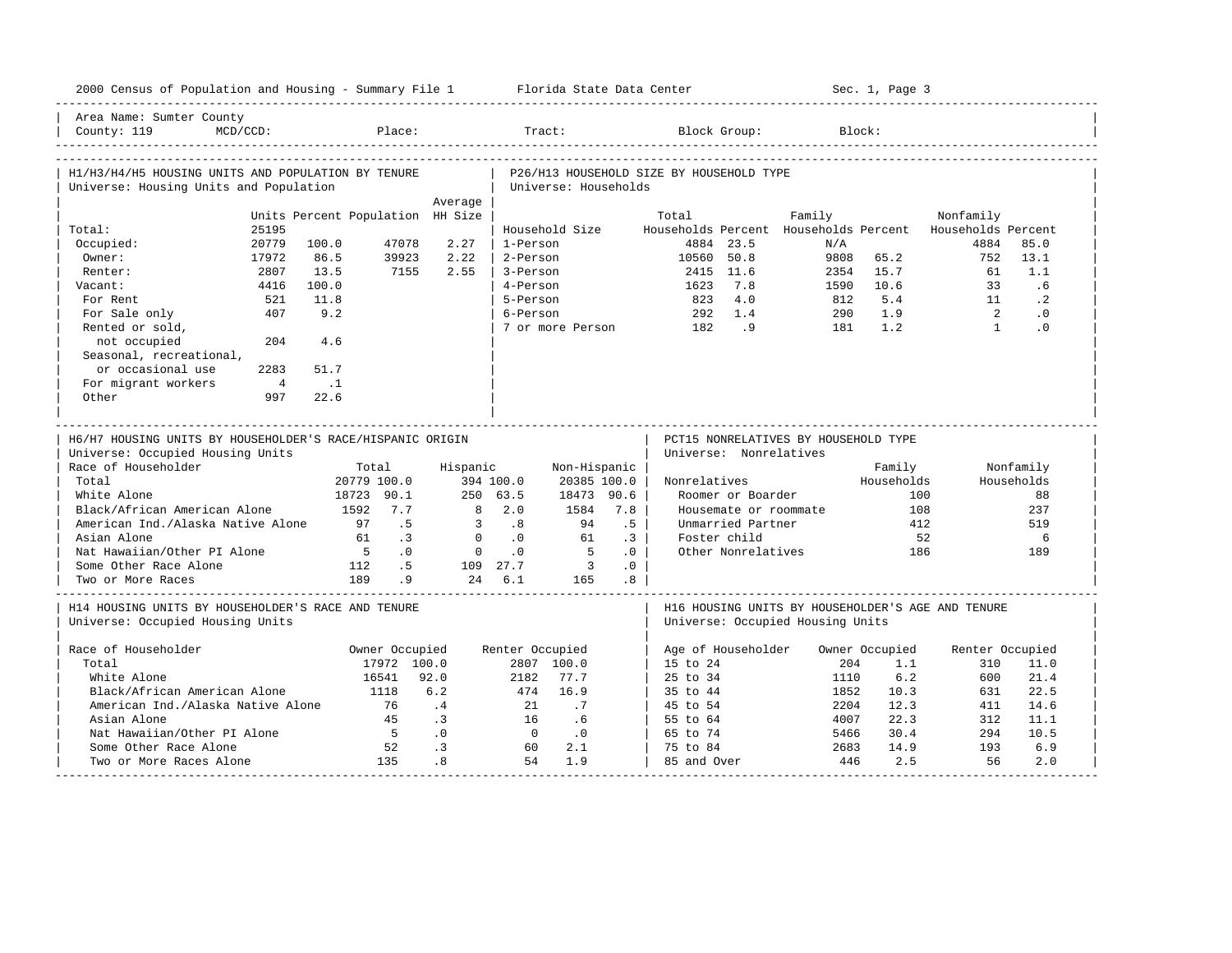Area Name: Sumter County
County: 119 MCD/CCD: Place: Tract: Block Group: Block:

## H1/H3/H4/H5 HOUSING UNITS AND POPULATION BY TENURE

Universe: Housing Units and Population

| | Units | Percent | Population | Average HH Size |
|---|---|---|---|---|
| Total: | 25195 | | | |
| Occupied: | 20779 | 100.0 | 47078 | 2.27 |
| Owner: | 17972 | 86.5 | 39923 | 2.22 |
| Renter: | 2807 | 13.5 | 7155 | 2.55 |
| Vacant: | 4416 | 100.0 | | |
| For Rent | 521 | 11.8 | | |
| For Sale only | 407 | 9.2 | | |
| Rented or sold, not occupied | 204 | 4.6 | | |
| Seasonal, recreational, or occasional use | 2283 | 51.7 | | |
| For migrant workers | 4 | .1 | | |
| Other | 997 | 22.6 | | |

## P26/H13 HOUSEHOLD SIZE BY HOUSEHOLD TYPE

Universe: Households

| Household Size | Total Households | Percent | Family Households | Percent | Nonfamily Households | Percent |
|---|---|---|---|---|---|---|
| 1-Person | 4884 | 23.5 | N/A | | 4884 | 85.0 |
| 2-Person | 10560 | 50.8 | 9808 | 65.2 | 752 | 13.1 |
| 3-Person | 2415 | 11.6 | 2354 | 15.7 | 61 | 1.1 |
| 4-Person | 1623 | 7.8 | 1590 | 10.6 | 33 | .6 |
| 5-Person | 823 | 4.0 | 812 | 5.4 | 11 | .2 |
| 6-Person | 292 | 1.4 | 290 | 1.9 | 2 | .0 |
| 7 or more Person | 182 | .9 | 181 | 1.2 | 1 | .0 |

## H6/H7 HOUSING UNITS BY HOUSEHOLDER'S RACE/HISPANIC ORIGIN

Universe: Occupied Housing Units

| Race of Householder | Total | | Hispanic | | Non-Hispanic | |
|---|---|---|---|---|---|---|
| Total | 20779 | 100.0 | 394 | 100.0 | 20385 | 100.0 |
| White Alone | 18723 | 90.1 | 250 | 63.5 | 18473 | 90.6 |
| Black/African American Alone | 1592 | 7.7 | 8 | 2.0 | 1584 | 7.8 |
| American Ind./Alaska Native Alone | 97 | .5 | 3 | .8 | 94 | .5 |
| Asian Alone | 61 | .3 | 0 | .0 | 61 | .3 |
| Nat Hawaiian/Other PI Alone | 5 | .0 | 0 | .0 | 5 | .0 |
| Some Other Race Alone | 112 | .5 | 109 | 27.7 | 3 | .0 |
| Two or More Races | 189 | .9 | 24 | 6.1 | 165 | .8 |

## PCT15 NONRELATIVES BY HOUSEHOLD TYPE

Universe: Nonrelatives

| Nonrelatives | Family Households | Nonfamily Households |
|---|---|---|
| Roomer or Boarder | 100 | 88 |
| Housemate or roommate | 108 | 237 |
| Unmarried Partner | 412 | 519 |
| Foster child | 52 | 6 |
| Other Nonrelatives | 186 | 189 |

## H14 HOUSING UNITS BY HOUSEHOLDER'S RACE AND TENURE

Universe: Occupied Housing Units

| Race of Householder | Owner Occupied | | Renter Occupied | |
|---|---|---|---|---|
| Total | 17972 | 100.0 | 2807 | 100.0 |
| White Alone | 16541 | 92.0 | 2182 | 77.7 |
| Black/African American Alone | 1118 | 6.2 | 474 | 16.9 |
| American Ind./Alaska Native Alone | 76 | .4 | 21 | .7 |
| Asian Alone | 45 | .3 | 16 | .6 |
| Nat Hawaiian/Other PI Alone | 5 | .0 | 0 | .0 |
| Some Other Race Alone | 52 | .3 | 60 | 2.1 |
| Two or More Races Alone | 135 | .8 | 54 | 1.9 |

## H16 HOUSING UNITS BY HOUSEHOLDER'S AGE AND TENURE

Universe: Occupied Housing Units

| Age of Householder | Owner Occupied | | Renter Occupied | |
|---|---|---|---|---|
| 15 to 24 | 204 | 1.1 | 310 | 11.0 |
| 25 to 34 | 1110 | 6.2 | 600 | 21.4 |
| 35 to 44 | 1852 | 10.3 | 631 | 22.5 |
| 45 to 54 | 2204 | 12.3 | 411 | 14.6 |
| 55 to 64 | 4007 | 22.3 | 312 | 11.1 |
| 65 to 74 | 5466 | 30.4 | 294 | 10.5 |
| 75 to 84 | 2683 | 14.9 | 193 | 6.9 |
| 85 and Over | 446 | 2.5 | 56 | 2.0 |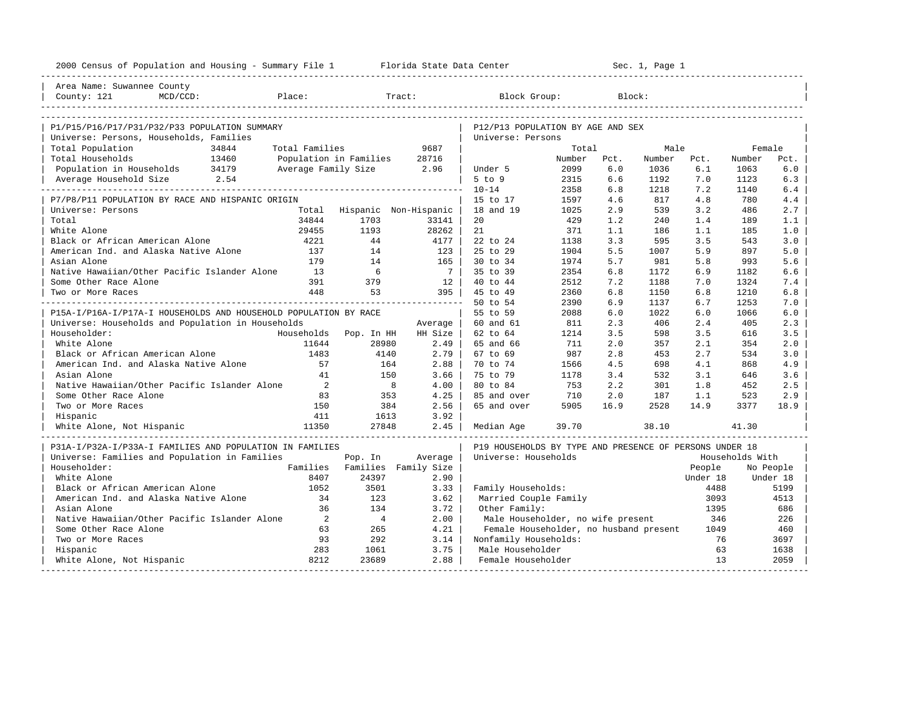2000 Census of Population and Housing - Summary File 1 &nbsp;&nbsp;&nbsp; Florida State Data Center &nbsp;&nbsp;&nbsp; Sec. 1, Page 1

Area Name: Suwannee County
County: 121 &nbsp;&nbsp; MCD/CCD: &nbsp;&nbsp; Place: &nbsp;&nbsp; Tract: &nbsp;&nbsp; Block Group: &nbsp;&nbsp; Block:

## P1/P15/P16/P17/P31/P32/P33 POPULATION SUMMARY

Universe: Persons, Households, Families

| | | | |
|---|---|---|---|
| Total Population | 34844 | Total Families | 9687 |
| Total Households | 13460 | Population in Families | 28716 |
| Population in Households | 34179 | Average Family Size | 2.96 |
| Average Household Size | 2.54 | | |

## P7/P8/P11 POPULATION BY RACE AND HISPANIC ORIGIN

Universe: Persons

| | Total | Hispanic | Non-Hispanic |
|---|---|---|---|
| Total | 34844 | 1703 | 33141 |
| White Alone | 29455 | 1193 | 28262 |
| Black or African American Alone | 4221 | 44 | 4177 |
| American Ind. and Alaska Native Alone | 137 | 14 | 123 |
| Asian Alone | 179 | 14 | 165 |
| Native Hawaiian/Other Pacific Islander Alone | 13 | 6 | 7 |
| Some Other Race Alone | 391 | 379 | 12 |
| Two or More Races | 448 | 53 | 395 |

## P15A-I/P16A-I/P17A-I HOUSEHOLDS AND HOUSEHOLD POPULATION BY RACE

Universe: Households and Population in Households

| Householder: | Households | Pop. In HH | Average HH Size |
|---|---|---|---|
| White Alone | 11644 | 28980 | 2.49 |
| Black or African American Alone | 1483 | 4140 | 2.79 |
| American Ind. and Alaska Native Alone | 57 | 164 | 2.88 |
| Asian Alone | 41 | 150 | 3.66 |
| Native Hawaiian/Other Pacific Islander Alone | 2 | 8 | 4.00 |
| Some Other Race Alone | 83 | 353 | 4.25 |
| Two or More Races | 150 | 384 | 2.56 |
| Hispanic | 411 | 1613 | 3.92 |
| White Alone, Not Hispanic | 11350 | 27848 | 2.45 |

## P31A-I/P32A-I/P33A-I FAMILIES AND POPULATION IN FAMILIES

Universe: Families and Population in Families

| Householder: | Families | Pop. In Families | Average Family Size |
|---|---|---|---|
| White Alone | 8407 | 24397 | 2.90 |
| Black or African American Alone | 1052 | 3501 | 3.33 |
| American Ind. and Alaska Native Alone | 34 | 123 | 3.62 |
| Asian Alone | 36 | 134 | 3.72 |
| Native Hawaiian/Other Pacific Islander Alone | 2 | 4 | 2.00 |
| Some Other Race Alone | 63 | 265 | 4.21 |
| Two or More Races | 93 | 292 | 3.14 |
| Hispanic | 283 | 1061 | 3.75 |
| White Alone, Not Hispanic | 8212 | 23689 | 2.88 |

## P12/P13 POPULATION BY AGE AND SEX

Universe: Persons

| | Total Number | Total Pct. | Male Number | Male Pct. | Female Number | Female Pct. |
|---|---|---|---|---|---|---|
| Under 5 | 2099 | 6.0 | 1036 | 6.1 | 1063 | 6.0 |
| 5 to 9 | 2315 | 6.6 | 1192 | 7.0 | 1123 | 6.3 |
| 10-14 | 2358 | 6.8 | 1218 | 7.2 | 1140 | 6.4 |
| 15 to 17 | 1597 | 4.6 | 817 | 4.8 | 780 | 4.4 |
| 18 and 19 | 1025 | 2.9 | 539 | 3.2 | 486 | 2.7 |
| 20 | 429 | 1.2 | 240 | 1.4 | 189 | 1.1 |
| 21 | 371 | 1.1 | 186 | 1.1 | 185 | 1.0 |
| 22 to 24 | 1138 | 3.3 | 595 | 3.5 | 543 | 3.0 |
| 25 to 29 | 1904 | 5.5 | 1007 | 5.9 | 897 | 5.0 |
| 30 to 34 | 1974 | 5.7 | 981 | 5.8 | 993 | 5.6 |
| 35 to 39 | 2354 | 6.8 | 1172 | 6.9 | 1182 | 6.6 |
| 40 to 44 | 2512 | 7.2 | 1188 | 7.0 | 1324 | 7.4 |
| 45 to 49 | 2360 | 6.8 | 1150 | 6.8 | 1210 | 6.8 |
| 50 to 54 | 2390 | 6.9 | 1137 | 6.7 | 1253 | 7.0 |
| 55 to 59 | 2088 | 6.0 | 1022 | 6.0 | 1066 | 6.0 |
| 60 and 61 | 811 | 2.3 | 406 | 2.4 | 405 | 2.3 |
| 62 to 64 | 1214 | 3.5 | 598 | 3.5 | 616 | 3.5 |
| 65 and 66 | 711 | 2.0 | 357 | 2.1 | 354 | 2.0 |
| 67 to 69 | 987 | 2.8 | 453 | 2.7 | 534 | 3.0 |
| 70 to 74 | 1566 | 4.5 | 698 | 4.1 | 868 | 4.9 |
| 75 to 79 | 1178 | 3.4 | 532 | 3.1 | 646 | 3.6 |
| 80 to 84 | 753 | 2.2 | 301 | 1.8 | 452 | 2.5 |
| 85 and over | 710 | 2.0 | 187 | 1.1 | 523 | 2.9 |
| 65 and over | 5905 | 16.9 | 2528 | 14.9 | 3377 | 18.9 |
| Median Age | 39.70 | | 38.10 | | 41.30 | |

## P19 HOUSEHOLDS BY TYPE AND PRESENCE OF PERSONS UNDER 18

Universe: Households

| | Households With People Under 18 | Households With No People Under 18 |
|---|---|---|
| Family Households: | 4488 | 5199 |
| Married Couple Family | 3093 | 4513 |
| Other Family: | 1395 | 686 |
| Male Householder, no wife present | 346 | 226 |
| Female Householder, no husband present | 1049 | 460 |
| Nonfamily Households: | 76 | 3697 |
| Male Householder | 63 | 1638 |
| Female Householder | 13 | 2059 |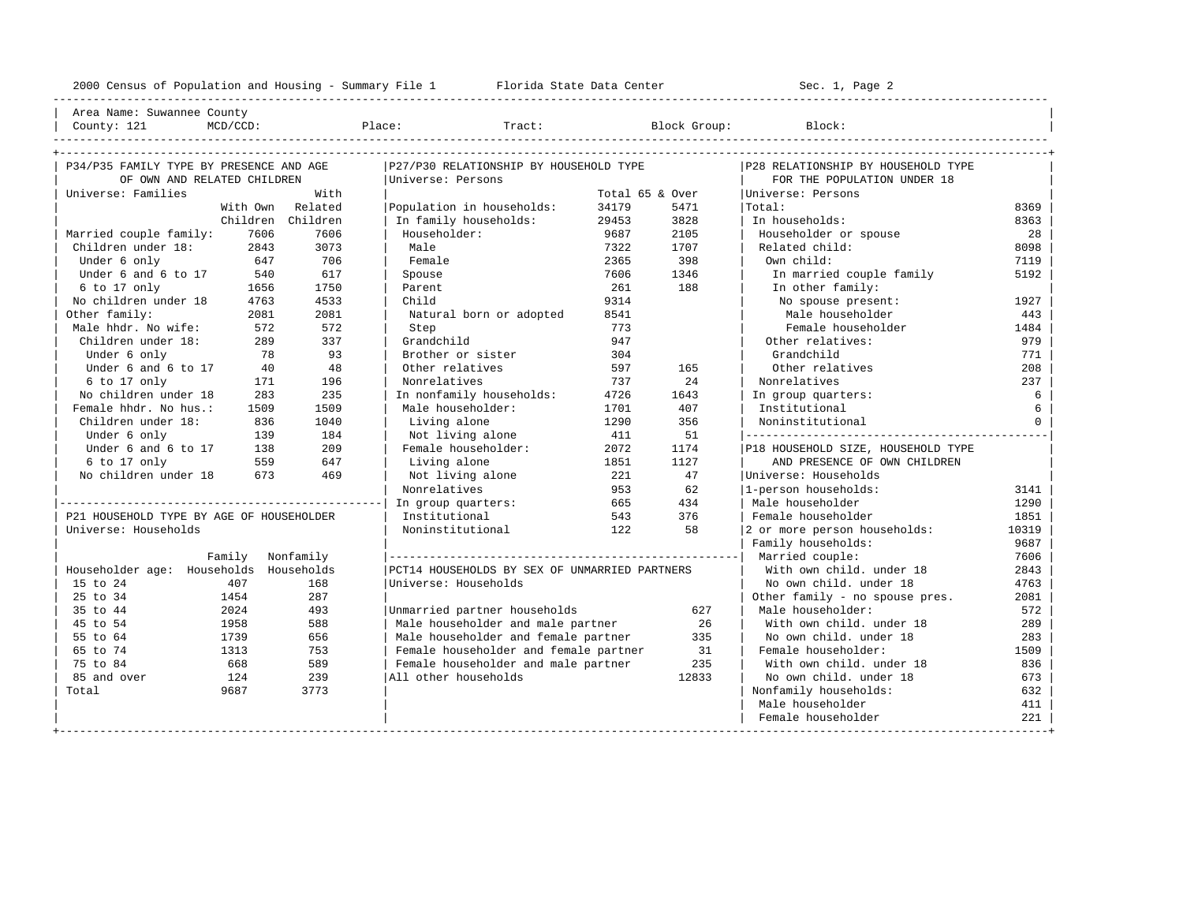2000 Census of Population and Housing - Summary File 1 Florida State Data Center Sec. 1, Page 2

Area Name: Suwannee County
County: 121 MCD/CCD: Place: Tract: Block Group: Block:

## P34/P35 FAMILY TYPE BY PRESENCE AND AGE OF OWN AND RELATED CHILDREN

Universe: Families

| | With Own Children | With Related Children |
|---|---|---|
| Married couple family: | 7606 | 7606 |
| Children under 18: | 2843 | 3073 |
| Under 6 only | 647 | 706 |
| Under 6 and 6 to 17 | 540 | 617 |
| 6 to 17 only | 1656 | 1750 |
| No children under 18 | 4763 | 4533 |
| Other family: | 2081 | 2081 |
| Male hhdr. No wife: | 572 | 572 |
| Children under 18: | 289 | 337 |
| Under 6 only | 78 | 93 |
| Under 6 and 6 to 17 | 40 | 48 |
| 6 to 17 only | 171 | 196 |
| No children under 18 | 283 | 235 |
| Female hhdr. No hus.: | 1509 | 1509 |
| Children under 18: | 836 | 1040 |
| Under 6 only | 139 | 184 |
| Under 6 and 6 to 17 | 138 | 209 |
| 6 to 17 only | 559 | 647 |
| No children under 18 | 673 | 469 |

## P21 HOUSEHOLD TYPE BY AGE OF HOUSEHOLDER

Universe: Households

| Householder age: | Family Households | Nonfamily Households |
|---|---|---|
| 15 to 24 | 407 | 168 |
| 25 to 34 | 1454 | 287 |
| 35 to 44 | 2024 | 493 |
| 45 to 54 | 1958 | 588 |
| 55 to 64 | 1739 | 656 |
| 65 to 74 | 1313 | 753 |
| 75 to 84 | 668 | 589 |
| 85 and over | 124 | 239 |
| Total | 9687 | 3773 |

## P27/P30 RELATIONSHIP BY HOUSEHOLD TYPE

Universe: Persons

| | Total | 65 & Over |
|---|---|---|
| Population in households: | 34179 | 5471 |
| In family households: | 29453 | 3828 |
| Householder: | 9687 | 2105 |
| Male | 7322 | 1707 |
| Female | 2365 | 398 |
| Spouse | 7606 | 1346 |
| Parent | 261 | 188 |
| Child | 9314 | |
| Natural born or adopted | 8541 | |
| Step | 773 | |
| Grandchild | 947 | |
| Brother or sister | 304 | |
| Other relatives | 597 | 165 |
| Nonrelatives | 737 | 24 |
| In nonfamily households: | 4726 | 1643 |
| Male householder: | 1701 | 407 |
| Living alone | 1290 | 356 |
| Not living alone | 411 | 51 |
| Female householder: | 2072 | 1174 |
| Living alone | 1851 | 1127 |
| Not living alone | 221 | 47 |
| Nonrelatives | 953 | 62 |
| In group quarters: | 665 | 434 |
| Institutional | 543 | 376 |
| Noninstitutional | 122 | 58 |

## PCT14 HOUSEHOLDS BY SEX OF UNMARRIED PARTNERS

Universe: Households

| | |
|---|---|
| Unmarried partner households | 627 |
| Male householder and male partner | 26 |
| Male householder and female partner | 335 |
| Female householder and female partner | 31 |
| Female householder and male partner | 235 |
| All other households | 12833 |

## P28 RELATIONSHIP BY HOUSEHOLD TYPE FOR THE POPULATION UNDER 18

Universe: Persons

| | |
|---|---|
| Total: | 8369 |
| In households: | 8363 |
| Householder or spouse | 28 |
| Related child: | 8098 |
| Own child: | 7119 |
| In married couple family | 5192 |
| In other family: | |
| No spouse present: | 1927 |
| Male householder | 443 |
| Female householder | 1484 |
| Other relatives: | 979 |
| Grandchild | 771 |
| Other relatives | 208 |
| Nonrelatives | 237 |
| In group quarters: | 6 |
| Institutional | 6 |
| Noninstitutional | 0 |

## P18 HOUSEHOLD SIZE, HOUSEHOLD TYPE AND PRESENCE OF OWN CHILDREN

Universe: Households

| | |
|---|---|
| 1-person households: | 3141 |
| Male householder | 1290 |
| Female householder | 1851 |
| 2 or more person households: | 10319 |
| Family households: | 9687 |
| Married couple: | 7606 |
| With own child. under 18 | 2843 |
| No own child. under 18 | 4763 |
| Other family - no spouse pres. | 2081 |
| Male householder: | 572 |
| With own child. under 18 | 289 |
| No own child. under 18 | 283 |
| Female householder: | 1509 |
| With own child. under 18 | 836 |
| No own child. under 18 | 673 |
| Nonfamily households: | 632 |
| Male householder | 411 |
| Female householder | 221 |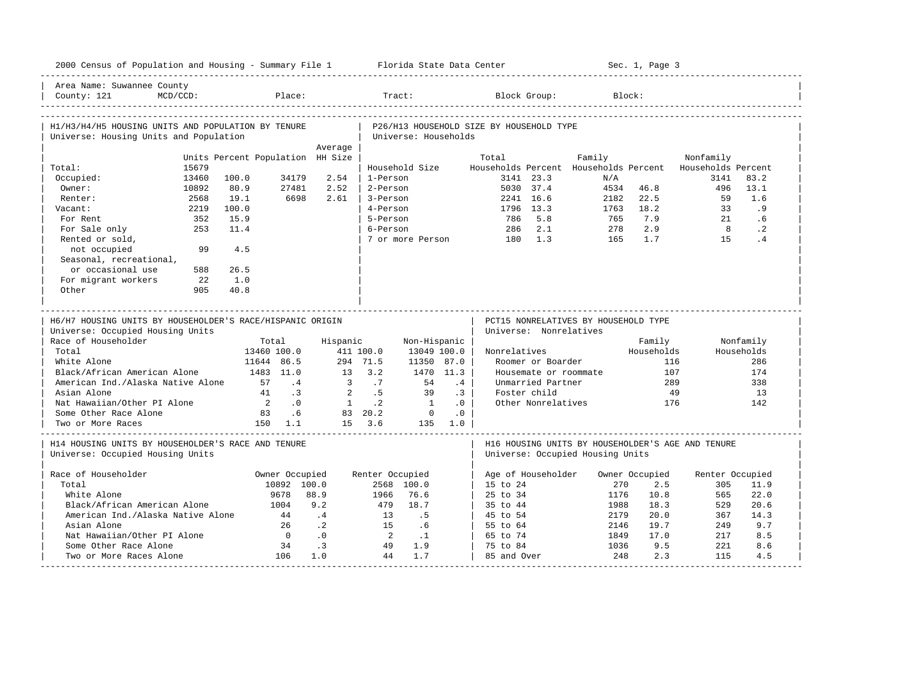2000 Census of Population and Housing - Summary File 1 Florida State Data Center Sec. 1, Page 3

Area Name: Suwannee County
County: 121 MCD/CCD: Place: Tract: Block Group: Block:

## H1/H3/H4/H5 HOUSING UNITS AND POPULATION BY TENURE

Universe: Housing Units and Population

| | Units | Percent | Population | Average HH Size |
|---|---|---|---|---|
| Total: | 15679 | | | |
| Occupied: | 13460 | 100.0 | 34179 | 2.54 |
| Owner: | 10892 | 80.9 | 27481 | 2.52 |
| Renter: | 2568 | 19.1 | 6698 | 2.61 |
| Vacant: | 2219 | 100.0 | | |
| For Rent | 352 | 15.9 | | |
| For Sale only | 253 | 11.4 | | |
| Rented or sold, not occupied | 99 | 4.5 | | |
| Seasonal, recreational, or occasional use | 588 | 26.5 | | |
| For migrant workers | 22 | 1.0 | | |
| Other | 905 | 40.8 | | |

## P26/H13 HOUSEHOLD SIZE BY HOUSEHOLD TYPE

Universe: Households

| Household Size | Total Households | Percent | Family Households | Percent | Nonfamily Households | Percent |
|---|---|---|---|---|---|---|
| 1-Person | 3141 | 23.3 | N/A | | 3141 | 83.2 |
| 2-Person | 5030 | 37.4 | 4534 | 46.8 | 496 | 13.1 |
| 3-Person | 2241 | 16.6 | 2182 | 22.5 | 59 | 1.6 |
| 4-Person | 1796 | 13.3 | 1763 | 18.2 | 33 | .9 |
| 5-Person | 786 | 5.8 | 765 | 7.9 | 21 | .6 |
| 6-Person | 286 | 2.1 | 278 | 2.9 | 8 | .2 |
| 7 or more Person | 180 | 1.3 | 165 | 1.7 | 15 | .4 |

## H6/H7 HOUSING UNITS BY HOUSEHOLDER'S RACE/HISPANIC ORIGIN

Universe: Occupied Housing Units

| Race of Householder | Total | % | Hispanic | % | Non-Hispanic | % |
|---|---|---|---|---|---|---|
| Total | 13460 | 100.0 | 411 | 100.0 | 13049 | 100.0 |
| White Alone | 11644 | 86.5 | 294 | 71.5 | 11350 | 87.0 |
| Black/African American Alone | 1483 | 11.0 | 13 | 3.2 | 1470 | 11.3 |
| American Ind./Alaska Native Alone | 57 | .4 | 3 | .7 | 54 | .4 |
| Asian Alone | 41 | .3 | 2 | .5 | 39 | .3 |
| Nat Hawaiian/Other PI Alone | 2 | .0 | 1 | .2 | 1 | .0 |
| Some Other Race Alone | 83 | .6 | 83 | 20.2 | 0 | .0 |
| Two or More Races | 150 | 1.1 | 15 | 3.6 | 135 | 1.0 |

## PCT15 NONRELATIVES BY HOUSEHOLD TYPE

Universe: Nonrelatives

| Nonrelatives | Family Households | Nonfamily Households |
|---|---|---|
| Roomer or Boarder | 116 | 286 |
| Housemate or roommate | 107 | 174 |
| Unmarried Partner | 289 | 338 |
| Foster child | 49 | 13 |
| Other Nonrelatives | 176 | 142 |

## H14 HOUSING UNITS BY HOUSEHOLDER'S RACE AND TENURE

Universe: Occupied Housing Units

| Race of Householder | Owner Occupied | % | Renter Occupied | % |
|---|---|---|---|---|
| Total | 10892 | 100.0 | 2568 | 100.0 |
| White Alone | 9678 | 88.9 | 1966 | 76.6 |
| Black/African American Alone | 1004 | 9.2 | 479 | 18.7 |
| American Ind./Alaska Native Alone | 44 | .4 | 13 | .5 |
| Asian Alone | 26 | .2 | 15 | .6 |
| Nat Hawaiian/Other PI Alone | 0 | .0 | 2 | .1 |
| Some Other Race Alone | 34 | .3 | 49 | 1.9 |
| Two or More Races Alone | 106 | 1.0 | 44 | 1.7 |

## H16 HOUSING UNITS BY HOUSEHOLDER'S AGE AND TENURE

Universe: Occupied Housing Units

| Age of Householder | Owner Occupied | % | Renter Occupied | % |
|---|---|---|---|---|
| 15 to 24 | 270 | 2.5 | 305 | 11.9 |
| 25 to 34 | 1176 | 10.8 | 565 | 22.0 |
| 35 to 44 | 1988 | 18.3 | 529 | 20.6 |
| 45 to 54 | 2179 | 20.0 | 367 | 14.3 |
| 55 to 64 | 2146 | 19.7 | 249 | 9.7 |
| 65 to 74 | 1849 | 17.0 | 217 | 8.5 |
| 75 to 84 | 1036 | 9.5 | 221 | 8.6 |
| 85 and Over | 248 | 2.3 | 115 | 4.5 |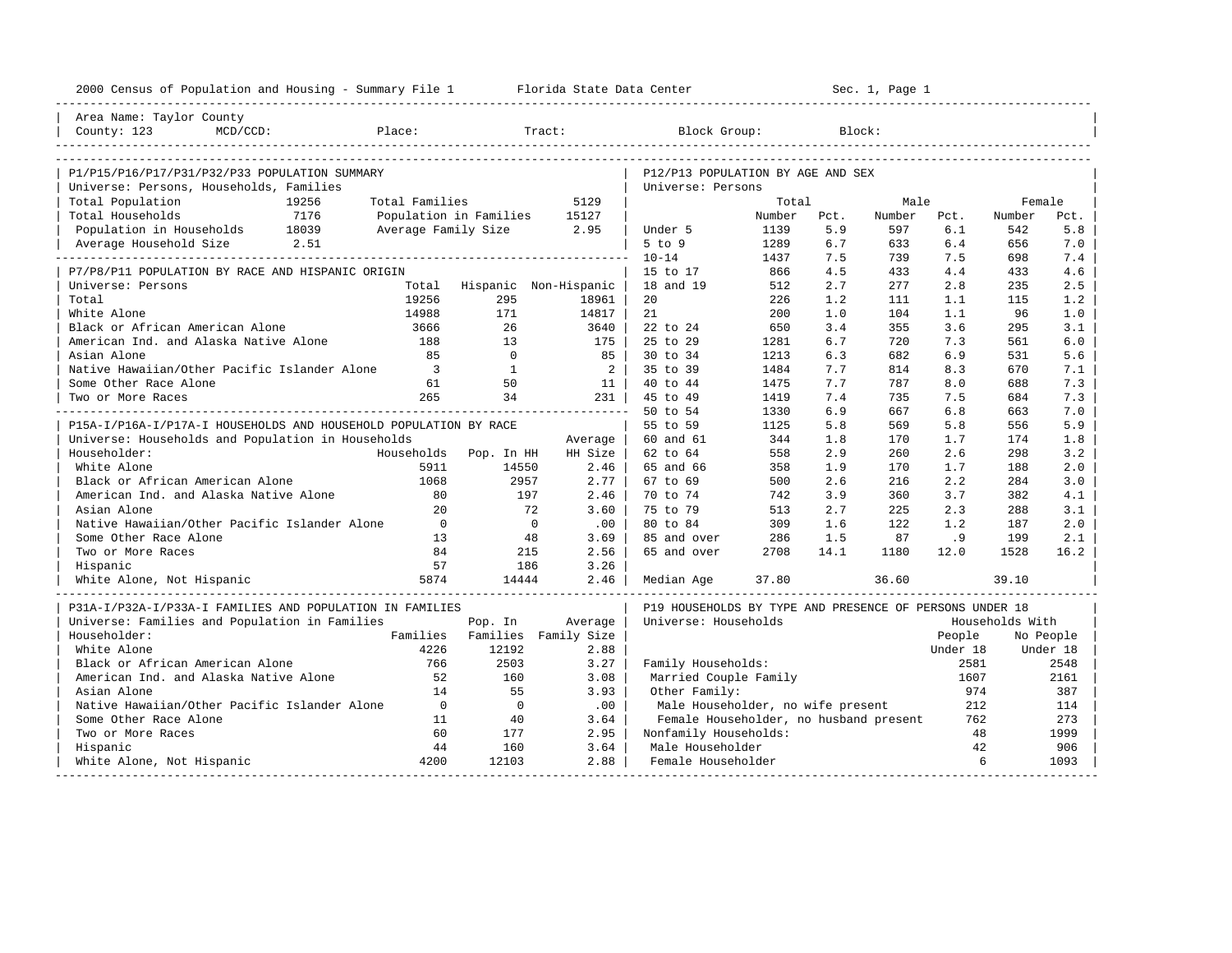2000 Census of Population and Housing - Summary File 1 Florida State Data Center Sec. 1, Page 1

Area Name: Taylor County
County: 123 MCD/CCD: Place: Tract: Block Group: Block:

## P1/P15/P16/P17/P31/P32/P33 POPULATION SUMMARY

Universe: Persons, Households, Families

| | | | |
|---|---|---|---|
| Total Population | 19256 | Total Families | 5129 |
| Total Households | 7176 | Population in Families | 15127 |
| Population in Households | 18039 | Average Family Size | 2.95 |
| Average Household Size | 2.51 | | |

## P7/P8/P11 POPULATION BY RACE AND HISPANIC ORIGIN

Universe: Persons

| | Total | Hispanic | Non-Hispanic |
|---|---|---|---|
| Total | 19256 | 295 | 18961 |
| White Alone | 14988 | 171 | 14817 |
| Black or African American Alone | 3666 | 26 | 3640 |
| American Ind. and Alaska Native Alone | 188 | 13 | 175 |
| Asian Alone | 85 | 0 | 85 |
| Native Hawaiian/Other Pacific Islander Alone | 3 | 1 | 2 |
| Some Other Race Alone | 61 | 50 | 11 |
| Two or More Races | 265 | 34 | 231 |

## P15A-I/P16A-I/P17A-I HOUSEHOLDS AND HOUSEHOLD POPULATION BY RACE

Universe: Households and Population in Households

| Householder: | Households | Pop. In HH | Average HH Size |
|---|---|---|---|
| White Alone | 5911 | 14550 | 2.46 |
| Black or African American Alone | 1068 | 2957 | 2.77 |
| American Ind. and Alaska Native Alone | 80 | 197 | 2.46 |
| Asian Alone | 20 | 72 | 3.60 |
| Native Hawaiian/Other Pacific Islander Alone | 0 | 0 | .00 |
| Some Other Race Alone | 13 | 48 | 3.69 |
| Two or More Races | 84 | 215 | 2.56 |
| Hispanic | 57 | 186 | 3.26 |
| White Alone, Not Hispanic | 5874 | 14444 | 2.46 |

## P31A-I/P32A-I/P33A-I FAMILIES AND POPULATION IN FAMILIES

Universe: Families and Population in Families

| Householder: | Families | Pop. In Families | Average Family Size |
|---|---|---|---|
| White Alone | 4226 | 12192 | 2.88 |
| Black or African American Alone | 766 | 2503 | 3.27 |
| American Ind. and Alaska Native Alone | 52 | 160 | 3.08 |
| Asian Alone | 14 | 55 | 3.93 |
| Native Hawaiian/Other Pacific Islander Alone | 0 | 0 | .00 |
| Some Other Race Alone | 11 | 40 | 3.64 |
| Two or More Races | 60 | 177 | 2.95 |
| Hispanic | 44 | 160 | 3.64 |
| White Alone, Not Hispanic | 4200 | 12103 | 2.88 |

## P12/P13 POPULATION BY AGE AND SEX

Universe: Persons

| | Total Number | Total Pct. | Male Number | Male Pct. | Female Number | Female Pct. |
|---|---|---|---|---|---|---|
| Under 5 | 1139 | 5.9 | 597 | 6.1 | 542 | 5.8 |
| 5 to 9 | 1289 | 6.7 | 633 | 6.4 | 656 | 7.0 |
| 10-14 | 1437 | 7.5 | 739 | 7.5 | 698 | 7.4 |
| 15 to 17 | 866 | 4.5 | 433 | 4.4 | 433 | 4.6 |
| 18 and 19 | 512 | 2.7 | 277 | 2.8 | 235 | 2.5 |
| 20 | 226 | 1.2 | 111 | 1.1 | 115 | 1.2 |
| 21 | 200 | 1.0 | 104 | 1.1 | 96 | 1.0 |
| 22 to 24 | 650 | 3.4 | 355 | 3.6 | 295 | 3.1 |
| 25 to 29 | 1281 | 6.7 | 720 | 7.3 | 561 | 6.0 |
| 30 to 34 | 1213 | 6.3 | 682 | 6.9 | 531 | 5.6 |
| 35 to 39 | 1484 | 7.7 | 814 | 8.3 | 670 | 7.1 |
| 40 to 44 | 1475 | 7.7 | 787 | 8.0 | 688 | 7.3 |
| 45 to 49 | 1419 | 7.4 | 735 | 7.5 | 684 | 7.3 |
| 50 to 54 | 1330 | 6.9 | 667 | 6.8 | 663 | 7.0 |
| 55 to 59 | 1125 | 5.8 | 569 | 5.8 | 556 | 5.9 |
| 60 and 61 | 344 | 1.8 | 170 | 1.7 | 174 | 1.8 |
| 62 to 64 | 558 | 2.9 | 260 | 2.6 | 298 | 3.2 |
| 65 and 66 | 358 | 1.9 | 170 | 1.7 | 188 | 2.0 |
| 67 to 69 | 500 | 2.6 | 216 | 2.2 | 284 | 3.0 |
| 70 to 74 | 742 | 3.9 | 360 | 3.7 | 382 | 4.1 |
| 75 to 79 | 513 | 2.7 | 225 | 2.3 | 288 | 3.1 |
| 80 to 84 | 309 | 1.6 | 122 | 1.2 | 187 | 2.0 |
| 85 and over | 286 | 1.5 | 87 | .9 | 199 | 2.1 |
| 65 and over | 2708 | 14.1 | 1180 | 12.0 | 1528 | 16.2 |
| Median Age | 37.80 | | 36.60 | | 39.10 | |

## P19 HOUSEHOLDS BY TYPE AND PRESENCE OF PERSONS UNDER 18

Universe: Households

| | Households With People Under 18 | Households With No People Under 18 |
|---|---|---|
| Family Households: | 2581 | 2548 |
| Married Couple Family | 1607 | 2161 |
| Other Family: | 974 | 387 |
| Male Householder, no wife present | 212 | 114 |
| Female Householder, no husband present | 762 | 273 |
| Nonfamily Households: | 48 | 1999 |
| Male Householder | 42 | 906 |
| Female Householder | 6 | 1093 |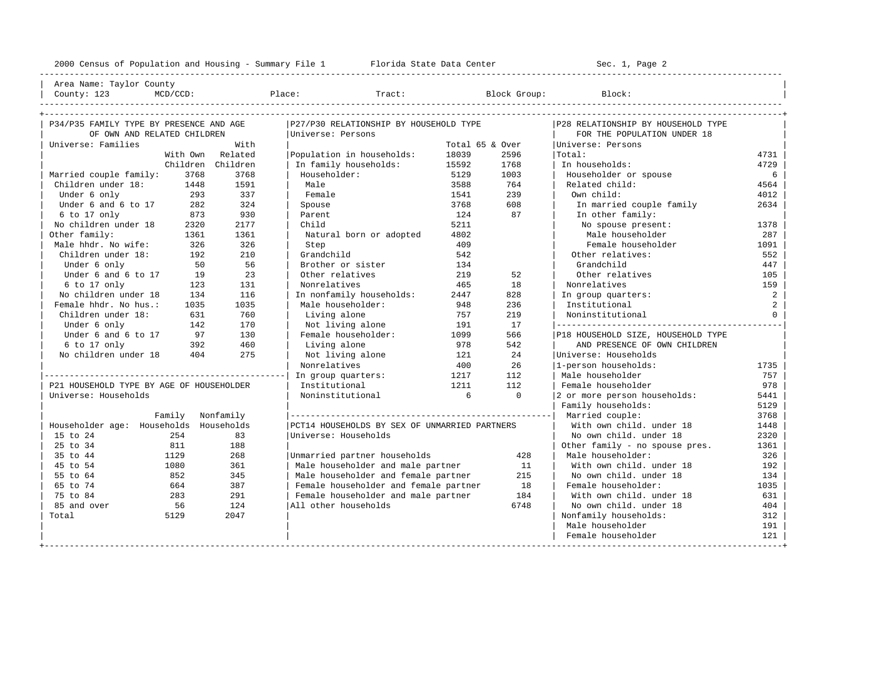2000 Census of Population and Housing - Summary File 1 Florida State Data Center Sec. 1, Page 2

Area Name: Taylor County
County: 123 MCD/CCD: Place: Tract: Block Group: Block:

## P34/P35 FAMILY TYPE BY PRESENCE AND AGE OF OWN AND RELATED CHILDREN

Universe: Families

| | With Own Children | With Related Children |
|---|---|---|
| Married couple family: | 3768 | 3768 |
| Children under 18: | 1448 | 1591 |
| Under 6 only | 293 | 337 |
| Under 6 and 6 to 17 | 282 | 324 |
| 6 to 17 only | 873 | 930 |
| No children under 18 | 2320 | 2177 |
| Other family: | 1361 | 1361 |
| Male hhdr. No wife: | 326 | 326 |
| Children under 18: | 192 | 210 |
| Under 6 only | 50 | 56 |
| Under 6 and 6 to 17 | 19 | 23 |
| 6 to 17 only | 123 | 131 |
| No children under 18 | 134 | 116 |
| Female hhdr. No hus.: | 1035 | 1035 |
| Children under 18: | 631 | 760 |
| Under 6 only | 142 | 170 |
| Under 6 and 6 to 17 | 97 | 130 |
| 6 to 17 only | 392 | 460 |
| No children under 18 | 404 | 275 |

## P21 HOUSEHOLD TYPE BY AGE OF HOUSEHOLDER

Universe: Households

| Householder age: | Family Households | Nonfamily Households |
|---|---|---|
| 15 to 24 | 254 | 83 |
| 25 to 34 | 811 | 188 |
| 35 to 44 | 1129 | 268 |
| 45 to 54 | 1080 | 361 |
| 55 to 64 | 852 | 345 |
| 65 to 74 | 664 | 387 |
| 75 to 84 | 283 | 291 |
| 85 and over | 56 | 124 |
| Total | 5129 | 2047 |

## P27/P30 RELATIONSHIP BY HOUSEHOLD TYPE

Universe: Persons

| | Total | 65 & Over |
|---|---|---|
| Population in households: | 18039 | 2596 |
| In family households: | 15592 | 1768 |
| Householder: | 5129 | 1003 |
| Male | 3588 | 764 |
| Female | 1541 | 239 |
| Spouse | 3768 | 608 |
| Parent | 124 | 87 |
| Child | 5211 | |
| Natural born or adopted | 4802 | |
| Step | 409 | |
| Grandchild | 542 | |
| Brother or sister | 134 | |
| Other relatives | 219 | 52 |
| Nonrelatives | 465 | 18 |
| In nonfamily households: | 2447 | 828 |
| Male householder: | 948 | 236 |
| Living alone | 757 | 219 |
| Not living alone | 191 | 17 |
| Female householder: | 1099 | 566 |
| Living alone | 978 | 542 |
| Not living alone | 121 | 24 |
| Nonrelatives | 400 | 26 |
| In group quarters: | 1217 | 112 |
| Institutional | 1211 | 112 |
| Noninstitutional | 6 | 0 |

## PCT14 HOUSEHOLDS BY SEX OF UNMARRIED PARTNERS

Universe: Households

| | |
|---|---|
| Unmarried partner households | 428 |
| Male householder and male partner | 11 |
| Male householder and female partner | 215 |
| Female householder and female partner | 18 |
| Female householder and male partner | 184 |
| All other households | 6748 |

## P28 RELATIONSHIP BY HOUSEHOLD TYPE FOR THE POPULATION UNDER 18

Universe: Persons

| | |
|---|---|
| Total: | 4731 |
| In households: | 4729 |
| Householder or spouse | 6 |
| Related child: | 4564 |
| Own child: | 4012 |
| In married couple family | 2634 |
| In other family: | |
| No spouse present: | 1378 |
| Male householder | 287 |
| Female householder | 1091 |
| Other relatives: | 552 |
| Grandchild | 447 |
| Other relatives | 105 |
| Nonrelatives | 159 |
| In group quarters: | 2 |
| Institutional | 2 |
| Noninstitutional | 0 |

## P18 HOUSEHOLD SIZE, HOUSEHOLD TYPE AND PRESENCE OF OWN CHILDREN

Universe: Households

| | |
|---|---|
| 1-person households: | 1735 |
| Male householder | 757 |
| Female householder | 978 |
| 2 or more person households: | 5441 |
| Family households: | 5129 |
| Married couple: | 3768 |
| With own child. under 18 | 1448 |
| No own child. under 18 | 2320 |
| Other family - no spouse pres. | 1361 |
| Male householder: | 326 |
| With own child. under 18 | 192 |
| No own child. under 18 | 134 |
| Female householder: | 1035 |
| With own child. under 18 | 631 |
| No own child. under 18 | 404 |
| Nonfamily households: | 312 |
| Male householder | 191 |
| Female householder | 121 |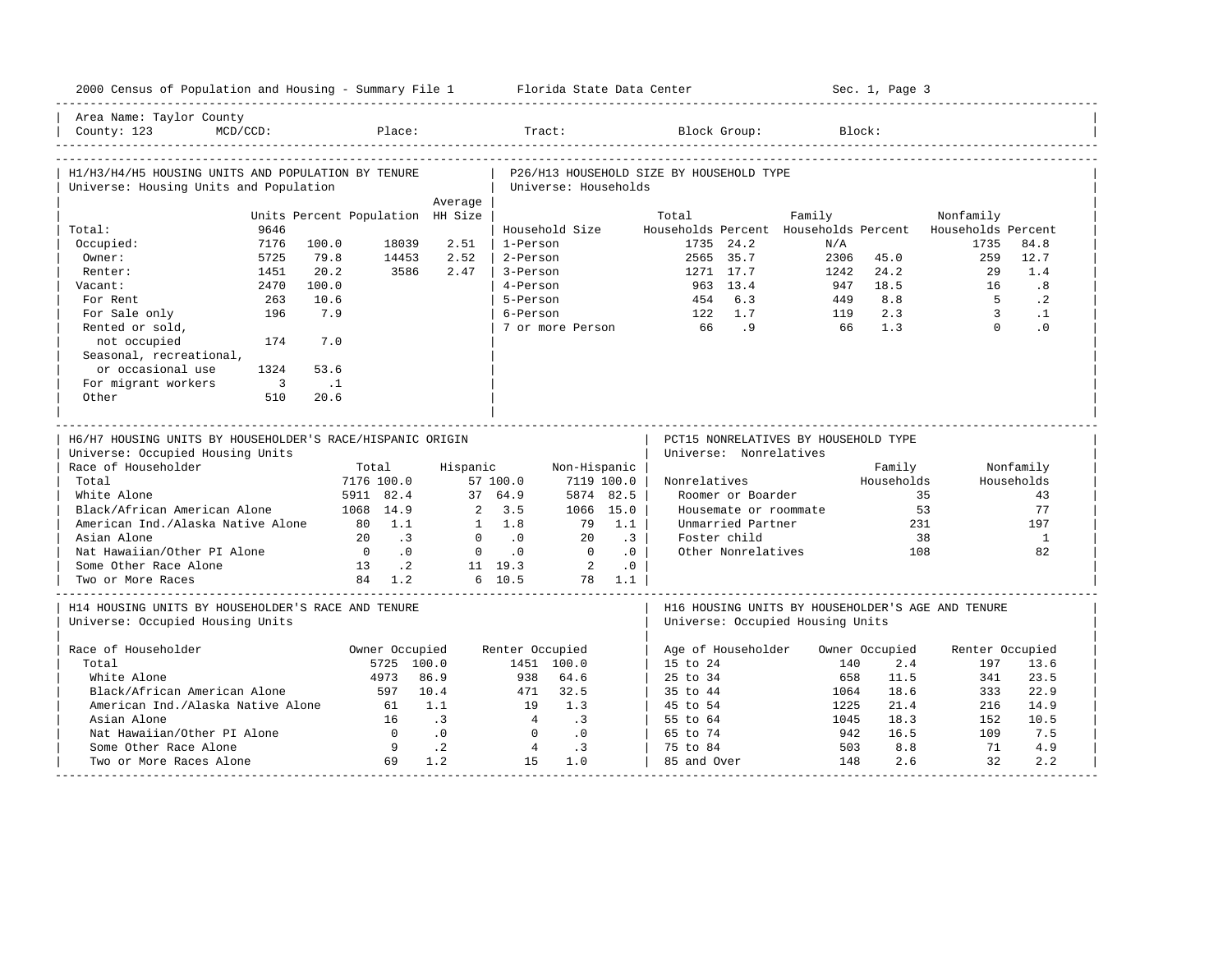2000 Census of Population and Housing - Summary File 1 Florida State Data Center Sec. 1, Page 3

Area Name: Taylor County
County: 123 MCD/CCD: Place: Tract: Block Group: Block:

## H1/H3/H4/H5 HOUSING UNITS AND POPULATION BY TENURE
Universe: Housing Units and Population

| | Units | Percent | Population | Average HH Size |
|---|---|---|---|---|
| Total: | 9646 | | | |
| Occupied: | 7176 | 100.0 | 18039 | 2.51 |
| Owner: | 5725 | 79.8 | 14453 | 2.52 |
| Renter: | 1451 | 20.2 | 3586 | 2.47 |
| Vacant: | 2470 | 100.0 | | |
| For Rent | 263 | 10.6 | | |
| For Sale only | 196 | 7.9 | | |
| Rented or sold, not occupied | 174 | 7.0 | | |
| Seasonal, recreational, or occasional use | 1324 | 53.6 | | |
| For migrant workers | 3 | .1 | | |
| Other | 510 | 20.6 | | |

## P26/H13 HOUSEHOLD SIZE BY HOUSEHOLD TYPE
Universe: Households

| Household Size | Total Households | Percent | Family Households | Percent | Nonfamily Households | Percent |
|---|---|---|---|---|---|---|
| 1-Person | 1735 | 24.2 | N/A | | 1735 | 84.8 |
| 2-Person | 2565 | 35.7 | 2306 | 45.0 | 259 | 12.7 |
| 3-Person | 1271 | 17.7 | 1242 | 24.2 | 29 | 1.4 |
| 4-Person | 963 | 13.4 | 947 | 18.5 | 16 | .8 |
| 5-Person | 454 | 6.3 | 449 | 8.8 | 5 | .2 |
| 6-Person | 122 | 1.7 | 119 | 2.3 | 3 | .1 |
| 7 or more Person | 66 | .9 | 66 | 1.3 | 0 | .0 |

## H6/H7 HOUSING UNITS BY HOUSEHOLDER'S RACE/HISPANIC ORIGIN
Universe: Occupied Housing Units

| Race of Householder | Total | | Hispanic | | Non-Hispanic | |
|---|---|---|---|---|---|---|
| Total | 7176 | 100.0 | 57 | 100.0 | 7119 | 100.0 |
| White Alone | 5911 | 82.4 | 37 | 64.9 | 5874 | 82.5 |
| Black/African American Alone | 1068 | 14.9 | 2 | 3.5 | 1066 | 15.0 |
| American Ind./Alaska Native Alone | 80 | 1.1 | 1 | 1.8 | 79 | 1.1 |
| Asian Alone | 20 | .3 | 0 | .0 | 20 | .3 |
| Nat Hawaiian/Other PI Alone | 0 | .0 | 0 | .0 | 0 | .0 |
| Some Other Race Alone | 13 | .2 | 11 | 19.3 | 2 | .0 |
| Two or More Races | 84 | 1.2 | 6 | 10.5 | 78 | 1.1 |

## PCT15 NONRELATIVES BY HOUSEHOLD TYPE
Universe: Nonrelatives

| Nonrelatives | Family Households | Nonfamily Households |
|---|---|---|
| Roomer or Boarder | 35 | 43 |
| Housemate or roommate | 53 | 77 |
| Unmarried Partner | 231 | 197 |
| Foster child | 38 | 1 |
| Other Nonrelatives | 108 | 82 |

## H14 HOUSING UNITS BY HOUSEHOLDER'S RACE AND TENURE
Universe: Occupied Housing Units

| Race of Householder | Owner Occupied | | Renter Occupied | |
|---|---|---|---|---|
| Total | 5725 | 100.0 | 1451 | 100.0 |
| White Alone | 4973 | 86.9 | 938 | 64.6 |
| Black/African American Alone | 597 | 10.4 | 471 | 32.5 |
| American Ind./Alaska Native Alone | 61 | 1.1 | 19 | 1.3 |
| Asian Alone | 16 | .3 | 4 | .3 |
| Nat Hawaiian/Other PI Alone | 0 | .0 | 0 | .0 |
| Some Other Race Alone | 9 | .2 | 4 | .3 |
| Two or More Races Alone | 69 | 1.2 | 15 | 1.0 |

## H16 HOUSING UNITS BY HOUSEHOLDER'S AGE AND TENURE
Universe: Occupied Housing Units

| Age of Householder | Owner Occupied | | Renter Occupied | |
|---|---|---|---|---|
| 15 to 24 | 140 | 2.4 | 197 | 13.6 |
| 25 to 34 | 658 | 11.5 | 341 | 23.5 |
| 35 to 44 | 1064 | 18.6 | 333 | 22.9 |
| 45 to 54 | 1225 | 21.4 | 216 | 14.9 |
| 55 to 64 | 1045 | 18.3 | 152 | 10.5 |
| 65 to 74 | 942 | 16.5 | 109 | 7.5 |
| 75 to 84 | 503 | 8.8 | 71 | 4.9 |
| 85 and Over | 148 | 2.6 | 32 | 2.2 |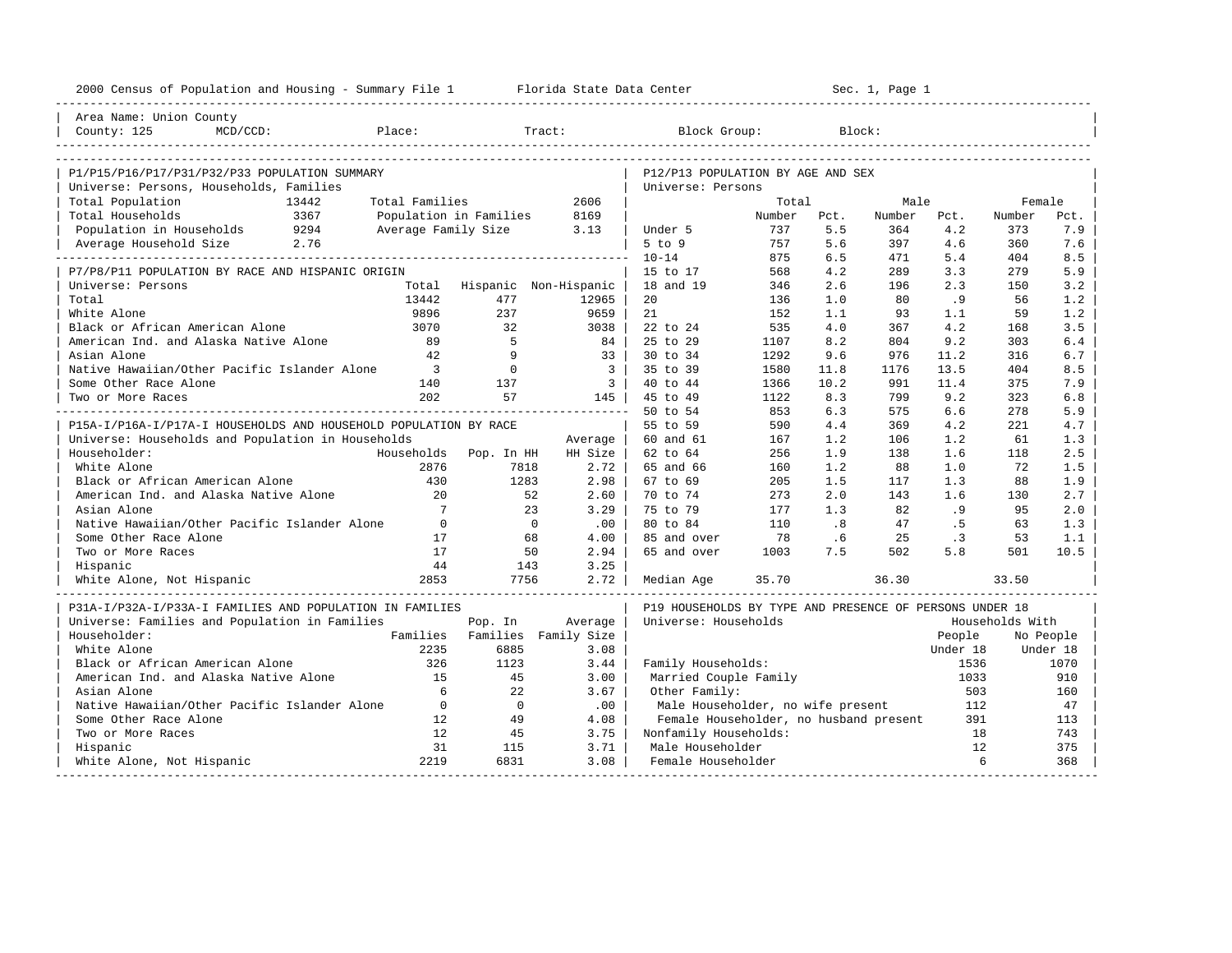2000 Census of Population and Housing - Summary File 1 — Florida State Data Center

Area Name: Union County
County: 125 MCD/CCD: Place: Tract: Block Group: Block:

## P1/P15/P16/P17/P31/P32/P33 POPULATION SUMMARY

Universe: Persons, Households, Families

| | | | |
|---|---|---|---|
| Total Population | 13442 | Total Families | 2606 |
| Total Households | 3367 | Population in Families | 8169 |
| Population in Households | 9294 | Average Family Size | 3.13 |
| Average Household Size | 2.76 | | |

## P7/P8/P11 POPULATION BY RACE AND HISPANIC ORIGIN

Universe: Persons

| | Total | Hispanic | Non-Hispanic |
|---|---|---|---|
| Total | 13442 | 477 | 12965 |
| White Alone | 9896 | 237 | 9659 |
| Black or African American Alone | 3070 | 32 | 3038 |
| American Ind. and Alaska Native Alone | 89 | 5 | 84 |
| Asian Alone | 42 | 9 | 33 |
| Native Hawaiian/Other Pacific Islander Alone | 3 | 0 | 3 |
| Some Other Race Alone | 140 | 137 | 3 |
| Two or More Races | 202 | 57 | 145 |

## P15A-I/P16A-I/P17A-I HOUSEHOLDS AND HOUSEHOLD POPULATION BY RACE

Universe: Households and Population in Households

| Householder: | Households | Pop. In HH | Average HH Size |
|---|---|---|---|
| White Alone | 2876 | 7818 | 2.72 |
| Black or African American Alone | 430 | 1283 | 2.98 |
| American Ind. and Alaska Native Alone | 20 | 52 | 2.60 |
| Asian Alone | 7 | 23 | 3.29 |
| Native Hawaiian/Other Pacific Islander Alone | 0 | 0 | .00 |
| Some Other Race Alone | 17 | 68 | 4.00 |
| Two or More Races | 17 | 50 | 2.94 |
| Hispanic | 44 | 143 | 3.25 |
| White Alone, Not Hispanic | 2853 | 7756 | 2.72 |

## P31A-I/P32A-I/P33A-I FAMILIES AND POPULATION IN FAMILIES

Universe: Families and Population in Families

| Householder: | Families | Pop. In Families | Average Family Size |
|---|---|---|---|
| White Alone | 2235 | 6885 | 3.08 |
| Black or African American Alone | 326 | 1123 | 3.44 |
| American Ind. and Alaska Native Alone | 15 | 45 | 3.00 |
| Asian Alone | 6 | 22 | 3.67 |
| Native Hawaiian/Other Pacific Islander Alone | 0 | 0 | .00 |
| Some Other Race Alone | 12 | 49 | 4.08 |
| Two or More Races | 12 | 45 | 3.75 |
| Hispanic | 31 | 115 | 3.71 |
| White Alone, Not Hispanic | 2219 | 6831 | 3.08 |

## P12/P13 POPULATION BY AGE AND SEX

Universe: Persons

| | Total Number | Total Pct. | Male Number | Male Pct. | Female Number | Female Pct. |
|---|---|---|---|---|---|---|
| Under 5 | 737 | 5.5 | 364 | 4.2 | 373 | 7.9 |
| 5 to 9 | 757 | 5.6 | 397 | 4.6 | 360 | 7.6 |
| 10-14 | 875 | 6.5 | 471 | 5.4 | 404 | 8.5 |
| 15 to 17 | 568 | 4.2 | 289 | 3.3 | 279 | 5.9 |
| 18 and 19 | 346 | 2.6 | 196 | 2.3 | 150 | 3.2 |
| 20 | 136 | 1.0 | 80 | .9 | 56 | 1.2 |
| 21 | 152 | 1.1 | 93 | 1.1 | 59 | 1.2 |
| 22 to 24 | 535 | 4.0 | 367 | 4.2 | 168 | 3.5 |
| 25 to 29 | 1107 | 8.2 | 804 | 9.2 | 303 | 6.4 |
| 30 to 34 | 1292 | 9.6 | 976 | 11.2 | 316 | 6.7 |
| 35 to 39 | 1580 | 11.8 | 1176 | 13.5 | 404 | 8.5 |
| 40 to 44 | 1366 | 10.2 | 991 | 11.4 | 375 | 7.9 |
| 45 to 49 | 1122 | 8.3 | 799 | 9.2 | 323 | 6.8 |
| 50 to 54 | 853 | 6.3 | 575 | 6.6 | 278 | 5.9 |
| 55 to 59 | 590 | 4.4 | 369 | 4.2 | 221 | 4.7 |
| 60 and 61 | 167 | 1.2 | 106 | 1.2 | 61 | 1.3 |
| 62 to 64 | 256 | 1.9 | 138 | 1.6 | 118 | 2.5 |
| 65 and 66 | 160 | 1.2 | 88 | 1.0 | 72 | 1.5 |
| 67 to 69 | 205 | 1.5 | 117 | 1.3 | 88 | 1.9 |
| 70 to 74 | 273 | 2.0 | 143 | 1.6 | 130 | 2.7 |
| 75 to 79 | 177 | 1.3 | 82 | .9 | 95 | 2.0 |
| 80 to 84 | 110 | .8 | 47 | .5 | 63 | 1.3 |
| 85 and over | 78 | .6 | 25 | .3 | 53 | 1.1 |
| 65 and over | 1003 | 7.5 | 502 | 5.8 | 501 | 10.5 |
| Median Age | 35.70 | | 36.30 | | 33.50 | |

## P19 HOUSEHOLDS BY TYPE AND PRESENCE OF PERSONS UNDER 18

Universe: Households

| | Households With People Under 18 | Households With No People Under 18 |
|---|---|---|
| Family Households: | 1536 | 1070 |
| Married Couple Family | 1033 | 910 |
| Other Family: | 503 | 160 |
| Male Householder, no wife present | 112 | 47 |
| Female Householder, no husband present | 391 | 113 |
| Nonfamily Households: | 18 | 743 |
| Male Householder | 12 | 375 |
| Female Householder | 6 | 368 |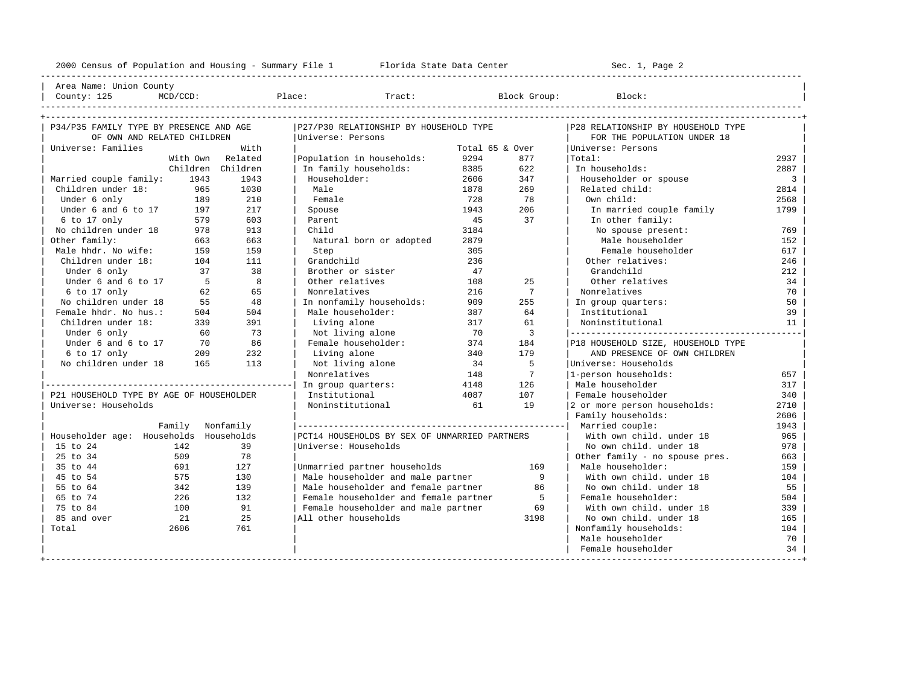Area Name: Union County
County: 125 MCD/CCD: Place: Tract: Block Group: Block:

## P34/P35 FAMILY TYPE BY PRESENCE AND AGE OF OWN AND RELATED CHILDREN

Universe: Families

| | With Own Children | With Related Children |
|---|---|---|
| Married couple family: | 1943 | 1943 |
| Children under 18: | 965 | 1030 |
| Under 6 only | 189 | 210 |
| Under 6 and 6 to 17 | 197 | 217 |
| 6 to 17 only | 579 | 603 |
| No children under 18 | 978 | 913 |
| Other family: | 663 | 663 |
| Male hhdr. No wife: | 159 | 159 |
| Children under 18: | 104 | 111 |
| Under 6 only | 37 | 38 |
| Under 6 and 6 to 17 | 5 | 8 |
| 6 to 17 only | 62 | 65 |
| No children under 18 | 55 | 48 |
| Female hhdr. No hus.: | 504 | 504 |
| Children under 18: | 339 | 391 |
| Under 6 only | 60 | 73 |
| Under 6 and 6 to 17 | 70 | 86 |
| 6 to 17 only | 209 | 232 |
| No children under 18 | 165 | 113 |

## P21 HOUSEHOLD TYPE BY AGE OF HOUSEHOLDER

Universe: Households

| Householder age: | Family Households | Nonfamily Households |
|---|---|---|
| 15 to 24 | 142 | 39 |
| 25 to 34 | 509 | 78 |
| 35 to 44 | 691 | 127 |
| 45 to 54 | 575 | 130 |
| 55 to 64 | 342 | 139 |
| 65 to 74 | 226 | 132 |
| 75 to 84 | 100 | 91 |
| 85 and over | 21 | 25 |
| Total | 2606 | 761 |

## P27/P30 RELATIONSHIP BY HOUSEHOLD TYPE

Universe: Persons

| | Total | 65 & Over |
|---|---|---|
| Population in households: | 9294 | 877 |
| In family households: | 8385 | 622 |
| Householder: | 2606 | 347 |
| Male | 1878 | 269 |
| Female | 728 | 78 |
| Spouse | 1943 | 206 |
| Parent | 45 | 37 |
| Child | 3184 | |
| Natural born or adopted | 2879 | |
| Step | 305 | |
| Grandchild | 236 | |
| Brother or sister | 47 | |
| Other relatives | 108 | 25 |
| Nonrelatives | 216 | 7 |
| In nonfamily households: | 909 | 255 |
| Male householder: | 387 | 64 |
| Living alone | 317 | 61 |
| Not living alone | 70 | 3 |
| Female householder: | 374 | 184 |
| Living alone | 340 | 179 |
| Not living alone | 34 | 5 |
| Nonrelatives | 148 | 7 |
| In group quarters: | 4148 | 126 |
| Institutional | 4087 | 107 |
| Noninstitutional | 61 | 19 |

## PCT14 HOUSEHOLDS BY SEX OF UNMARRIED PARTNERS

Universe: Households

| | |
|---|---|
| Unmarried partner households | 169 |
| Male householder and male partner | 9 |
| Male householder and female partner | 86 |
| Female householder and female partner | 5 |
| Female householder and male partner | 69 |
| All other households | 3198 |

## P28 RELATIONSHIP BY HOUSEHOLD TYPE FOR THE POPULATION UNDER 18

Universe: Persons

| | |
|---|---|
| Total: | 2937 |
| In households: | 2887 |
| Householder or spouse | 3 |
| Related child: | 2814 |
| Own child: | 2568 |
| In married couple family | 1799 |
| In other family: | |
| No spouse present: | 769 |
| Male householder | 152 |
| Female householder | 617 |
| Other relatives: | 246 |
| Grandchild | 212 |
| Other relatives | 34 |
| Nonrelatives | 70 |
| In group quarters: | 50 |
| Institutional | 39 |
| Noninstitutional | 11 |

## P18 HOUSEHOLD SIZE, HOUSEHOLD TYPE AND PRESENCE OF OWN CHILDREN

Universe: Households

| | |
|---|---|
| 1-person households: | 657 |
| Male householder | 317 |
| Female householder | 340 |
| 2 or more person households: | 2710 |
| Family households: | 2606 |
| Married couple: | 1943 |
| With own child. under 18 | 965 |
| No own child. under 18 | 978 |
| Other family - no spouse pres. | 663 |
| Male householder: | 159 |
| With own child. under 18 | 104 |
| No own child. under 18 | 55 |
| Female householder: | 504 |
| With own child. under 18 | 339 |
| No own child. under 18 | 165 |
| Nonfamily households: | 104 |
| Male householder | 70 |
| Female householder | 34 |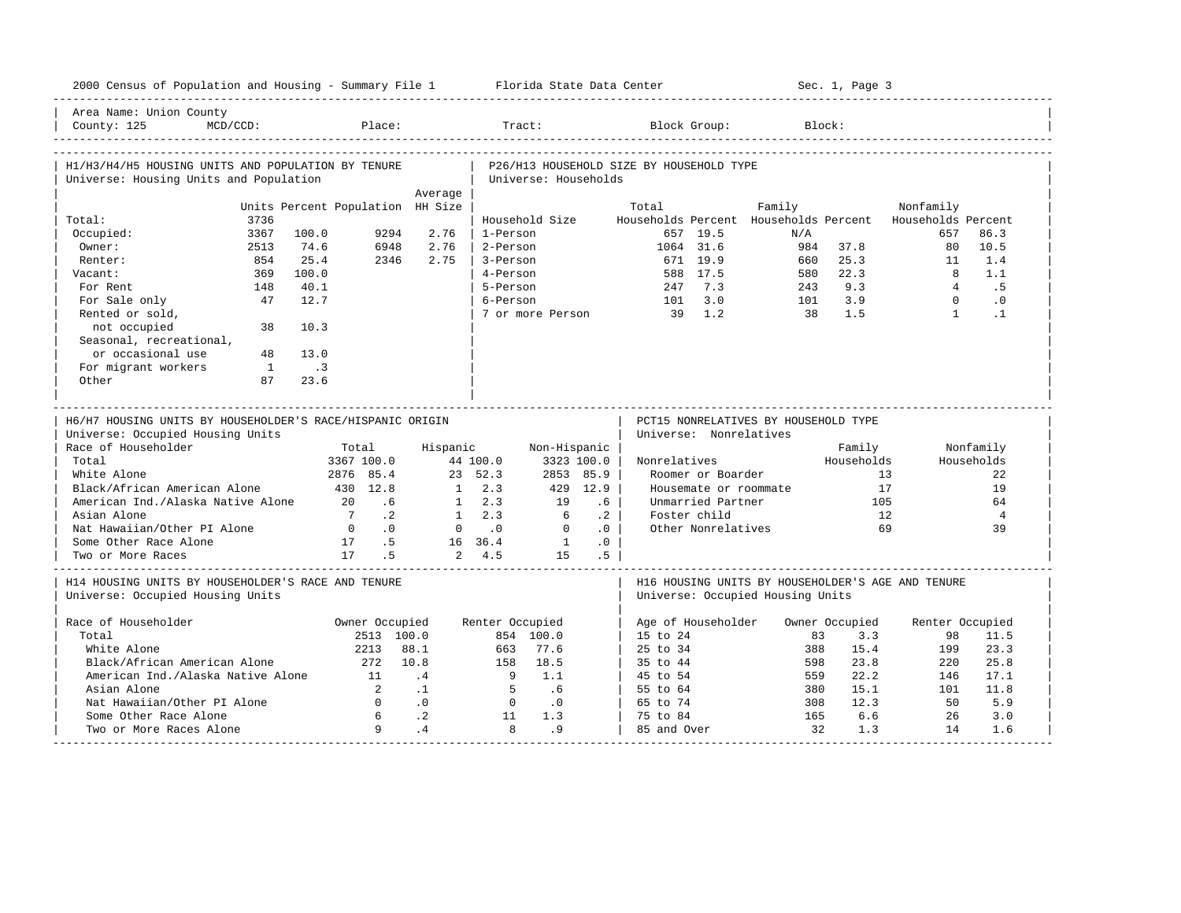Area Name: Union County
County: 125 MCD/CCD: Place: Tract: Block Group: Block:

## H1/H3/H4/H5 HOUSING UNITS AND POPULATION BY TENURE

Universe: Housing Units and Population

| | Units | Percent | Population | Average HH Size |
|---|---|---|---|---|
| Total: | 3736 | | | |
| Occupied: | 3367 | 100.0 | 9294 | 2.76 |
| Owner: | 2513 | 74.6 | 6948 | 2.76 |
| Renter: | 854 | 25.4 | 2346 | 2.75 |
| Vacant: | 369 | 100.0 | | |
| For Rent | 148 | 40.1 | | |
| For Sale only | 47 | 12.7 | | |
| Rented or sold, not occupied | 38 | 10.3 | | |
| Seasonal, recreational, or occasional use | 48 | 13.0 | | |
| For migrant workers | 1 | .3 | | |
| Other | 87 | 23.6 | | |

## P26/H13 HOUSEHOLD SIZE BY HOUSEHOLD TYPE

Universe: Households

| Household Size | Total Households | Percent | Family Households | Percent | Nonfamily Households | Percent |
|---|---|---|---|---|---|---|
| 1-Person | 657 | 19.5 | N/A | | 657 | 86.3 |
| 2-Person | 1064 | 31.6 | 984 | 37.8 | 80 | 10.5 |
| 3-Person | 671 | 19.9 | 660 | 25.3 | 11 | 1.4 |
| 4-Person | 588 | 17.5 | 580 | 22.3 | 8 | 1.1 |
| 5-Person | 247 | 7.3 | 243 | 9.3 | 4 | .5 |
| 6-Person | 101 | 3.0 | 101 | 3.9 | 0 | .0 |
| 7 or more Person | 39 | 1.2 | 38 | 1.5 | 1 | .1 |

## H6/H7 HOUSING UNITS BY HOUSEHOLDER'S RACE/HISPANIC ORIGIN

Universe: Occupied Housing Units

| Race of Householder | Total | | Hispanic | | Non-Hispanic | |
|---|---|---|---|---|---|---|
| Total | 3367 | 100.0 | 44 | 100.0 | 3323 | 100.0 |
| White Alone | 2876 | 85.4 | 23 | 52.3 | 2853 | 85.9 |
| Black/African American Alone | 430 | 12.8 | 1 | 2.3 | 429 | 12.9 |
| American Ind./Alaska Native Alone | 20 | .6 | 1 | 2.3 | 19 | .6 |
| Asian Alone | 7 | .2 | 1 | 2.3 | 6 | .2 |
| Nat Hawaiian/Other PI Alone | 0 | .0 | 0 | .0 | 0 | .0 |
| Some Other Race Alone | 17 | .5 | 16 | 36.4 | 1 | .0 |
| Two or More Races | 17 | .5 | 2 | 4.5 | 15 | .5 |

## PCT15 NONRELATIVES BY HOUSEHOLD TYPE

Universe: Nonrelatives

| Nonrelatives | Family Households | Nonfamily Households |
|---|---|---|
| Roomer or Boarder | 13 | 22 |
| Housemate or roommate | 17 | 19 |
| Unmarried Partner | 105 | 64 |
| Foster child | 12 | 4 |
| Other Nonrelatives | 69 | 39 |

## H14 HOUSING UNITS BY HOUSEHOLDER'S RACE AND TENURE

Universe: Occupied Housing Units

| Race of Householder | Owner Occupied | | Renter Occupied | |
|---|---|---|---|---|
| Total | 2513 | 100.0 | 854 | 100.0 |
| White Alone | 2213 | 88.1 | 663 | 77.6 |
| Black/African American Alone | 272 | 10.8 | 158 | 18.5 |
| American Ind./Alaska Native Alone | 11 | .4 | 9 | 1.1 |
| Asian Alone | 2 | .1 | 5 | .6 |
| Nat Hawaiian/Other PI Alone | 0 | .0 | 0 | .0 |
| Some Other Race Alone | 6 | .2 | 11 | 1.3 |
| Two or More Races Alone | 9 | .4 | 8 | .9 |

## H16 HOUSING UNITS BY HOUSEHOLDER'S AGE AND TENURE

Universe: Occupied Housing Units

| Age of Householder | Owner Occupied | | Renter Occupied | |
|---|---|---|---|---|
| 15 to 24 | 83 | 3.3 | 98 | 11.5 |
| 25 to 34 | 388 | 15.4 | 199 | 23.3 |
| 35 to 44 | 598 | 23.8 | 220 | 25.8 |
| 45 to 54 | 559 | 22.2 | 146 | 17.1 |
| 55 to 64 | 380 | 15.1 | 101 | 11.8 |
| 65 to 74 | 308 | 12.3 | 50 | 5.9 |
| 75 to 84 | 165 | 6.6 | 26 | 3.0 |
| 85 and Over | 32 | 1.3 | 14 | 1.6 |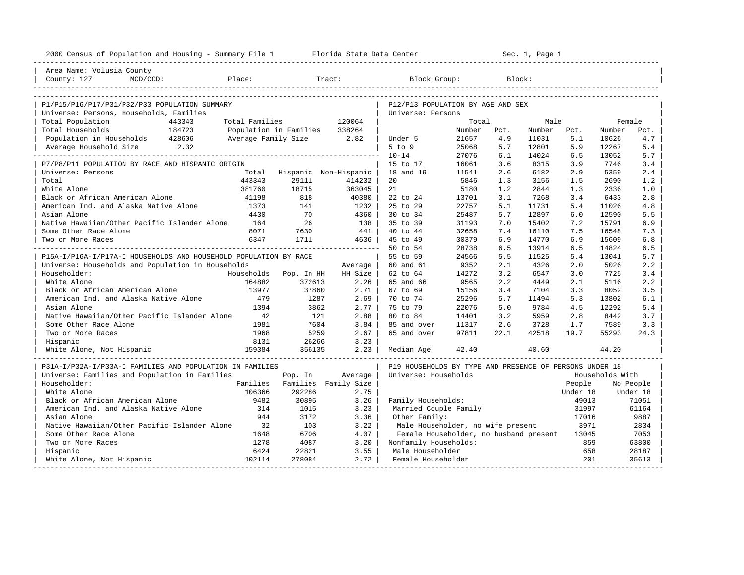2000 Census of Population and Housing - Summary File 1 Florida State Data Center Sec. 1, Page 1

Area Name: Volusia County
County: 127 MCD/CCD: Place: Tract: Block Group: Block:

## P1/P15/P16/P17/P31/P32/P33 POPULATION SUMMARY

Universe: Persons, Households, Families

| | | | |
|---|---|---|---|
| Total Population | 443343 | Total Families | 120064 |
| Total Households | 184723 | Population in Families | 338264 |
| Population in Households | 428606 | Average Family Size | 2.82 |
| Average Household Size | 2.32 | | |

## P7/P8/P11 POPULATION BY RACE AND HISPANIC ORIGIN

Universe: Persons

| | Total | Hispanic | Non-Hispanic |
|---|---|---|---|
| Total | 443343 | 29111 | 414232 |
| White Alone | 381760 | 18715 | 363045 |
| Black or African American Alone | 41198 | 818 | 40380 |
| American Ind. and Alaska Native Alone | 1373 | 141 | 1232 |
| Asian Alone | 4430 | 70 | 4360 |
| Native Hawaiian/Other Pacific Islander Alone | 164 | 26 | 138 |
| Some Other Race Alone | 8071 | 7630 | 441 |
| Two or More Races | 6347 | 1711 | 4636 |

## P15A-I/P16A-I/P17A-I HOUSEHOLDS AND HOUSEHOLD POPULATION BY RACE

Universe: Households and Population in Households

| Householder: | Households | Pop. In HH | Average HH Size |
|---|---|---|---|
| White Alone | 164882 | 372613 | 2.26 |
| Black or African American Alone | 13977 | 37860 | 2.71 |
| American Ind. and Alaska Native Alone | 479 | 1287 | 2.69 |
| Asian Alone | 1394 | 3862 | 2.77 |
| Native Hawaiian/Other Pacific Islander Alone | 42 | 121 | 2.88 |
| Some Other Race Alone | 1981 | 7604 | 3.84 |
| Two or More Races | 1968 | 5259 | 2.67 |
| Hispanic | 8131 | 26266 | 3.23 |
| White Alone, Not Hispanic | 159384 | 356135 | 2.23 |

## P31A-I/P32A-I/P33A-I FAMILIES AND POPULATION IN FAMILIES

Universe: Families and Population in Families

| Householder: | Families | Pop. In Families | Average Family Size |
|---|---|---|---|
| White Alone | 106366 | 292286 | 2.75 |
| Black or African American Alone | 9482 | 30895 | 3.26 |
| American Ind. and Alaska Native Alone | 314 | 1015 | 3.23 |
| Asian Alone | 944 | 3172 | 3.36 |
| Native Hawaiian/Other Pacific Islander Alone | 32 | 103 | 3.22 |
| Some Other Race Alone | 1648 | 6706 | 4.07 |
| Two or More Races | 1278 | 4087 | 3.20 |
| Hispanic | 6424 | 22821 | 3.55 |
| White Alone, Not Hispanic | 102114 | 278084 | 2.72 |

## P12/P13 POPULATION BY AGE AND SEX

Universe: Persons

| | Total Number | Total Pct. | Male Number | Male Pct. | Female Number | Female Pct. |
|---|---|---|---|---|---|---|
| Under 5 | 21657 | 4.9 | 11031 | 5.1 | 10626 | 4.7 |
| 5 to 9 | 25068 | 5.7 | 12801 | 5.9 | 12267 | 5.4 |
| 10-14 | 27076 | 6.1 | 14024 | 6.5 | 13052 | 5.7 |
| 15 to 17 | 16061 | 3.6 | 8315 | 3.9 | 7746 | 3.4 |
| 18 and 19 | 11541 | 2.6 | 6182 | 2.9 | 5359 | 2.4 |
| 20 | 5846 | 1.3 | 3156 | 1.5 | 2690 | 1.2 |
| 21 | 5180 | 1.2 | 2844 | 1.3 | 2336 | 1.0 |
| 22 to 24 | 13701 | 3.1 | 7268 | 3.4 | 6433 | 2.8 |
| 25 to 29 | 22757 | 5.1 | 11731 | 5.4 | 11026 | 4.8 |
| 30 to 34 | 25487 | 5.7 | 12897 | 6.0 | 12590 | 5.5 |
| 35 to 39 | 31193 | 7.0 | 15402 | 7.2 | 15791 | 6.9 |
| 40 to 44 | 32658 | 7.4 | 16110 | 7.5 | 16548 | 7.3 |
| 45 to 49 | 30379 | 6.9 | 14770 | 6.9 | 15609 | 6.8 |
| 50 to 54 | 28738 | 6.5 | 13914 | 6.5 | 14824 | 6.5 |
| 55 to 59 | 24566 | 5.5 | 11525 | 5.4 | 13041 | 5.7 |
| 60 and 61 | 9352 | 2.1 | 4326 | 2.0 | 5026 | 2.2 |
| 62 to 64 | 14272 | 3.2 | 6547 | 3.0 | 7725 | 3.4 |
| 65 and 66 | 9565 | 2.2 | 4449 | 2.1 | 5116 | 2.2 |
| 67 to 69 | 15156 | 3.4 | 7104 | 3.3 | 8052 | 3.5 |
| 70 to 74 | 25296 | 5.7 | 11494 | 5.3 | 13802 | 6.1 |
| 75 to 79 | 22076 | 5.0 | 9784 | 4.5 | 12292 | 5.4 |
| 80 to 84 | 14401 | 3.2 | 5959 | 2.8 | 8442 | 3.7 |
| 85 and over | 11317 | 2.6 | 3728 | 1.7 | 7589 | 3.3 |
| 65 and over | 97811 | 22.1 | 42518 | 19.7 | 55293 | 24.3 |
| Median Age | 42.40 | | 40.60 | | 44.20 | |

## P19 HOUSEHOLDS BY TYPE AND PRESENCE OF PERSONS UNDER 18

Universe: Households

| | Households With People Under 18 | Households With No People Under 18 |
|---|---|---|
| Family Households: | 49013 | 71051 |
| Married Couple Family | 31997 | 61164 |
| Other Family: | 17016 | 9887 |
| Male Householder, no wife present | 3971 | 2834 |
| Female Householder, no husband present | 13045 | 7053 |
| Nonfamily Households: | 859 | 63800 |
| Male Householder | 658 | 28187 |
| Female Householder | 201 | 35613 |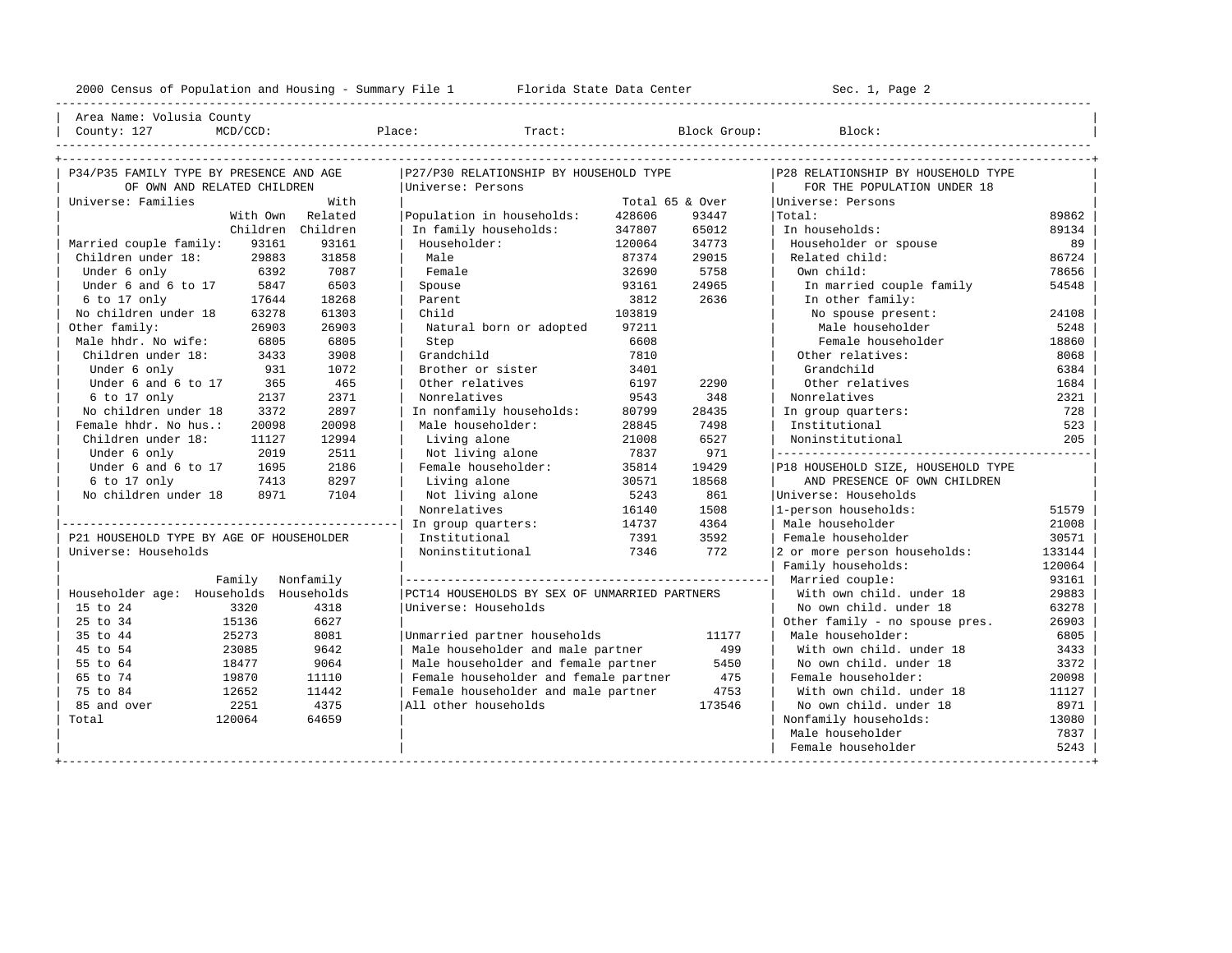Area Name: Volusia County
County: 127 MCD/CCD: Place: Tract: Block Group: Block:

## P34/P35 FAMILY TYPE BY PRESENCE AND AGE OF OWN AND RELATED CHILDREN

Universe: Families

| | With Own Children | With Related Children |
|---|---|---|
| Married couple family: | 93161 | 93161 |
| Children under 18: | 29883 | 31858 |
| Under 6 only | 6392 | 7087 |
| Under 6 and 6 to 17 | 5847 | 6503 |
| 6 to 17 only | 17644 | 18268 |
| No children under 18 | 63278 | 61303 |
| Other family: | 26903 | 26903 |
| Male hhdr. No wife: | 6805 | 6805 |
| Children under 18: | 3433 | 3908 |
| Under 6 only | 931 | 1072 |
| Under 6 and 6 to 17 | 365 | 465 |
| 6 to 17 only | 2137 | 2371 |
| No children under 18 | 3372 | 2897 |
| Female hhdr. No hus.: | 20098 | 20098 |
| Children under 18: | 11127 | 12994 |
| Under 6 only | 2019 | 2511 |
| Under 6 and 6 to 17 | 1695 | 2186 |
| 6 to 17 only | 7413 | 8297 |
| No children under 18 | 8971 | 7104 |

## P21 HOUSEHOLD TYPE BY AGE OF HOUSEHOLDER

Universe: Households

| Householder age: | Family Households | Nonfamily Households |
|---|---|---|
| 15 to 24 | 3320 | 4318 |
| 25 to 34 | 15136 | 6627 |
| 35 to 44 | 25273 | 8081 |
| 45 to 54 | 23085 | 9642 |
| 55 to 64 | 18477 | 9064 |
| 65 to 74 | 19870 | 11110 |
| 75 to 84 | 12652 | 11442 |
| 85 and over | 2251 | 4375 |
| Total | 120064 | 64659 |

## P27/P30 RELATIONSHIP BY HOUSEHOLD TYPE

Universe: Persons

| | Total | 65 & Over |
|---|---|---|
| Population in households: | 428606 | 93447 |
| In family households: | 347807 | 65012 |
| Householder: | 120064 | 34773 |
| Male | 87374 | 29015 |
| Female | 32690 | 5758 |
| Spouse | 93161 | 24965 |
| Parent | 3812 | 2636 |
| Child | 103819 | |
| Natural born or adopted | 97211 | |
| Step | 6608 | |
| Grandchild | 7810 | |
| Brother or sister | 3401 | |
| Other relatives | 6197 | 2290 |
| Nonrelatives | 9543 | 348 |
| In nonfamily households: | 80799 | 28435 |
| Male householder: | 28845 | 7498 |
| Living alone | 21008 | 6527 |
| Not living alone | 7837 | 971 |
| Female householder: | 35814 | 19429 |
| Living alone | 30571 | 18568 |
| Not living alone | 5243 | 861 |
| Nonrelatives | 16140 | 1508 |
| In group quarters: | 14737 | 4364 |
| Institutional | 7391 | 3592 |
| Noninstitutional | 7346 | 772 |

## PCT14 HOUSEHOLDS BY SEX OF UNMARRIED PARTNERS

Universe: Households

| | |
|---|---|
| Unmarried partner households | 11177 |
| Male householder and male partner | 499 |
| Male householder and female partner | 5450 |
| Female householder and female partner | 475 |
| Female householder and male partner | 4753 |
| All other households | 173546 |

## P28 RELATIONSHIP BY HOUSEHOLD TYPE FOR THE POPULATION UNDER 18

Universe: Persons

| | |
|---|---|
| Total: | 89862 |
| In households: | 89134 |
| Householder or spouse | 89 |
| Related child: | 86724 |
| Own child: | 78656 |
| In married couple family | 54548 |
| In other family: | |
| No spouse present: | 24108 |
| Male householder | 5248 |
| Female householder | 18860 |
| Other relatives: | 8068 |
| Grandchild | 6384 |
| Other relatives | 1684 |
| Nonrelatives | 2321 |
| In group quarters: | 728 |
| Institutional | 523 |
| Noninstitutional | 205 |

## P18 HOUSEHOLD SIZE, HOUSEHOLD TYPE AND PRESENCE OF OWN CHILDREN

Universe: Households

| | |
|---|---|
| 1-person households: | 51579 |
| Male householder | 21008 |
| Female householder | 30571 |
| 2 or more person households: | 133144 |
| Family households: | 120064 |
| Married couple: | 93161 |
| With own child. under 18 | 29883 |
| No own child. under 18 | 63278 |
| Other family - no spouse pres. | 26903 |
| Male householder: | 6805 |
| With own child. under 18 | 3433 |
| No own child. under 18 | 3372 |
| Female householder: | 20098 |
| With own child. under 18 | 11127 |
| No own child. under 18 | 8971 |
| Nonfamily households: | 13080 |
| Male householder | 7837 |
| Female householder | 5243 |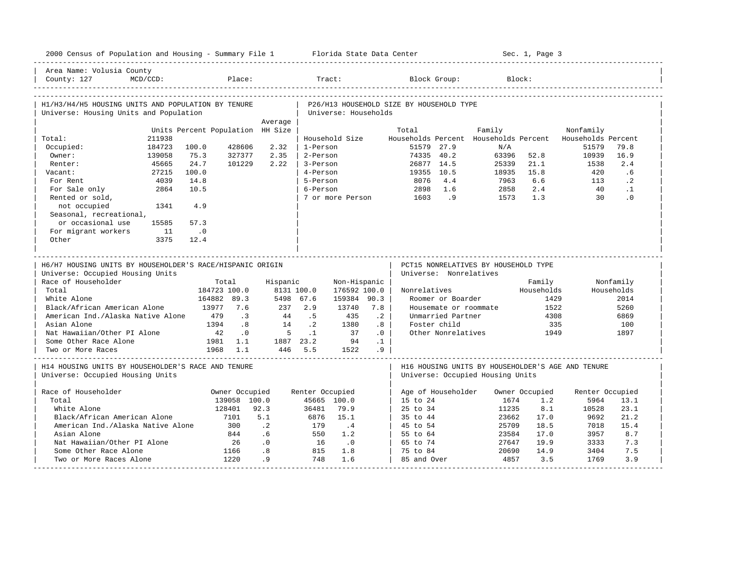Area Name: Volusia County
County: 127 MCD/CCD: Place: Tract: Block Group: Block:

## H1/H3/H4/H5 HOUSING UNITS AND POPULATION BY TENURE

Universe: Housing Units and Population

| | Units | Percent | Population | Average HH Size |
|---|---|---|---|---|
| Total: | 211938 | | | |
| Occupied: | 184723 | 100.0 | 428606 | 2.32 |
| Owner: | 139058 | 75.3 | 327377 | 2.35 |
| Renter: | 45665 | 24.7 | 101229 | 2.22 |
| Vacant: | 27215 | 100.0 | | |
| For Rent | 4039 | 14.8 | | |
| For Sale only | 2864 | 10.5 | | |
| Rented or sold, not occupied | 1341 | 4.9 | | |
| Seasonal, recreational, or occasional use | 15585 | 57.3 | | |
| For migrant workers | 11 | .0 | | |
| Other | 3375 | 12.4 | | |

## P26/H13 HOUSEHOLD SIZE BY HOUSEHOLD TYPE

Universe: Households

| Household Size | Total Households | Percent | Family Households | Percent | Nonfamily Households | Percent |
|---|---|---|---|---|---|---|
| 1-Person | 51579 | 27.9 | N/A | | 51579 | 79.8 |
| 2-Person | 74335 | 40.2 | 63396 | 52.8 | 10939 | 16.9 |
| 3-Person | 26877 | 14.5 | 25339 | 21.1 | 1538 | 2.4 |
| 4-Person | 19355 | 10.5 | 18935 | 15.8 | 420 | .6 |
| 5-Person | 8076 | 4.4 | 7963 | 6.6 | 113 | .2 |
| 6-Person | 2898 | 1.6 | 2858 | 2.4 | 40 | .1 |
| 7 or more Person | 1603 | .9 | 1573 | 1.3 | 30 | .0 |

## H6/H7 HOUSING UNITS BY HOUSEHOLDER'S RACE/HISPANIC ORIGIN

Universe: Occupied Housing Units

| Race of Householder | Total | | Hispanic | | Non-Hispanic | |
|---|---|---|---|---|---|---|
| Total | 184723 | 100.0 | 8131 | 100.0 | 176592 | 100.0 |
| White Alone | 164882 | 89.3 | 5498 | 67.6 | 159384 | 90.3 |
| Black/African American Alone | 13977 | 7.6 | 237 | 2.9 | 13740 | 7.8 |
| American Ind./Alaska Native Alone | 479 | .3 | 44 | .5 | 435 | .2 |
| Asian Alone | 1394 | .8 | 14 | .2 | 1380 | .8 |
| Nat Hawaiian/Other PI Alone | 42 | .0 | 5 | .1 | 37 | .0 |
| Some Other Race Alone | 1981 | 1.1 | 1887 | 23.2 | 94 | .1 |
| Two or More Races | 1968 | 1.1 | 446 | 5.5 | 1522 | .9 |

## PCT15 NONRELATIVES BY HOUSEHOLD TYPE

Universe: Nonrelatives

| Nonrelatives | Family Households | Nonfamily Households |
|---|---|---|
| Roomer or Boarder | 1429 | 2014 |
| Housemate or roommate | 1522 | 5260 |
| Unmarried Partner | 4308 | 6869 |
| Foster child | 335 | 100 |
| Other Nonrelatives | 1949 | 1897 |

## H14 HOUSING UNITS BY HOUSEHOLDER'S RACE AND TENURE

Universe: Occupied Housing Units

| Race of Householder | Owner Occupied | | Renter Occupied | |
|---|---|---|---|---|
| Total | 139058 | 100.0 | 45665 | 100.0 |
| White Alone | 128401 | 92.3 | 36481 | 79.9 |
| Black/African American Alone | 7101 | 5.1 | 6876 | 15.1 |
| American Ind./Alaska Native Alone | 300 | .2 | 179 | .4 |
| Asian Alone | 844 | .6 | 550 | 1.2 |
| Nat Hawaiian/Other PI Alone | 26 | .0 | 16 | .0 |
| Some Other Race Alone | 1166 | .8 | 815 | 1.8 |
| Two or More Races Alone | 1220 | .9 | 748 | 1.6 |

## H16 HOUSING UNITS BY HOUSEHOLDER'S AGE AND TENURE

Universe: Occupied Housing Units

| Age of Householder | Owner Occupied | | Renter Occupied | |
|---|---|---|---|---|
| 15 to 24 | 1674 | 1.2 | 5964 | 13.1 |
| 25 to 34 | 11235 | 8.1 | 10528 | 23.1 |
| 35 to 44 | 23662 | 17.0 | 9692 | 21.2 |
| 45 to 54 | 25709 | 18.5 | 7018 | 15.4 |
| 55 to 64 | 23584 | 17.0 | 3957 | 8.7 |
| 65 to 74 | 27647 | 19.9 | 3333 | 7.3 |
| 75 to 84 | 20690 | 14.9 | 3404 | 7.5 |
| 85 and Over | 4857 | 3.5 | 1769 | 3.9 |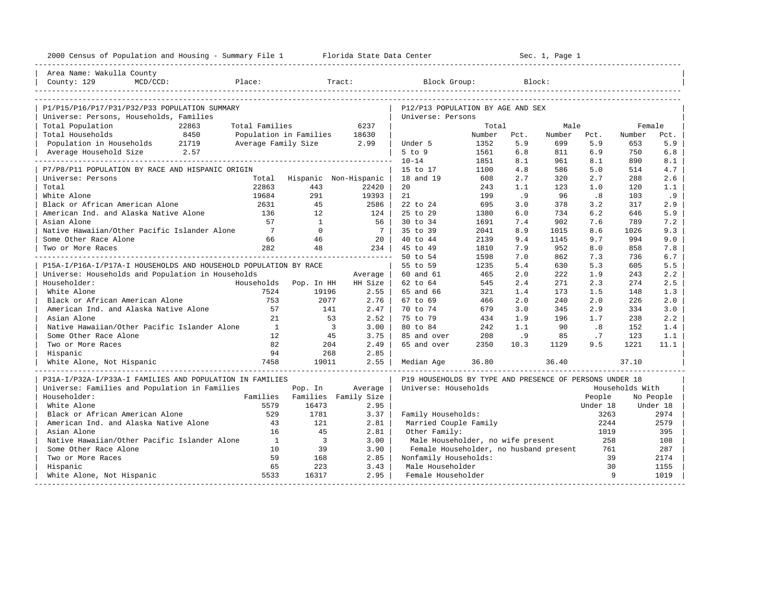2000 Census of Population and Housing - Summary File 1 Florida State Data Center Sec. 1, Page 1

Area Name: Wakulla County
County: 129 MCD/CCD: Place: Tract: Block Group: Block:

## P1/P15/P16/P17/P31/P32/P33 POPULATION SUMMARY

Universe: Persons, Households, Families

| | | | |
|---|---|---|---|
| Total Population | 22863 | Total Families | 6237 |
| Total Households | 8450 | Population in Families | 18630 |
| Population in Households | 21719 | Average Family Size | 2.99 |
| Average Household Size | 2.57 | | |

## P7/P8/P11 POPULATION BY RACE AND HISPANIC ORIGIN

Universe: Persons

| | Total | Hispanic | Non-Hispanic |
|---|---|---|---|
| Total | 22863 | 443 | 22420 |
| White Alone | 19684 | 291 | 19393 |
| Black or African American Alone | 2631 | 45 | 2586 |
| American Ind. and Alaska Native Alone | 136 | 12 | 124 |
| Asian Alone | 57 | 1 | 56 |
| Native Hawaiian/Other Pacific Islander Alone | 7 | 0 | 7 |
| Some Other Race Alone | 66 | 46 | 20 |
| Two or More Races | 282 | 48 | 234 |

## P15A-I/P16A-I/P17A-I HOUSEHOLDS AND HOUSEHOLD POPULATION BY RACE

Universe: Households and Population in Households

| Householder: | Households | Pop. In HH | Average HH Size |
|---|---|---|---|
| White Alone | 7524 | 19196 | 2.55 |
| Black or African American Alone | 753 | 2077 | 2.76 |
| American Ind. and Alaska Native Alone | 57 | 141 | 2.47 |
| Asian Alone | 21 | 53 | 2.52 |
| Native Hawaiian/Other Pacific Islander Alone | 1 | 3 | 3.00 |
| Some Other Race Alone | 12 | 45 | 3.75 |
| Two or More Races | 82 | 204 | 2.49 |
| Hispanic | 94 | 268 | 2.85 |
| White Alone, Not Hispanic | 7458 | 19011 | 2.55 |

## P31A-I/P32A-I/P33A-I FAMILIES AND POPULATION IN FAMILIES

Universe: Families and Population in Families

| Householder: | Families | Pop. In Families | Average Family Size |
|---|---|---|---|
| White Alone | 5579 | 16473 | 2.95 |
| Black or African American Alone | 529 | 1781 | 3.37 |
| American Ind. and Alaska Native Alone | 43 | 121 | 2.81 |
| Asian Alone | 16 | 45 | 2.81 |
| Native Hawaiian/Other Pacific Islander Alone | 1 | 3 | 3.00 |
| Some Other Race Alone | 10 | 39 | 3.90 |
| Two or More Races | 59 | 168 | 2.85 |
| Hispanic | 65 | 223 | 3.43 |
| White Alone, Not Hispanic | 5533 | 16317 | 2.95 |

## P12/P13 POPULATION BY AGE AND SEX

Universe: Persons

| | Total Number | Total Pct. | Male Number | Male Pct. | Female Number | Female Pct. |
|---|---|---|---|---|---|---|
| Under 5 | 1352 | 5.9 | 699 | 5.9 | 653 | 5.9 |
| 5 to 9 | 1561 | 6.8 | 811 | 6.9 | 750 | 6.8 |
| 10-14 | 1851 | 8.1 | 961 | 8.1 | 890 | 8.1 |
| 15 to 17 | 1100 | 4.8 | 586 | 5.0 | 514 | 4.7 |
| 18 and 19 | 608 | 2.7 | 320 | 2.7 | 288 | 2.6 |
| 20 | 243 | 1.1 | 123 | 1.0 | 120 | 1.1 |
| 21 | 199 | .9 | 96 | .8 | 103 | .9 |
| 22 to 24 | 695 | 3.0 | 378 | 3.2 | 317 | 2.9 |
| 25 to 29 | 1380 | 6.0 | 734 | 6.2 | 646 | 5.9 |
| 30 to 34 | 1691 | 7.4 | 902 | 7.6 | 789 | 7.2 |
| 35 to 39 | 2041 | 8.9 | 1015 | 8.6 | 1026 | 9.3 |
| 40 to 44 | 2139 | 9.4 | 1145 | 9.7 | 994 | 9.0 |
| 45 to 49 | 1810 | 7.9 | 952 | 8.0 | 858 | 7.8 |
| 50 to 54 | 1598 | 7.0 | 862 | 7.3 | 736 | 6.7 |
| 55 to 59 | 1235 | 5.4 | 630 | 5.3 | 605 | 5.5 |
| 60 and 61 | 465 | 2.0 | 222 | 1.9 | 243 | 2.2 |
| 62 to 64 | 545 | 2.4 | 271 | 2.3 | 274 | 2.5 |
| 65 and 66 | 321 | 1.4 | 173 | 1.5 | 148 | 1.3 |
| 67 to 69 | 466 | 2.0 | 240 | 2.0 | 226 | 2.0 |
| 70 to 74 | 679 | 3.0 | 345 | 2.9 | 334 | 3.0 |
| 75 to 79 | 434 | 1.9 | 196 | 1.7 | 238 | 2.2 |
| 80 to 84 | 242 | 1.1 | 90 | .8 | 152 | 1.4 |
| 85 and over | 208 | .9 | 85 | .7 | 123 | 1.1 |
| 65 and over | 2350 | 10.3 | 1129 | 9.5 | 1221 | 11.1 |
| Median Age | 36.80 | | 36.40 | | 37.10 | |

## P19 HOUSEHOLDS BY TYPE AND PRESENCE OF PERSONS UNDER 18

Universe: Households

| | Households With People Under 18 | Households With No People Under 18 |
|---|---|---|
| Family Households: | 3263 | 2974 |
| Married Couple Family | 2244 | 2579 |
| Other Family: | 1019 | 395 |
| Male Householder, no wife present | 258 | 108 |
| Female Householder, no husband present | 761 | 287 |
| Nonfamily Households: | 39 | 2174 |
| Male Householder | 30 | 1155 |
| Female Householder | 9 | 1019 |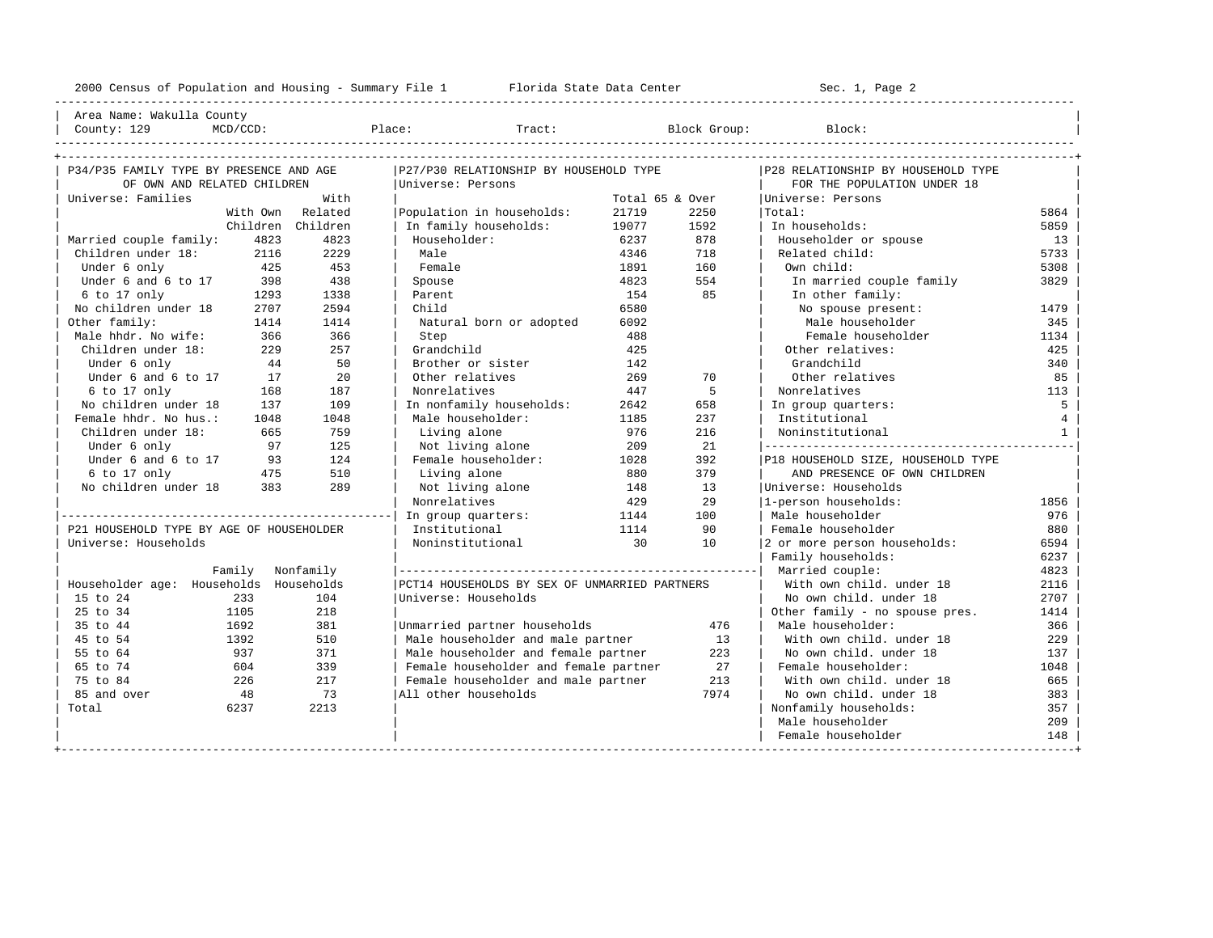2000 Census of Population and Housing - Summary File 1 &nbsp;&nbsp;&nbsp;&nbsp; Florida State Data Center &nbsp;&nbsp;&nbsp;&nbsp; Sec. 1, Page 2

Area Name: Wakulla County
County: 129 &nbsp;&nbsp; MCD/CCD: &nbsp;&nbsp; Place: &nbsp;&nbsp; Tract: &nbsp;&nbsp; Block Group: &nbsp;&nbsp; Block:

## P34/P35 FAMILY TYPE BY PRESENCE AND AGE OF OWN AND RELATED CHILDREN

Universe: Families

| | With Own Children | With Related Children |
|---|---|---|
| Married couple family: | 4823 | 4823 |
| Children under 18: | 2116 | 2229 |
| Under 6 only | 425 | 453 |
| Under 6 and 6 to 17 | 398 | 438 |
| 6 to 17 only | 1293 | 1338 |
| No children under 18 | 2707 | 2594 |
| Other family: | 1414 | 1414 |
| Male hhdr. No wife: | 366 | 366 |
| Children under 18: | 229 | 257 |
| Under 6 only | 44 | 50 |
| Under 6 and 6 to 17 | 17 | 20 |
| 6 to 17 only | 168 | 187 |
| No children under 18 | 137 | 109 |
| Female hhdr. No hus.: | 1048 | 1048 |
| Children under 18: | 665 | 759 |
| Under 6 only | 97 | 125 |
| Under 6 and 6 to 17 | 93 | 124 |
| 6 to 17 only | 475 | 510 |
| No children under 18 | 383 | 289 |

## P21 HOUSEHOLD TYPE BY AGE OF HOUSEHOLDER

Universe: Households

| Householder age: | Family Households | Nonfamily Households |
|---|---|---|
| 15 to 24 | 233 | 104 |
| 25 to 34 | 1105 | 218 |
| 35 to 44 | 1692 | 381 |
| 45 to 54 | 1392 | 510 |
| 55 to 64 | 937 | 371 |
| 65 to 74 | 604 | 339 |
| 75 to 84 | 226 | 217 |
| 85 and over | 48 | 73 |
| Total | 6237 | 2213 |

## P27/P30 RELATIONSHIP BY HOUSEHOLD TYPE

Universe: Persons

| | Total | 65 & Over |
|---|---|---|
| Population in households: | 21719 | 2250 |
| In family households: | 19077 | 1592 |
| Householder: | 6237 | 878 |
| Male | 4346 | 718 |
| Female | 1891 | 160 |
| Spouse | 4823 | 554 |
| Parent | 154 | 85 |
| Child | 6580 | |
| Natural born or adopted | 6092 | |
| Step | 488 | |
| Grandchild | 425 | |
| Brother or sister | 142 | |
| Other relatives | 269 | 70 |
| Nonrelatives | 447 | 5 |
| In nonfamily households: | 2642 | 658 |
| Male householder: | 1185 | 237 |
| Living alone | 976 | 216 |
| Not living alone | 209 | 21 |
| Female householder: | 1028 | 392 |
| Living alone | 880 | 379 |
| Not living alone | 148 | 13 |
| Nonrelatives | 429 | 29 |
| In group quarters: | 1144 | 100 |
| Institutional | 1114 | 90 |
| Noninstitutional | 30 | 10 |

## PCT14 HOUSEHOLDS BY SEX OF UNMARRIED PARTNERS

Universe: Households

| | |
|---|---|
| Unmarried partner households | 476 |
| Male householder and male partner | 13 |
| Male householder and female partner | 223 |
| Female householder and female partner | 27 |
| Female householder and male partner | 213 |
| All other households | 7974 |

## P28 RELATIONSHIP BY HOUSEHOLD TYPE FOR THE POPULATION UNDER 18

Universe: Persons

| | |
|---|---|
| Total: | 5864 |
| In households: | 5859 |
| Householder or spouse | 13 |
| Related child: | 5733 |
| Own child: | 5308 |
| In married couple family | 3829 |
| In other family: | |
| No spouse present: | 1479 |
| Male householder | 345 |
| Female householder | 1134 |
| Other relatives: | 425 |
| Grandchild | 340 |
| Other relatives | 85 |
| Nonrelatives | 113 |
| In group quarters: | 5 |
| Institutional | 4 |
| Noninstitutional | 1 |

## P18 HOUSEHOLD SIZE, HOUSEHOLD TYPE AND PRESENCE OF OWN CHILDREN

Universe: Households

| | |
|---|---|
| 1-person households: | 1856 |
| Male householder | 976 |
| Female householder | 880 |
| 2 or more person households: | 6594 |
| Family households: | 6237 |
| Married couple: | 4823 |
| With own child. under 18 | 2116 |
| No own child. under 18 | 2707 |
| Other family - no spouse pres. | 1414 |
| Male householder: | 366 |
| With own child. under 18 | 229 |
| No own child. under 18 | 137 |
| Female householder: | 1048 |
| With own child. under 18 | 665 |
| No own child. under 18 | 383 |
| Nonfamily households: | 357 |
| Male householder | 209 |
| Female householder | 148 |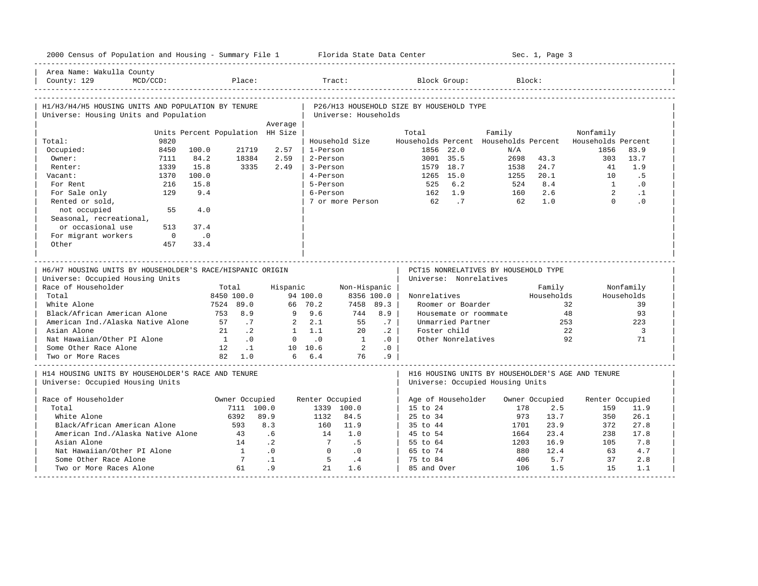2000 Census of Population and Housing - Summary File 1 Florida State Data Center Sec. 1, Page 3

Area Name: Wakulla County
County: 129 MCD/CCD: Place: Tract: Block Group: Block:

## H1/H3/H4/H5 HOUSING UNITS AND POPULATION BY TENURE
Universe: Housing Units and Population

| | Units | Percent | Population | Average HH Size |
|---|---|---|---|---|
| Total: | 9820 | | | |
| Occupied: | 8450 | 100.0 | 21719 | 2.57 |
| Owner: | 7111 | 84.2 | 18384 | 2.59 |
| Renter: | 1339 | 15.8 | 3335 | 2.49 |
| Vacant: | 1370 | 100.0 | | |
| For Rent | 216 | 15.8 | | |
| For Sale only | 129 | 9.4 | | |
| Rented or sold, not occupied | 55 | 4.0 | | |
| Seasonal, recreational, or occasional use | 513 | 37.4 | | |
| For migrant workers | 0 | .0 | | |
| Other | 457 | 33.4 | | |

## P26/H13 HOUSEHOLD SIZE BY HOUSEHOLD TYPE
Universe: Households

| Household Size | Total Households | Percent | Family Households | Percent | Nonfamily Households | Percent |
|---|---|---|---|---|---|---|
| 1-Person | 1856 | 22.0 | N/A | | 1856 | 83.9 |
| 2-Person | 3001 | 35.5 | 2698 | 43.3 | 303 | 13.7 |
| 3-Person | 1579 | 18.7 | 1538 | 24.7 | 41 | 1.9 |
| 4-Person | 1265 | 15.0 | 1255 | 20.1 | 10 | .5 |
| 5-Person | 525 | 6.2 | 524 | 8.4 | 1 | .0 |
| 6-Person | 162 | 1.9 | 160 | 2.6 | 2 | .1 |
| 7 or more Person | 62 | .7 | 62 | 1.0 | 0 | .0 |

## H6/H7 HOUSING UNITS BY HOUSEHOLDER'S RACE/HISPANIC ORIGIN
Universe: Occupied Housing Units

| Race of Householder | Total | | Hispanic | | Non-Hispanic | |
|---|---|---|---|---|---|---|
| Total | 8450 | 100.0 | 94 | 100.0 | 8356 | 100.0 |
| White Alone | 7524 | 89.0 | 66 | 70.2 | 7458 | 89.3 |
| Black/African American Alone | 753 | 8.9 | 9 | 9.6 | 744 | 8.9 |
| American Ind./Alaska Native Alone | 57 | .7 | 2 | 2.1 | 55 | .7 |
| Asian Alone | 21 | .2 | 1 | 1.1 | 20 | .2 |
| Nat Hawaiian/Other PI Alone | 1 | .0 | 0 | .0 | 1 | .0 |
| Some Other Race Alone | 12 | .1 | 10 | 10.6 | 2 | .0 |
| Two or More Races | 82 | 1.0 | 6 | 6.4 | 76 | .9 |

## PCT15 NONRELATIVES BY HOUSEHOLD TYPE
Universe: Nonrelatives

| Nonrelatives | Family Households | Nonfamily Households |
|---|---|---|
| Roomer or Boarder | 32 | 39 |
| Housemate or roommate | 48 | 93 |
| Unmarried Partner | 253 | 223 |
| Foster child | 22 | 3 |
| Other Nonrelatives | 92 | 71 |

## H14 HOUSING UNITS BY HOUSEHOLDER'S RACE AND TENURE
Universe: Occupied Housing Units

| Race of Householder | Owner Occupied | | Renter Occupied | |
|---|---|---|---|---|
| Total | 7111 | 100.0 | 1339 | 100.0 |
| White Alone | 6392 | 89.9 | 1132 | 84.5 |
| Black/African American Alone | 593 | 8.3 | 160 | 11.9 |
| American Ind./Alaska Native Alone | 43 | .6 | 14 | 1.0 |
| Asian Alone | 14 | .2 | 7 | .5 |
| Nat Hawaiian/Other PI Alone | 1 | .0 | 0 | .0 |
| Some Other Race Alone | 7 | .1 | 5 | .4 |
| Two or More Races Alone | 61 | .9 | 21 | 1.6 |

## H16 HOUSING UNITS BY HOUSEHOLDER'S AGE AND TENURE
Universe: Occupied Housing Units

| Age of Householder | Owner Occupied | | Renter Occupied | |
|---|---|---|---|---|
| 15 to 24 | 178 | 2.5 | 159 | 11.9 |
| 25 to 34 | 973 | 13.7 | 350 | 26.1 |
| 35 to 44 | 1701 | 23.9 | 372 | 27.8 |
| 45 to 54 | 1664 | 23.4 | 238 | 17.8 |
| 55 to 64 | 1203 | 16.9 | 105 | 7.8 |
| 65 to 74 | 880 | 12.4 | 63 | 4.7 |
| 75 to 84 | 406 | 5.7 | 37 | 2.8 |
| 85 and Over | 106 | 1.5 | 15 | 1.1 |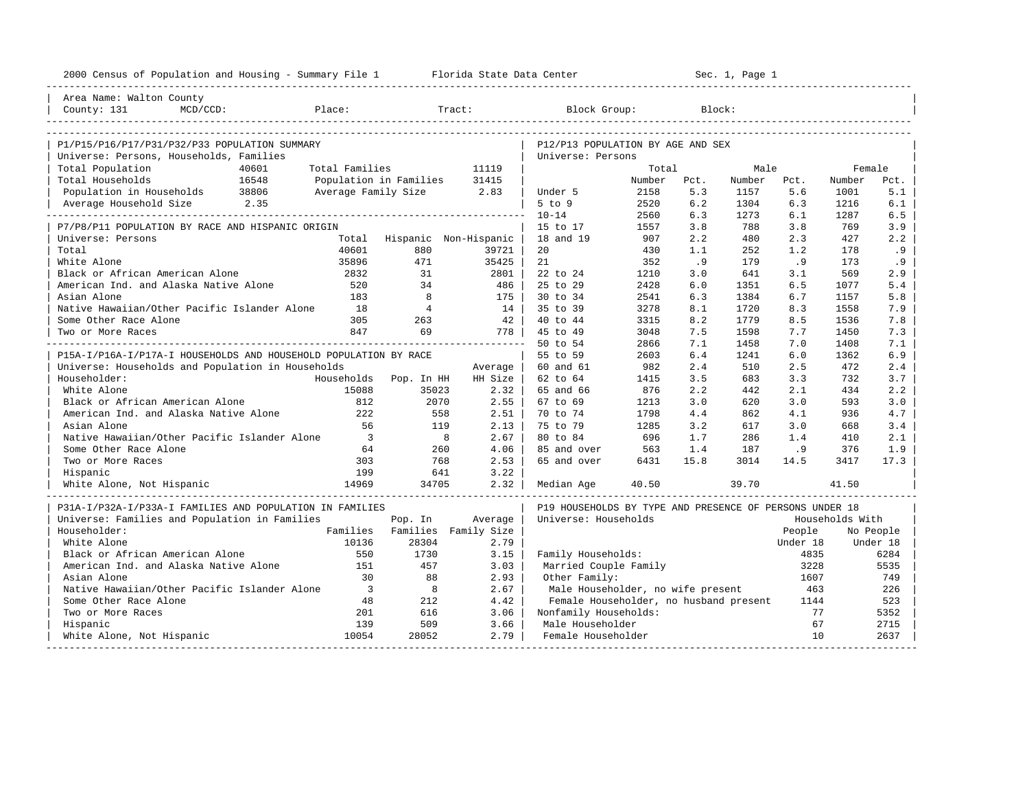2000 Census of Population and Housing - Summary File 1 Florida State Data Center Sec. 1, Page 1

Area Name: Walton County
County: 131 MCD/CCD: Place: Tract: Block Group: Block:

## P1/P15/P16/P17/P31/P32/P33 POPULATION SUMMARY

Universe: Persons, Households, Families

| | | | |
|---|---|---|---|
| Total Population | 40601 | Total Families | 11119 |
| Total Households | 16548 | Population in Families | 31415 |
| Population in Households | 38806 | Average Family Size | 2.83 |
| Average Household Size | 2.35 | | |

## P7/P8/P11 POPULATION BY RACE AND HISPANIC ORIGIN

Universe: Persons

| | Total | Hispanic | Non-Hispanic |
|---|---|---|---|
| Total | 40601 | 880 | 39721 |
| White Alone | 35896 | 471 | 35425 |
| Black or African American Alone | 2832 | 31 | 2801 |
| American Ind. and Alaska Native Alone | 520 | 34 | 486 |
| Asian Alone | 183 | 8 | 175 |
| Native Hawaiian/Other Pacific Islander Alone | 18 | 4 | 14 |
| Some Other Race Alone | 305 | 263 | 42 |
| Two or More Races | 847 | 69 | 778 |

## P15A-I/P16A-I/P17A-I HOUSEHOLDS AND HOUSEHOLD POPULATION BY RACE

Universe: Households and Population in Households

| Householder: | Households | Pop. In HH | Average HH Size |
|---|---|---|---|
| White Alone | 15088 | 35023 | 2.32 |
| Black or African American Alone | 812 | 2070 | 2.55 |
| American Ind. and Alaska Native Alone | 222 | 558 | 2.51 |
| Asian Alone | 56 | 119 | 2.13 |
| Native Hawaiian/Other Pacific Islander Alone | 3 | 8 | 2.67 |
| Some Other Race Alone | 64 | 260 | 4.06 |
| Two or More Races | 303 | 768 | 2.53 |
| Hispanic | 199 | 641 | 3.22 |
| White Alone, Not Hispanic | 14969 | 34705 | 2.32 |

## P31A-I/P32A-I/P33A-I FAMILIES AND POPULATION IN FAMILIES

Universe: Families and Population in Families

| Householder: | Families | Pop. In Families | Average Family Size |
|---|---|---|---|
| White Alone | 10136 | 28304 | 2.79 |
| Black or African American Alone | 550 | 1730 | 3.15 |
| American Ind. and Alaska Native Alone | 151 | 457 | 3.03 |
| Asian Alone | 30 | 88 | 2.93 |
| Native Hawaiian/Other Pacific Islander Alone | 3 | 8 | 2.67 |
| Some Other Race Alone | 48 | 212 | 4.42 |
| Two or More Races | 201 | 616 | 3.06 |
| Hispanic | 139 | 509 | 3.66 |
| White Alone, Not Hispanic | 10054 | 28052 | 2.79 |

## P12/P13 POPULATION BY AGE AND SEX

Universe: Persons

| | Total Number | Total Pct. | Male Number | Male Pct. | Female Number | Female Pct. |
|---|---|---|---|---|---|---|
| Under 5 | 2158 | 5.3 | 1157 | 5.6 | 1001 | 5.1 |
| 5 to 9 | 2520 | 6.2 | 1304 | 6.3 | 1216 | 6.1 |
| 10-14 | 2560 | 6.3 | 1273 | 6.1 | 1287 | 6.5 |
| 15 to 17 | 1557 | 3.8 | 788 | 3.8 | 769 | 3.9 |
| 18 and 19 | 907 | 2.2 | 480 | 2.3 | 427 | 2.2 |
| 20 | 430 | 1.1 | 252 | 1.2 | 178 | .9 |
| 21 | 352 | .9 | 179 | .9 | 173 | .9 |
| 22 to 24 | 1210 | 3.0 | 641 | 3.1 | 569 | 2.9 |
| 25 to 29 | 2428 | 6.0 | 1351 | 6.5 | 1077 | 5.4 |
| 30 to 34 | 2541 | 6.3 | 1384 | 6.7 | 1157 | 5.8 |
| 35 to 39 | 3278 | 8.1 | 1720 | 8.3 | 1558 | 7.9 |
| 40 to 44 | 3315 | 8.2 | 1779 | 8.5 | 1536 | 7.8 |
| 45 to 49 | 3048 | 7.5 | 1598 | 7.7 | 1450 | 7.3 |
| 50 to 54 | 2866 | 7.1 | 1458 | 7.0 | 1408 | 7.1 |
| 55 to 59 | 2603 | 6.4 | 1241 | 6.0 | 1362 | 6.9 |
| 60 and 61 | 982 | 2.4 | 510 | 2.5 | 472 | 2.4 |
| 62 to 64 | 1415 | 3.5 | 683 | 3.3 | 732 | 3.7 |
| 65 and 66 | 876 | 2.2 | 442 | 2.1 | 434 | 2.2 |
| 67 to 69 | 1213 | 3.0 | 620 | 3.0 | 593 | 3.0 |
| 70 to 74 | 1798 | 4.4 | 862 | 4.1 | 936 | 4.7 |
| 75 to 79 | 1285 | 3.2 | 617 | 3.0 | 668 | 3.4 |
| 80 to 84 | 696 | 1.7 | 286 | 1.4 | 410 | 2.1 |
| 85 and over | 563 | 1.4 | 187 | .9 | 376 | 1.9 |
| 65 and over | 6431 | 15.8 | 3014 | 14.5 | 3417 | 17.3 |
| Median Age | 40.50 | | 39.70 | | 41.50 | |

## P19 HOUSEHOLDS BY TYPE AND PRESENCE OF PERSONS UNDER 18

Universe: Households

| | Households With People Under 18 | Households With No People Under 18 |
|---|---|---|
| Family Households: | 4835 | 6284 |
| Married Couple Family | 3228 | 5535 |
| Other Family: | 1607 | 749 |
| Male Householder, no wife present | 463 | 226 |
| Female Householder, no husband present | 1144 | 523 |
| Nonfamily Households: | 77 | 5352 |
| Male Householder | 67 | 2715 |
| Female Householder | 10 | 2637 |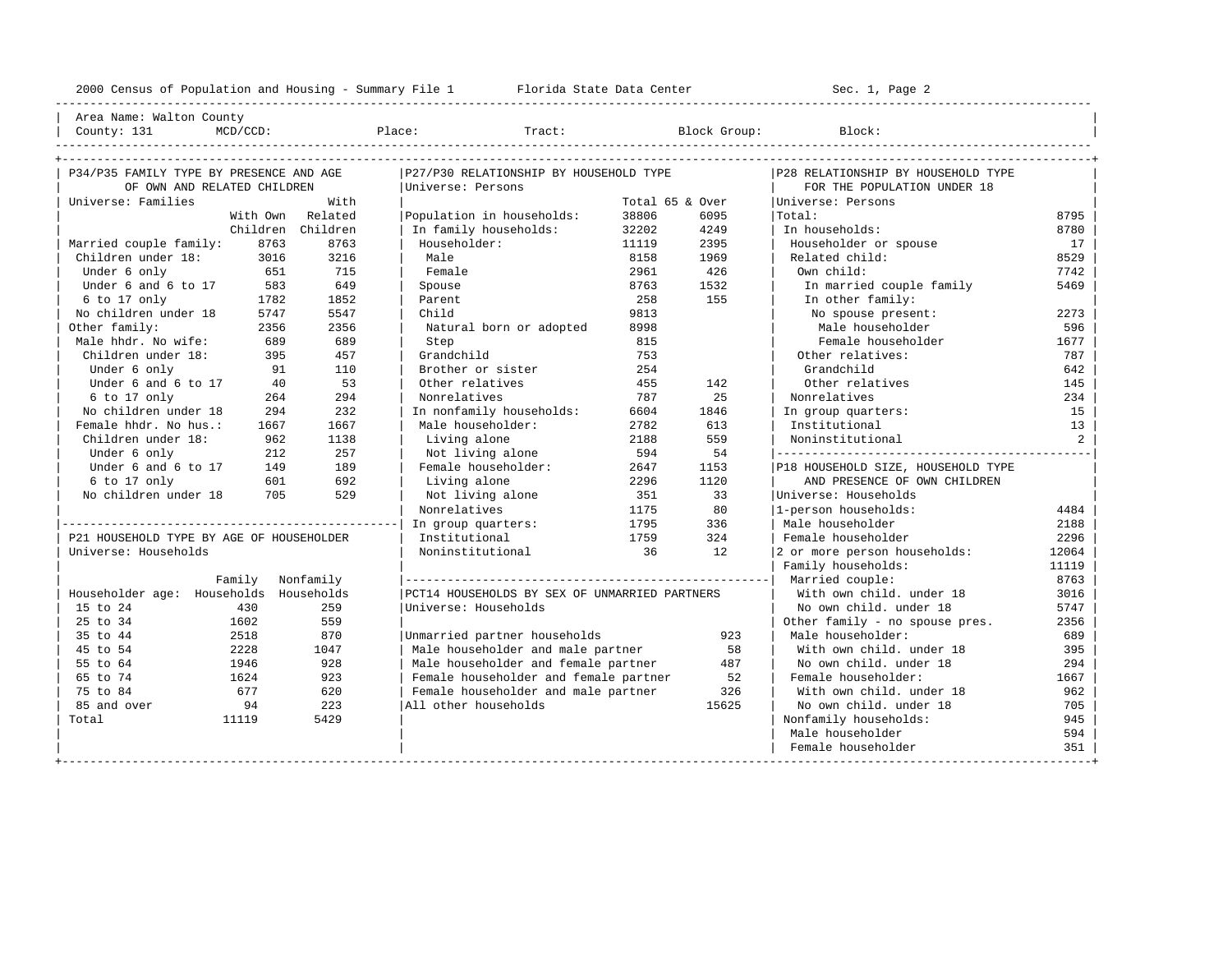2000 Census of Population and Housing - Summary File 1 Florida State Data Center Sec. 1, Page 2

Area Name: Walton County
County: 131 MCD/CCD: Place: Tract: Block Group: Block:

## P34/P35 FAMILY TYPE BY PRESENCE AND AGE OF OWN AND RELATED CHILDREN

Universe: Families

| | With Own Children | With Related Children |
|---|---|---|
| Married couple family: | 8763 | 8763 |
| Children under 18: | 3016 | 3216 |
| Under 6 only | 651 | 715 |
| Under 6 and 6 to 17 | 583 | 649 |
| 6 to 17 only | 1782 | 1852 |
| No children under 18 | 5747 | 5547 |
| Other family: | 2356 | 2356 |
| Male hhdr. No wife: | 689 | 689 |
| Children under 18: | 395 | 457 |
| Under 6 only | 91 | 110 |
| Under 6 and 6 to 17 | 40 | 53 |
| 6 to 17 only | 264 | 294 |
| No children under 18 | 294 | 232 |
| Female hhdr. No hus.: | 1667 | 1667 |
| Children under 18: | 962 | 1138 |
| Under 6 only | 212 | 257 |
| Under 6 and 6 to 17 | 149 | 189 |
| 6 to 17 only | 601 | 692 |
| No children under 18 | 705 | 529 |

## P21 HOUSEHOLD TYPE BY AGE OF HOUSEHOLDER

Universe: Households

| Householder age: | Family Households | Nonfamily Households |
|---|---|---|
| 15 to 24 | 430 | 259 |
| 25 to 34 | 1602 | 559 |
| 35 to 44 | 2518 | 870 |
| 45 to 54 | 2228 | 1047 |
| 55 to 64 | 1946 | 928 |
| 65 to 74 | 1624 | 923 |
| 75 to 84 | 677 | 620 |
| 85 and over | 94 | 223 |
| Total | 11119 | 5429 |

## P27/P30 RELATIONSHIP BY HOUSEHOLD TYPE

Universe: Persons

| | Total | 65 & Over |
|---|---|---|
| Population in households: | 38806 | 6095 |
| In family households: | 32202 | 4249 |
| Householder: | 11119 | 2395 |
| Male | 8158 | 1969 |
| Female | 2961 | 426 |
| Spouse | 8763 | 1532 |
| Parent | 258 | 155 |
| Child | 9813 | |
| Natural born or adopted | 8998 | |
| Step | 815 | |
| Grandchild | 753 | |
| Brother or sister | 254 | |
| Other relatives | 455 | 142 |
| Nonrelatives | 787 | 25 |
| In nonfamily households: | 6604 | 1846 |
| Male householder: | 2782 | 613 |
| Living alone | 2188 | 559 |
| Not living alone | 594 | 54 |
| Female householder: | 2647 | 1153 |
| Living alone | 2296 | 1120 |
| Not living alone | 351 | 33 |
| Nonrelatives | 1175 | 80 |
| In group quarters: | 1795 | 336 |
| Institutional | 1759 | 324 |
| Noninstitutional | 36 | 12 |

## PCT14 HOUSEHOLDS BY SEX OF UNMARRIED PARTNERS

Universe: Households

| | |
|---|---|
| Unmarried partner households | 923 |
| Male householder and male partner | 58 |
| Male householder and female partner | 487 |
| Female householder and female partner | 52 |
| Female householder and male partner | 326 |
| All other households | 15625 |

## P28 RELATIONSHIP BY HOUSEHOLD TYPE FOR THE POPULATION UNDER 18

Universe: Persons

| | |
|---|---|
| Total: | 8795 |
| In households: | 8780 |
| Householder or spouse | 17 |
| Related child: | 8529 |
| Own child: | 7742 |
| In married couple family | 5469 |
| In other family: | |
| No spouse present: | 2273 |
| Male householder | 596 |
| Female householder | 1677 |
| Other relatives: | 787 |
| Grandchild | 642 |
| Other relatives | 145 |
| Nonrelatives | 234 |
| In group quarters: | 15 |
| Institutional | 13 |
| Noninstitutional | 2 |

## P18 HOUSEHOLD SIZE, HOUSEHOLD TYPE AND PRESENCE OF OWN CHILDREN

Universe: Households

| | |
|---|---|
| 1-person households: | 4484 |
| Male householder | 2188 |
| Female householder | 2296 |
| 2 or more person households: | 12064 |
| Family households: | 11119 |
| Married couple: | 8763 |
| With own child. under 18 | 3016 |
| No own child. under 18 | 5747 |
| Other family - no spouse pres. | 2356 |
| Male householder: | 689 |
| With own child. under 18 | 395 |
| No own child. under 18 | 294 |
| Female householder: | 1667 |
| With own child. under 18 | 962 |
| No own child. under 18 | 705 |
| Nonfamily households: | 945 |
| Male householder | 594 |
| Female householder | 351 |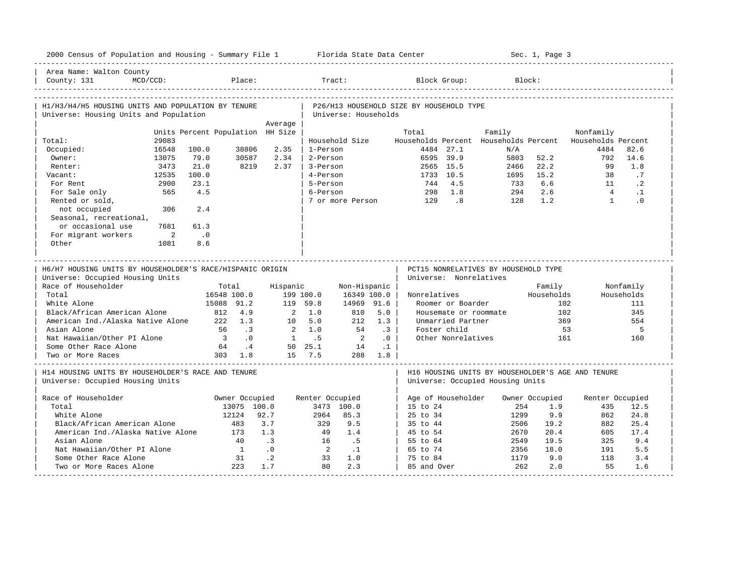2000 Census of Population and Housing - Summary File 1 — Florida State Data Center — Sec. 1, Page 3

Area Name: Walton County
County: 131 MCD/CCD: Place: Tract: Block Group: Block:

## H1/H3/H4/H5 HOUSING UNITS AND POPULATION BY TENURE
Universe: Housing Units and Population

| | Units | Percent | Population | Average HH Size |
|---|---|---|---|---|
| Total: | 29083 | | | |
| Occupied: | 16548 | 100.0 | 38806 | 2.35 |
| Owner: | 13075 | 79.0 | 30587 | 2.34 |
| Renter: | 3473 | 21.0 | 8219 | 2.37 |
| Vacant: | 12535 | 100.0 | | |
| For Rent | 2900 | 23.1 | | |
| For Sale only | 565 | 4.5 | | |
| Rented or sold, not occupied | 306 | 2.4 | | |
| Seasonal, recreational, or occasional use | 7681 | 61.3 | | |
| For migrant workers | 2 | .0 | | |
| Other | 1081 | 8.6 | | |

## P26/H13 HOUSEHOLD SIZE BY HOUSEHOLD TYPE
Universe: Households

| Household Size | Total Households | Percent | Family Households | Percent | Nonfamily Households | Percent |
|---|---|---|---|---|---|---|
| 1-Person | 4484 | 27.1 | N/A | | 4484 | 82.6 |
| 2-Person | 6595 | 39.9 | 5803 | 52.2 | 792 | 14.6 |
| 3-Person | 2565 | 15.5 | 2466 | 22.2 | 99 | 1.8 |
| 4-Person | 1733 | 10.5 | 1695 | 15.2 | 38 | .7 |
| 5-Person | 744 | 4.5 | 733 | 6.6 | 11 | .2 |
| 6-Person | 298 | 1.8 | 294 | 2.6 | 4 | .1 |
| 7 or more Person | 129 | .8 | 128 | 1.2 | 1 | .0 |

## H6/H7 HOUSING UNITS BY HOUSEHOLDER'S RACE/HISPANIC ORIGIN
Universe: Occupied Housing Units

| Race of Householder | Total | | Hispanic | | Non-Hispanic | |
|---|---|---|---|---|---|---|
| Total | 16548 | 100.0 | 199 | 100.0 | 16349 | 100.0 |
| White Alone | 15088 | 91.2 | 119 | 59.8 | 14969 | 91.6 |
| Black/African American Alone | 812 | 4.9 | 2 | 1.0 | 810 | 5.0 |
| American Ind./Alaska Native Alone | 222 | 1.3 | 10 | 5.0 | 212 | 1.3 |
| Asian Alone | 56 | .3 | 2 | 1.0 | 54 | .3 |
| Nat Hawaiian/Other PI Alone | 3 | .0 | 1 | .5 | 2 | .0 |
| Some Other Race Alone | 64 | .4 | 50 | 25.1 | 14 | .1 |
| Two or More Races | 303 | 1.8 | 15 | 7.5 | 288 | 1.8 |

## PCT15 NONRELATIVES BY HOUSEHOLD TYPE
Universe: Nonrelatives

| Nonrelatives | Family Households | Nonfamily Households |
|---|---|---|
| Roomer or Boarder | 102 | 111 |
| Housemate or roommate | 102 | 345 |
| Unmarried Partner | 369 | 554 |
| Foster child | 53 | 5 |
| Other Nonrelatives | 161 | 160 |

## H14 HOUSING UNITS BY HOUSEHOLDER'S RACE AND TENURE
Universe: Occupied Housing Units

| Race of Householder | Owner Occupied | | Renter Occupied | |
|---|---|---|---|---|
| Total | 13075 | 100.0 | 3473 | 100.0 |
| White Alone | 12124 | 92.7 | 2964 | 85.3 |
| Black/African American Alone | 483 | 3.7 | 329 | 9.5 |
| American Ind./Alaska Native Alone | 173 | 1.3 | 49 | 1.4 |
| Asian Alone | 40 | .3 | 16 | .5 |
| Nat Hawaiian/Other PI Alone | 1 | .0 | 2 | .1 |
| Some Other Race Alone | 31 | .2 | 33 | 1.0 |
| Two or More Races Alone | 223 | 1.7 | 80 | 2.3 |

## H16 HOUSING UNITS BY HOUSEHOLDER'S AGE AND TENURE
Universe: Occupied Housing Units

| Age of Householder | Owner Occupied | | Renter Occupied | |
|---|---|---|---|---|
| 15 to 24 | 254 | 1.9 | 435 | 12.5 |
| 25 to 34 | 1299 | 9.9 | 862 | 24.8 |
| 35 to 44 | 2506 | 19.2 | 882 | 25.4 |
| 45 to 54 | 2670 | 20.4 | 605 | 17.4 |
| 55 to 64 | 2549 | 19.5 | 325 | 9.4 |
| 65 to 74 | 2356 | 18.0 | 191 | 5.5 |
| 75 to 84 | 1179 | 9.0 | 118 | 3.4 |
| 85 and Over | 262 | 2.0 | 55 | 1.6 |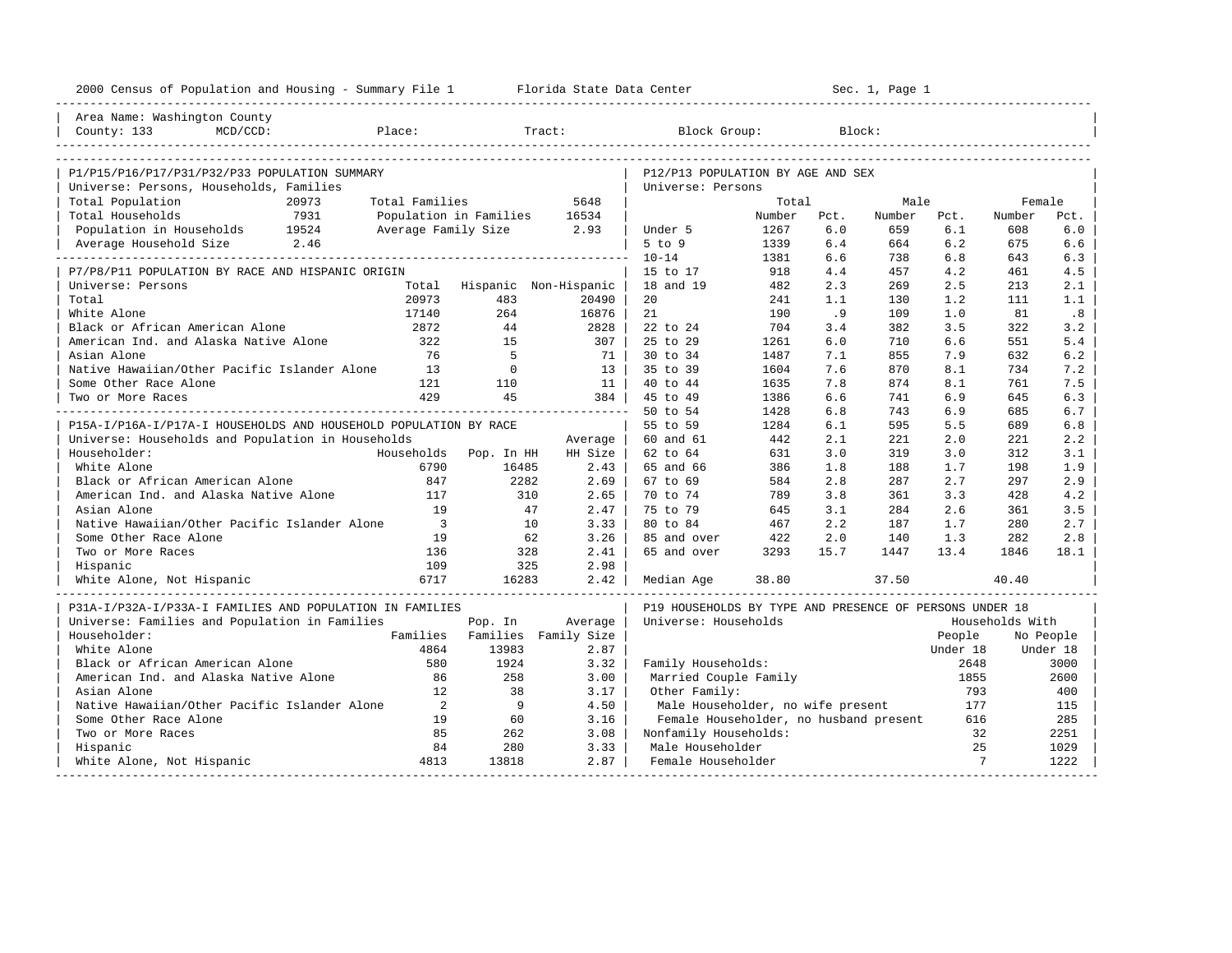2000 Census of Population and Housing - Summary File 1 Florida State Data Center Sec. 1, Page 1

Area Name: Washington County
County: 133 MCD/CCD: Place: Tract: Block Group: Block:

## P1/P15/P16/P17/P31/P32/P33 POPULATION SUMMARY

Universe: Persons, Households, Families

| | | | |
|---|---|---|---|
| Total Population | 20973 | Total Families | 5648 |
| Total Households | 7931 | Population in Families | 16534 |
| Population in Households | 19524 | Average Family Size | 2.93 |
| Average Household Size | 2.46 | | |

## P7/P8/P11 POPULATION BY RACE AND HISPANIC ORIGIN

Universe: Persons

| | Total | Hispanic | Non-Hispanic |
|---|---|---|---|
| Total | 20973 | 483 | 20490 |
| White Alone | 17140 | 264 | 16876 |
| Black or African American Alone | 2872 | 44 | 2828 |
| American Ind. and Alaska Native Alone | 322 | 15 | 307 |
| Asian Alone | 76 | 5 | 71 |
| Native Hawaiian/Other Pacific Islander Alone | 13 | 0 | 13 |
| Some Other Race Alone | 121 | 110 | 11 |
| Two or More Races | 429 | 45 | 384 |

## P15A-I/P16A-I/P17A-I HOUSEHOLDS AND HOUSEHOLD POPULATION BY RACE

Universe: Households and Population in Households

| Householder: | Households | Pop. In HH | Average HH Size |
|---|---|---|---|
| White Alone | 6790 | 16485 | 2.43 |
| Black or African American Alone | 847 | 2282 | 2.69 |
| American Ind. and Alaska Native Alone | 117 | 310 | 2.65 |
| Asian Alone | 19 | 47 | 2.47 |
| Native Hawaiian/Other Pacific Islander Alone | 3 | 10 | 3.33 |
| Some Other Race Alone | 19 | 62 | 3.26 |
| Two or More Races | 136 | 328 | 2.41 |
| Hispanic | 109 | 325 | 2.98 |
| White Alone, Not Hispanic | 6717 | 16283 | 2.42 |

## P31A-I/P32A-I/P33A-I FAMILIES AND POPULATION IN FAMILIES

Universe: Families and Population in Families

| Householder: | Families | Pop. In Families | Average Family Size |
|---|---|---|---|
| White Alone | 4864 | 13983 | 2.87 |
| Black or African American Alone | 580 | 1924 | 3.32 |
| American Ind. and Alaska Native Alone | 86 | 258 | 3.00 |
| Asian Alone | 12 | 38 | 3.17 |
| Native Hawaiian/Other Pacific Islander Alone | 2 | 9 | 4.50 |
| Some Other Race Alone | 19 | 60 | 3.16 |
| Two or More Races | 85 | 262 | 3.08 |
| Hispanic | 84 | 280 | 3.33 |
| White Alone, Not Hispanic | 4813 | 13818 | 2.87 |

## P12/P13 POPULATION BY AGE AND SEX

Universe: Persons

| | Total Number | Total Pct. | Male Number | Male Pct. | Female Number | Female Pct. |
|---|---|---|---|---|---|---|
| Under 5 | 1267 | 6.0 | 659 | 6.1 | 608 | 6.0 |
| 5 to 9 | 1339 | 6.4 | 664 | 6.2 | 675 | 6.6 |
| 10-14 | 1381 | 6.6 | 738 | 6.8 | 643 | 6.3 |
| 15 to 17 | 918 | 4.4 | 457 | 4.2 | 461 | 4.5 |
| 18 and 19 | 482 | 2.3 | 269 | 2.5 | 213 | 2.1 |
| 20 | 241 | 1.1 | 130 | 1.2 | 111 | 1.1 |
| 21 | 190 | .9 | 109 | 1.0 | 81 | .8 |
| 22 to 24 | 704 | 3.4 | 382 | 3.5 | 322 | 3.2 |
| 25 to 29 | 1261 | 6.0 | 710 | 6.6 | 551 | 5.4 |
| 30 to 34 | 1487 | 7.1 | 855 | 7.9 | 632 | 6.2 |
| 35 to 39 | 1604 | 7.6 | 870 | 8.1 | 734 | 7.2 |
| 40 to 44 | 1635 | 7.8 | 874 | 8.1 | 761 | 7.5 |
| 45 to 49 | 1386 | 6.6 | 741 | 6.9 | 645 | 6.3 |
| 50 to 54 | 1428 | 6.8 | 743 | 6.9 | 685 | 6.7 |
| 55 to 59 | 1284 | 6.1 | 595 | 5.5 | 689 | 6.8 |
| 60 and 61 | 442 | 2.1 | 221 | 2.0 | 221 | 2.2 |
| 62 to 64 | 631 | 3.0 | 319 | 3.0 | 312 | 3.1 |
| 65 and 66 | 386 | 1.8 | 188 | 1.7 | 198 | 1.9 |
| 67 to 69 | 584 | 2.8 | 287 | 2.7 | 297 | 2.9 |
| 70 to 74 | 789 | 3.8 | 361 | 3.3 | 428 | 4.2 |
| 75 to 79 | 645 | 3.1 | 284 | 2.6 | 361 | 3.5 |
| 80 to 84 | 467 | 2.2 | 187 | 1.7 | 280 | 2.7 |
| 85 and over | 422 | 2.0 | 140 | 1.3 | 282 | 2.8 |
| 65 and over | 3293 | 15.7 | 1447 | 13.4 | 1846 | 18.1 |
| Median Age | 38.80 | | 37.50 | | 40.40 | |

## P19 HOUSEHOLDS BY TYPE AND PRESENCE OF PERSONS UNDER 18

Universe: Households

| | Households With People Under 18 | Households With No People Under 18 |
|---|---|---|
| Family Households: | 2648 | 3000 |
| Married Couple Family | 1855 | 2600 |
| Other Family: | 793 | 400 |
| Male Householder, no wife present | 177 | 115 |
| Female Householder, no husband present | 616 | 285 |
| Nonfamily Households: | 32 | 2251 |
| Male Householder | 25 | 1029 |
| Female Householder | 7 | 1222 |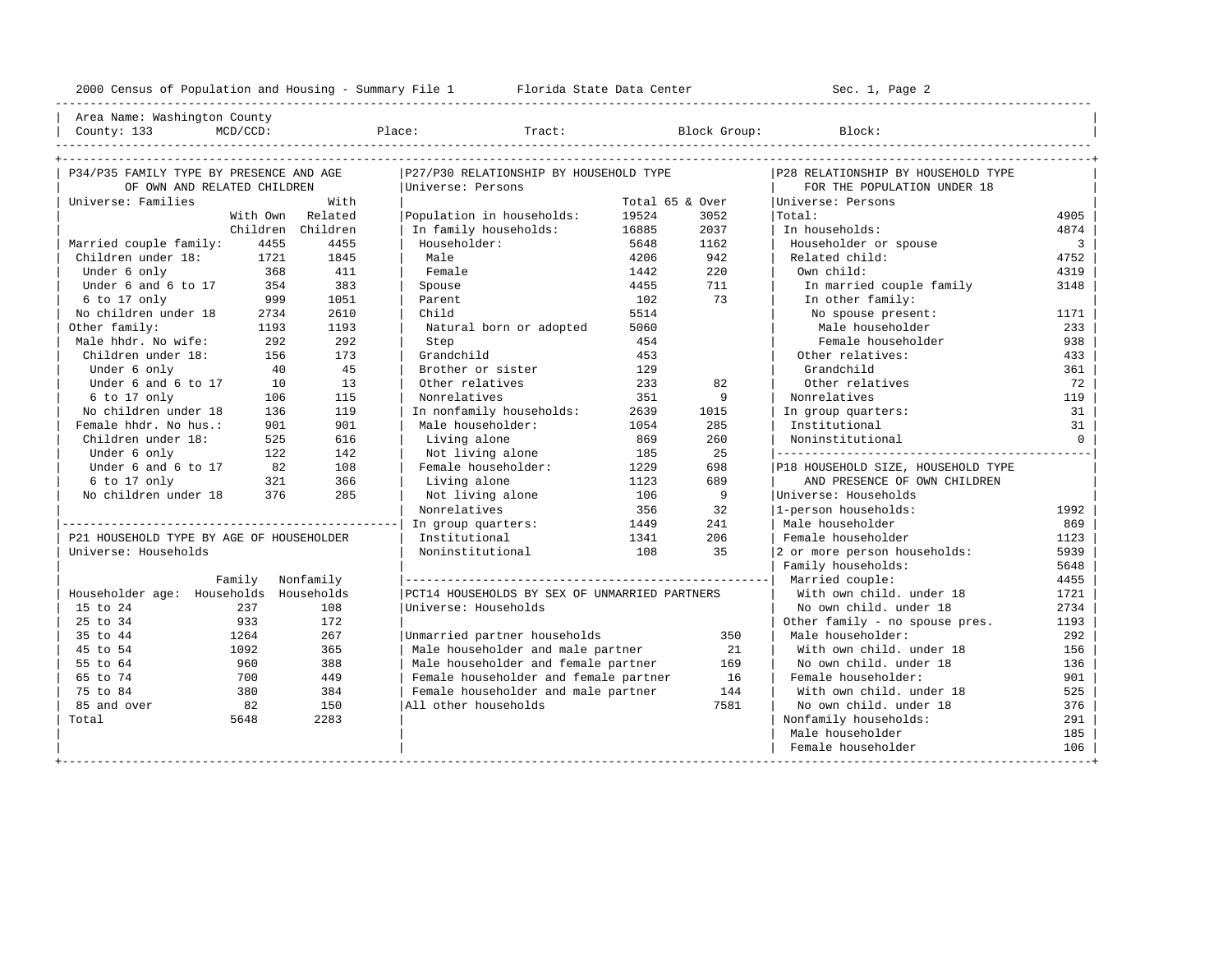2000 Census of Population and Housing - Summary File 1 Florida State Data Center Sec. 1, Page 2

Area Name: Washington County
County: 133 MCD/CCD: Place: Tract: Block Group: Block:

## P34/P35 FAMILY TYPE BY PRESENCE AND AGE OF OWN AND RELATED CHILDREN

Universe: Families

| | With Own Children | With Related Children |
|---|---|---|
| Married couple family: | 4455 | 4455 |
| Children under 18: | 1721 | 1845 |
| Under 6 only | 368 | 411 |
| Under 6 and 6 to 17 | 354 | 383 |
| 6 to 17 only | 999 | 1051 |
| No children under 18 | 2734 | 2610 |
| Other family: | 1193 | 1193 |
| Male hhdr. No wife: | 292 | 292 |
| Children under 18: | 156 | 173 |
| Under 6 only | 40 | 45 |
| Under 6 and 6 to 17 | 10 | 13 |
| 6 to 17 only | 106 | 115 |
| No children under 18 | 136 | 119 |
| Female hhdr. No hus.: | 901 | 901 |
| Children under 18: | 525 | 616 |
| Under 6 only | 122 | 142 |
| Under 6 and 6 to 17 | 82 | 108 |
| 6 to 17 only | 321 | 366 |
| No children under 18 | 376 | 285 |

## P21 HOUSEHOLD TYPE BY AGE OF HOUSEHOLDER

Universe: Households

| Householder age: | Family Households | Nonfamily Households |
|---|---|---|
| 15 to 24 | 237 | 108 |
| 25 to 34 | 933 | 172 |
| 35 to 44 | 1264 | 267 |
| 45 to 54 | 1092 | 365 |
| 55 to 64 | 960 | 388 |
| 65 to 74 | 700 | 449 |
| 75 to 84 | 380 | 384 |
| 85 and over | 82 | 150 |
| Total | 5648 | 2283 |

## P27/P30 RELATIONSHIP BY HOUSEHOLD TYPE

Universe: Persons

| | Total | 65 & Over |
|---|---|---|
| Population in households: | 19524 | 3052 |
| In family households: | 16885 | 2037 |
| Householder: | 5648 | 1162 |
| Male | 4206 | 942 |
| Female | 1442 | 220 |
| Spouse | 4455 | 711 |
| Parent | 102 | 73 |
| Child | 5514 | |
| Natural born or adopted | 5060 | |
| Step | 454 | |
| Grandchild | 453 | |
| Brother or sister | 129 | |
| Other relatives | 233 | 82 |
| Nonrelatives | 351 | 9 |
| In nonfamily households: | 2639 | 1015 |
| Male householder: | 1054 | 285 |
| Living alone | 869 | 260 |
| Not living alone | 185 | 25 |
| Female householder: | 1229 | 698 |
| Living alone | 1123 | 689 |
| Not living alone | 106 | 9 |
| Nonrelatives | 356 | 32 |
| In group quarters: | 1449 | 241 |
| Institutional | 1341 | 206 |
| Noninstitutional | 108 | 35 |

## PCT14 HOUSEHOLDS BY SEX OF UNMARRIED PARTNERS

Universe: Households

| | |
|---|---|
| Unmarried partner households | 350 |
| Male householder and male partner | 21 |
| Male householder and female partner | 169 |
| Female householder and female partner | 16 |
| Female householder and male partner | 144 |
| All other households | 7581 |

## P28 RELATIONSHIP BY HOUSEHOLD TYPE FOR THE POPULATION UNDER 18

Universe: Persons

| | |
|---|---|
| Total: | 4905 |
| In households: | 4874 |
| Householder or spouse | 3 |
| Related child: | 4752 |
| Own child: | 4319 |
| In married couple family | 3148 |
| In other family: | |
| No spouse present: | 1171 |
| Male householder | 233 |
| Female householder | 938 |
| Other relatives: | 433 |
| Grandchild | 361 |
| Other relatives | 72 |
| Nonrelatives | 119 |
| In group quarters: | 31 |
| Institutional | 31 |
| Noninstitutional | 0 |

## P18 HOUSEHOLD SIZE, HOUSEHOLD TYPE AND PRESENCE OF OWN CHILDREN

Universe: Households

| | |
|---|---|
| 1-person households: | 1992 |
| Male householder | 869 |
| Female householder | 1123 |
| 2 or more person households: | 5939 |
| Family households: | 5648 |
| Married couple: | 4455 |
| With own child. under 18 | 1721 |
| No own child. under 18 | 2734 |
| Other family - no spouse pres. | 1193 |
| Male householder: | 292 |
| With own child. under 18 | 156 |
| No own child. under 18 | 136 |
| Female householder: | 901 |
| With own child. under 18 | 525 |
| No own child. under 18 | 376 |
| Nonfamily households: | 291 |
| Male householder | 185 |
| Female householder | 106 |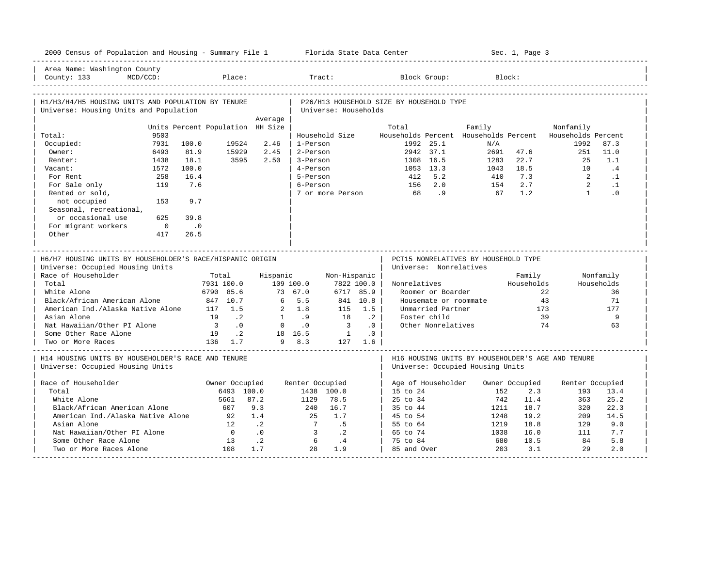Area Name: Washington County
County: 133 MCD/CCD: Place: Tract: Block Group: Block:

## H1/H3/H4/H5 HOUSING UNITS AND POPULATION BY TENURE

Universe: Housing Units and Population

| | Units | Percent | Population | Average HH Size |
|---|---|---|---|---|
| Total: | 9503 | | | |
| Occupied: | 7931 | 100.0 | 19524 | 2.46 |
| Owner: | 6493 | 81.9 | 15929 | 2.45 |
| Renter: | 1438 | 18.1 | 3595 | 2.50 |
| Vacant: | 1572 | 100.0 | | |
| For Rent | 258 | 16.4 | | |
| For Sale only | 119 | 7.6 | | |
| Rented or sold, not occupied | 153 | 9.7 | | |
| Seasonal, recreational, or occasional use | 625 | 39.8 | | |
| For migrant workers | 0 | .0 | | |
| Other | 417 | 26.5 | | |

## P26/H13 HOUSEHOLD SIZE BY HOUSEHOLD TYPE

Universe: Households

| Household Size | Total Households | Percent | Family Households | Percent | Nonfamily Households | Percent |
|---|---|---|---|---|---|---|
| 1-Person | 1992 | 25.1 | N/A | | 1992 | 87.3 |
| 2-Person | 2942 | 37.1 | 2691 | 47.6 | 251 | 11.0 |
| 3-Person | 1308 | 16.5 | 1283 | 22.7 | 25 | 1.1 |
| 4-Person | 1053 | 13.3 | 1043 | 18.5 | 10 | .4 |
| 5-Person | 412 | 5.2 | 410 | 7.3 | 2 | .1 |
| 6-Person | 156 | 2.0 | 154 | 2.7 | 2 | .1 |
| 7 or more Person | 68 | .9 | 67 | 1.2 | 1 | .0 |

## H6/H7 HOUSING UNITS BY HOUSEHOLDER'S RACE/HISPANIC ORIGIN

Universe: Occupied Housing Units

| Race of Householder | Total | | Hispanic | | Non-Hispanic | |
|---|---|---|---|---|---|---|
| Total | 7931 | 100.0 | 109 | 100.0 | 7822 | 100.0 |
| White Alone | 6790 | 85.6 | 73 | 67.0 | 6717 | 85.9 |
| Black/African American Alone | 847 | 10.7 | 6 | 5.5 | 841 | 10.8 |
| American Ind./Alaska Native Alone | 117 | 1.5 | 2 | 1.8 | 115 | 1.5 |
| Asian Alone | 19 | .2 | 1 | .9 | 18 | .2 |
| Nat Hawaiian/Other PI Alone | 3 | .0 | 0 | .0 | 3 | .0 |
| Some Other Race Alone | 19 | .2 | 18 | 16.5 | 1 | .0 |
| Two or More Races | 136 | 1.7 | 9 | 8.3 | 127 | 1.6 |

## PCT15 NONRELATIVES BY HOUSEHOLD TYPE

Universe: Nonrelatives

| Nonrelatives | Family Households | Nonfamily Households |
|---|---|---|
| Roomer or Boarder | 22 | 36 |
| Housemate or roommate | 43 | 71 |
| Unmarried Partner | 173 | 177 |
| Foster child | 39 | 9 |
| Other Nonrelatives | 74 | 63 |

## H14 HOUSING UNITS BY HOUSEHOLDER'S RACE AND TENURE

Universe: Occupied Housing Units

| Race of Householder | Owner Occupied | | Renter Occupied | |
|---|---|---|---|---|
| Total | 6493 | 100.0 | 1438 | 100.0 |
| White Alone | 5661 | 87.2 | 1129 | 78.5 |
| Black/African American Alone | 607 | 9.3 | 240 | 16.7 |
| American Ind./Alaska Native Alone | 92 | 1.4 | 25 | 1.7 |
| Asian Alone | 12 | .2 | 7 | .5 |
| Nat Hawaiian/Other PI Alone | 0 | .0 | 3 | .2 |
| Some Other Race Alone | 13 | .2 | 6 | .4 |
| Two or More Races Alone | 108 | 1.7 | 28 | 1.9 |

## H16 HOUSING UNITS BY HOUSEHOLDER'S AGE AND TENURE

Universe: Occupied Housing Units

| Age of Householder | Owner Occupied | | Renter Occupied | |
|---|---|---|---|---|
| 15 to 24 | 152 | 2.3 | 193 | 13.4 |
| 25 to 34 | 742 | 11.4 | 363 | 25.2 |
| 35 to 44 | 1211 | 18.7 | 320 | 22.3 |
| 45 to 54 | 1248 | 19.2 | 209 | 14.5 |
| 55 to 64 | 1219 | 18.8 | 129 | 9.0 |
| 65 to 74 | 1038 | 16.0 | 111 | 7.7 |
| 75 to 84 | 680 | 10.5 | 84 | 5.8 |
| 85 and Over | 203 | 3.1 | 29 | 2.0 |